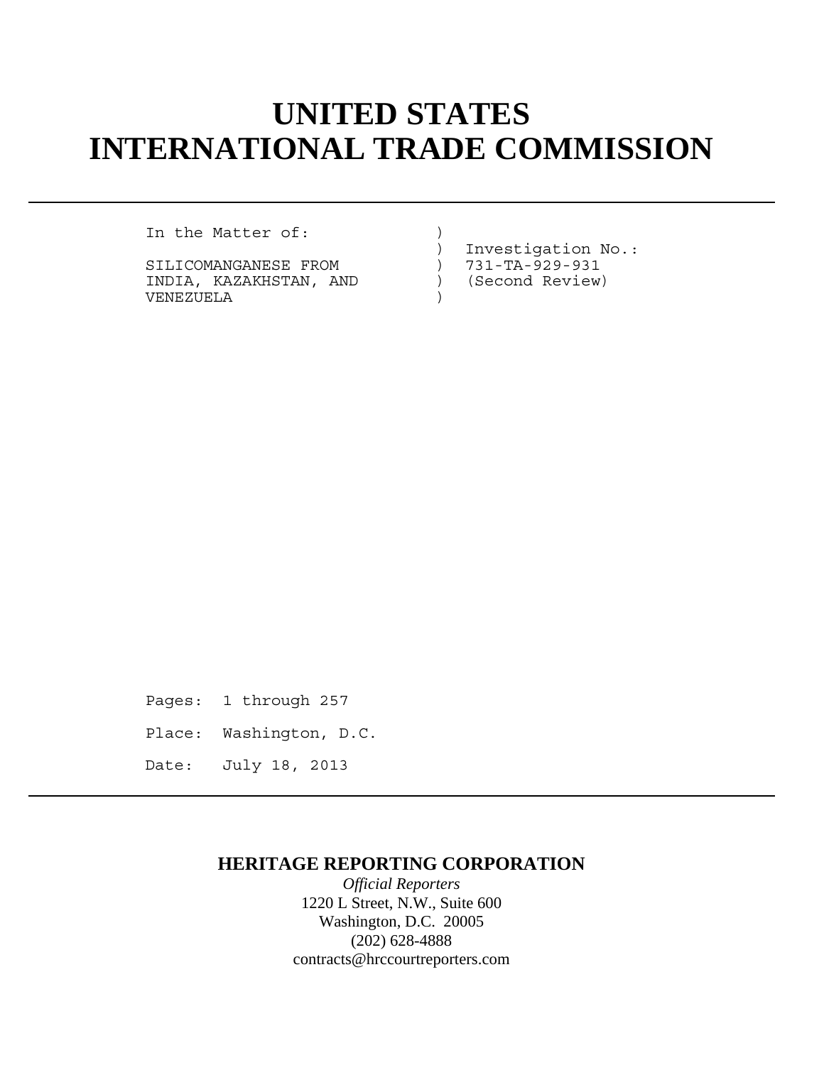# UNITED STATES INTERNATIONAL TRADE COMMISSION

```
In the Matter of:             )
                              )  Investigation No.:
SILICOMANGANESE FROM          )  731-TA-929-931
INDIA, KAZAKHSTAN, AND        )  (Second Review)
VENEZUELA                     )
```

Pages: 1 through 257

Place: Washington, D.C.

Date: July 18, 2013

**HERITAGE REPORTING CORPORATION**

*Official Reporters*

1220 L Street, N.W., Suite 600

Washington, D.C. 20005

(202) 628-4888

contracts@hrccourtreporters.com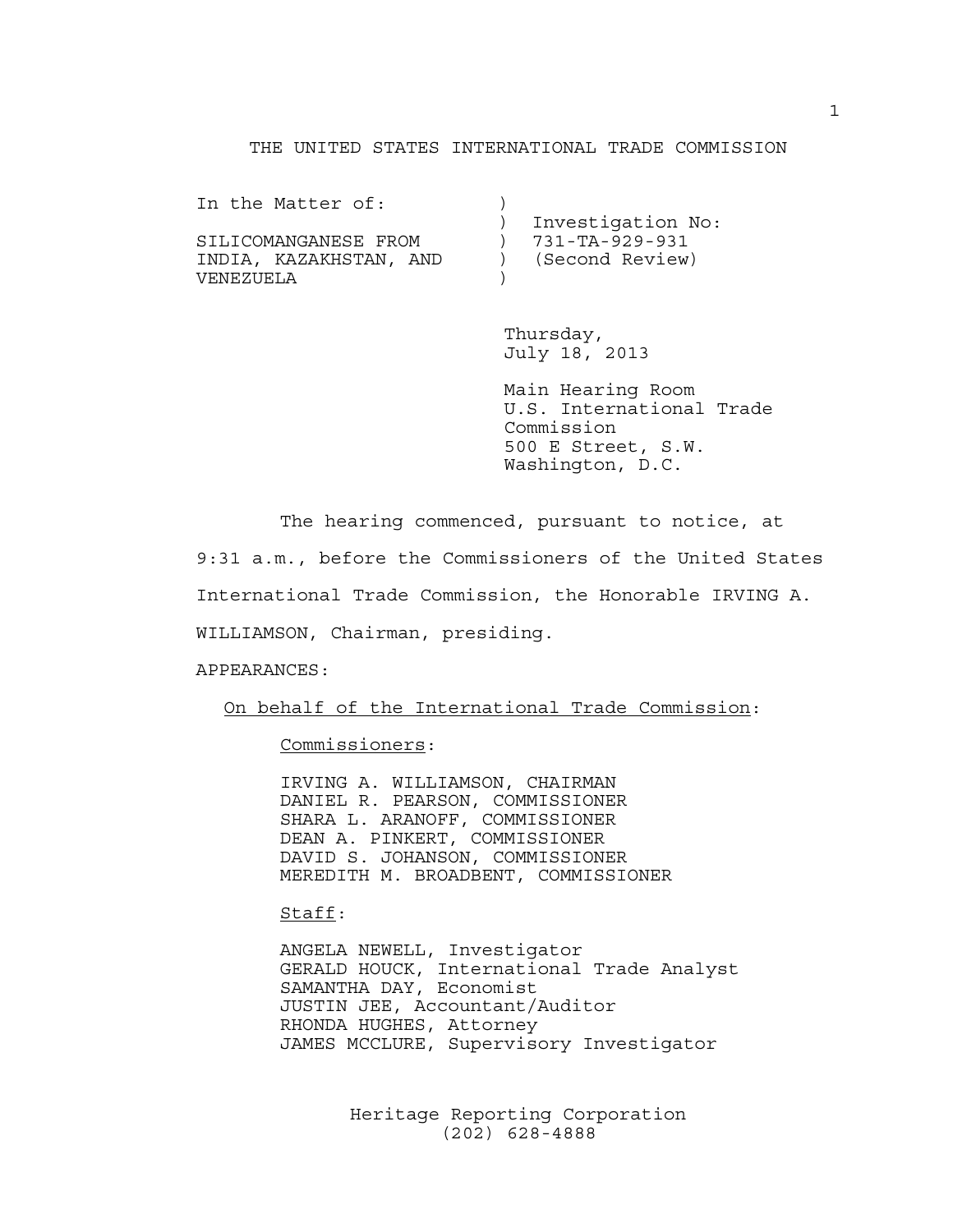THE UNITED STATES INTERNATIONAL TRADE COMMISSION

| In the Matter of: | ) | |
|---|---|---|
| | ) | Investigation No: |
| SILICOMANGANESE FROM | ) | 731-TA-929-931 |
| INDIA, KAZAKHSTAN, AND | ) | (Second Review) |
| VENEZUELA | ) | |

Thursday,
July 18, 2013

Main Hearing Room
U.S. International Trade Commission
500 E Street, S.W.
Washington, D.C.

The hearing commenced, pursuant to notice, at 9:31 a.m., before the Commissioners of the United States International Trade Commission, the Honorable IRVING A. WILLIAMSON, Chairman, presiding.

APPEARANCES:

On behalf of the International Trade Commission:

Commissioners:

IRVING A. WILLIAMSON, CHAIRMAN
DANIEL R. PEARSON, COMMISSIONER
SHARA L. ARANOFF, COMMISSIONER
DEAN A. PINKERT, COMMISSIONER
DAVID S. JOHANSON, COMMISSIONER
MEREDITH M. BROADBENT, COMMISSIONER

Staff:

ANGELA NEWELL, Investigator
GERALD HOUCK, International Trade Analyst
SAMANTHA DAY, Economist
JUSTIN JEE, Accountant/Auditor
RHONDA HUGHES, Attorney
JAMES MCCLURE, Supervisory Investigator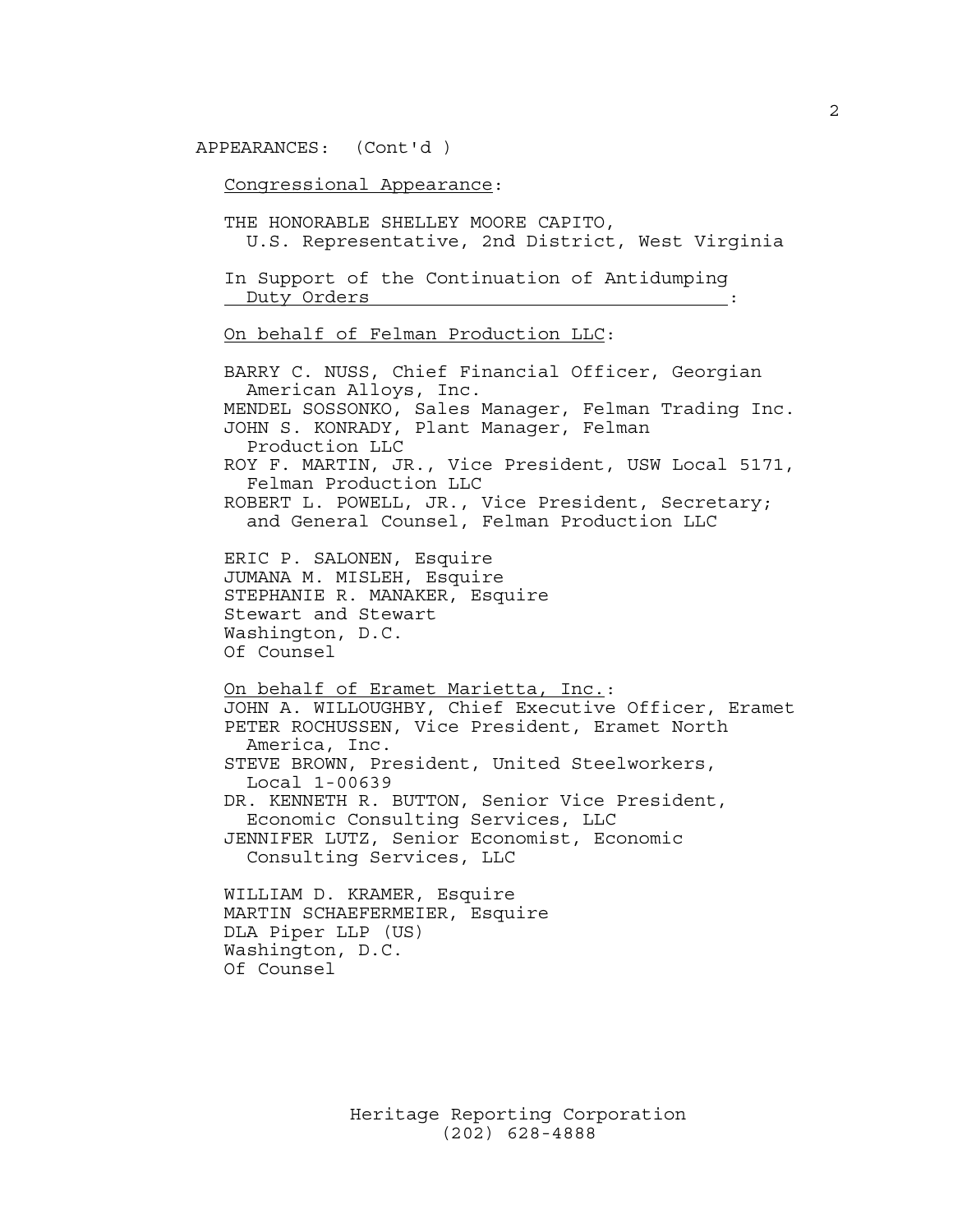APPEARANCES: (Cont'd )

Congressional Appearance:

THE HONORABLE SHELLEY MOORE CAPITO,
U.S. Representative, 2nd District, West Virginia

In Support of the Continuation of Antidumping Duty Orders:

On behalf of Felman Production LLC:

BARRY C. NUSS, Chief Financial Officer, Georgian American Alloys, Inc.
MENDEL SOSSONKO, Sales Manager, Felman Trading Inc.
JOHN S. KONRADY, Plant Manager, Felman Production LLC
ROY F. MARTIN, JR., Vice President, USW Local 5171, Felman Production LLC
ROBERT L. POWELL, JR., Vice President, Secretary; and General Counsel, Felman Production LLC

ERIC P. SALONEN, Esquire
JUMANA M. MISLEH, Esquire
STEPHANIE R. MANAKER, Esquire
Stewart and Stewart
Washington, D.C.
Of Counsel

On behalf of Eramet Marietta, Inc.:

JOHN A. WILLOUGHBY, Chief Executive Officer, Eramet
PETER ROCHUSSEN, Vice President, Eramet North America, Inc.
STEVE BROWN, President, United Steelworkers, Local 1-00639
DR. KENNETH R. BUTTON, Senior Vice President, Economic Consulting Services, LLC
JENNIFER LUTZ, Senior Economist, Economic Consulting Services, LLC

WILLIAM D. KRAMER, Esquire
MARTIN SCHAEFERMEIER, Esquire
DLA Piper LLP (US)
Washington, D.C.
Of Counsel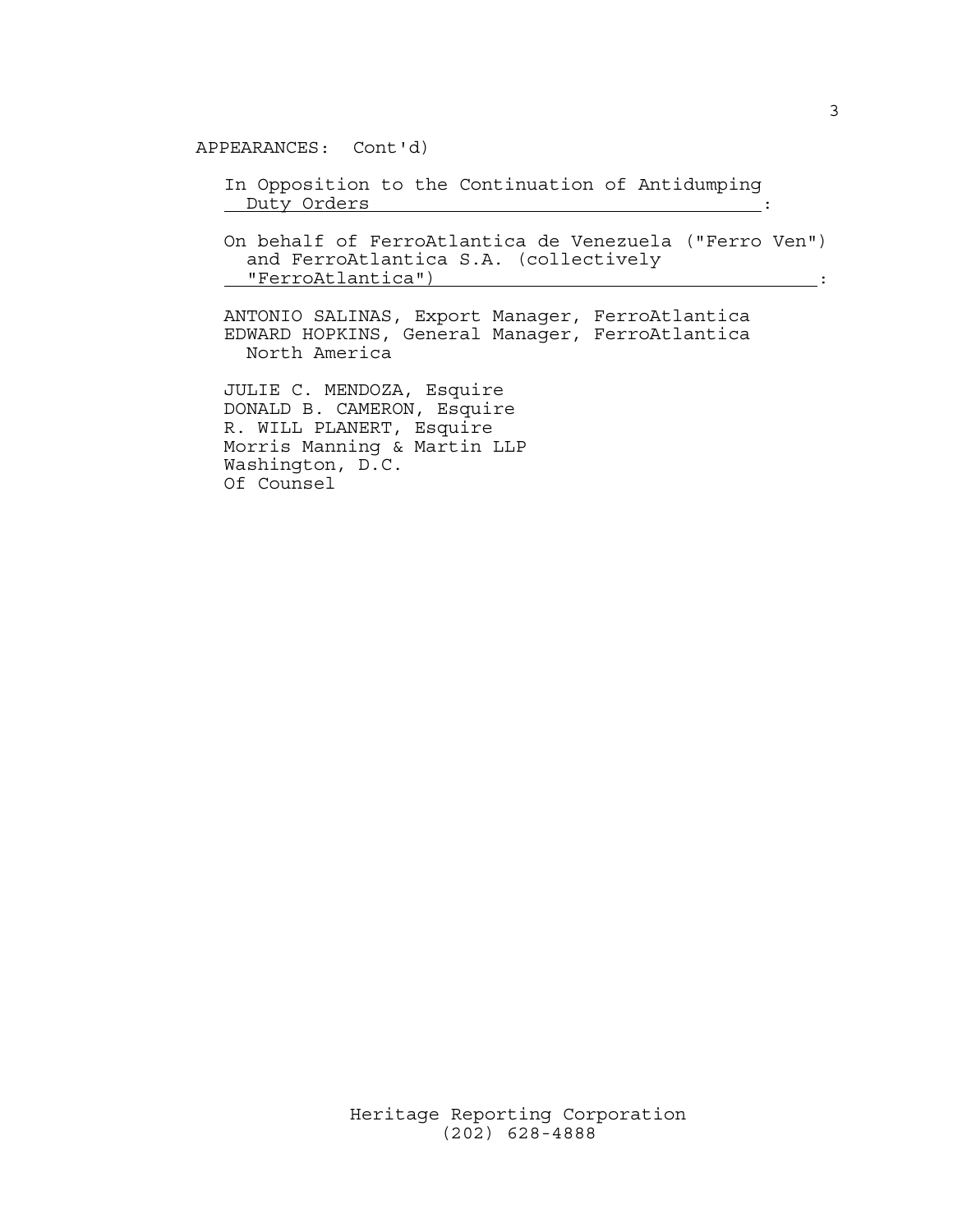APPEARANCES: Cont'd)

In Opposition to the Continuation of Antidumping Duty Orders:

On behalf of FerroAtlantica de Venezuela ("Ferro Ven") and FerroAtlantica S.A. (collectively "FerroAtlantica"):

ANTONIO SALINAS, Export Manager, FerroAtlantica
EDWARD HOPKINS, General Manager, FerroAtlantica North America

JULIE C. MENDOZA, Esquire
DONALD B. CAMERON, Esquire
R. WILL PLANERT, Esquire
Morris Manning & Martin LLP
Washington, D.C.
Of Counsel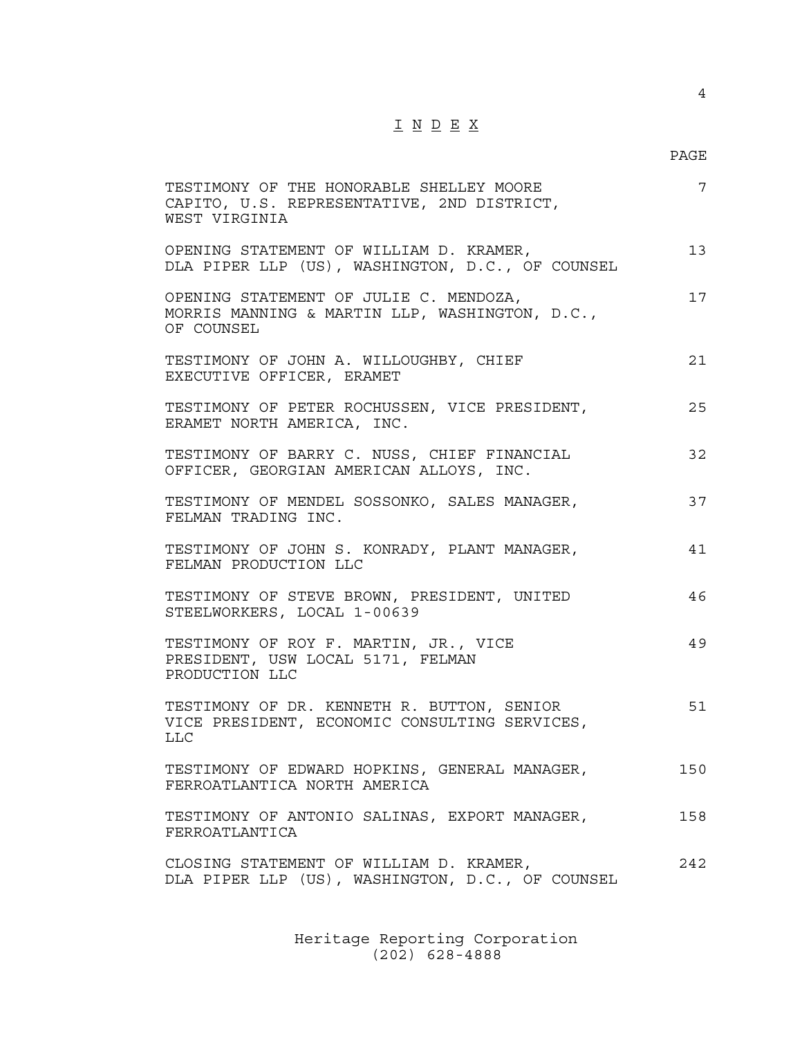# I N D E X

| | PAGE |
|---|---|
| TESTIMONY OF THE HONORABLE SHELLEY MOORE CAPITO, U.S. REPRESENTATIVE, 2ND DISTRICT, WEST VIRGINIA | 7 |
| OPENING STATEMENT OF WILLIAM D. KRAMER, DLA PIPER LLP (US), WASHINGTON, D.C., OF COUNSEL | 13 |
| OPENING STATEMENT OF JULIE C. MENDOZA, MORRIS MANNING & MARTIN LLP, WASHINGTON, D.C., OF COUNSEL | 17 |
| TESTIMONY OF JOHN A. WILLOUGHBY, CHIEF EXECUTIVE OFFICER, ERAMET | 21 |
| TESTIMONY OF PETER ROCHUSSEN, VICE PRESIDENT, ERAMET NORTH AMERICA, INC. | 25 |
| TESTIMONY OF BARRY C. NUSS, CHIEF FINANCIAL OFFICER, GEORGIAN AMERICAN ALLOYS, INC. | 32 |
| TESTIMONY OF MENDEL SOSSONKO, SALES MANAGER, FELMAN TRADING INC. | 37 |
| TESTIMONY OF JOHN S. KONRADY, PLANT MANAGER, FELMAN PRODUCTION LLC | 41 |
| TESTIMONY OF STEVE BROWN, PRESIDENT, UNITED STEELWORKERS, LOCAL 1-00639 | 46 |
| TESTIMONY OF ROY F. MARTIN, JR., VICE PRESIDENT, USW LOCAL 5171, FELMAN PRODUCTION LLC | 49 |
| TESTIMONY OF DR. KENNETH R. BUTTON, SENIOR VICE PRESIDENT, ECONOMIC CONSULTING SERVICES, LLC | 51 |
| TESTIMONY OF EDWARD HOPKINS, GENERAL MANAGER, FERROATLANTICA NORTH AMERICA | 150 |
| TESTIMONY OF ANTONIO SALINAS, EXPORT MANAGER, FERROATLANTICA | 158 |
| CLOSING STATEMENT OF WILLIAM D. KRAMER, DLA PIPER LLP (US), WASHINGTON, D.C., OF COUNSEL | 242 |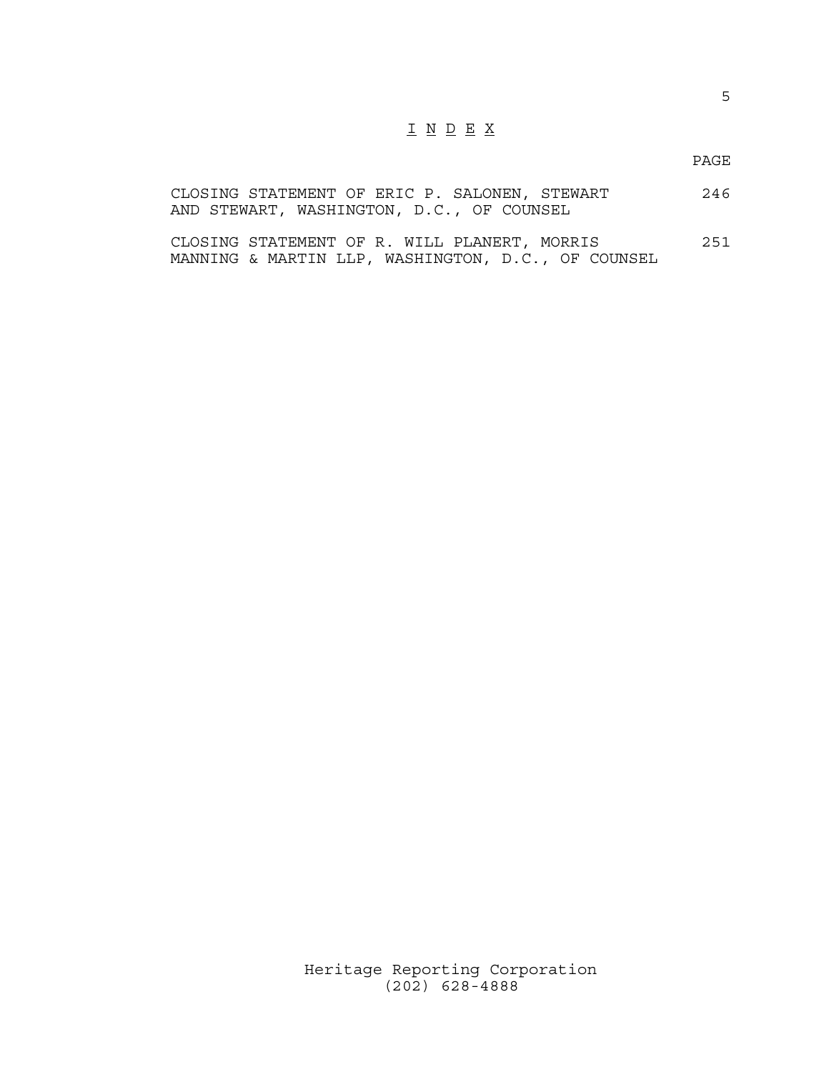# I N D E X

| | PAGE |
|---|---|
| CLOSING STATEMENT OF ERIC P. SALONEN, STEWART AND STEWART, WASHINGTON, D.C., OF COUNSEL | 246 |
| CLOSING STATEMENT OF R. WILL PLANERT, MORRIS MANNING & MARTIN LLP, WASHINGTON, D.C., OF COUNSEL | 251 |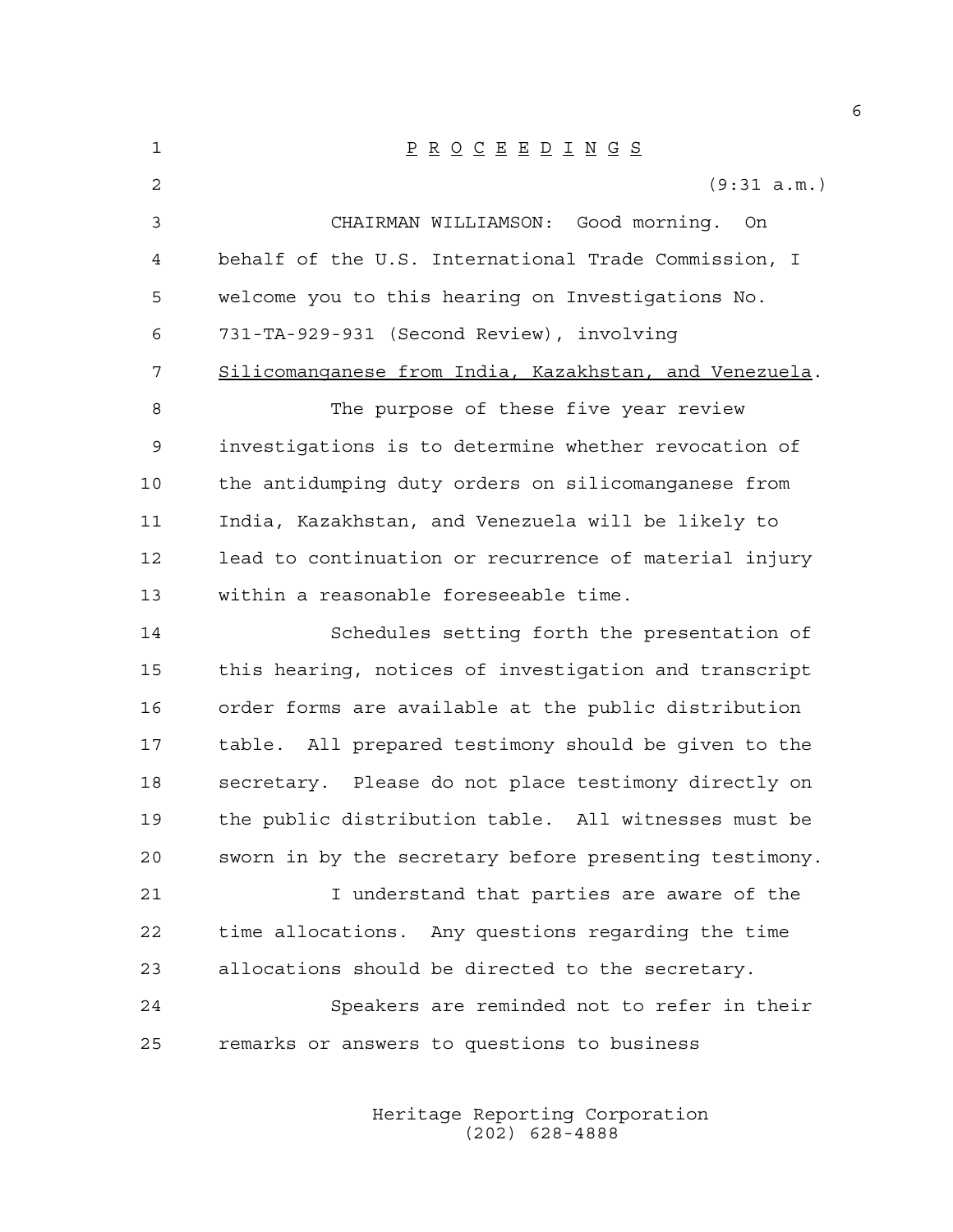P R O C E E D I N G S

(9:31 a.m.)

CHAIRMAN WILLIAMSON: Good morning. On behalf of the U.S. International Trade Commission, I welcome you to this hearing on Investigations No. 731-TA-929-931 (Second Review), involving Silicomanganese from India, Kazakhstan, and Venezuela.

The purpose of these five year review investigations is to determine whether revocation of the antidumping duty orders on silicomanganese from India, Kazakhstan, and Venezuela will be likely to lead to continuation or recurrence of material injury within a reasonable foreseeable time.

Schedules setting forth the presentation of this hearing, notices of investigation and transcript order forms are available at the public distribution table. All prepared testimony should be given to the secretary. Please do not place testimony directly on the public distribution table. All witnesses must be sworn in by the secretary before presenting testimony.

I understand that parties are aware of the time allocations. Any questions regarding the time allocations should be directed to the secretary.

Speakers are reminded not to refer in their remarks or answers to questions to business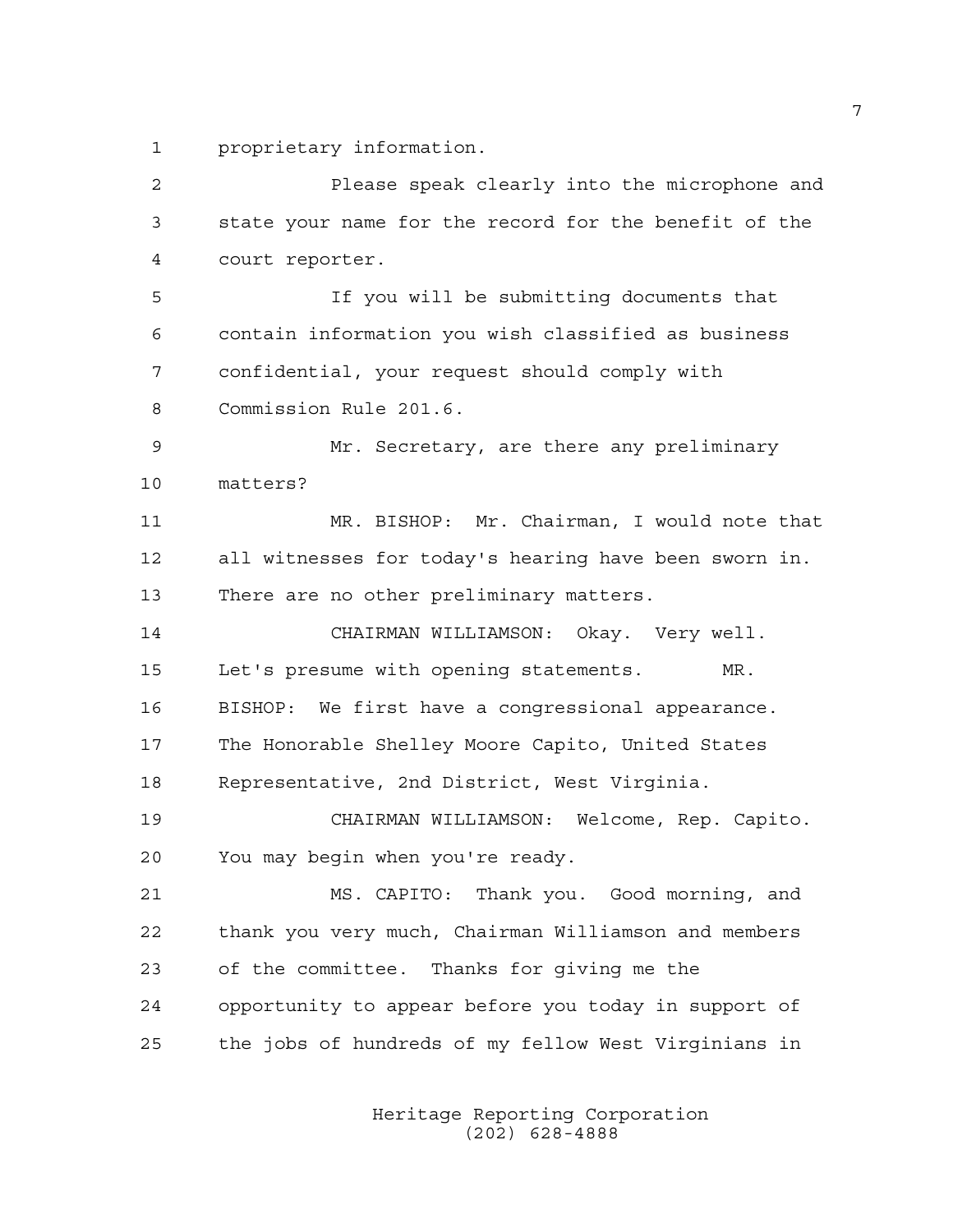proprietary information.

Please speak clearly into the microphone and state your name for the record for the benefit of the court reporter.

If you will be submitting documents that contain information you wish classified as business confidential, your request should comply with Commission Rule 201.6.

Mr. Secretary, are there any preliminary matters?

MR. BISHOP: Mr. Chairman, I would note that all witnesses for today's hearing have been sworn in. There are no other preliminary matters.

CHAIRMAN WILLIAMSON: Okay. Very well. Let's presume with opening statements.

MR. BISHOP: We first have a congressional appearance. The Honorable Shelley Moore Capito, United States Representative, 2nd District, West Virginia.

CHAIRMAN WILLIAMSON: Welcome, Rep. Capito. You may begin when you're ready.

MS. CAPITO: Thank you. Good morning, and thank you very much, Chairman Williamson and members of the committee. Thanks for giving me the opportunity to appear before you today in support of the jobs of hundreds of my fellow West Virginians in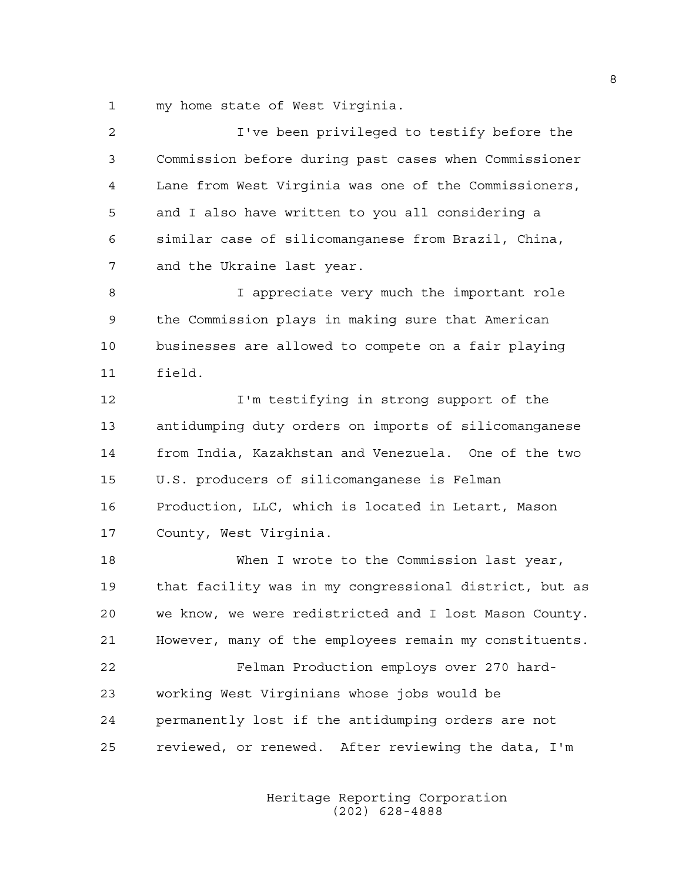my home state of West Virginia.

I've been privileged to testify before the Commission before during past cases when Commissioner Lane from West Virginia was one of the Commissioners, and I also have written to you all considering a similar case of silicomanganese from Brazil, China, and the Ukraine last year.

I appreciate very much the important role the Commission plays in making sure that American businesses are allowed to compete on a fair playing field.

I'm testifying in strong support of the antidumping duty orders on imports of silicomanganese from India, Kazakhstan and Venezuela. One of the two U.S. producers of silicomanganese is Felman Production, LLC, which is located in Letart, Mason County, West Virginia.

When I wrote to the Commission last year, that facility was in my congressional district, but as we know, we were redistricted and I lost Mason County. However, many of the employees remain my constituents.

Felman Production employs over 270 hard-working West Virginians whose jobs would be permanently lost if the antidumping orders are not reviewed, or renewed. After reviewing the data, I'm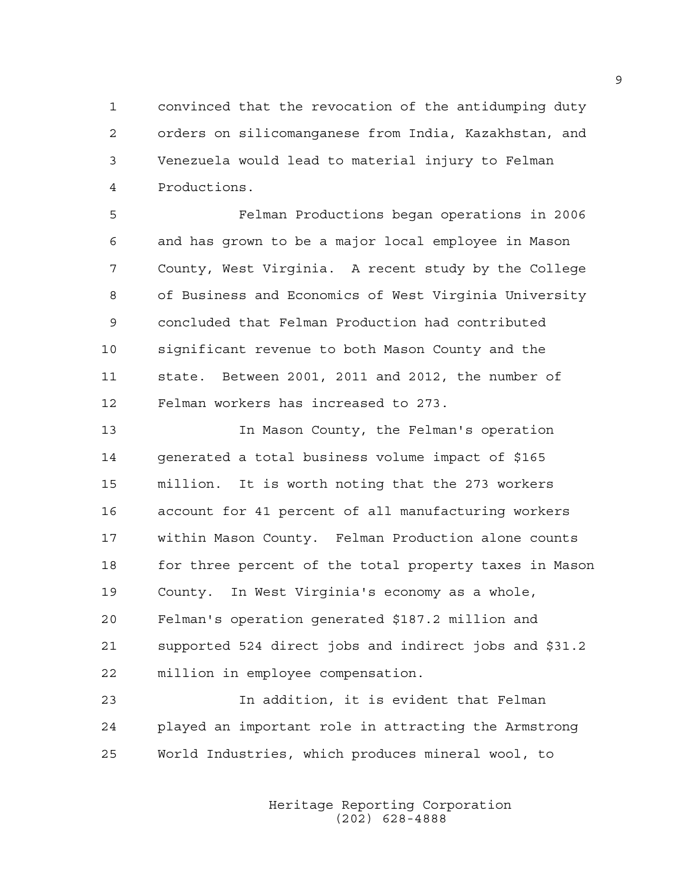convinced that the revocation of the antidumping duty orders on silicomanganese from India, Kazakhstan, and Venezuela would lead to material injury to Felman Productions.

Felman Productions began operations in 2006 and has grown to be a major local employee in Mason County, West Virginia. A recent study by the College of Business and Economics of West Virginia University concluded that Felman Production had contributed significant revenue to both Mason County and the state. Between 2001, 2011 and 2012, the number of Felman workers has increased to 273.

In Mason County, the Felman's operation generated a total business volume impact of $165 million. It is worth noting that the 273 workers account for 41 percent of all manufacturing workers within Mason County. Felman Production alone counts for three percent of the total property taxes in Mason County. In West Virginia's economy as a whole, Felman's operation generated $187.2 million and supported 524 direct jobs and indirect jobs and $31.2 million in employee compensation.

In addition, it is evident that Felman played an important role in attracting the Armstrong World Industries, which produces mineral wool, to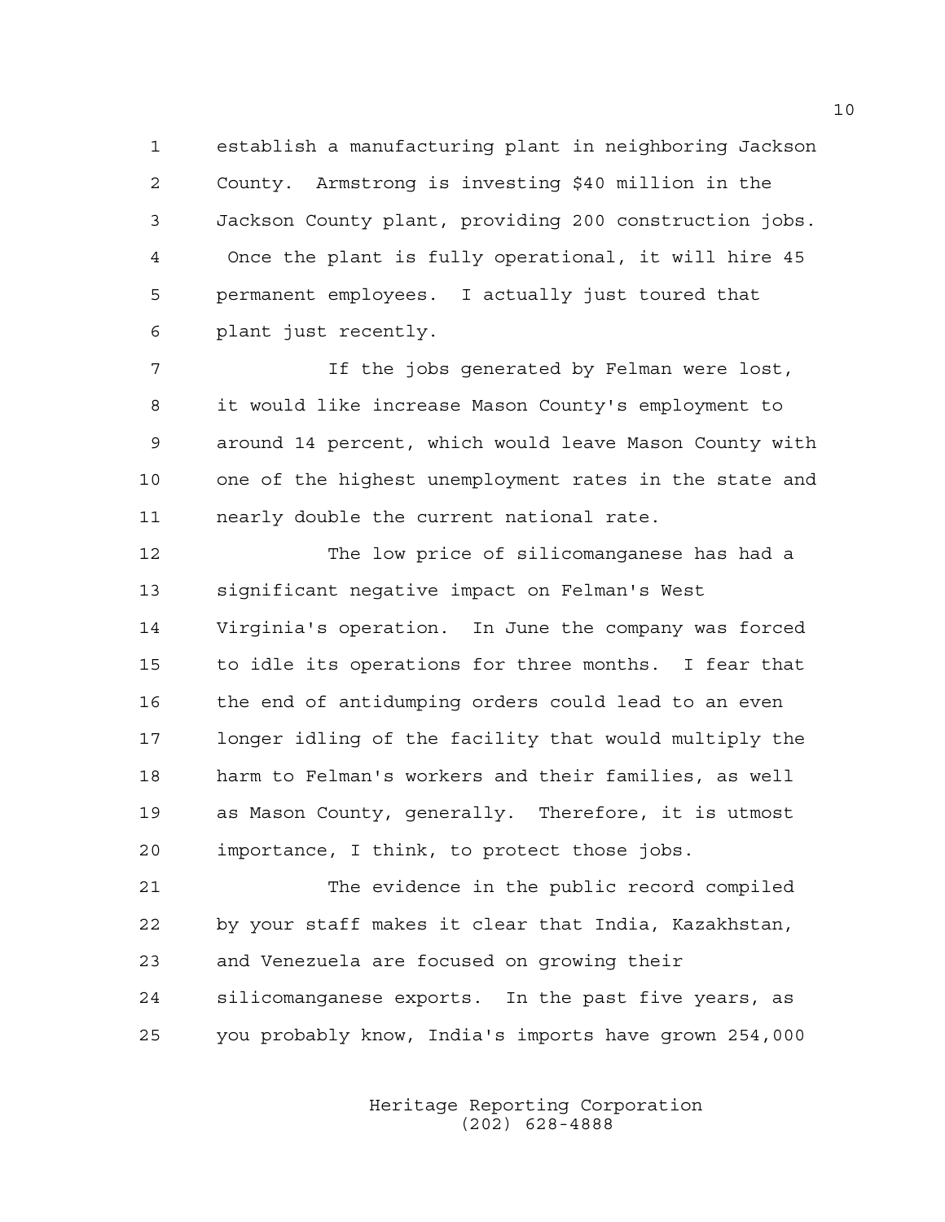establish a manufacturing plant in neighboring Jackson County. Armstrong is investing $40 million in the Jackson County plant, providing 200 construction jobs. Once the plant is fully operational, it will hire 45 permanent employees. I actually just toured that plant just recently.

If the jobs generated by Felman were lost, it would like increase Mason County's employment to around 14 percent, which would leave Mason County with one of the highest unemployment rates in the state and nearly double the current national rate.

The low price of silicomanganese has had a significant negative impact on Felman's West Virginia's operation. In June the company was forced to idle its operations for three months. I fear that the end of antidumping orders could lead to an even longer idling of the facility that would multiply the harm to Felman's workers and their families, as well as Mason County, generally. Therefore, it is utmost importance, I think, to protect those jobs.

The evidence in the public record compiled by your staff makes it clear that India, Kazakhstan, and Venezuela are focused on growing their silicomanganese exports. In the past five years, as you probably know, India's imports have grown 254,000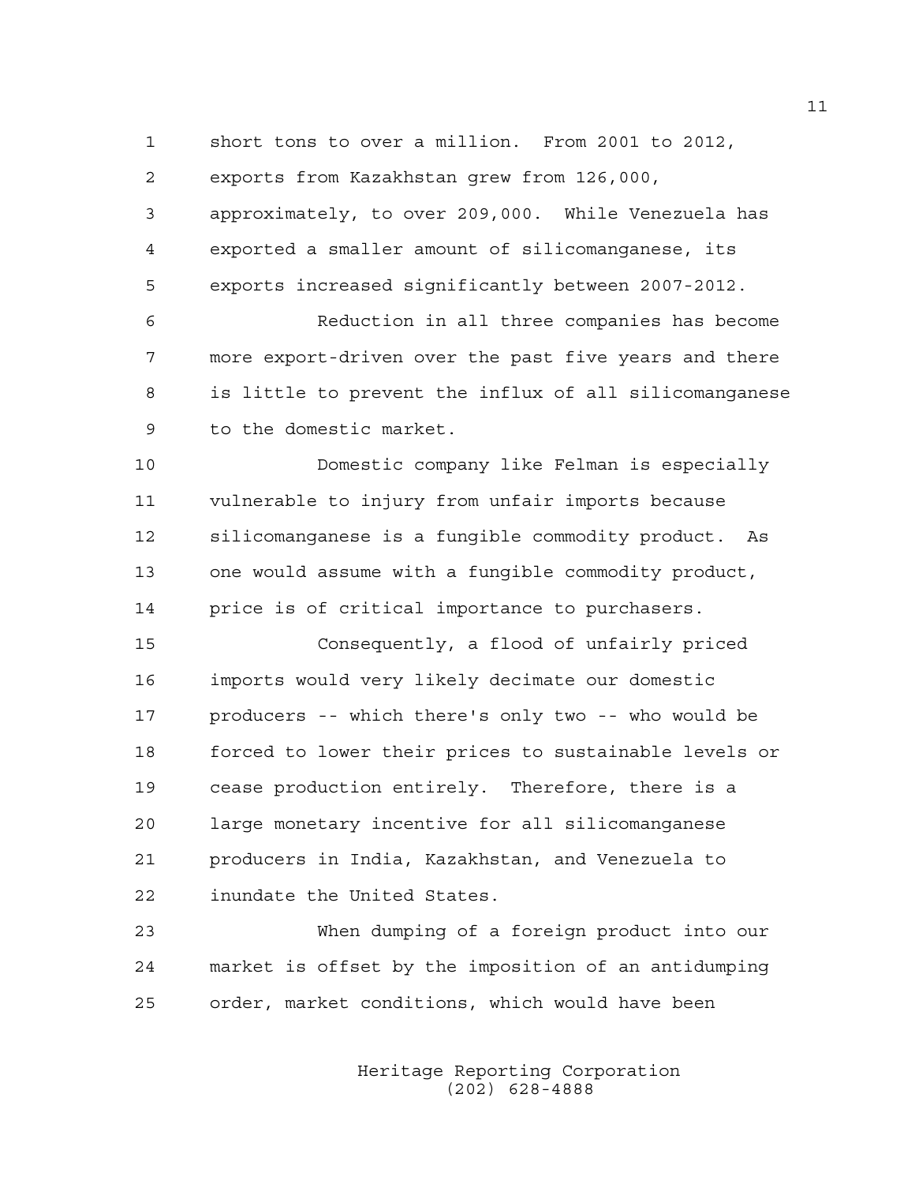short tons to over a million. From 2001 to 2012, exports from Kazakhstan grew from 126,000, approximately, to over 209,000. While Venezuela has exported a smaller amount of silicomanganese, its exports increased significantly between 2007-2012.

Reduction in all three companies has become more export-driven over the past five years and there is little to prevent the influx of all silicomanganese to the domestic market.

Domestic company like Felman is especially vulnerable to injury from unfair imports because silicomanganese is a fungible commodity product. As one would assume with a fungible commodity product, price is of critical importance to purchasers.

Consequently, a flood of unfairly priced imports would very likely decimate our domestic producers -- which there's only two -- who would be forced to lower their prices to sustainable levels or cease production entirely. Therefore, there is a large monetary incentive for all silicomanganese producers in India, Kazakhstan, and Venezuela to inundate the United States.

When dumping of a foreign product into our market is offset by the imposition of an antidumping order, market conditions, which would have been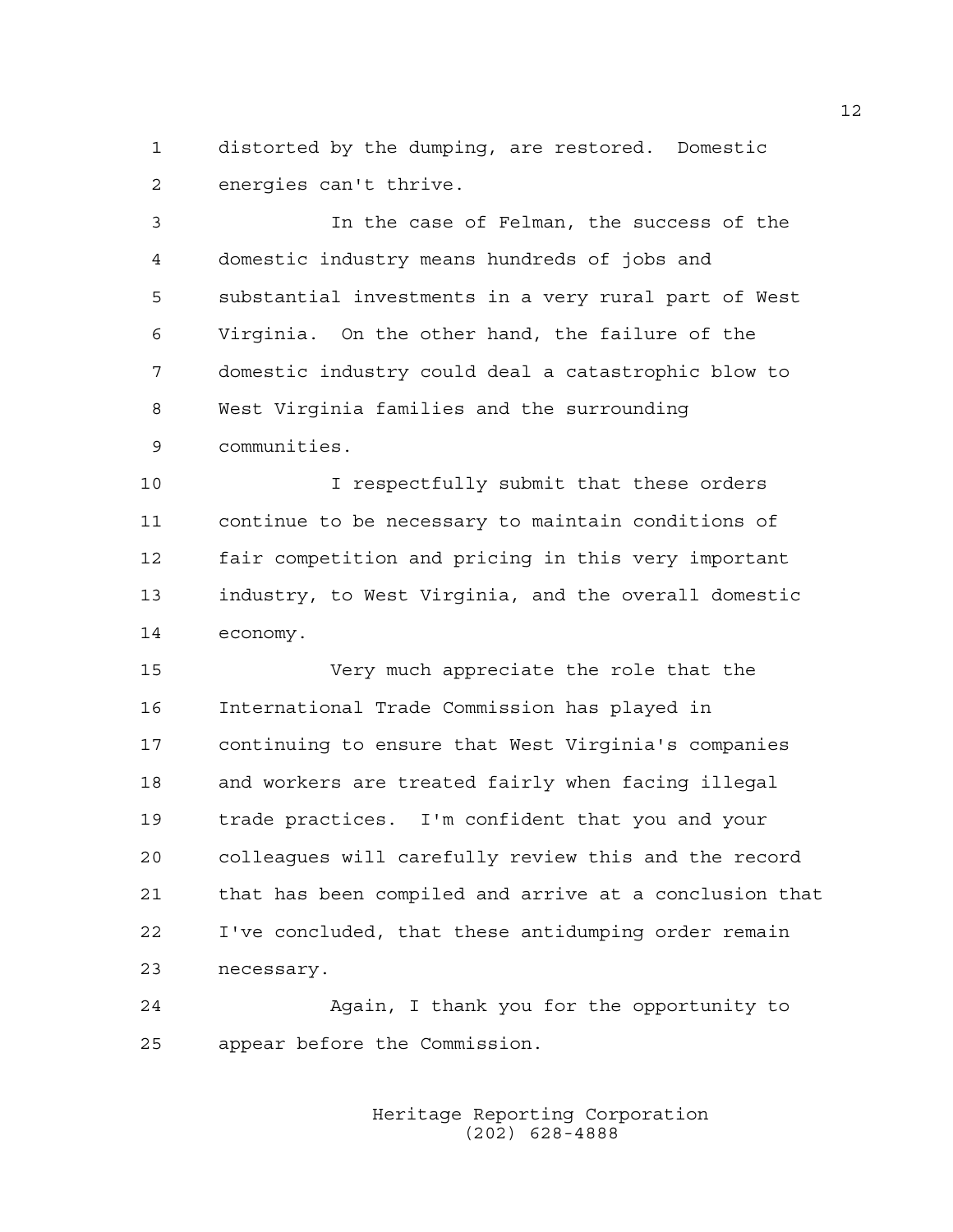distorted by the dumping, are restored. Domestic energies can't thrive.

In the case of Felman, the success of the domestic industry means hundreds of jobs and substantial investments in a very rural part of West Virginia. On the other hand, the failure of the domestic industry could deal a catastrophic blow to West Virginia families and the surrounding communities.

I respectfully submit that these orders continue to be necessary to maintain conditions of fair competition and pricing in this very important industry, to West Virginia, and the overall domestic economy.

Very much appreciate the role that the International Trade Commission has played in continuing to ensure that West Virginia's companies and workers are treated fairly when facing illegal trade practices. I'm confident that you and your colleagues will carefully review this and the record that has been compiled and arrive at a conclusion that I've concluded, that these antidumping order remain necessary.

Again, I thank you for the opportunity to appear before the Commission.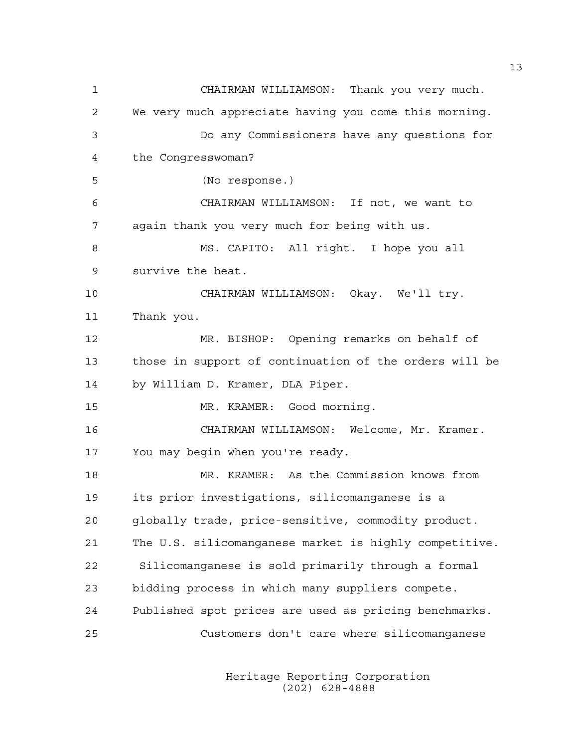CHAIRMAN WILLIAMSON: Thank you very much. We very much appreciate having you come this morning.

Do any Commissioners have any questions for the Congresswoman?

(No response.)

CHAIRMAN WILLIAMSON: If not, we want to again thank you very much for being with us.

MS. CAPITO: All right. I hope you all survive the heat.

CHAIRMAN WILLIAMSON: Okay. We'll try. Thank you.

MR. BISHOP: Opening remarks on behalf of those in support of continuation of the orders will be by William D. Kramer, DLA Piper.

MR. KRAMER: Good morning.

CHAIRMAN WILLIAMSON: Welcome, Mr. Kramer. You may begin when you're ready.

MR. KRAMER: As the Commission knows from its prior investigations, silicomanganese is a globally trade, price-sensitive, commodity product. The U.S. silicomanganese market is highly competitive. Silicomanganese is sold primarily through a formal bidding process in which many suppliers compete. Published spot prices are used as pricing benchmarks.

Customers don't care where silicomanganese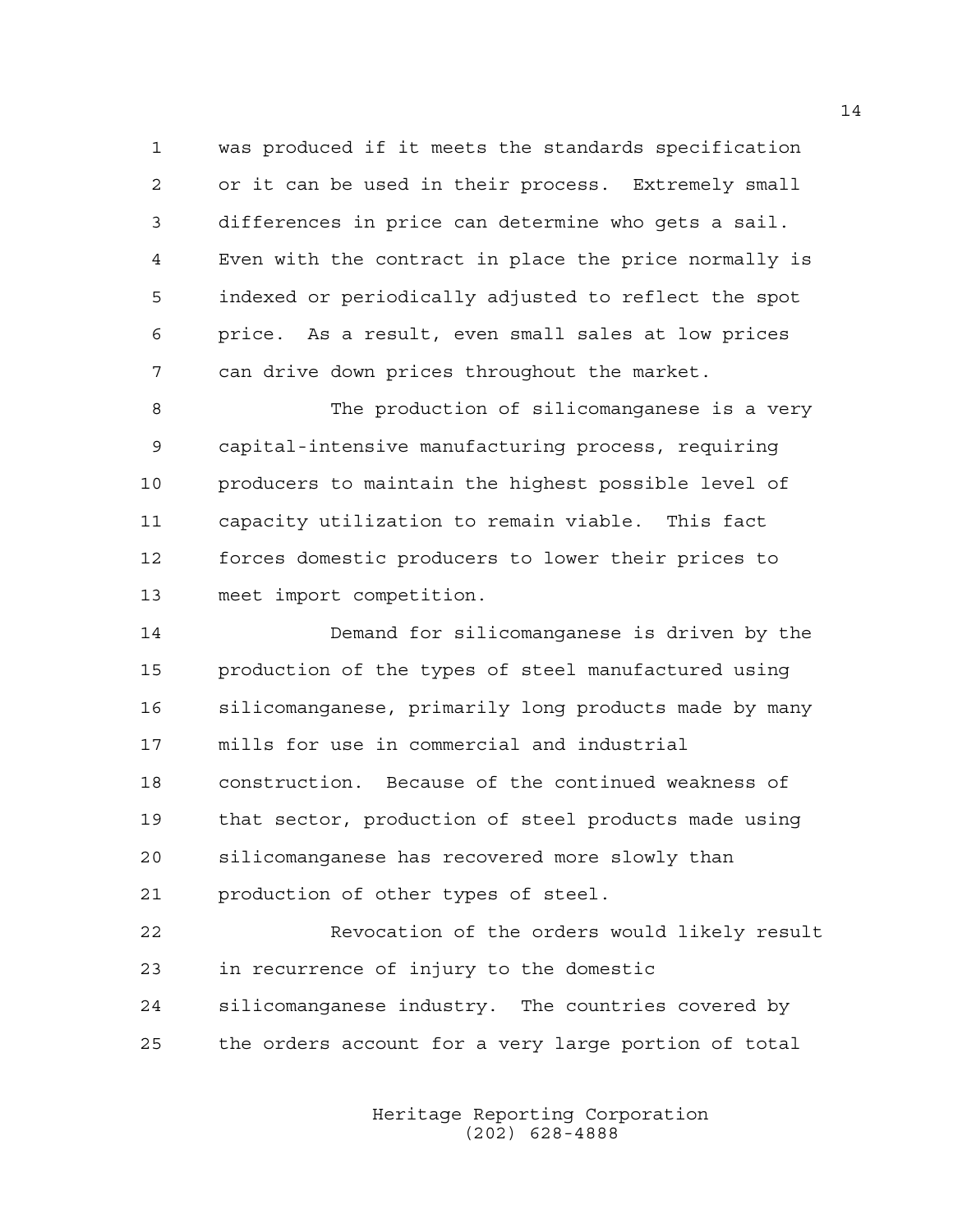was produced if it meets the standards specification or it can be used in their process. Extremely small differences in price can determine who gets a sail. Even with the contract in place the price normally is indexed or periodically adjusted to reflect the spot price. As a result, even small sales at low prices can drive down prices throughout the market.

The production of silicomanganese is a very capital-intensive manufacturing process, requiring producers to maintain the highest possible level of capacity utilization to remain viable. This fact forces domestic producers to lower their prices to meet import competition.

Demand for silicomanganese is driven by the production of the types of steel manufactured using silicomanganese, primarily long products made by many mills for use in commercial and industrial construction. Because of the continued weakness of that sector, production of steel products made using silicomanganese has recovered more slowly than production of other types of steel.

Revocation of the orders would likely result in recurrence of injury to the domestic silicomanganese industry. The countries covered by the orders account for a very large portion of total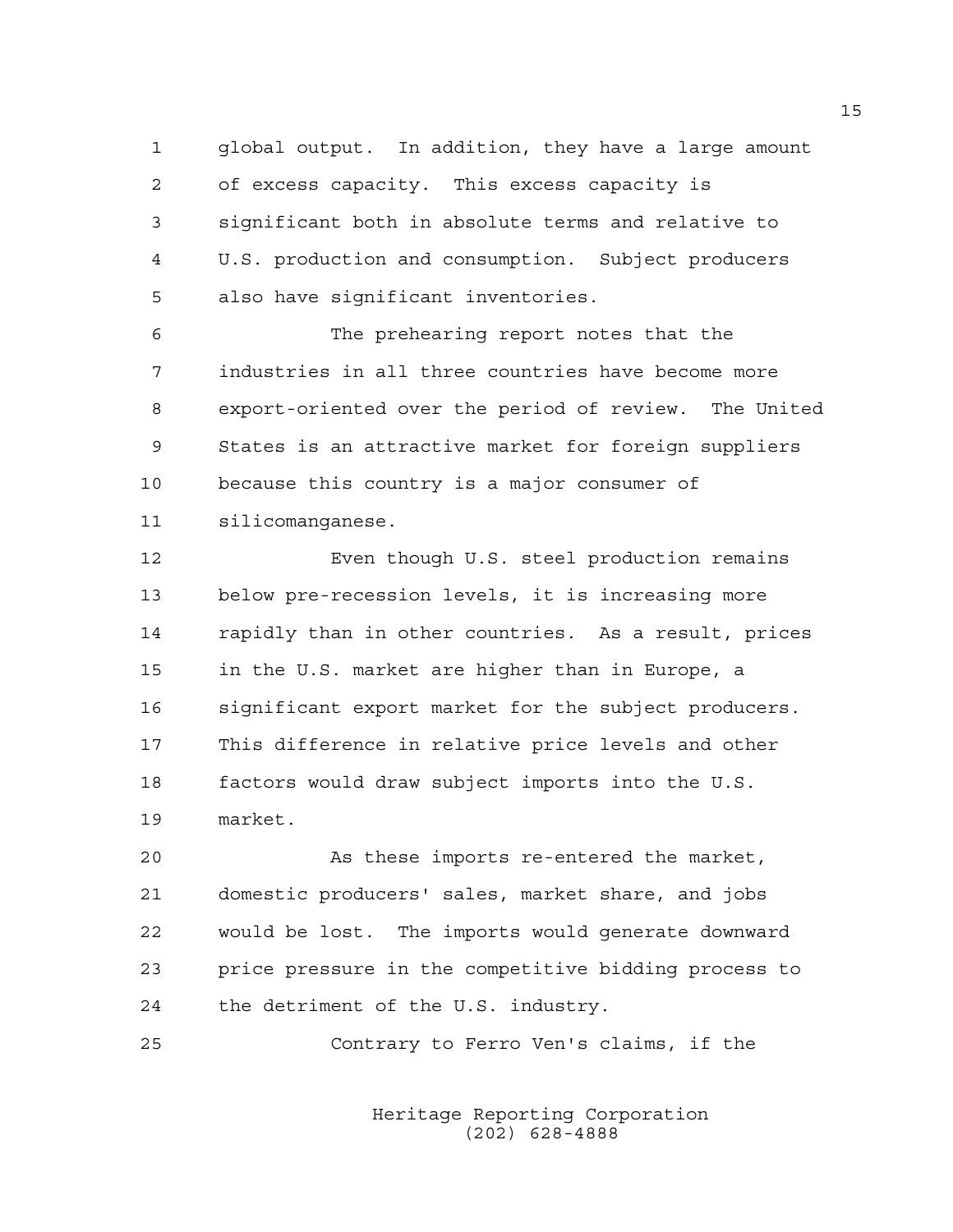global output. In addition, they have a large amount of excess capacity. This excess capacity is significant both in absolute terms and relative to U.S. production and consumption. Subject producers also have significant inventories.

The prehearing report notes that the industries in all three countries have become more export-oriented over the period of review. The United States is an attractive market for foreign suppliers because this country is a major consumer of silicomanganese.

Even though U.S. steel production remains below pre-recession levels, it is increasing more rapidly than in other countries. As a result, prices in the U.S. market are higher than in Europe, a significant export market for the subject producers. This difference in relative price levels and other factors would draw subject imports into the U.S. market.

As these imports re-entered the market, domestic producers' sales, market share, and jobs would be lost. The imports would generate downward price pressure in the competitive bidding process to the detriment of the U.S. industry.

Contrary to Ferro Ven's claims, if the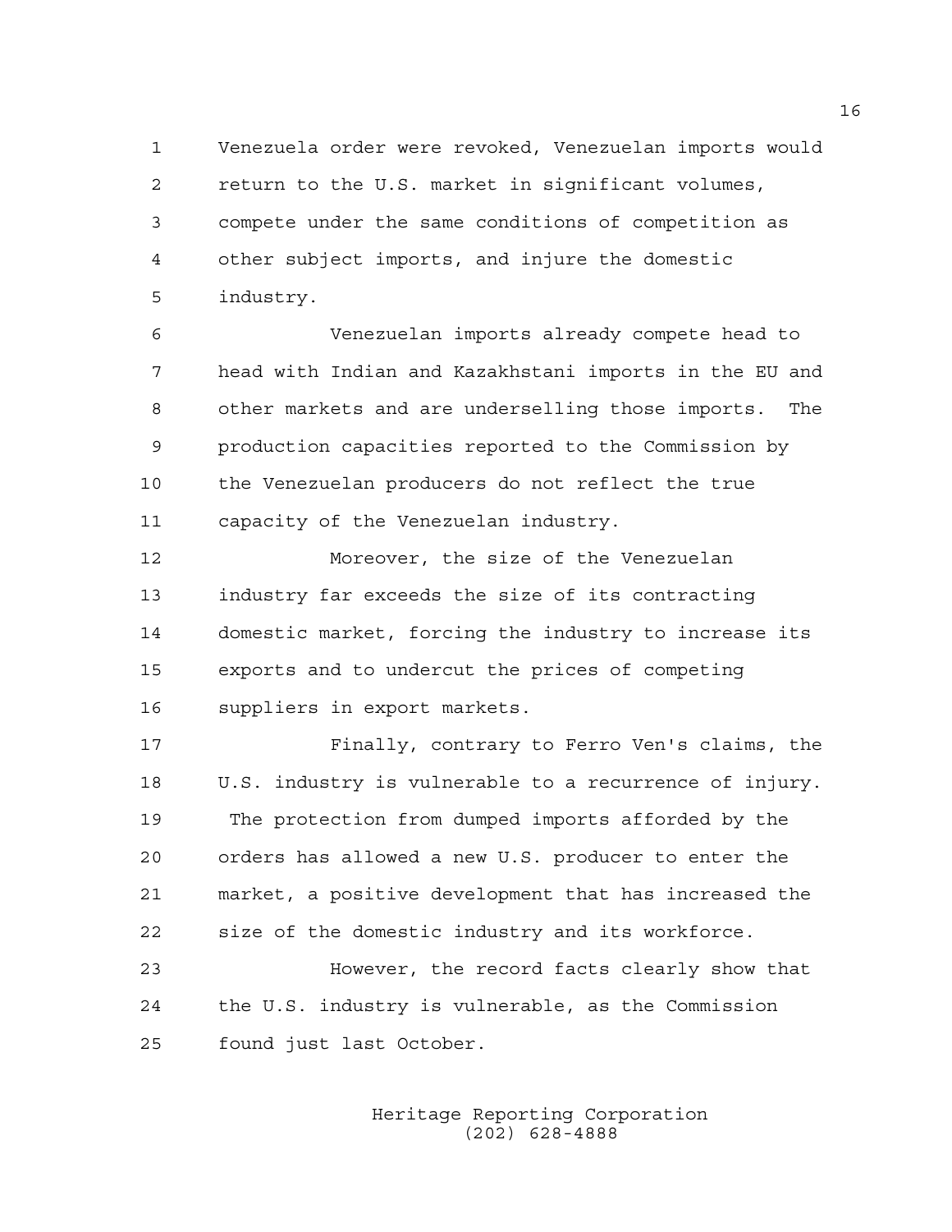Venezuela order were revoked, Venezuelan imports would return to the U.S. market in significant volumes, compete under the same conditions of competition as other subject imports, and injure the domestic industry.

Venezuelan imports already compete head to head with Indian and Kazakhstani imports in the EU and other markets and are underselling those imports. The production capacities reported to the Commission by the Venezuelan producers do not reflect the true capacity of the Venezuelan industry.

Moreover, the size of the Venezuelan industry far exceeds the size of its contracting domestic market, forcing the industry to increase its exports and to undercut the prices of competing suppliers in export markets.

Finally, contrary to Ferro Ven's claims, the U.S. industry is vulnerable to a recurrence of injury. The protection from dumped imports afforded by the orders has allowed a new U.S. producer to enter the market, a positive development that has increased the size of the domestic industry and its workforce.

However, the record facts clearly show that the U.S. industry is vulnerable, as the Commission found just last October.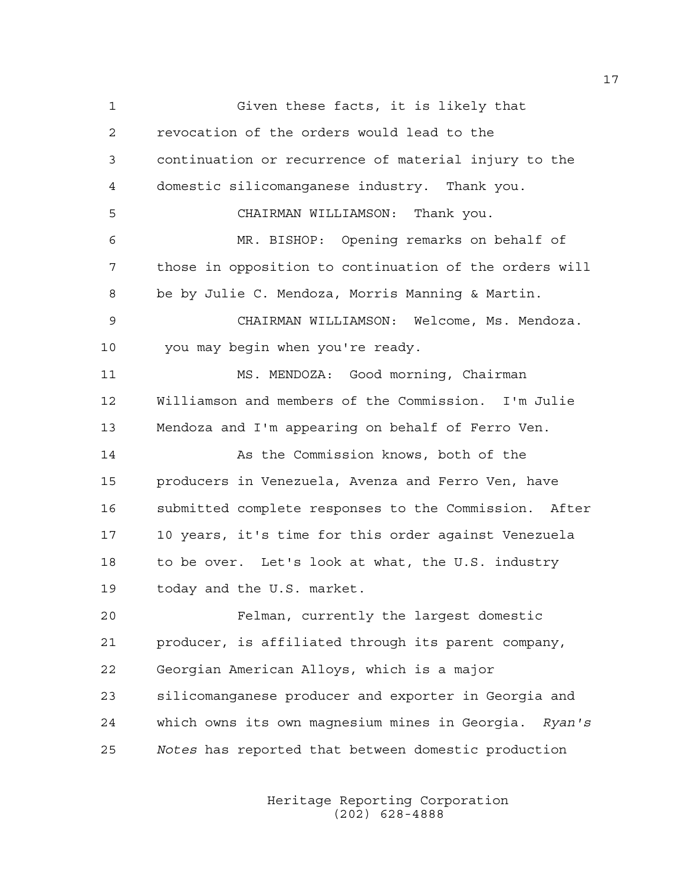Given these facts, it is likely that revocation of the orders would lead to the continuation or recurrence of material injury to the domestic silicomanganese industry. Thank you.

CHAIRMAN WILLIAMSON: Thank you.

MR. BISHOP: Opening remarks on behalf of those in opposition to continuation of the orders will be by Julie C. Mendoza, Morris Manning & Martin.

CHAIRMAN WILLIAMSON: Welcome, Ms. Mendoza. you may begin when you're ready.

MS. MENDOZA: Good morning, Chairman Williamson and members of the Commission. I'm Julie Mendoza and I'm appearing on behalf of Ferro Ven.

As the Commission knows, both of the producers in Venezuela, Avenza and Ferro Ven, have submitted complete responses to the Commission. After 10 years, it's time for this order against Venezuela to be over. Let's look at what, the U.S. industry today and the U.S. market.

Felman, currently the largest domestic producer, is affiliated through its parent company, Georgian American Alloys, which is a major silicomanganese producer and exporter in Georgia and which owns its own magnesium mines in Georgia. *Ryan's Notes* has reported that between domestic production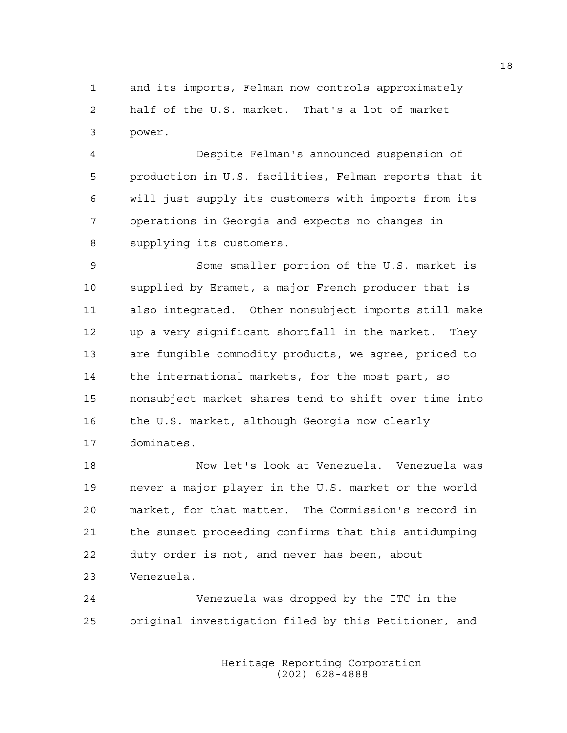and its imports, Felman now controls approximately half of the U.S. market. That's a lot of market power.

Despite Felman's announced suspension of production in U.S. facilities, Felman reports that it will just supply its customers with imports from its operations in Georgia and expects no changes in supplying its customers.

Some smaller portion of the U.S. market is supplied by Eramet, a major French producer that is also integrated. Other nonsubject imports still make up a very significant shortfall in the market. They are fungible commodity products, we agree, priced to the international markets, for the most part, so nonsubject market shares tend to shift over time into the U.S. market, although Georgia now clearly dominates.

Now let's look at Venezuela. Venezuela was never a major player in the U.S. market or the world market, for that matter. The Commission's record in the sunset proceeding confirms that this antidumping duty order is not, and never has been, about Venezuela.

Venezuela was dropped by the ITC in the original investigation filed by this Petitioner, and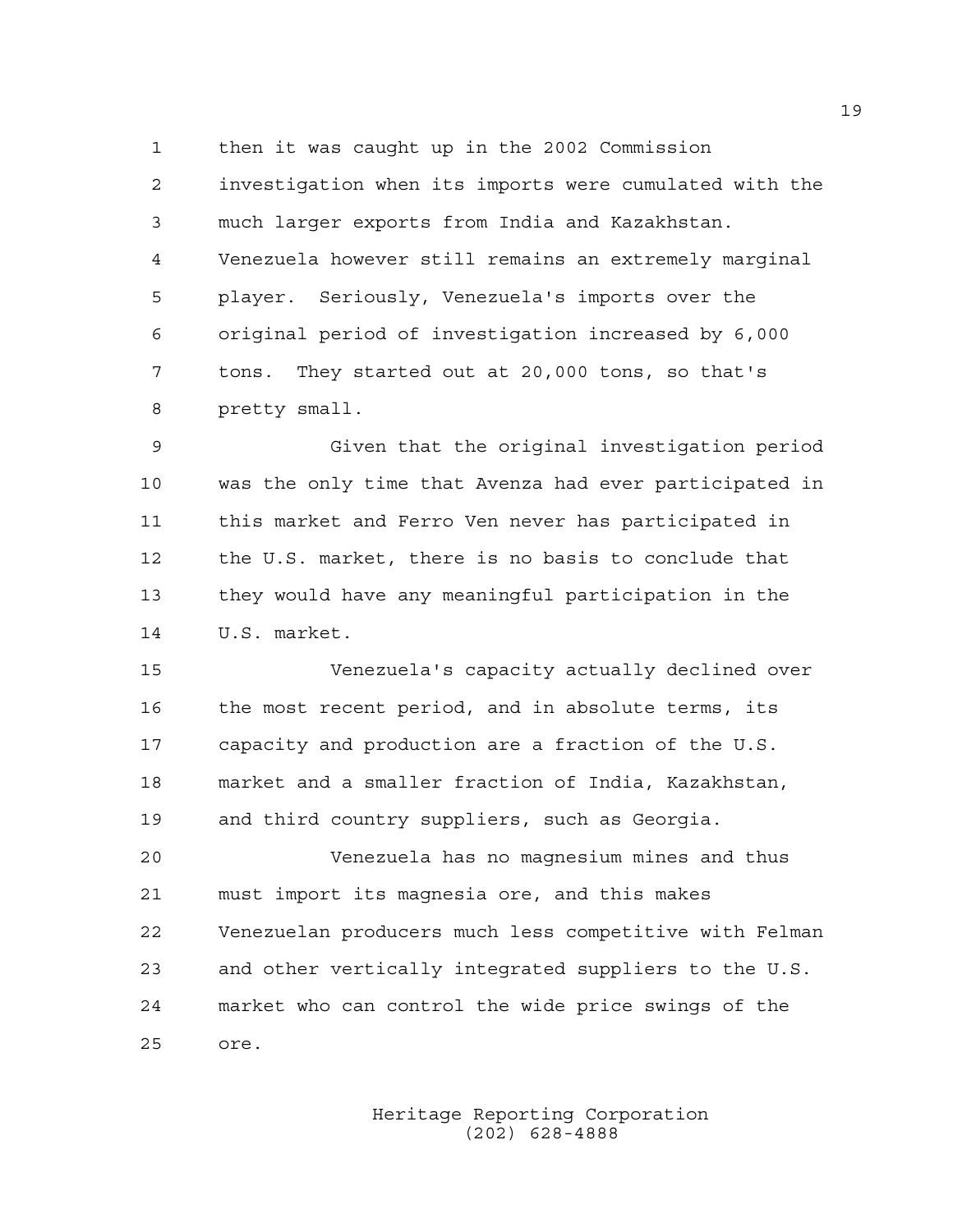then it was caught up in the 2002 Commission investigation when its imports were cumulated with the much larger exports from India and Kazakhstan. Venezuela however still remains an extremely marginal player. Seriously, Venezuela's imports over the original period of investigation increased by 6,000 tons. They started out at 20,000 tons, so that's pretty small.

Given that the original investigation period was the only time that Avenza had ever participated in this market and Ferro Ven never has participated in the U.S. market, there is no basis to conclude that they would have any meaningful participation in the U.S. market.

Venezuela's capacity actually declined over the most recent period, and in absolute terms, its capacity and production are a fraction of the U.S. market and a smaller fraction of India, Kazakhstan, and third country suppliers, such as Georgia.

Venezuela has no magnesium mines and thus must import its magnesia ore, and this makes Venezuelan producers much less competitive with Felman and other vertically integrated suppliers to the U.S. market who can control the wide price swings of the ore.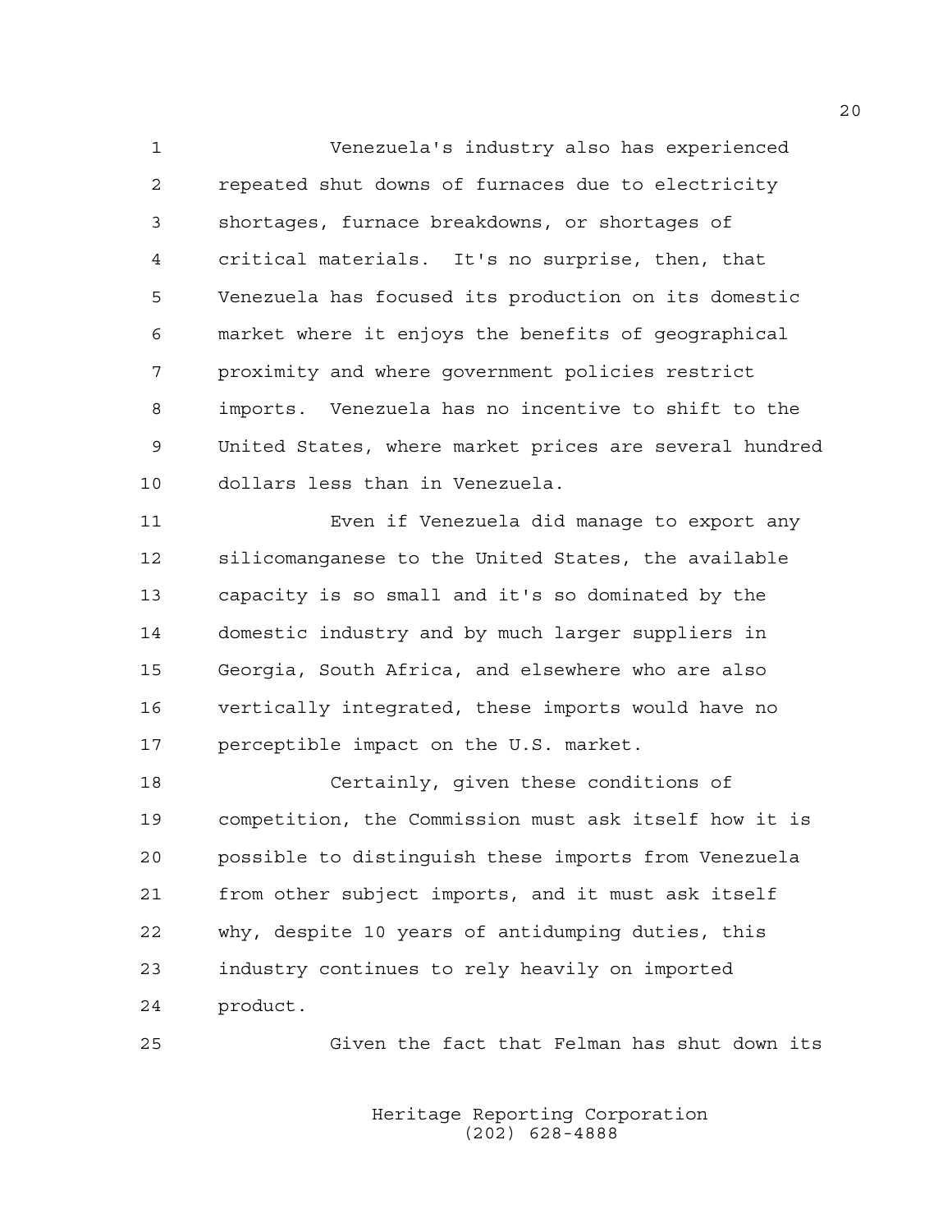Venezuela's industry also has experienced repeated shut downs of furnaces due to electricity shortages, furnace breakdowns, or shortages of critical materials. It's no surprise, then, that Venezuela has focused its production on its domestic market where it enjoys the benefits of geographical proximity and where government policies restrict imports. Venezuela has no incentive to shift to the United States, where market prices are several hundred dollars less than in Venezuela.

Even if Venezuela did manage to export any silicomanganese to the United States, the available capacity is so small and it's so dominated by the domestic industry and by much larger suppliers in Georgia, South Africa, and elsewhere who are also vertically integrated, these imports would have no perceptible impact on the U.S. market.

Certainly, given these conditions of competition, the Commission must ask itself how it is possible to distinguish these imports from Venezuela from other subject imports, and it must ask itself why, despite 10 years of antidumping duties, this industry continues to rely heavily on imported product.

Given the fact that Felman has shut down its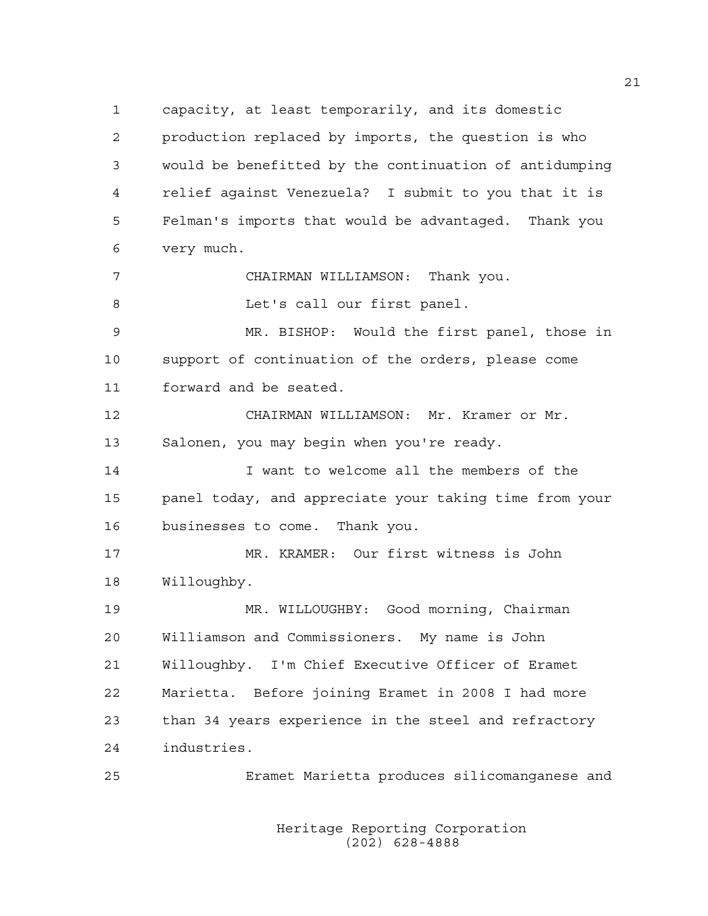capacity, at least temporarily, and its domestic production replaced by imports, the question is who would be benefitted by the continuation of antidumping relief against Venezuela? I submit to you that it is Felman's imports that would be advantaged. Thank you very much.

CHAIRMAN WILLIAMSON: Thank you.

Let's call our first panel.

MR. BISHOP: Would the first panel, those in support of continuation of the orders, please come forward and be seated.

CHAIRMAN WILLIAMSON: Mr. Kramer or Mr. Salonen, you may begin when you're ready.

I want to welcome all the members of the panel today, and appreciate your taking time from your businesses to come. Thank you.

MR. KRAMER: Our first witness is John Willoughby.

MR. WILLOUGHBY: Good morning, Chairman Williamson and Commissioners. My name is John Willoughby. I'm Chief Executive Officer of Eramet Marietta. Before joining Eramet in 2008 I had more than 34 years experience in the steel and refractory industries.

Eramet Marietta produces silicomanganese and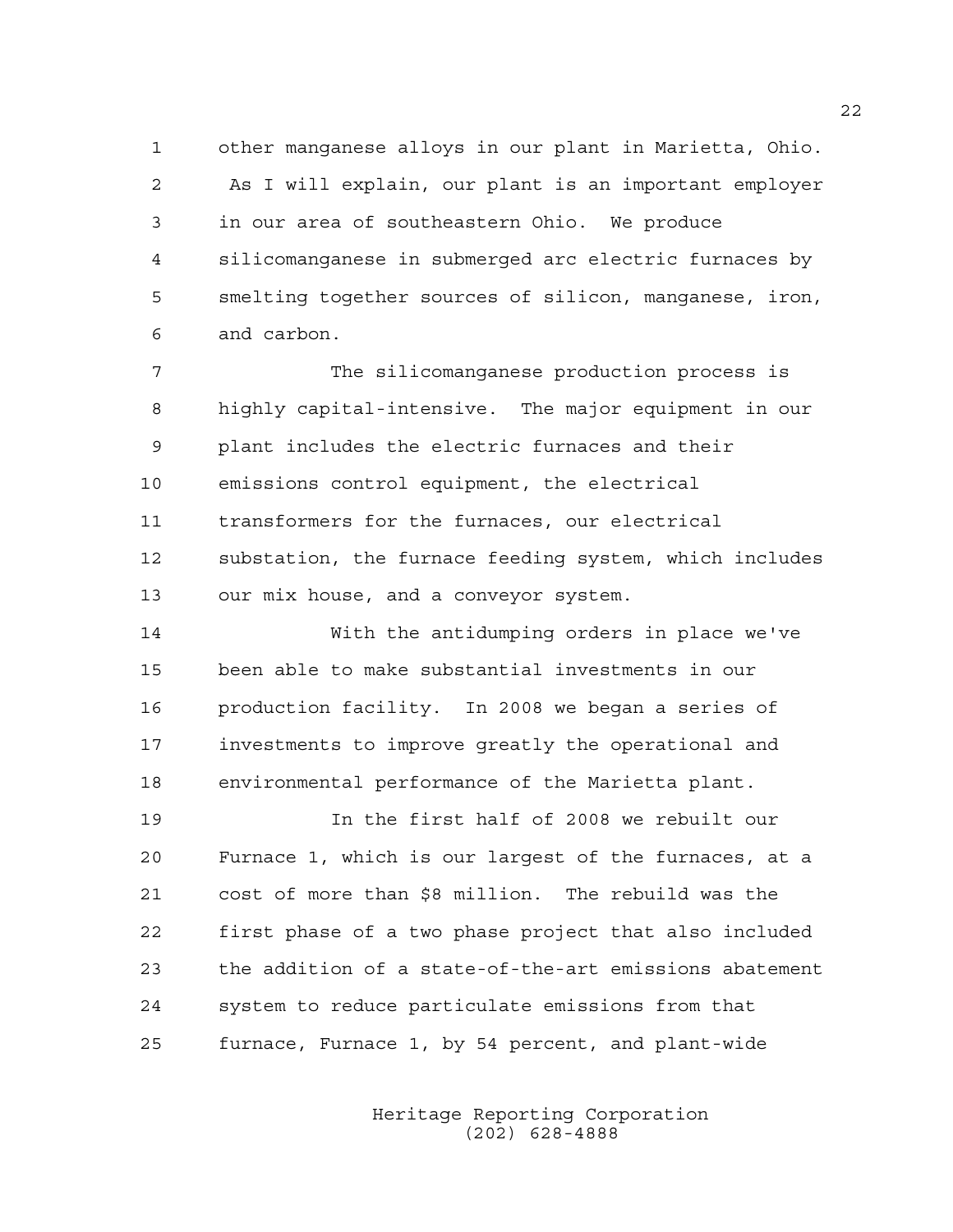other manganese alloys in our plant in Marietta, Ohio. As I will explain, our plant is an important employer in our area of southeastern Ohio. We produce silicomanganese in submerged arc electric furnaces by smelting together sources of silicon, manganese, iron, and carbon.

The silicomanganese production process is highly capital-intensive. The major equipment in our plant includes the electric furnaces and their emissions control equipment, the electrical transformers for the furnaces, our electrical substation, the furnace feeding system, which includes our mix house, and a conveyor system.

With the antidumping orders in place we've been able to make substantial investments in our production facility. In 2008 we began a series of investments to improve greatly the operational and environmental performance of the Marietta plant.

In the first half of 2008 we rebuilt our Furnace 1, which is our largest of the furnaces, at a cost of more than $8 million. The rebuild was the first phase of a two phase project that also included the addition of a state-of-the-art emissions abatement system to reduce particulate emissions from that furnace, Furnace 1, by 54 percent, and plant-wide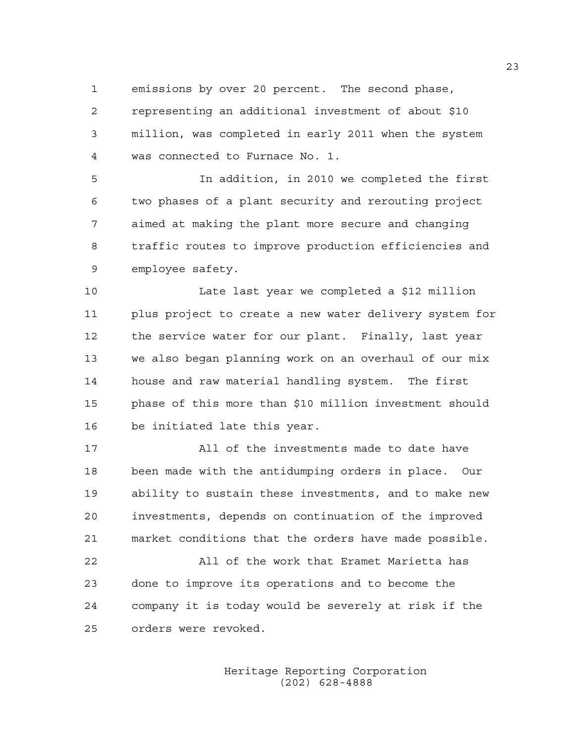emissions by over 20 percent. The second phase, representing an additional investment of about $10 million, was completed in early 2011 when the system was connected to Furnace No. 1.

In addition, in 2010 we completed the first two phases of a plant security and rerouting project aimed at making the plant more secure and changing traffic routes to improve production efficiencies and employee safety.

Late last year we completed a $12 million plus project to create a new water delivery system for the service water for our plant. Finally, last year we also began planning work on an overhaul of our mix house and raw material handling system. The first phase of this more than $10 million investment should be initiated late this year.

All of the investments made to date have been made with the antidumping orders in place. Our ability to sustain these investments, and to make new investments, depends on continuation of the improved market conditions that the orders have made possible.

All of the work that Eramet Marietta has done to improve its operations and to become the company it is today would be severely at risk if the orders were revoked.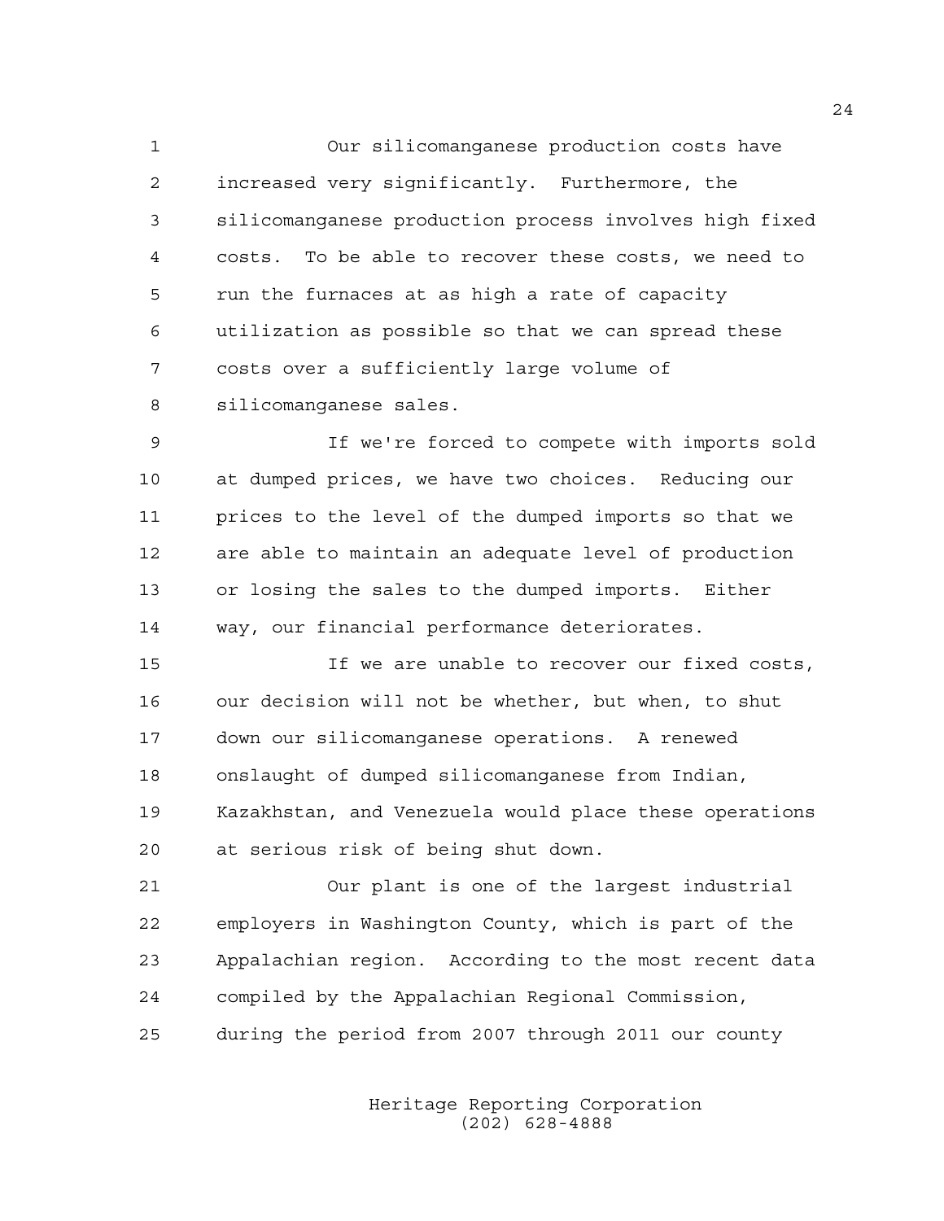Our silicomanganese production costs have increased very significantly. Furthermore, the silicomanganese production process involves high fixed costs. To be able to recover these costs, we need to run the furnaces at as high a rate of capacity utilization as possible so that we can spread these costs over a sufficiently large volume of silicomanganese sales.

If we're forced to compete with imports sold at dumped prices, we have two choices. Reducing our prices to the level of the dumped imports so that we are able to maintain an adequate level of production or losing the sales to the dumped imports. Either way, our financial performance deteriorates.

If we are unable to recover our fixed costs, our decision will not be whether, but when, to shut down our silicomanganese operations. A renewed onslaught of dumped silicomanganese from Indian, Kazakhstan, and Venezuela would place these operations at serious risk of being shut down.

Our plant is one of the largest industrial employers in Washington County, which is part of the Appalachian region. According to the most recent data compiled by the Appalachian Regional Commission, during the period from 2007 through 2011 our county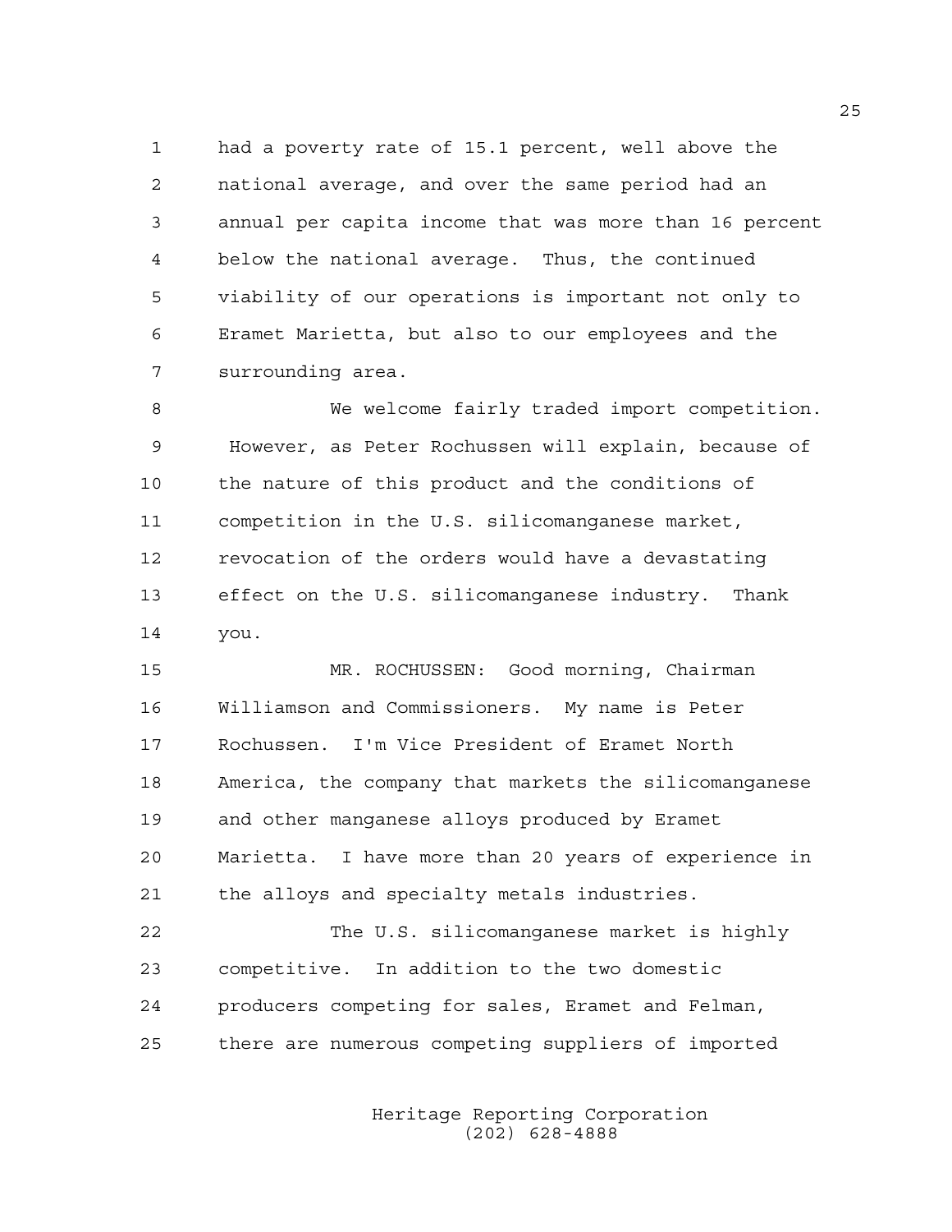had a poverty rate of 15.1 percent, well above the national average, and over the same period had an annual per capita income that was more than 16 percent below the national average. Thus, the continued viability of our operations is important not only to Eramet Marietta, but also to our employees and the surrounding area.

We welcome fairly traded import competition. However, as Peter Rochussen will explain, because of the nature of this product and the conditions of competition in the U.S. silicomanganese market, revocation of the orders would have a devastating effect on the U.S. silicomanganese industry. Thank you.

MR. ROCHUSSEN: Good morning, Chairman Williamson and Commissioners. My name is Peter Rochussen. I'm Vice President of Eramet North America, the company that markets the silicomanganese and other manganese alloys produced by Eramet Marietta. I have more than 20 years of experience in the alloys and specialty metals industries.

The U.S. silicomanganese market is highly competitive. In addition to the two domestic producers competing for sales, Eramet and Felman, there are numerous competing suppliers of imported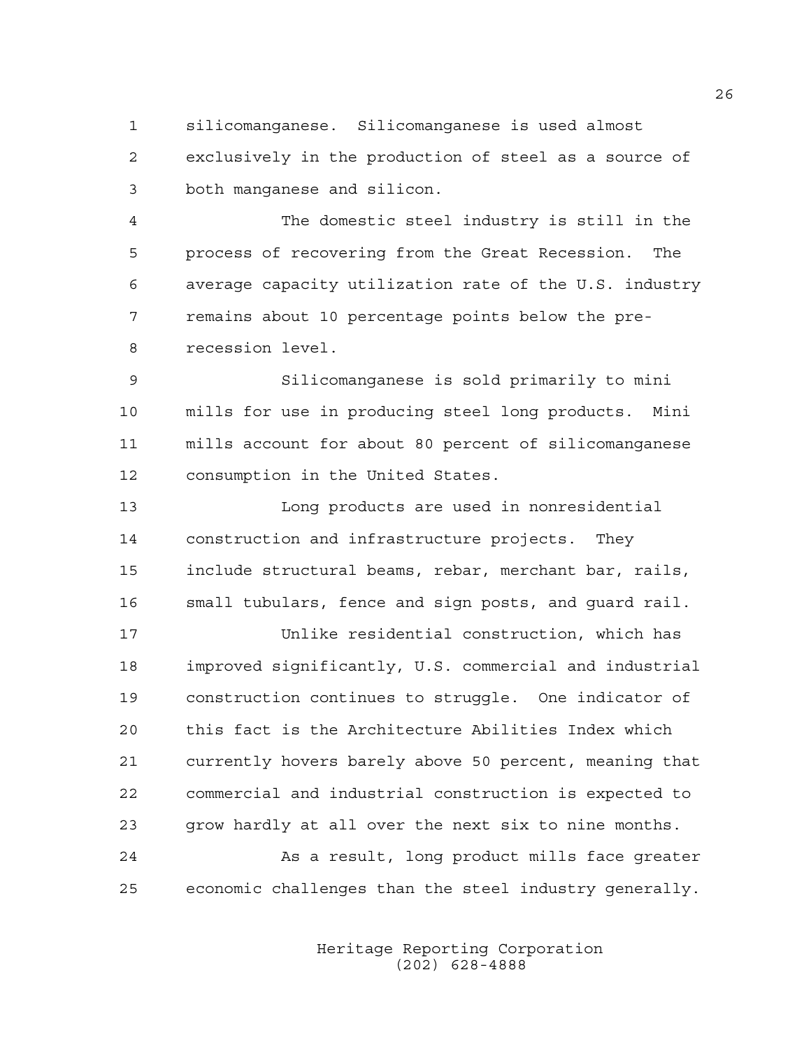silicomanganese. Silicomanganese is used almost exclusively in the production of steel as a source of both manganese and silicon.

The domestic steel industry is still in the process of recovering from the Great Recession. The average capacity utilization rate of the U.S. industry remains about 10 percentage points below the pre-recession level.

Silicomanganese is sold primarily to mini mills for use in producing steel long products. Mini mills account for about 80 percent of silicomanganese consumption in the United States.

Long products are used in nonresidential construction and infrastructure projects. They include structural beams, rebar, merchant bar, rails, small tubulars, fence and sign posts, and guard rail.

Unlike residential construction, which has improved significantly, U.S. commercial and industrial construction continues to struggle. One indicator of this fact is the Architecture Abilities Index which currently hovers barely above 50 percent, meaning that commercial and industrial construction is expected to grow hardly at all over the next six to nine months.

As a result, long product mills face greater economic challenges than the steel industry generally.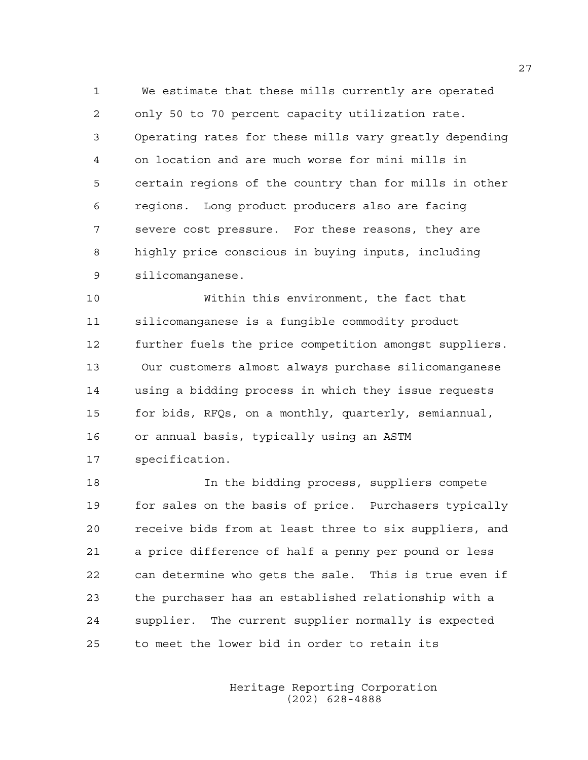We estimate that these mills currently are operated only 50 to 70 percent capacity utilization rate. Operating rates for these mills vary greatly depending on location and are much worse for mini mills in certain regions of the country than for mills in other regions. Long product producers also are facing severe cost pressure. For these reasons, they are highly price conscious in buying inputs, including silicomanganese.

Within this environment, the fact that silicomanganese is a fungible commodity product further fuels the price competition amongst suppliers. Our customers almost always purchase silicomanganese using a bidding process in which they issue requests for bids, RFQs, on a monthly, quarterly, semiannual, or annual basis, typically using an ASTM specification.

In the bidding process, suppliers compete for sales on the basis of price. Purchasers typically receive bids from at least three to six suppliers, and a price difference of half a penny per pound or less can determine who gets the sale. This is true even if the purchaser has an established relationship with a supplier. The current supplier normally is expected to meet the lower bid in order to retain its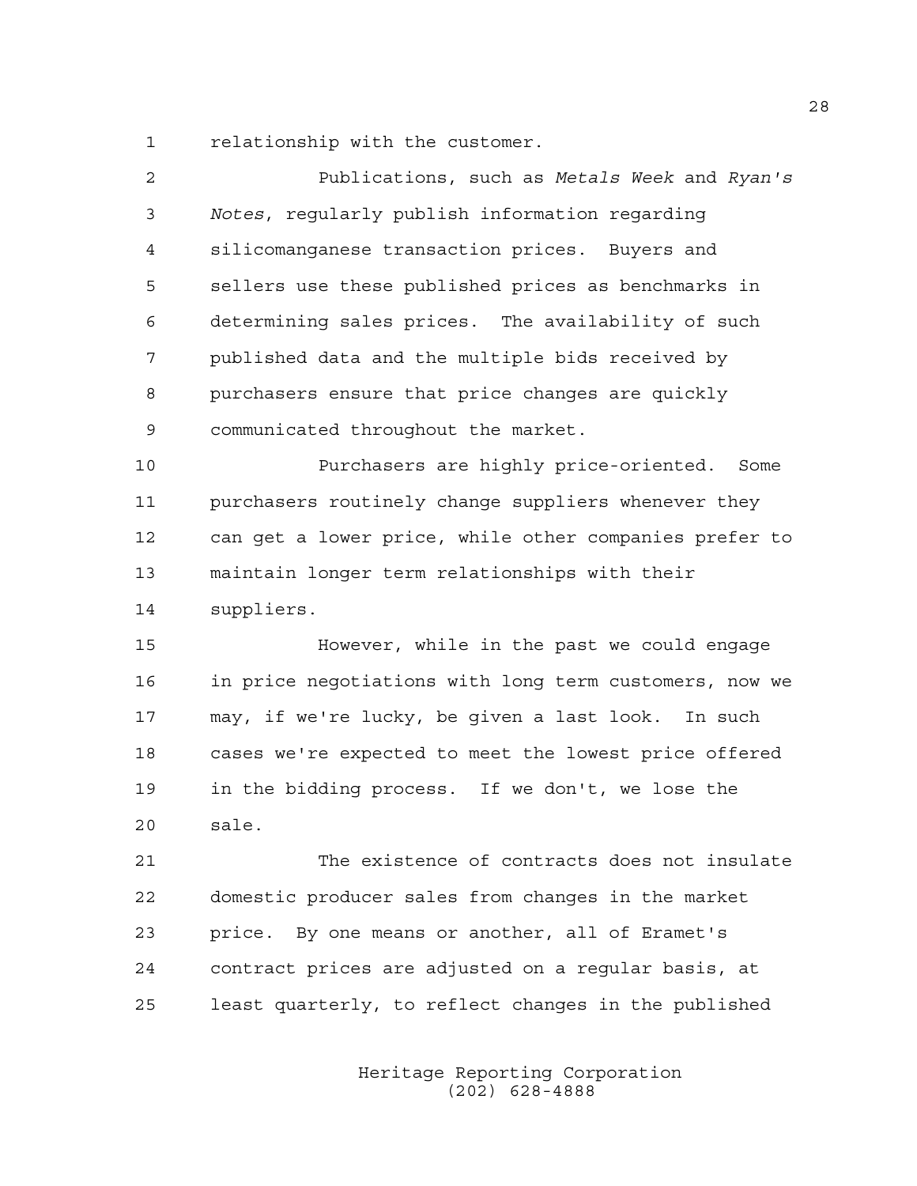relationship with the customer.

Publications, such as *Metals Week* and *Ryan's Notes*, regularly publish information regarding silicomanganese transaction prices. Buyers and sellers use these published prices as benchmarks in determining sales prices. The availability of such published data and the multiple bids received by purchasers ensure that price changes are quickly communicated throughout the market.

Purchasers are highly price-oriented. Some purchasers routinely change suppliers whenever they can get a lower price, while other companies prefer to maintain longer term relationships with their suppliers.

However, while in the past we could engage in price negotiations with long term customers, now we may, if we're lucky, be given a last look. In such cases we're expected to meet the lowest price offered in the bidding process. If we don't, we lose the sale.

The existence of contracts does not insulate domestic producer sales from changes in the market price. By one means or another, all of Eramet's contract prices are adjusted on a regular basis, at least quarterly, to reflect changes in the published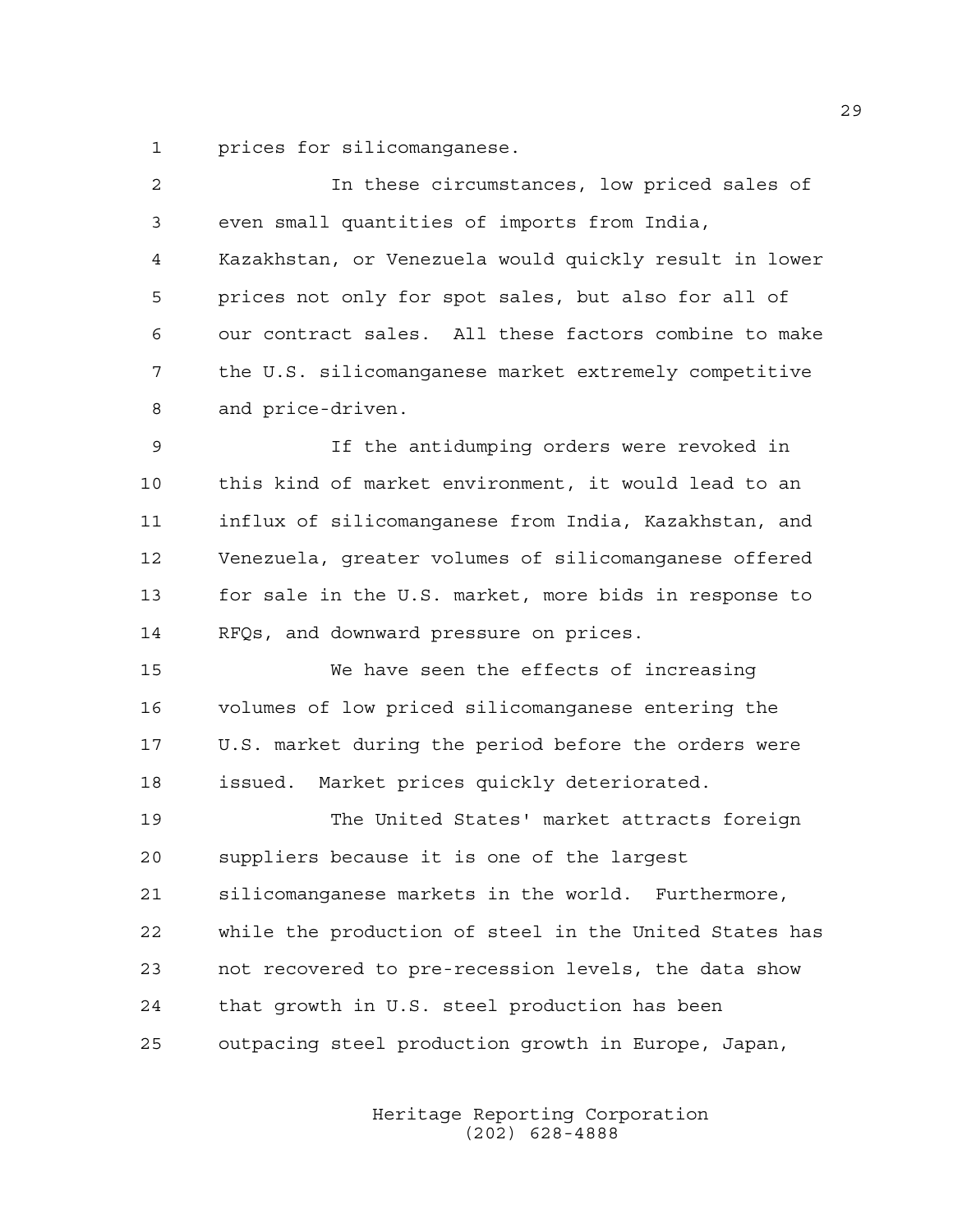prices for silicomanganese.

In these circumstances, low priced sales of even small quantities of imports from India, Kazakhstan, or Venezuela would quickly result in lower prices not only for spot sales, but also for all of our contract sales. All these factors combine to make the U.S. silicomanganese market extremely competitive and price-driven.

If the antidumping orders were revoked in this kind of market environment, it would lead to an influx of silicomanganese from India, Kazakhstan, and Venezuela, greater volumes of silicomanganese offered for sale in the U.S. market, more bids in response to RFQs, and downward pressure on prices.

We have seen the effects of increasing volumes of low priced silicomanganese entering the U.S. market during the period before the orders were issued. Market prices quickly deteriorated.

The United States' market attracts foreign suppliers because it is one of the largest silicomanganese markets in the world. Furthermore, while the production of steel in the United States has not recovered to pre-recession levels, the data show that growth in U.S. steel production has been outpacing steel production growth in Europe, Japan,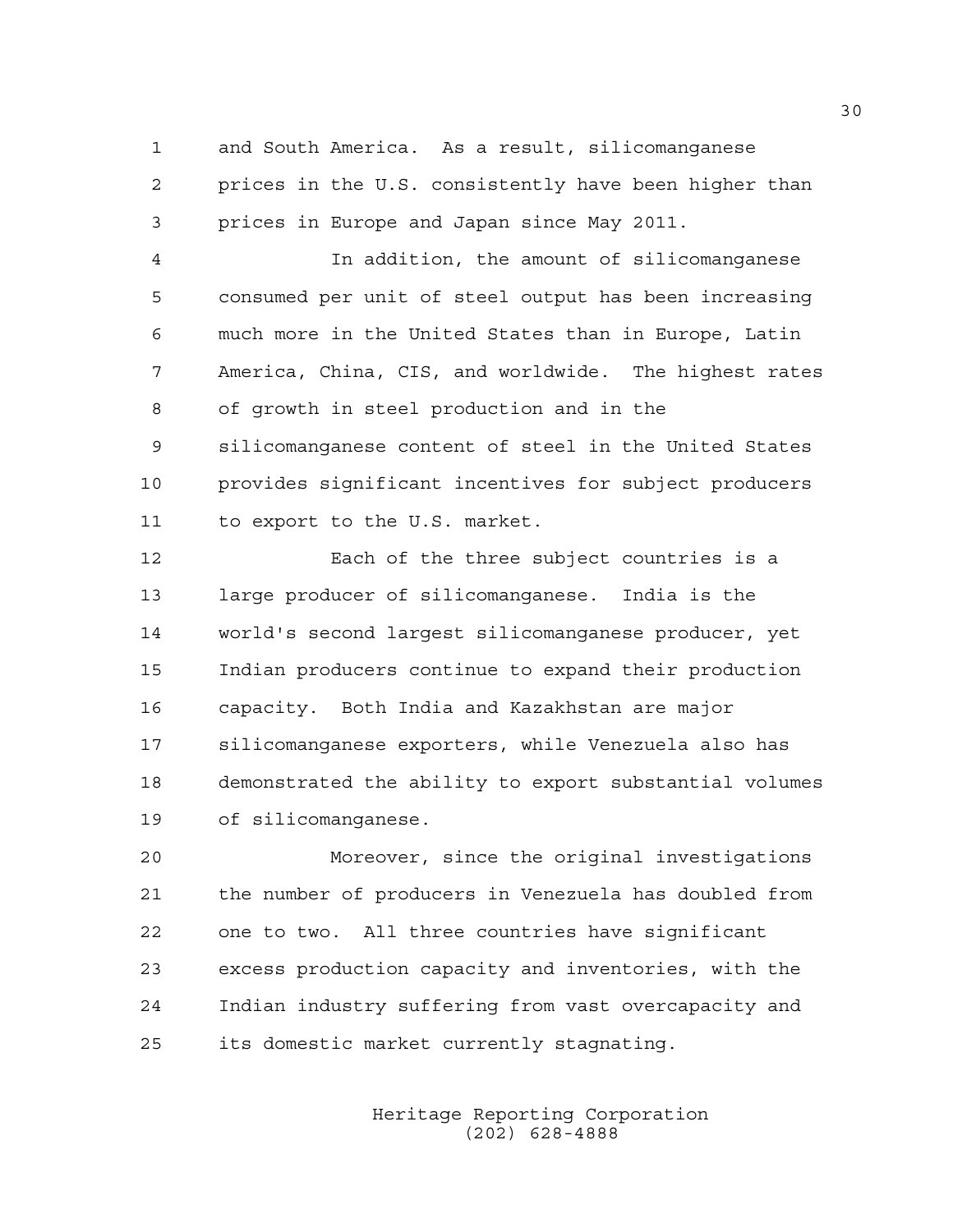and South America. As a result, silicomanganese prices in the U.S. consistently have been higher than prices in Europe and Japan since May 2011.

In addition, the amount of silicomanganese consumed per unit of steel output has been increasing much more in the United States than in Europe, Latin America, China, CIS, and worldwide. The highest rates of growth in steel production and in the silicomanganese content of steel in the United States provides significant incentives for subject producers to export to the U.S. market.

Each of the three subject countries is a large producer of silicomanganese. India is the world's second largest silicomanganese producer, yet Indian producers continue to expand their production capacity. Both India and Kazakhstan are major silicomanganese exporters, while Venezuela also has demonstrated the ability to export substantial volumes of silicomanganese.

Moreover, since the original investigations the number of producers in Venezuela has doubled from one to two. All three countries have significant excess production capacity and inventories, with the Indian industry suffering from vast overcapacity and its domestic market currently stagnating.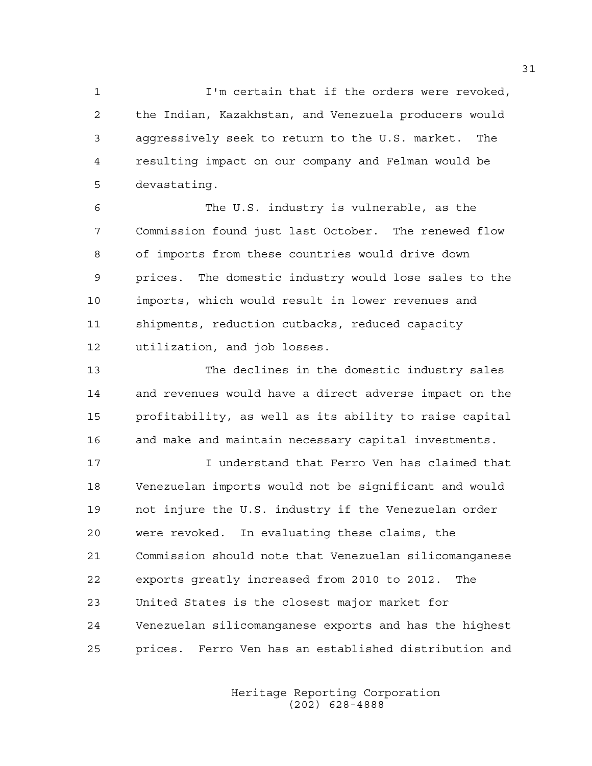I'm certain that if the orders were revoked, the Indian, Kazakhstan, and Venezuela producers would aggressively seek to return to the U.S. market. The resulting impact on our company and Felman would be devastating.

The U.S. industry is vulnerable, as the Commission found just last October. The renewed flow of imports from these countries would drive down prices. The domestic industry would lose sales to the imports, which would result in lower revenues and shipments, reduction cutbacks, reduced capacity utilization, and job losses.

The declines in the domestic industry sales and revenues would have a direct adverse impact on the profitability, as well as its ability to raise capital and make and maintain necessary capital investments.

I understand that Ferro Ven has claimed that Venezuelan imports would not be significant and would not injure the U.S. industry if the Venezuelan order were revoked. In evaluating these claims, the Commission should note that Venezuelan silicomanganese exports greatly increased from 2010 to 2012. The United States is the closest major market for Venezuelan silicomanganese exports and has the highest prices. Ferro Ven has an established distribution and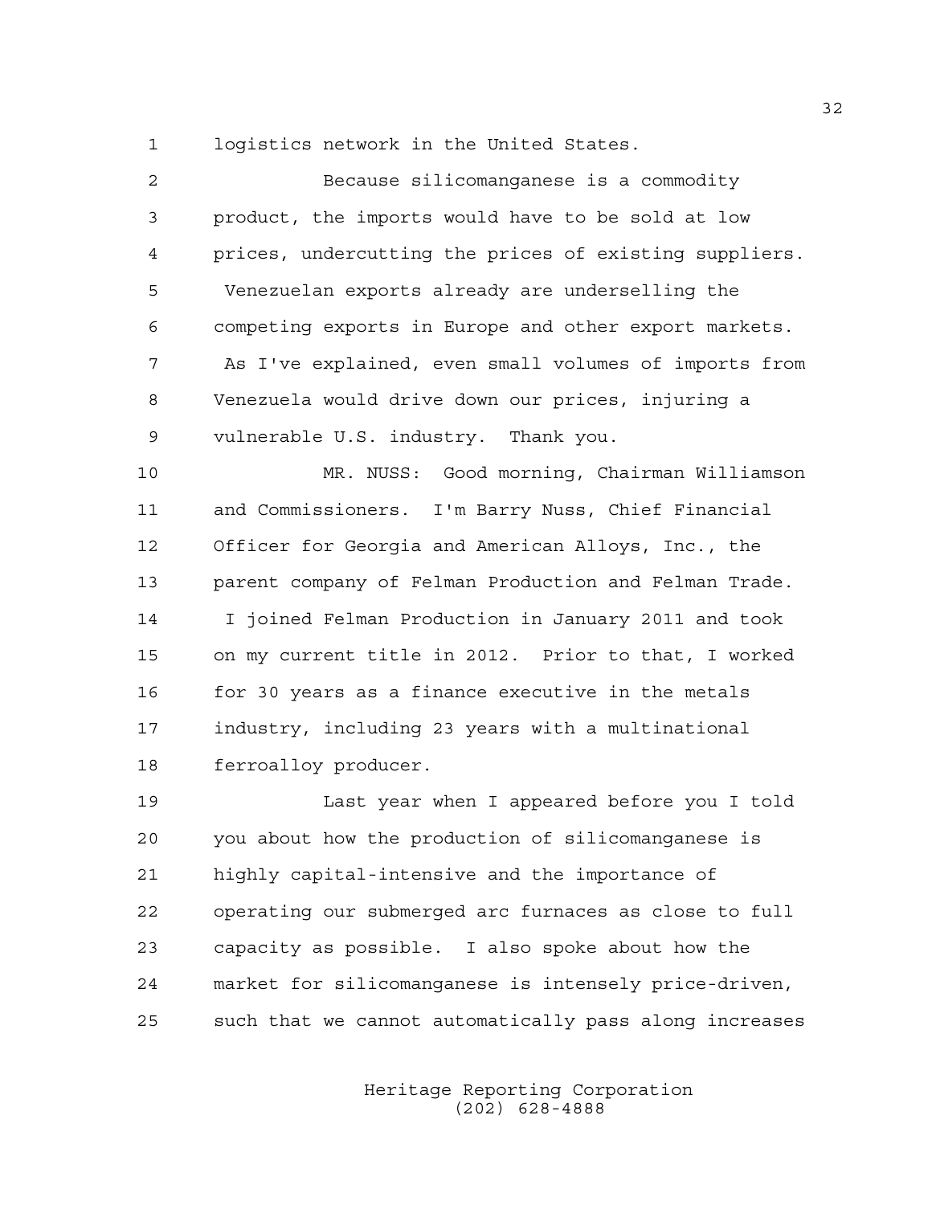logistics network in the United States.

Because silicomanganese is a commodity product, the imports would have to be sold at low prices, undercutting the prices of existing suppliers. Venezuelan exports already are underselling the competing exports in Europe and other export markets. As I've explained, even small volumes of imports from Venezuela would drive down our prices, injuring a vulnerable U.S. industry. Thank you.

MR. NUSS: Good morning, Chairman Williamson and Commissioners. I'm Barry Nuss, Chief Financial Officer for Georgia and American Alloys, Inc., the parent company of Felman Production and Felman Trade. I joined Felman Production in January 2011 and took on my current title in 2012. Prior to that, I worked for 30 years as a finance executive in the metals industry, including 23 years with a multinational ferroalloy producer.

Last year when I appeared before you I told you about how the production of silicomanganese is highly capital-intensive and the importance of operating our submerged arc furnaces as close to full capacity as possible. I also spoke about how the market for silicomanganese is intensely price-driven, such that we cannot automatically pass along increases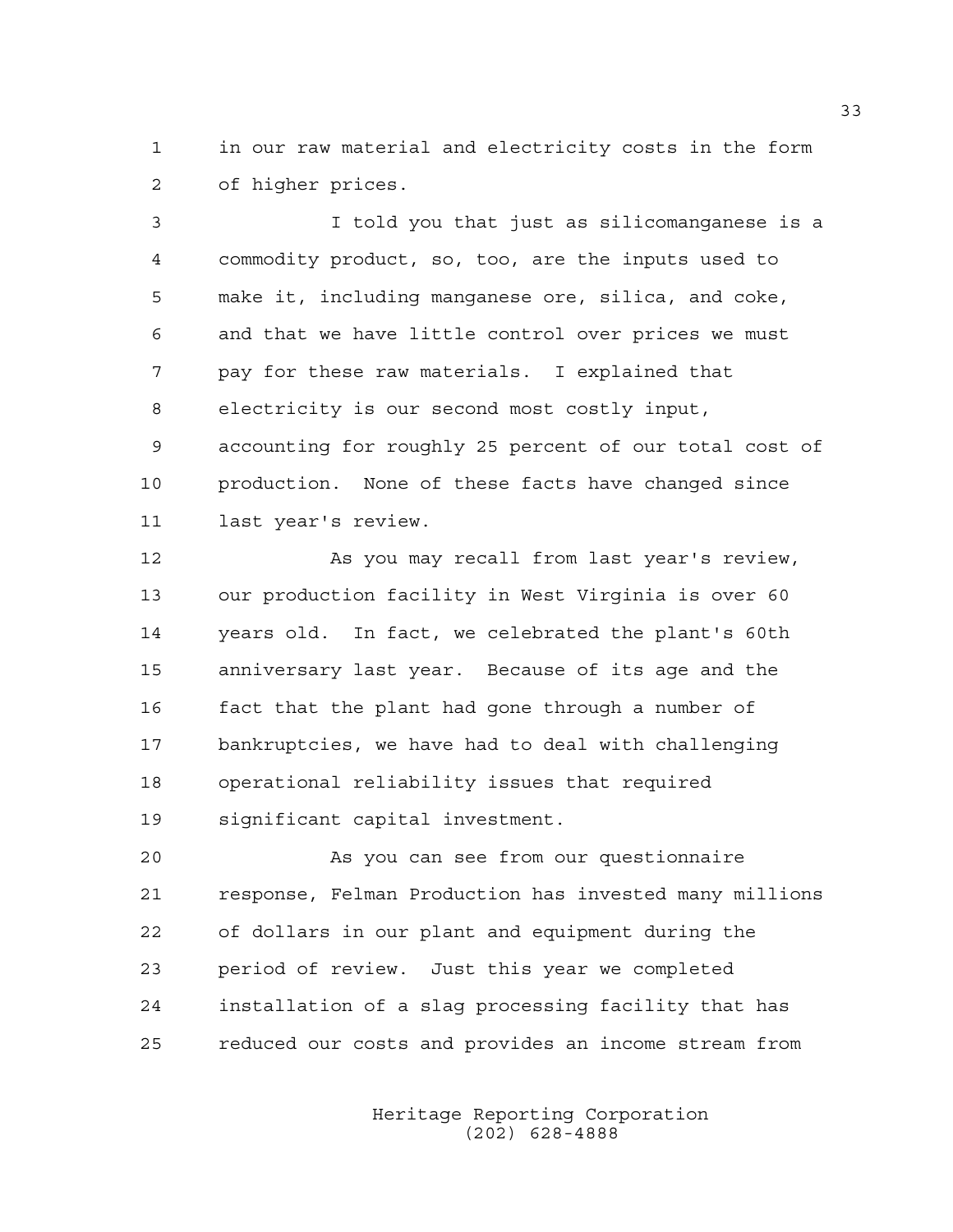in our raw material and electricity costs in the form of higher prices.

I told you that just as silicomanganese is a commodity product, so, too, are the inputs used to make it, including manganese ore, silica, and coke, and that we have little control over prices we must pay for these raw materials. I explained that electricity is our second most costly input, accounting for roughly 25 percent of our total cost of production. None of these facts have changed since last year's review.

As you may recall from last year's review, our production facility in West Virginia is over 60 years old. In fact, we celebrated the plant's 60th anniversary last year. Because of its age and the fact that the plant had gone through a number of bankruptcies, we have had to deal with challenging operational reliability issues that required significant capital investment.

As you can see from our questionnaire response, Felman Production has invested many millions of dollars in our plant and equipment during the period of review. Just this year we completed installation of a slag processing facility that has reduced our costs and provides an income stream from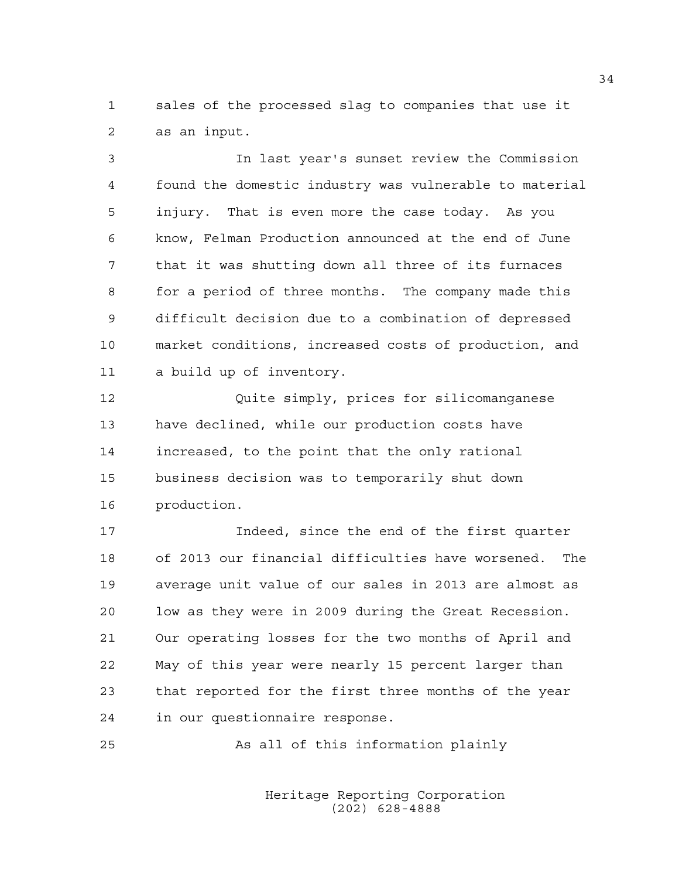sales of the processed slag to companies that use it as an input.

In last year's sunset review the Commission found the domestic industry was vulnerable to material injury. That is even more the case today. As you know, Felman Production announced at the end of June that it was shutting down all three of its furnaces for a period of three months. The company made this difficult decision due to a combination of depressed market conditions, increased costs of production, and a build up of inventory.

Quite simply, prices for silicomanganese have declined, while our production costs have increased, to the point that the only rational business decision was to temporarily shut down production.

Indeed, since the end of the first quarter of 2013 our financial difficulties have worsened. The average unit value of our sales in 2013 are almost as low as they were in 2009 during the Great Recession. Our operating losses for the two months of April and May of this year were nearly 15 percent larger than that reported for the first three months of the year in our questionnaire response.

As all of this information plainly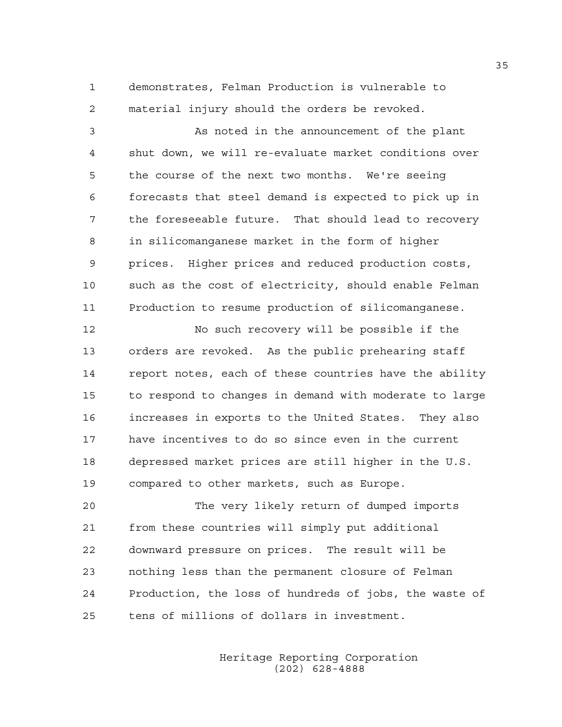demonstrates, Felman Production is vulnerable to material injury should the orders be revoked.

As noted in the announcement of the plant shut down, we will re-evaluate market conditions over the course of the next two months. We're seeing forecasts that steel demand is expected to pick up in the foreseeable future. That should lead to recovery in silicomanganese market in the form of higher prices. Higher prices and reduced production costs, such as the cost of electricity, should enable Felman Production to resume production of silicomanganese.

No such recovery will be possible if the orders are revoked. As the public prehearing staff report notes, each of these countries have the ability to respond to changes in demand with moderate to large increases in exports to the United States. They also have incentives to do so since even in the current depressed market prices are still higher in the U.S. compared to other markets, such as Europe.

The very likely return of dumped imports from these countries will simply put additional downward pressure on prices. The result will be nothing less than the permanent closure of Felman Production, the loss of hundreds of jobs, the waste of tens of millions of dollars in investment.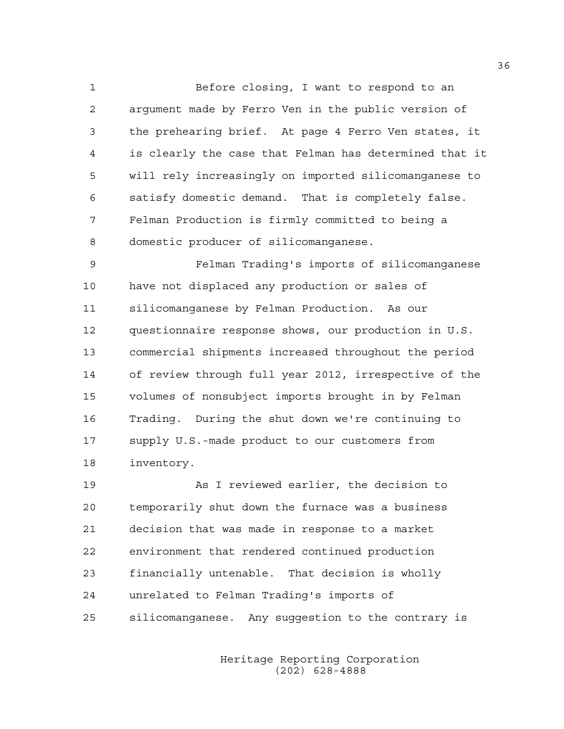Before closing, I want to respond to an argument made by Ferro Ven in the public version of the prehearing brief. At page 4 Ferro Ven states, it is clearly the case that Felman has determined that it will rely increasingly on imported silicomanganese to satisfy domestic demand. That is completely false. Felman Production is firmly committed to being a domestic producer of silicomanganese.

Felman Trading's imports of silicomanganese have not displaced any production or sales of silicomanganese by Felman Production. As our questionnaire response shows, our production in U.S. commercial shipments increased throughout the period of review through full year 2012, irrespective of the volumes of nonsubject imports brought in by Felman Trading. During the shut down we're continuing to supply U.S.-made product to our customers from inventory.

As I reviewed earlier, the decision to temporarily shut down the furnace was a business decision that was made in response to a market environment that rendered continued production financially untenable. That decision is wholly unrelated to Felman Trading's imports of silicomanganese. Any suggestion to the contrary is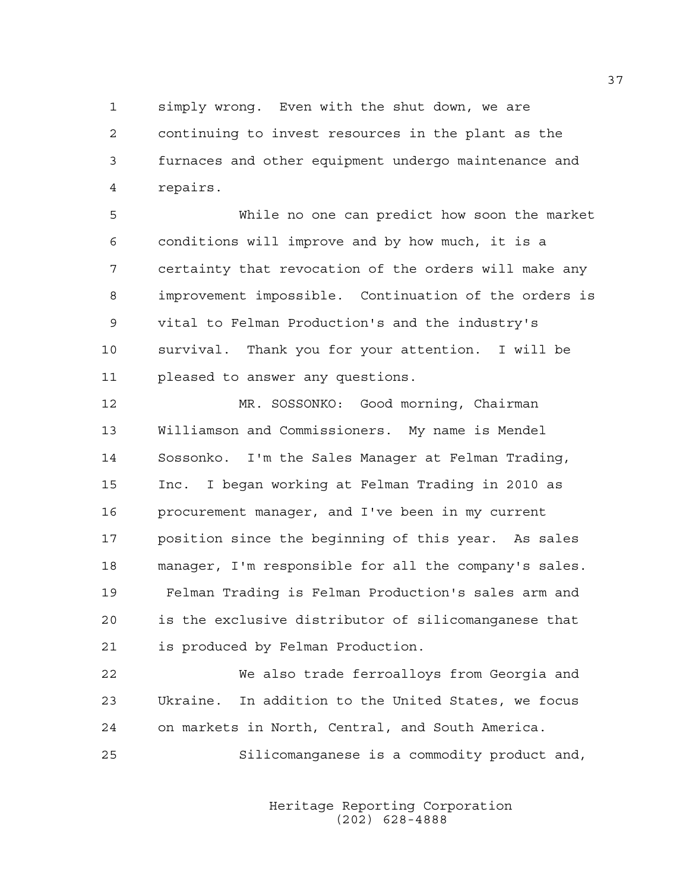simply wrong. Even with the shut down, we are continuing to invest resources in the plant as the furnaces and other equipment undergo maintenance and repairs.

While no one can predict how soon the market conditions will improve and by how much, it is a certainty that revocation of the orders will make any improvement impossible. Continuation of the orders is vital to Felman Production's and the industry's survival. Thank you for your attention. I will be pleased to answer any questions.

MR. SOSSONKO: Good morning, Chairman Williamson and Commissioners. My name is Mendel Sossonko. I'm the Sales Manager at Felman Trading, Inc. I began working at Felman Trading in 2010 as procurement manager, and I've been in my current position since the beginning of this year. As sales manager, I'm responsible for all the company's sales. Felman Trading is Felman Production's sales arm and is the exclusive distributor of silicomanganese that is produced by Felman Production.

We also trade ferroalloys from Georgia and Ukraine. In addition to the United States, we focus on markets in North, Central, and South America.

Silicomanganese is a commodity product and,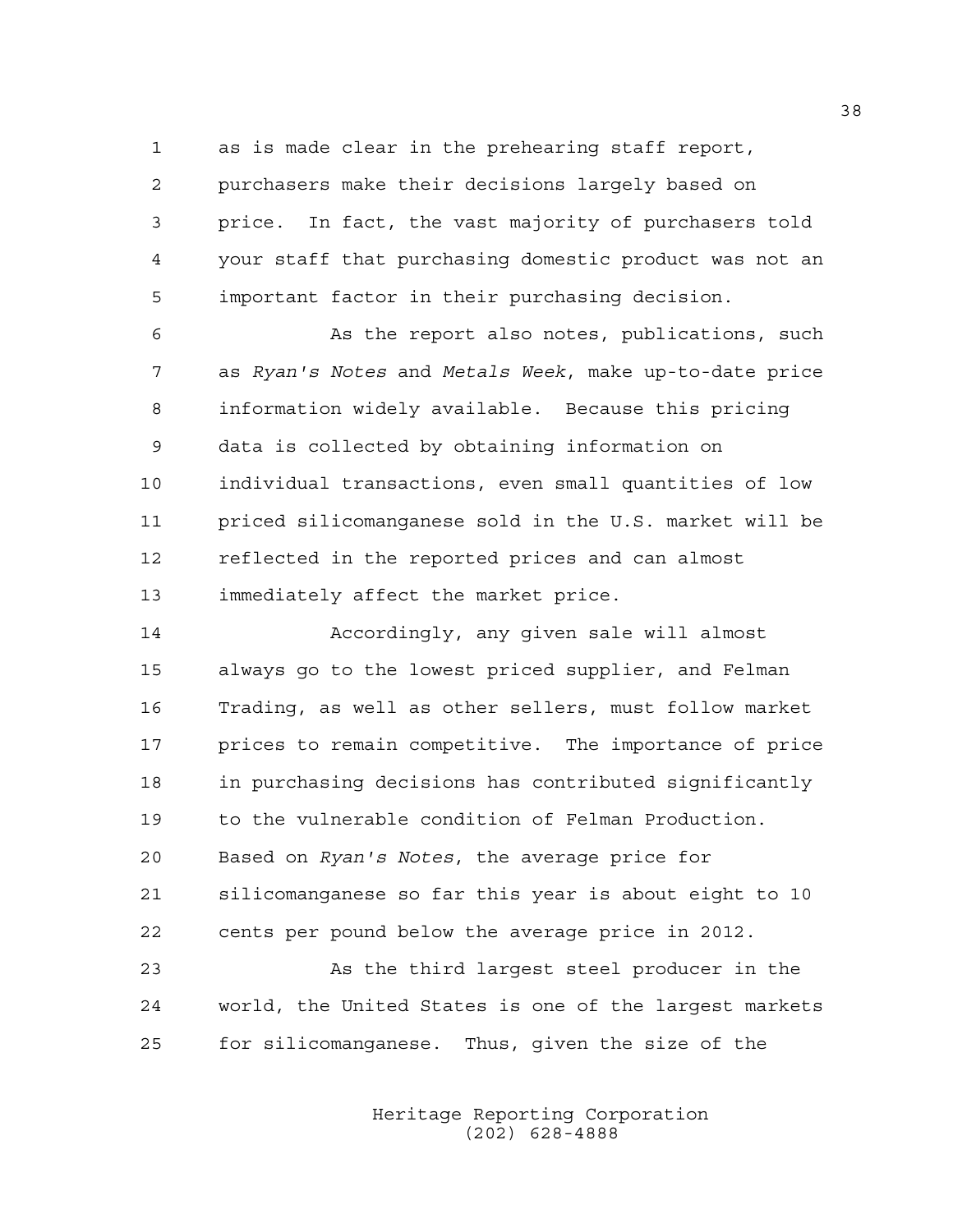as is made clear in the prehearing staff report, purchasers make their decisions largely based on price. In fact, the vast majority of purchasers told your staff that purchasing domestic product was not an important factor in their purchasing decision.

As the report also notes, publications, such as *Ryan's Notes* and *Metals Week*, make up-to-date price information widely available. Because this pricing data is collected by obtaining information on individual transactions, even small quantities of low priced silicomanganese sold in the U.S. market will be reflected in the reported prices and can almost immediately affect the market price.

Accordingly, any given sale will almost always go to the lowest priced supplier, and Felman Trading, as well as other sellers, must follow market prices to remain competitive. The importance of price in purchasing decisions has contributed significantly to the vulnerable condition of Felman Production. Based on *Ryan's Notes*, the average price for silicomanganese so far this year is about eight to 10 cents per pound below the average price in 2012.

As the third largest steel producer in the world, the United States is one of the largest markets for silicomanganese. Thus, given the size of the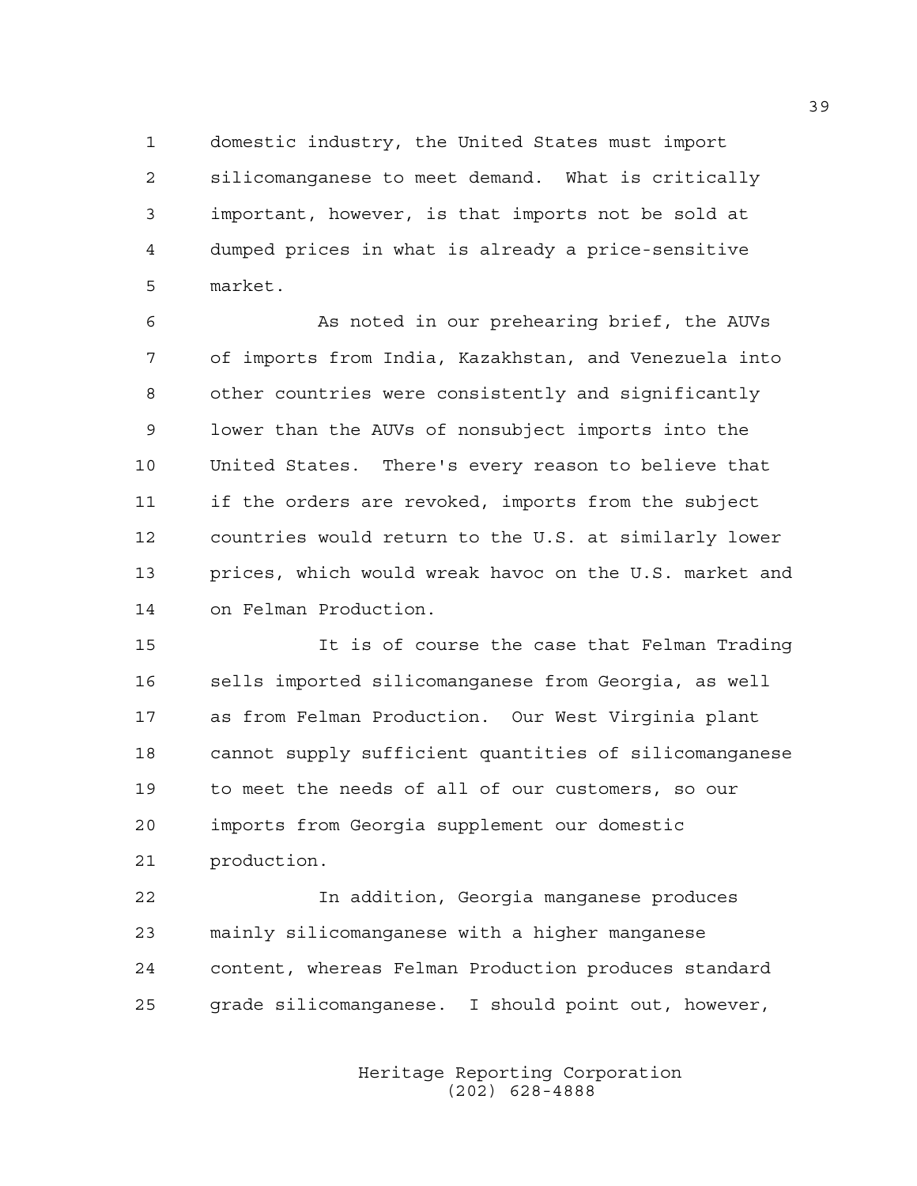domestic industry, the United States must import silicomanganese to meet demand. What is critically important, however, is that imports not be sold at dumped prices in what is already a price-sensitive market.

As noted in our prehearing brief, the AUVs of imports from India, Kazakhstan, and Venezuela into other countries were consistently and significantly lower than the AUVs of nonsubject imports into the United States. There's every reason to believe that if the orders are revoked, imports from the subject countries would return to the U.S. at similarly lower prices, which would wreak havoc on the U.S. market and on Felman Production.

It is of course the case that Felman Trading sells imported silicomanganese from Georgia, as well as from Felman Production. Our West Virginia plant cannot supply sufficient quantities of silicomanganese to meet the needs of all of our customers, so our imports from Georgia supplement our domestic production.

In addition, Georgia manganese produces mainly silicomanganese with a higher manganese content, whereas Felman Production produces standard grade silicomanganese. I should point out, however,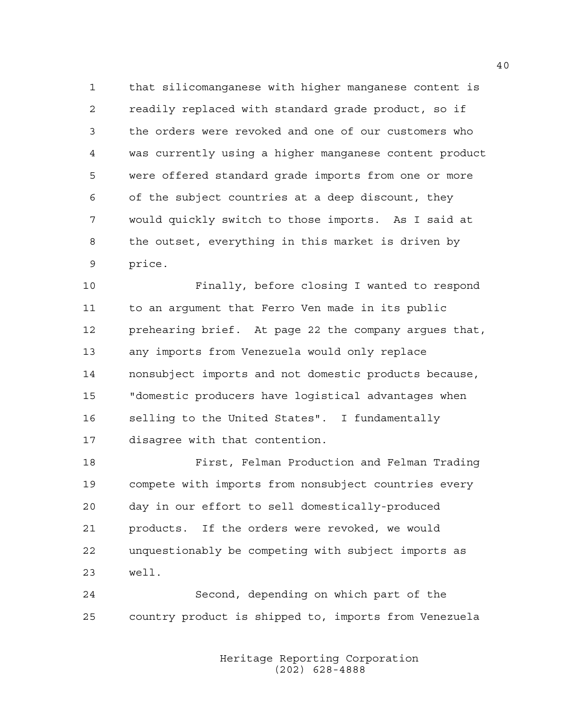that silicomanganese with higher manganese content is readily replaced with standard grade product, so if the orders were revoked and one of our customers who was currently using a higher manganese content product were offered standard grade imports from one or more of the subject countries at a deep discount, they would quickly switch to those imports. As I said at the outset, everything in this market is driven by price.

Finally, before closing I wanted to respond to an argument that Ferro Ven made in its public prehearing brief. At page 22 the company argues that, any imports from Venezuela would only replace nonsubject imports and not domestic products because, "domestic producers have logistical advantages when selling to the United States". I fundamentally disagree with that contention.

First, Felman Production and Felman Trading compete with imports from nonsubject countries every day in our effort to sell domestically-produced products. If the orders were revoked, we would unquestionably be competing with subject imports as well.

Second, depending on which part of the country product is shipped to, imports from Venezuela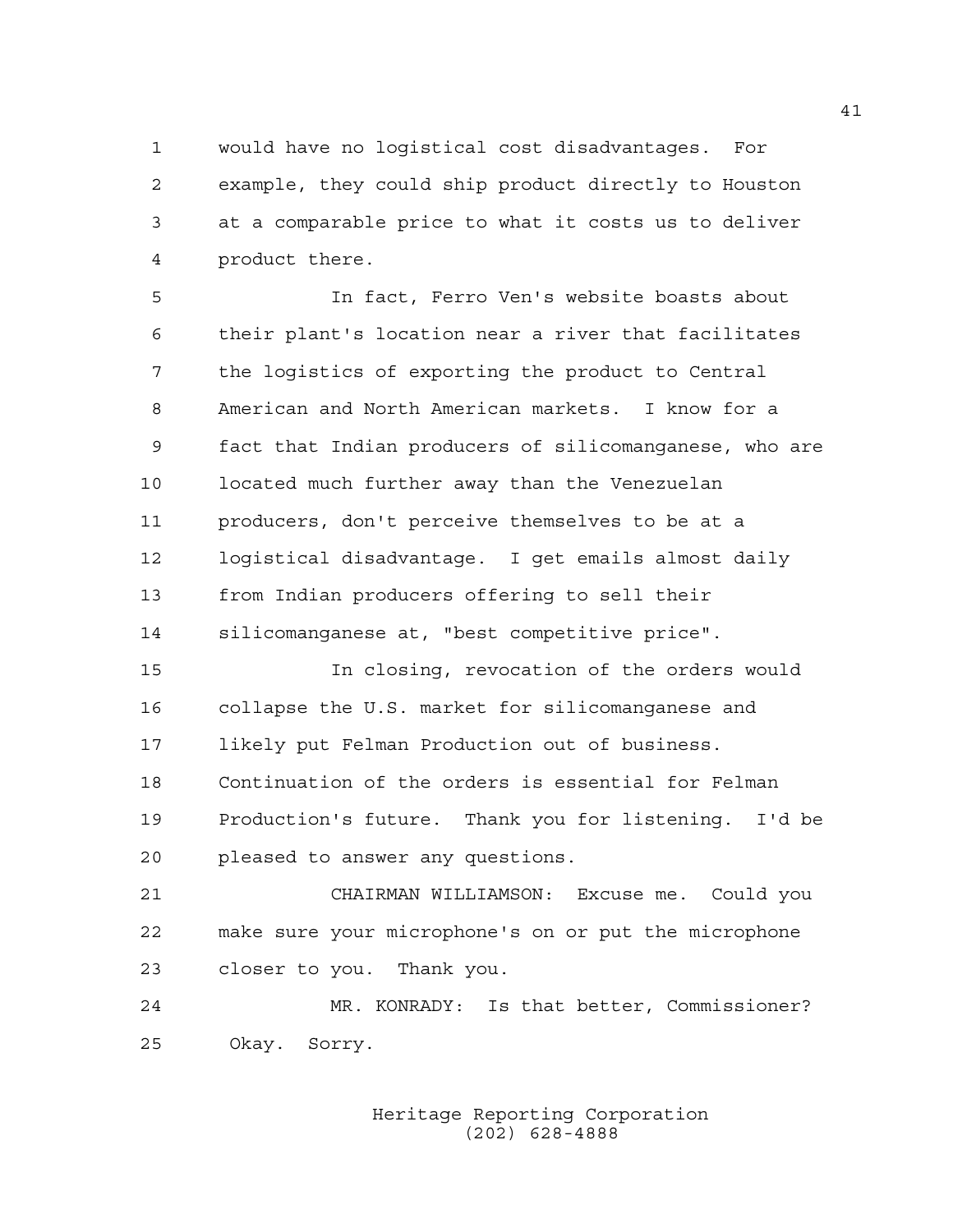would have no logistical cost disadvantages. For example, they could ship product directly to Houston at a comparable price to what it costs us to deliver product there.

In fact, Ferro Ven's website boasts about their plant's location near a river that facilitates the logistics of exporting the product to Central American and North American markets. I know for a fact that Indian producers of silicomanganese, who are located much further away than the Venezuelan producers, don't perceive themselves to be at a logistical disadvantage. I get emails almost daily from Indian producers offering to sell their silicomanganese at, "best competitive price".

In closing, revocation of the orders would collapse the U.S. market for silicomanganese and likely put Felman Production out of business. Continuation of the orders is essential for Felman Production's future. Thank you for listening. I'd be pleased to answer any questions.

CHAIRMAN WILLIAMSON: Excuse me. Could you make sure your microphone's on or put the microphone closer to you. Thank you.

MR. KONRADY: Is that better, Commissioner? Okay. Sorry.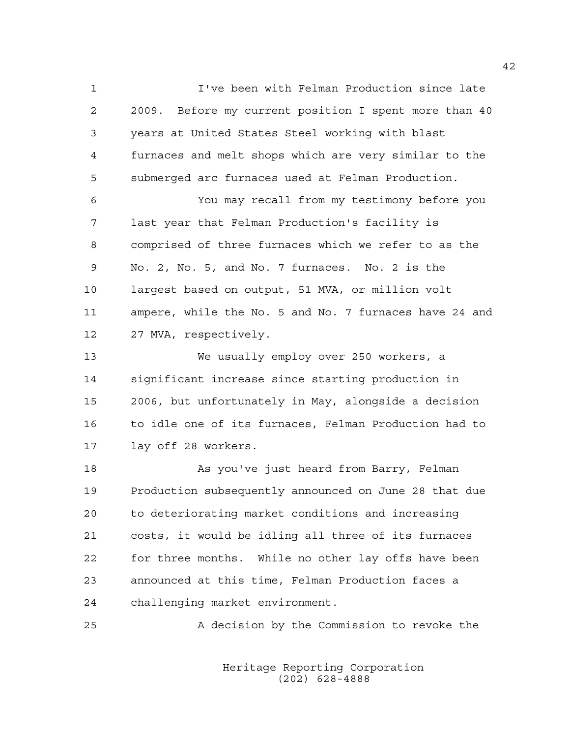I've been with Felman Production since late 2009. Before my current position I spent more than 40 years at United States Steel working with blast furnaces and melt shops which are very similar to the submerged arc furnaces used at Felman Production.

You may recall from my testimony before you last year that Felman Production's facility is comprised of three furnaces which we refer to as the No. 2, No. 5, and No. 7 furnaces. No. 2 is the largest based on output, 51 MVA, or million volt ampere, while the No. 5 and No. 7 furnaces have 24 and 27 MVA, respectively.

We usually employ over 250 workers, a significant increase since starting production in 2006, but unfortunately in May, alongside a decision to idle one of its furnaces, Felman Production had to lay off 28 workers.

As you've just heard from Barry, Felman Production subsequently announced on June 28 that due to deteriorating market conditions and increasing costs, it would be idling all three of its furnaces for three months. While no other lay offs have been announced at this time, Felman Production faces a challenging market environment.

A decision by the Commission to revoke the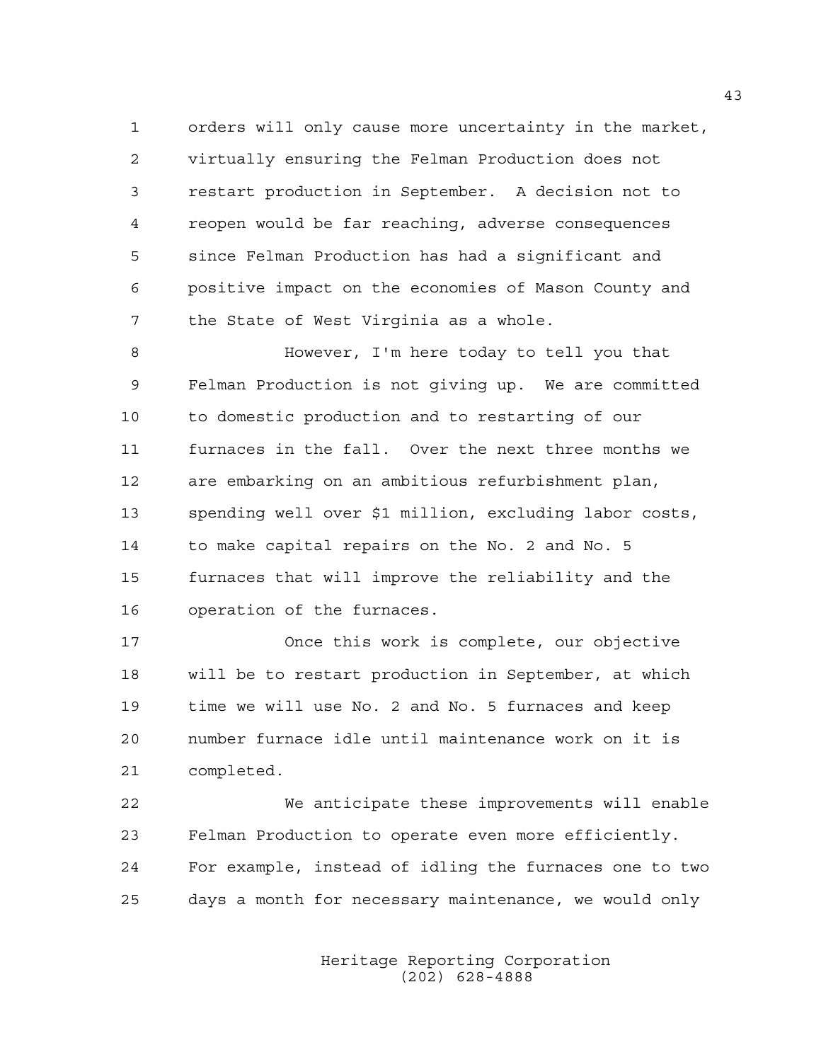orders will only cause more uncertainty in the market, virtually ensuring the Felman Production does not restart production in September. A decision not to reopen would be far reaching, adverse consequences since Felman Production has had a significant and positive impact on the economies of Mason County and the State of West Virginia as a whole.

However, I'm here today to tell you that Felman Production is not giving up. We are committed to domestic production and to restarting of our furnaces in the fall. Over the next three months we are embarking on an ambitious refurbishment plan, spending well over $1 million, excluding labor costs, to make capital repairs on the No. 2 and No. 5 furnaces that will improve the reliability and the operation of the furnaces.

Once this work is complete, our objective will be to restart production in September, at which time we will use No. 2 and No. 5 furnaces and keep number furnace idle until maintenance work on it is completed.

We anticipate these improvements will enable Felman Production to operate even more efficiently. For example, instead of idling the furnaces one to two days a month for necessary maintenance, we would only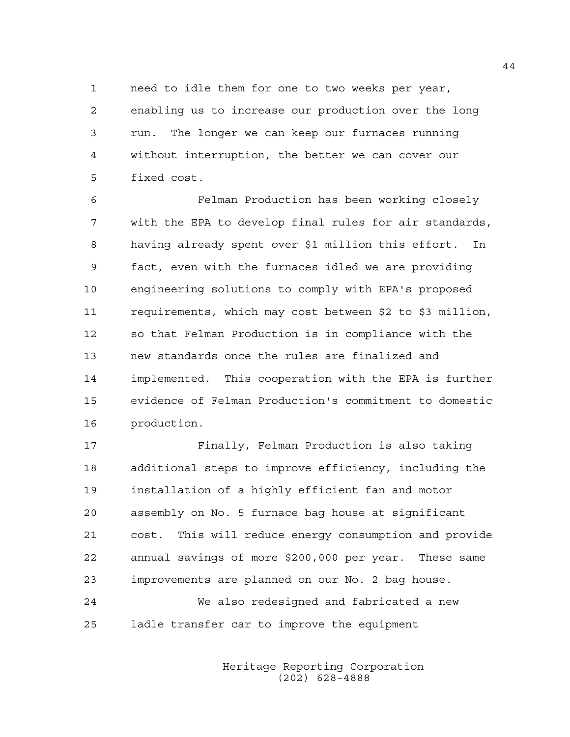need to idle them for one to two weeks per year, enabling us to increase our production over the long run. The longer we can keep our furnaces running without interruption, the better we can cover our fixed cost.

Felman Production has been working closely with the EPA to develop final rules for air standards, having already spent over $1 million this effort. In fact, even with the furnaces idled we are providing engineering solutions to comply with EPA's proposed requirements, which may cost between $2 to $3 million, so that Felman Production is in compliance with the new standards once the rules are finalized and implemented. This cooperation with the EPA is further evidence of Felman Production's commitment to domestic production.

Finally, Felman Production is also taking additional steps to improve efficiency, including the installation of a highly efficient fan and motor assembly on No. 5 furnace bag house at significant cost. This will reduce energy consumption and provide annual savings of more $200,000 per year. These same improvements are planned on our No. 2 bag house.

We also redesigned and fabricated a new ladle transfer car to improve the equipment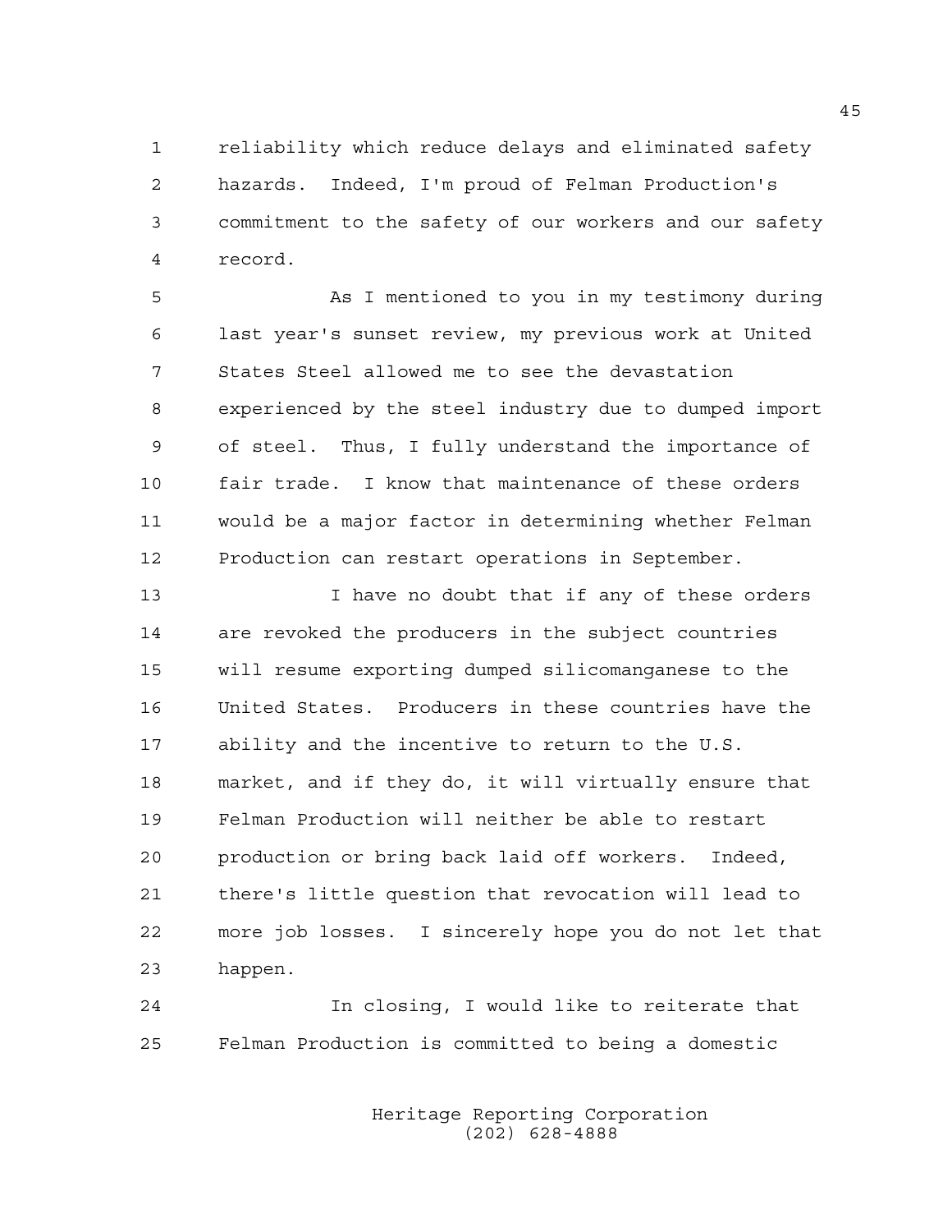reliability which reduce delays and eliminated safety hazards. Indeed, I'm proud of Felman Production's commitment to the safety of our workers and our safety record.

As I mentioned to you in my testimony during last year's sunset review, my previous work at United States Steel allowed me to see the devastation experienced by the steel industry due to dumped import of steel. Thus, I fully understand the importance of fair trade. I know that maintenance of these orders would be a major factor in determining whether Felman Production can restart operations in September.

I have no doubt that if any of these orders are revoked the producers in the subject countries will resume exporting dumped silicomanganese to the United States. Producers in these countries have the ability and the incentive to return to the U.S. market, and if they do, it will virtually ensure that Felman Production will neither be able to restart production or bring back laid off workers. Indeed, there's little question that revocation will lead to more job losses. I sincerely hope you do not let that happen.

In closing, I would like to reiterate that Felman Production is committed to being a domestic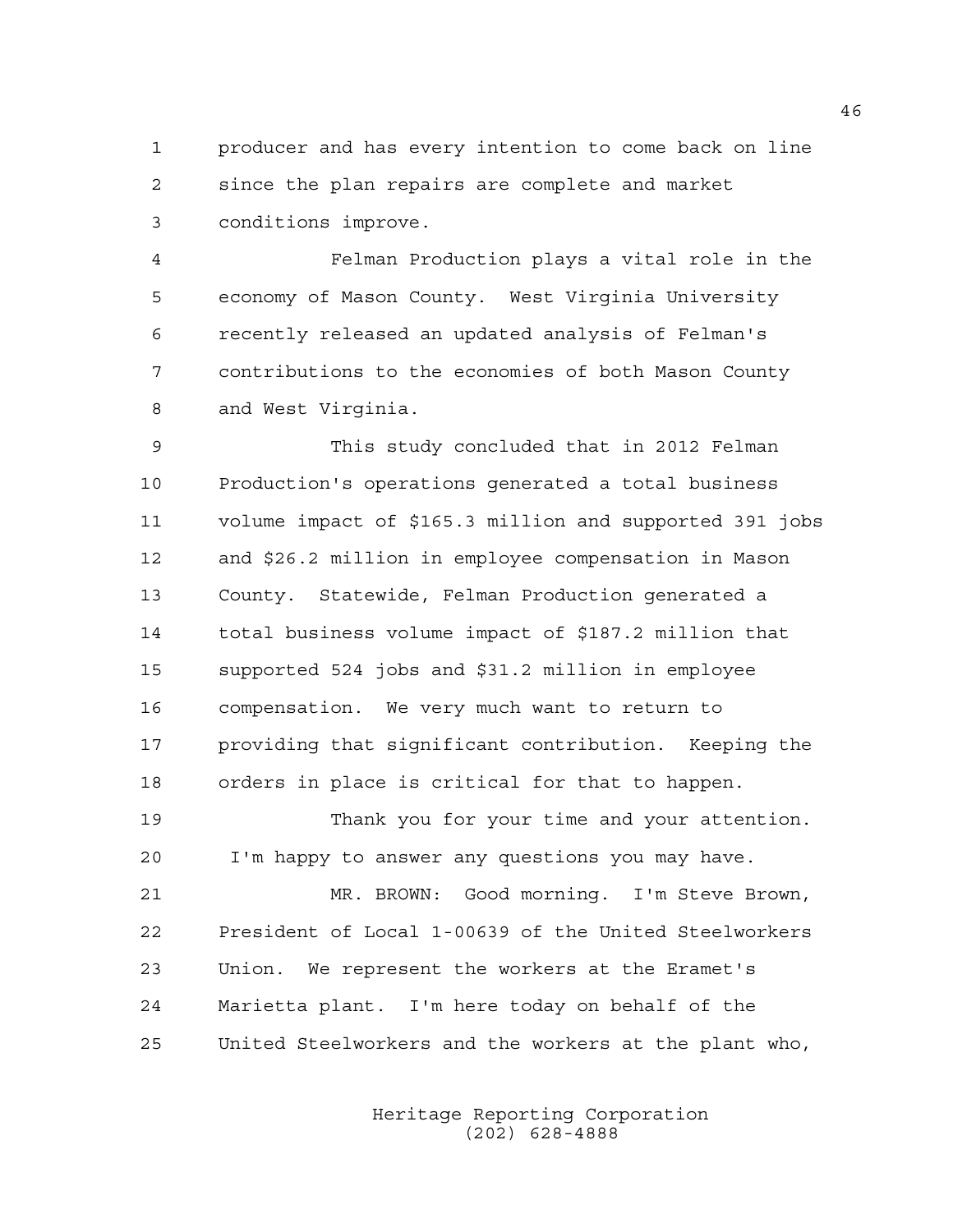producer and has every intention to come back on line since the plan repairs are complete and market conditions improve.

Felman Production plays a vital role in the economy of Mason County. West Virginia University recently released an updated analysis of Felman's contributions to the economies of both Mason County and West Virginia.

This study concluded that in 2012 Felman Production's operations generated a total business volume impact of $165.3 million and supported 391 jobs and $26.2 million in employee compensation in Mason County. Statewide, Felman Production generated a total business volume impact of $187.2 million that supported 524 jobs and $31.2 million in employee compensation. We very much want to return to providing that significant contribution. Keeping the orders in place is critical for that to happen.

Thank you for your time and your attention. I'm happy to answer any questions you may have.

MR. BROWN: Good morning. I'm Steve Brown, President of Local 1-00639 of the United Steelworkers Union. We represent the workers at the Eramet's Marietta plant. I'm here today on behalf of the United Steelworkers and the workers at the plant who,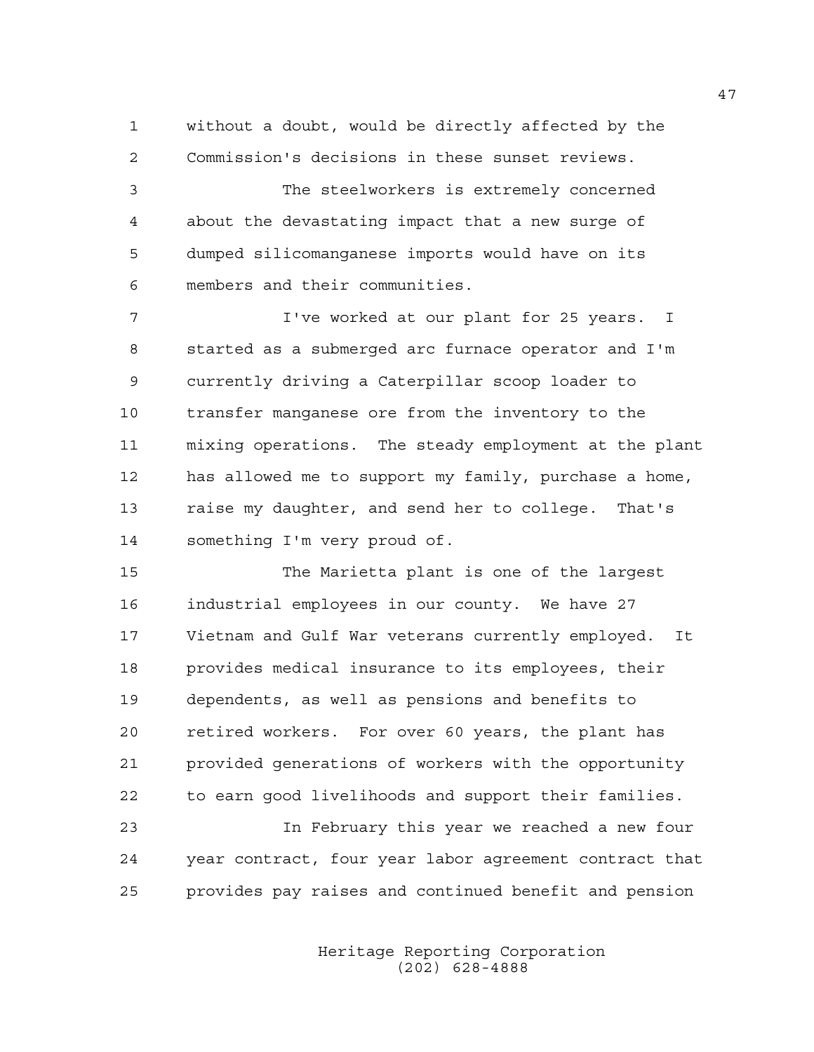without a doubt, would be directly affected by the Commission's decisions in these sunset reviews.

The steelworkers is extremely concerned about the devastating impact that a new surge of dumped silicomanganese imports would have on its members and their communities.

I've worked at our plant for 25 years. I started as a submerged arc furnace operator and I'm currently driving a Caterpillar scoop loader to transfer manganese ore from the inventory to the mixing operations. The steady employment at the plant has allowed me to support my family, purchase a home, raise my daughter, and send her to college. That's something I'm very proud of.

The Marietta plant is one of the largest industrial employees in our county. We have 27 Vietnam and Gulf War veterans currently employed. It provides medical insurance to its employees, their dependents, as well as pensions and benefits to retired workers. For over 60 years, the plant has provided generations of workers with the opportunity to earn good livelihoods and support their families.

In February this year we reached a new four year contract, four year labor agreement contract that provides pay raises and continued benefit and pension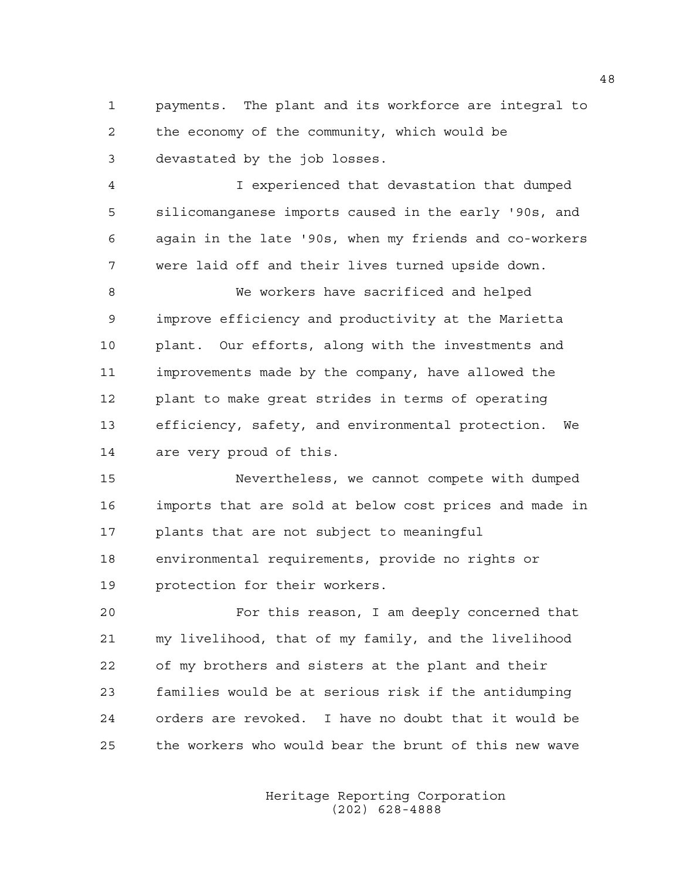payments. The plant and its workforce are integral to the economy of the community, which would be devastated by the job losses.

I experienced that devastation that dumped silicomanganese imports caused in the early '90s, and again in the late '90s, when my friends and co-workers were laid off and their lives turned upside down.

We workers have sacrificed and helped improve efficiency and productivity at the Marietta plant. Our efforts, along with the investments and improvements made by the company, have allowed the plant to make great strides in terms of operating efficiency, safety, and environmental protection. We are very proud of this.

Nevertheless, we cannot compete with dumped imports that are sold at below cost prices and made in plants that are not subject to meaningful environmental requirements, provide no rights or protection for their workers.

For this reason, I am deeply concerned that my livelihood, that of my family, and the livelihood of my brothers and sisters at the plant and their families would be at serious risk if the antidumping orders are revoked. I have no doubt that it would be the workers who would bear the brunt of this new wave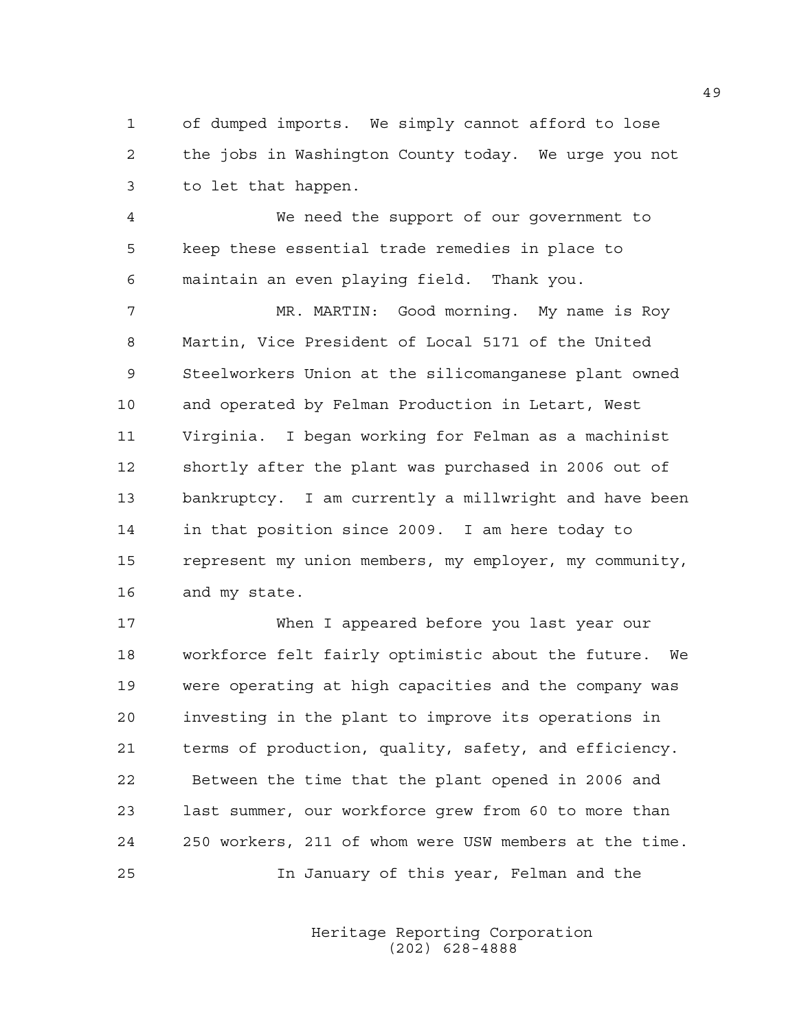of dumped imports. We simply cannot afford to lose the jobs in Washington County today. We urge you not to let that happen.

We need the support of our government to keep these essential trade remedies in place to maintain an even playing field. Thank you.

MR. MARTIN: Good morning. My name is Roy Martin, Vice President of Local 5171 of the United Steelworkers Union at the silicomanganese plant owned and operated by Felman Production in Letart, West Virginia. I began working for Felman as a machinist shortly after the plant was purchased in 2006 out of bankruptcy. I am currently a millwright and have been in that position since 2009. I am here today to represent my union members, my employer, my community, and my state.

When I appeared before you last year our workforce felt fairly optimistic about the future. We were operating at high capacities and the company was investing in the plant to improve its operations in terms of production, quality, safety, and efficiency. Between the time that the plant opened in 2006 and last summer, our workforce grew from 60 to more than 250 workers, 211 of whom were USW members at the time.

In January of this year, Felman and the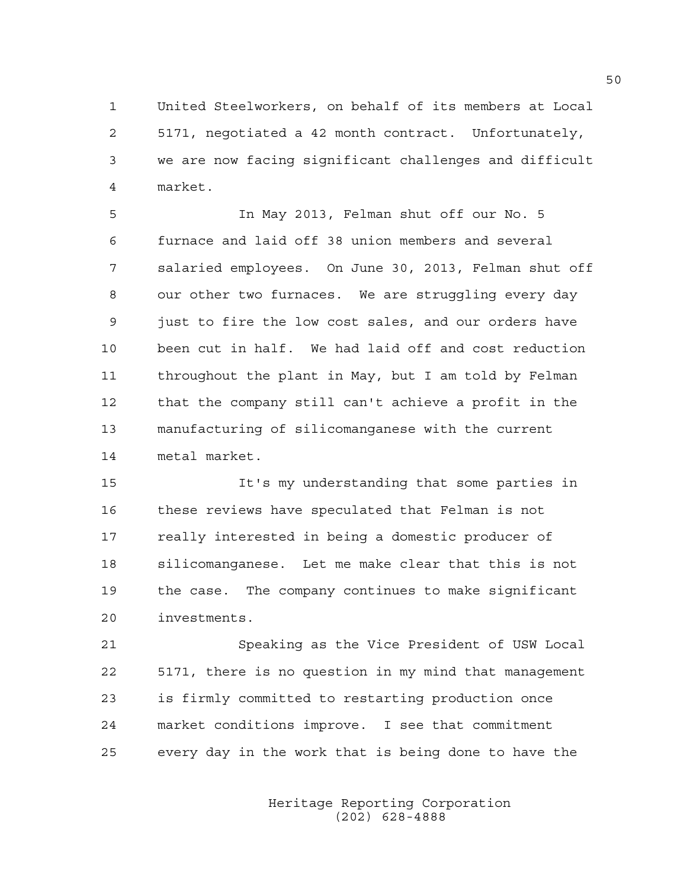United Steelworkers, on behalf of its members at Local 5171, negotiated a 42 month contract. Unfortunately, we are now facing significant challenges and difficult market.

In May 2013, Felman shut off our No. 5 furnace and laid off 38 union members and several salaried employees. On June 30, 2013, Felman shut off our other two furnaces. We are struggling every day just to fire the low cost sales, and our orders have been cut in half. We had laid off and cost reduction throughout the plant in May, but I am told by Felman that the company still can't achieve a profit in the manufacturing of silicomanganese with the current metal market.

It's my understanding that some parties in these reviews have speculated that Felman is not really interested in being a domestic producer of silicomanganese. Let me make clear that this is not the case. The company continues to make significant investments.

Speaking as the Vice President of USW Local 5171, there is no question in my mind that management is firmly committed to restarting production once market conditions improve. I see that commitment every day in the work that is being done to have the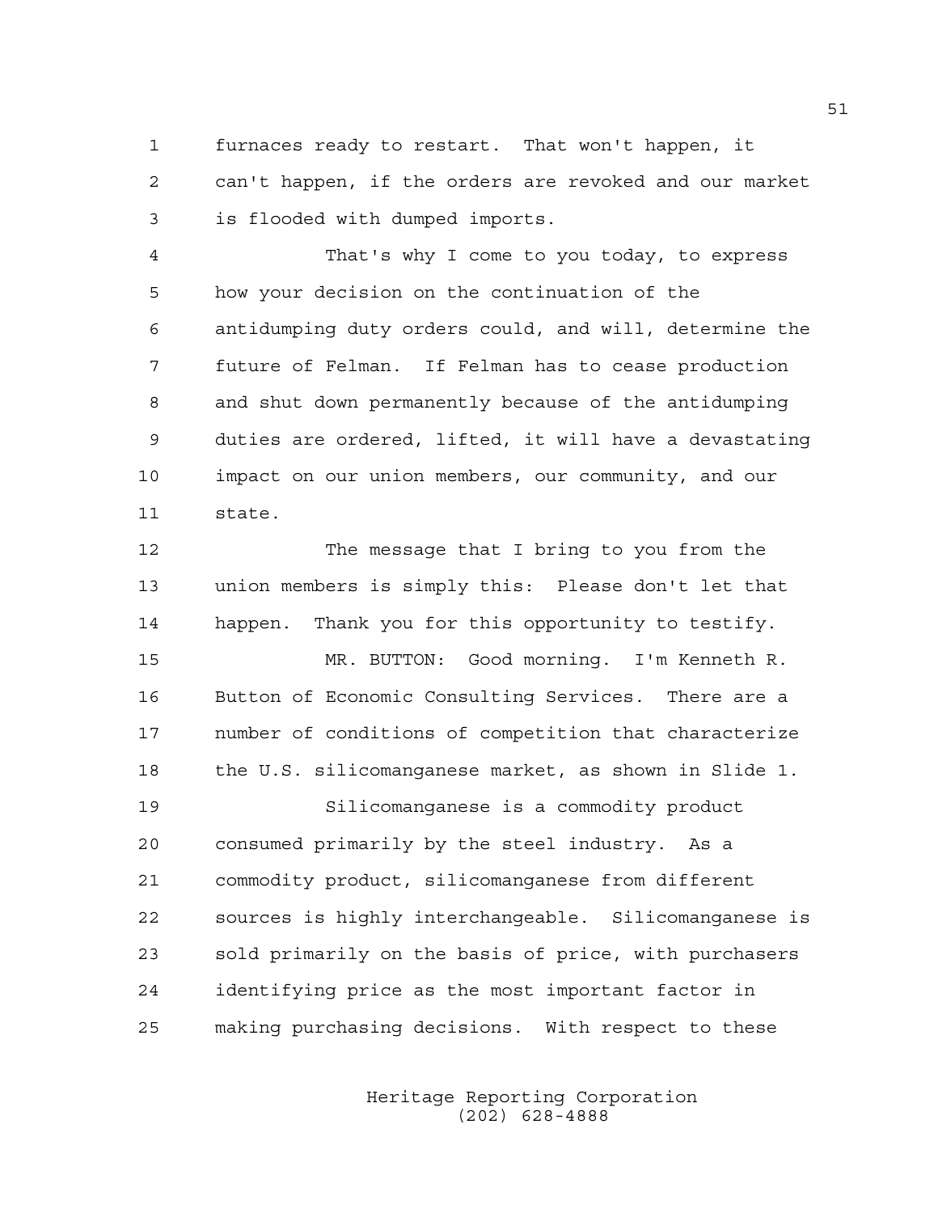furnaces ready to restart. That won't happen, it can't happen, if the orders are revoked and our market is flooded with dumped imports.

That's why I come to you today, to express how your decision on the continuation of the antidumping duty orders could, and will, determine the future of Felman. If Felman has to cease production and shut down permanently because of the antidumping duties are ordered, lifted, it will have a devastating impact on our union members, our community, and our state.

The message that I bring to you from the union members is simply this: Please don't let that happen. Thank you for this opportunity to testify.

MR. BUTTON: Good morning. I'm Kenneth R. Button of Economic Consulting Services. There are a number of conditions of competition that characterize the U.S. silicomanganese market, as shown in Slide 1.

Silicomanganese is a commodity product consumed primarily by the steel industry. As a commodity product, silicomanganese from different sources is highly interchangeable. Silicomanganese is sold primarily on the basis of price, with purchasers identifying price as the most important factor in making purchasing decisions. With respect to these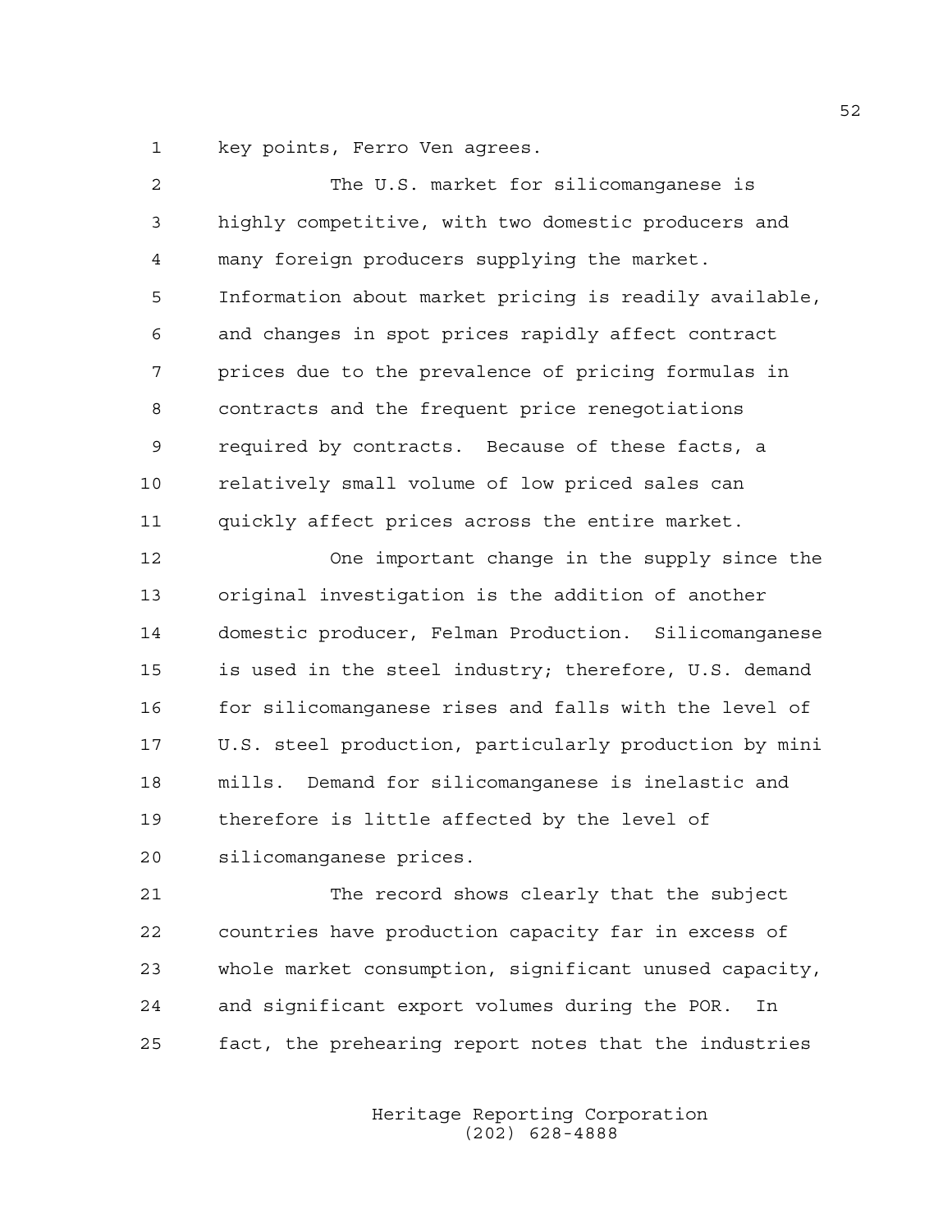key points, Ferro Ven agrees.

The U.S. market for silicomanganese is highly competitive, with two domestic producers and many foreign producers supplying the market. Information about market pricing is readily available, and changes in spot prices rapidly affect contract prices due to the prevalence of pricing formulas in contracts and the frequent price renegotiations required by contracts. Because of these facts, a relatively small volume of low priced sales can quickly affect prices across the entire market.

One important change in the supply since the original investigation is the addition of another domestic producer, Felman Production. Silicomanganese is used in the steel industry; therefore, U.S. demand for silicomanganese rises and falls with the level of U.S. steel production, particularly production by mini mills. Demand for silicomanganese is inelastic and therefore is little affected by the level of silicomanganese prices.

The record shows clearly that the subject countries have production capacity far in excess of whole market consumption, significant unused capacity, and significant export volumes during the POR. In fact, the prehearing report notes that the industries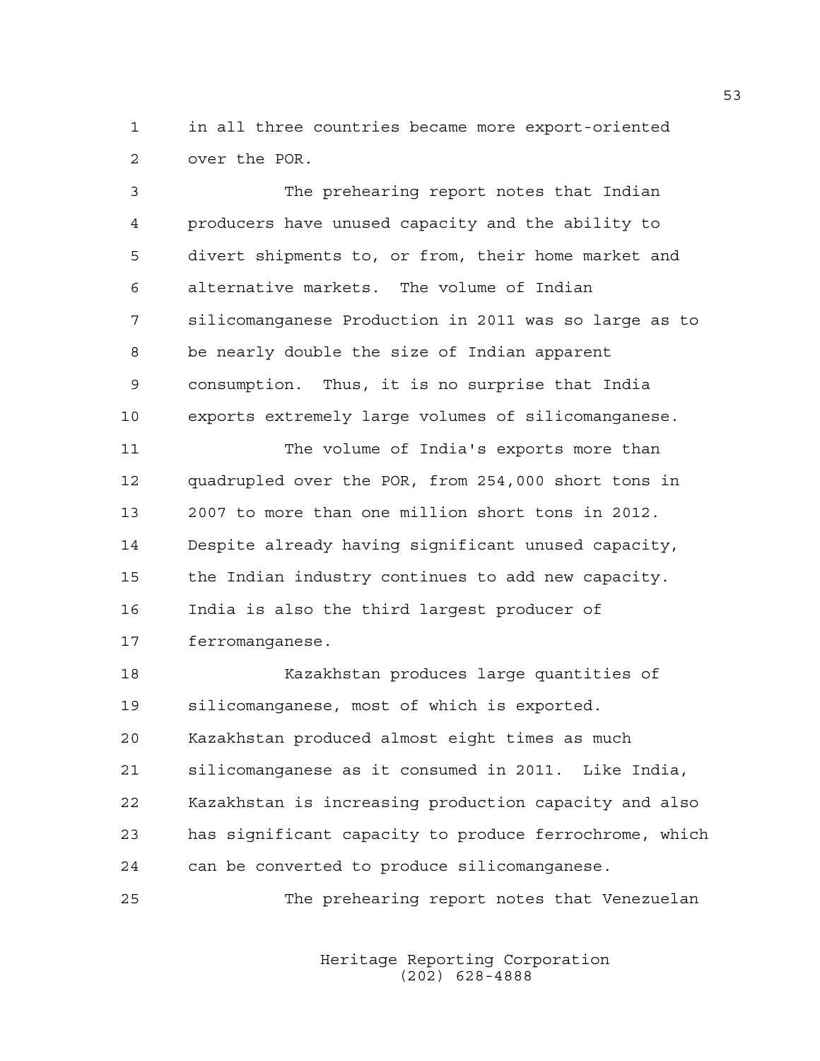in all three countries became more export-oriented over the POR.

The prehearing report notes that Indian producers have unused capacity and the ability to divert shipments to, or from, their home market and alternative markets. The volume of Indian silicomanganese Production in 2011 was so large as to be nearly double the size of Indian apparent consumption. Thus, it is no surprise that India exports extremely large volumes of silicomanganese.

The volume of India's exports more than quadrupled over the POR, from 254,000 short tons in 2007 to more than one million short tons in 2012. Despite already having significant unused capacity, the Indian industry continues to add new capacity. India is also the third largest producer of ferromanganese.

Kazakhstan produces large quantities of silicomanganese, most of which is exported. Kazakhstan produced almost eight times as much silicomanganese as it consumed in 2011. Like India, Kazakhstan is increasing production capacity and also has significant capacity to produce ferrochrome, which can be converted to produce silicomanganese.

The prehearing report notes that Venezuelan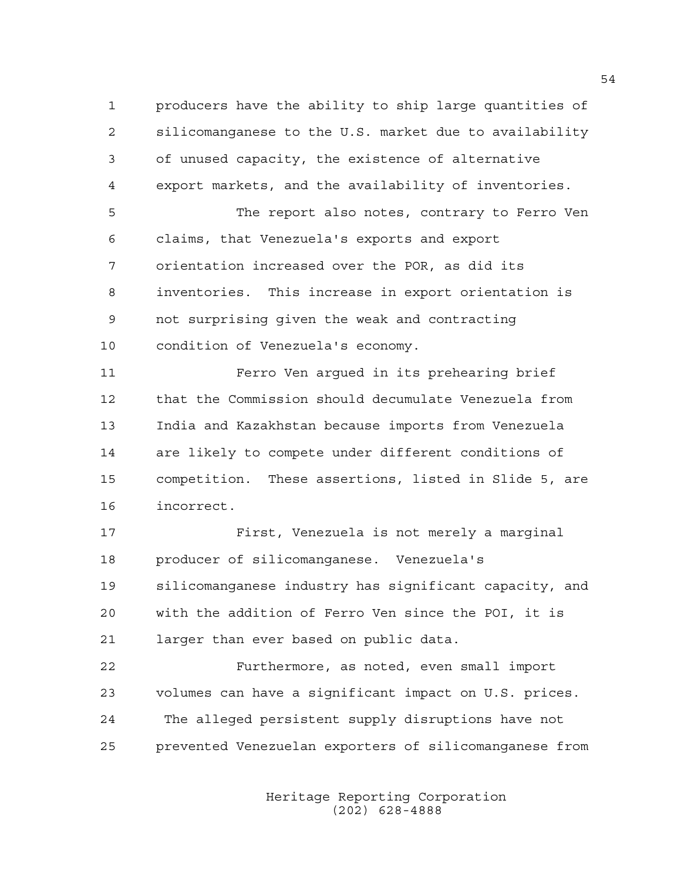producers have the ability to ship large quantities of silicomanganese to the U.S. market due to availability of unused capacity, the existence of alternative export markets, and the availability of inventories.

The report also notes, contrary to Ferro Ven claims, that Venezuela's exports and export orientation increased over the POR, as did its inventories. This increase in export orientation is not surprising given the weak and contracting condition of Venezuela's economy.

Ferro Ven argued in its prehearing brief that the Commission should decumulate Venezuela from India and Kazakhstan because imports from Venezuela are likely to compete under different conditions of competition. These assertions, listed in Slide 5, are incorrect.

First, Venezuela is not merely a marginal producer of silicomanganese. Venezuela's silicomanganese industry has significant capacity, and with the addition of Ferro Ven since the POI, it is larger than ever based on public data.

Furthermore, as noted, even small import volumes can have a significant impact on U.S. prices. The alleged persistent supply disruptions have not prevented Venezuelan exporters of silicomanganese from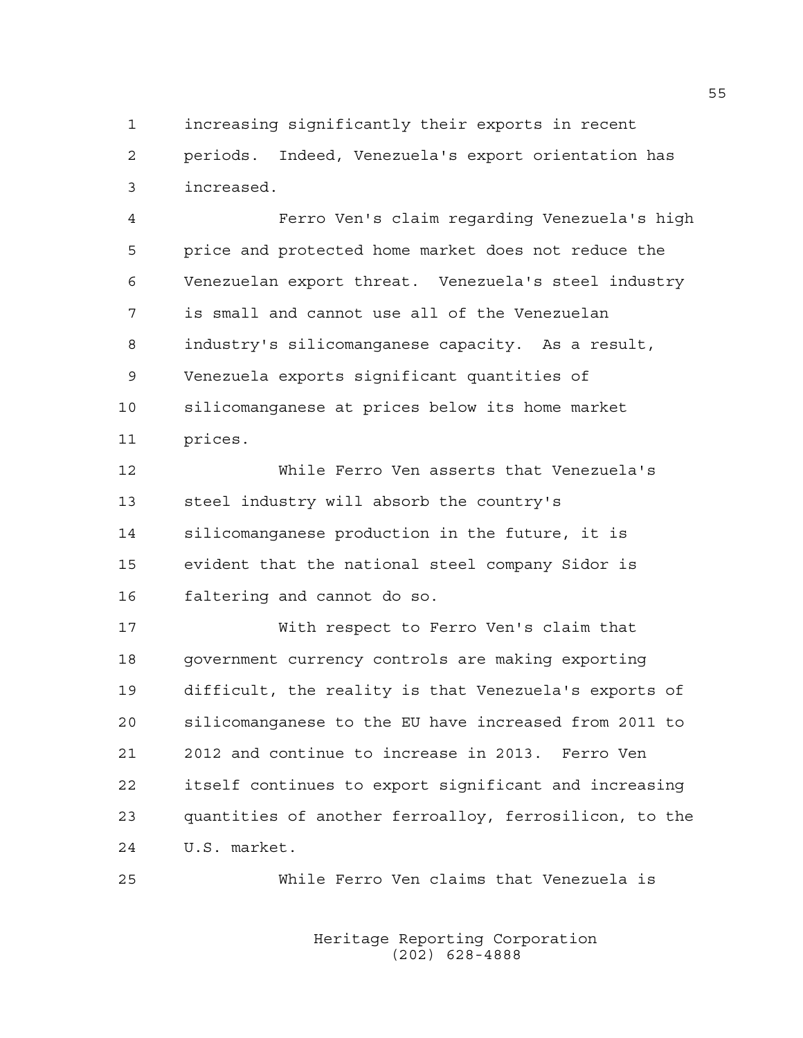increasing significantly their exports in recent periods. Indeed, Venezuela's export orientation has increased.

Ferro Ven's claim regarding Venezuela's high price and protected home market does not reduce the Venezuelan export threat. Venezuela's steel industry is small and cannot use all of the Venezuelan industry's silicomanganese capacity. As a result, Venezuela exports significant quantities of silicomanganese at prices below its home market prices.

While Ferro Ven asserts that Venezuela's steel industry will absorb the country's silicomanganese production in the future, it is evident that the national steel company Sidor is faltering and cannot do so.

With respect to Ferro Ven's claim that government currency controls are making exporting difficult, the reality is that Venezuela's exports of silicomanganese to the EU have increased from 2011 to 2012 and continue to increase in 2013. Ferro Ven itself continues to export significant and increasing quantities of another ferroalloy, ferrosilicon, to the U.S. market.

While Ferro Ven claims that Venezuela is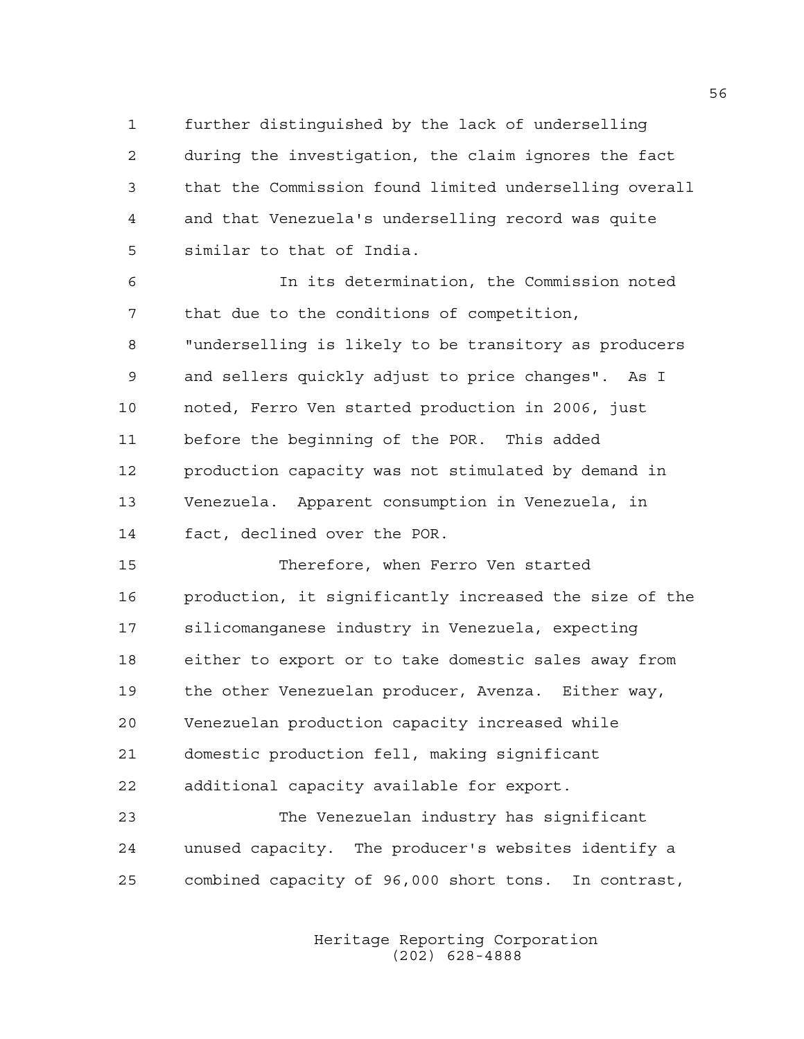further distinguished by the lack of underselling during the investigation, the claim ignores the fact that the Commission found limited underselling overall and that Venezuela's underselling record was quite similar to that of India.

In its determination, the Commission noted that due to the conditions of competition, "underselling is likely to be transitory as producers and sellers quickly adjust to price changes". As I noted, Ferro Ven started production in 2006, just before the beginning of the POR. This added production capacity was not stimulated by demand in Venezuela. Apparent consumption in Venezuela, in fact, declined over the POR.

Therefore, when Ferro Ven started production, it significantly increased the size of the silicomanganese industry in Venezuela, expecting either to export or to take domestic sales away from the other Venezuelan producer, Avenza. Either way, Venezuelan production capacity increased while domestic production fell, making significant additional capacity available for export.

The Venezuelan industry has significant unused capacity. The producer's websites identify a combined capacity of 96,000 short tons. In contrast,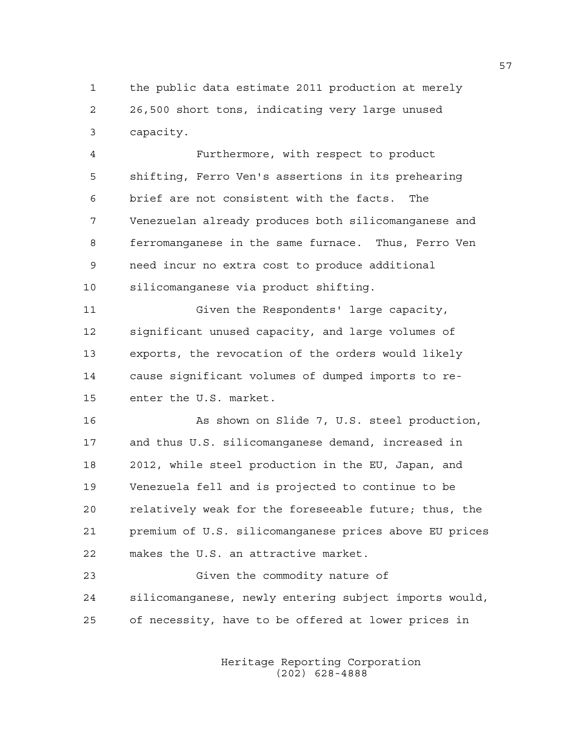the public data estimate 2011 production at merely 26,500 short tons, indicating very large unused capacity.

Furthermore, with respect to product shifting, Ferro Ven's assertions in its prehearing brief are not consistent with the facts. The Venezuelan already produces both silicomanganese and ferromanganese in the same furnace. Thus, Ferro Ven need incur no extra cost to produce additional silicomanganese via product shifting.

Given the Respondents' large capacity, significant unused capacity, and large volumes of exports, the revocation of the orders would likely cause significant volumes of dumped imports to re-enter the U.S. market.

As shown on Slide 7, U.S. steel production, and thus U.S. silicomanganese demand, increased in 2012, while steel production in the EU, Japan, and Venezuela fell and is projected to continue to be relatively weak for the foreseeable future; thus, the premium of U.S. silicomanganese prices above EU prices makes the U.S. an attractive market.

Given the commodity nature of silicomanganese, newly entering subject imports would, of necessity, have to be offered at lower prices in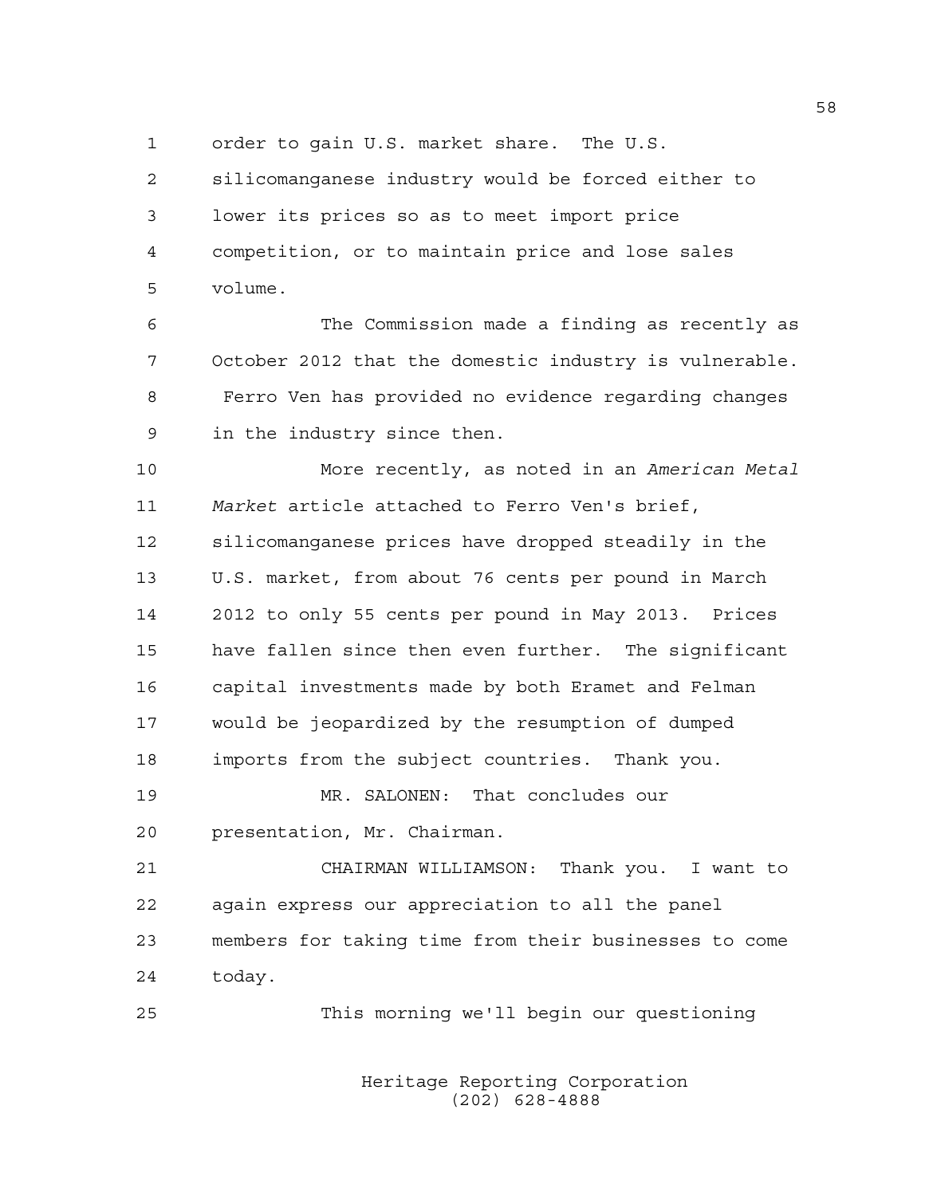order to gain U.S. market share. The U.S. silicomanganese industry would be forced either to lower its prices so as to meet import price competition, or to maintain price and lose sales volume.

The Commission made a finding as recently as October 2012 that the domestic industry is vulnerable. Ferro Ven has provided no evidence regarding changes in the industry since then.

More recently, as noted in an *American Metal Market* article attached to Ferro Ven's brief, silicomanganese prices have dropped steadily in the U.S. market, from about 76 cents per pound in March 2012 to only 55 cents per pound in May 2013. Prices have fallen since then even further. The significant capital investments made by both Eramet and Felman would be jeopardized by the resumption of dumped imports from the subject countries. Thank you.

MR. SALONEN: That concludes our presentation, Mr. Chairman.

CHAIRMAN WILLIAMSON: Thank you. I want to again express our appreciation to all the panel members for taking time from their businesses to come today.

This morning we'll begin our questioning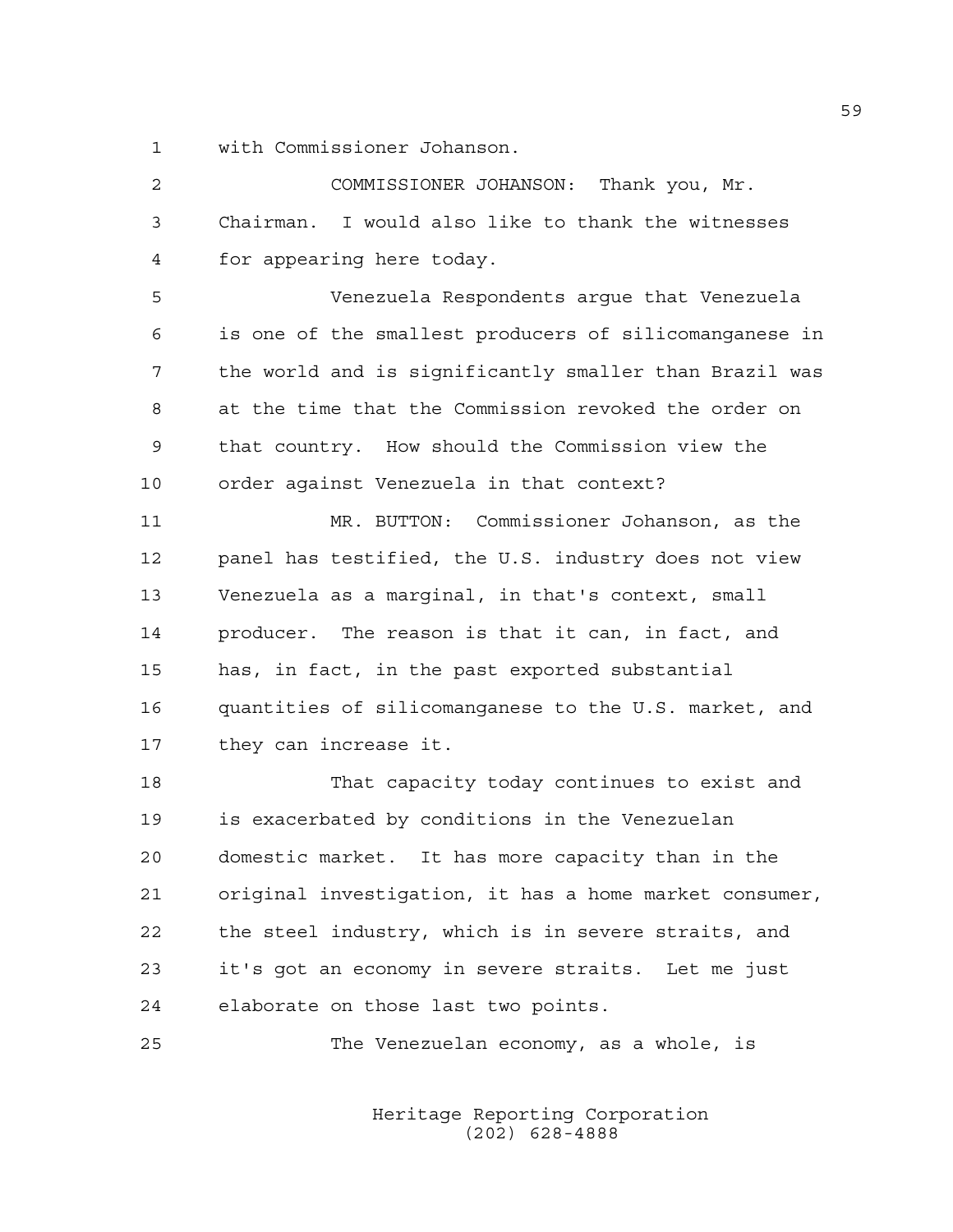with Commissioner Johanson.

COMMISSIONER JOHANSON: Thank you, Mr. Chairman. I would also like to thank the witnesses for appearing here today.

Venezuela Respondents argue that Venezuela is one of the smallest producers of silicomanganese in the world and is significantly smaller than Brazil was at the time that the Commission revoked the order on that country. How should the Commission view the order against Venezuela in that context?

MR. BUTTON: Commissioner Johanson, as the panel has testified, the U.S. industry does not view Venezuela as a marginal, in that's context, small producer. The reason is that it can, in fact, and has, in fact, in the past exported substantial quantities of silicomanganese to the U.S. market, and they can increase it.

That capacity today continues to exist and is exacerbated by conditions in the Venezuelan domestic market. It has more capacity than in the original investigation, it has a home market consumer, the steel industry, which is in severe straits, and it's got an economy in severe straits. Let me just elaborate on those last two points.

The Venezuelan economy, as a whole, is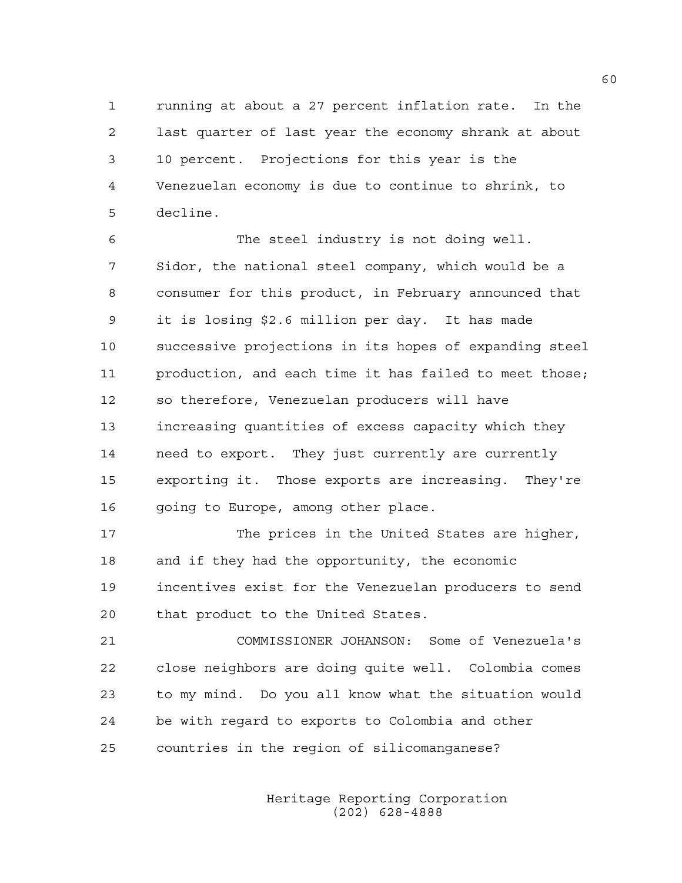running at about a 27 percent inflation rate. In the last quarter of last year the economy shrank at about 10 percent. Projections for this year is the Venezuelan economy is due to continue to shrink, to decline.

The steel industry is not doing well. Sidor, the national steel company, which would be a consumer for this product, in February announced that it is losing $2.6 million per day. It has made successive projections in its hopes of expanding steel production, and each time it has failed to meet those; so therefore, Venezuelan producers will have increasing quantities of excess capacity which they need to export. They just currently are currently exporting it. Those exports are increasing. They're going to Europe, among other place.

The prices in the United States are higher, and if they had the opportunity, the economic incentives exist for the Venezuelan producers to send that product to the United States.

COMMISSIONER JOHANSON: Some of Venezuela's close neighbors are doing quite well. Colombia comes to my mind. Do you all know what the situation would be with regard to exports to Colombia and other countries in the region of silicomanganese?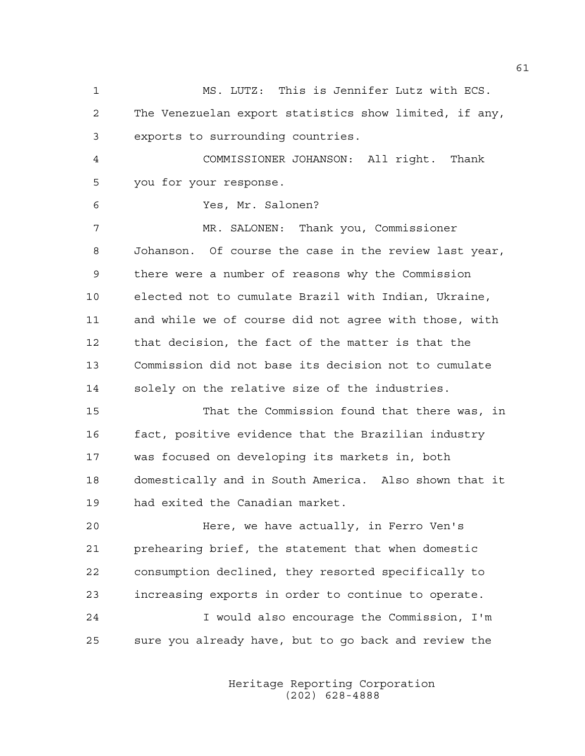MS. LUTZ: This is Jennifer Lutz with ECS. The Venezuelan export statistics show limited, if any, exports to surrounding countries.

COMMISSIONER JOHANSON: All right. Thank you for your response.

Yes, Mr. Salonen?

MR. SALONEN: Thank you, Commissioner Johanson. Of course the case in the review last year, there were a number of reasons why the Commission elected not to cumulate Brazil with Indian, Ukraine, and while we of course did not agree with those, with that decision, the fact of the matter is that the Commission did not base its decision not to cumulate solely on the relative size of the industries.

That the Commission found that there was, in fact, positive evidence that the Brazilian industry was focused on developing its markets in, both domestically and in South America. Also shown that it had exited the Canadian market.

Here, we have actually, in Ferro Ven's prehearing brief, the statement that when domestic consumption declined, they resorted specifically to increasing exports in order to continue to operate.

I would also encourage the Commission, I'm sure you already have, but to go back and review the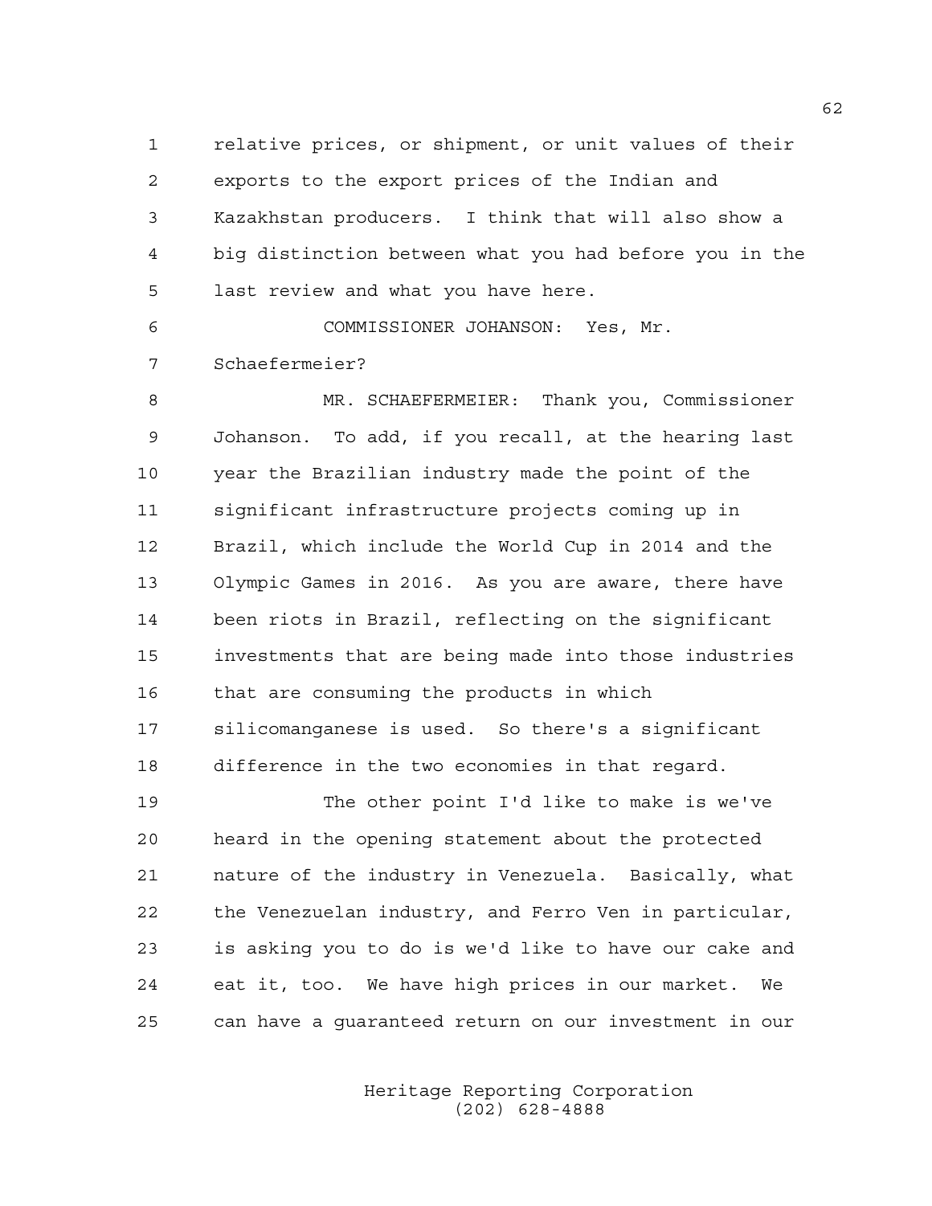relative prices, or shipment, or unit values of their exports to the export prices of the Indian and Kazakhstan producers. I think that will also show a big distinction between what you had before you in the last review and what you have here.

COMMISSIONER JOHANSON: Yes, Mr. Schaefermeier?

MR. SCHAEFERMEIER: Thank you, Commissioner Johanson. To add, if you recall, at the hearing last year the Brazilian industry made the point of the significant infrastructure projects coming up in Brazil, which include the World Cup in 2014 and the Olympic Games in 2016. As you are aware, there have been riots in Brazil, reflecting on the significant investments that are being made into those industries that are consuming the products in which silicomanganese is used. So there's a significant difference in the two economies in that regard.

The other point I'd like to make is we've heard in the opening statement about the protected nature of the industry in Venezuela. Basically, what the Venezuelan industry, and Ferro Ven in particular, is asking you to do is we'd like to have our cake and eat it, too. We have high prices in our market. We can have a guaranteed return on our investment in our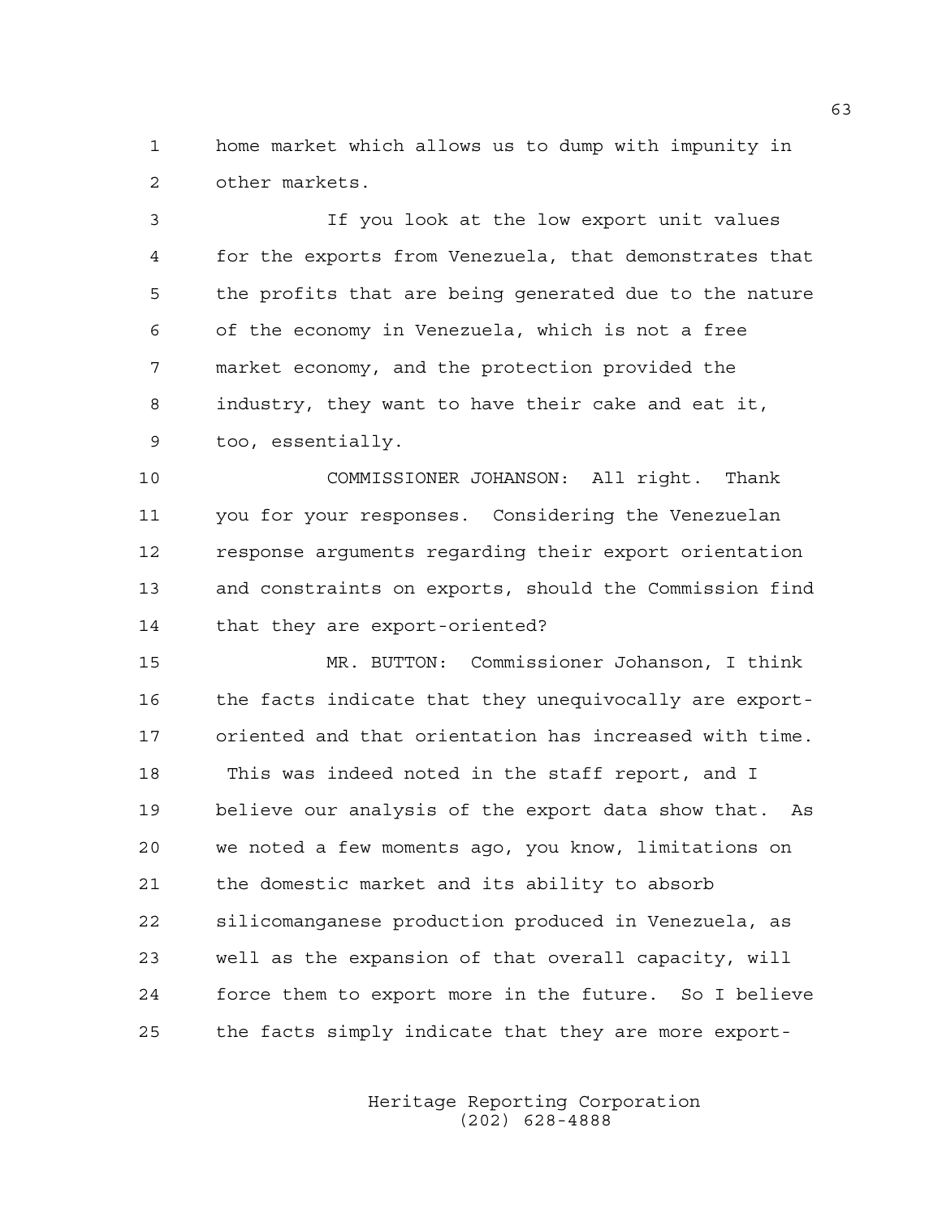home market which allows us to dump with impunity in other markets.

If you look at the low export unit values for the exports from Venezuela, that demonstrates that the profits that are being generated due to the nature of the economy in Venezuela, which is not a free market economy, and the protection provided the industry, they want to have their cake and eat it, too, essentially.

COMMISSIONER JOHANSON: All right. Thank you for your responses. Considering the Venezuelan response arguments regarding their export orientation and constraints on exports, should the Commission find that they are export-oriented?

MR. BUTTON: Commissioner Johanson, I think the facts indicate that they unequivocally are export-oriented and that orientation has increased with time. This was indeed noted in the staff report, and I believe our analysis of the export data show that. As we noted a few moments ago, you know, limitations on the domestic market and its ability to absorb silicomanganese production produced in Venezuela, as well as the expansion of that overall capacity, will force them to export more in the future. So I believe the facts simply indicate that they are more export-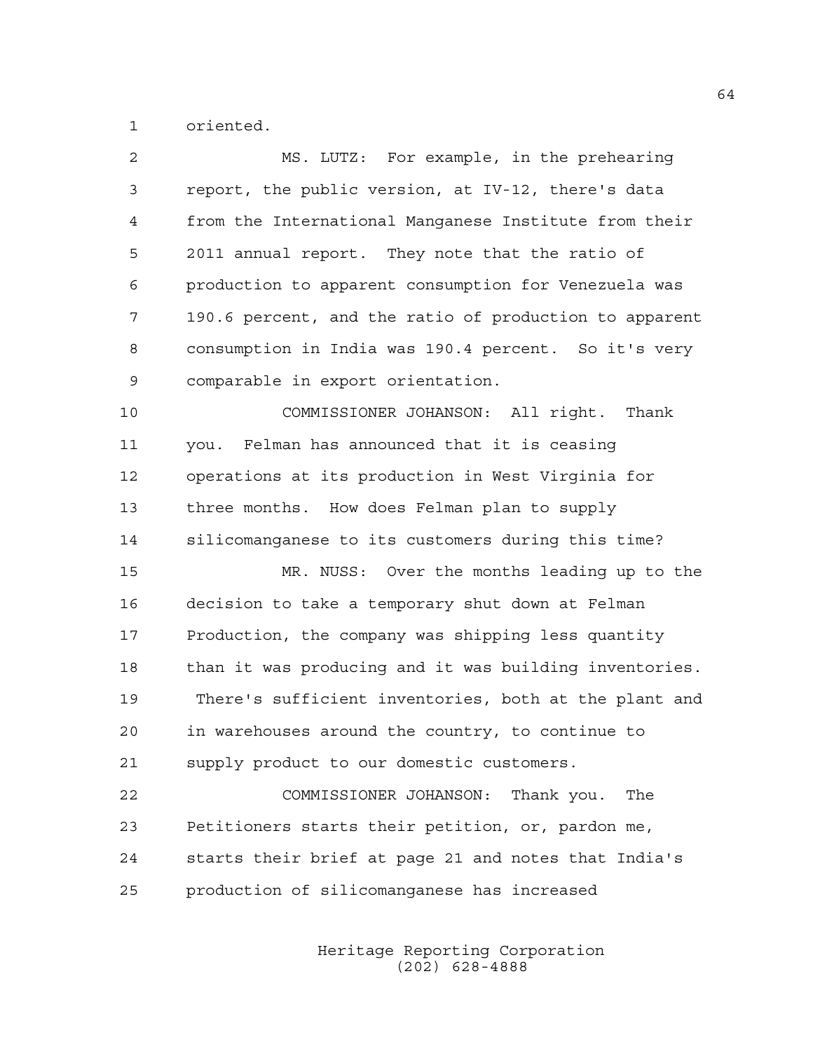oriented.

MS. LUTZ: For example, in the prehearing report, the public version, at IV-12, there's data from the International Manganese Institute from their 2011 annual report. They note that the ratio of production to apparent consumption for Venezuela was 190.6 percent, and the ratio of production to apparent consumption in India was 190.4 percent. So it's very comparable in export orientation.

COMMISSIONER JOHANSON: All right. Thank you. Felman has announced that it is ceasing operations at its production in West Virginia for three months. How does Felman plan to supply silicomanganese to its customers during this time?

MR. NUSS: Over the months leading up to the decision to take a temporary shut down at Felman Production, the company was shipping less quantity than it was producing and it was building inventories. There's sufficient inventories, both at the plant and in warehouses around the country, to continue to supply product to our domestic customers.

COMMISSIONER JOHANSON: Thank you. The Petitioners starts their petition, or, pardon me, starts their brief at page 21 and notes that India's production of silicomanganese has increased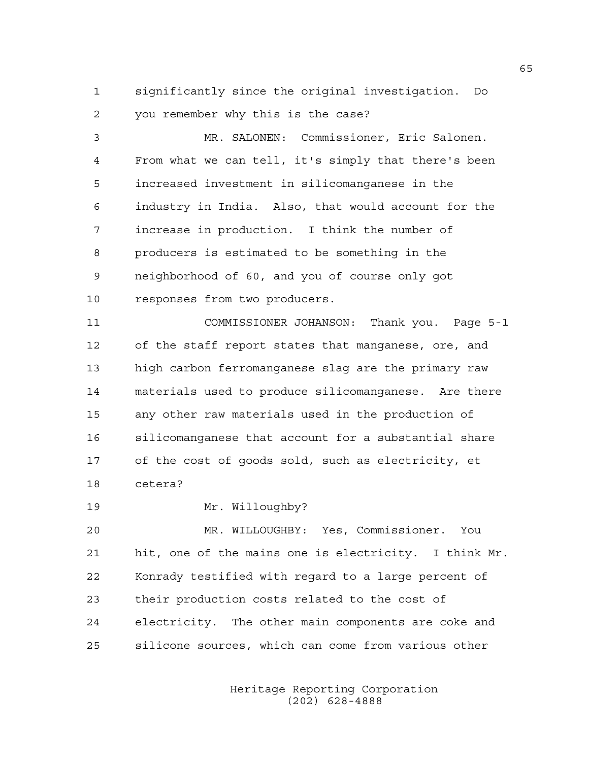significantly since the original investigation. Do you remember why this is the case?

MR. SALONEN: Commissioner, Eric Salonen. From what we can tell, it's simply that there's been increased investment in silicomanganese in the industry in India. Also, that would account for the increase in production. I think the number of producers is estimated to be something in the neighborhood of 60, and you of course only got responses from two producers.

COMMISSIONER JOHANSON: Thank you. Page 5-1 of the staff report states that manganese, ore, and high carbon ferromanganese slag are the primary raw materials used to produce silicomanganese. Are there any other raw materials used in the production of silicomanganese that account for a substantial share of the cost of goods sold, such as electricity, et cetera?

Mr. Willoughby?

MR. WILLOUGHBY: Yes, Commissioner. You hit, one of the mains one is electricity. I think Mr. Konrady testified with regard to a large percent of their production costs related to the cost of electricity. The other main components are coke and silicone sources, which can come from various other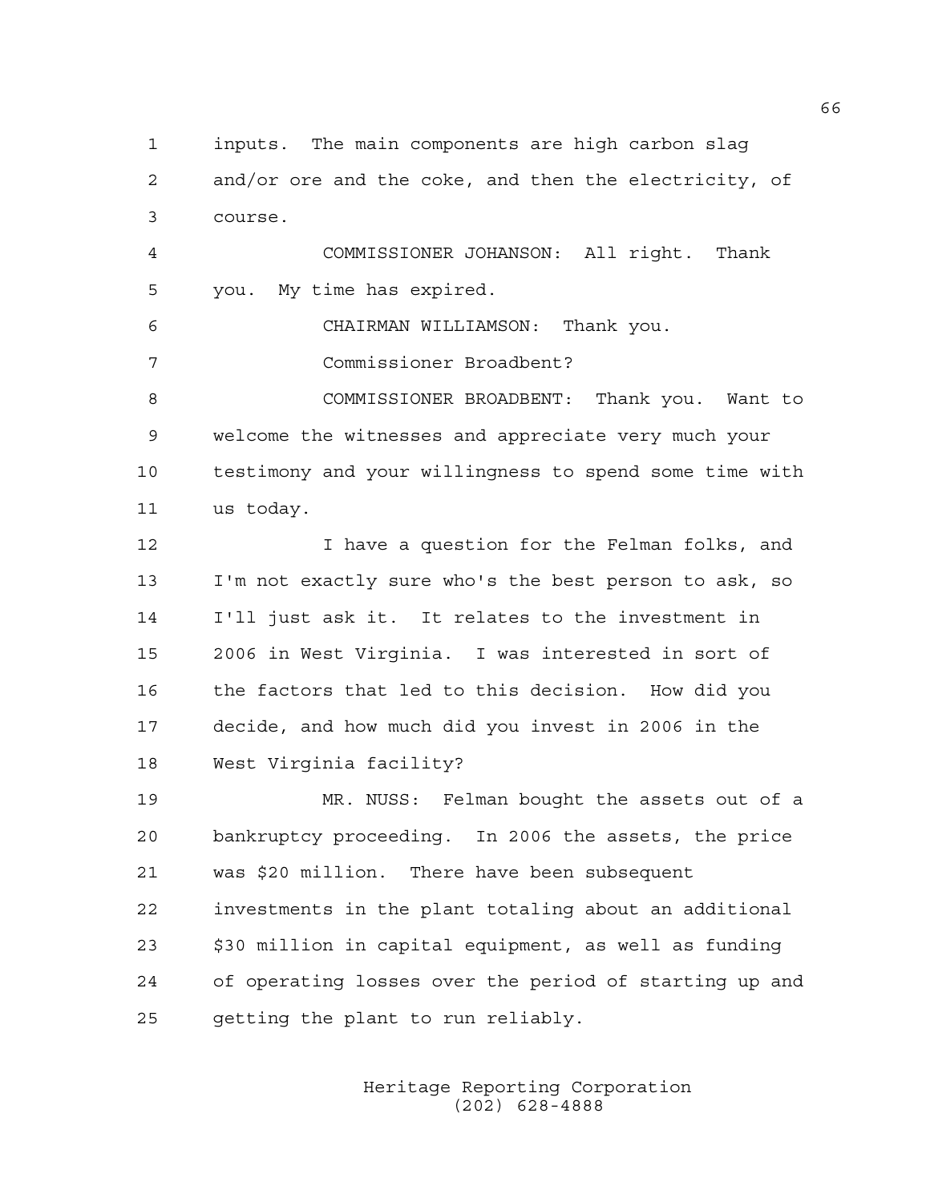inputs. The main components are high carbon slag and/or ore and the coke, and then the electricity, of course.

COMMISSIONER JOHANSON: All right. Thank you. My time has expired.

CHAIRMAN WILLIAMSON: Thank you.

Commissioner Broadbent?

COMMISSIONER BROADBENT: Thank you. Want to welcome the witnesses and appreciate very much your testimony and your willingness to spend some time with us today.

I have a question for the Felman folks, and I'm not exactly sure who's the best person to ask, so I'll just ask it. It relates to the investment in 2006 in West Virginia. I was interested in sort of the factors that led to this decision. How did you decide, and how much did you invest in 2006 in the West Virginia facility?

MR. NUSS: Felman bought the assets out of a bankruptcy proceeding. In 2006 the assets, the price was $20 million. There have been subsequent investments in the plant totaling about an additional $30 million in capital equipment, as well as funding of operating losses over the period of starting up and getting the plant to run reliably.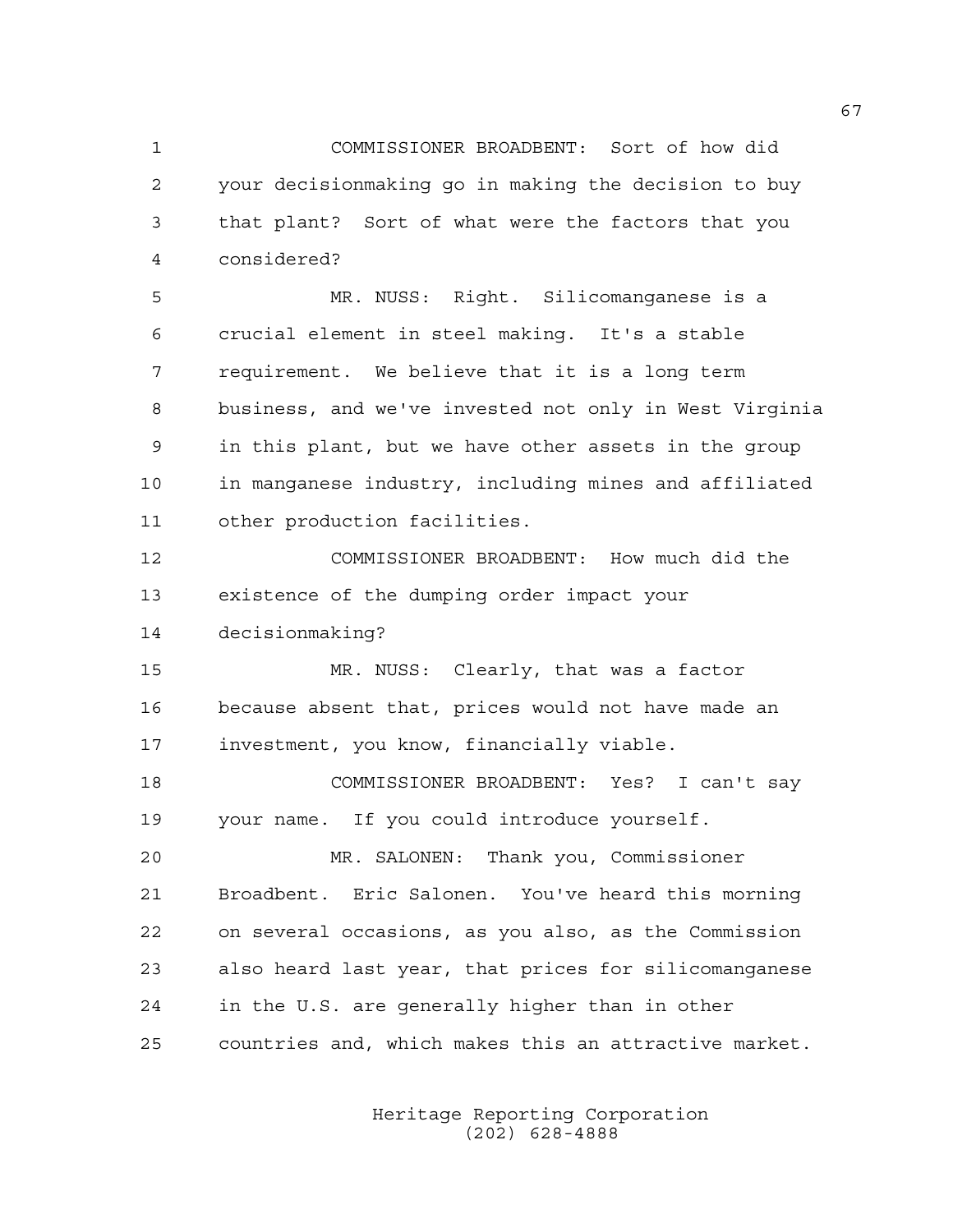COMMISSIONER BROADBENT: Sort of how did your decisionmaking go in making the decision to buy that plant? Sort of what were the factors that you considered?

MR. NUSS: Right. Silicomanganese is a crucial element in steel making. It's a stable requirement. We believe that it is a long term business, and we've invested not only in West Virginia in this plant, but we have other assets in the group in manganese industry, including mines and affiliated other production facilities.

COMMISSIONER BROADBENT: How much did the existence of the dumping order impact your decisionmaking?

MR. NUSS: Clearly, that was a factor because absent that, prices would not have made an investment, you know, financially viable.

COMMISSIONER BROADBENT: Yes? I can't say your name. If you could introduce yourself.

MR. SALONEN: Thank you, Commissioner Broadbent. Eric Salonen. You've heard this morning on several occasions, as you also, as the Commission also heard last year, that prices for silicomanganese in the U.S. are generally higher than in other countries and, which makes this an attractive market.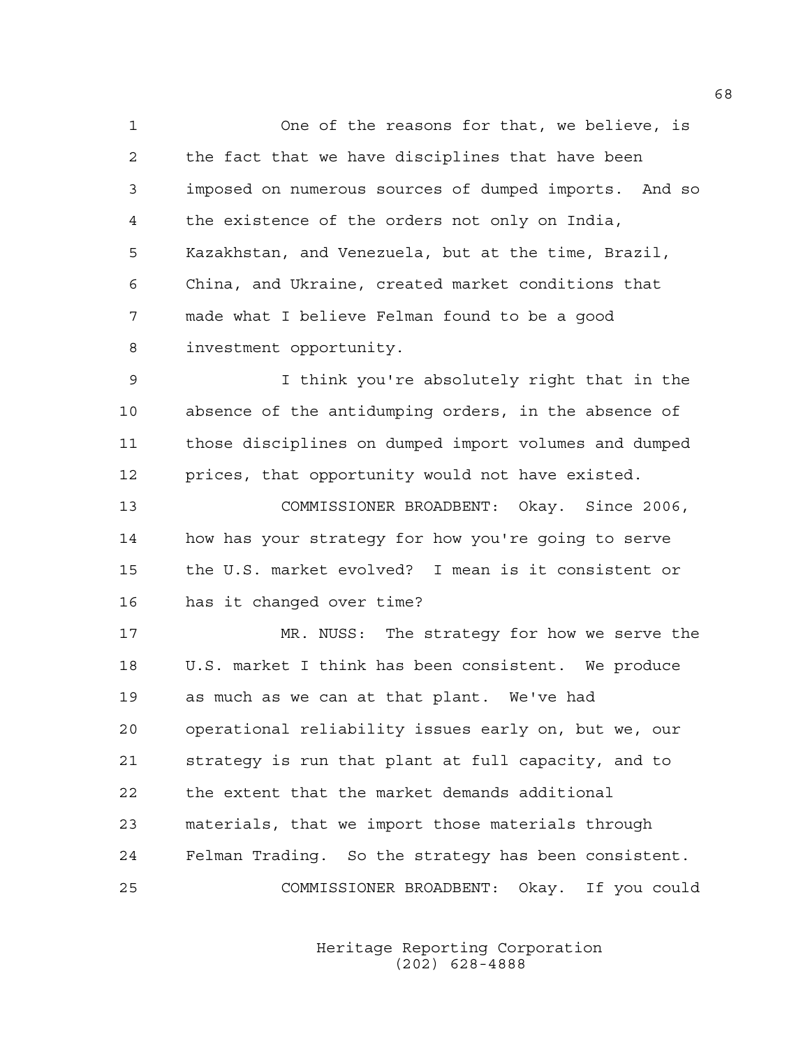One of the reasons for that, we believe, is the fact that we have disciplines that have been imposed on numerous sources of dumped imports. And so the existence of the orders not only on India, Kazakhstan, and Venezuela, but at the time, Brazil, China, and Ukraine, created market conditions that made what I believe Felman found to be a good investment opportunity.

I think you're absolutely right that in the absence of the antidumping orders, in the absence of those disciplines on dumped import volumes and dumped prices, that opportunity would not have existed.

COMMISSIONER BROADBENT: Okay. Since 2006, how has your strategy for how you're going to serve the U.S. market evolved? I mean is it consistent or has it changed over time?

MR. NUSS: The strategy for how we serve the U.S. market I think has been consistent. We produce as much as we can at that plant. We've had operational reliability issues early on, but we, our strategy is run that plant at full capacity, and to the extent that the market demands additional materials, that we import those materials through Felman Trading. So the strategy has been consistent.

COMMISSIONER BROADBENT: Okay. If you could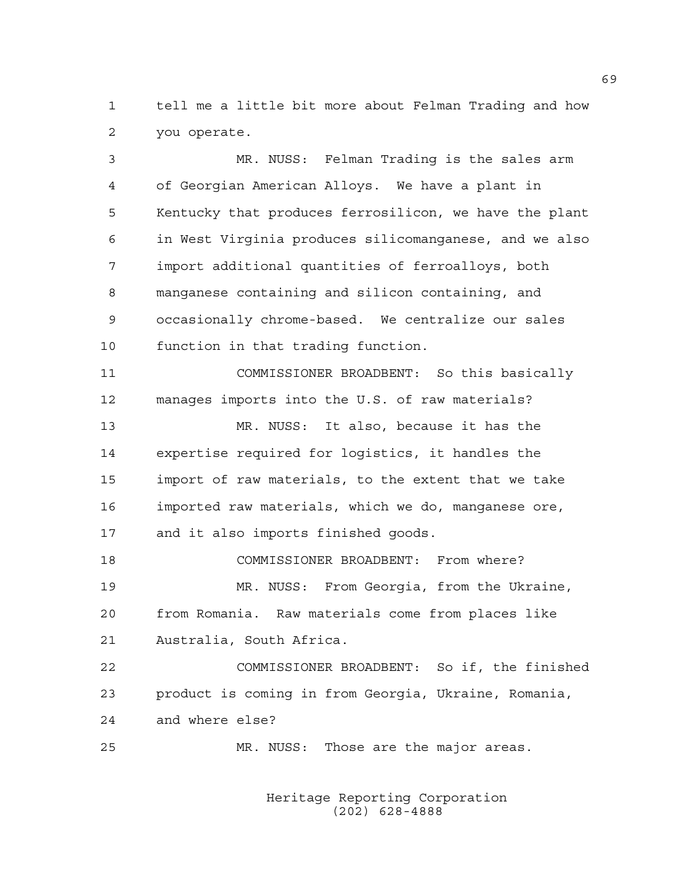tell me a little bit more about Felman Trading and how you operate.

MR. NUSS: Felman Trading is the sales arm of Georgian American Alloys. We have a plant in Kentucky that produces ferrosilicon, we have the plant in West Virginia produces silicomanganese, and we also import additional quantities of ferroalloys, both manganese containing and silicon containing, and occasionally chrome-based. We centralize our sales function in that trading function.

COMMISSIONER BROADBENT: So this basically manages imports into the U.S. of raw materials?

MR. NUSS: It also, because it has the expertise required for logistics, it handles the import of raw materials, to the extent that we take imported raw materials, which we do, manganese ore, and it also imports finished goods.

COMMISSIONER BROADBENT: From where?

MR. NUSS: From Georgia, from the Ukraine, from Romania. Raw materials come from places like Australia, South Africa.

COMMISSIONER BROADBENT: So if, the finished product is coming in from Georgia, Ukraine, Romania, and where else?

MR. NUSS: Those are the major areas.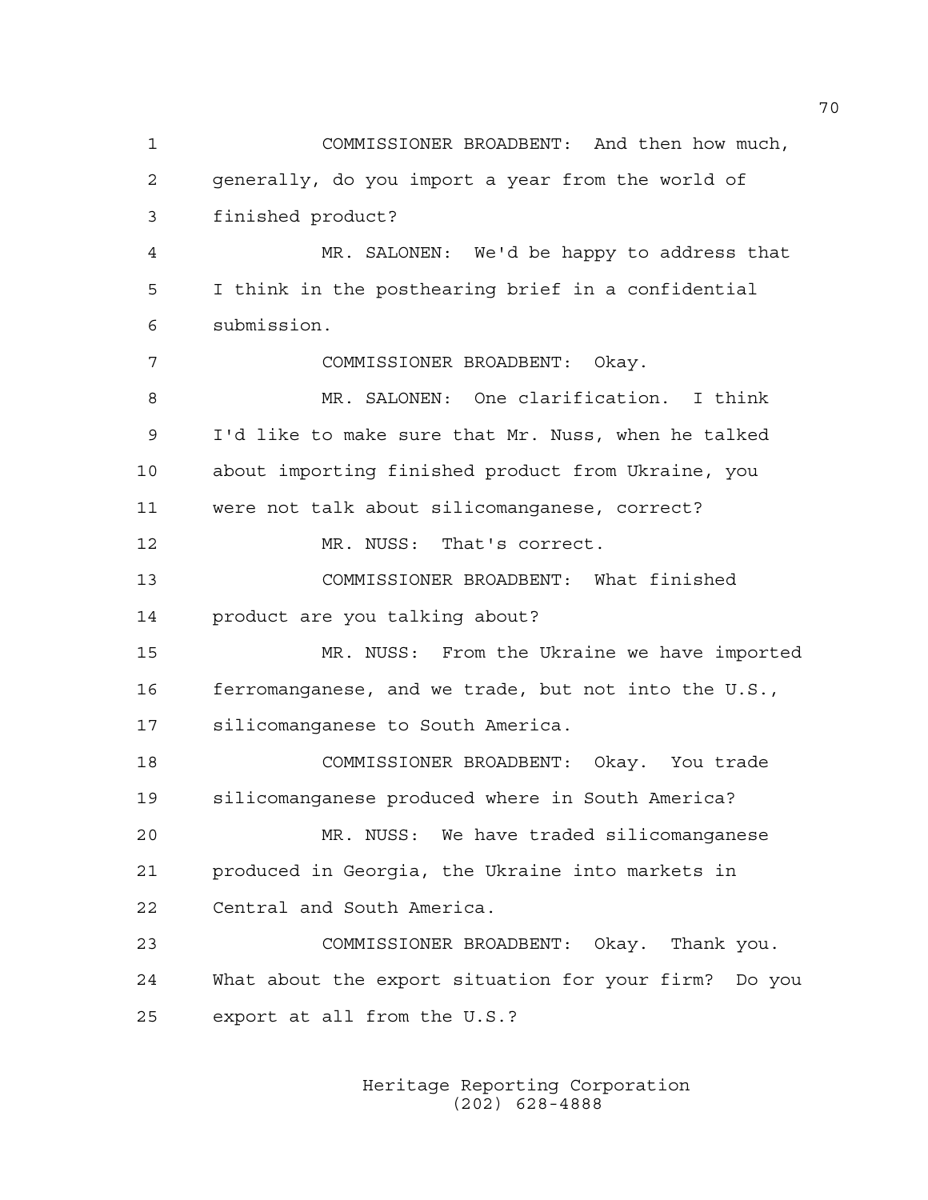COMMISSIONER BROADBENT: And then how much, generally, do you import a year from the world of finished product?

MR. SALONEN: We'd be happy to address that I think in the posthearing brief in a confidential submission.

COMMISSIONER BROADBENT: Okay.

MR. SALONEN: One clarification. I think I'd like to make sure that Mr. Nuss, when he talked about importing finished product from Ukraine, you were not talk about silicomanganese, correct?

MR. NUSS: That's correct.

COMMISSIONER BROADBENT: What finished product are you talking about?

MR. NUSS: From the Ukraine we have imported ferromanganese, and we trade, but not into the U.S., silicomanganese to South America.

COMMISSIONER BROADBENT: Okay. You trade silicomanganese produced where in South America?

MR. NUSS: We have traded silicomanganese produced in Georgia, the Ukraine into markets in Central and South America.

COMMISSIONER BROADBENT: Okay. Thank you. What about the export situation for your firm? Do you export at all from the U.S.?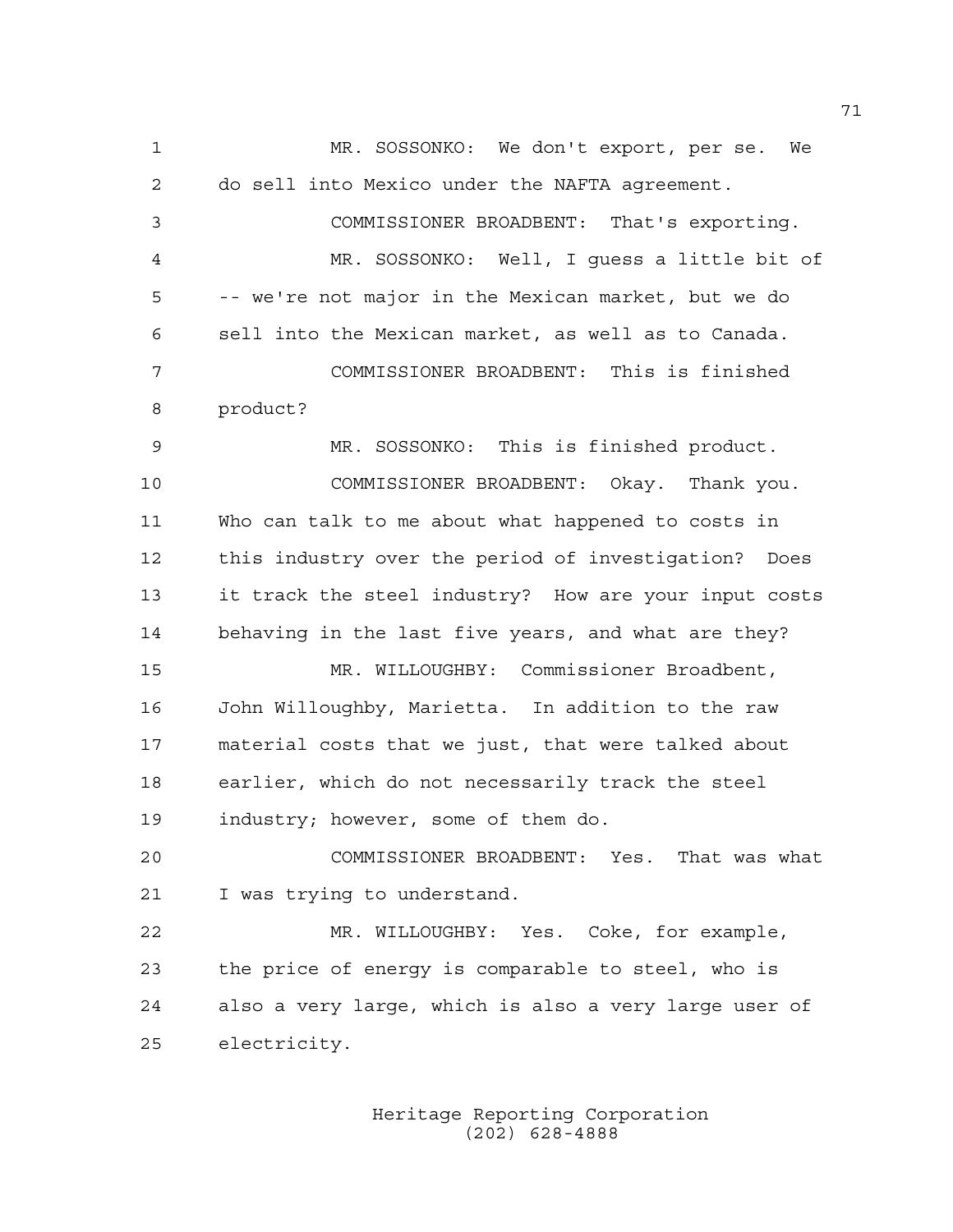MR. SOSSONKO: We don't export, per se. We do sell into Mexico under the NAFTA agreement.

COMMISSIONER BROADBENT: That's exporting.

MR. SOSSONKO: Well, I guess a little bit of -- we're not major in the Mexican market, but we do sell into the Mexican market, as well as to Canada.

COMMISSIONER BROADBENT: This is finished product?

MR. SOSSONKO: This is finished product.

COMMISSIONER BROADBENT: Okay. Thank you. Who can talk to me about what happened to costs in this industry over the period of investigation? Does it track the steel industry? How are your input costs behaving in the last five years, and what are they?

MR. WILLOUGHBY: Commissioner Broadbent, John Willoughby, Marietta. In addition to the raw material costs that we just, that were talked about earlier, which do not necessarily track the steel industry; however, some of them do.

COMMISSIONER BROADBENT: Yes. That was what I was trying to understand.

MR. WILLOUGHBY: Yes. Coke, for example, the price of energy is comparable to steel, who is also a very large, which is also a very large user of electricity.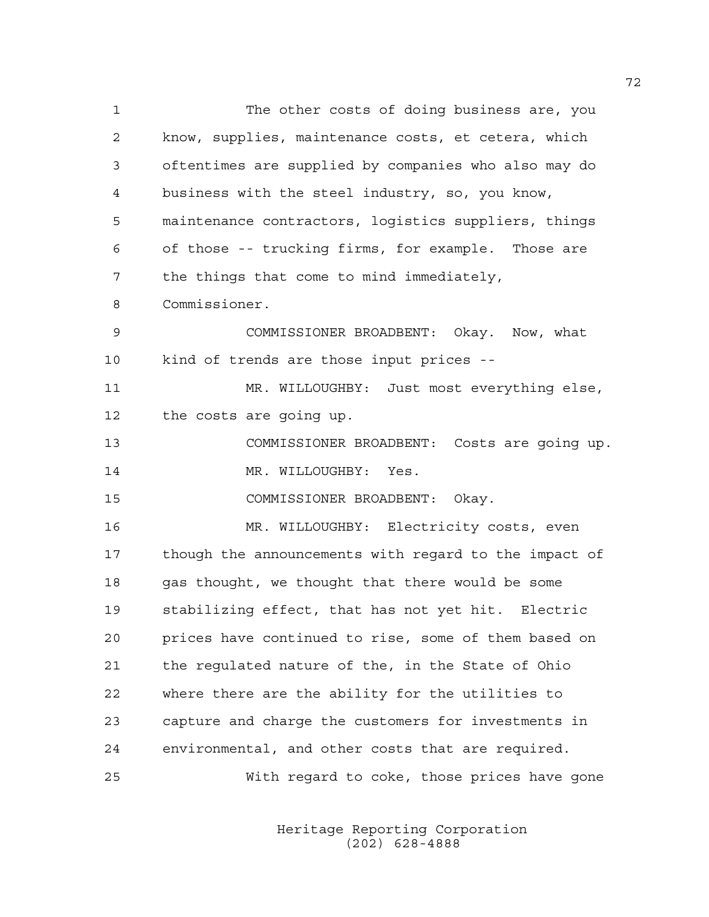The other costs of doing business are, you know, supplies, maintenance costs, et cetera, which oftentimes are supplied by companies who also may do business with the steel industry, so, you know, maintenance contractors, logistics suppliers, things of those -- trucking firms, for example. Those are the things that come to mind immediately, Commissioner.

COMMISSIONER BROADBENT: Okay. Now, what kind of trends are those input prices --

MR. WILLOUGHBY: Just most everything else, the costs are going up.

COMMISSIONER BROADBENT: Costs are going up.

MR. WILLOUGHBY: Yes.

COMMISSIONER BROADBENT: Okay.

MR. WILLOUGHBY: Electricity costs, even though the announcements with regard to the impact of gas thought, we thought that there would be some stabilizing effect, that has not yet hit. Electric prices have continued to rise, some of them based on the regulated nature of the, in the State of Ohio where there are the ability for the utilities to capture and charge the customers for investments in environmental, and other costs that are required.

With regard to coke, those prices have gone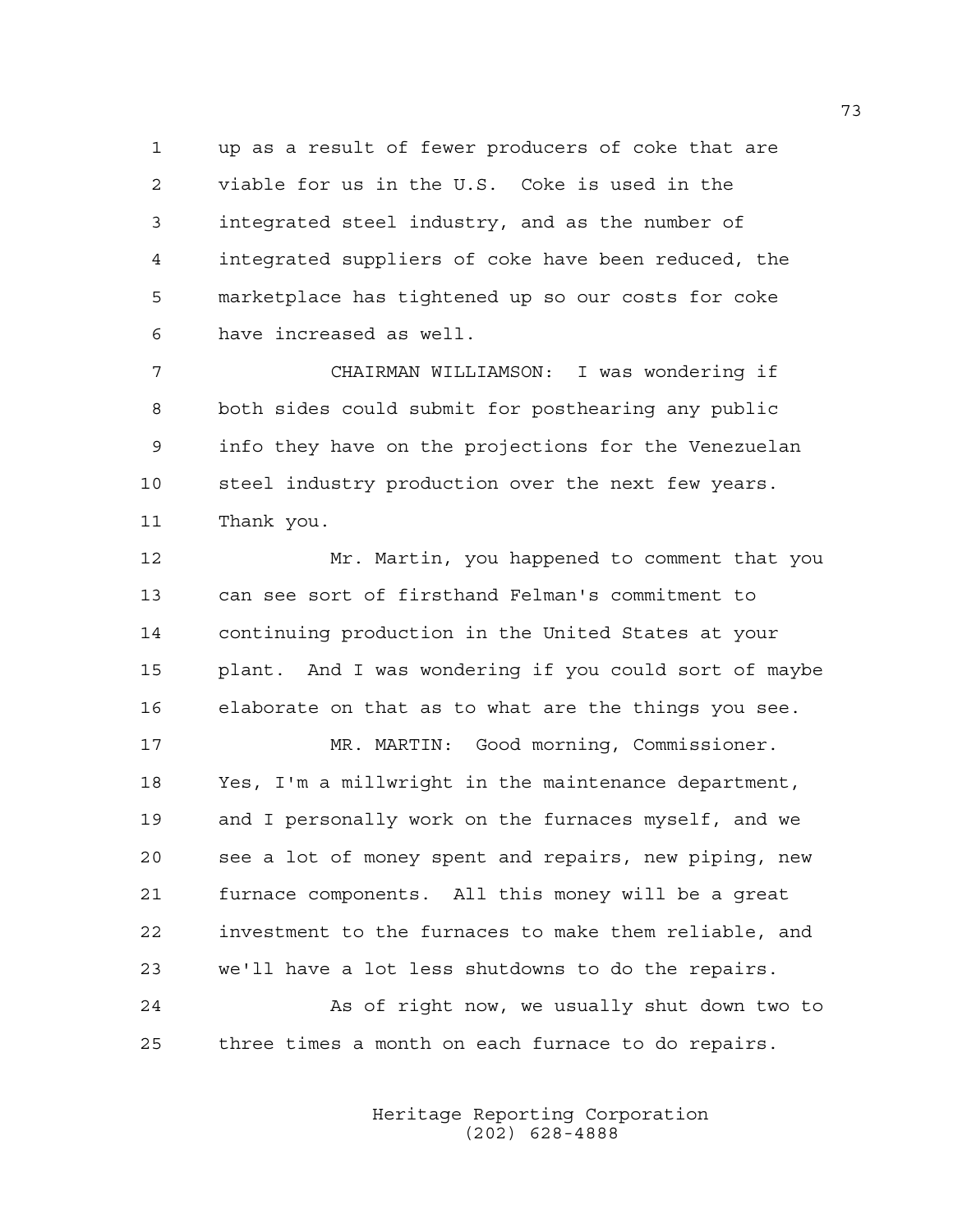up as a result of fewer producers of coke that are viable for us in the U.S. Coke is used in the integrated steel industry, and as the number of integrated suppliers of coke have been reduced, the marketplace has tightened up so our costs for coke have increased as well.

CHAIRMAN WILLIAMSON: I was wondering if both sides could submit for posthearing any public info they have on the projections for the Venezuelan steel industry production over the next few years. Thank you.

Mr. Martin, you happened to comment that you can see sort of firsthand Felman's commitment to continuing production in the United States at your plant. And I was wondering if you could sort of maybe elaborate on that as to what are the things you see.

MR. MARTIN: Good morning, Commissioner. Yes, I'm a millwright in the maintenance department, and I personally work on the furnaces myself, and we see a lot of money spent and repairs, new piping, new furnace components. All this money will be a great investment to the furnaces to make them reliable, and we'll have a lot less shutdowns to do the repairs.

As of right now, we usually shut down two to three times a month on each furnace to do repairs.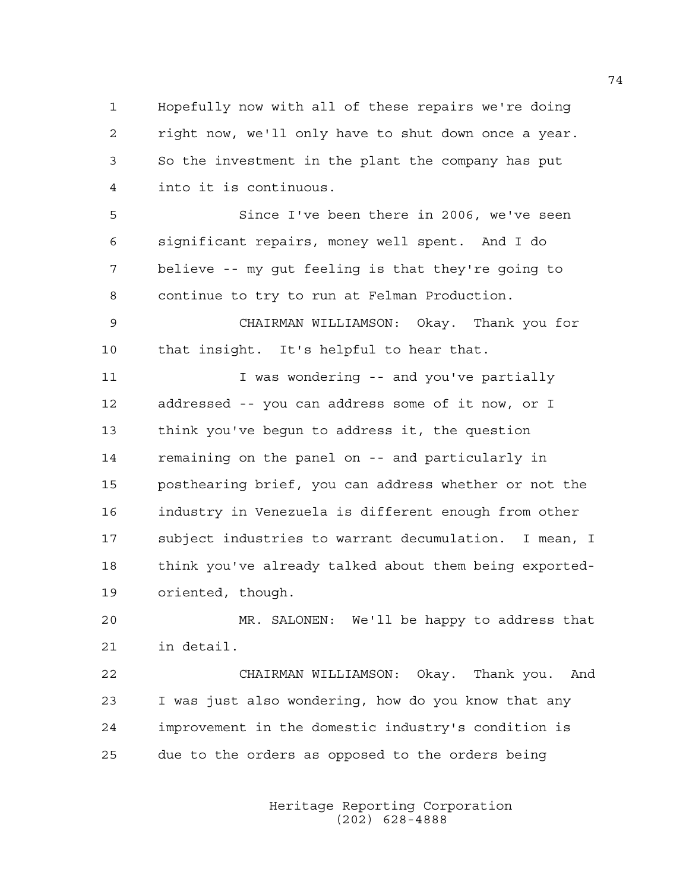Hopefully now with all of these repairs we're doing right now, we'll only have to shut down once a year. So the investment in the plant the company has put into it is continuous.

Since I've been there in 2006, we've seen significant repairs, money well spent. And I do believe -- my gut feeling is that they're going to continue to try to run at Felman Production.

CHAIRMAN WILLIAMSON: Okay. Thank you for that insight. It's helpful to hear that.

I was wondering -- and you've partially addressed -- you can address some of it now, or I think you've begun to address it, the question remaining on the panel on -- and particularly in posthearing brief, you can address whether or not the industry in Venezuela is different enough from other subject industries to warrant decumulation. I mean, I think you've already talked about them being exported-oriented, though.

MR. SALONEN: We'll be happy to address that in detail.

CHAIRMAN WILLIAMSON: Okay. Thank you. And I was just also wondering, how do you know that any improvement in the domestic industry's condition is due to the orders as opposed to the orders being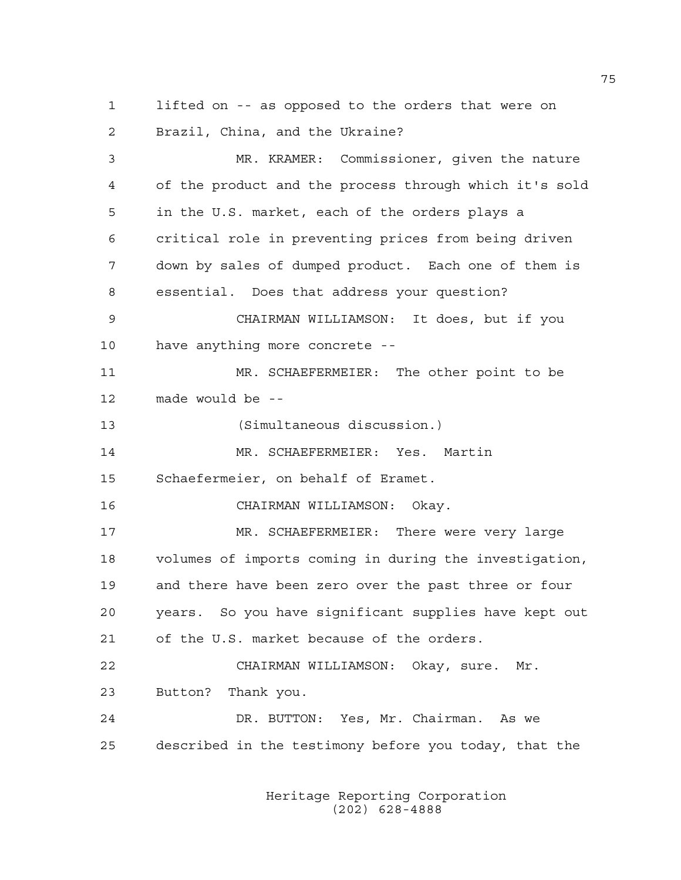lifted on -- as opposed to the orders that were on Brazil, China, and the Ukraine?

MR. KRAMER: Commissioner, given the nature of the product and the process through which it's sold in the U.S. market, each of the orders plays a critical role in preventing prices from being driven down by sales of dumped product. Each one of them is essential. Does that address your question?

CHAIRMAN WILLIAMSON: It does, but if you have anything more concrete --

MR. SCHAEFERMEIER: The other point to be made would be --

(Simultaneous discussion.)

MR. SCHAEFERMEIER: Yes. Martin Schaefermeier, on behalf of Eramet.

CHAIRMAN WILLIAMSON: Okay.

MR. SCHAEFERMEIER: There were very large volumes of imports coming in during the investigation, and there have been zero over the past three or four years. So you have significant supplies have kept out of the U.S. market because of the orders.

CHAIRMAN WILLIAMSON: Okay, sure. Mr. Button? Thank you.

DR. BUTTON: Yes, Mr. Chairman. As we described in the testimony before you today, that the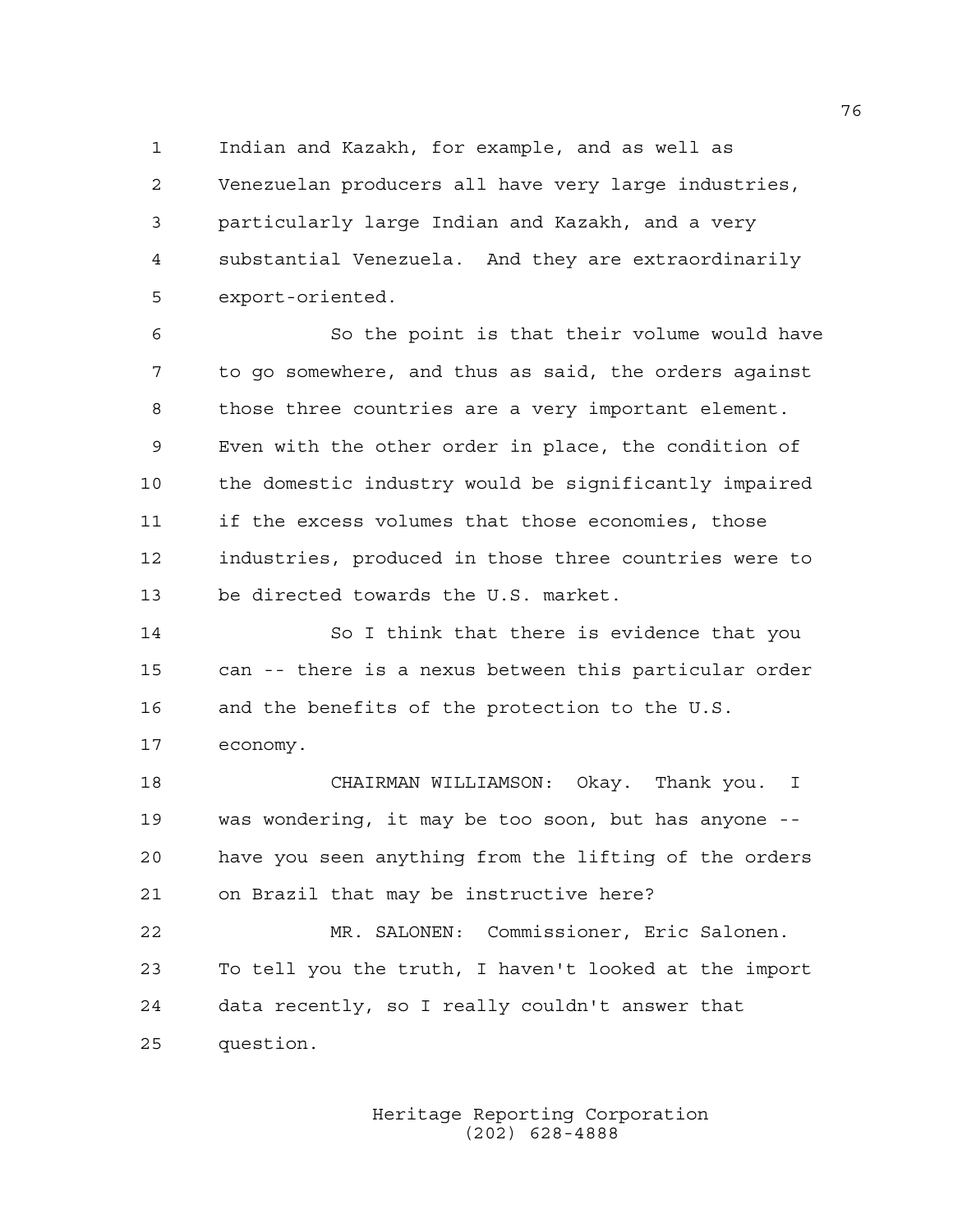Indian and Kazakh, for example, and as well as Venezuelan producers all have very large industries, particularly large Indian and Kazakh, and a very substantial Venezuela. And they are extraordinarily export-oriented.

So the point is that their volume would have to go somewhere, and thus as said, the orders against those three countries are a very important element. Even with the other order in place, the condition of the domestic industry would be significantly impaired if the excess volumes that those economies, those industries, produced in those three countries were to be directed towards the U.S. market.

So I think that there is evidence that you can -- there is a nexus between this particular order and the benefits of the protection to the U.S. economy.

CHAIRMAN WILLIAMSON: Okay. Thank you. I was wondering, it may be too soon, but has anyone -- have you seen anything from the lifting of the orders on Brazil that may be instructive here?

MR. SALONEN: Commissioner, Eric Salonen. To tell you the truth, I haven't looked at the import data recently, so I really couldn't answer that question.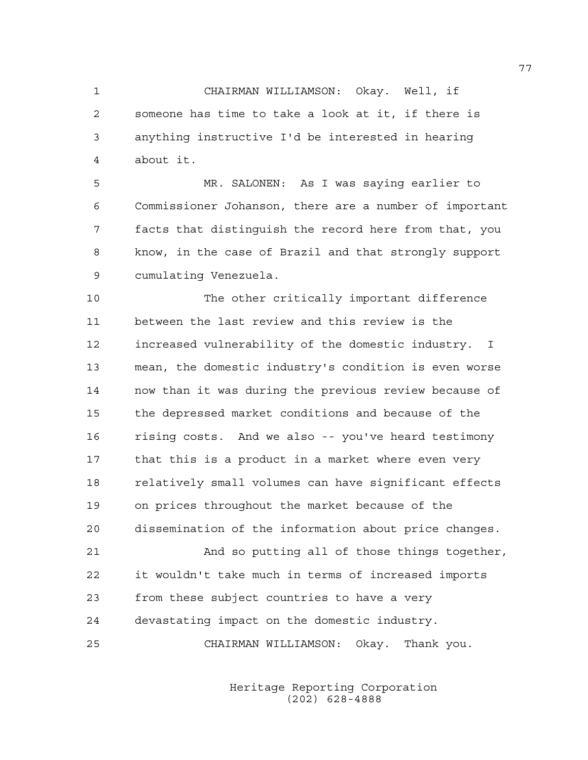CHAIRMAN WILLIAMSON: Okay. Well, if someone has time to take a look at it, if there is anything instructive I'd be interested in hearing about it.

MR. SALONEN: As I was saying earlier to Commissioner Johanson, there are a number of important facts that distinguish the record here from that, you know, in the case of Brazil and that strongly support cumulating Venezuela.

The other critically important difference between the last review and this review is the increased vulnerability of the domestic industry. I mean, the domestic industry's condition is even worse now than it was during the previous review because of the depressed market conditions and because of the rising costs. And we also -- you've heard testimony that this is a product in a market where even very relatively small volumes can have significant effects on prices throughout the market because of the dissemination of the information about price changes.

And so putting all of those things together, it wouldn't take much in terms of increased imports from these subject countries to have a very devastating impact on the domestic industry.

CHAIRMAN WILLIAMSON: Okay. Thank you.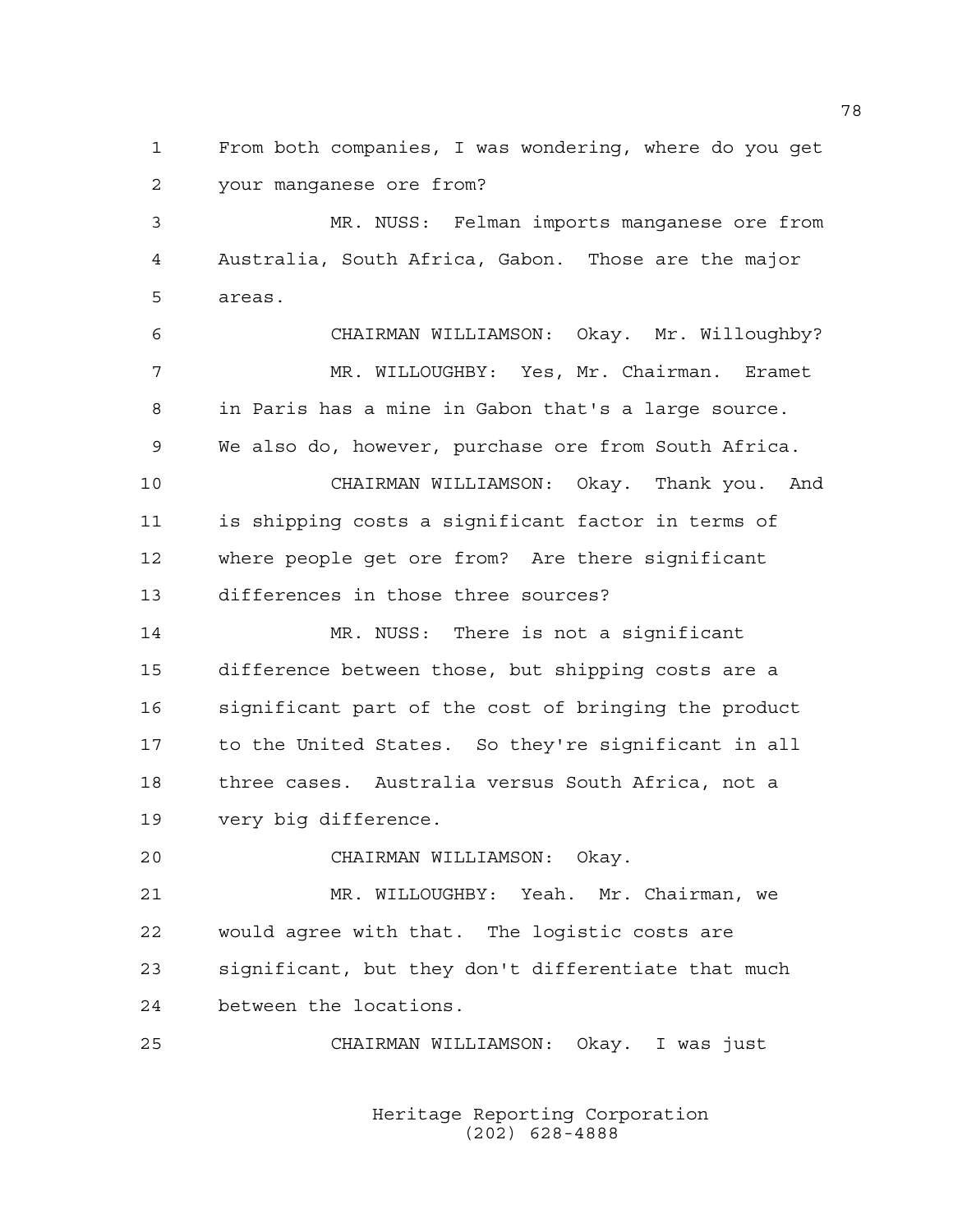From both companies, I was wondering, where do you get your manganese ore from?

MR. NUSS: Felman imports manganese ore from Australia, South Africa, Gabon. Those are the major areas.

CHAIRMAN WILLIAMSON: Okay. Mr. Willoughby?

MR. WILLOUGHBY: Yes, Mr. Chairman. Eramet in Paris has a mine in Gabon that's a large source. We also do, however, purchase ore from South Africa.

CHAIRMAN WILLIAMSON: Okay. Thank you. And is shipping costs a significant factor in terms of where people get ore from? Are there significant differences in those three sources?

MR. NUSS: There is not a significant difference between those, but shipping costs are a significant part of the cost of bringing the product to the United States. So they're significant in all three cases. Australia versus South Africa, not a very big difference.

CHAIRMAN WILLIAMSON: Okay.

MR. WILLOUGHBY: Yeah. Mr. Chairman, we would agree with that. The logistic costs are significant, but they don't differentiate that much between the locations.

CHAIRMAN WILLIAMSON: Okay. I was just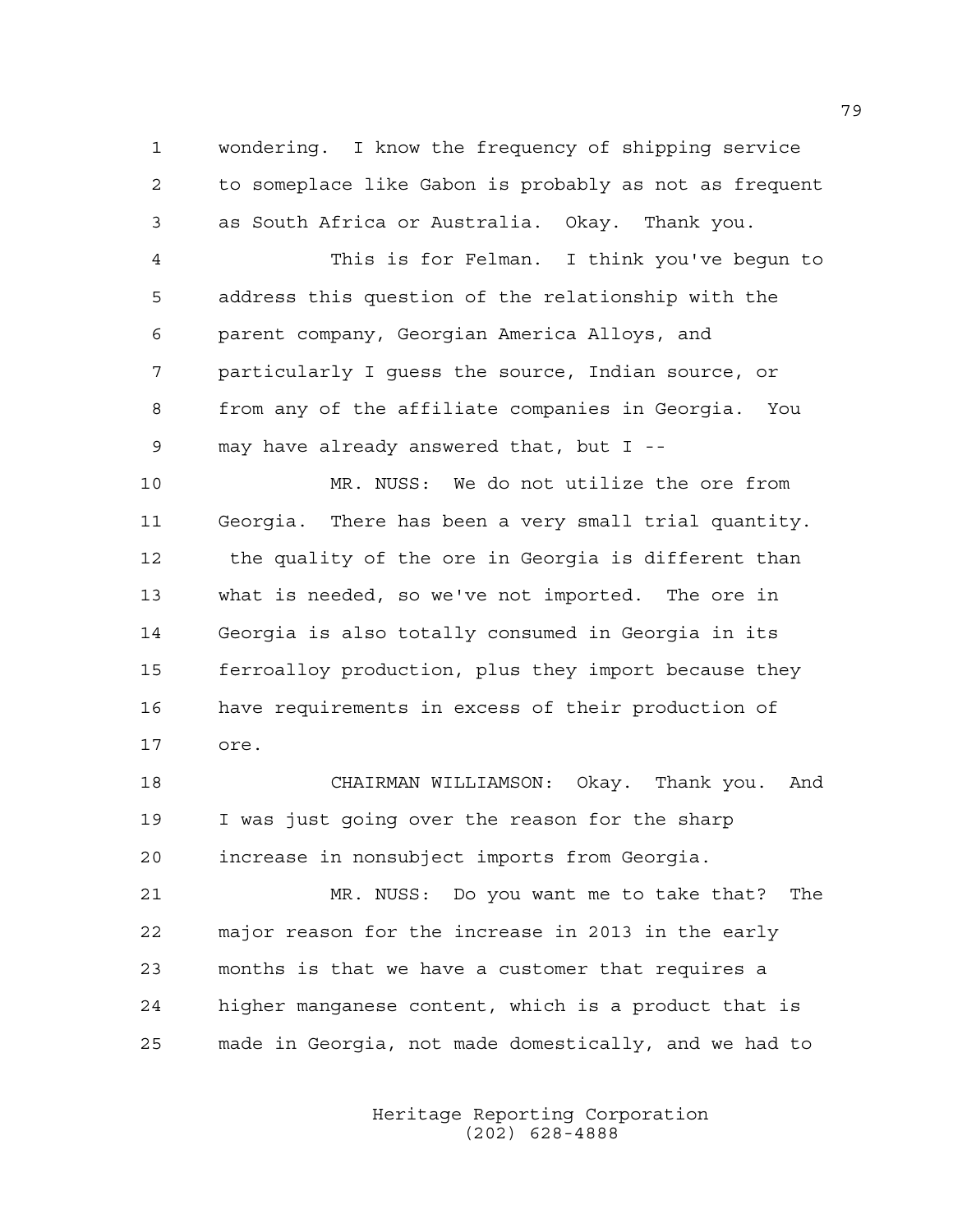wondering. I know the frequency of shipping service to someplace like Gabon is probably as not as frequent as South Africa or Australia. Okay. Thank you.

This is for Felman. I think you've begun to address this question of the relationship with the parent company, Georgian America Alloys, and particularly I guess the source, Indian source, or from any of the affiliate companies in Georgia. You may have already answered that, but I --

MR. NUSS: We do not utilize the ore from Georgia. There has been a very small trial quantity. the quality of the ore in Georgia is different than what is needed, so we've not imported. The ore in Georgia is also totally consumed in Georgia in its ferroalloy production, plus they import because they have requirements in excess of their production of ore.

CHAIRMAN WILLIAMSON: Okay. Thank you. And I was just going over the reason for the sharp increase in nonsubject imports from Georgia.

MR. NUSS: Do you want me to take that? The major reason for the increase in 2013 in the early months is that we have a customer that requires a higher manganese content, which is a product that is made in Georgia, not made domestically, and we had to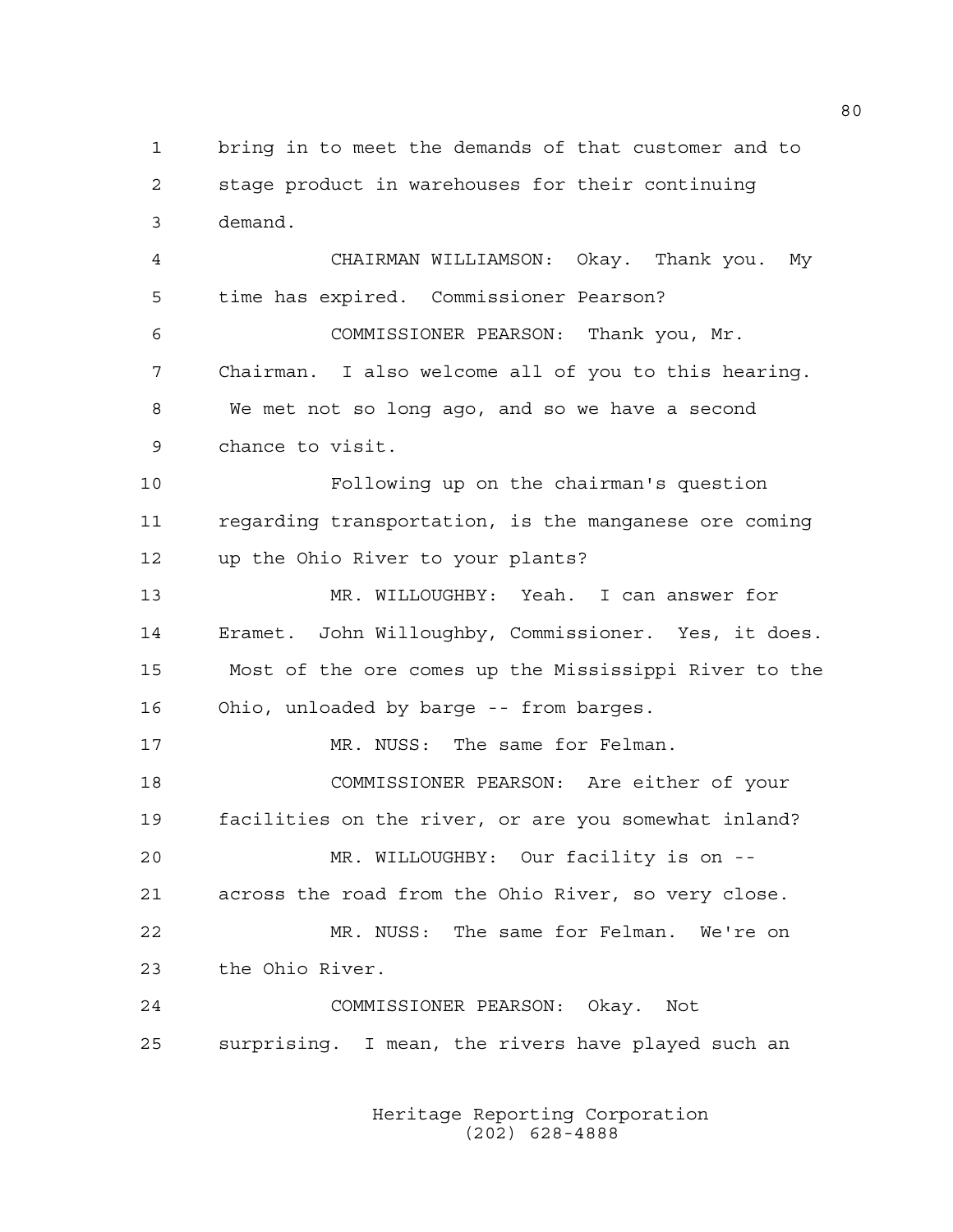bring in to meet the demands of that customer and to stage product in warehouses for their continuing demand.

CHAIRMAN WILLIAMSON: Okay. Thank you. My time has expired. Commissioner Pearson?

COMMISSIONER PEARSON: Thank you, Mr. Chairman. I also welcome all of you to this hearing. We met not so long ago, and so we have a second chance to visit.

Following up on the chairman's question regarding transportation, is the manganese ore coming up the Ohio River to your plants?

MR. WILLOUGHBY: Yeah. I can answer for Eramet. John Willoughby, Commissioner. Yes, it does. Most of the ore comes up the Mississippi River to the Ohio, unloaded by barge -- from barges.

MR. NUSS: The same for Felman.

COMMISSIONER PEARSON: Are either of your facilities on the river, or are you somewhat inland?

MR. WILLOUGHBY: Our facility is on -- across the road from the Ohio River, so very close.

MR. NUSS: The same for Felman. We're on the Ohio River.

COMMISSIONER PEARSON: Okay. Not surprising. I mean, the rivers have played such an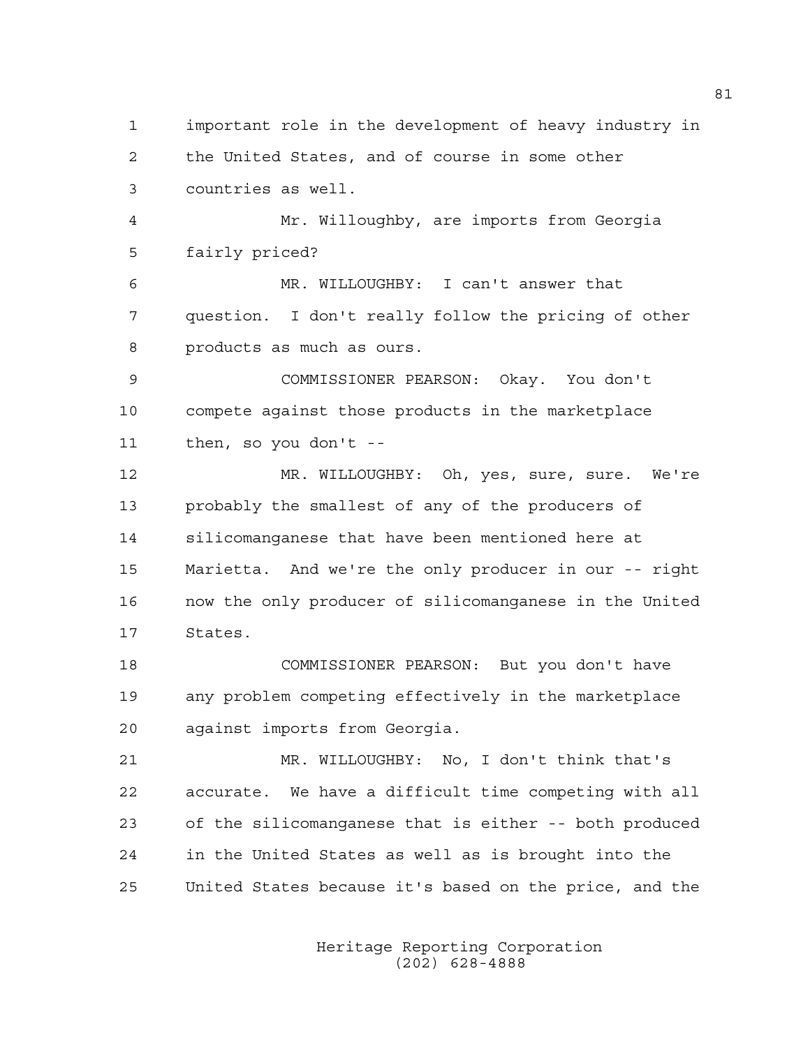important role in the development of heavy industry in the United States, and of course in some other countries as well.

Mr. Willoughby, are imports from Georgia fairly priced?

MR. WILLOUGHBY: I can't answer that question. I don't really follow the pricing of other products as much as ours.

COMMISSIONER PEARSON: Okay. You don't compete against those products in the marketplace then, so you don't --

MR. WILLOUGHBY: Oh, yes, sure, sure. We're probably the smallest of any of the producers of silicomanganese that have been mentioned here at Marietta. And we're the only producer in our -- right now the only producer of silicomanganese in the United States.

COMMISSIONER PEARSON: But you don't have any problem competing effectively in the marketplace against imports from Georgia.

MR. WILLOUGHBY: No, I don't think that's accurate. We have a difficult time competing with all of the silicomanganese that is either -- both produced in the United States as well as is brought into the United States because it's based on the price, and the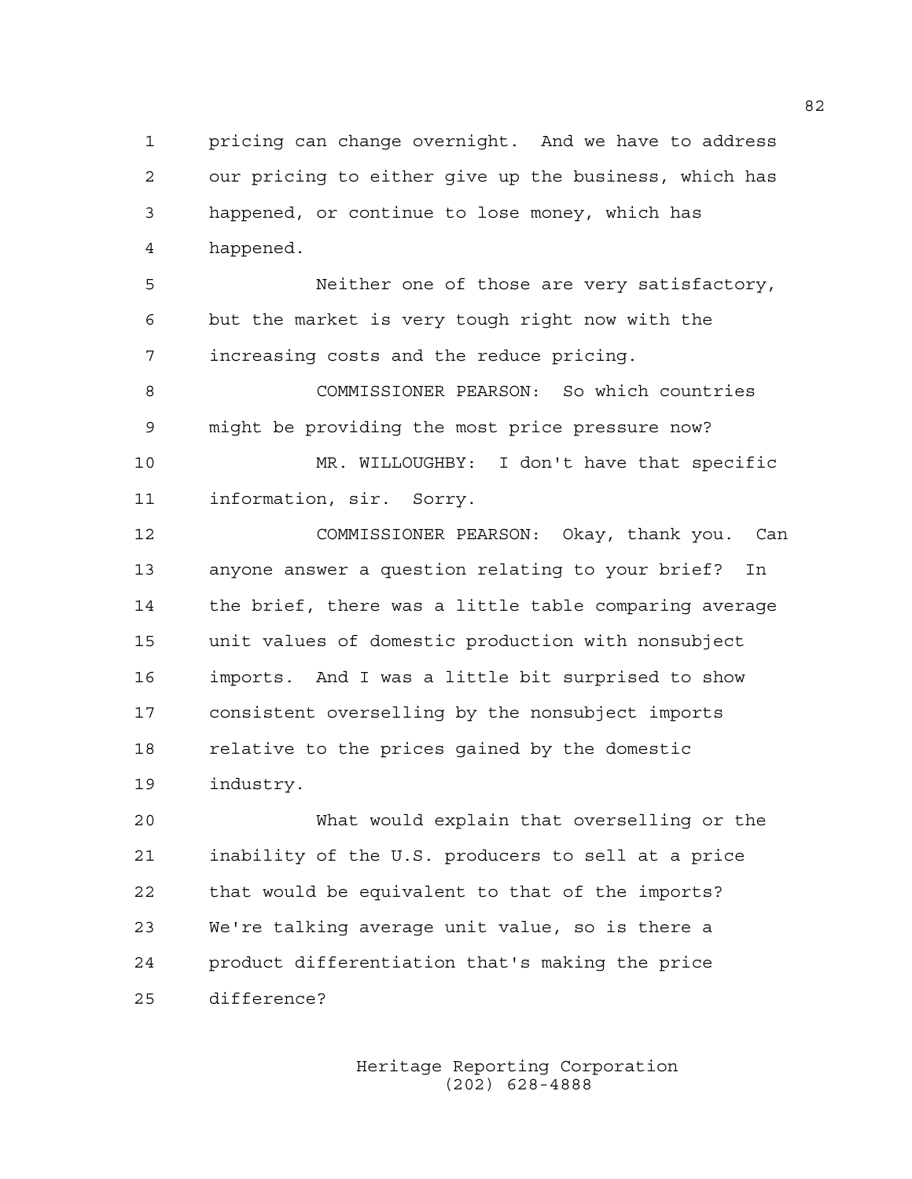pricing can change overnight. And we have to address our pricing to either give up the business, which has happened, or continue to lose money, which has happened.

Neither one of those are very satisfactory, but the market is very tough right now with the increasing costs and the reduce pricing.

COMMISSIONER PEARSON: So which countries might be providing the most price pressure now?

MR. WILLOUGHBY: I don't have that specific information, sir. Sorry.

COMMISSIONER PEARSON: Okay, thank you. Can anyone answer a question relating to your brief? In the brief, there was a little table comparing average unit values of domestic production with nonsubject imports. And I was a little bit surprised to show consistent overselling by the nonsubject imports relative to the prices gained by the domestic industry.

What would explain that overselling or the inability of the U.S. producers to sell at a price that would be equivalent to that of the imports? We're talking average unit value, so is there a product differentiation that's making the price difference?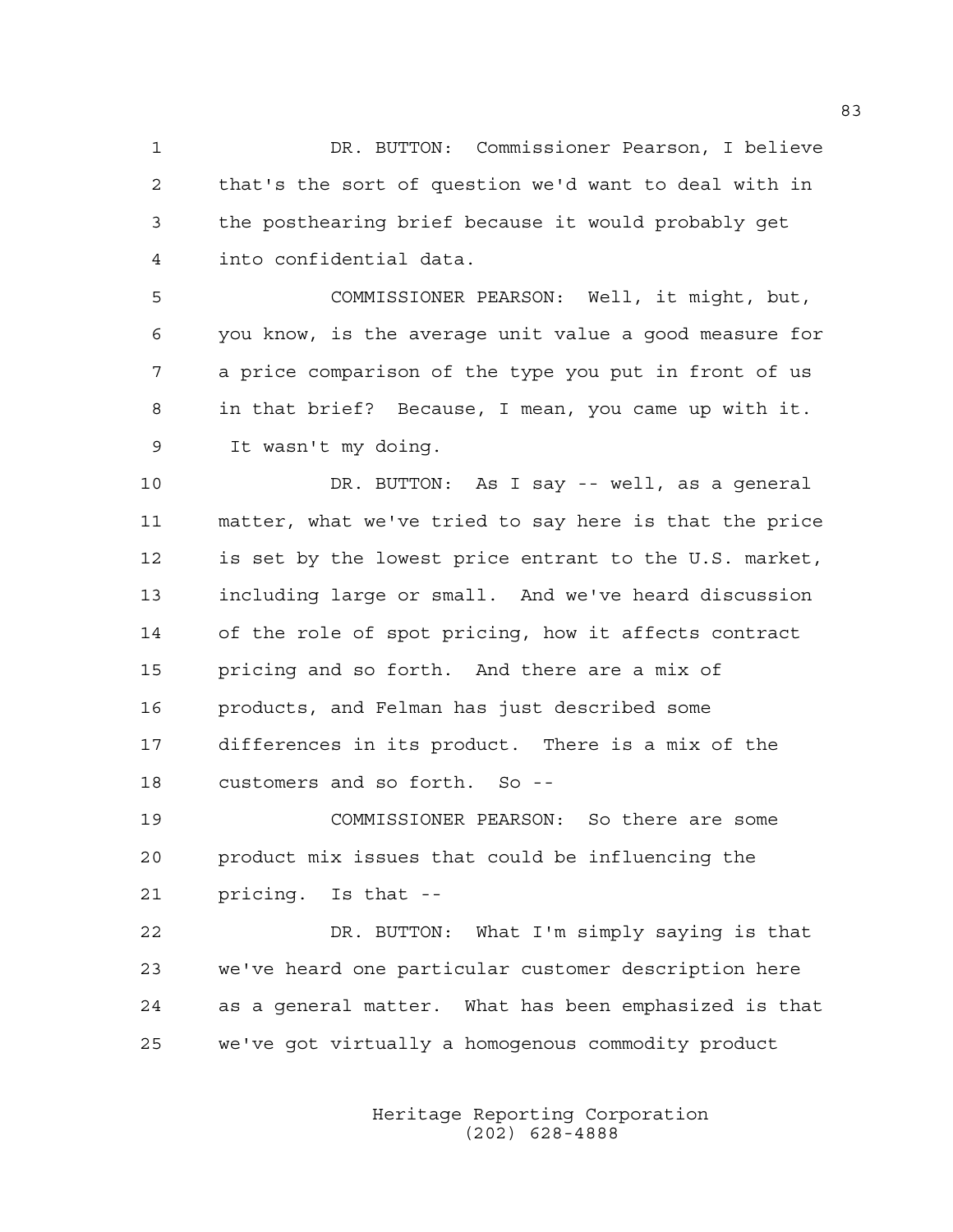DR. BUTTON: Commissioner Pearson, I believe that's the sort of question we'd want to deal with in the posthearing brief because it would probably get into confidential data.

COMMISSIONER PEARSON: Well, it might, but, you know, is the average unit value a good measure for a price comparison of the type you put in front of us in that brief? Because, I mean, you came up with it. It wasn't my doing.

DR. BUTTON: As I say -- well, as a general matter, what we've tried to say here is that the price is set by the lowest price entrant to the U.S. market, including large or small. And we've heard discussion of the role of spot pricing, how it affects contract pricing and so forth. And there are a mix of products, and Felman has just described some differences in its product. There is a mix of the customers and so forth. So --

COMMISSIONER PEARSON: So there are some product mix issues that could be influencing the pricing. Is that --

DR. BUTTON: What I'm simply saying is that we've heard one particular customer description here as a general matter. What has been emphasized is that we've got virtually a homogenous commodity product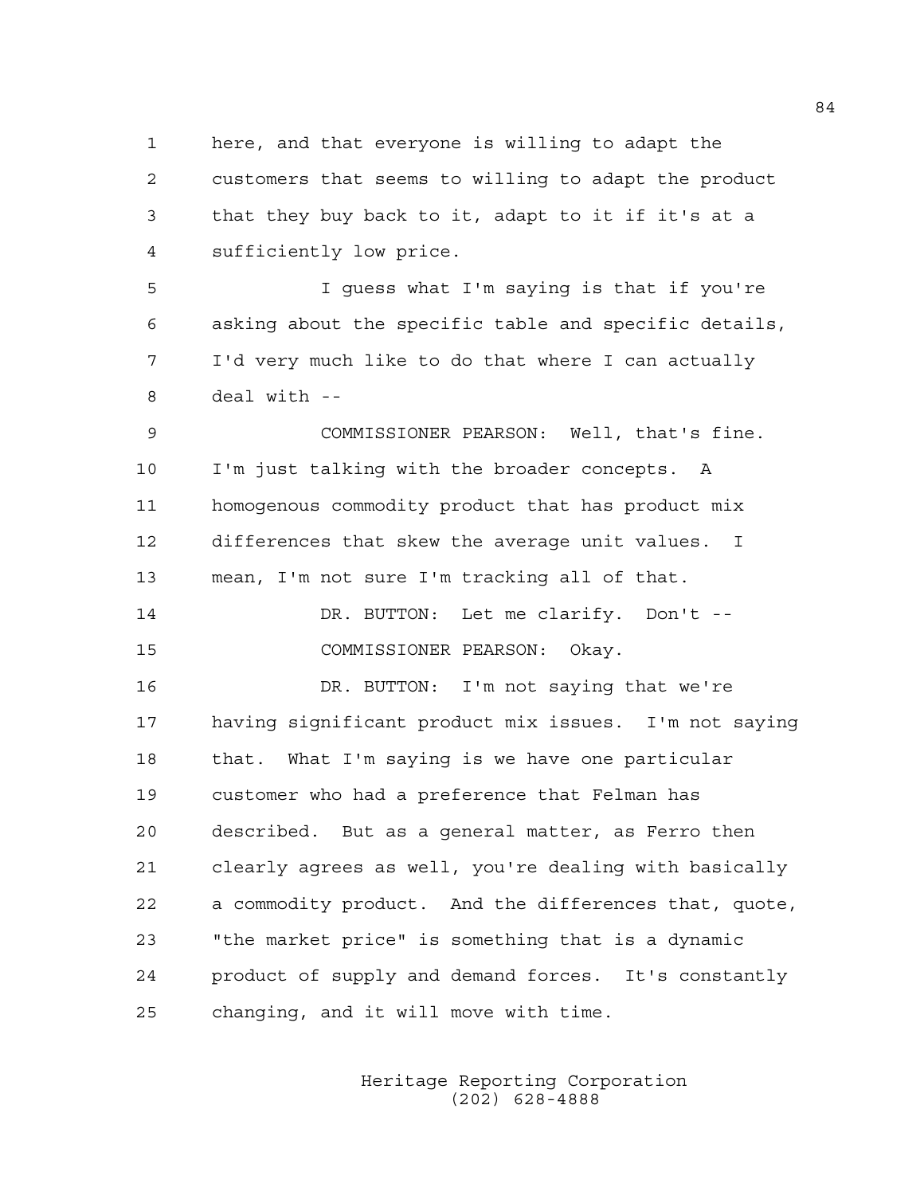here, and that everyone is willing to adapt the customers that seems to willing to adapt the product that they buy back to it, adapt to it if it's at a sufficiently low price.

I guess what I'm saying is that if you're asking about the specific table and specific details, I'd very much like to do that where I can actually deal with --

COMMISSIONER PEARSON: Well, that's fine. I'm just talking with the broader concepts. A homogenous commodity product that has product mix differences that skew the average unit values. I mean, I'm not sure I'm tracking all of that.

DR. BUTTON: Let me clarify. Don't --

COMMISSIONER PEARSON: Okay.

DR. BUTTON: I'm not saying that we're having significant product mix issues. I'm not saying that. What I'm saying is we have one particular customer who had a preference that Felman has described. But as a general matter, as Ferro then clearly agrees as well, you're dealing with basically a commodity product. And the differences that, quote, "the market price" is something that is a dynamic product of supply and demand forces. It's constantly changing, and it will move with time.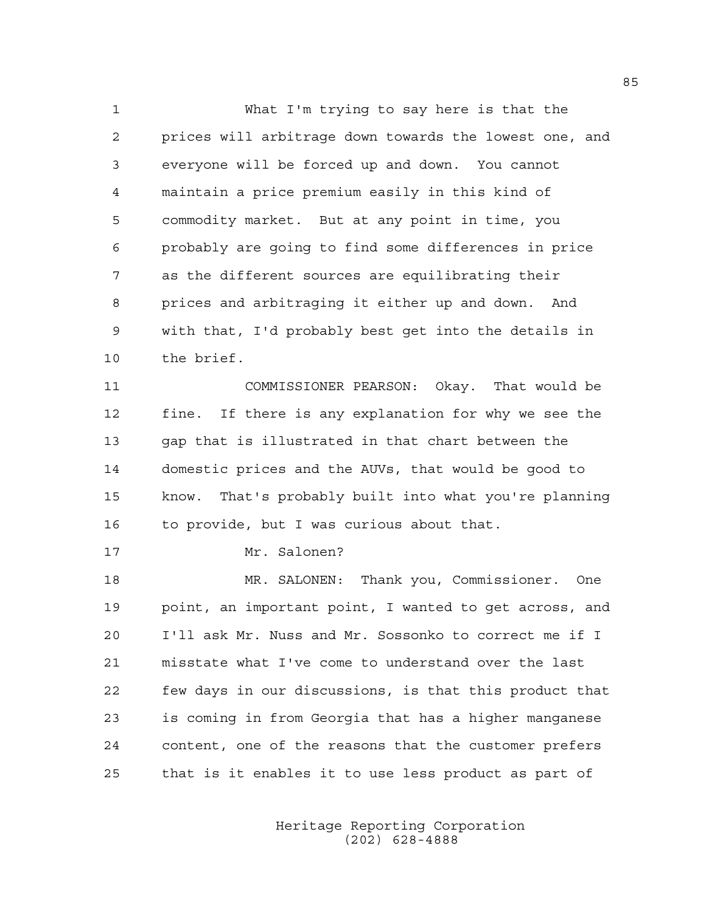What I'm trying to say here is that the prices will arbitrage down towards the lowest one, and everyone will be forced up and down. You cannot maintain a price premium easily in this kind of commodity market. But at any point in time, you probably are going to find some differences in price as the different sources are equilibrating their prices and arbitraging it either up and down. And with that, I'd probably best get into the details in the brief.

COMMISSIONER PEARSON: Okay. That would be fine. If there is any explanation for why we see the gap that is illustrated in that chart between the domestic prices and the AUVs, that would be good to know. That's probably built into what you're planning to provide, but I was curious about that.

Mr. Salonen?

MR. SALONEN: Thank you, Commissioner. One point, an important point, I wanted to get across, and I'll ask Mr. Nuss and Mr. Sossonko to correct me if I misstate what I've come to understand over the last few days in our discussions, is that this product that is coming in from Georgia that has a higher manganese content, one of the reasons that the customer prefers that is it enables it to use less product as part of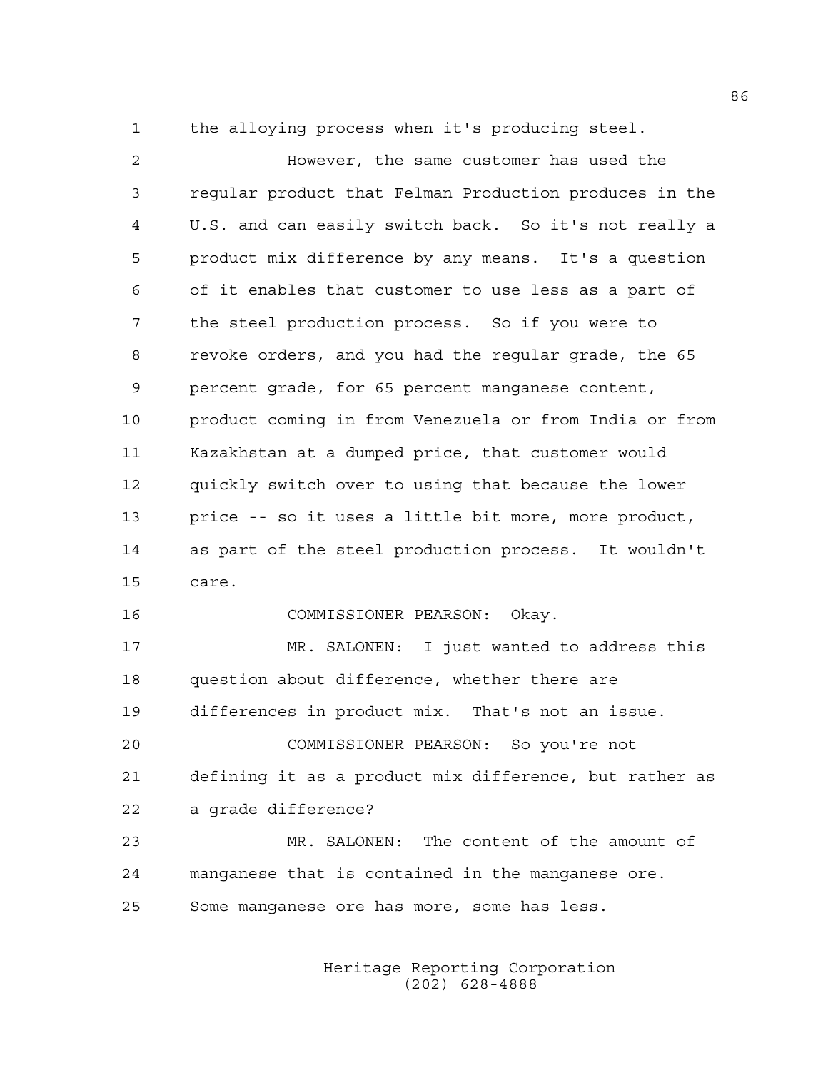the alloying process when it's producing steel.

However, the same customer has used the regular product that Felman Production produces in the U.S. and can easily switch back. So it's not really a product mix difference by any means. It's a question of it enables that customer to use less as a part of the steel production process. So if you were to revoke orders, and you had the regular grade, the 65 percent grade, for 65 percent manganese content, product coming in from Venezuela or from India or from Kazakhstan at a dumped price, that customer would quickly switch over to using that because the lower price -- so it uses a little bit more, more product, as part of the steel production process. It wouldn't care.

COMMISSIONER PEARSON: Okay.

MR. SALONEN: I just wanted to address this question about difference, whether there are differences in product mix. That's not an issue.

COMMISSIONER PEARSON: So you're not defining it as a product mix difference, but rather as a grade difference?

MR. SALONEN: The content of the amount of manganese that is contained in the manganese ore. Some manganese ore has more, some has less.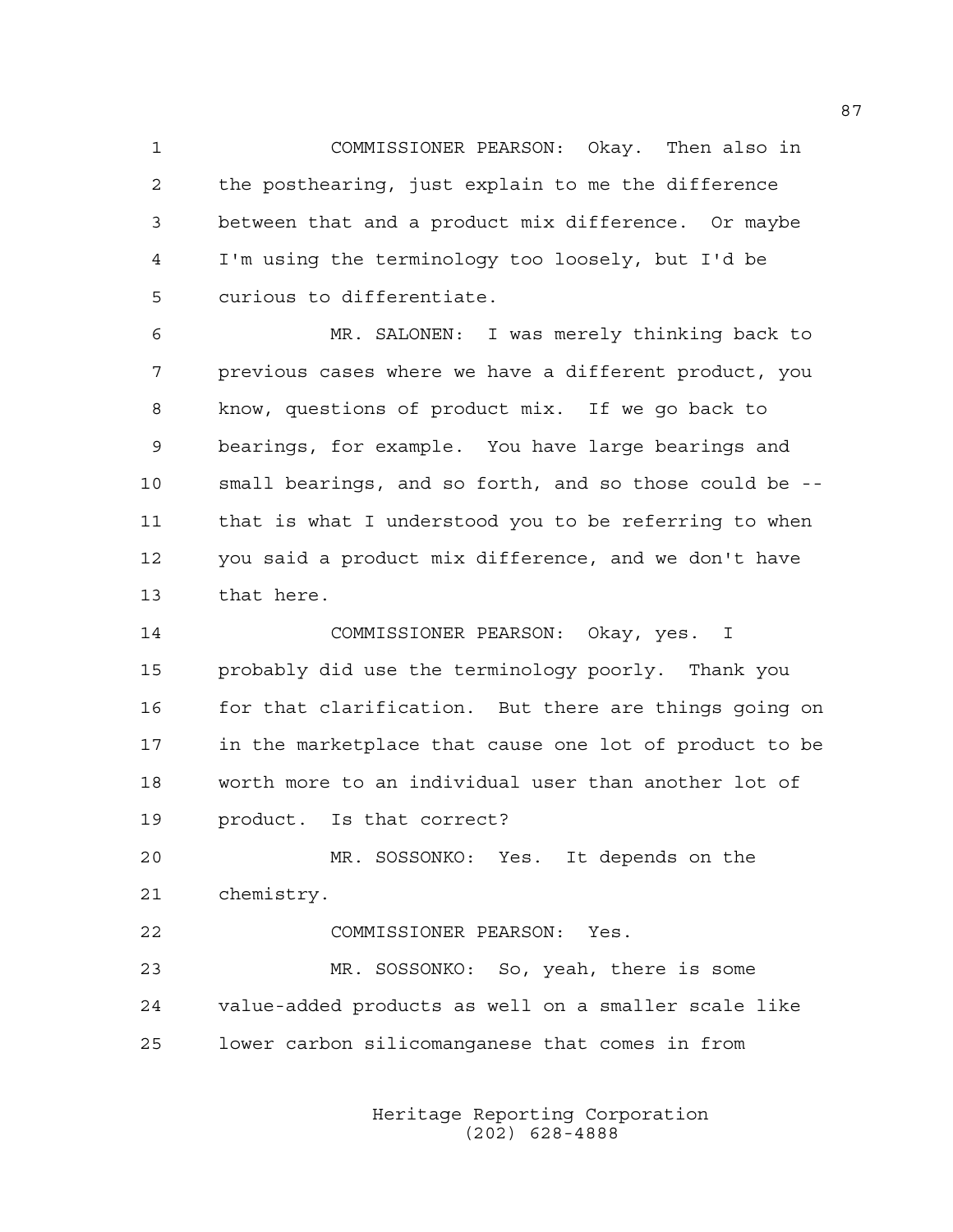COMMISSIONER PEARSON: Okay. Then also in the posthearing, just explain to me the difference between that and a product mix difference. Or maybe I'm using the terminology too loosely, but I'd be curious to differentiate.

MR. SALONEN: I was merely thinking back to previous cases where we have a different product, you know, questions of product mix. If we go back to bearings, for example. You have large bearings and small bearings, and so forth, and so those could be -- that is what I understood you to be referring to when you said a product mix difference, and we don't have that here.

COMMISSIONER PEARSON: Okay, yes. I probably did use the terminology poorly. Thank you for that clarification. But there are things going on in the marketplace that cause one lot of product to be worth more to an individual user than another lot of product. Is that correct?

MR. SOSSONKO: Yes. It depends on the chemistry.

COMMISSIONER PEARSON: Yes.

MR. SOSSONKO: So, yeah, there is some value-added products as well on a smaller scale like lower carbon silicomanganese that comes in from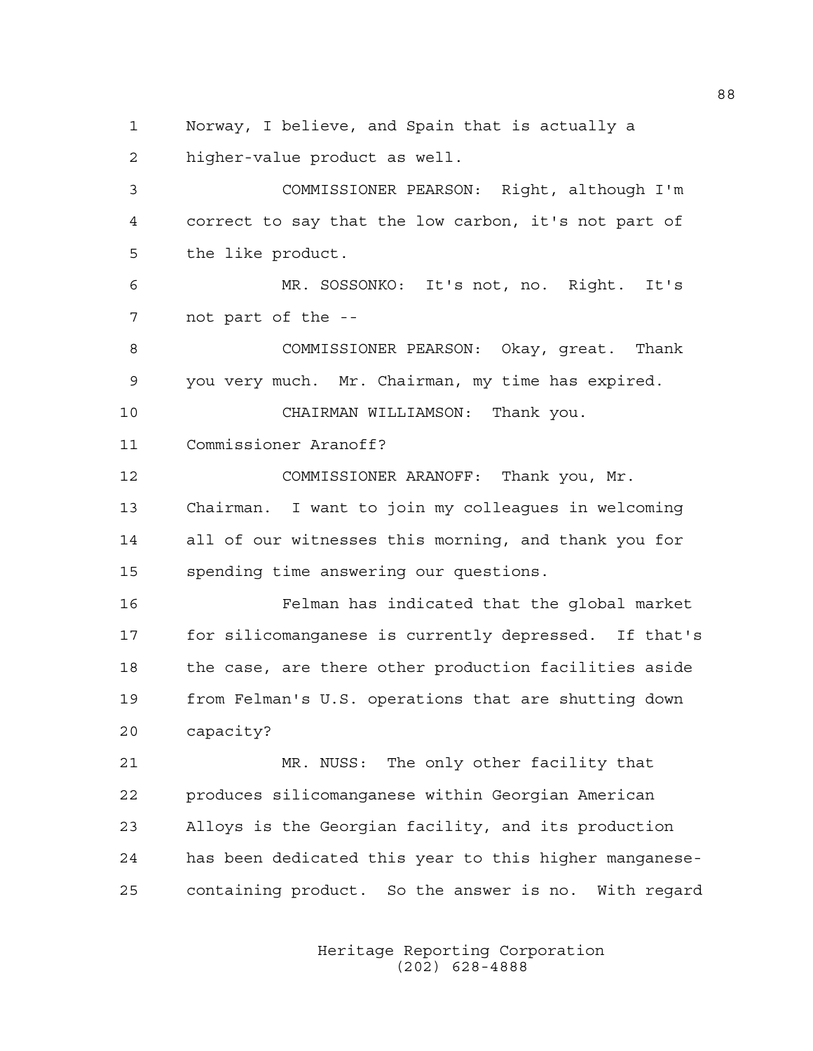Norway, I believe, and Spain that is actually a higher-value product as well.

COMMISSIONER PEARSON: Right, although I'm correct to say that the low carbon, it's not part of the like product.

MR. SOSSONKO: It's not, no. Right. It's not part of the --

COMMISSIONER PEARSON: Okay, great. Thank you very much. Mr. Chairman, my time has expired.

CHAIRMAN WILLIAMSON: Thank you. Commissioner Aranoff?

COMMISSIONER ARANOFF: Thank you, Mr. Chairman. I want to join my colleagues in welcoming all of our witnesses this morning, and thank you for spending time answering our questions.

Felman has indicated that the global market for silicomanganese is currently depressed. If that's the case, are there other production facilities aside from Felman's U.S. operations that are shutting down capacity?

MR. NUSS: The only other facility that produces silicomanganese within Georgian American Alloys is the Georgian facility, and its production has been dedicated this year to this higher manganese-containing product. So the answer is no. With regard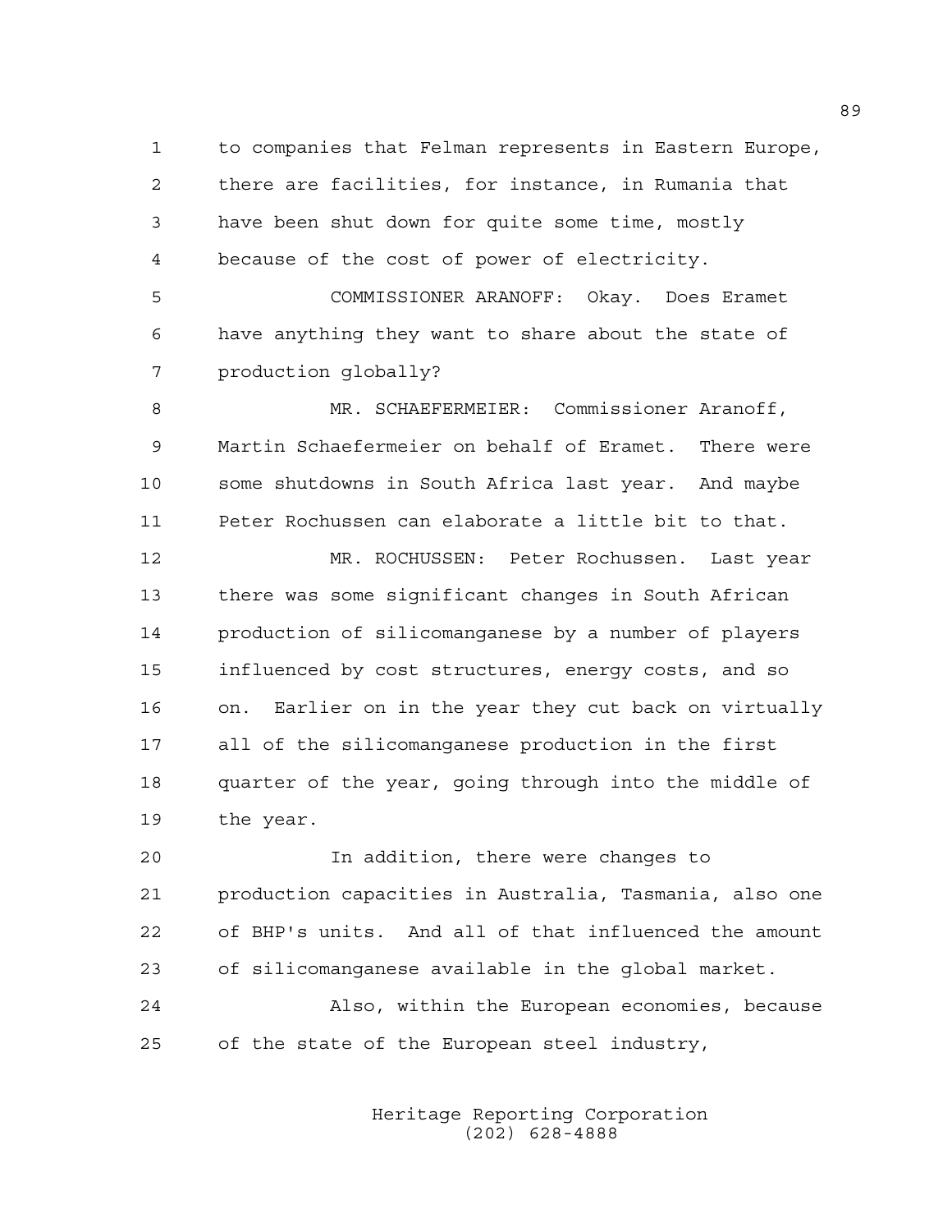to companies that Felman represents in Eastern Europe, there are facilities, for instance, in Rumania that have been shut down for quite some time, mostly because of the cost of power of electricity.

COMMISSIONER ARANOFF: Okay. Does Eramet have anything they want to share about the state of production globally?

MR. SCHAEFERMEIER: Commissioner Aranoff, Martin Schaefermeier on behalf of Eramet. There were some shutdowns in South Africa last year. And maybe Peter Rochussen can elaborate a little bit to that.

MR. ROCHUSSEN: Peter Rochussen. Last year there was some significant changes in South African production of silicomanganese by a number of players influenced by cost structures, energy costs, and so on. Earlier on in the year they cut back on virtually all of the silicomanganese production in the first quarter of the year, going through into the middle of the year.

In addition, there were changes to production capacities in Australia, Tasmania, also one of BHP's units. And all of that influenced the amount of silicomanganese available in the global market.

Also, within the European economies, because of the state of the European steel industry,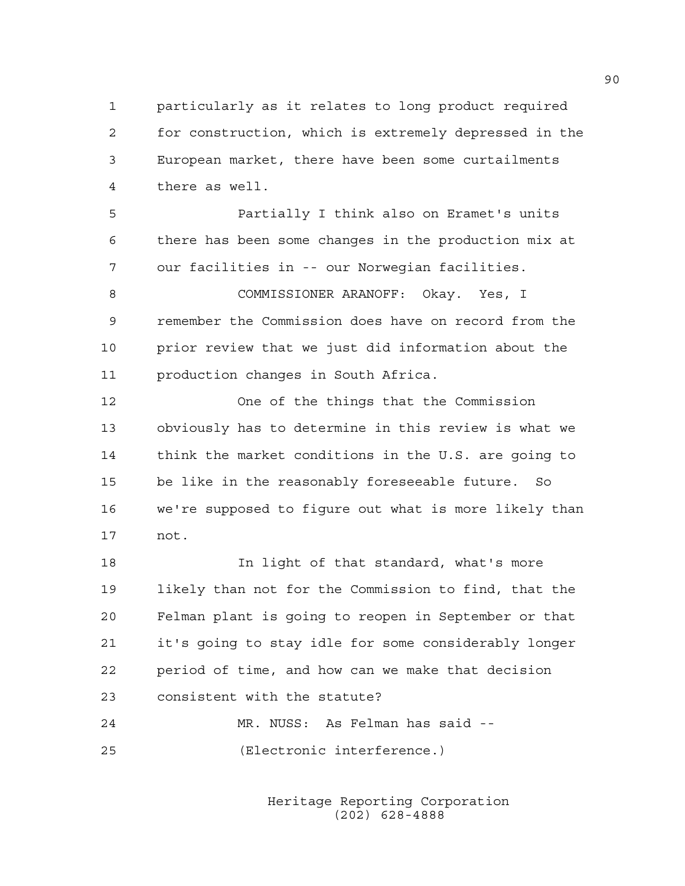particularly as it relates to long product required for construction, which is extremely depressed in the European market, there have been some curtailments there as well.

Partially I think also on Eramet's units there has been some changes in the production mix at our facilities in -- our Norwegian facilities.

COMMISSIONER ARANOFF: Okay. Yes, I remember the Commission does have on record from the prior review that we just did information about the production changes in South Africa.

One of the things that the Commission obviously has to determine in this review is what we think the market conditions in the U.S. are going to be like in the reasonably foreseeable future. So we're supposed to figure out what is more likely than not.

In light of that standard, what's more likely than not for the Commission to find, that the Felman plant is going to reopen in September or that it's going to stay idle for some considerably longer period of time, and how can we make that decision consistent with the statute?

MR. NUSS: As Felman has said --

(Electronic interference.)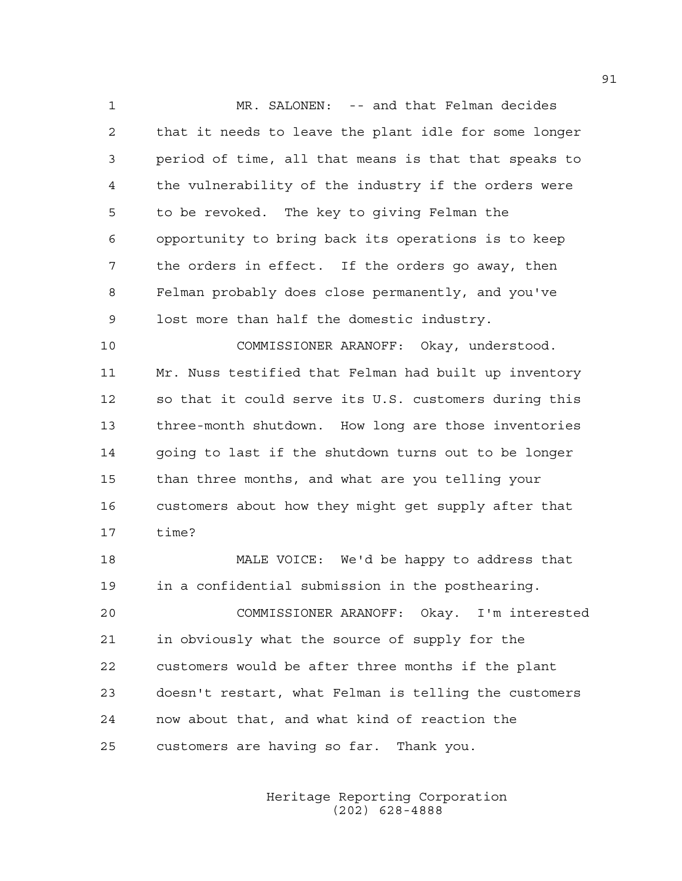MR. SALONEN: -- and that Felman decides that it needs to leave the plant idle for some longer period of time, all that means is that that speaks to the vulnerability of the industry if the orders were to be revoked. The key to giving Felman the opportunity to bring back its operations is to keep the orders in effect. If the orders go away, then Felman probably does close permanently, and you've lost more than half the domestic industry.

COMMISSIONER ARANOFF: Okay, understood. Mr. Nuss testified that Felman had built up inventory so that it could serve its U.S. customers during this three-month shutdown. How long are those inventories going to last if the shutdown turns out to be longer than three months, and what are you telling your customers about how they might get supply after that time?

MALE VOICE: We'd be happy to address that in a confidential submission in the posthearing.

COMMISSIONER ARANOFF: Okay. I'm interested in obviously what the source of supply for the customers would be after three months if the plant doesn't restart, what Felman is telling the customers now about that, and what kind of reaction the customers are having so far. Thank you.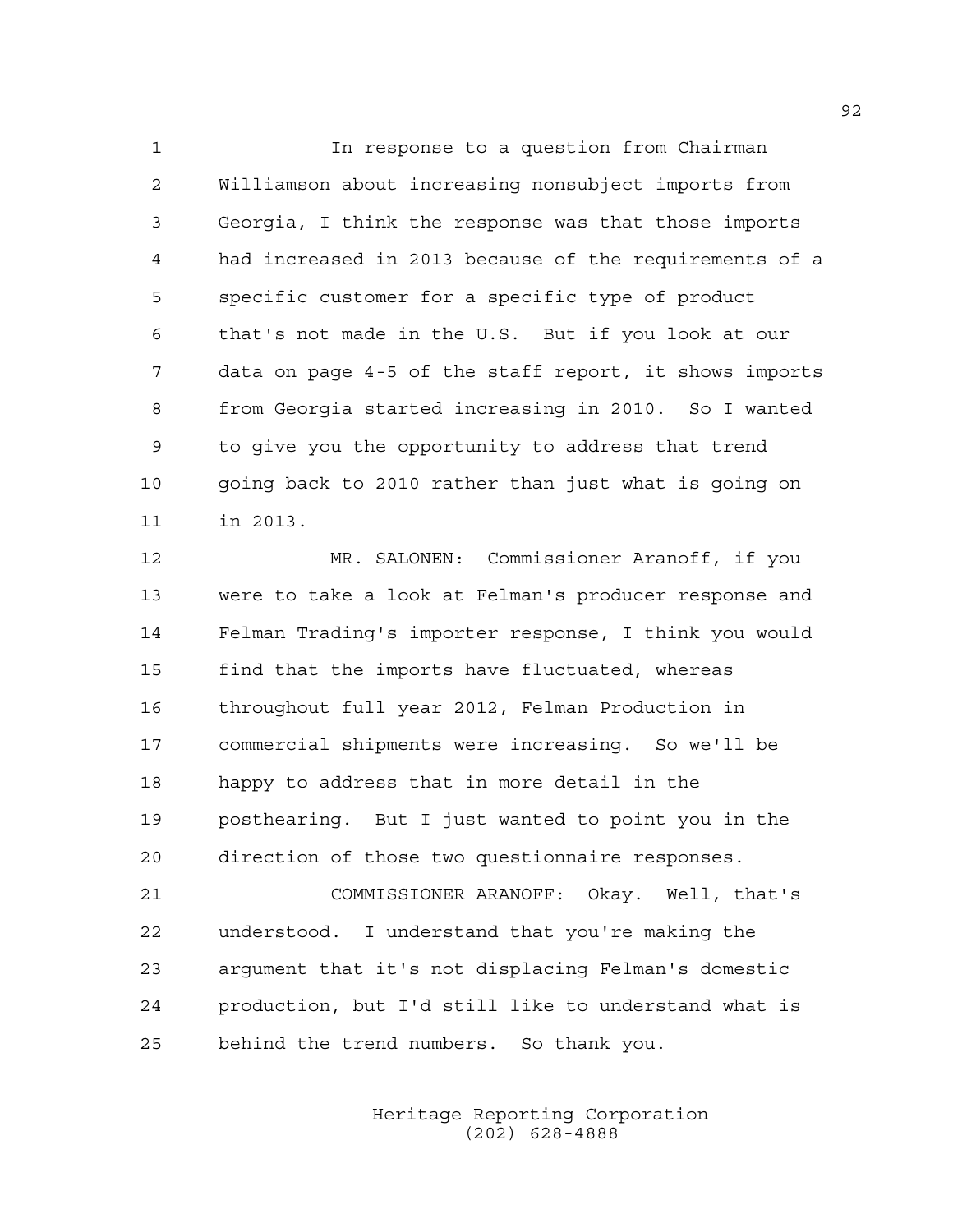In response to a question from Chairman Williamson about increasing nonsubject imports from Georgia, I think the response was that those imports had increased in 2013 because of the requirements of a specific customer for a specific type of product that's not made in the U.S. But if you look at our data on page 4-5 of the staff report, it shows imports from Georgia started increasing in 2010. So I wanted to give you the opportunity to address that trend going back to 2010 rather than just what is going on in 2013.

MR. SALONEN: Commissioner Aranoff, if you were to take a look at Felman's producer response and Felman Trading's importer response, I think you would find that the imports have fluctuated, whereas throughout full year 2012, Felman Production in commercial shipments were increasing. So we'll be happy to address that in more detail in the posthearing. But I just wanted to point you in the direction of those two questionnaire responses.

COMMISSIONER ARANOFF: Okay. Well, that's understood. I understand that you're making the argument that it's not displacing Felman's domestic production, but I'd still like to understand what is behind the trend numbers. So thank you.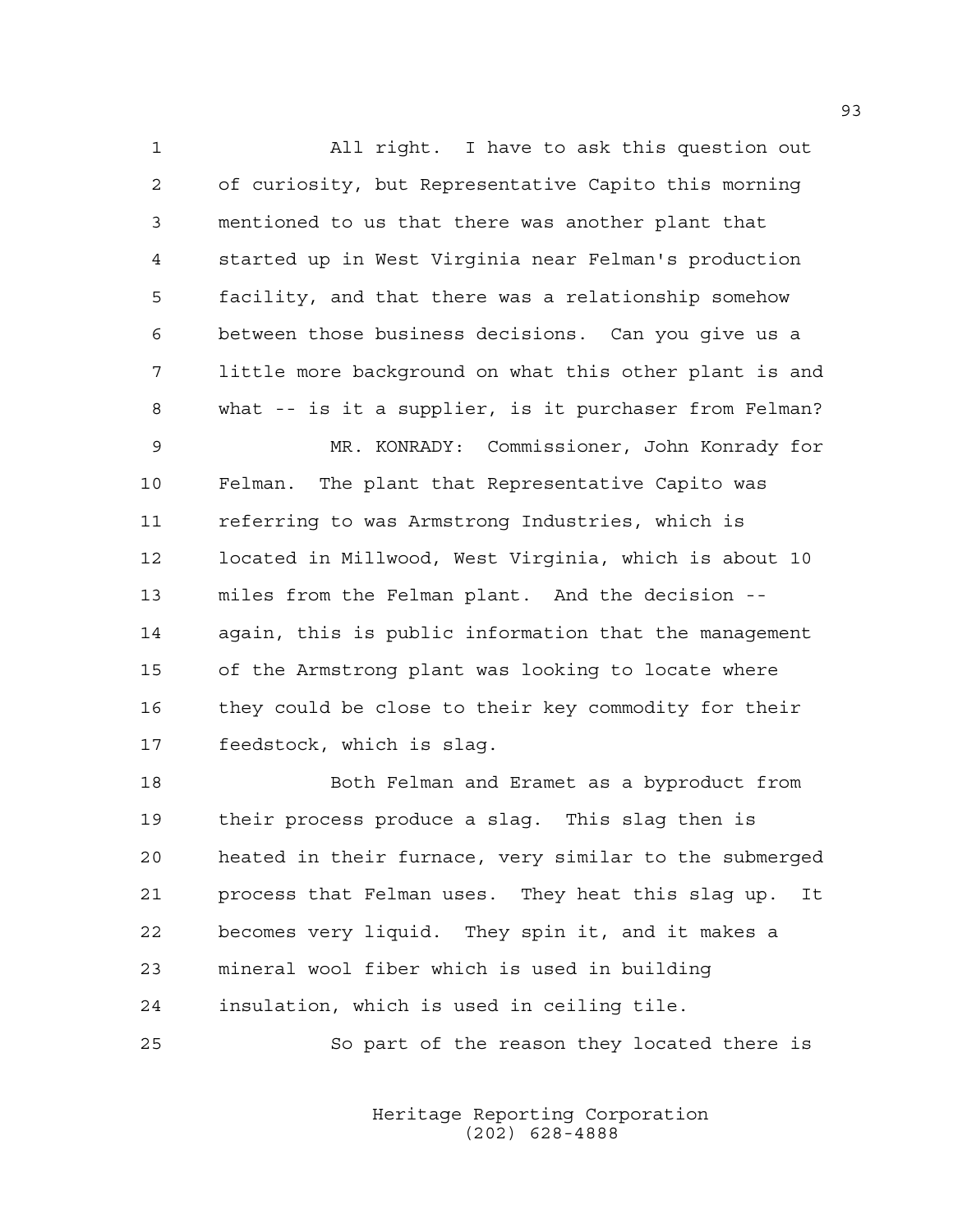All right. I have to ask this question out of curiosity, but Representative Capito this morning mentioned to us that there was another plant that started up in West Virginia near Felman's production facility, and that there was a relationship somehow between those business decisions. Can you give us a little more background on what this other plant is and what -- is it a supplier, is it purchaser from Felman?

MR. KONRADY: Commissioner, John Konrady for Felman. The plant that Representative Capito was referring to was Armstrong Industries, which is located in Millwood, West Virginia, which is about 10 miles from the Felman plant. And the decision -- again, this is public information that the management of the Armstrong plant was looking to locate where they could be close to their key commodity for their feedstock, which is slag.

Both Felman and Eramet as a byproduct from their process produce a slag. This slag then is heated in their furnace, very similar to the submerged process that Felman uses. They heat this slag up. It becomes very liquid. They spin it, and it makes a mineral wool fiber which is used in building insulation, which is used in ceiling tile.

So part of the reason they located there is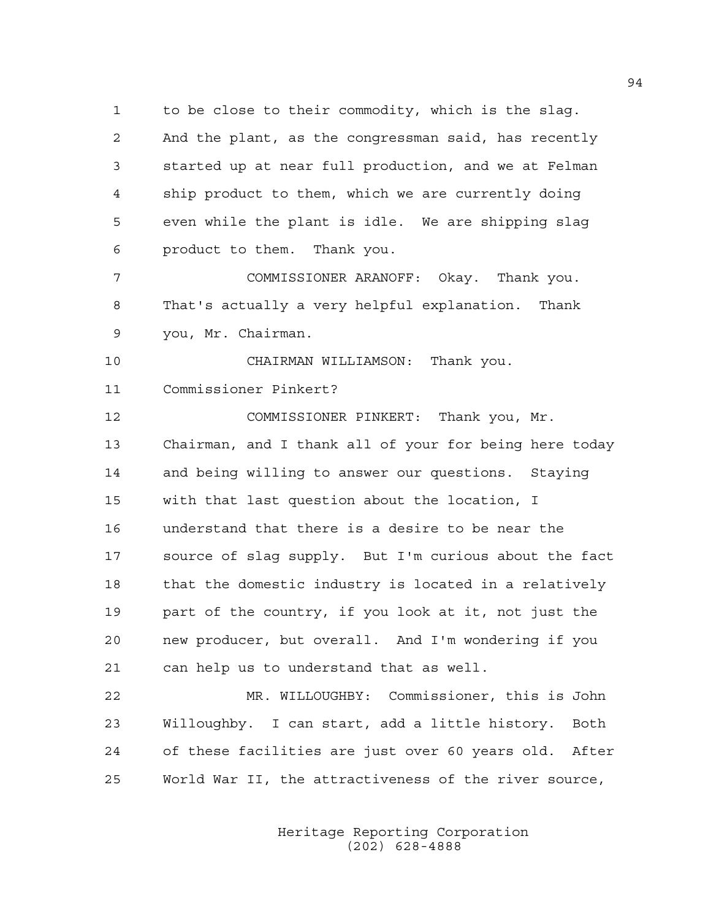to be close to their commodity, which is the slag. And the plant, as the congressman said, has recently started up at near full production, and we at Felman ship product to them, which we are currently doing even while the plant is idle. We are shipping slag product to them. Thank you.

COMMISSIONER ARANOFF: Okay. Thank you. That's actually a very helpful explanation. Thank you, Mr. Chairman.

CHAIRMAN WILLIAMSON: Thank you. Commissioner Pinkert?

COMMISSIONER PINKERT: Thank you, Mr. Chairman, and I thank all of your for being here today and being willing to answer our questions. Staying with that last question about the location, I understand that there is a desire to be near the source of slag supply. But I'm curious about the fact that the domestic industry is located in a relatively part of the country, if you look at it, not just the new producer, but overall. And I'm wondering if you can help us to understand that as well.

MR. WILLOUGHBY: Commissioner, this is John Willoughby. I can start, add a little history. Both of these facilities are just over 60 years old. After World War II, the attractiveness of the river source,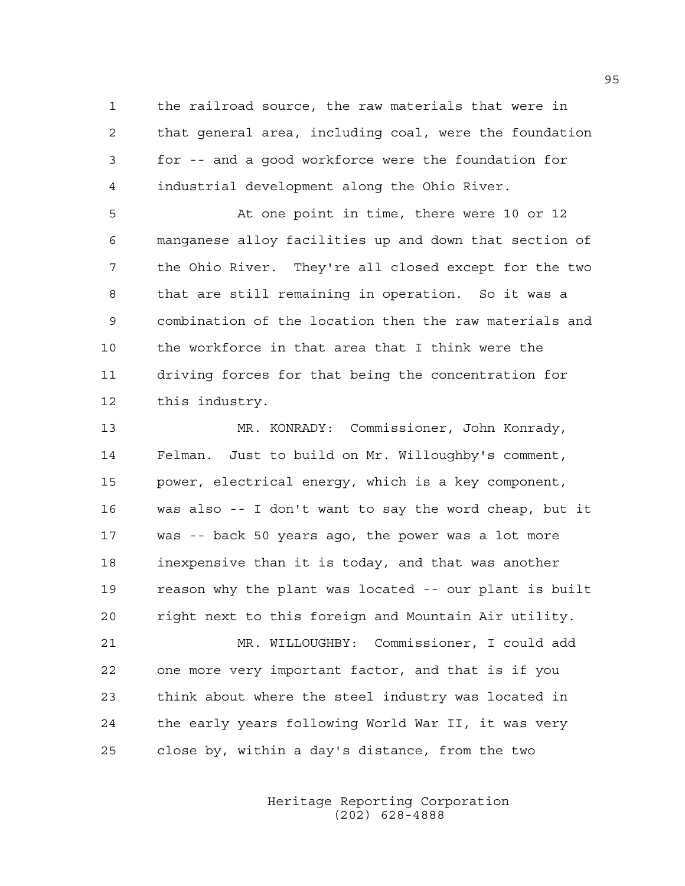the railroad source, the raw materials that were in that general area, including coal, were the foundation for -- and a good workforce were the foundation for industrial development along the Ohio River.

At one point in time, there were 10 or 12 manganese alloy facilities up and down that section of the Ohio River. They're all closed except for the two that are still remaining in operation. So it was a combination of the location then the raw materials and the workforce in that area that I think were the driving forces for that being the concentration for this industry.

MR. KONRADY: Commissioner, John Konrady, Felman. Just to build on Mr. Willoughby's comment, power, electrical energy, which is a key component, was also -- I don't want to say the word cheap, but it was -- back 50 years ago, the power was a lot more inexpensive than it is today, and that was another reason why the plant was located -- our plant is built right next to this foreign and Mountain Air utility.

MR. WILLOUGHBY: Commissioner, I could add one more very important factor, and that is if you think about where the steel industry was located in the early years following World War II, it was very close by, within a day's distance, from the two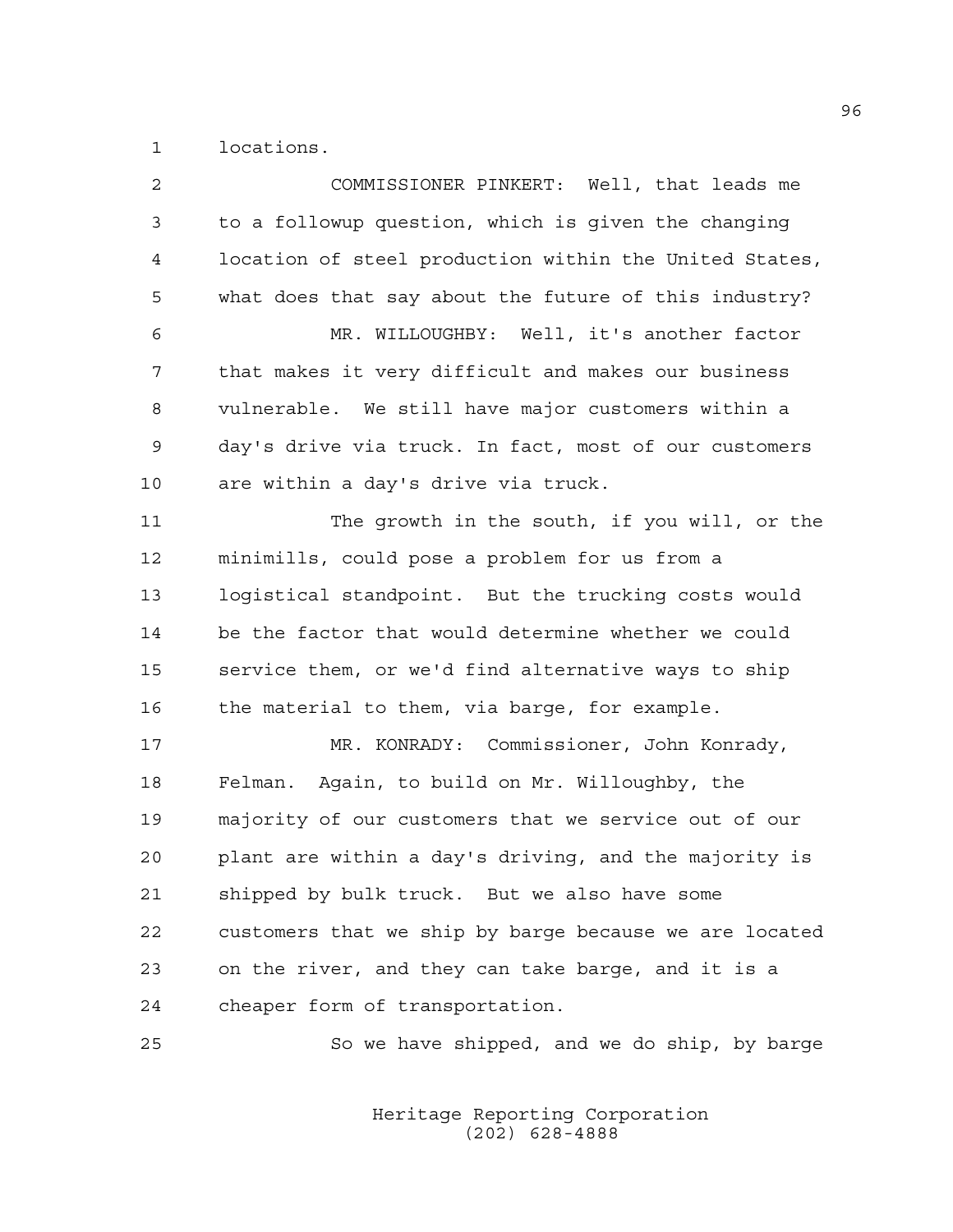locations.

COMMISSIONER PINKERT: Well, that leads me to a followup question, which is given the changing location of steel production within the United States, what does that say about the future of this industry?

MR. WILLOUGHBY: Well, it's another factor that makes it very difficult and makes our business vulnerable. We still have major customers within a day's drive via truck. In fact, most of our customers are within a day's drive via truck.

The growth in the south, if you will, or the minimills, could pose a problem for us from a logistical standpoint. But the trucking costs would be the factor that would determine whether we could service them, or we'd find alternative ways to ship the material to them, via barge, for example.

MR. KONRADY: Commissioner, John Konrady, Felman. Again, to build on Mr. Willoughby, the majority of our customers that we service out of our plant are within a day's driving, and the majority is shipped by bulk truck. But we also have some customers that we ship by barge because we are located on the river, and they can take barge, and it is a cheaper form of transportation.

So we have shipped, and we do ship, by barge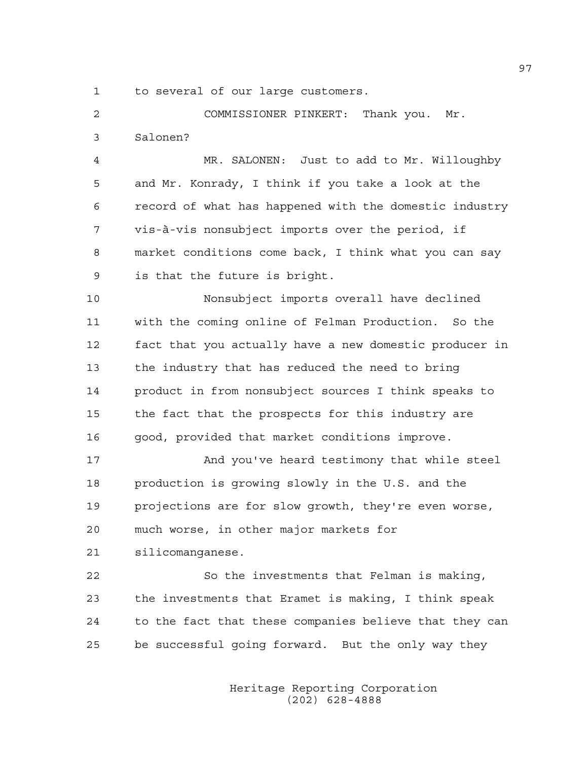to several of our large customers.

COMMISSIONER PINKERT: Thank you. Mr. Salonen?

MR. SALONEN: Just to add to Mr. Willoughby and Mr. Konrady, I think if you take a look at the record of what has happened with the domestic industry vis-à-vis nonsubject imports over the period, if market conditions come back, I think what you can say is that the future is bright.

Nonsubject imports overall have declined with the coming online of Felman Production. So the fact that you actually have a new domestic producer in the industry that has reduced the need to bring product in from nonsubject sources I think speaks to the fact that the prospects for this industry are good, provided that market conditions improve.

And you've heard testimony that while steel production is growing slowly in the U.S. and the projections are for slow growth, they're even worse, much worse, in other major markets for silicomanganese.

So the investments that Felman is making, the investments that Eramet is making, I think speak to the fact that these companies believe that they can be successful going forward. But the only way they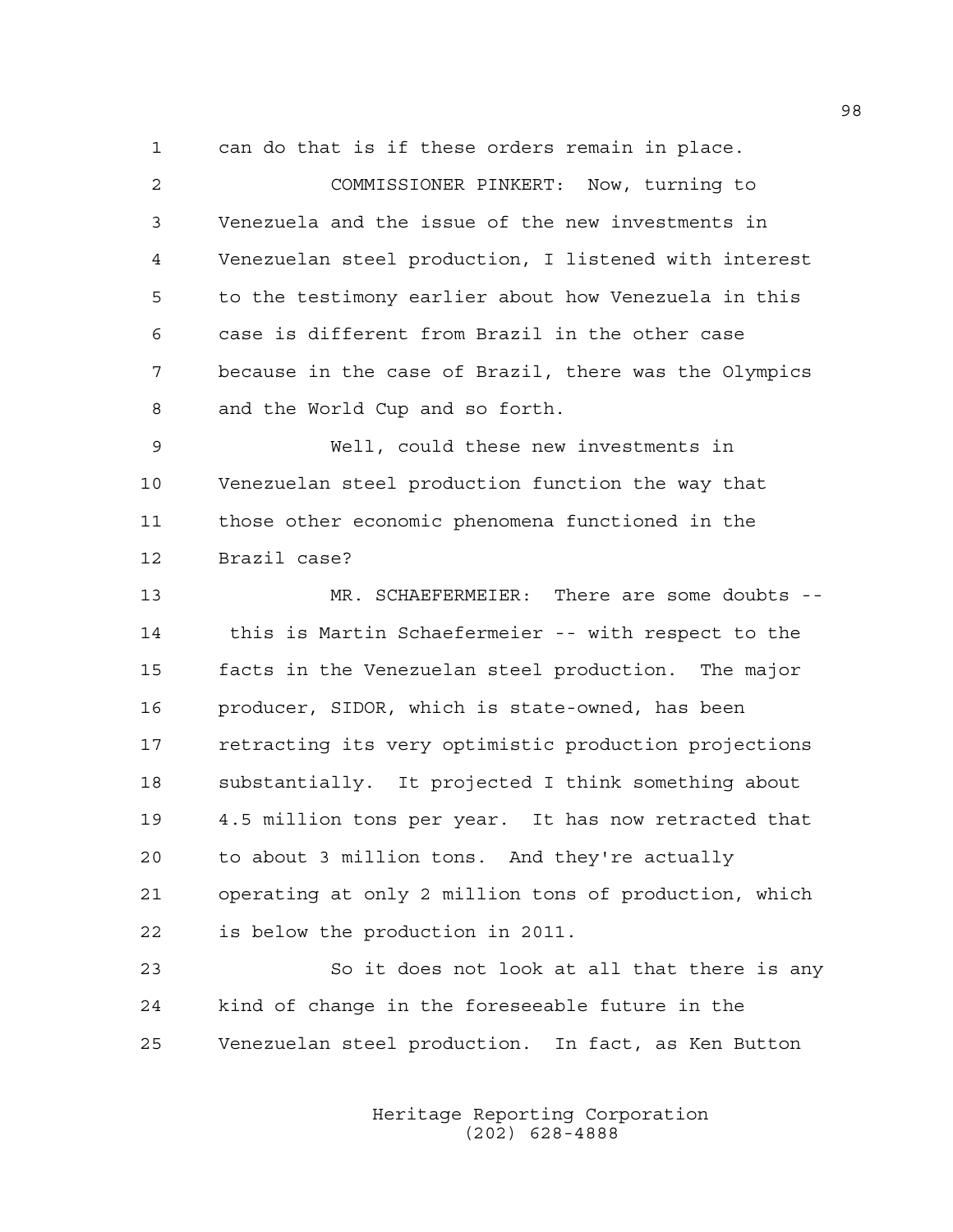can do that is if these orders remain in place.

COMMISSIONER PINKERT: Now, turning to Venezuela and the issue of the new investments in Venezuelan steel production, I listened with interest to the testimony earlier about how Venezuela in this case is different from Brazil in the other case because in the case of Brazil, there was the Olympics and the World Cup and so forth.

Well, could these new investments in Venezuelan steel production function the way that those other economic phenomena functioned in the Brazil case?

MR. SCHAEFERMEIER: There are some doubts -- this is Martin Schaefermeier -- with respect to the facts in the Venezuelan steel production. The major producer, SIDOR, which is state-owned, has been retracting its very optimistic production projections substantially. It projected I think something about 4.5 million tons per year. It has now retracted that to about 3 million tons. And they're actually operating at only 2 million tons of production, which is below the production in 2011.

So it does not look at all that there is any kind of change in the foreseeable future in the Venezuelan steel production. In fact, as Ken Button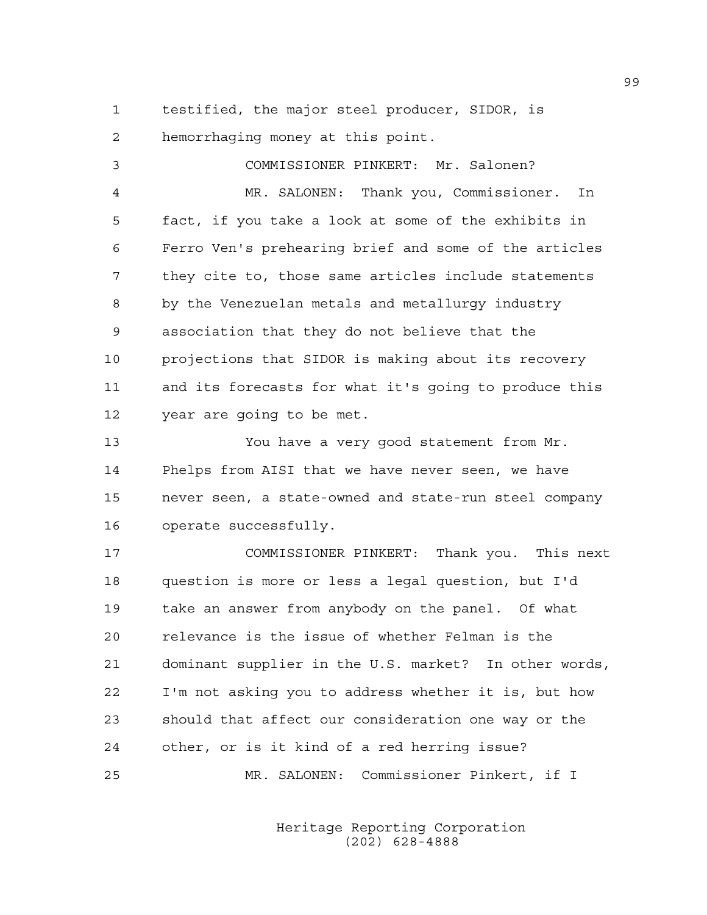testified, the major steel producer, SIDOR, is hemorrhaging money at this point.

COMMISSIONER PINKERT: Mr. Salonen?

MR. SALONEN: Thank you, Commissioner. In fact, if you take a look at some of the exhibits in Ferro Ven's prehearing brief and some of the articles they cite to, those same articles include statements by the Venezuelan metals and metallurgy industry association that they do not believe that the projections that SIDOR is making about its recovery and its forecasts for what it's going to produce this year are going to be met.

You have a very good statement from Mr. Phelps from AISI that we have never seen, we have never seen, a state-owned and state-run steel company operate successfully.

COMMISSIONER PINKERT: Thank you. This next question is more or less a legal question, but I'd take an answer from anybody on the panel. Of what relevance is the issue of whether Felman is the dominant supplier in the U.S. market? In other words, I'm not asking you to address whether it is, but how should that affect our consideration one way or the other, or is it kind of a red herring issue?

MR. SALONEN: Commissioner Pinkert, if I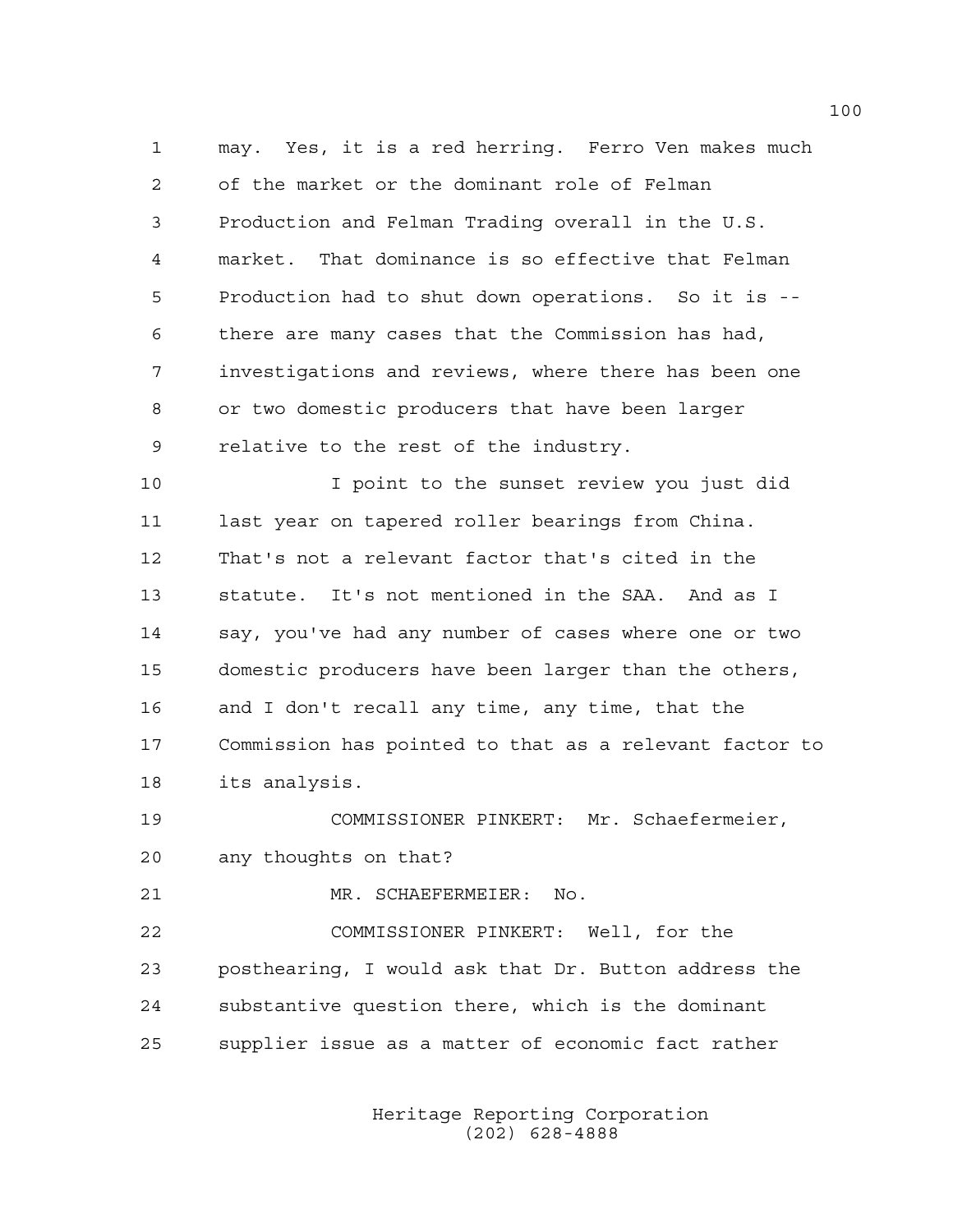may. Yes, it is a red herring. Ferro Ven makes much of the market or the dominant role of Felman Production and Felman Trading overall in the U.S. market. That dominance is so effective that Felman Production had to shut down operations. So it is -- there are many cases that the Commission has had, investigations and reviews, where there has been one or two domestic producers that have been larger relative to the rest of the industry.

I point to the sunset review you just did last year on tapered roller bearings from China. That's not a relevant factor that's cited in the statute. It's not mentioned in the SAA. And as I say, you've had any number of cases where one or two domestic producers have been larger than the others, and I don't recall any time, any time, that the Commission has pointed to that as a relevant factor to its analysis.

COMMISSIONER PINKERT: Mr. Schaefermeier, any thoughts on that?

MR. SCHAEFERMEIER: No.

COMMISSIONER PINKERT: Well, for the posthearing, I would ask that Dr. Button address the substantive question there, which is the dominant supplier issue as a matter of economic fact rather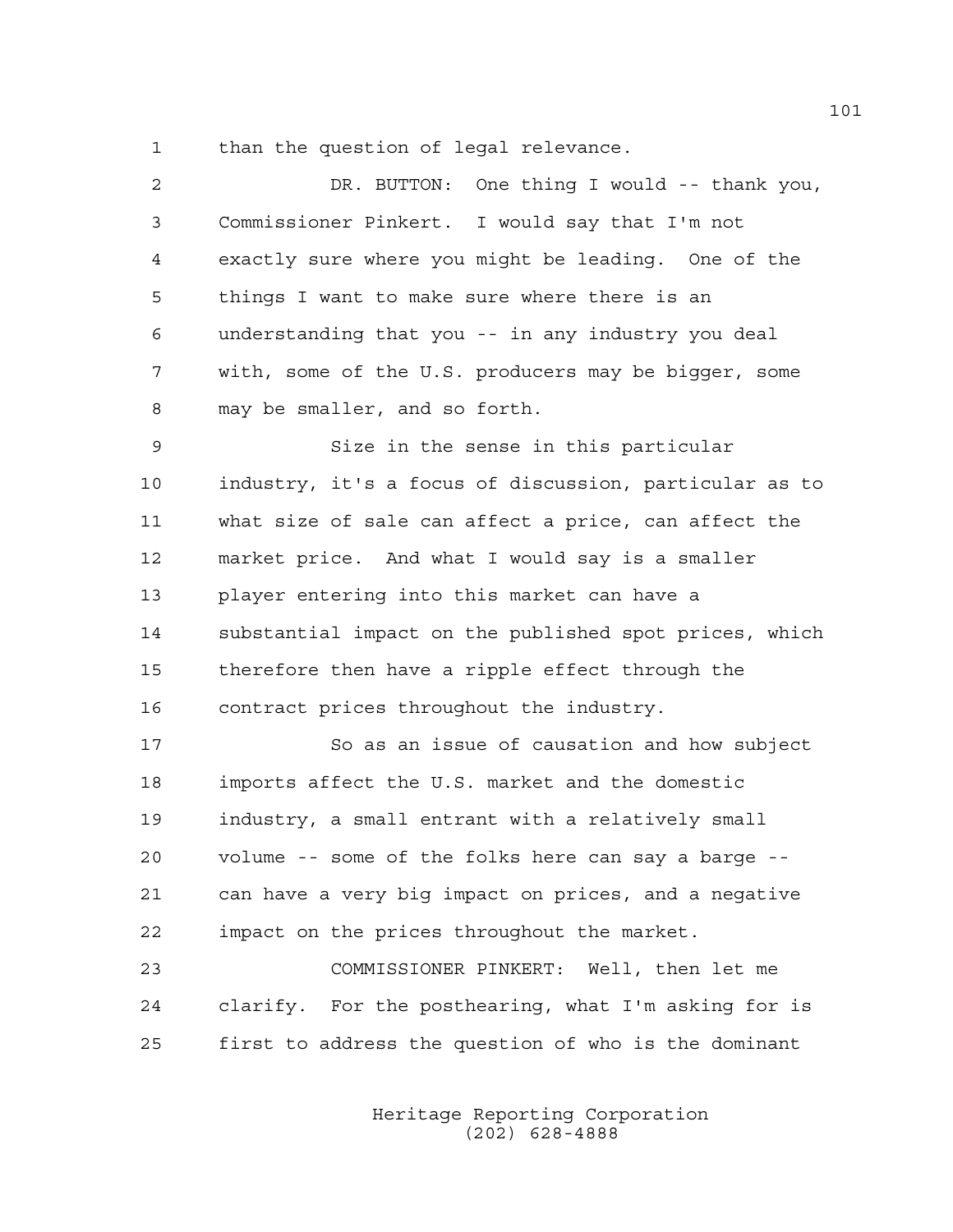than the question of legal relevance.

DR. BUTTON: One thing I would -- thank you, Commissioner Pinkert. I would say that I'm not exactly sure where you might be leading. One of the things I want to make sure where there is an understanding that you -- in any industry you deal with, some of the U.S. producers may be bigger, some may be smaller, and so forth.

Size in the sense in this particular industry, it's a focus of discussion, particular as to what size of sale can affect a price, can affect the market price. And what I would say is a smaller player entering into this market can have a substantial impact on the published spot prices, which therefore then have a ripple effect through the contract prices throughout the industry.

So as an issue of causation and how subject imports affect the U.S. market and the domestic industry, a small entrant with a relatively small volume -- some of the folks here can say a barge -- can have a very big impact on prices, and a negative impact on the prices throughout the market.

COMMISSIONER PINKERT: Well, then let me clarify. For the posthearing, what I'm asking for is first to address the question of who is the dominant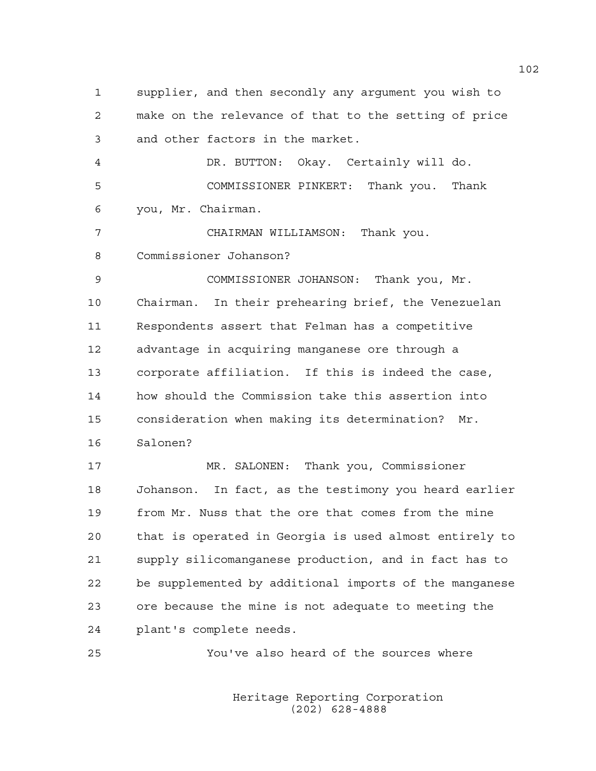supplier, and then secondly any argument you wish to make on the relevance of that to the setting of price and other factors in the market.

DR. BUTTON: Okay. Certainly will do.

COMMISSIONER PINKERT: Thank you. Thank you, Mr. Chairman.

CHAIRMAN WILLIAMSON: Thank you. Commissioner Johanson?

COMMISSIONER JOHANSON: Thank you, Mr. Chairman. In their prehearing brief, the Venezuelan Respondents assert that Felman has a competitive advantage in acquiring manganese ore through a corporate affiliation. If this is indeed the case, how should the Commission take this assertion into consideration when making its determination? Mr. Salonen?

MR. SALONEN: Thank you, Commissioner Johanson. In fact, as the testimony you heard earlier from Mr. Nuss that the ore that comes from the mine that is operated in Georgia is used almost entirely to supply silicomanganese production, and in fact has to be supplemented by additional imports of the manganese ore because the mine is not adequate to meeting the plant's complete needs.

You've also heard of the sources where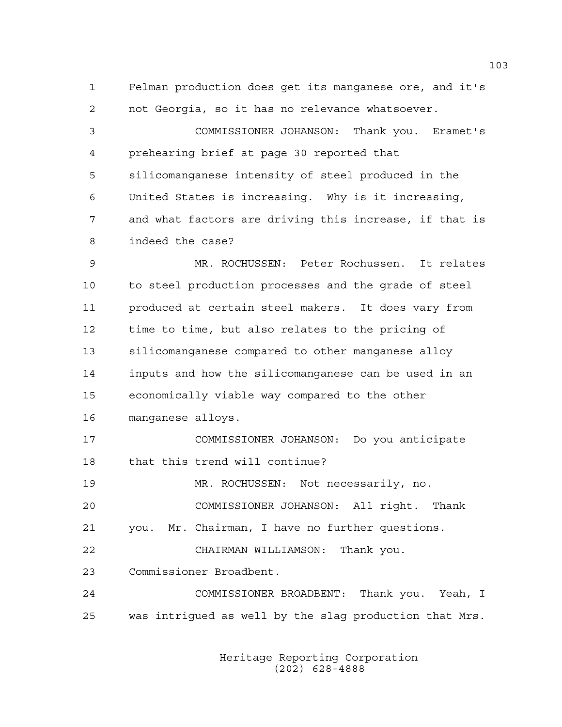Felman production does get its manganese ore, and it's not Georgia, so it has no relevance whatsoever.

COMMISSIONER JOHANSON: Thank you. Eramet's prehearing brief at page 30 reported that silicomanganese intensity of steel produced in the United States is increasing. Why is it increasing, and what factors are driving this increase, if that is indeed the case?

MR. ROCHUSSEN: Peter Rochussen. It relates to steel production processes and the grade of steel produced at certain steel makers. It does vary from time to time, but also relates to the pricing of silicomanganese compared to other manganese alloy inputs and how the silicomanganese can be used in an economically viable way compared to the other manganese alloys.

COMMISSIONER JOHANSON: Do you anticipate that this trend will continue?

MR. ROCHUSSEN: Not necessarily, no.

COMMISSIONER JOHANSON: All right. Thank you. Mr. Chairman, I have no further questions.

CHAIRMAN WILLIAMSON: Thank you. Commissioner Broadbent.

COMMISSIONER BROADBENT: Thank you. Yeah, I was intrigued as well by the slag production that Mrs.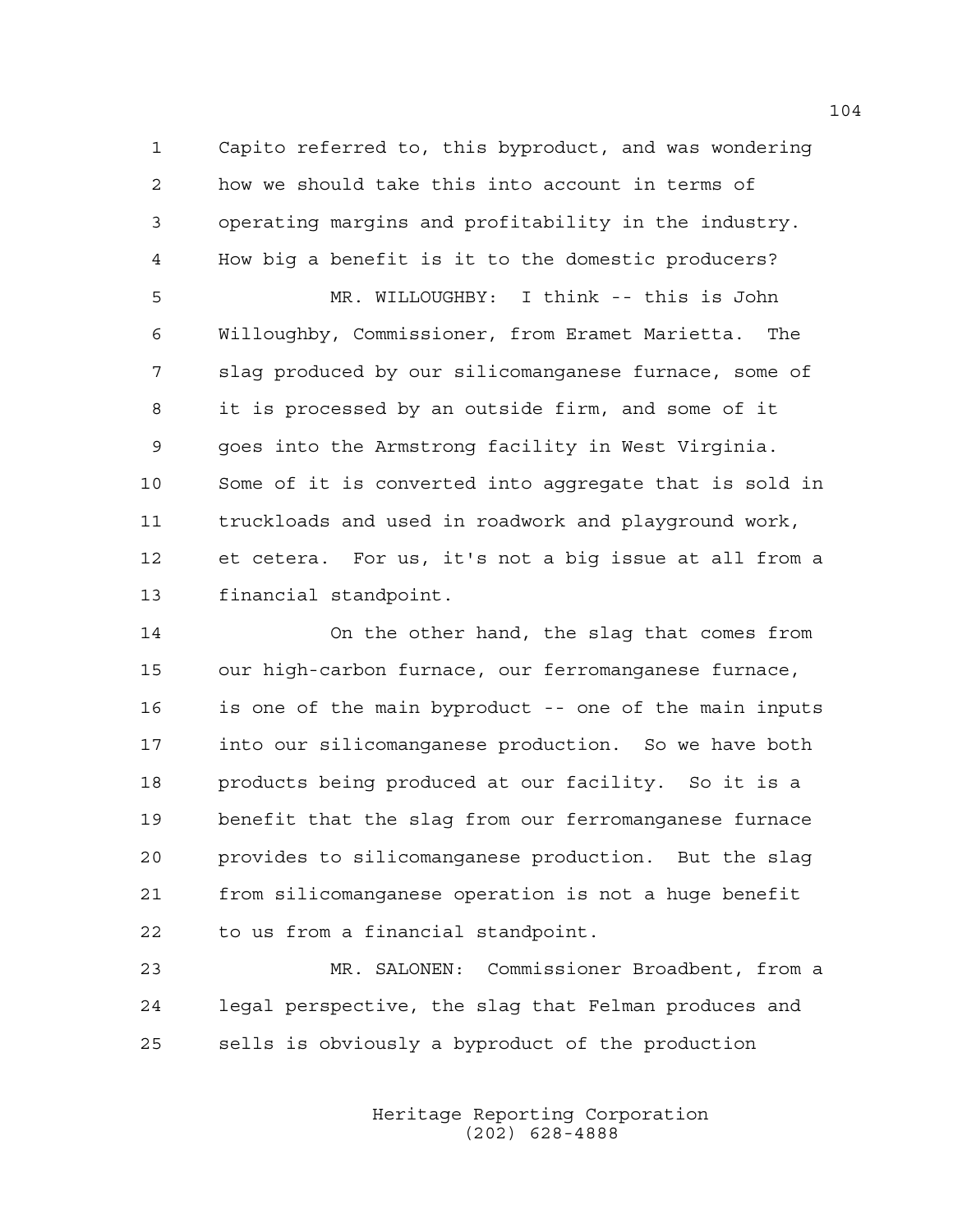1 Capito referred to, this byproduct, and was wondering
2 how we should take this into account in terms of
3 operating margins and profitability in the industry.
4 How big a benefit is it to the domestic producers?

5 MR. WILLOUGHBY: I think -- this is John
6 Willoughby, Commissioner, from Eramet Marietta. The
7 slag produced by our silicomanganese furnace, some of
8 it is processed by an outside firm, and some of it
9 goes into the Armstrong facility in West Virginia.
10 Some of it is converted into aggregate that is sold in
11 truckloads and used in roadwork and playground work,
12 et cetera. For us, it's not a big issue at all from a
13 financial standpoint.

14 On the other hand, the slag that comes from
15 our high-carbon furnace, our ferromanganese furnace,
16 is one of the main byproduct -- one of the main inputs
17 into our silicomanganese production. So we have both
18 products being produced at our facility. So it is a
19 benefit that the slag from our ferromanganese furnace
20 provides to silicomanganese production. But the slag
21 from silicomanganese operation is not a huge benefit
22 to us from a financial standpoint.

23 MR. SALONEN: Commissioner Broadbent, from a
24 legal perspective, the slag that Felman produces and
25 sells is obviously a byproduct of the production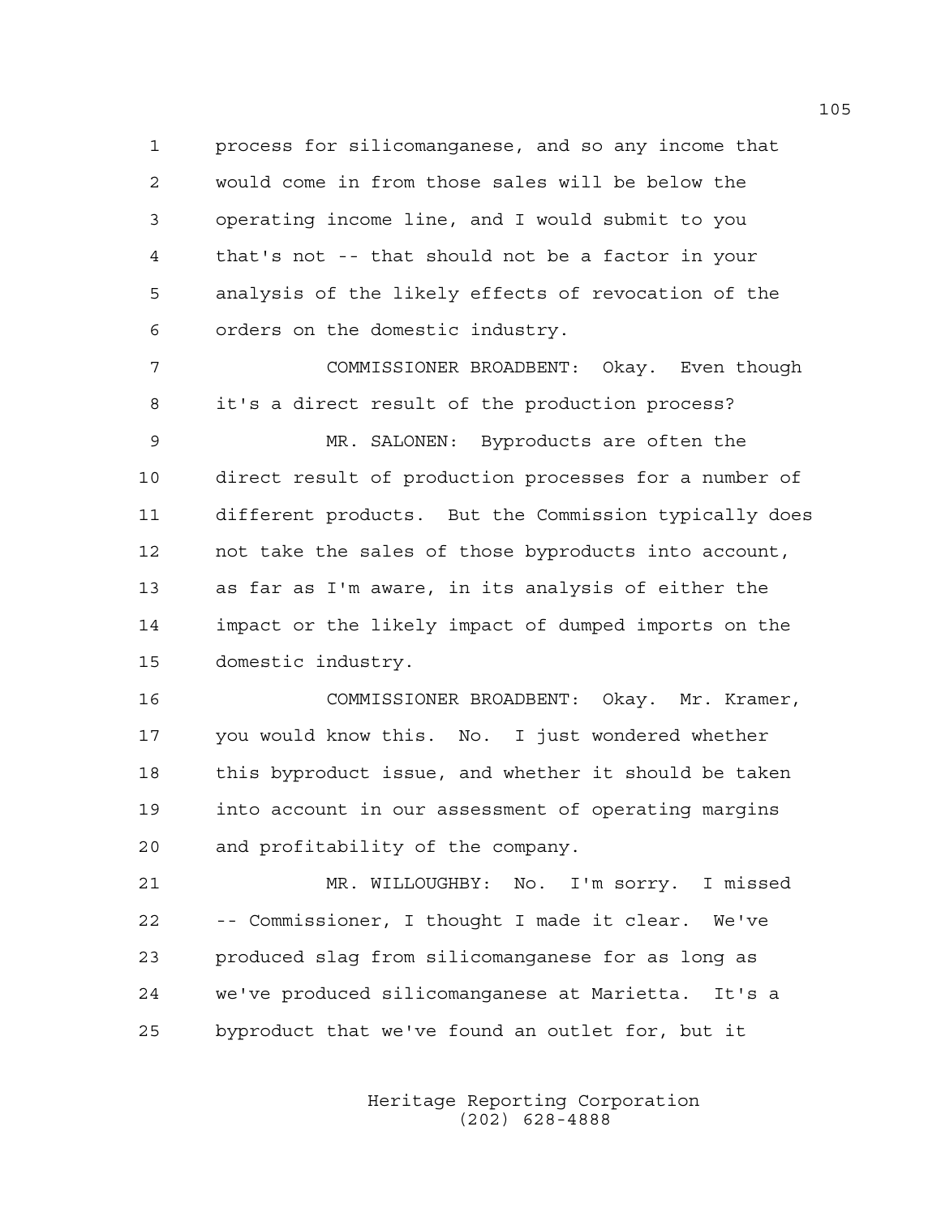process for silicomanganese, and so any income that would come in from those sales will be below the operating income line, and I would submit to you that's not -- that should not be a factor in your analysis of the likely effects of revocation of the orders on the domestic industry.

COMMISSIONER BROADBENT: Okay. Even though it's a direct result of the production process?

MR. SALONEN: Byproducts are often the direct result of production processes for a number of different products. But the Commission typically does not take the sales of those byproducts into account, as far as I'm aware, in its analysis of either the impact or the likely impact of dumped imports on the domestic industry.

COMMISSIONER BROADBENT: Okay. Mr. Kramer, you would know this. No. I just wondered whether this byproduct issue, and whether it should be taken into account in our assessment of operating margins and profitability of the company.

MR. WILLOUGHBY: No. I'm sorry. I missed -- Commissioner, I thought I made it clear. We've produced slag from silicomanganese for as long as we've produced silicomanganese at Marietta. It's a byproduct that we've found an outlet for, but it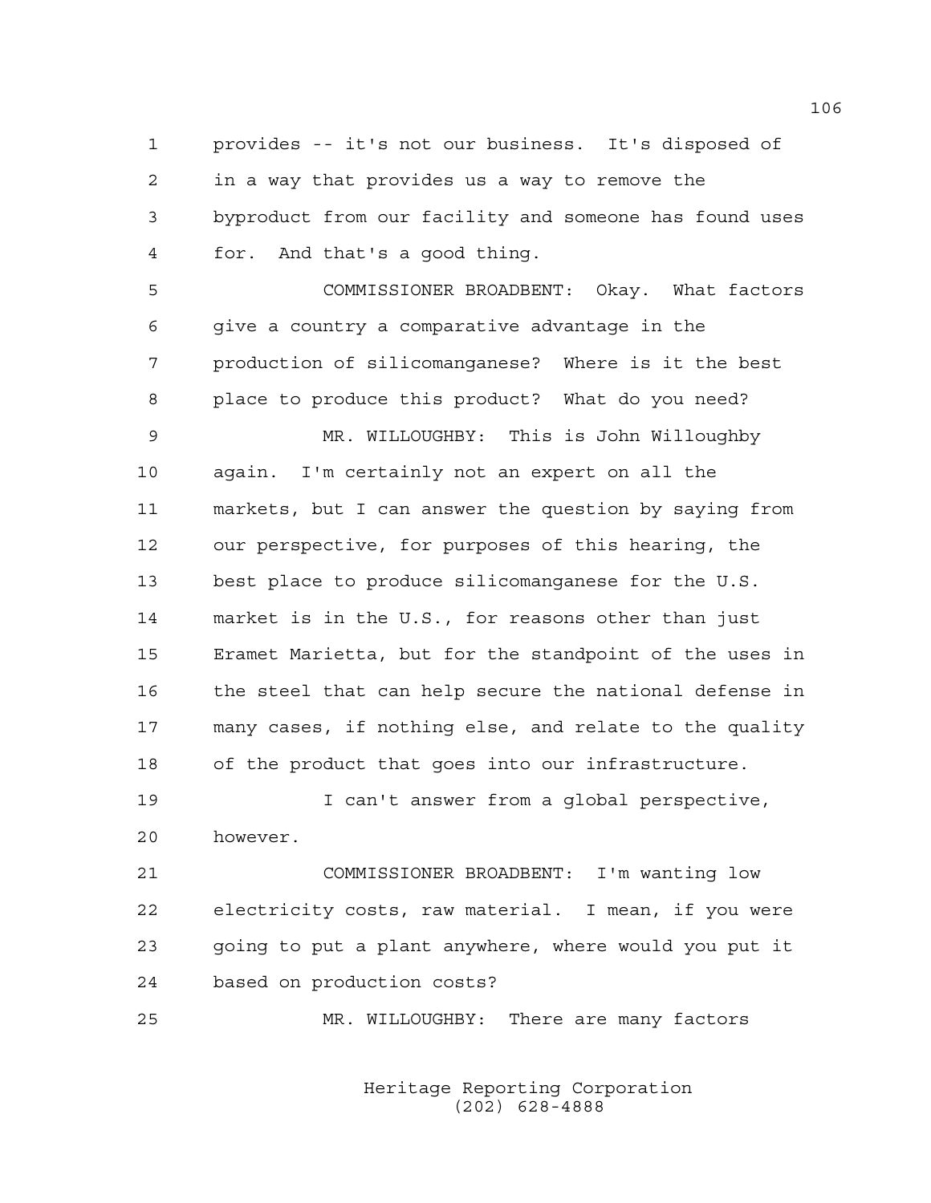provides -- it's not our business. It's disposed of in a way that provides us a way to remove the byproduct from our facility and someone has found uses for. And that's a good thing.

COMMISSIONER BROADBENT: Okay. What factors give a country a comparative advantage in the production of silicomanganese? Where is it the best place to produce this product? What do you need?

MR. WILLOUGHBY: This is John Willoughby again. I'm certainly not an expert on all the markets, but I can answer the question by saying from our perspective, for purposes of this hearing, the best place to produce silicomanganese for the U.S. market is in the U.S., for reasons other than just Eramet Marietta, but for the standpoint of the uses in the steel that can help secure the national defense in many cases, if nothing else, and relate to the quality of the product that goes into our infrastructure.

I can't answer from a global perspective, however.

COMMISSIONER BROADBENT: I'm wanting low electricity costs, raw material. I mean, if you were going to put a plant anywhere, where would you put it based on production costs?

MR. WILLOUGHBY: There are many factors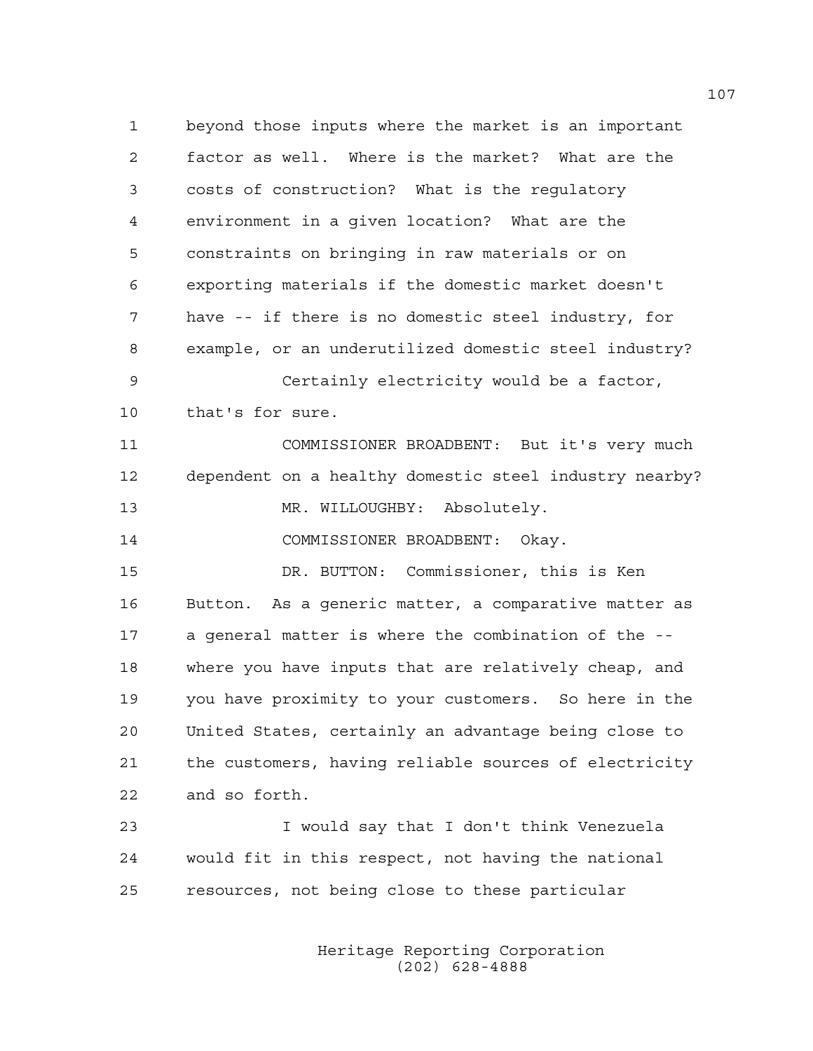1 beyond those inputs where the market is an important
2 factor as well. Where is the market? What are the
3 costs of construction? What is the regulatory
4 environment in a given location? What are the
5 constraints on bringing in raw materials or on
6 exporting materials if the domestic market doesn't
7 have -- if there is no domestic steel industry, for
8 example, or an underutilized domestic steel industry?
9 Certainly electricity would be a factor,
10 that's for sure.
11 COMMISSIONER BROADBENT: But it's very much
12 dependent on a healthy domestic steel industry nearby?
13 MR. WILLOUGHBY: Absolutely.
14 COMMISSIONER BROADBENT: Okay.
15 DR. BUTTON: Commissioner, this is Ken
16 Button. As a generic matter, a comparative matter as
17 a general matter is where the combination of the --
18 where you have inputs that are relatively cheap, and
19 you have proximity to your customers. So here in the
20 United States, certainly an advantage being close to
21 the customers, having reliable sources of electricity
22 and so forth.
23 I would say that I don't think Venezuela
24 would fit in this respect, not having the national
25 resources, not being close to these particular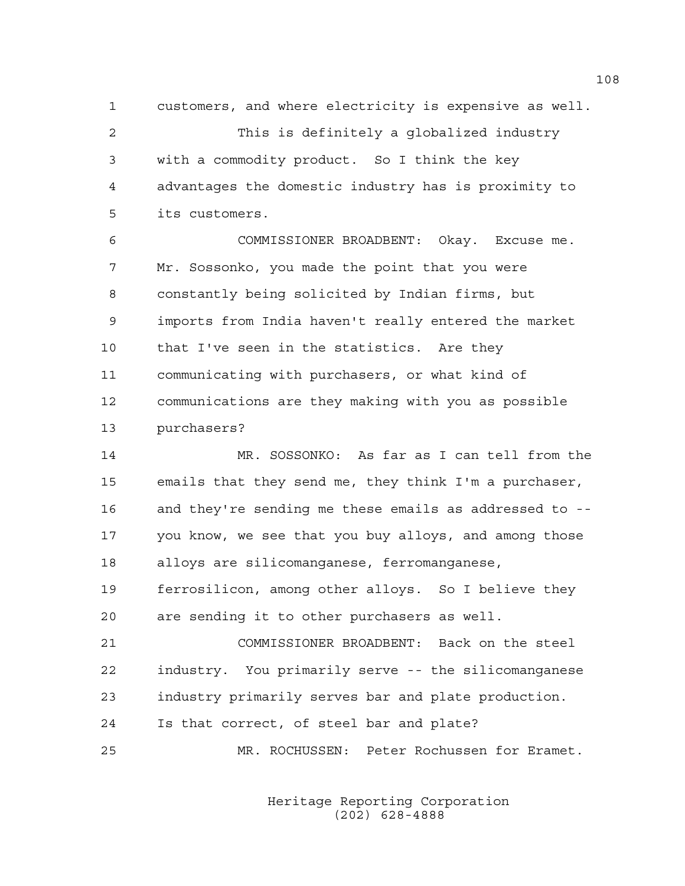customers, and where electricity is expensive as well.

This is definitely a globalized industry with a commodity product. So I think the key advantages the domestic industry has is proximity to its customers.

COMMISSIONER BROADBENT: Okay. Excuse me. Mr. Sossonko, you made the point that you were constantly being solicited by Indian firms, but imports from India haven't really entered the market that I've seen in the statistics. Are they communicating with purchasers, or what kind of communications are they making with you as possible purchasers?

MR. SOSSONKO: As far as I can tell from the emails that they send me, they think I'm a purchaser, and they're sending me these emails as addressed to -- you know, we see that you buy alloys, and among those alloys are silicomanganese, ferromanganese, ferrosilicon, among other alloys. So I believe they are sending it to other purchasers as well.

COMMISSIONER BROADBENT: Back on the steel industry. You primarily serve -- the silicomanganese industry primarily serves bar and plate production. Is that correct, of steel bar and plate?

MR. ROCHUSSEN: Peter Rochussen for Eramet.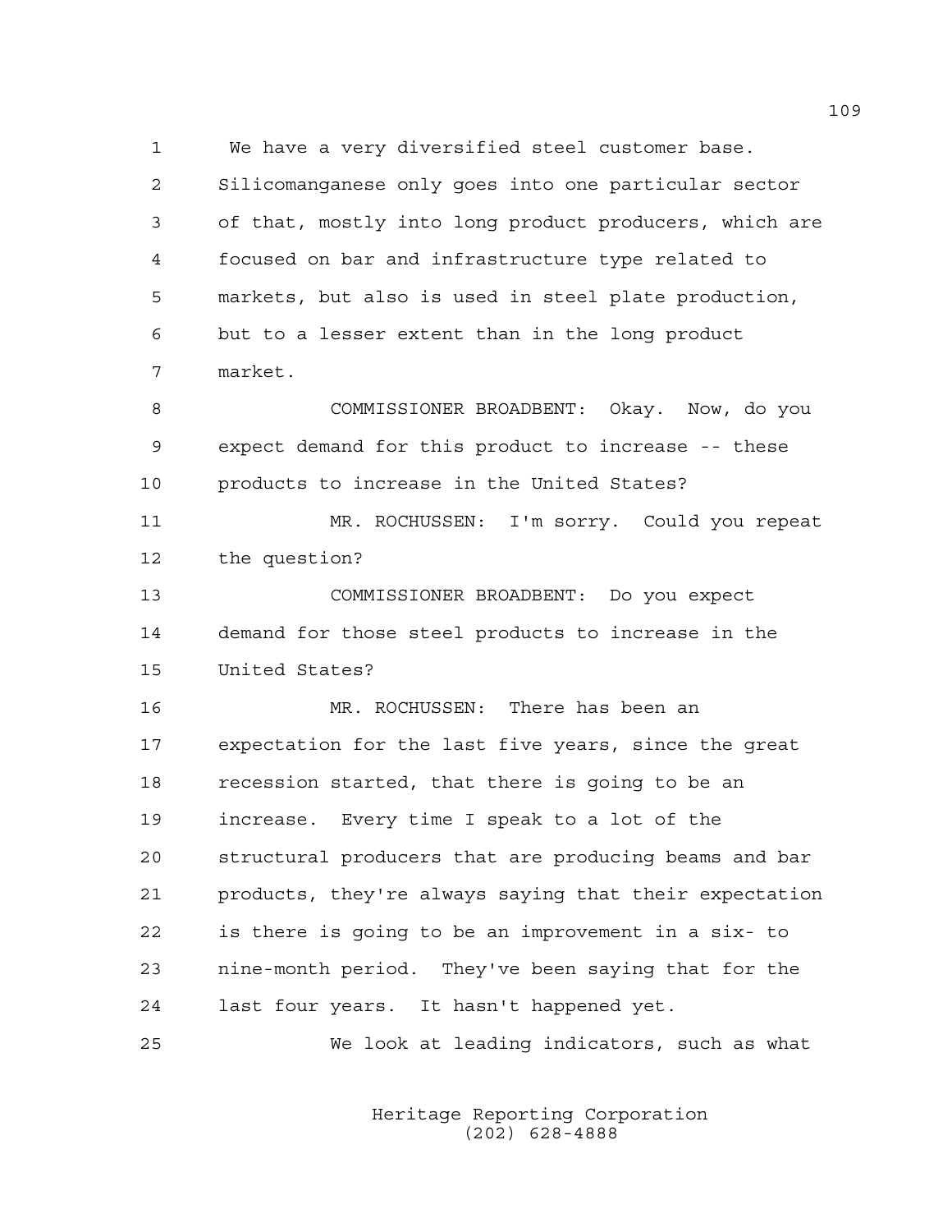We have a very diversified steel customer base. Silicomanganese only goes into one particular sector of that, mostly into long product producers, which are focused on bar and infrastructure type related to markets, but also is used in steel plate production, but to a lesser extent than in the long product market.

COMMISSIONER BROADBENT: Okay. Now, do you expect demand for this product to increase -- these products to increase in the United States?

MR. ROCHUSSEN: I'm sorry. Could you repeat the question?

COMMISSIONER BROADBENT: Do you expect demand for those steel products to increase in the United States?

MR. ROCHUSSEN: There has been an expectation for the last five years, since the great recession started, that there is going to be an increase. Every time I speak to a lot of the structural producers that are producing beams and bar products, they're always saying that their expectation is there is going to be an improvement in a six- to nine-month period. They've been saying that for the last four years. It hasn't happened yet.

We look at leading indicators, such as what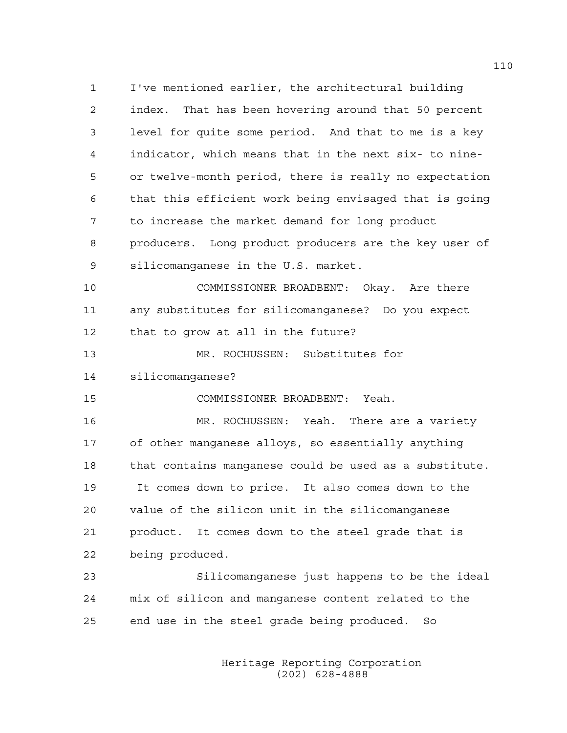1 I've mentioned earlier, the architectural building
2 index. That has been hovering around that 50 percent
3 level for quite some period. And that to me is a key
4 indicator, which means that in the next six- to nine-
5 or twelve-month period, there is really no expectation
6 that this efficient work being envisaged that is going
7 to increase the market demand for long product
8 producers. Long product producers are the key user of
9 silicomanganese in the U.S. market.

10 COMMISSIONER BROADBENT: Okay. Are there
11 any substitutes for silicomanganese? Do you expect
12 that to grow at all in the future?

13 MR. ROCHUSSEN: Substitutes for
14 silicomanganese?

15 COMMISSIONER BROADBENT: Yeah.

16 MR. ROCHUSSEN: Yeah. There are a variety
17 of other manganese alloys, so essentially anything
18 that contains manganese could be used as a substitute.
19 It comes down to price. It also comes down to the
20 value of the silicon unit in the silicomanganese
21 product. It comes down to the steel grade that is
22 being produced.

23 Silicomanganese just happens to be the ideal
24 mix of silicon and manganese content related to the
25 end use in the steel grade being produced. So

Heritage Reporting Corporation
(202) 628-4888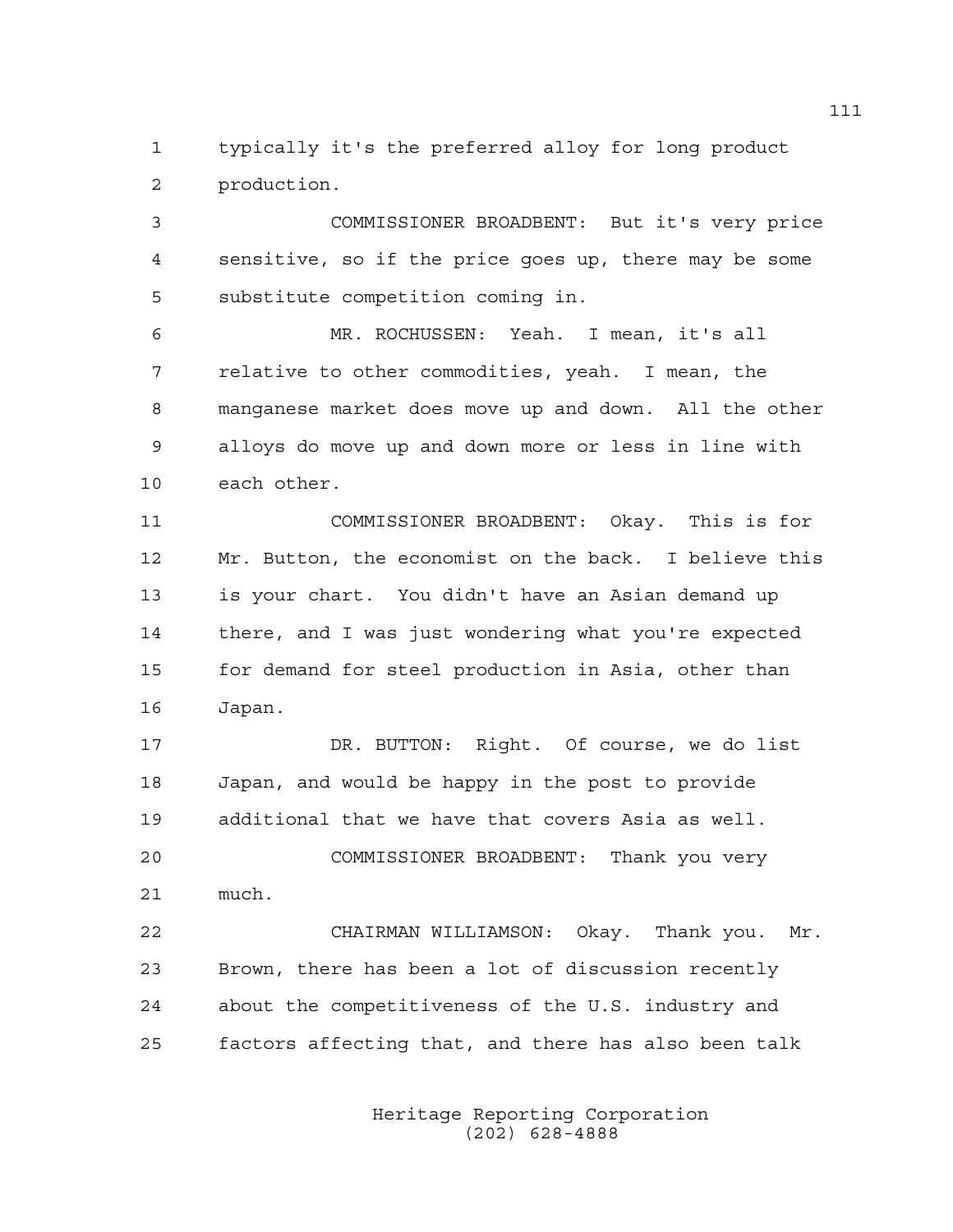typically it's the preferred alloy for long product production.

COMMISSIONER BROADBENT: But it's very price sensitive, so if the price goes up, there may be some substitute competition coming in.

MR. ROCHUSSEN: Yeah. I mean, it's all relative to other commodities, yeah. I mean, the manganese market does move up and down. All the other alloys do move up and down more or less in line with each other.

COMMISSIONER BROADBENT: Okay. This is for Mr. Button, the economist on the back. I believe this is your chart. You didn't have an Asian demand up there, and I was just wondering what you're expected for demand for steel production in Asia, other than Japan.

DR. BUTTON: Right. Of course, we do list Japan, and would be happy in the post to provide additional that we have that covers Asia as well.

COMMISSIONER BROADBENT: Thank you very much.

CHAIRMAN WILLIAMSON: Okay. Thank you. Mr. Brown, there has been a lot of discussion recently about the competitiveness of the U.S. industry and factors affecting that, and there has also been talk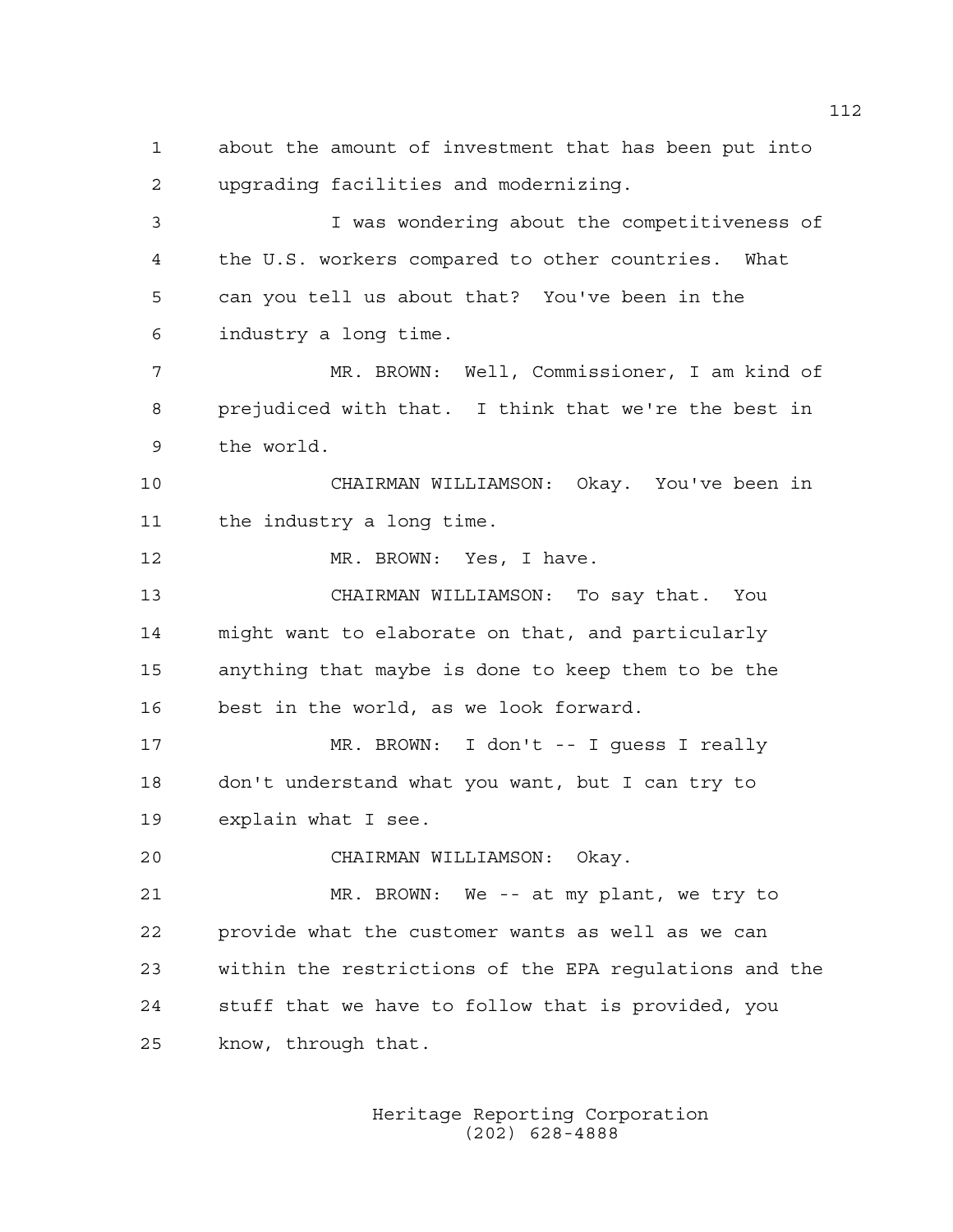about the amount of investment that has been put into upgrading facilities and modernizing.

I was wondering about the competitiveness of the U.S. workers compared to other countries. What can you tell us about that? You've been in the industry a long time.

MR. BROWN: Well, Commissioner, I am kind of prejudiced with that. I think that we're the best in the world.

CHAIRMAN WILLIAMSON: Okay. You've been in the industry a long time.

MR. BROWN: Yes, I have.

CHAIRMAN WILLIAMSON: To say that. You might want to elaborate on that, and particularly anything that maybe is done to keep them to be the best in the world, as we look forward.

MR. BROWN: I don't -- I guess I really don't understand what you want, but I can try to explain what I see.

CHAIRMAN WILLIAMSON: Okay.

MR. BROWN: We -- at my plant, we try to provide what the customer wants as well as we can within the restrictions of the EPA regulations and the stuff that we have to follow that is provided, you know, through that.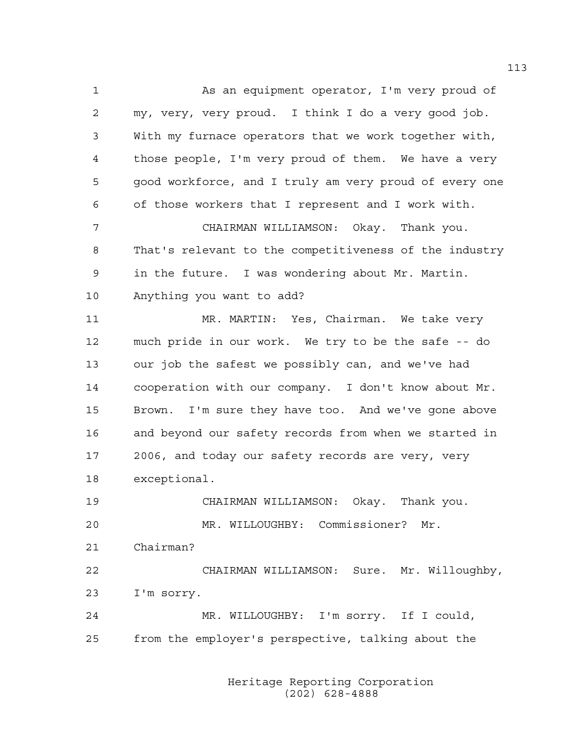As an equipment operator, I'm very proud of my, very, very proud. I think I do a very good job. With my furnace operators that we work together with, those people, I'm very proud of them. We have a very good workforce, and I truly am very proud of every one of those workers that I represent and I work with.

CHAIRMAN WILLIAMSON: Okay. Thank you. That's relevant to the competitiveness of the industry in the future. I was wondering about Mr. Martin. Anything you want to add?

MR. MARTIN: Yes, Chairman. We take very much pride in our work. We try to be the safe -- do our job the safest we possibly can, and we've had cooperation with our company. I don't know about Mr. Brown. I'm sure they have too. And we've gone above and beyond our safety records from when we started in 2006, and today our safety records are very, very exceptional.

CHAIRMAN WILLIAMSON: Okay. Thank you.

MR. WILLOUGHBY: Commissioner? Mr. Chairman?

CHAIRMAN WILLIAMSON: Sure. Mr. Willoughby, I'm sorry.

MR. WILLOUGHBY: I'm sorry. If I could, from the employer's perspective, talking about the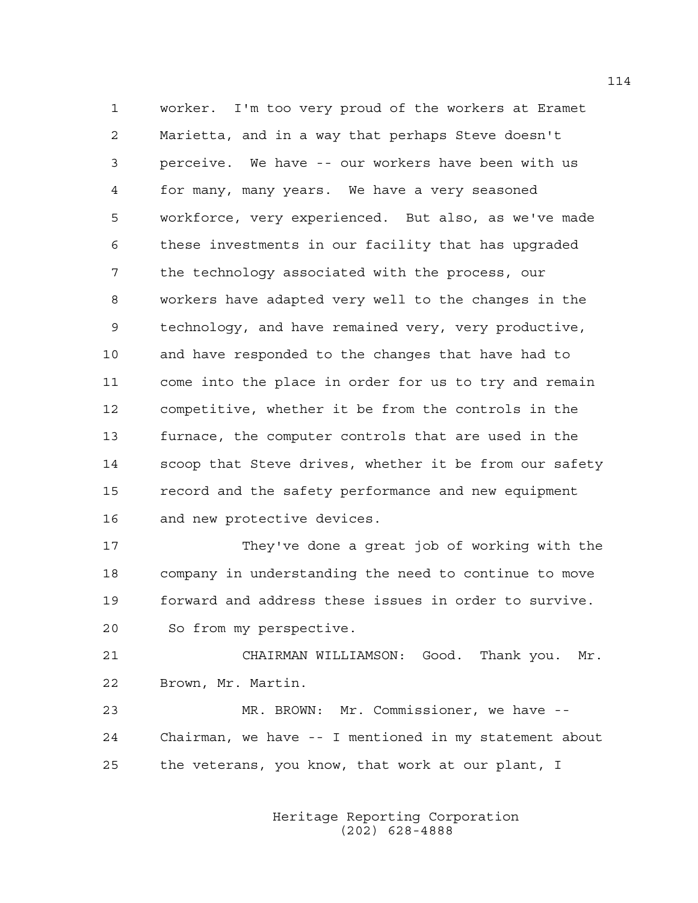worker. I'm too very proud of the workers at Eramet Marietta, and in a way that perhaps Steve doesn't perceive. We have -- our workers have been with us for many, many years. We have a very seasoned workforce, very experienced. But also, as we've made these investments in our facility that has upgraded the technology associated with the process, our workers have adapted very well to the changes in the technology, and have remained very, very productive, and have responded to the changes that have had to come into the place in order for us to try and remain competitive, whether it be from the controls in the furnace, the computer controls that are used in the scoop that Steve drives, whether it be from our safety record and the safety performance and new equipment and new protective devices.

They've done a great job of working with the company in understanding the need to continue to move forward and address these issues in order to survive. So from my perspective.

CHAIRMAN WILLIAMSON: Good. Thank you. Mr. Brown, Mr. Martin.

MR. BROWN: Mr. Commissioner, we have -- Chairman, we have -- I mentioned in my statement about the veterans, you know, that work at our plant, I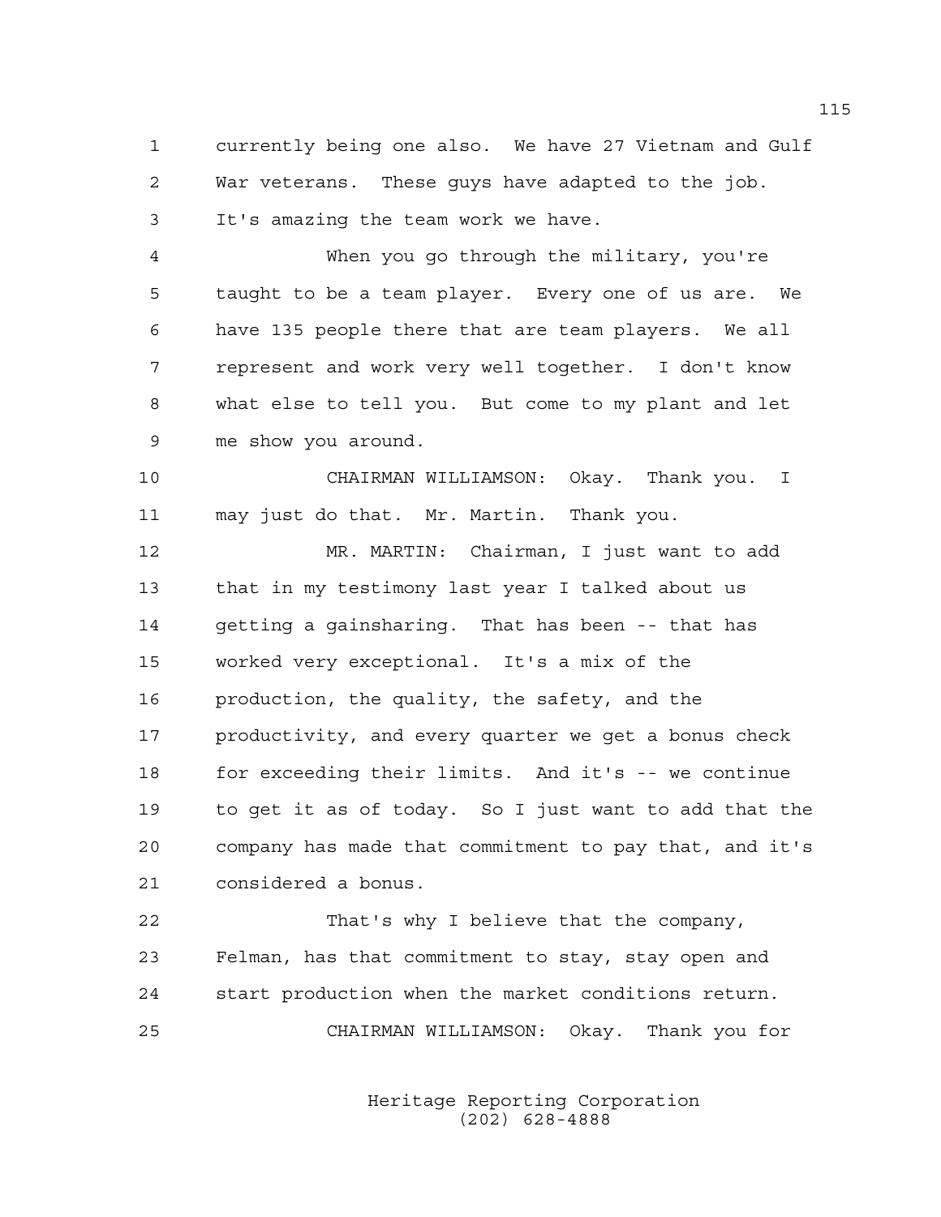currently being one also. We have 27 Vietnam and Gulf War veterans. These guys have adapted to the job. It's amazing the team work we have.

When you go through the military, you're taught to be a team player. Every one of us are. We have 135 people there that are team players. We all represent and work very well together. I don't know what else to tell you. But come to my plant and let me show you around.

CHAIRMAN WILLIAMSON: Okay. Thank you. I may just do that. Mr. Martin. Thank you.

MR. MARTIN: Chairman, I just want to add that in my testimony last year I talked about us getting a gainsharing. That has been -- that has worked very exceptional. It's a mix of the production, the quality, the safety, and the productivity, and every quarter we get a bonus check for exceeding their limits. And it's -- we continue to get it as of today. So I just want to add that the company has made that commitment to pay that, and it's considered a bonus.

That's why I believe that the company, Felman, has that commitment to stay, stay open and start production when the market conditions return.

CHAIRMAN WILLIAMSON: Okay. Thank you for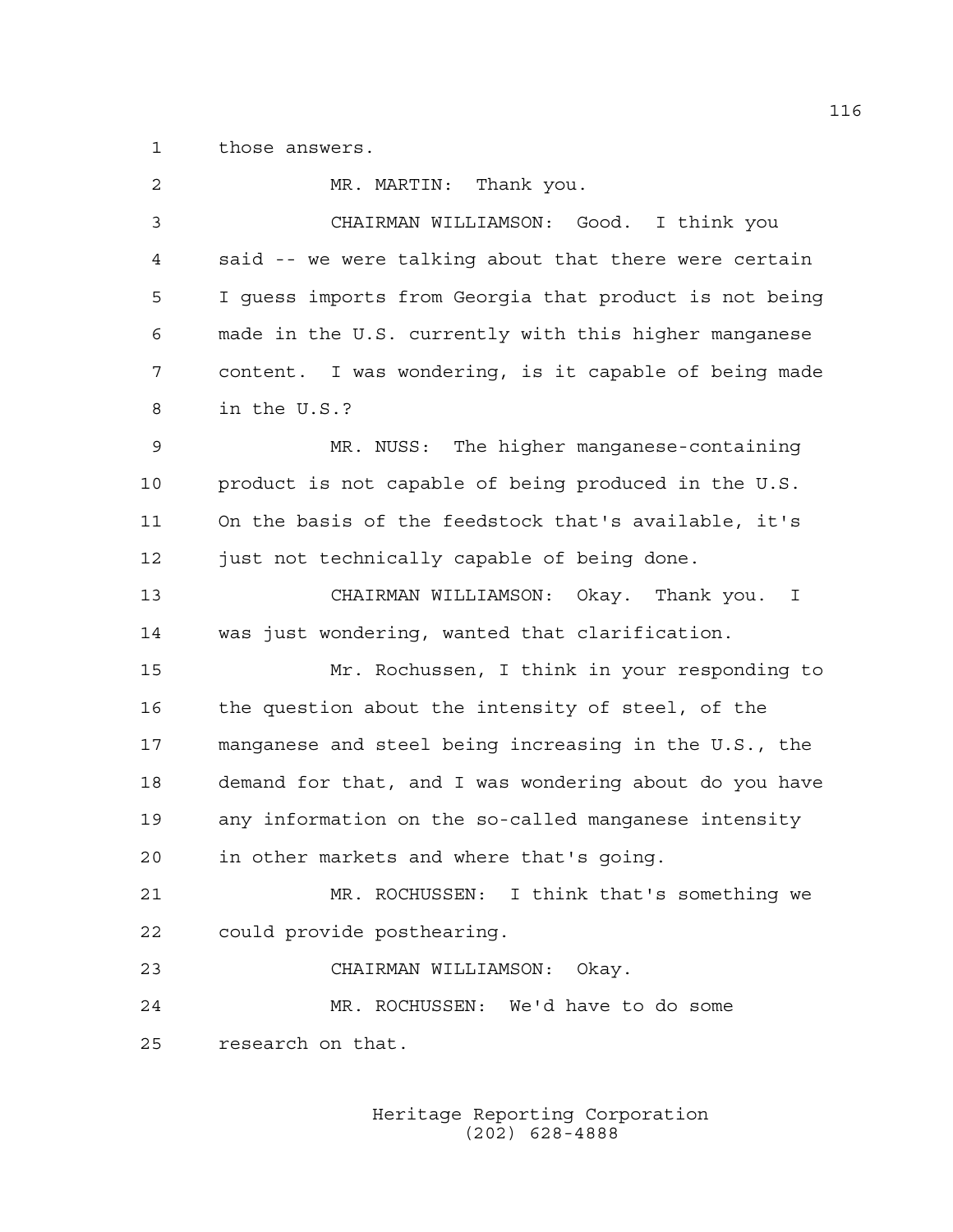those answers.

MR. MARTIN: Thank you.

CHAIRMAN WILLIAMSON: Good. I think you said -- we were talking about that there were certain I guess imports from Georgia that product is not being made in the U.S. currently with this higher manganese content. I was wondering, is it capable of being made in the U.S.?

MR. NUSS: The higher manganese-containing product is not capable of being produced in the U.S. On the basis of the feedstock that's available, it's just not technically capable of being done.

CHAIRMAN WILLIAMSON: Okay. Thank you. I was just wondering, wanted that clarification.

Mr. Rochussen, I think in your responding to the question about the intensity of steel, of the manganese and steel being increasing in the U.S., the demand for that, and I was wondering about do you have any information on the so-called manganese intensity in other markets and where that's going.

MR. ROCHUSSEN: I think that's something we could provide posthearing.

CHAIRMAN WILLIAMSON: Okay.

MR. ROCHUSSEN: We'd have to do some research on that.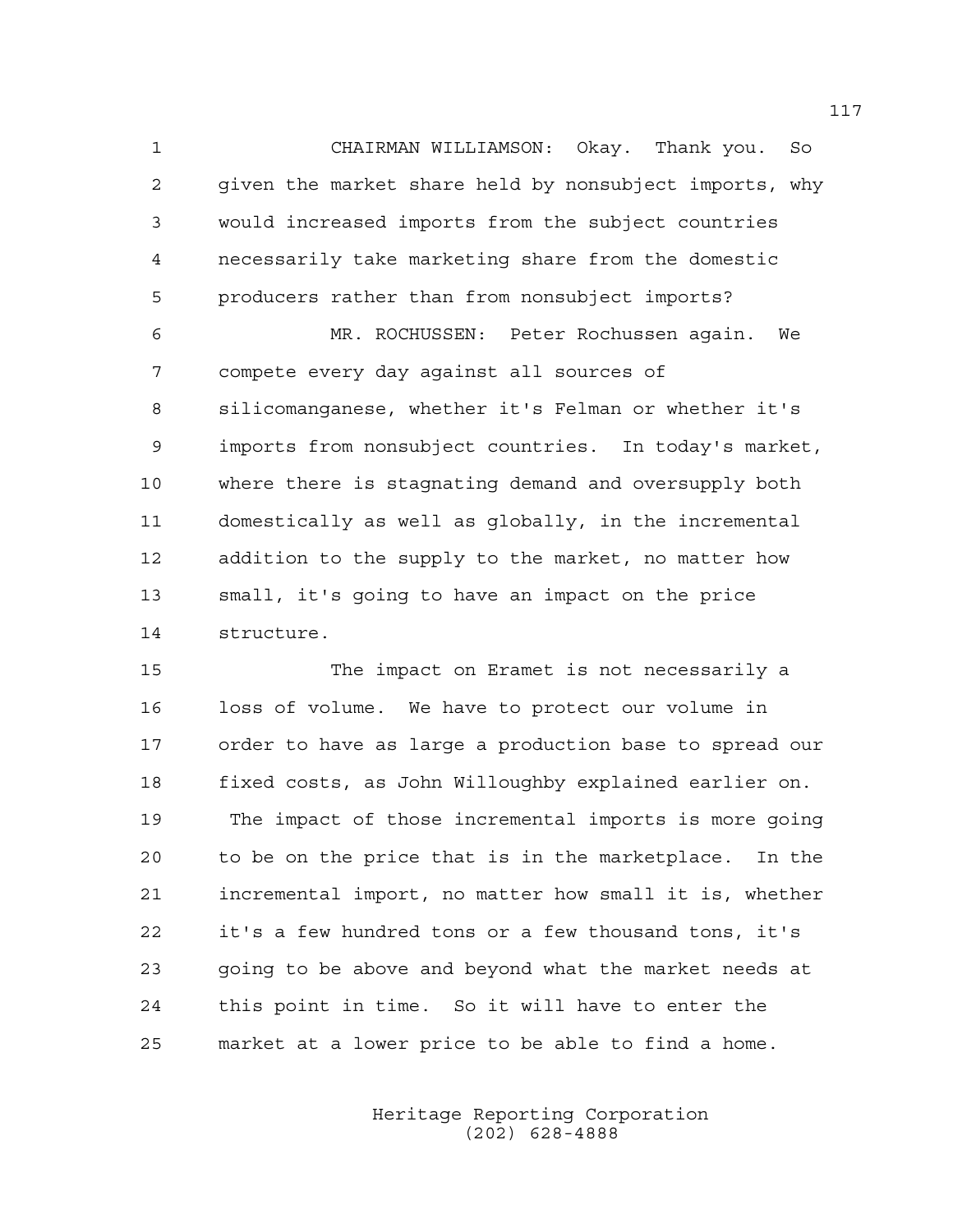CHAIRMAN WILLIAMSON: Okay. Thank you. So given the market share held by nonsubject imports, why would increased imports from the subject countries necessarily take marketing share from the domestic producers rather than from nonsubject imports?

MR. ROCHUSSEN: Peter Rochussen again. We compete every day against all sources of silicomanganese, whether it's Felman or whether it's imports from nonsubject countries. In today's market, where there is stagnating demand and oversupply both domestically as well as globally, in the incremental addition to the supply to the market, no matter how small, it's going to have an impact on the price structure.

The impact on Eramet is not necessarily a loss of volume. We have to protect our volume in order to have as large a production base to spread our fixed costs, as John Willoughby explained earlier on. The impact of those incremental imports is more going to be on the price that is in the marketplace. In the incremental import, no matter how small it is, whether it's a few hundred tons or a few thousand tons, it's going to be above and beyond what the market needs at this point in time. So it will have to enter the market at a lower price to be able to find a home.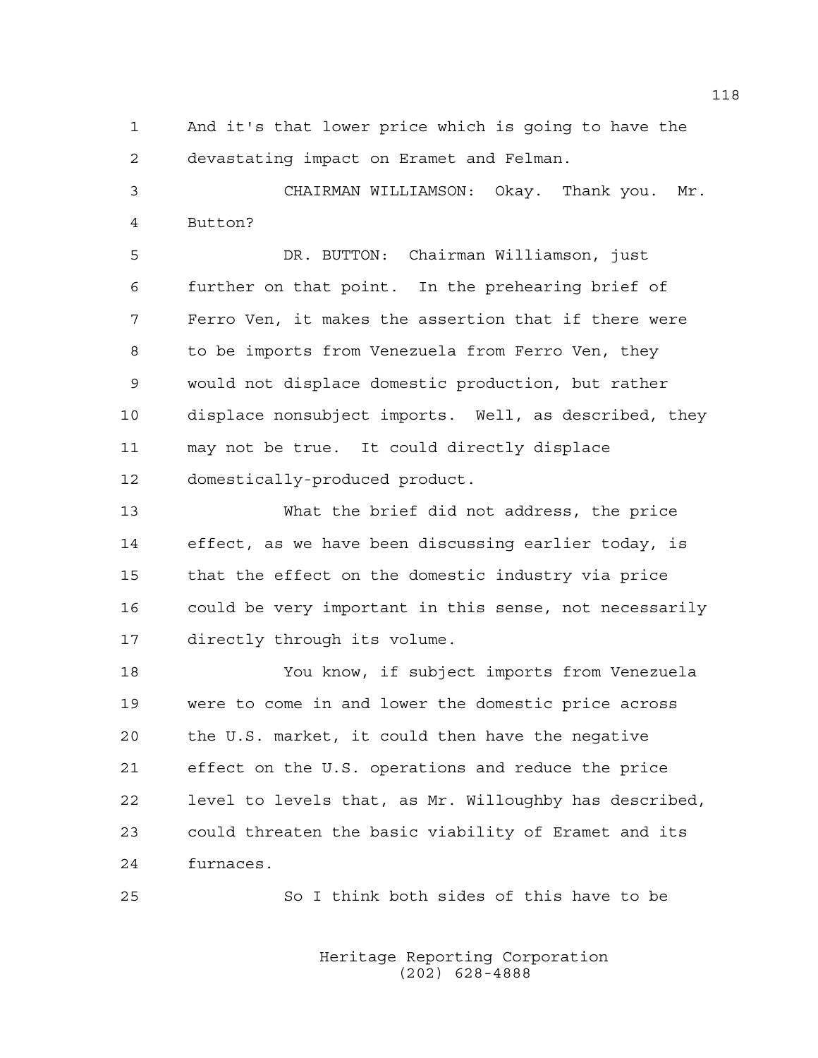And it's that lower price which is going to have the devastating impact on Eramet and Felman.

CHAIRMAN WILLIAMSON: Okay. Thank you. Mr. Button?

DR. BUTTON: Chairman Williamson, just further on that point. In the prehearing brief of Ferro Ven, it makes the assertion that if there were to be imports from Venezuela from Ferro Ven, they would not displace domestic production, but rather displace nonsubject imports. Well, as described, they may not be true. It could directly displace domestically-produced product.

What the brief did not address, the price effect, as we have been discussing earlier today, is that the effect on the domestic industry via price could be very important in this sense, not necessarily directly through its volume.

You know, if subject imports from Venezuela were to come in and lower the domestic price across the U.S. market, it could then have the negative effect on the U.S. operations and reduce the price level to levels that, as Mr. Willoughby has described, could threaten the basic viability of Eramet and its furnaces.

So I think both sides of this have to be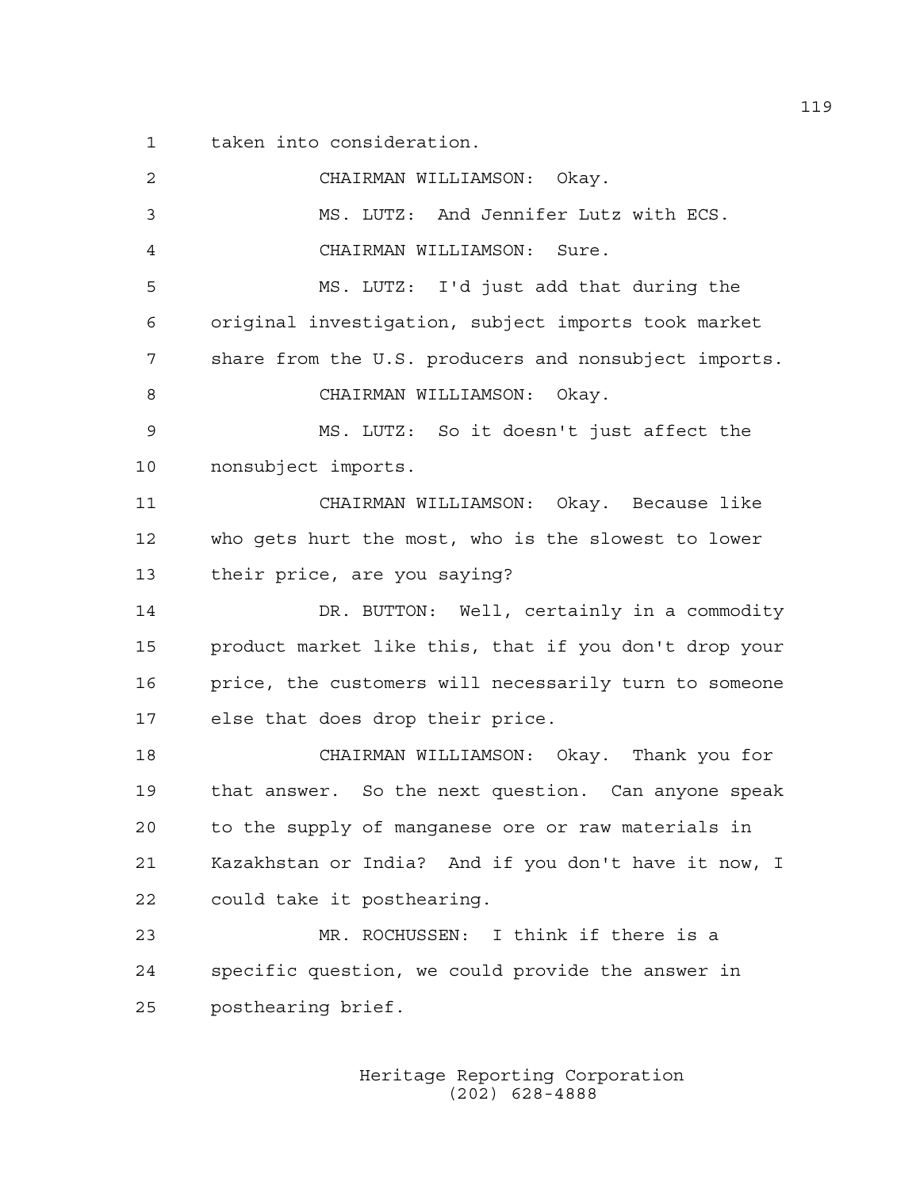taken into consideration.

CHAIRMAN WILLIAMSON: Okay.

MS. LUTZ: And Jennifer Lutz with ECS.

CHAIRMAN WILLIAMSON: Sure.

MS. LUTZ: I'd just add that during the original investigation, subject imports took market share from the U.S. producers and nonsubject imports.

CHAIRMAN WILLIAMSON: Okay.

MS. LUTZ: So it doesn't just affect the nonsubject imports.

CHAIRMAN WILLIAMSON: Okay. Because like who gets hurt the most, who is the slowest to lower their price, are you saying?

DR. BUTTON: Well, certainly in a commodity product market like this, that if you don't drop your price, the customers will necessarily turn to someone else that does drop their price.

CHAIRMAN WILLIAMSON: Okay. Thank you for that answer. So the next question. Can anyone speak to the supply of manganese ore or raw materials in Kazakhstan or India? And if you don't have it now, I could take it posthearing.

MR. ROCHUSSEN: I think if there is a specific question, we could provide the answer in posthearing brief.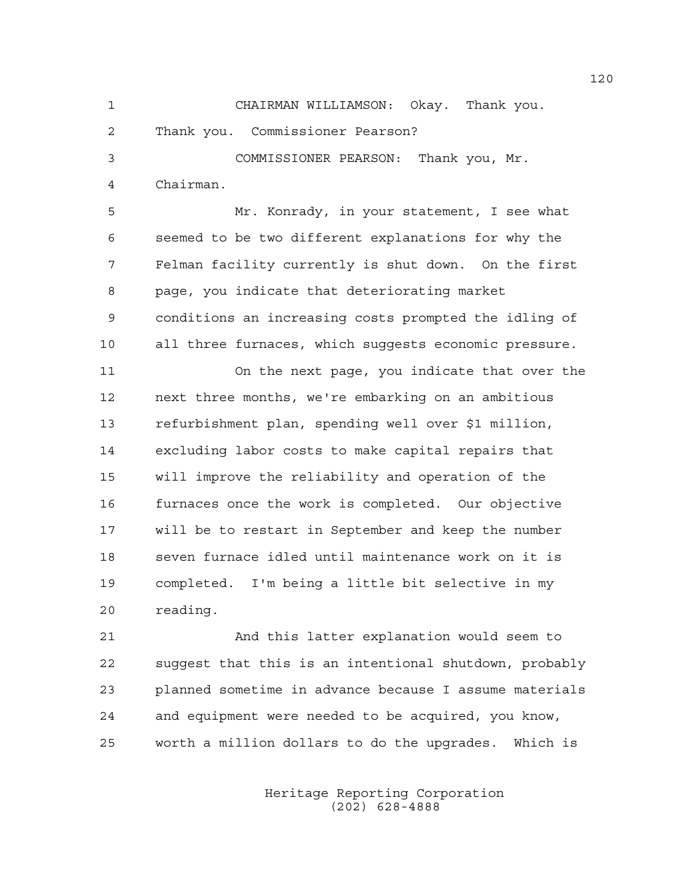CHAIRMAN WILLIAMSON: Okay. Thank you. Thank you. Commissioner Pearson?

COMMISSIONER PEARSON: Thank you, Mr. Chairman.

Mr. Konrady, in your statement, I see what seemed to be two different explanations for why the Felman facility currently is shut down. On the first page, you indicate that deteriorating market conditions an increasing costs prompted the idling of all three furnaces, which suggests economic pressure.

On the next page, you indicate that over the next three months, we're embarking on an ambitious refurbishment plan, spending well over $1 million, excluding labor costs to make capital repairs that will improve the reliability and operation of the furnaces once the work is completed. Our objective will be to restart in September and keep the number seven furnace idled until maintenance work on it is completed. I'm being a little bit selective in my reading.

And this latter explanation would seem to suggest that this is an intentional shutdown, probably planned sometime in advance because I assume materials and equipment were needed to be acquired, you know, worth a million dollars to do the upgrades. Which is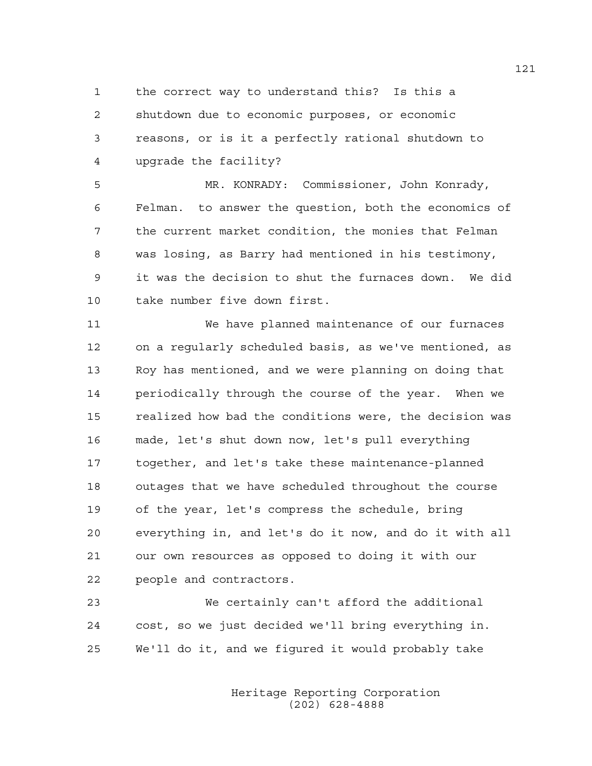the correct way to understand this? Is this a shutdown due to economic purposes, or economic reasons, or is it a perfectly rational shutdown to upgrade the facility?

MR. KONRADY: Commissioner, John Konrady, Felman. to answer the question, both the economics of the current market condition, the monies that Felman was losing, as Barry had mentioned in his testimony, it was the decision to shut the furnaces down. We did take number five down first.

We have planned maintenance of our furnaces on a regularly scheduled basis, as we've mentioned, as Roy has mentioned, and we were planning on doing that periodically through the course of the year. When we realized how bad the conditions were, the decision was made, let's shut down now, let's pull everything together, and let's take these maintenance-planned outages that we have scheduled throughout the course of the year, let's compress the schedule, bring everything in, and let's do it now, and do it with all our own resources as opposed to doing it with our people and contractors.

We certainly can't afford the additional cost, so we just decided we'll bring everything in. We'll do it, and we figured it would probably take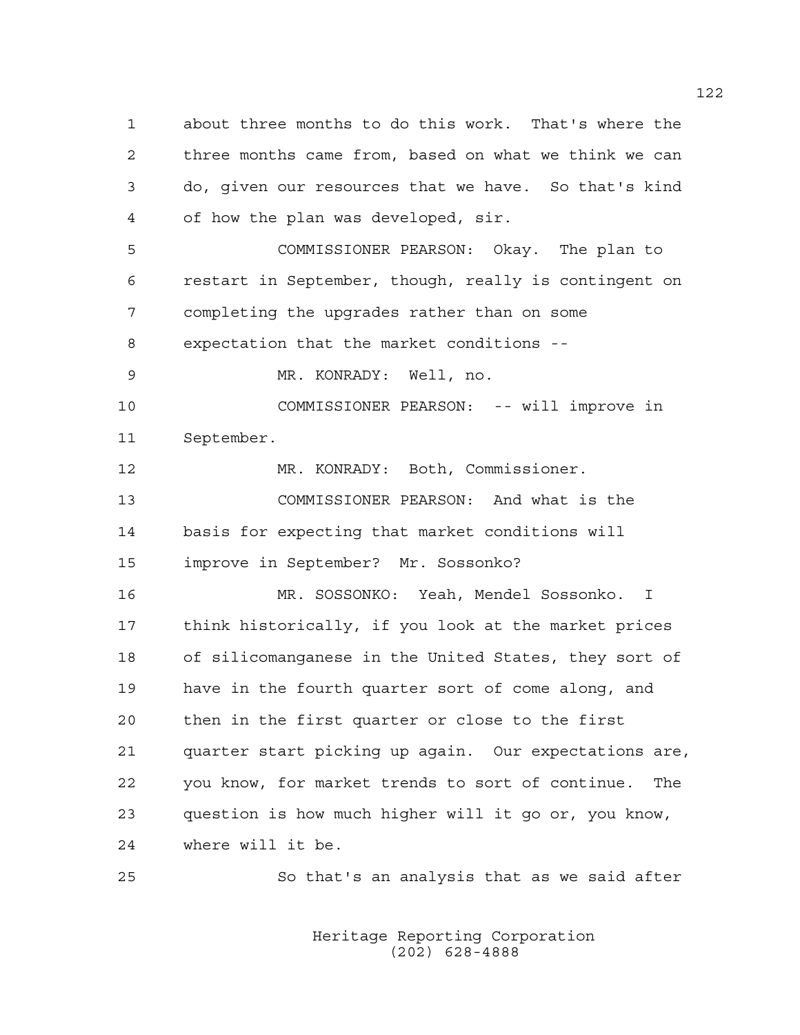about three months to do this work. That's where the three months came from, based on what we think we can do, given our resources that we have. So that's kind of how the plan was developed, sir.

COMMISSIONER PEARSON: Okay. The plan to restart in September, though, really is contingent on completing the upgrades rather than on some expectation that the market conditions --

MR. KONRADY: Well, no.

COMMISSIONER PEARSON: -- will improve in September.

MR. KONRADY: Both, Commissioner.

COMMISSIONER PEARSON: And what is the basis for expecting that market conditions will improve in September? Mr. Sossonko?

MR. SOSSONKO: Yeah, Mendel Sossonko. I think historically, if you look at the market prices of silicomanganese in the United States, they sort of have in the fourth quarter sort of come along, and then in the first quarter or close to the first quarter start picking up again. Our expectations are, you know, for market trends to sort of continue. The question is how much higher will it go or, you know, where will it be.

So that's an analysis that as we said after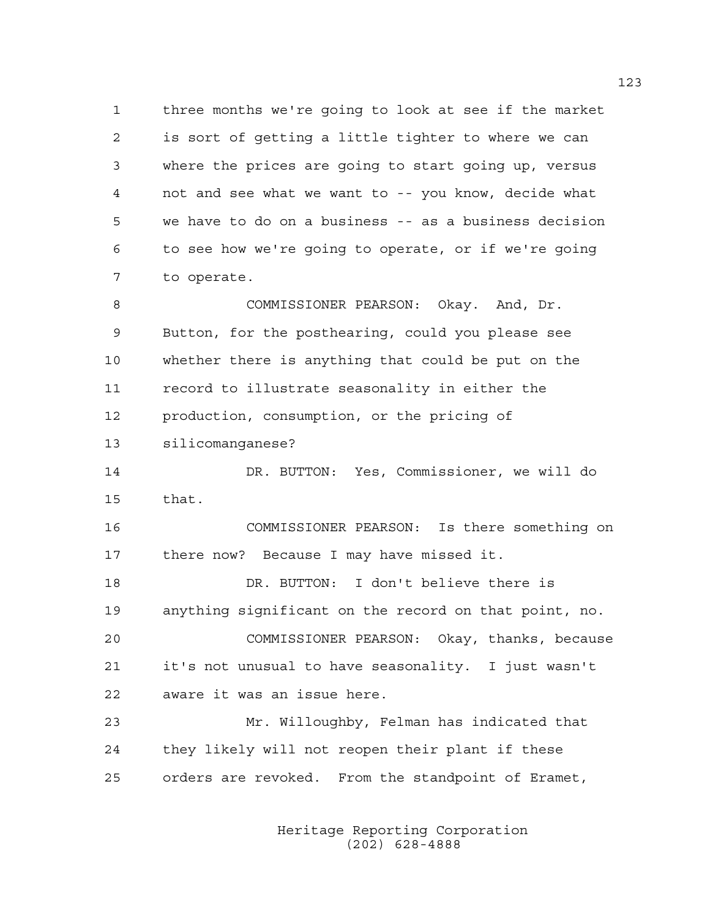three months we're going to look at see if the market is sort of getting a little tighter to where we can where the prices are going to start going up, versus not and see what we want to -- you know, decide what we have to do on a business -- as a business decision to see how we're going to operate, or if we're going to operate.

COMMISSIONER PEARSON: Okay. And, Dr. Button, for the posthearing, could you please see whether there is anything that could be put on the record to illustrate seasonality in either the production, consumption, or the pricing of silicomanganese?

DR. BUTTON: Yes, Commissioner, we will do that.

COMMISSIONER PEARSON: Is there something on there now? Because I may have missed it.

DR. BUTTON: I don't believe there is anything significant on the record on that point, no.

COMMISSIONER PEARSON: Okay, thanks, because it's not unusual to have seasonality. I just wasn't aware it was an issue here.

Mr. Willoughby, Felman has indicated that they likely will not reopen their plant if these orders are revoked. From the standpoint of Eramet,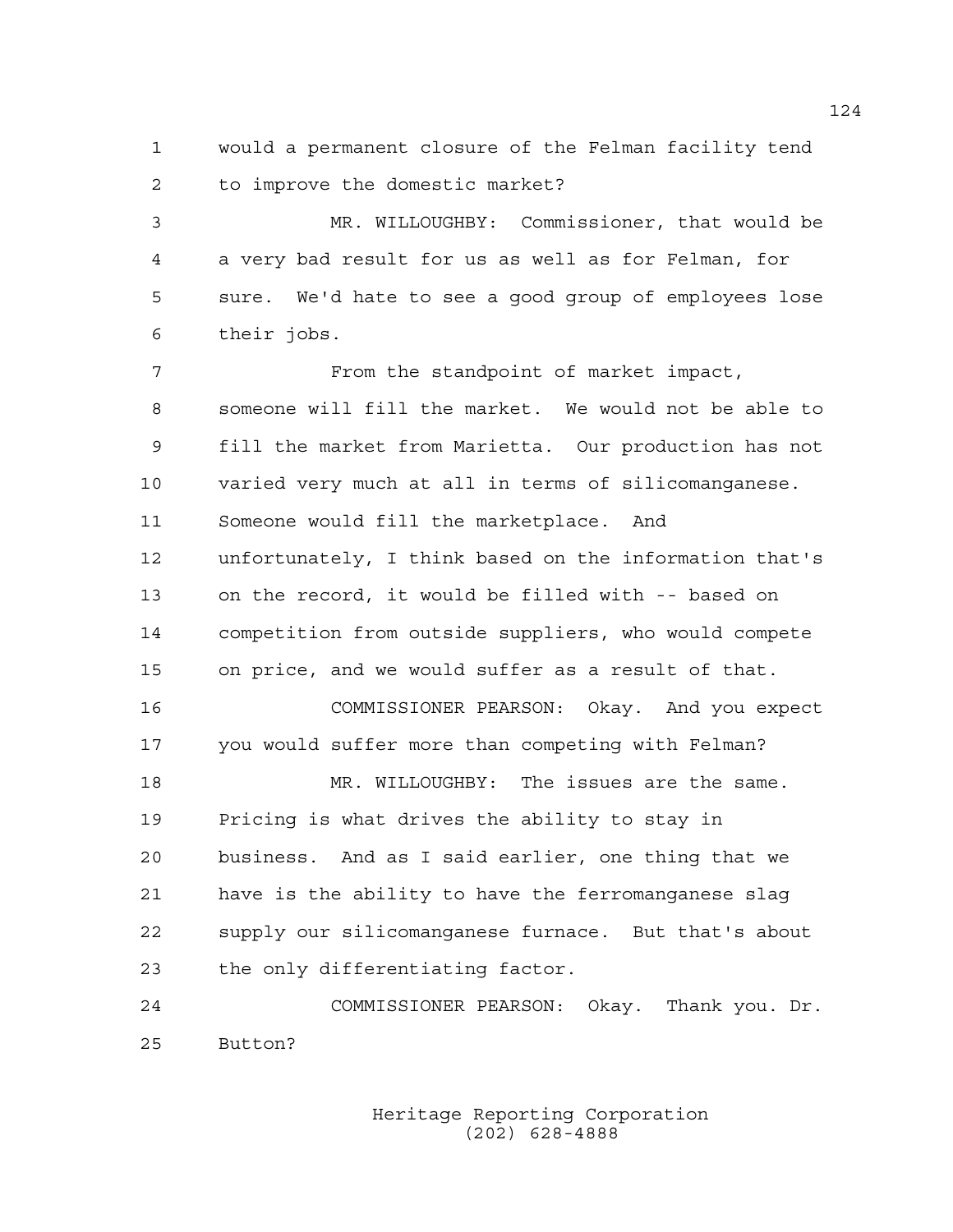would a permanent closure of the Felman facility tend to improve the domestic market?

MR. WILLOUGHBY: Commissioner, that would be a very bad result for us as well as for Felman, for sure. We'd hate to see a good group of employees lose their jobs.

From the standpoint of market impact, someone will fill the market. We would not be able to fill the market from Marietta. Our production has not varied very much at all in terms of silicomanganese. Someone would fill the marketplace. And unfortunately, I think based on the information that's on the record, it would be filled with -- based on competition from outside suppliers, who would compete on price, and we would suffer as a result of that.

COMMISSIONER PEARSON: Okay. And you expect you would suffer more than competing with Felman?

MR. WILLOUGHBY: The issues are the same. Pricing is what drives the ability to stay in business. And as I said earlier, one thing that we have is the ability to have the ferromanganese slag supply our silicomanganese furnace. But that's about the only differentiating factor.

COMMISSIONER PEARSON: Okay. Thank you. Dr. Button?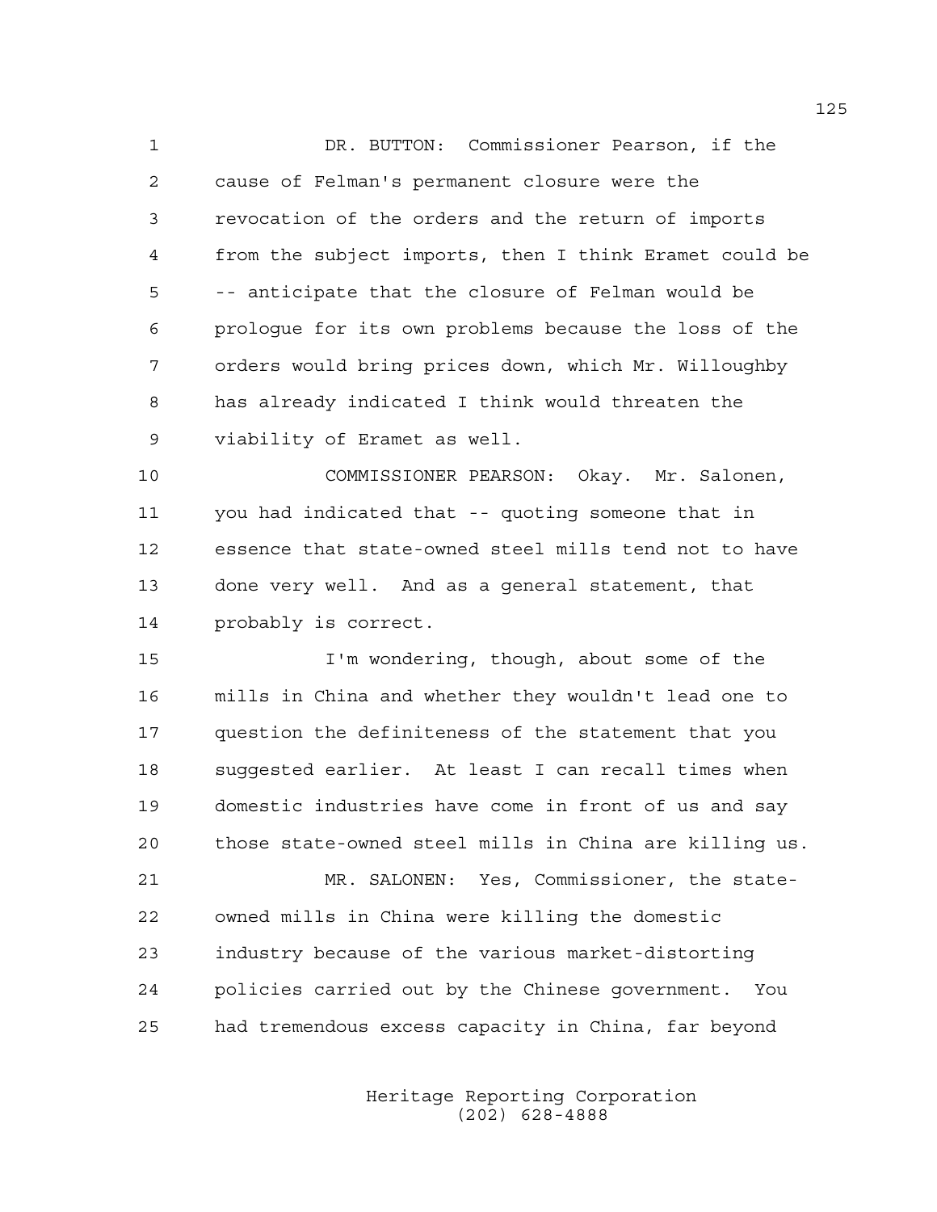DR. BUTTON: Commissioner Pearson, if the cause of Felman's permanent closure were the revocation of the orders and the return of imports from the subject imports, then I think Eramet could be -- anticipate that the closure of Felman would be prologue for its own problems because the loss of the orders would bring prices down, which Mr. Willoughby has already indicated I think would threaten the viability of Eramet as well.

COMMISSIONER PEARSON: Okay. Mr. Salonen, you had indicated that -- quoting someone that in essence that state-owned steel mills tend not to have done very well. And as a general statement, that probably is correct.

I'm wondering, though, about some of the mills in China and whether they wouldn't lead one to question the definiteness of the statement that you suggested earlier. At least I can recall times when domestic industries have come in front of us and say those state-owned steel mills in China are killing us.

MR. SALONEN: Yes, Commissioner, the state-owned mills in China were killing the domestic industry because of the various market-distorting policies carried out by the Chinese government. You had tremendous excess capacity in China, far beyond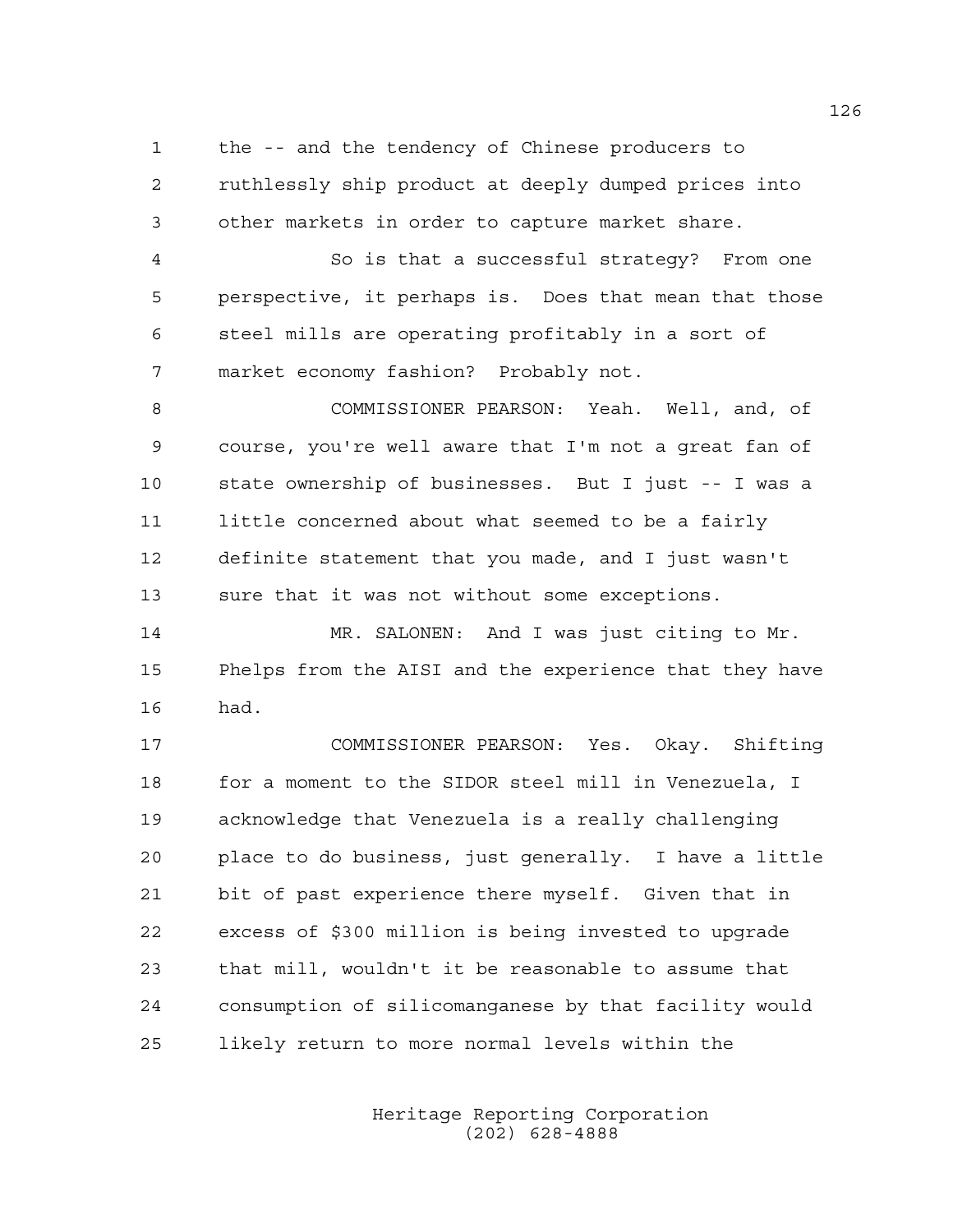the -- and the tendency of Chinese producers to ruthlessly ship product at deeply dumped prices into other markets in order to capture market share.

So is that a successful strategy? From one perspective, it perhaps is. Does that mean that those steel mills are operating profitably in a sort of market economy fashion? Probably not.

COMMISSIONER PEARSON: Yeah. Well, and, of course, you're well aware that I'm not a great fan of state ownership of businesses. But I just -- I was a little concerned about what seemed to be a fairly definite statement that you made, and I just wasn't sure that it was not without some exceptions.

MR. SALONEN: And I was just citing to Mr. Phelps from the AISI and the experience that they have had.

COMMISSIONER PEARSON: Yes. Okay. Shifting for a moment to the SIDOR steel mill in Venezuela, I acknowledge that Venezuela is a really challenging place to do business, just generally. I have a little bit of past experience there myself. Given that in excess of $300 million is being invested to upgrade that mill, wouldn't it be reasonable to assume that consumption of silicomanganese by that facility would likely return to more normal levels within the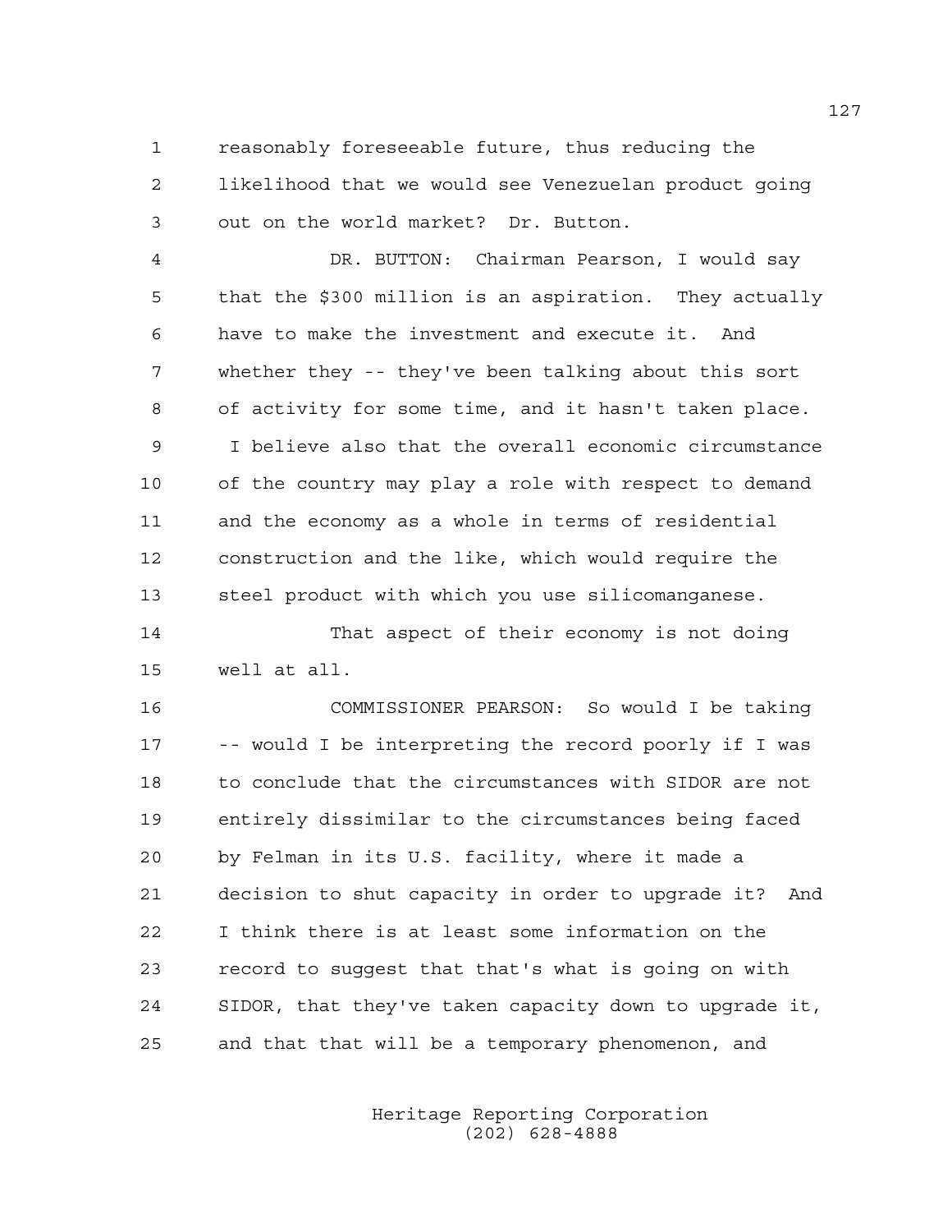reasonably foreseeable future, thus reducing the likelihood that we would see Venezuelan product going out on the world market? Dr. Button.

DR. BUTTON: Chairman Pearson, I would say that the $300 million is an aspiration. They actually have to make the investment and execute it. And whether they -- they've been talking about this sort of activity for some time, and it hasn't taken place. I believe also that the overall economic circumstance of the country may play a role with respect to demand and the economy as a whole in terms of residential construction and the like, which would require the steel product with which you use silicomanganese.

That aspect of their economy is not doing well at all.

COMMISSIONER PEARSON: So would I be taking -- would I be interpreting the record poorly if I was to conclude that the circumstances with SIDOR are not entirely dissimilar to the circumstances being faced by Felman in its U.S. facility, where it made a decision to shut capacity in order to upgrade it? And I think there is at least some information on the record to suggest that that's what is going on with SIDOR, that they've taken capacity down to upgrade it, and that that will be a temporary phenomenon, and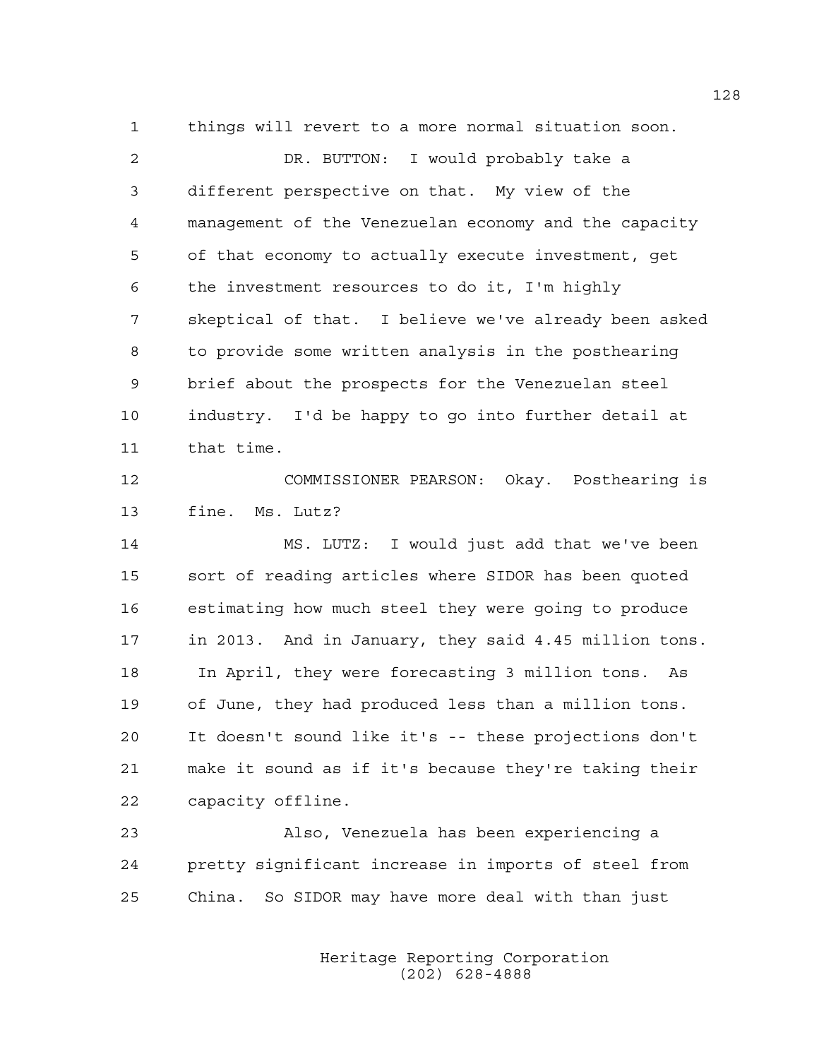things will revert to a more normal situation soon.

DR. BUTTON: I would probably take a different perspective on that. My view of the management of the Venezuelan economy and the capacity of that economy to actually execute investment, get the investment resources to do it, I'm highly skeptical of that. I believe we've already been asked to provide some written analysis in the posthearing brief about the prospects for the Venezuelan steel industry. I'd be happy to go into further detail at that time.

COMMISSIONER PEARSON: Okay. Posthearing is fine. Ms. Lutz?

MS. LUTZ: I would just add that we've been sort of reading articles where SIDOR has been quoted estimating how much steel they were going to produce in 2013. And in January, they said 4.45 million tons. In April, they were forecasting 3 million tons. As of June, they had produced less than a million tons. It doesn't sound like it's -- these projections don't make it sound as if it's because they're taking their capacity offline.

Also, Venezuela has been experiencing a pretty significant increase in imports of steel from China. So SIDOR may have more deal with than just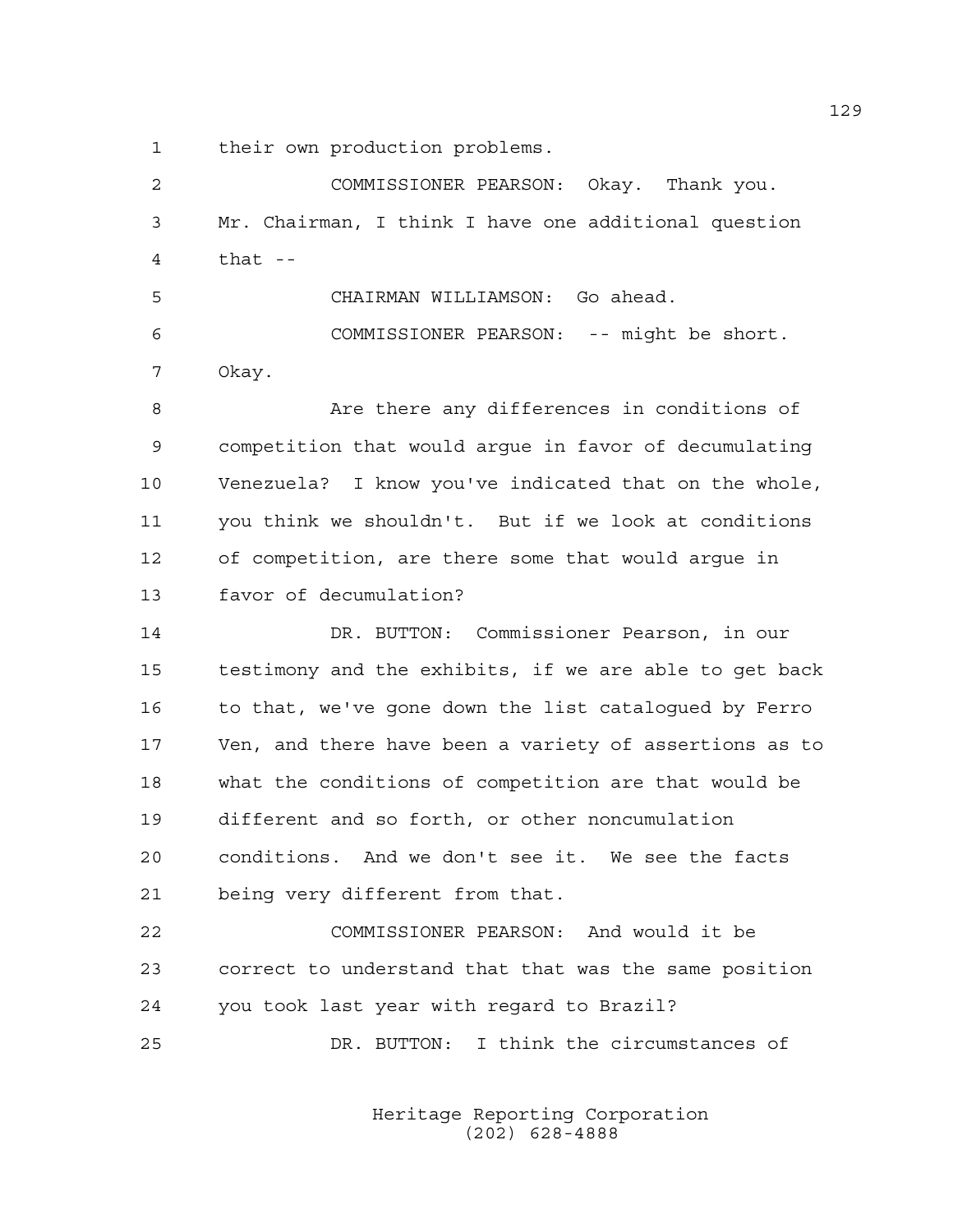their own production problems.

COMMISSIONER PEARSON: Okay. Thank you. Mr. Chairman, I think I have one additional question that --

CHAIRMAN WILLIAMSON: Go ahead.

COMMISSIONER PEARSON: -- might be short. Okay.

Are there any differences in conditions of competition that would argue in favor of decumulating Venezuela? I know you've indicated that on the whole, you think we shouldn't. But if we look at conditions of competition, are there some that would argue in favor of decumulation?

DR. BUTTON: Commissioner Pearson, in our testimony and the exhibits, if we are able to get back to that, we've gone down the list catalogued by Ferro Ven, and there have been a variety of assertions as to what the conditions of competition are that would be different and so forth, or other noncumulation conditions. And we don't see it. We see the facts being very different from that.

COMMISSIONER PEARSON: And would it be correct to understand that that was the same position you took last year with regard to Brazil?

DR. BUTTON: I think the circumstances of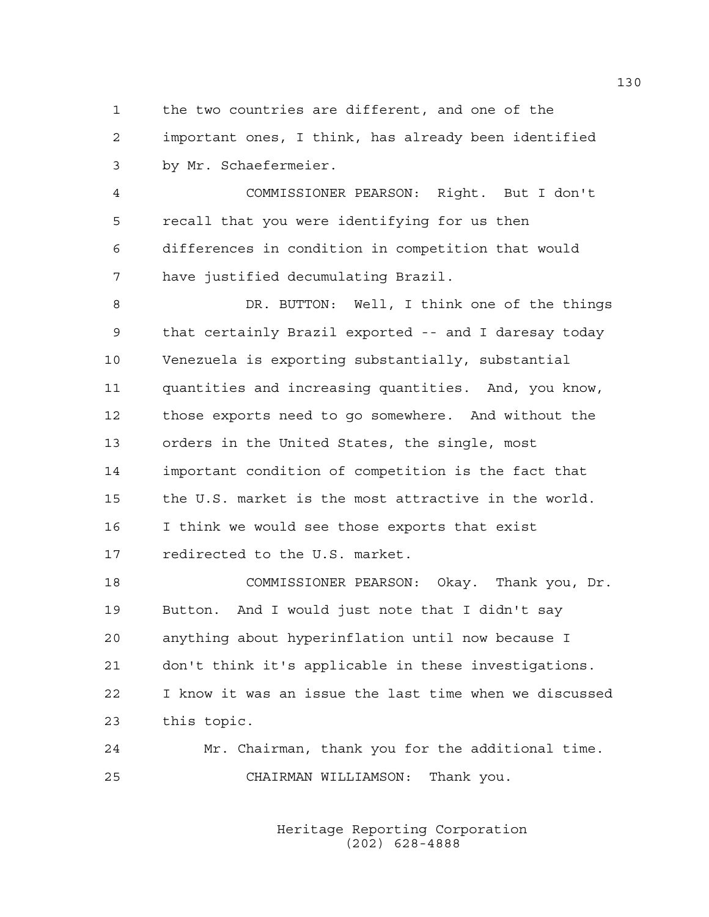the two countries are different, and one of the important ones, I think, has already been identified by Mr. Schaefermeier.

COMMISSIONER PEARSON: Right. But I don't recall that you were identifying for us then differences in condition in competition that would have justified decumulating Brazil.

DR. BUTTON: Well, I think one of the things that certainly Brazil exported -- and I daresay today Venezuela is exporting substantially, substantial quantities and increasing quantities. And, you know, those exports need to go somewhere. And without the orders in the United States, the single, most important condition of competition is the fact that the U.S. market is the most attractive in the world. I think we would see those exports that exist redirected to the U.S. market.

COMMISSIONER PEARSON: Okay. Thank you, Dr. Button. And I would just note that I didn't say anything about hyperinflation until now because I don't think it's applicable in these investigations. I know it was an issue the last time when we discussed this topic.

Mr. Chairman, thank you for the additional time.

CHAIRMAN WILLIAMSON: Thank you.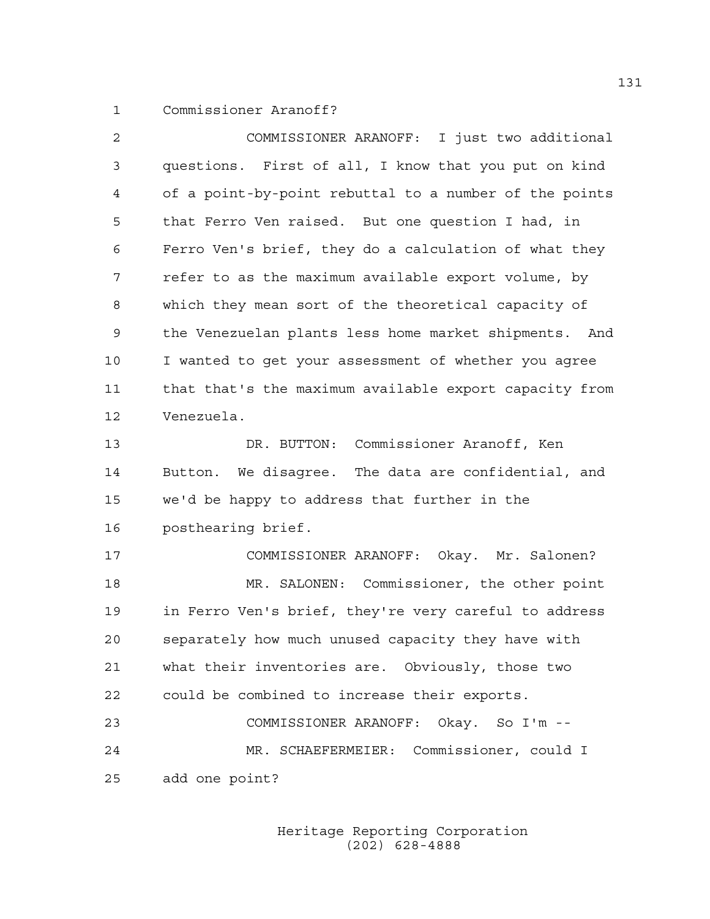Commissioner Aranoff?

COMMISSIONER ARANOFF: I just two additional questions. First of all, I know that you put on kind of a point-by-point rebuttal to a number of the points that Ferro Ven raised. But one question I had, in Ferro Ven's brief, they do a calculation of what they refer to as the maximum available export volume, by which they mean sort of the theoretical capacity of the Venezuelan plants less home market shipments. And I wanted to get your assessment of whether you agree that that's the maximum available export capacity from Venezuela.

DR. BUTTON: Commissioner Aranoff, Ken Button. We disagree. The data are confidential, and we'd be happy to address that further in the posthearing brief.

COMMISSIONER ARANOFF: Okay. Mr. Salonen?

MR. SALONEN: Commissioner, the other point in Ferro Ven's brief, they're very careful to address separately how much unused capacity they have with what their inventories are. Obviously, those two could be combined to increase their exports.

COMMISSIONER ARANOFF: Okay. So I'm --

MR. SCHAEFERMEIER: Commissioner, could I add one point?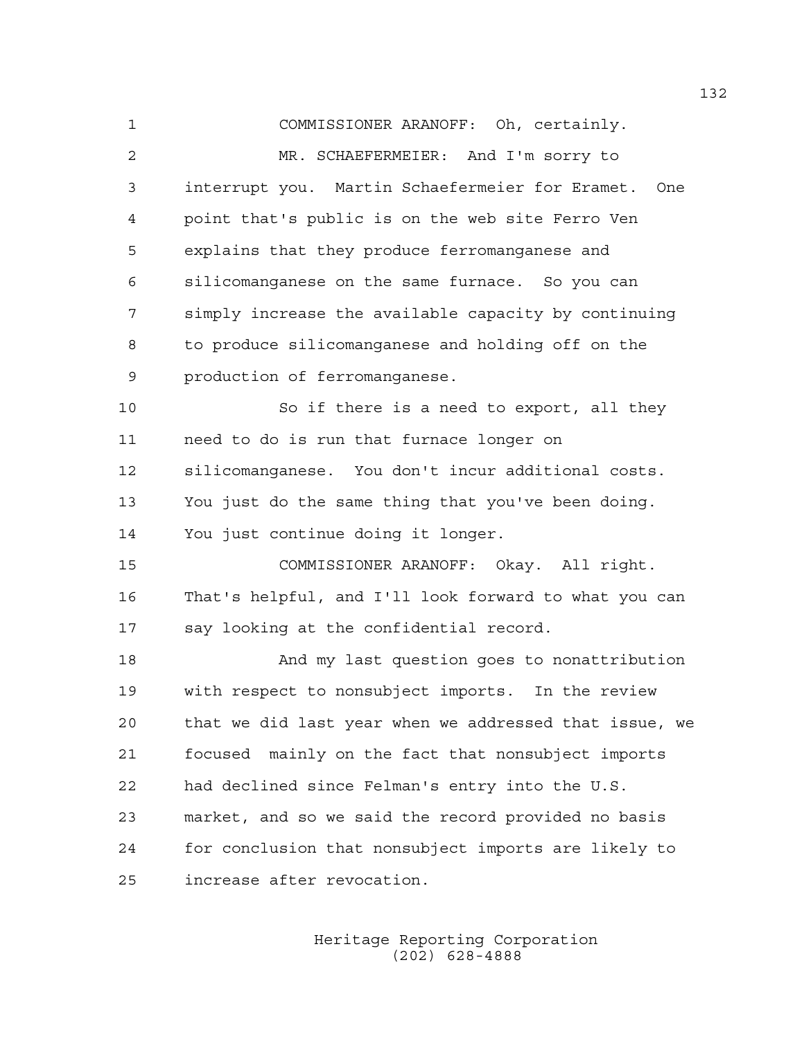COMMISSIONER ARANOFF: Oh, certainly.

MR. SCHAEFERMEIER: And I'm sorry to interrupt you. Martin Schaefermeier for Eramet. One point that's public is on the web site Ferro Ven explains that they produce ferromanganese and silicomanganese on the same furnace. So you can simply increase the available capacity by continuing to produce silicomanganese and holding off on the production of ferromanganese.

So if there is a need to export, all they need to do is run that furnace longer on silicomanganese. You don't incur additional costs. You just do the same thing that you've been doing. You just continue doing it longer.

COMMISSIONER ARANOFF: Okay. All right. That's helpful, and I'll look forward to what you can say looking at the confidential record.

And my last question goes to nonattribution with respect to nonsubject imports. In the review that we did last year when we addressed that issue, we focused mainly on the fact that nonsubject imports had declined since Felman's entry into the U.S. market, and so we said the record provided no basis for conclusion that nonsubject imports are likely to increase after revocation.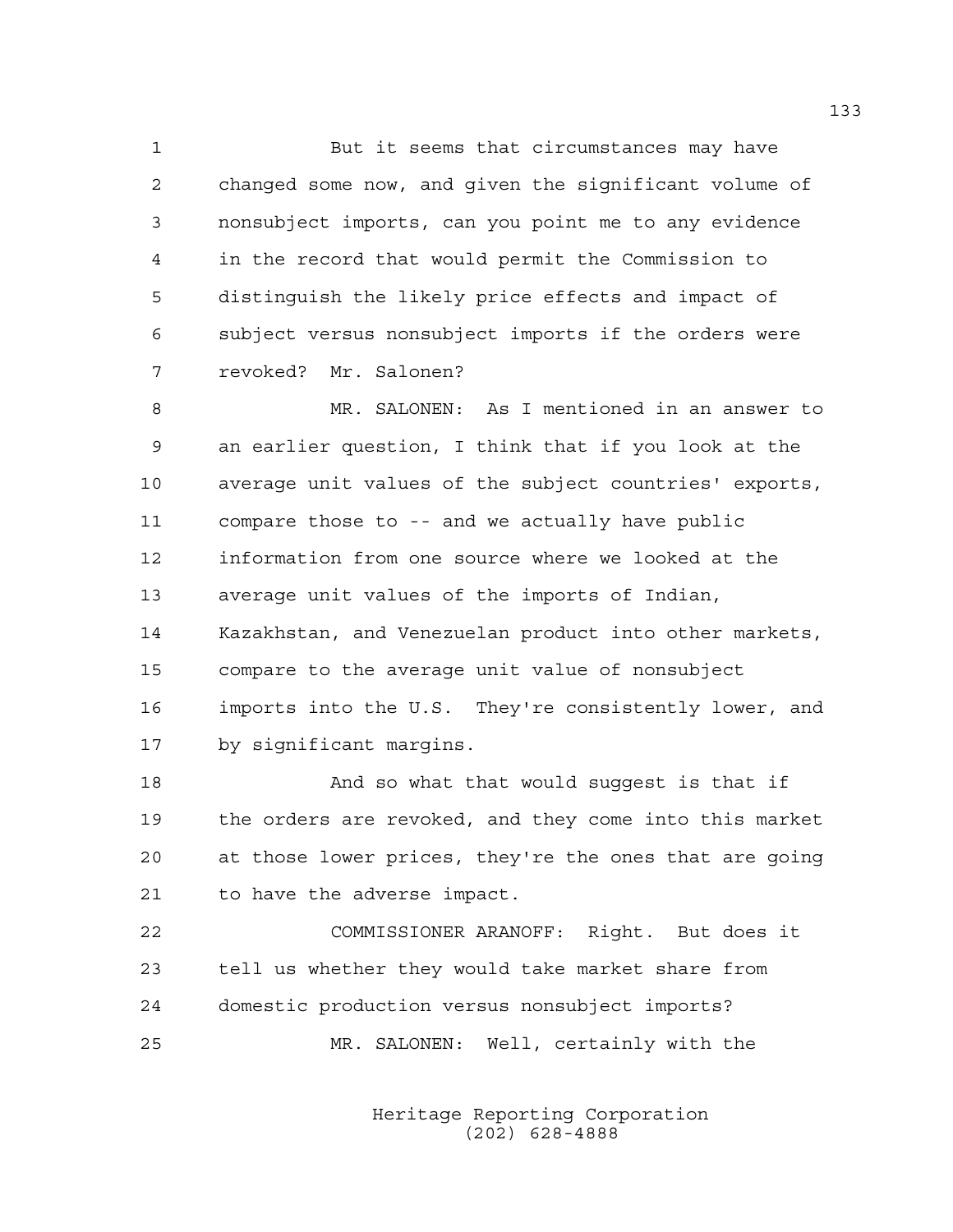But it seems that circumstances may have changed some now, and given the significant volume of nonsubject imports, can you point me to any evidence in the record that would permit the Commission to distinguish the likely price effects and impact of subject versus nonsubject imports if the orders were revoked? Mr. Salonen?

MR. SALONEN: As I mentioned in an answer to an earlier question, I think that if you look at the average unit values of the subject countries' exports, compare those to -- and we actually have public information from one source where we looked at the average unit values of the imports of Indian, Kazakhstan, and Venezuelan product into other markets, compare to the average unit value of nonsubject imports into the U.S. They're consistently lower, and by significant margins.

And so what that would suggest is that if the orders are revoked, and they come into this market at those lower prices, they're the ones that are going to have the adverse impact.

COMMISSIONER ARANOFF: Right. But does it tell us whether they would take market share from domestic production versus nonsubject imports?

MR. SALONEN: Well, certainly with the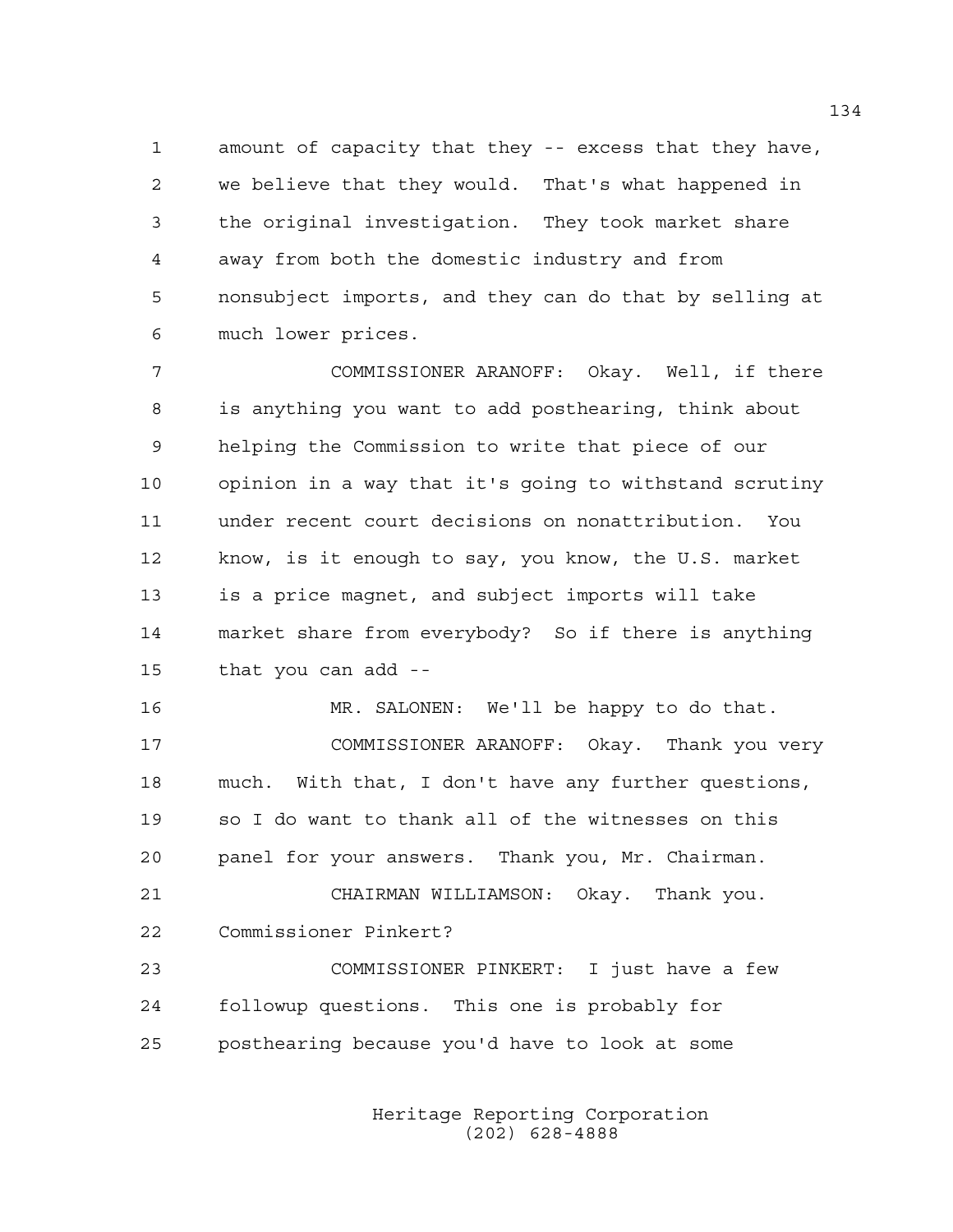amount of capacity that they -- excess that they have, we believe that they would. That's what happened in the original investigation. They took market share away from both the domestic industry and from nonsubject imports, and they can do that by selling at much lower prices.

COMMISSIONER ARANOFF: Okay. Well, if there is anything you want to add posthearing, think about helping the Commission to write that piece of our opinion in a way that it's going to withstand scrutiny under recent court decisions on nonattribution. You know, is it enough to say, you know, the U.S. market is a price magnet, and subject imports will take market share from everybody? So if there is anything that you can add --

MR. SALONEN: We'll be happy to do that.

COMMISSIONER ARANOFF: Okay. Thank you very much. With that, I don't have any further questions, so I do want to thank all of the witnesses on this panel for your answers. Thank you, Mr. Chairman.

CHAIRMAN WILLIAMSON: Okay. Thank you. Commissioner Pinkert?

COMMISSIONER PINKERT: I just have a few followup questions. This one is probably for posthearing because you'd have to look at some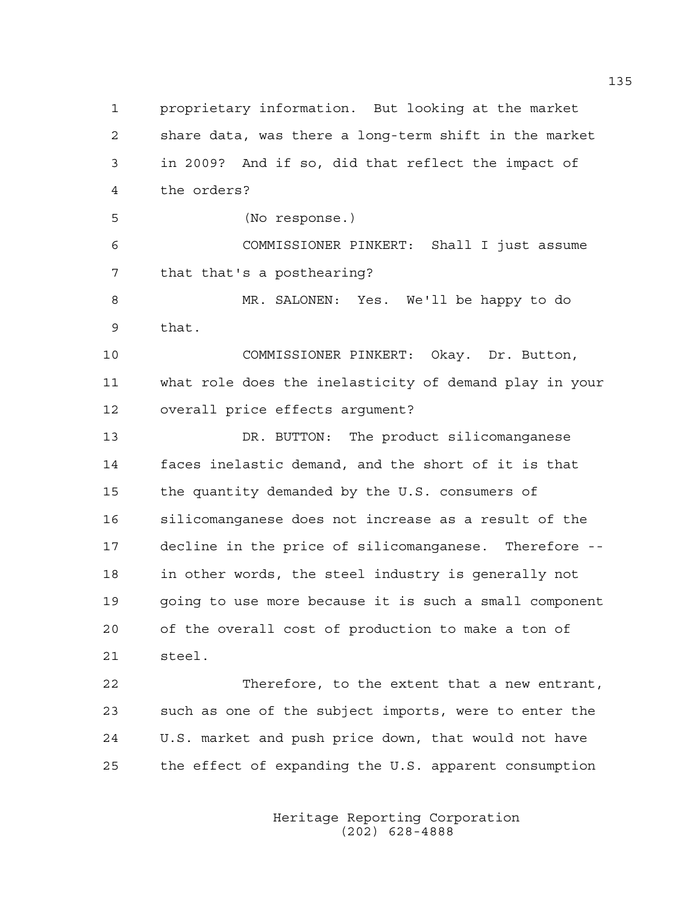proprietary information. But looking at the market share data, was there a long-term shift in the market in 2009? And if so, did that reflect the impact of the orders?

(No response.)

COMMISSIONER PINKERT: Shall I just assume that that's a posthearing?

MR. SALONEN: Yes. We'll be happy to do that.

COMMISSIONER PINKERT: Okay. Dr. Button, what role does the inelasticity of demand play in your overall price effects argument?

DR. BUTTON: The product silicomanganese faces inelastic demand, and the short of it is that the quantity demanded by the U.S. consumers of silicomanganese does not increase as a result of the decline in the price of silicomanganese. Therefore -- in other words, the steel industry is generally not going to use more because it is such a small component of the overall cost of production to make a ton of steel.

Therefore, to the extent that a new entrant, such as one of the subject imports, were to enter the U.S. market and push price down, that would not have the effect of expanding the U.S. apparent consumption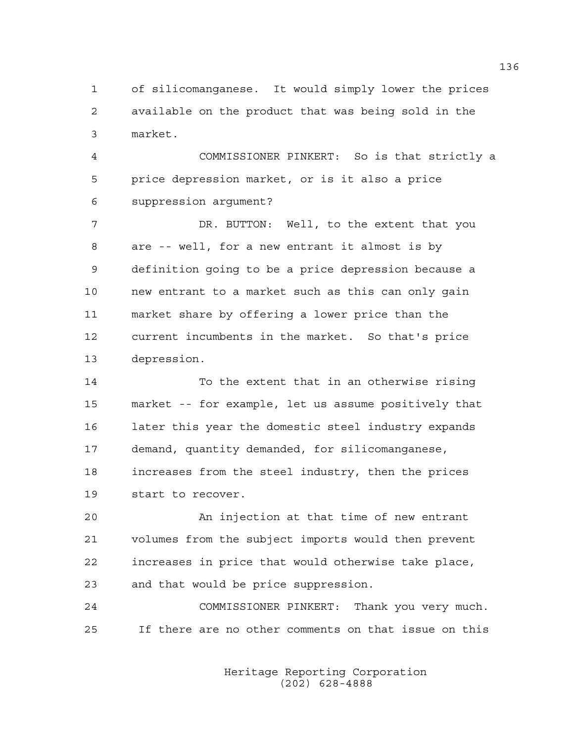of silicomanganese. It would simply lower the prices available on the product that was being sold in the market.

COMMISSIONER PINKERT: So is that strictly a price depression market, or is it also a price suppression argument?

DR. BUTTON: Well, to the extent that you are -- well, for a new entrant it almost is by definition going to be a price depression because a new entrant to a market such as this can only gain market share by offering a lower price than the current incumbents in the market. So that's price depression.

To the extent that in an otherwise rising market -- for example, let us assume positively that later this year the domestic steel industry expands demand, quantity demanded, for silicomanganese, increases from the steel industry, then the prices start to recover.

An injection at that time of new entrant volumes from the subject imports would then prevent increases in price that would otherwise take place, and that would be price suppression.

COMMISSIONER PINKERT: Thank you very much. If there are no other comments on that issue on this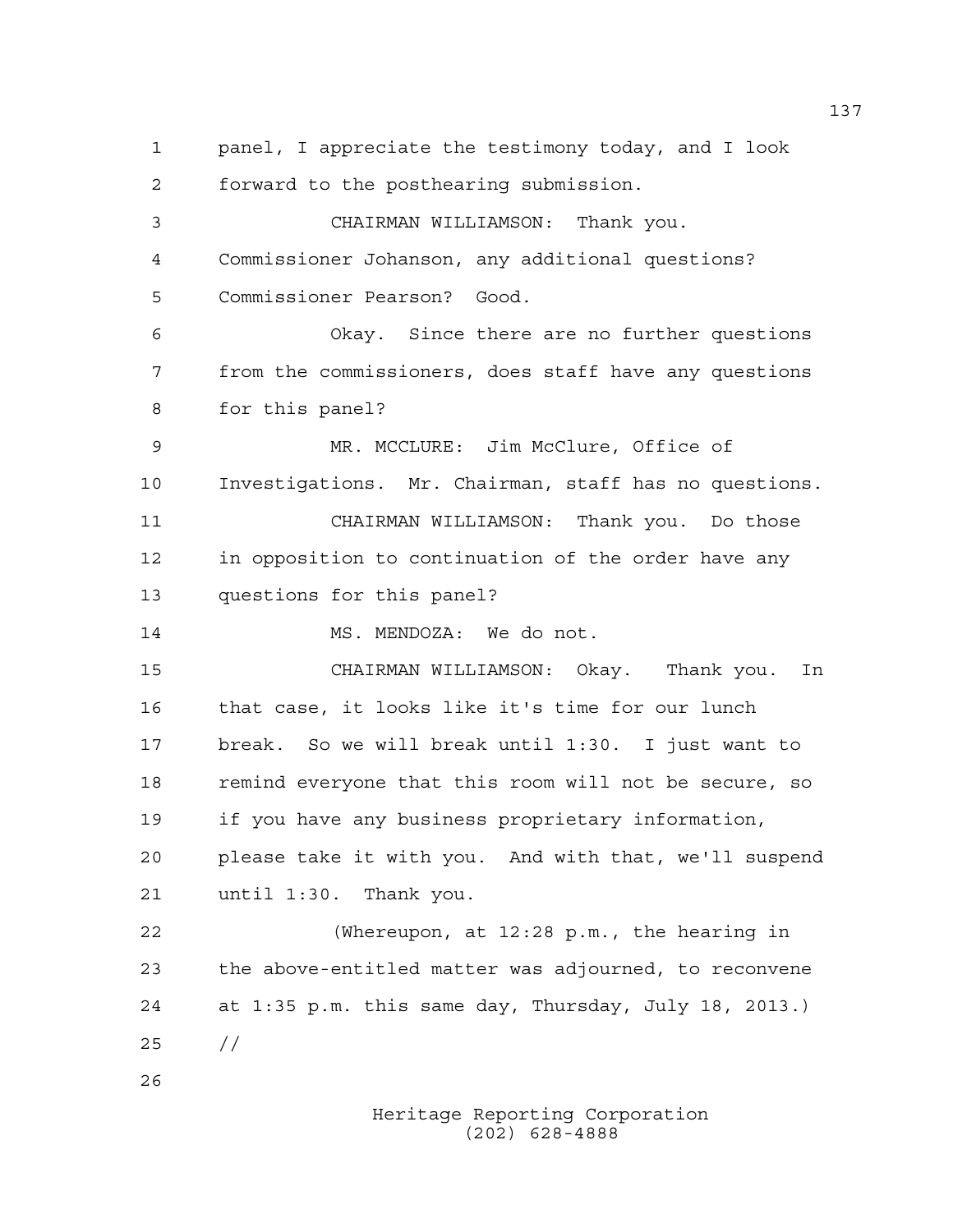panel, I appreciate the testimony today, and I look forward to the posthearing submission.

CHAIRMAN WILLIAMSON: Thank you. Commissioner Johanson, any additional questions? Commissioner Pearson? Good.

Okay. Since there are no further questions from the commissioners, does staff have any questions for this panel?

MR. MCCLURE: Jim McClure, Office of Investigations. Mr. Chairman, staff has no questions.

CHAIRMAN WILLIAMSON: Thank you. Do those in opposition to continuation of the order have any questions for this panel?

MS. MENDOZA: We do not.

CHAIRMAN WILLIAMSON: Okay. Thank you. In that case, it looks like it's time for our lunch break. So we will break until 1:30. I just want to remind everyone that this room will not be secure, so if you have any business proprietary information, please take it with you. And with that, we'll suspend until 1:30. Thank you.

(Whereupon, at 12:28 p.m., the hearing in the above-entitled matter was adjourned, to reconvene at 1:35 p.m. this same day, Thursday, July 18, 2013.)

//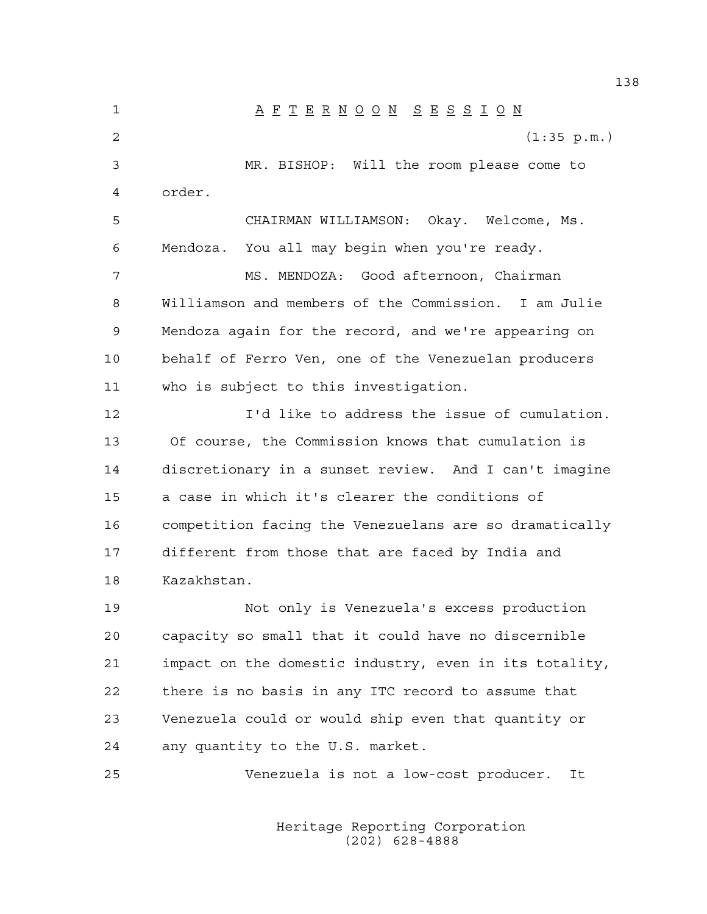A F T E R N O O N   S E S S I O N

(1:35 p.m.)

MR. BISHOP: Will the room please come to order.

CHAIRMAN WILLIAMSON: Okay. Welcome, Ms. Mendoza. You all may begin when you're ready.

MS. MENDOZA: Good afternoon, Chairman Williamson and members of the Commission. I am Julie Mendoza again for the record, and we're appearing on behalf of Ferro Ven, one of the Venezuelan producers who is subject to this investigation.

I'd like to address the issue of cumulation. Of course, the Commission knows that cumulation is discretionary in a sunset review. And I can't imagine a case in which it's clearer the conditions of competition facing the Venezuelans are so dramatically different from those that are faced by India and Kazakhstan.

Not only is Venezuela's excess production capacity so small that it could have no discernible impact on the domestic industry, even in its totality, there is no basis in any ITC record to assume that Venezuela could or would ship even that quantity or any quantity to the U.S. market.

Venezuela is not a low-cost producer. It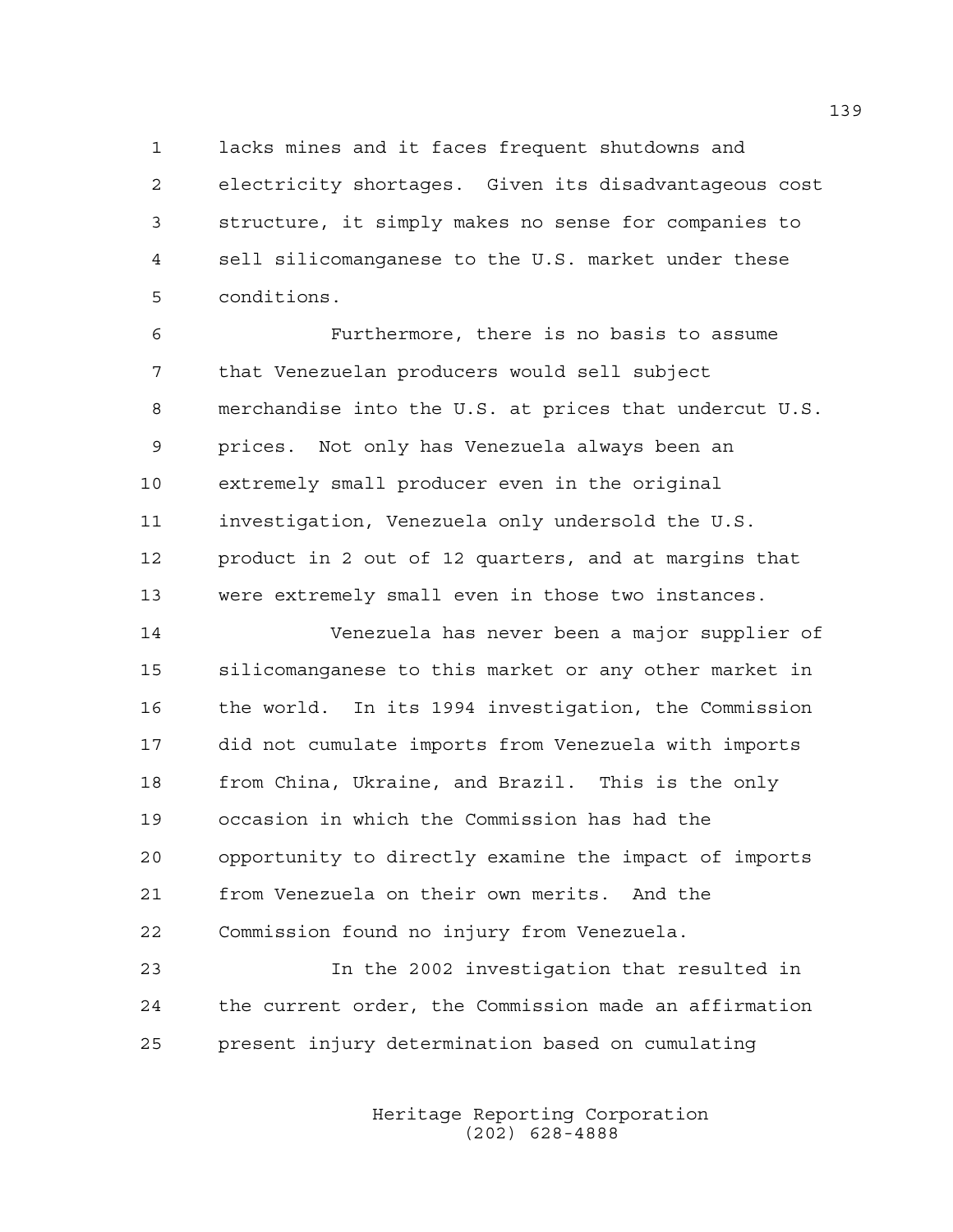lacks mines and it faces frequent shutdowns and electricity shortages. Given its disadvantageous cost structure, it simply makes no sense for companies to sell silicomanganese to the U.S. market under these conditions.

Furthermore, there is no basis to assume that Venezuelan producers would sell subject merchandise into the U.S. at prices that undercut U.S. prices. Not only has Venezuela always been an extremely small producer even in the original investigation, Venezuela only undersold the U.S. product in 2 out of 12 quarters, and at margins that were extremely small even in those two instances.

Venezuela has never been a major supplier of silicomanganese to this market or any other market in the world. In its 1994 investigation, the Commission did not cumulate imports from Venezuela with imports from China, Ukraine, and Brazil. This is the only occasion in which the Commission has had the opportunity to directly examine the impact of imports from Venezuela on their own merits. And the Commission found no injury from Venezuela.

In the 2002 investigation that resulted in the current order, the Commission made an affirmation present injury determination based on cumulating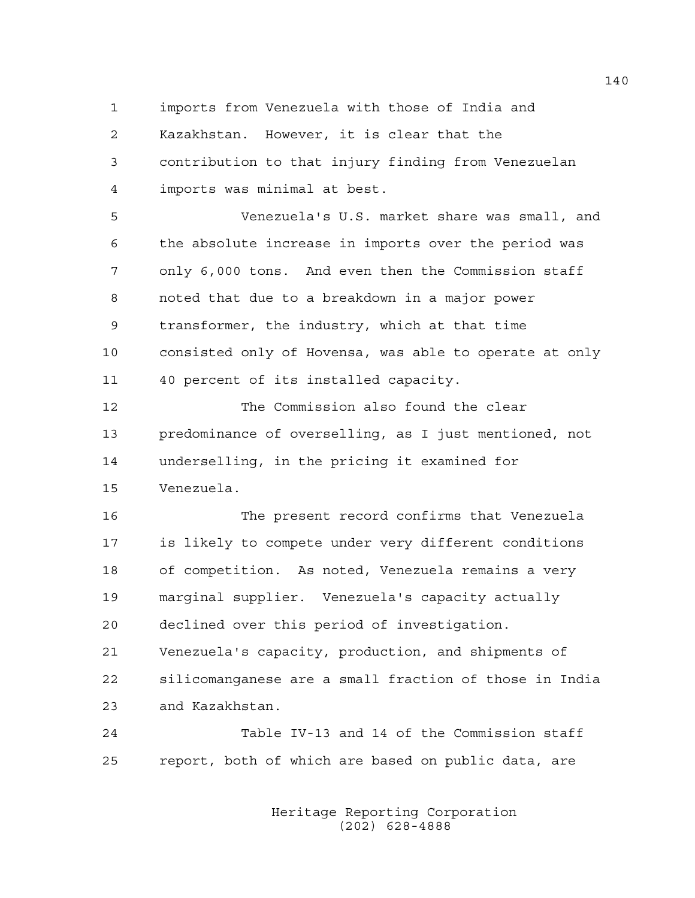imports from Venezuela with those of India and Kazakhstan. However, it is clear that the contribution to that injury finding from Venezuelan imports was minimal at best.

Venezuela's U.S. market share was small, and the absolute increase in imports over the period was only 6,000 tons. And even then the Commission staff noted that due to a breakdown in a major power transformer, the industry, which at that time consisted only of Hovensa, was able to operate at only 40 percent of its installed capacity.

The Commission also found the clear predominance of overselling, as I just mentioned, not underselling, in the pricing it examined for Venezuela.

The present record confirms that Venezuela is likely to compete under very different conditions of competition. As noted, Venezuela remains a very marginal supplier. Venezuela's capacity actually declined over this period of investigation. Venezuela's capacity, production, and shipments of silicomanganese are a small fraction of those in India and Kazakhstan.

Table IV-13 and 14 of the Commission staff report, both of which are based on public data, are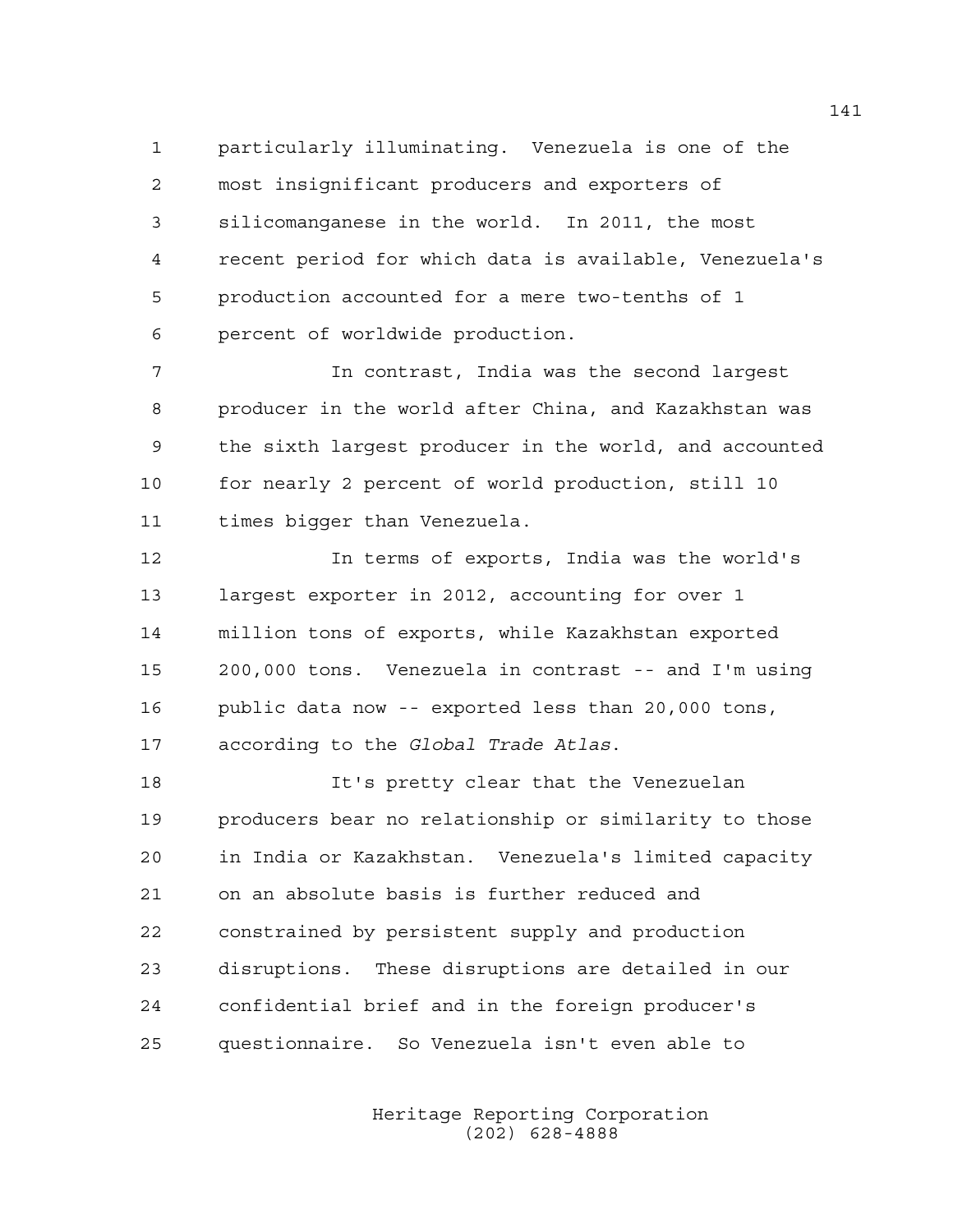particularly illuminating. Venezuela is one of the most insignificant producers and exporters of silicomanganese in the world. In 2011, the most recent period for which data is available, Venezuela's production accounted for a mere two-tenths of 1 percent of worldwide production.

In contrast, India was the second largest producer in the world after China, and Kazakhstan was the sixth largest producer in the world, and accounted for nearly 2 percent of world production, still 10 times bigger than Venezuela.

In terms of exports, India was the world's largest exporter in 2012, accounting for over 1 million tons of exports, while Kazakhstan exported 200,000 tons. Venezuela in contrast -- and I'm using public data now -- exported less than 20,000 tons, according to the *Global Trade Atlas*.

It's pretty clear that the Venezuelan producers bear no relationship or similarity to those in India or Kazakhstan. Venezuela's limited capacity on an absolute basis is further reduced and constrained by persistent supply and production disruptions. These disruptions are detailed in our confidential brief and in the foreign producer's questionnaire. So Venezuela isn't even able to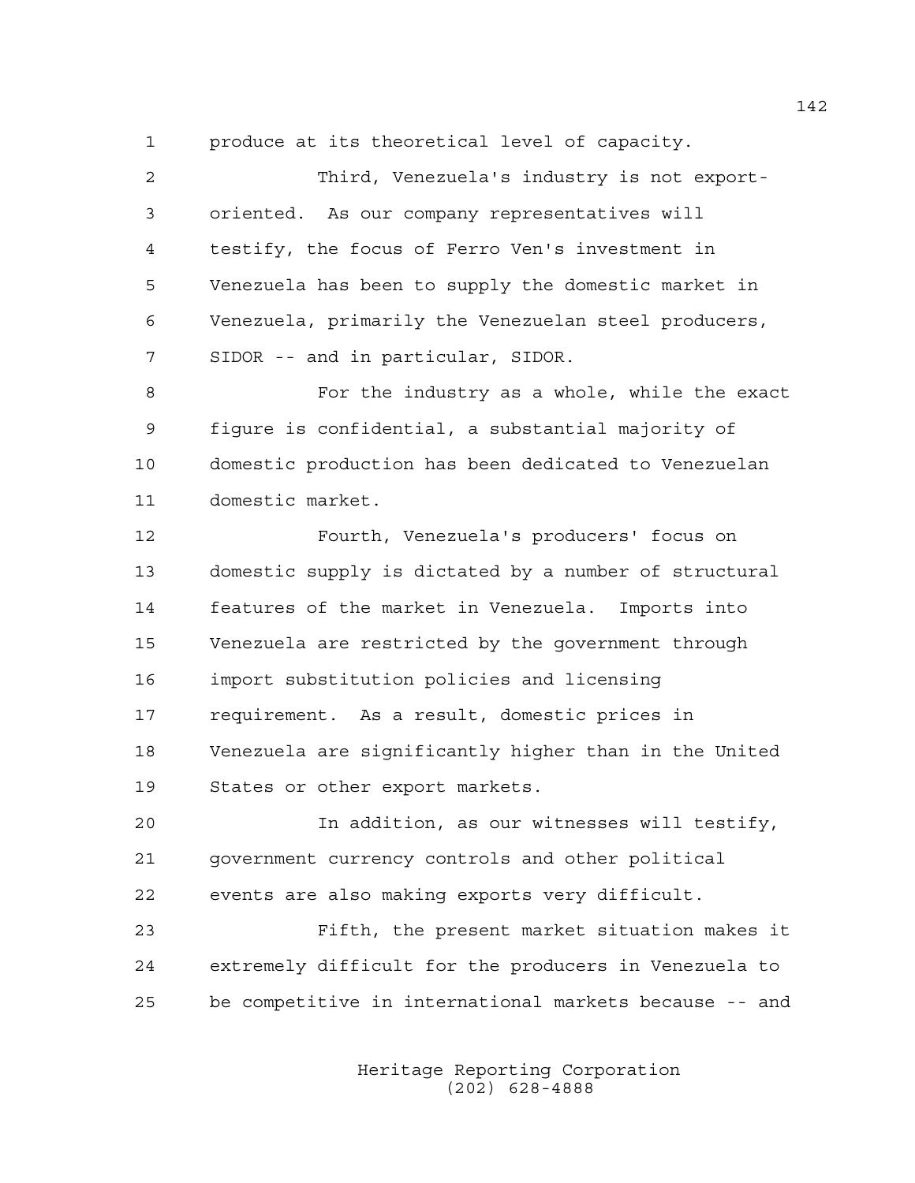produce at its theoretical level of capacity.

Third, Venezuela's industry is not export-oriented. As our company representatives will testify, the focus of Ferro Ven's investment in Venezuela has been to supply the domestic market in Venezuela, primarily the Venezuelan steel producers, SIDOR -- and in particular, SIDOR.

For the industry as a whole, while the exact figure is confidential, a substantial majority of domestic production has been dedicated to Venezuelan domestic market.

Fourth, Venezuela's producers' focus on domestic supply is dictated by a number of structural features of the market in Venezuela. Imports into Venezuela are restricted by the government through import substitution policies and licensing requirement. As a result, domestic prices in Venezuela are significantly higher than in the United States or other export markets.

In addition, as our witnesses will testify, government currency controls and other political events are also making exports very difficult.

Fifth, the present market situation makes it extremely difficult for the producers in Venezuela to be competitive in international markets because -- and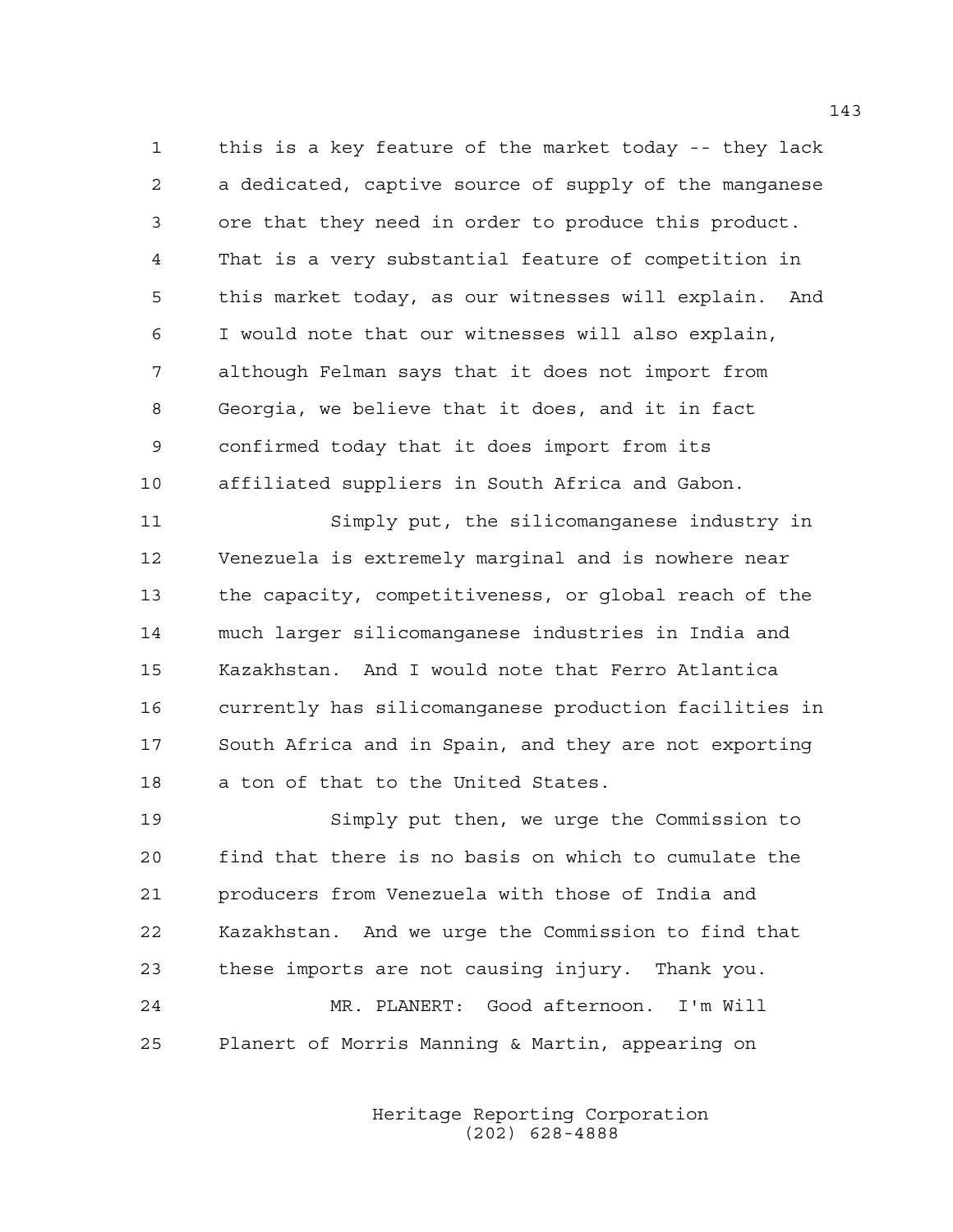this is a key feature of the market today -- they lack a dedicated, captive source of supply of the manganese ore that they need in order to produce this product. That is a very substantial feature of competition in this market today, as our witnesses will explain. And I would note that our witnesses will also explain, although Felman says that it does not import from Georgia, we believe that it does, and it in fact confirmed today that it does import from its affiliated suppliers in South Africa and Gabon.

Simply put, the silicomanganese industry in Venezuela is extremely marginal and is nowhere near the capacity, competitiveness, or global reach of the much larger silicomanganese industries in India and Kazakhstan. And I would note that Ferro Atlantica currently has silicomanganese production facilities in South Africa and in Spain, and they are not exporting a ton of that to the United States.

Simply put then, we urge the Commission to find that there is no basis on which to cumulate the producers from Venezuela with those of India and Kazakhstan. And we urge the Commission to find that these imports are not causing injury. Thank you.

MR. PLANERT: Good afternoon. I'm Will Planert of Morris Manning & Martin, appearing on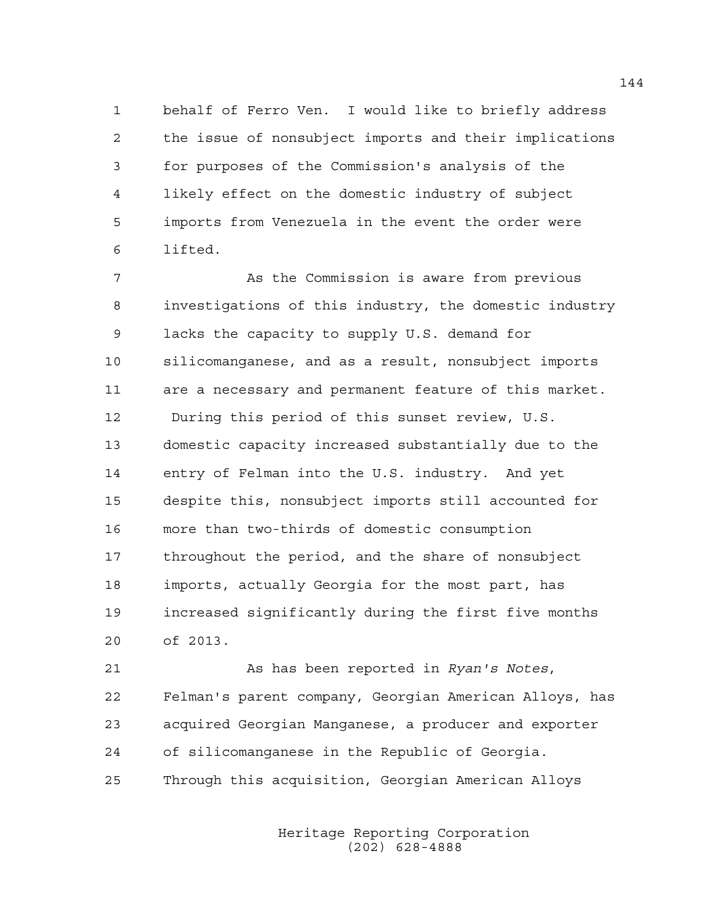behalf of Ferro Ven. I would like to briefly address the issue of nonsubject imports and their implications for purposes of the Commission's analysis of the likely effect on the domestic industry of subject imports from Venezuela in the event the order were lifted.

As the Commission is aware from previous investigations of this industry, the domestic industry lacks the capacity to supply U.S. demand for silicomanganese, and as a result, nonsubject imports are a necessary and permanent feature of this market. During this period of this sunset review, U.S. domestic capacity increased substantially due to the entry of Felman into the U.S. industry. And yet despite this, nonsubject imports still accounted for more than two-thirds of domestic consumption throughout the period, and the share of nonsubject imports, actually Georgia for the most part, has increased significantly during the first five months of 2013.

As has been reported in *Ryan's Notes*, Felman's parent company, Georgian American Alloys, has acquired Georgian Manganese, a producer and exporter of silicomanganese in the Republic of Georgia. Through this acquisition, Georgian American Alloys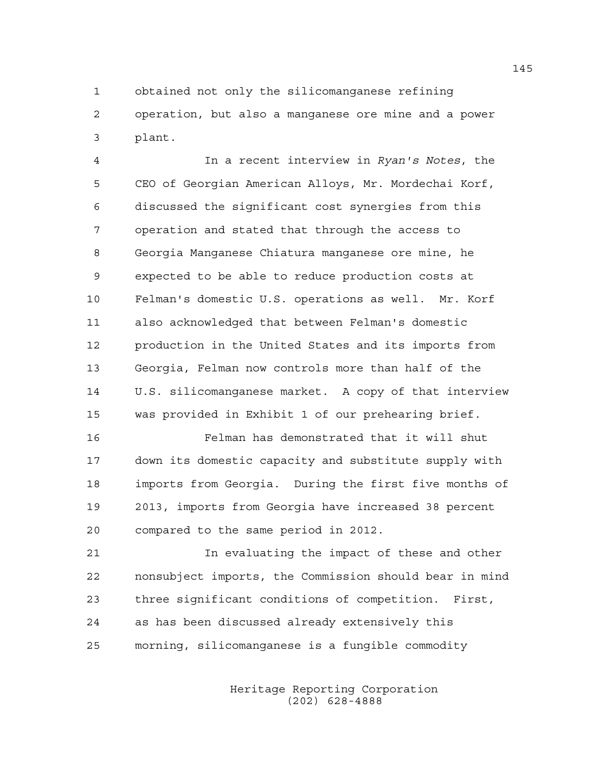obtained not only the silicomanganese refining operation, but also a manganese ore mine and a power plant.

In a recent interview in *Ryan's Notes*, the CEO of Georgian American Alloys, Mr. Mordechai Korf, discussed the significant cost synergies from this operation and stated that through the access to Georgia Manganese Chiatura manganese ore mine, he expected to be able to reduce production costs at Felman's domestic U.S. operations as well. Mr. Korf also acknowledged that between Felman's domestic production in the United States and its imports from Georgia, Felman now controls more than half of the U.S. silicomanganese market. A copy of that interview was provided in Exhibit 1 of our prehearing brief.

Felman has demonstrated that it will shut down its domestic capacity and substitute supply with imports from Georgia. During the first five months of 2013, imports from Georgia have increased 38 percent compared to the same period in 2012.

In evaluating the impact of these and other nonsubject imports, the Commission should bear in mind three significant conditions of competition. First, as has been discussed already extensively this morning, silicomanganese is a fungible commodity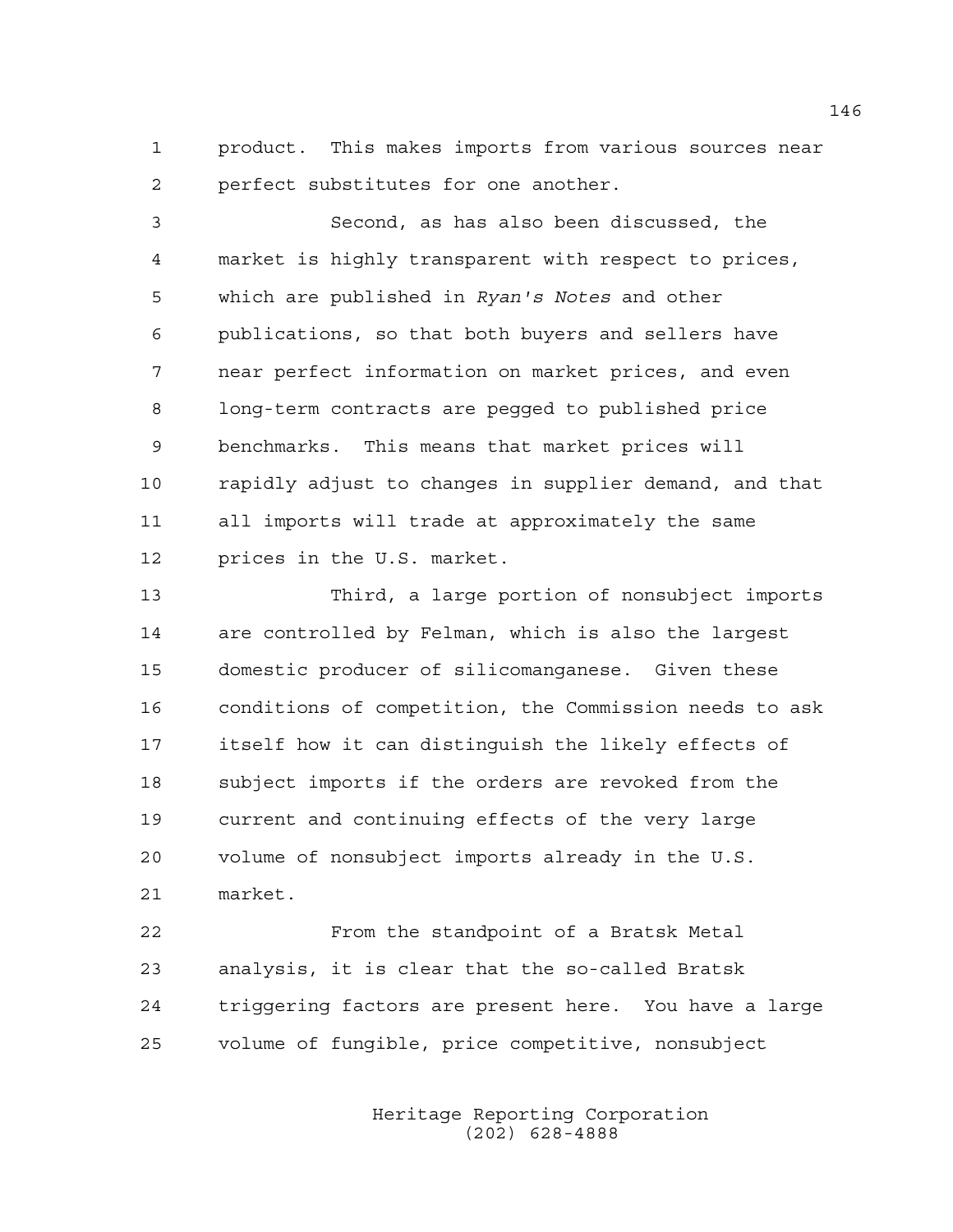product. This makes imports from various sources near perfect substitutes for one another.

Second, as has also been discussed, the market is highly transparent with respect to prices, which are published in *Ryan's Notes* and other publications, so that both buyers and sellers have near perfect information on market prices, and even long-term contracts are pegged to published price benchmarks. This means that market prices will rapidly adjust to changes in supplier demand, and that all imports will trade at approximately the same prices in the U.S. market.

Third, a large portion of nonsubject imports are controlled by Felman, which is also the largest domestic producer of silicomanganese. Given these conditions of competition, the Commission needs to ask itself how it can distinguish the likely effects of subject imports if the orders are revoked from the current and continuing effects of the very large volume of nonsubject imports already in the U.S. market.

From the standpoint of a Bratsk Metal analysis, it is clear that the so-called Bratsk triggering factors are present here. You have a large volume of fungible, price competitive, nonsubject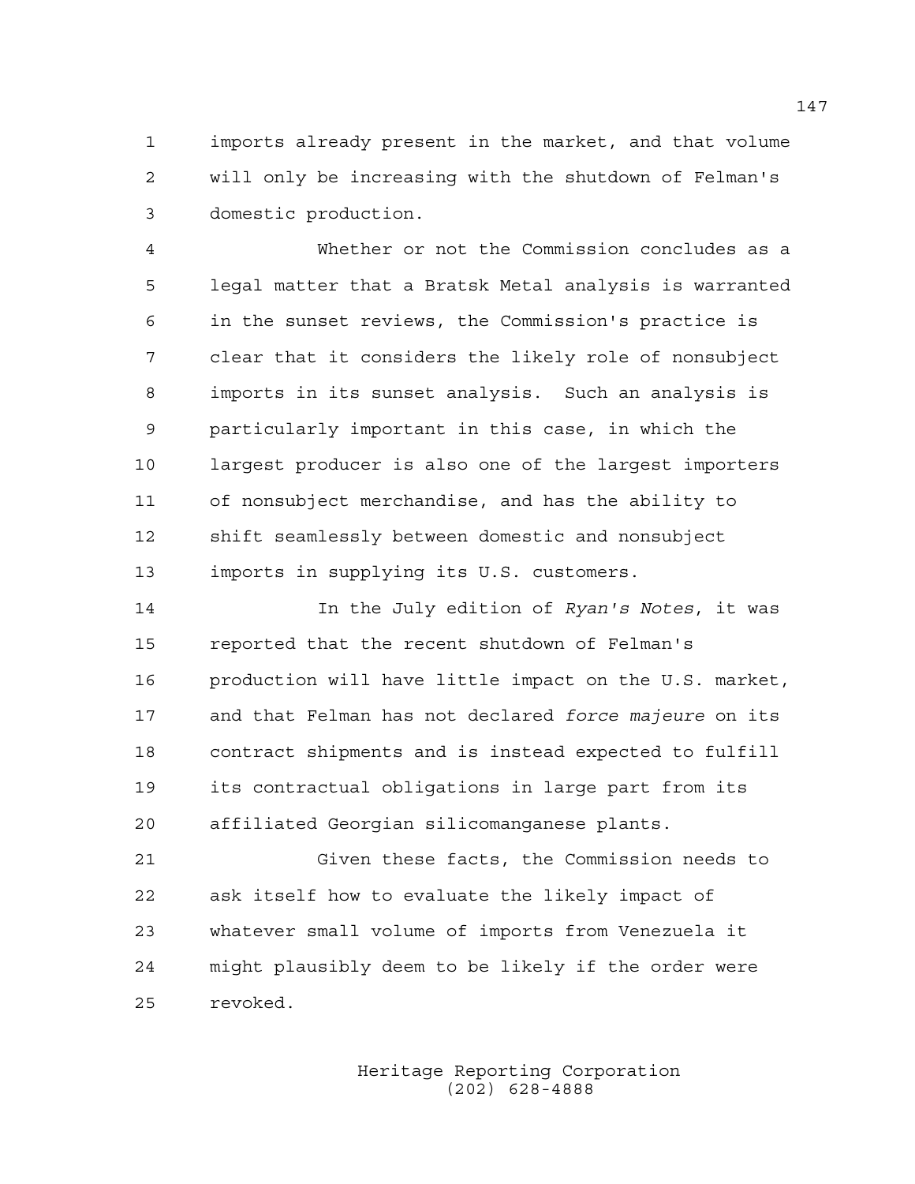imports already present in the market, and that volume will only be increasing with the shutdown of Felman's domestic production.

Whether or not the Commission concludes as a legal matter that a Bratsk Metal analysis is warranted in the sunset reviews, the Commission's practice is clear that it considers the likely role of nonsubject imports in its sunset analysis. Such an analysis is particularly important in this case, in which the largest producer is also one of the largest importers of nonsubject merchandise, and has the ability to shift seamlessly between domestic and nonsubject imports in supplying its U.S. customers.

In the July edition of *Ryan's Notes*, it was reported that the recent shutdown of Felman's production will have little impact on the U.S. market, and that Felman has not declared *force majeure* on its contract shipments and is instead expected to fulfill its contractual obligations in large part from its affiliated Georgian silicomanganese plants.

Given these facts, the Commission needs to ask itself how to evaluate the likely impact of whatever small volume of imports from Venezuela it might plausibly deem to be likely if the order were revoked.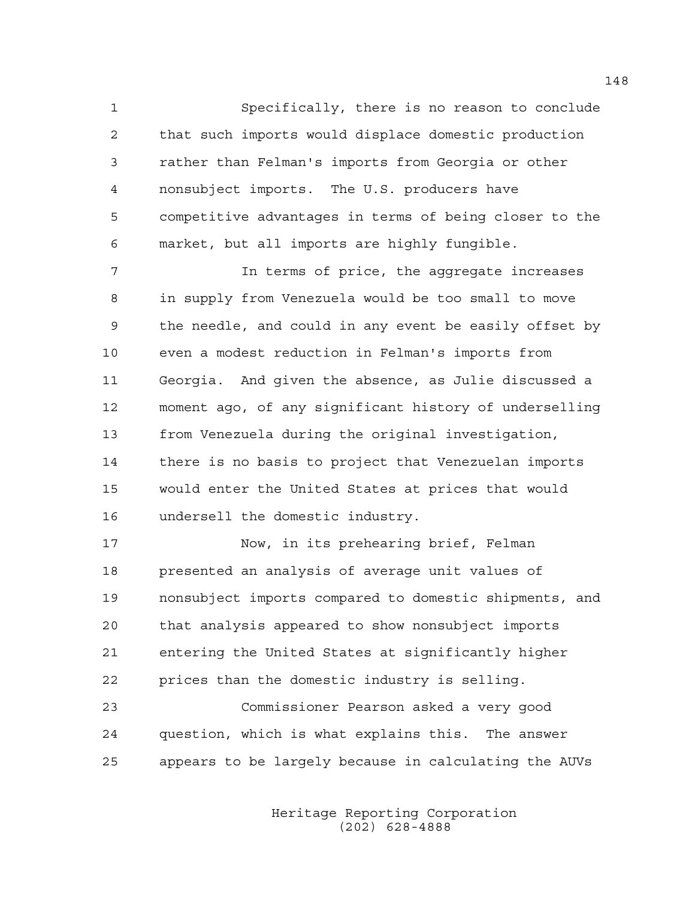Specifically, there is no reason to conclude that such imports would displace domestic production rather than Felman's imports from Georgia or other nonsubject imports. The U.S. producers have competitive advantages in terms of being closer to the market, but all imports are highly fungible.

In terms of price, the aggregate increases in supply from Venezuela would be too small to move the needle, and could in any event be easily offset by even a modest reduction in Felman's imports from Georgia. And given the absence, as Julie discussed a moment ago, of any significant history of underselling from Venezuela during the original investigation, there is no basis to project that Venezuelan imports would enter the United States at prices that would undersell the domestic industry.

Now, in its prehearing brief, Felman presented an analysis of average unit values of nonsubject imports compared to domestic shipments, and that analysis appeared to show nonsubject imports entering the United States at significantly higher prices than the domestic industry is selling.

Commissioner Pearson asked a very good question, which is what explains this. The answer appears to be largely because in calculating the AUVs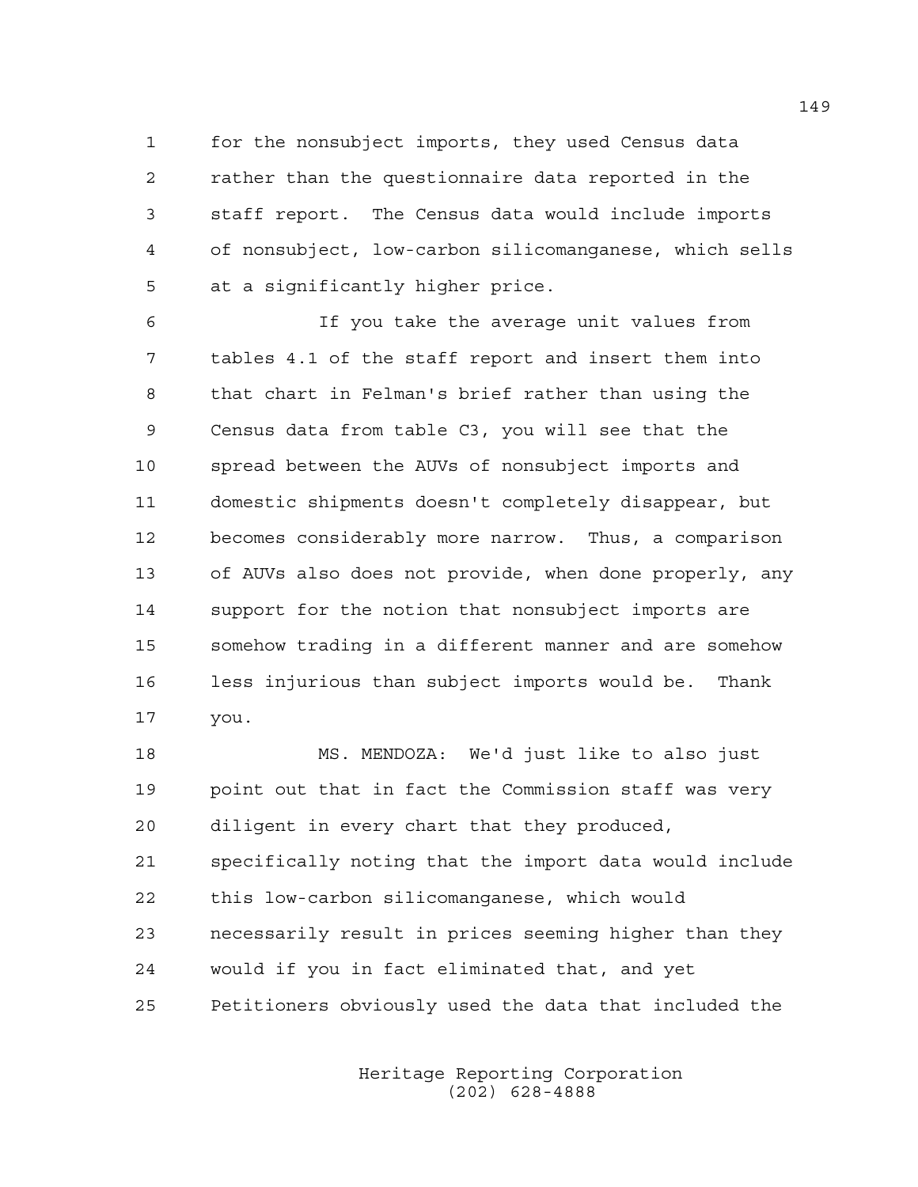for the nonsubject imports, they used Census data rather than the questionnaire data reported in the staff report. The Census data would include imports of nonsubject, low-carbon silicomanganese, which sells at a significantly higher price.

If you take the average unit values from tables 4.1 of the staff report and insert them into that chart in Felman's brief rather than using the Census data from table C3, you will see that the spread between the AUVs of nonsubject imports and domestic shipments doesn't completely disappear, but becomes considerably more narrow. Thus, a comparison of AUVs also does not provide, when done properly, any support for the notion that nonsubject imports are somehow trading in a different manner and are somehow less injurious than subject imports would be. Thank you.

MS. MENDOZA: We'd just like to also just point out that in fact the Commission staff was very diligent in every chart that they produced, specifically noting that the import data would include this low-carbon silicomanganese, which would necessarily result in prices seeming higher than they would if you in fact eliminated that, and yet Petitioners obviously used the data that included the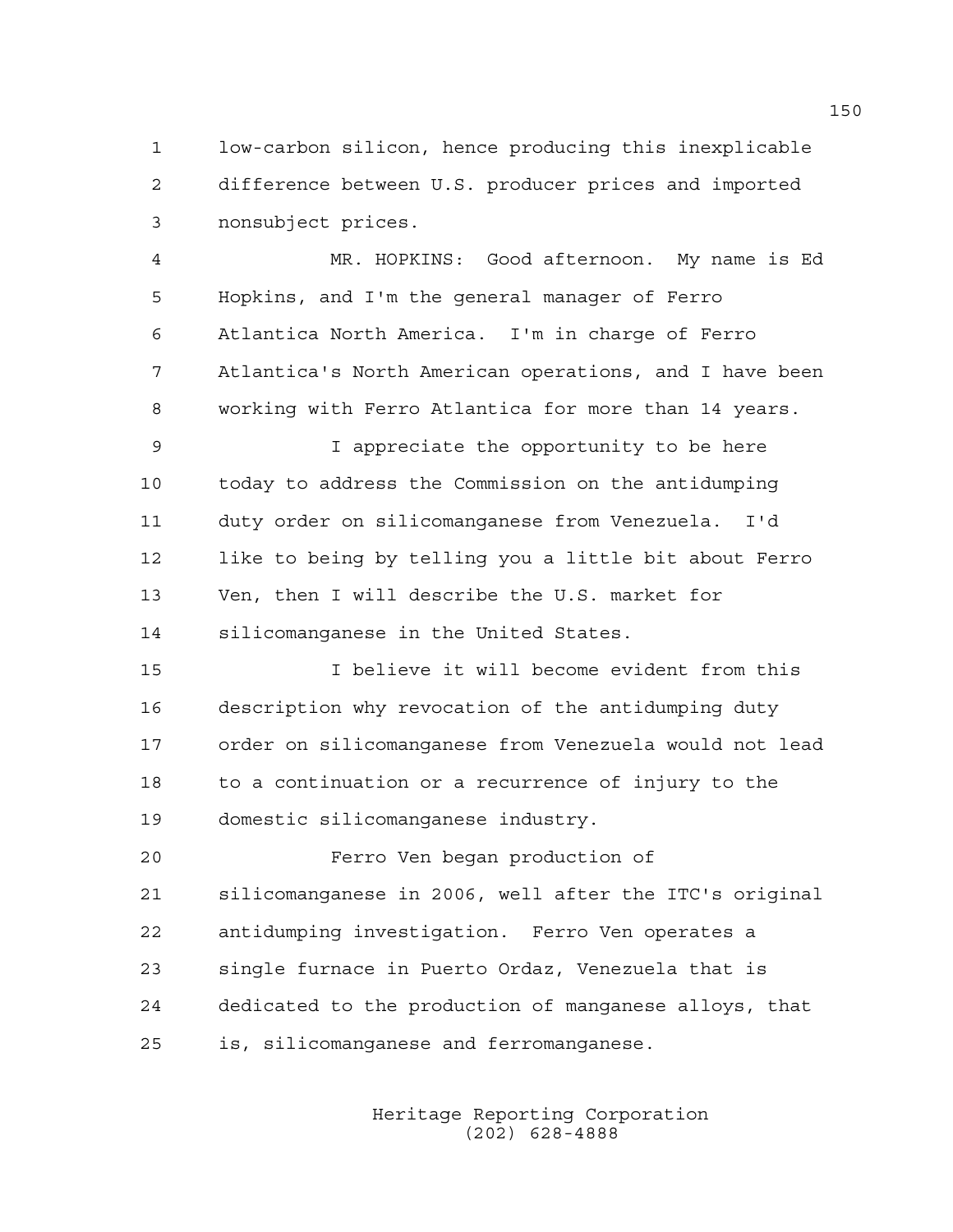1 low-carbon silicon, hence producing this inexplicable
2 difference between U.S. producer prices and imported
3 nonsubject prices.

4 MR. HOPKINS: Good afternoon. My name is Ed
5 Hopkins, and I'm the general manager of Ferro
6 Atlantica North America. I'm in charge of Ferro
7 Atlantica's North American operations, and I have been
8 working with Ferro Atlantica for more than 14 years.

9 I appreciate the opportunity to be here
10 today to address the Commission on the antidumping
11 duty order on silicomanganese from Venezuela. I'd
12 like to being by telling you a little bit about Ferro
13 Ven, then I will describe the U.S. market for
14 silicomanganese in the United States.

15 I believe it will become evident from this
16 description why revocation of the antidumping duty
17 order on silicomanganese from Venezuela would not lead
18 to a continuation or a recurrence of injury to the
19 domestic silicomanganese industry.

20 Ferro Ven began production of
21 silicomanganese in 2006, well after the ITC's original
22 antidumping investigation. Ferro Ven operates a
23 single furnace in Puerto Ordaz, Venezuela that is
24 dedicated to the production of manganese alloys, that
25 is, silicomanganese and ferromanganese.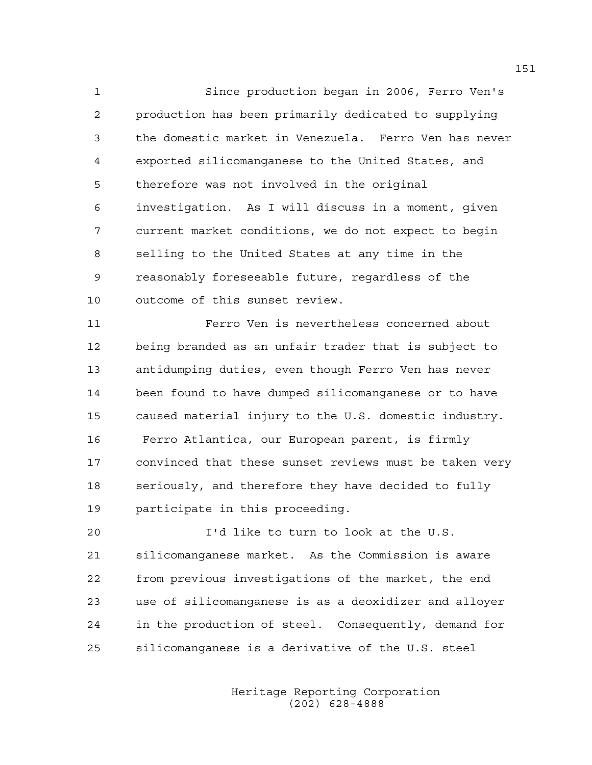Since production began in 2006, Ferro Ven's production has been primarily dedicated to supplying the domestic market in Venezuela. Ferro Ven has never exported silicomanganese to the United States, and therefore was not involved in the original investigation. As I will discuss in a moment, given current market conditions, we do not expect to begin selling to the United States at any time in the reasonably foreseeable future, regardless of the outcome of this sunset review.

Ferro Ven is nevertheless concerned about being branded as an unfair trader that is subject to antidumping duties, even though Ferro Ven has never been found to have dumped silicomanganese or to have caused material injury to the U.S. domestic industry. Ferro Atlantica, our European parent, is firmly convinced that these sunset reviews must be taken very seriously, and therefore they have decided to fully participate in this proceeding.

I'd like to turn to look at the U.S. silicomanganese market. As the Commission is aware from previous investigations of the market, the end use of silicomanganese is as a deoxidizer and alloyer in the production of steel. Consequently, demand for silicomanganese is a derivative of the U.S. steel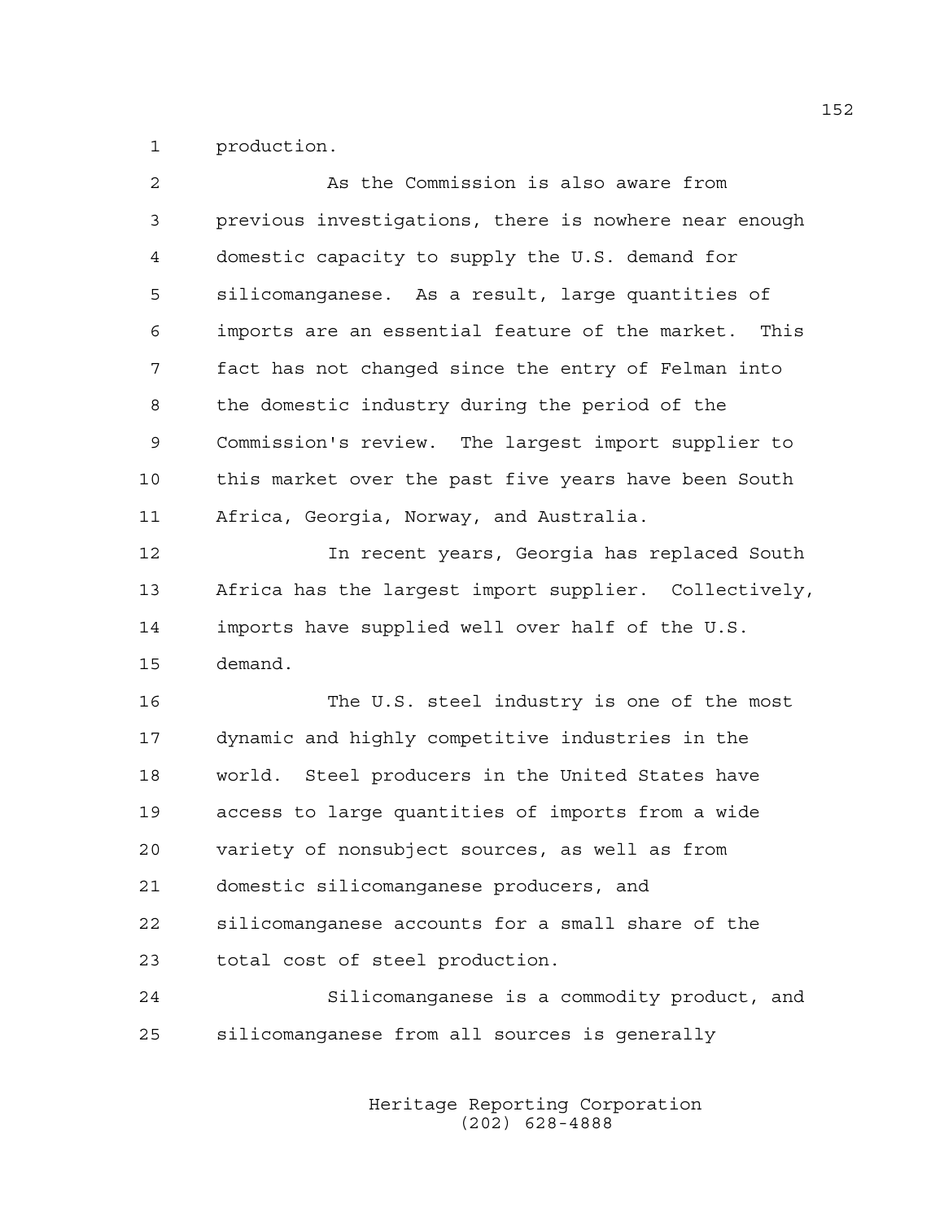production.

As the Commission is also aware from previous investigations, there is nowhere near enough domestic capacity to supply the U.S. demand for silicomanganese. As a result, large quantities of imports are an essential feature of the market. This fact has not changed since the entry of Felman into the domestic industry during the period of the Commission's review. The largest import supplier to this market over the past five years have been South Africa, Georgia, Norway, and Australia.

In recent years, Georgia has replaced South Africa has the largest import supplier. Collectively, imports have supplied well over half of the U.S. demand.

The U.S. steel industry is one of the most dynamic and highly competitive industries in the world. Steel producers in the United States have access to large quantities of imports from a wide variety of nonsubject sources, as well as from domestic silicomanganese producers, and silicomanganese accounts for a small share of the total cost of steel production.

Silicomanganese is a commodity product, and silicomanganese from all sources is generally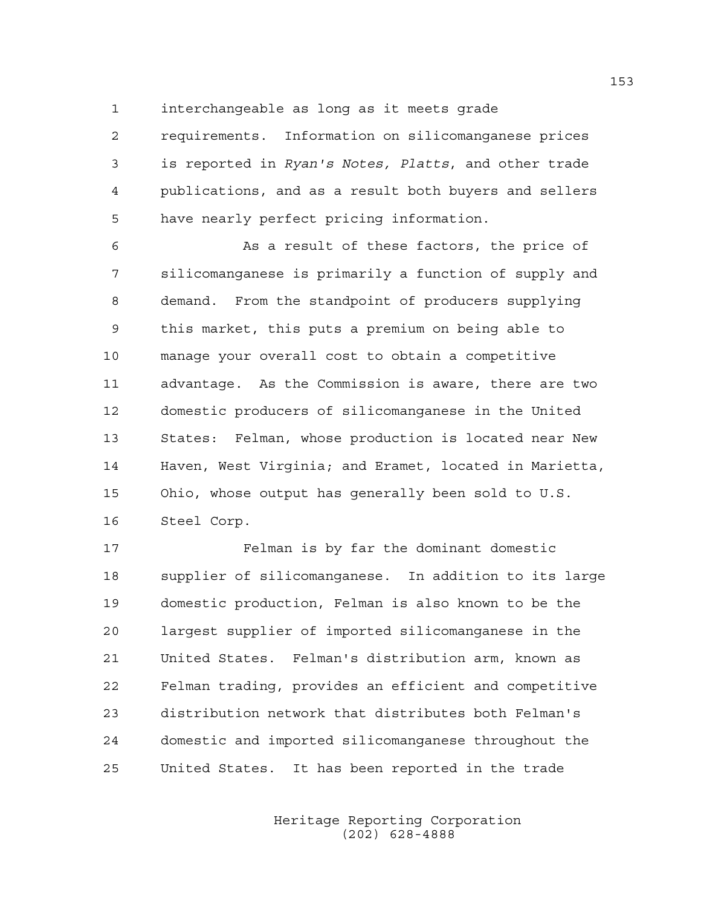interchangeable as long as it meets grade requirements. Information on silicomanganese prices is reported in *Ryan's Notes, Platts*, and other trade publications, and as a result both buyers and sellers have nearly perfect pricing information.

As a result of these factors, the price of silicomanganese is primarily a function of supply and demand. From the standpoint of producers supplying this market, this puts a premium on being able to manage your overall cost to obtain a competitive advantage. As the Commission is aware, there are two domestic producers of silicomanganese in the United States: Felman, whose production is located near New Haven, West Virginia; and Eramet, located in Marietta, Ohio, whose output has generally been sold to U.S. Steel Corp.

Felman is by far the dominant domestic supplier of silicomanganese. In addition to its large domestic production, Felman is also known to be the largest supplier of imported silicomanganese in the United States. Felman's distribution arm, known as Felman trading, provides an efficient and competitive distribution network that distributes both Felman's domestic and imported silicomanganese throughout the United States. It has been reported in the trade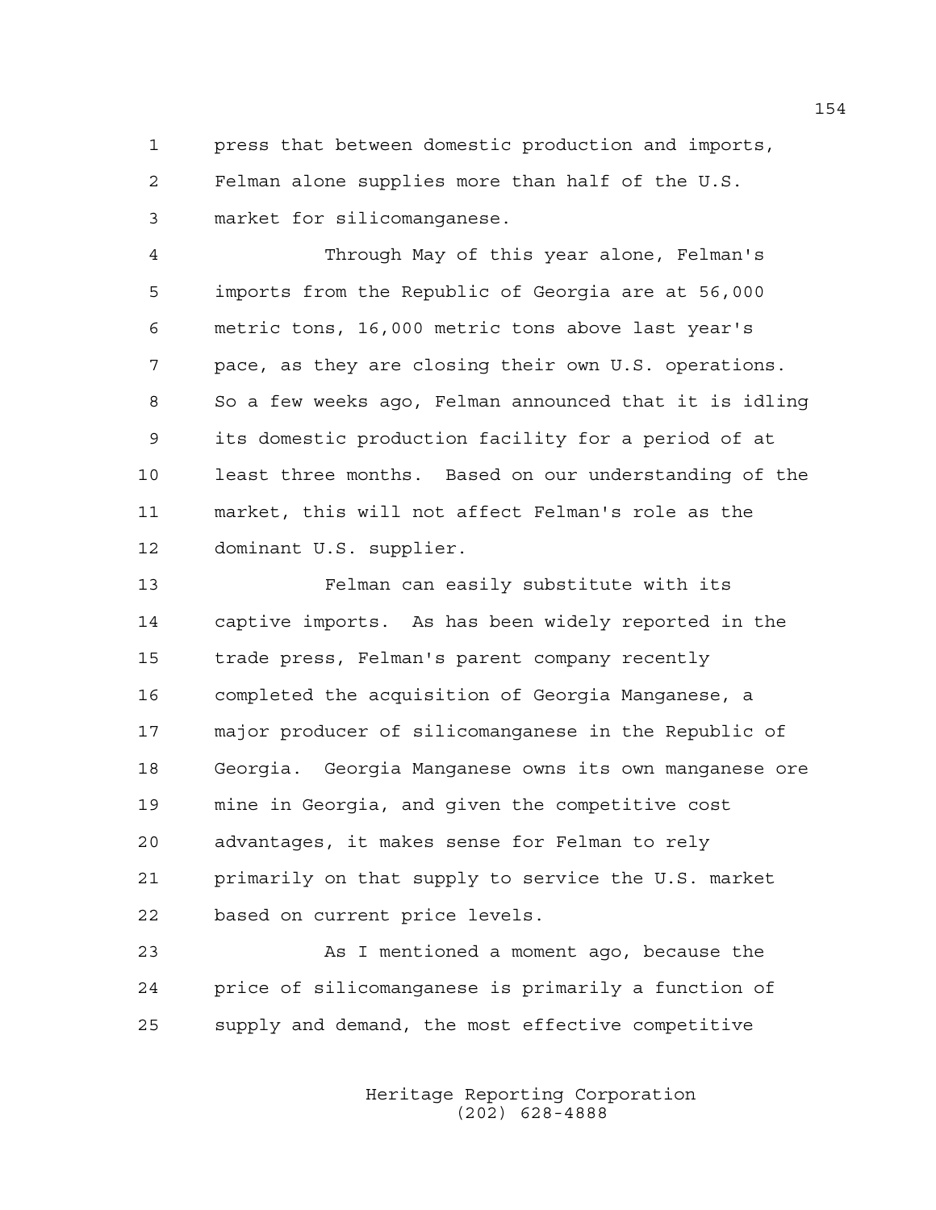press that between domestic production and imports, Felman alone supplies more than half of the U.S. market for silicomanganese.

Through May of this year alone, Felman's imports from the Republic of Georgia are at 56,000 metric tons, 16,000 metric tons above last year's pace, as they are closing their own U.S. operations. So a few weeks ago, Felman announced that it is idling its domestic production facility for a period of at least three months. Based on our understanding of the market, this will not affect Felman's role as the dominant U.S. supplier.

Felman can easily substitute with its captive imports. As has been widely reported in the trade press, Felman's parent company recently completed the acquisition of Georgia Manganese, a major producer of silicomanganese in the Republic of Georgia. Georgia Manganese owns its own manganese ore mine in Georgia, and given the competitive cost advantages, it makes sense for Felman to rely primarily on that supply to service the U.S. market based on current price levels.

As I mentioned a moment ago, because the price of silicomanganese is primarily a function of supply and demand, the most effective competitive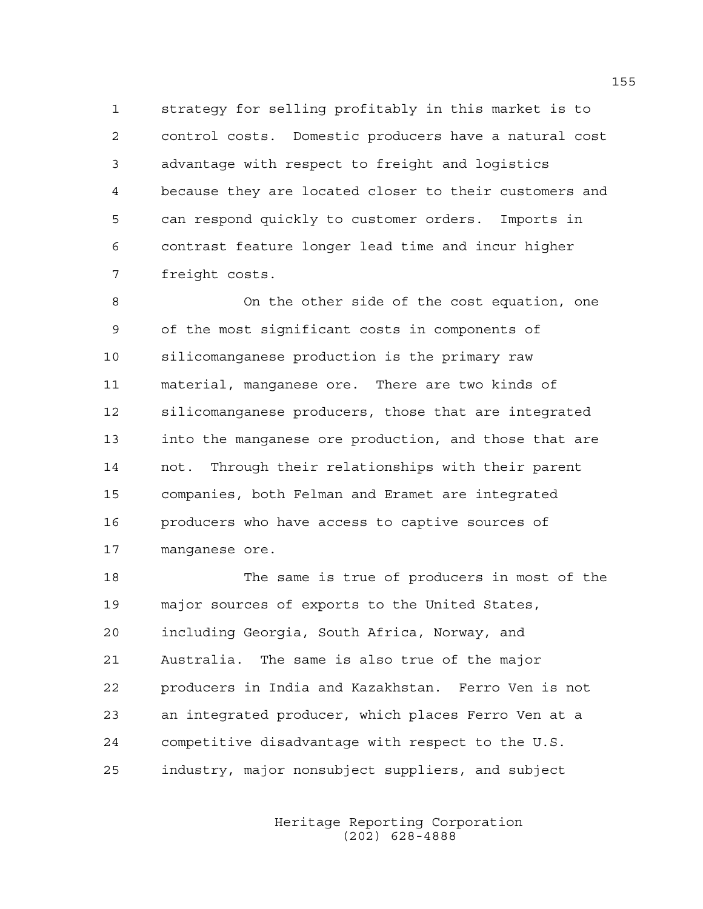strategy for selling profitably in this market is to control costs. Domestic producers have a natural cost advantage with respect to freight and logistics because they are located closer to their customers and can respond quickly to customer orders. Imports in contrast feature longer lead time and incur higher freight costs.

On the other side of the cost equation, one of the most significant costs in components of silicomanganese production is the primary raw material, manganese ore. There are two kinds of silicomanganese producers, those that are integrated into the manganese ore production, and those that are not. Through their relationships with their parent companies, both Felman and Eramet are integrated producers who have access to captive sources of manganese ore.

The same is true of producers in most of the major sources of exports to the United States, including Georgia, South Africa, Norway, and Australia. The same is also true of the major producers in India and Kazakhstan. Ferro Ven is not an integrated producer, which places Ferro Ven at a competitive disadvantage with respect to the U.S. industry, major nonsubject suppliers, and subject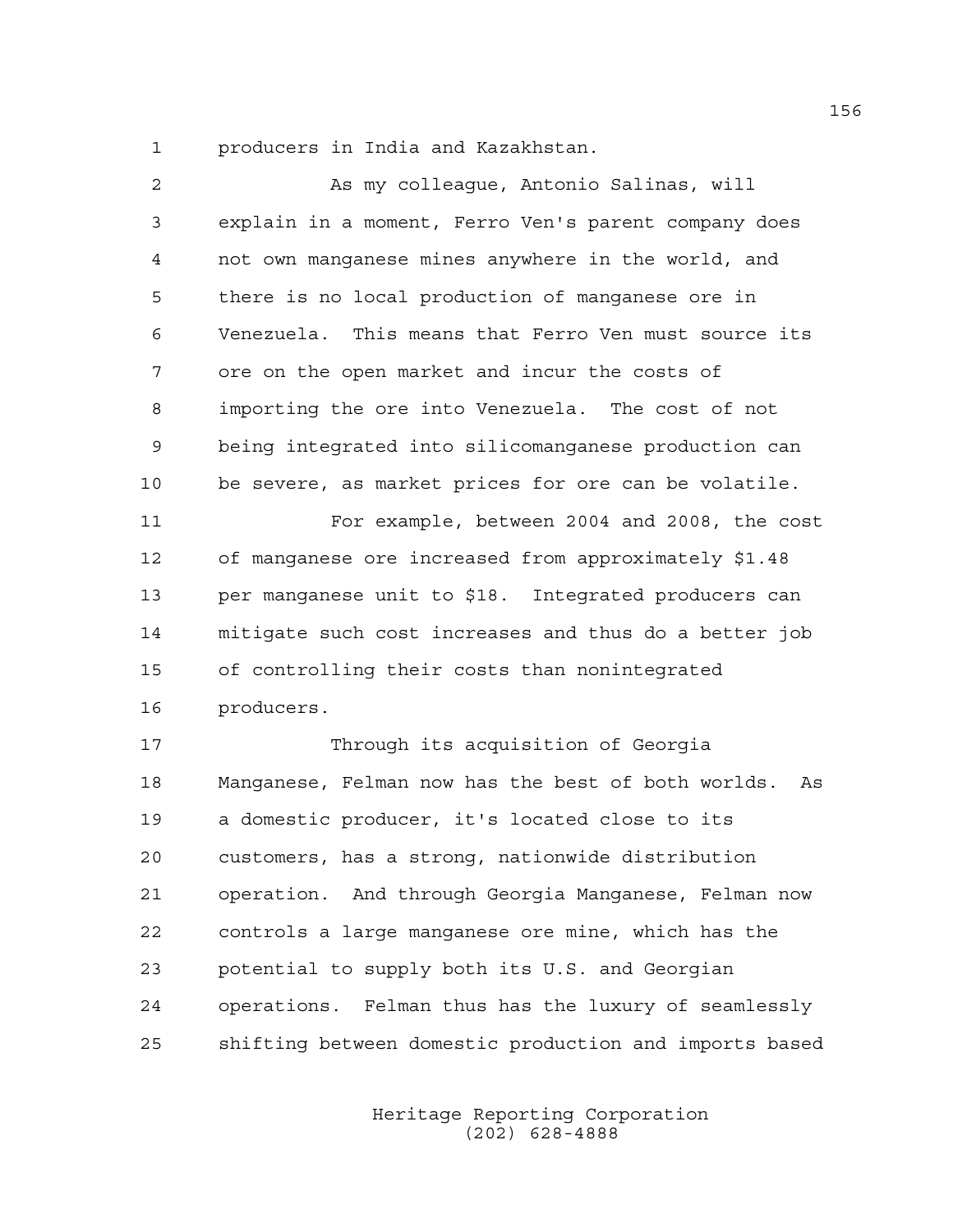producers in India and Kazakhstan.

As my colleague, Antonio Salinas, will explain in a moment, Ferro Ven's parent company does not own manganese mines anywhere in the world, and there is no local production of manganese ore in Venezuela. This means that Ferro Ven must source its ore on the open market and incur the costs of importing the ore into Venezuela. The cost of not being integrated into silicomanganese production can be severe, as market prices for ore can be volatile.

For example, between 2004 and 2008, the cost of manganese ore increased from approximately $1.48 per manganese unit to $18. Integrated producers can mitigate such cost increases and thus do a better job of controlling their costs than nonintegrated producers.

Through its acquisition of Georgia Manganese, Felman now has the best of both worlds. As a domestic producer, it's located close to its customers, has a strong, nationwide distribution operation. And through Georgia Manganese, Felman now controls a large manganese ore mine, which has the potential to supply both its U.S. and Georgian operations. Felman thus has the luxury of seamlessly shifting between domestic production and imports based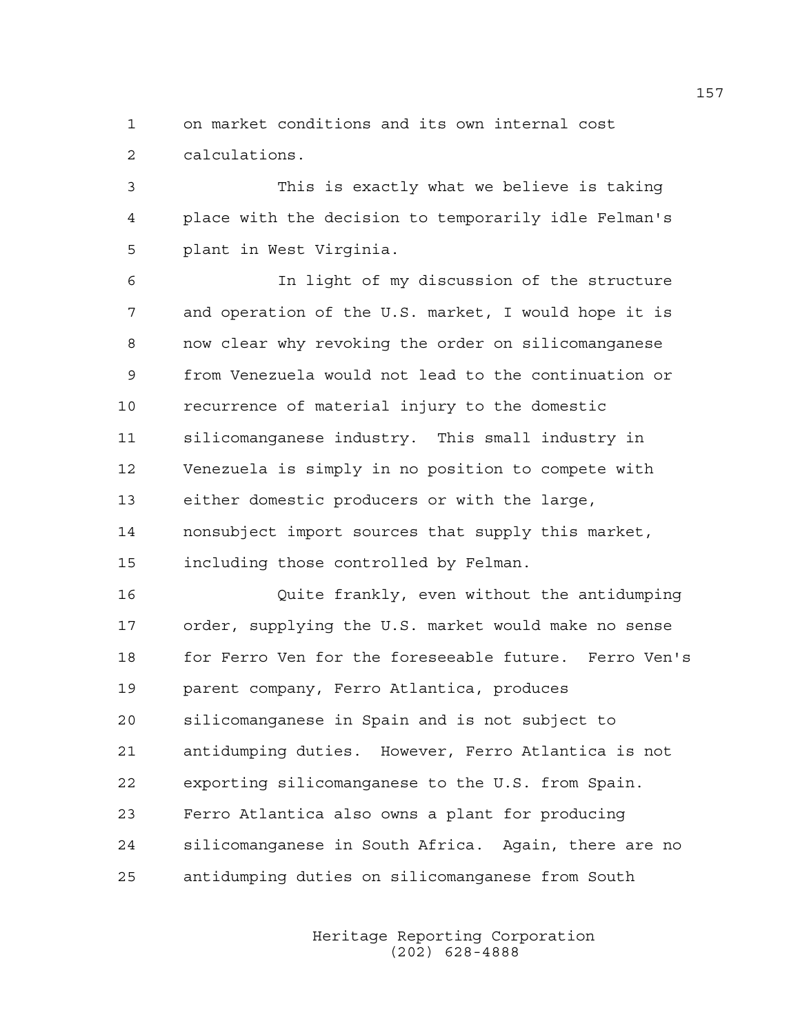on market conditions and its own internal cost calculations.

This is exactly what we believe is taking place with the decision to temporarily idle Felman's plant in West Virginia.

In light of my discussion of the structure and operation of the U.S. market, I would hope it is now clear why revoking the order on silicomanganese from Venezuela would not lead to the continuation or recurrence of material injury to the domestic silicomanganese industry. This small industry in Venezuela is simply in no position to compete with either domestic producers or with the large, nonsubject import sources that supply this market, including those controlled by Felman.

Quite frankly, even without the antidumping order, supplying the U.S. market would make no sense for Ferro Ven for the foreseeable future. Ferro Ven's parent company, Ferro Atlantica, produces silicomanganese in Spain and is not subject to antidumping duties. However, Ferro Atlantica is not exporting silicomanganese to the U.S. from Spain. Ferro Atlantica also owns a plant for producing silicomanganese in South Africa. Again, there are no antidumping duties on silicomanganese from South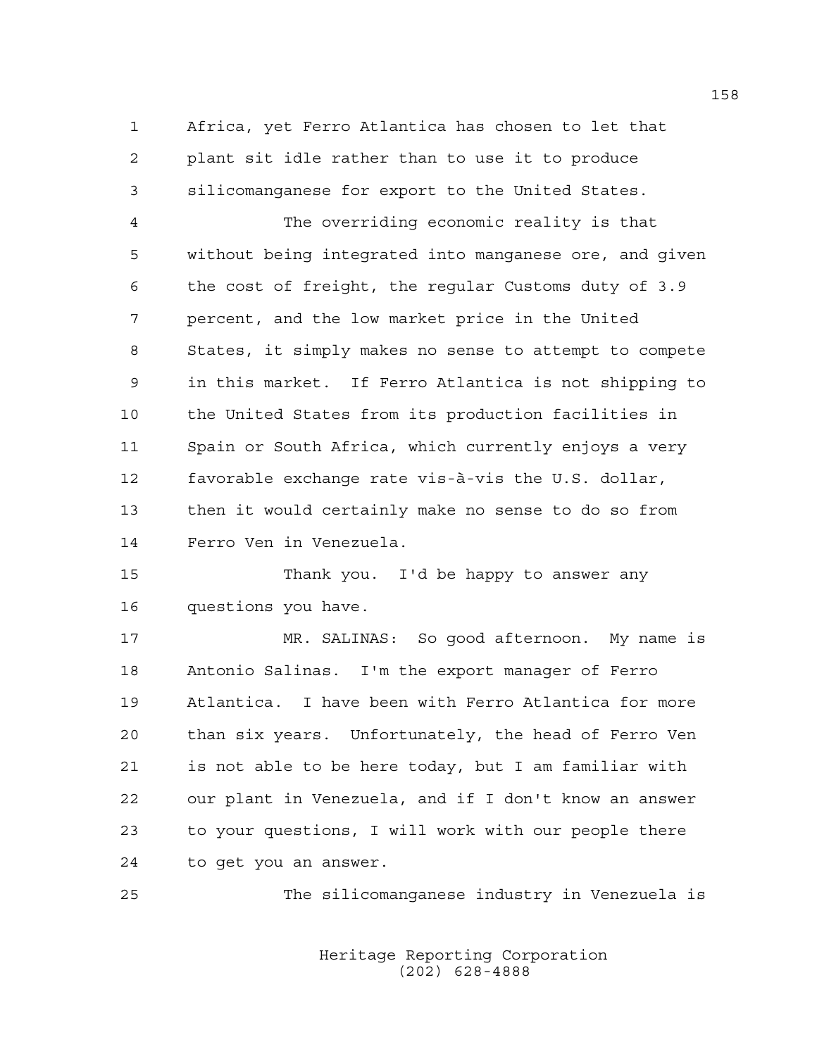Africa, yet Ferro Atlantica has chosen to let that plant sit idle rather than to use it to produce silicomanganese for export to the United States.

The overriding economic reality is that without being integrated into manganese ore, and given the cost of freight, the regular Customs duty of 3.9 percent, and the low market price in the United States, it simply makes no sense to attempt to compete in this market. If Ferro Atlantica is not shipping to the United States from its production facilities in Spain or South Africa, which currently enjoys a very favorable exchange rate vis-à-vis the U.S. dollar, then it would certainly make no sense to do so from Ferro Ven in Venezuela.

Thank you. I'd be happy to answer any questions you have.

MR. SALINAS: So good afternoon. My name is Antonio Salinas. I'm the export manager of Ferro Atlantica. I have been with Ferro Atlantica for more than six years. Unfortunately, the head of Ferro Ven is not able to be here today, but I am familiar with our plant in Venezuela, and if I don't know an answer to your questions, I will work with our people there to get you an answer.

The silicomanganese industry in Venezuela is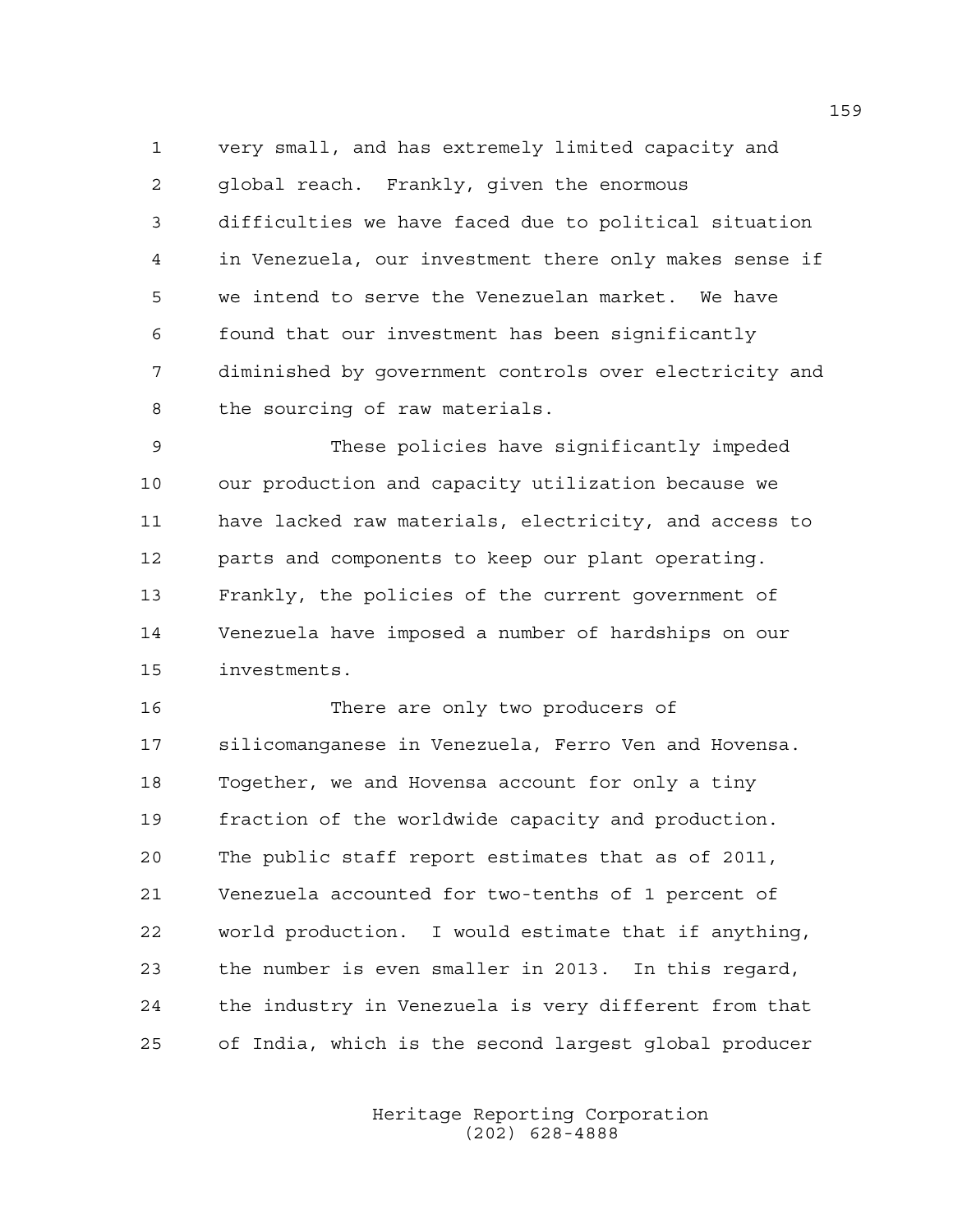very small, and has extremely limited capacity and global reach. Frankly, given the enormous difficulties we have faced due to political situation in Venezuela, our investment there only makes sense if we intend to serve the Venezuelan market. We have found that our investment has been significantly diminished by government controls over electricity and the sourcing of raw materials.

These policies have significantly impeded our production and capacity utilization because we have lacked raw materials, electricity, and access to parts and components to keep our plant operating. Frankly, the policies of the current government of Venezuela have imposed a number of hardships on our investments.

There are only two producers of silicomanganese in Venezuela, Ferro Ven and Hovensa. Together, we and Hovensa account for only a tiny fraction of the worldwide capacity and production. The public staff report estimates that as of 2011, Venezuela accounted for two-tenths of 1 percent of world production. I would estimate that if anything, the number is even smaller in 2013. In this regard, the industry in Venezuela is very different from that of India, which is the second largest global producer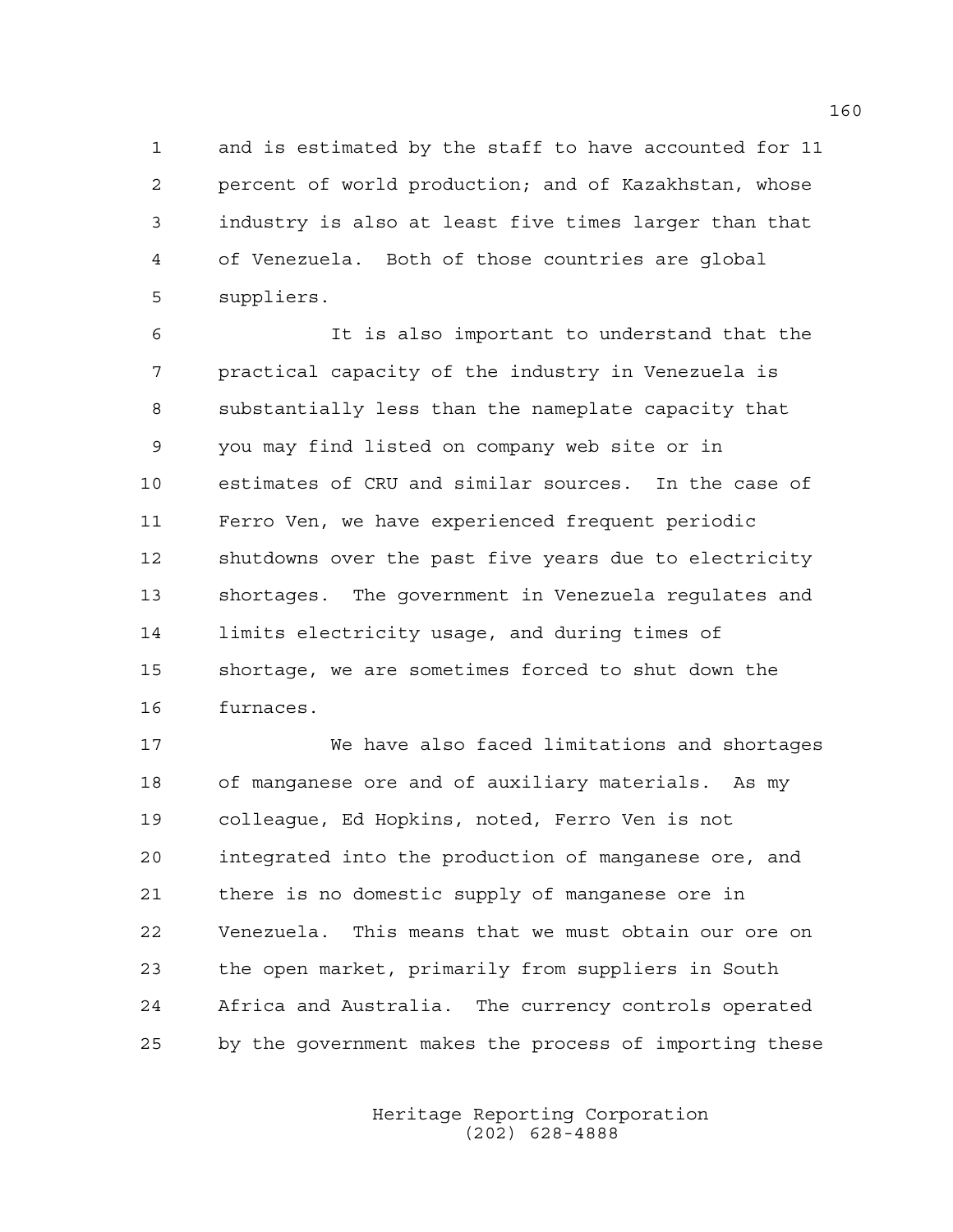and is estimated by the staff to have accounted for 11 percent of world production; and of Kazakhstan, whose industry is also at least five times larger than that of Venezuela. Both of those countries are global suppliers.

It is also important to understand that the practical capacity of the industry in Venezuela is substantially less than the nameplate capacity that you may find listed on company web site or in estimates of CRU and similar sources. In the case of Ferro Ven, we have experienced frequent periodic shutdowns over the past five years due to electricity shortages. The government in Venezuela regulates and limits electricity usage, and during times of shortage, we are sometimes forced to shut down the furnaces.

We have also faced limitations and shortages of manganese ore and of auxiliary materials. As my colleague, Ed Hopkins, noted, Ferro Ven is not integrated into the production of manganese ore, and there is no domestic supply of manganese ore in Venezuela. This means that we must obtain our ore on the open market, primarily from suppliers in South Africa and Australia. The currency controls operated by the government makes the process of importing these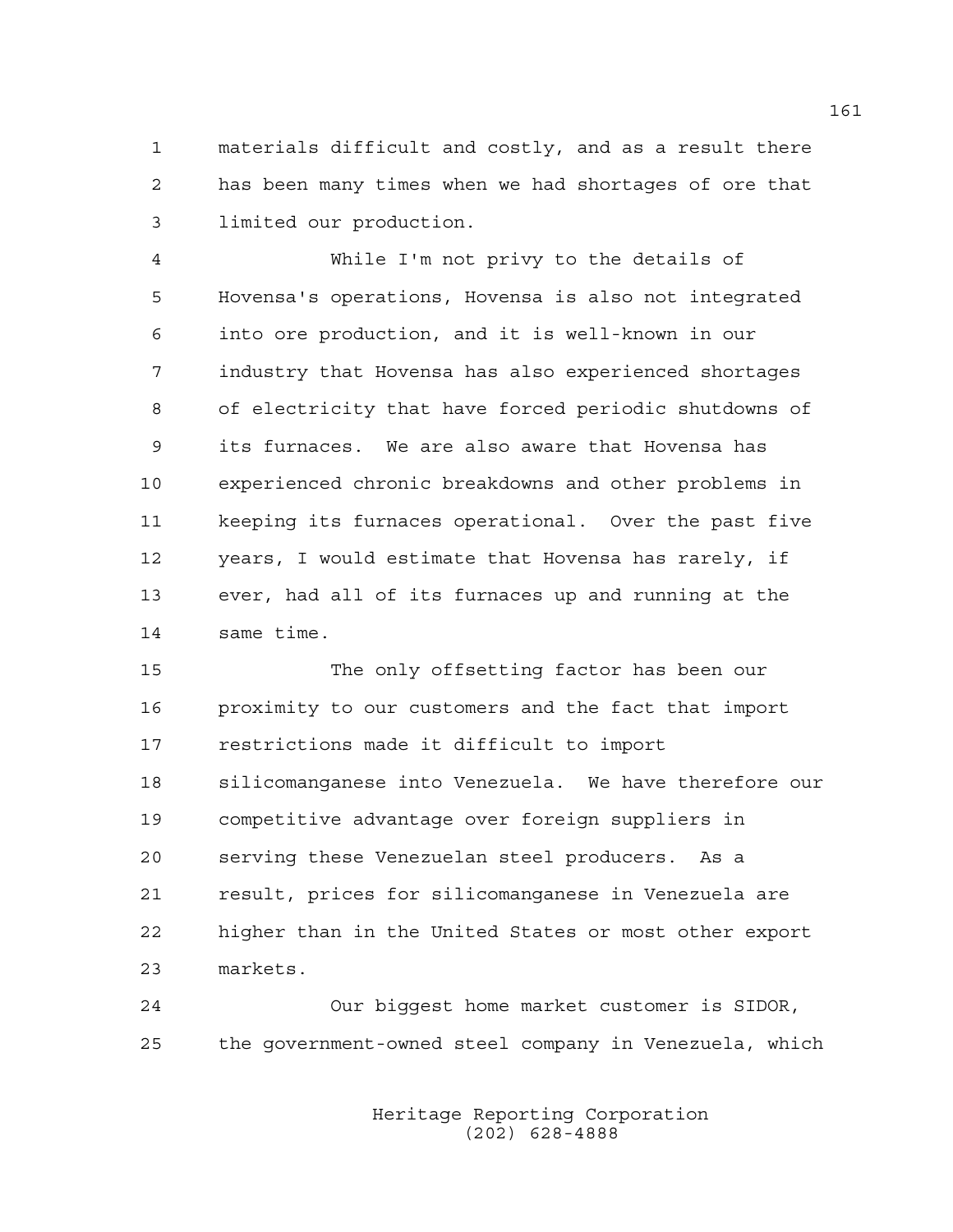materials difficult and costly, and as a result there has been many times when we had shortages of ore that limited our production.

While I'm not privy to the details of Hovensa's operations, Hovensa is also not integrated into ore production, and it is well-known in our industry that Hovensa has also experienced shortages of electricity that have forced periodic shutdowns of its furnaces. We are also aware that Hovensa has experienced chronic breakdowns and other problems in keeping its furnaces operational. Over the past five years, I would estimate that Hovensa has rarely, if ever, had all of its furnaces up and running at the same time.

The only offsetting factor has been our proximity to our customers and the fact that import restrictions made it difficult to import silicomanganese into Venezuela. We have therefore our competitive advantage over foreign suppliers in serving these Venezuelan steel producers. As a result, prices for silicomanganese in Venezuela are higher than in the United States or most other export markets.

Our biggest home market customer is SIDOR, the government-owned steel company in Venezuela, which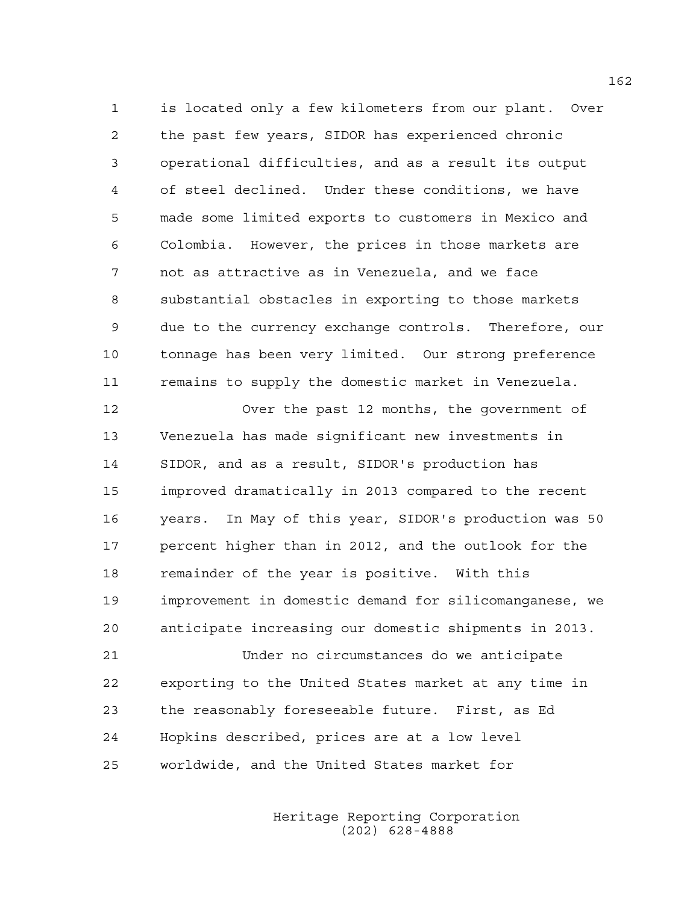is located only a few kilometers from our plant. Over the past few years, SIDOR has experienced chronic operational difficulties, and as a result its output of steel declined. Under these conditions, we have made some limited exports to customers in Mexico and Colombia. However, the prices in those markets are not as attractive as in Venezuela, and we face substantial obstacles in exporting to those markets due to the currency exchange controls. Therefore, our tonnage has been very limited. Our strong preference remains to supply the domestic market in Venezuela.

Over the past 12 months, the government of Venezuela has made significant new investments in SIDOR, and as a result, SIDOR's production has improved dramatically in 2013 compared to the recent years. In May of this year, SIDOR's production was 50 percent higher than in 2012, and the outlook for the remainder of the year is positive. With this improvement in domestic demand for silicomanganese, we anticipate increasing our domestic shipments in 2013.

Under no circumstances do we anticipate exporting to the United States market at any time in the reasonably foreseeable future. First, as Ed Hopkins described, prices are at a low level worldwide, and the United States market for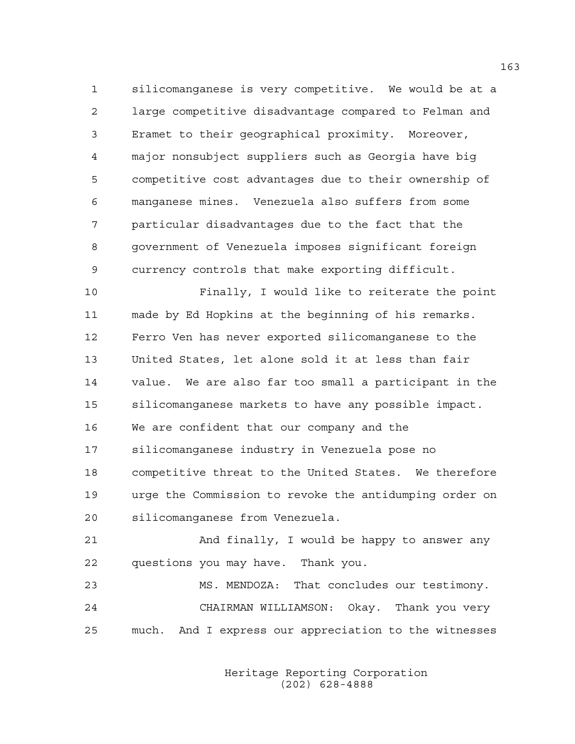silicomanganese is very competitive. We would be at a large competitive disadvantage compared to Felman and Eramet to their geographical proximity. Moreover, major nonsubject suppliers such as Georgia have big competitive cost advantages due to their ownership of manganese mines. Venezuela also suffers from some particular disadvantages due to the fact that the government of Venezuela imposes significant foreign currency controls that make exporting difficult.

Finally, I would like to reiterate the point made by Ed Hopkins at the beginning of his remarks. Ferro Ven has never exported silicomanganese to the United States, let alone sold it at less than fair value. We are also far too small a participant in the silicomanganese markets to have any possible impact. We are confident that our company and the silicomanganese industry in Venezuela pose no competitive threat to the United States. We therefore urge the Commission to revoke the antidumping order on silicomanganese from Venezuela.

And finally, I would be happy to answer any questions you may have. Thank you.

MS. MENDOZA: That concludes our testimony.

CHAIRMAN WILLIAMSON: Okay. Thank you very much. And I express our appreciation to the witnesses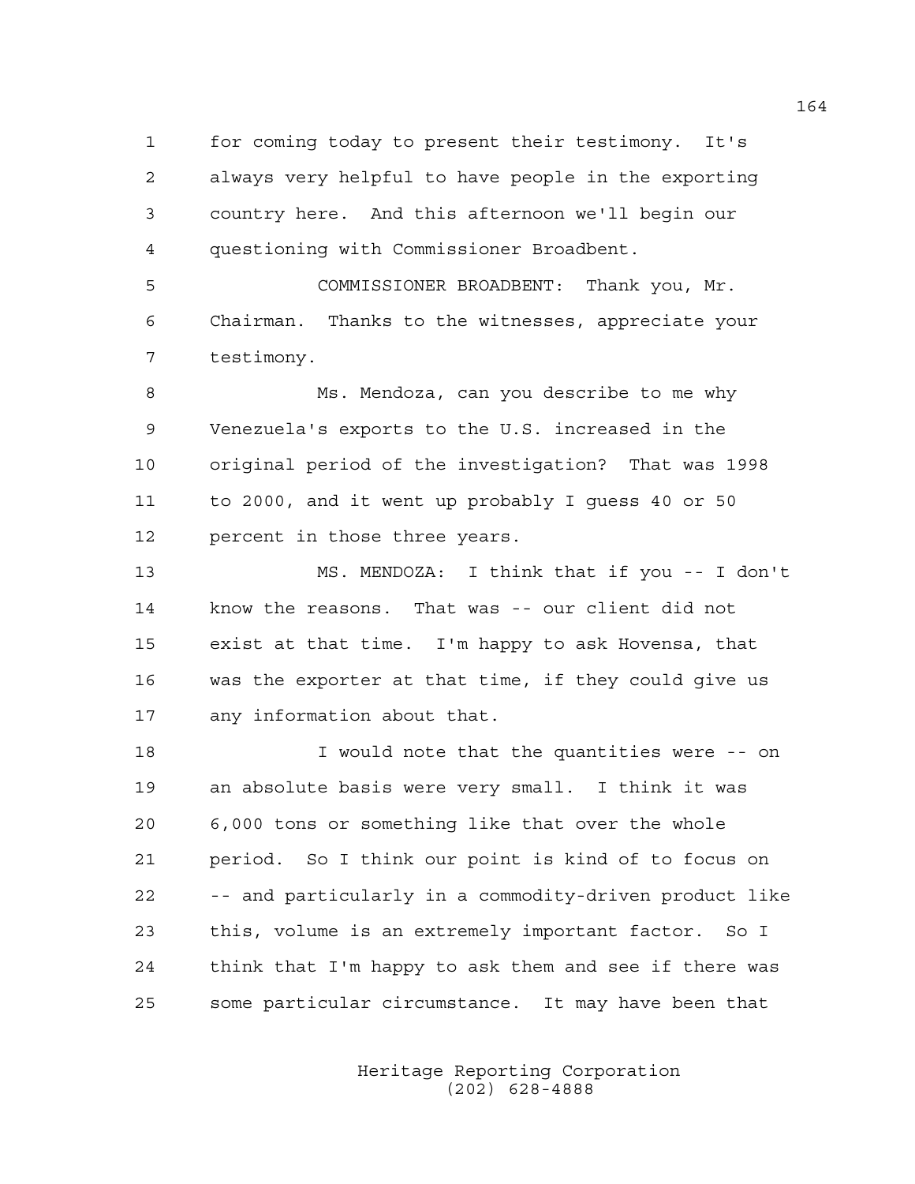for coming today to present their testimony. It's always very helpful to have people in the exporting country here. And this afternoon we'll begin our questioning with Commissioner Broadbent.

COMMISSIONER BROADBENT: Thank you, Mr. Chairman. Thanks to the witnesses, appreciate your testimony.

Ms. Mendoza, can you describe to me why Venezuela's exports to the U.S. increased in the original period of the investigation? That was 1998 to 2000, and it went up probably I guess 40 or 50 percent in those three years.

MS. MENDOZA: I think that if you -- I don't know the reasons. That was -- our client did not exist at that time. I'm happy to ask Hovensa, that was the exporter at that time, if they could give us any information about that.

I would note that the quantities were -- on an absolute basis were very small. I think it was 6,000 tons or something like that over the whole period. So I think our point is kind of to focus on -- and particularly in a commodity-driven product like this, volume is an extremely important factor. So I think that I'm happy to ask them and see if there was some particular circumstance. It may have been that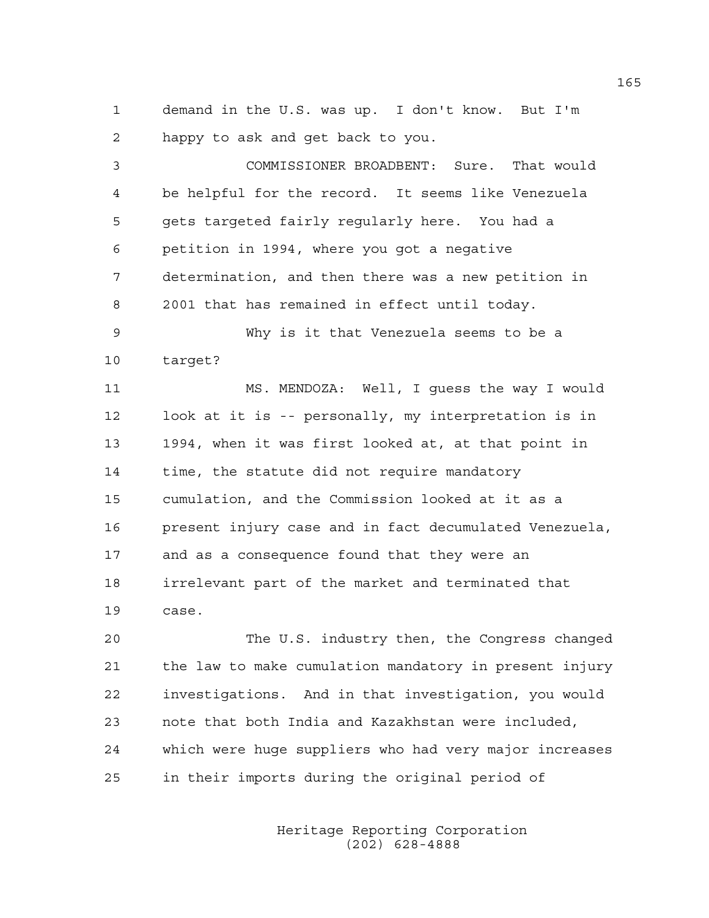demand in the U.S. was up. I don't know. But I'm happy to ask and get back to you.

COMMISSIONER BROADBENT: Sure. That would be helpful for the record. It seems like Venezuela gets targeted fairly regularly here. You had a petition in 1994, where you got a negative determination, and then there was a new petition in 2001 that has remained in effect until today.

Why is it that Venezuela seems to be a target?

MS. MENDOZA: Well, I guess the way I would look at it is -- personally, my interpretation is in 1994, when it was first looked at, at that point in time, the statute did not require mandatory cumulation, and the Commission looked at it as a present injury case and in fact decumulated Venezuela, and as a consequence found that they were an irrelevant part of the market and terminated that case.

The U.S. industry then, the Congress changed the law to make cumulation mandatory in present injury investigations. And in that investigation, you would note that both India and Kazakhstan were included, which were huge suppliers who had very major increases in their imports during the original period of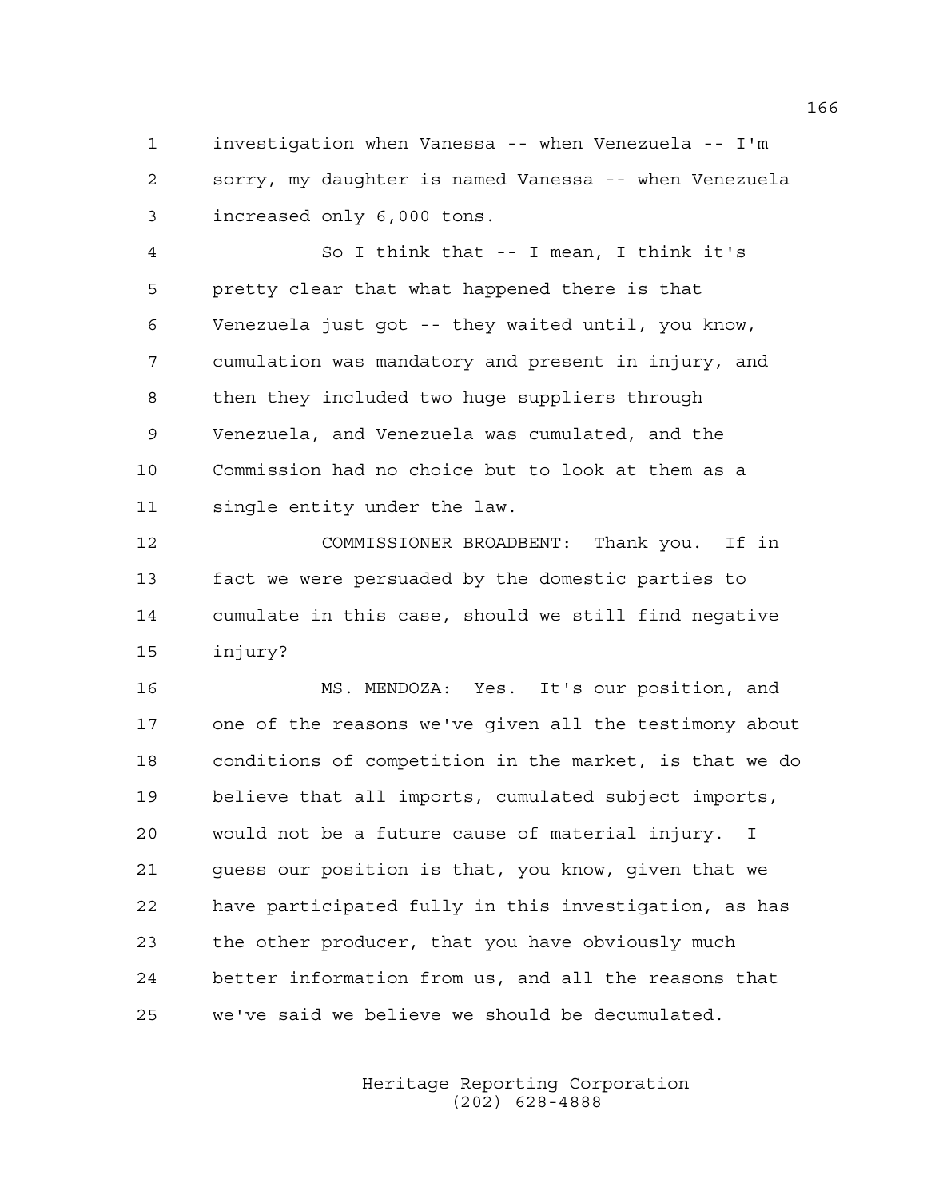investigation when Vanessa -- when Venezuela -- I'm sorry, my daughter is named Vanessa -- when Venezuela increased only 6,000 tons.

So I think that -- I mean, I think it's pretty clear that what happened there is that Venezuela just got -- they waited until, you know, cumulation was mandatory and present in injury, and then they included two huge suppliers through Venezuela, and Venezuela was cumulated, and the Commission had no choice but to look at them as a single entity under the law.

COMMISSIONER BROADBENT: Thank you. If in fact we were persuaded by the domestic parties to cumulate in this case, should we still find negative injury?

MS. MENDOZA: Yes. It's our position, and one of the reasons we've given all the testimony about conditions of competition in the market, is that we do believe that all imports, cumulated subject imports, would not be a future cause of material injury. I guess our position is that, you know, given that we have participated fully in this investigation, as has the other producer, that you have obviously much better information from us, and all the reasons that we've said we believe we should be decumulated.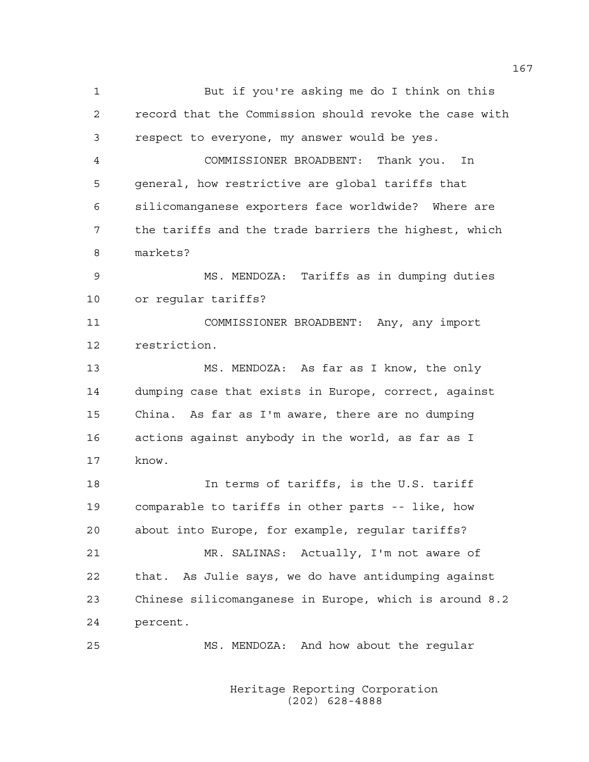But if you're asking me do I think on this record that the Commission should revoke the case with respect to everyone, my answer would be yes.

COMMISSIONER BROADBENT: Thank you. In general, how restrictive are global tariffs that silicomanganese exporters face worldwide? Where are the tariffs and the trade barriers the highest, which markets?

MS. MENDOZA: Tariffs as in dumping duties or regular tariffs?

COMMISSIONER BROADBENT: Any, any import restriction.

MS. MENDOZA: As far as I know, the only dumping case that exists in Europe, correct, against China. As far as I'm aware, there are no dumping actions against anybody in the world, as far as I know.

In terms of tariffs, is the U.S. tariff comparable to tariffs in other parts -- like, how about into Europe, for example, regular tariffs?

MR. SALINAS: Actually, I'm not aware of that. As Julie says, we do have antidumping against Chinese silicomanganese in Europe, which is around 8.2 percent.

MS. MENDOZA: And how about the regular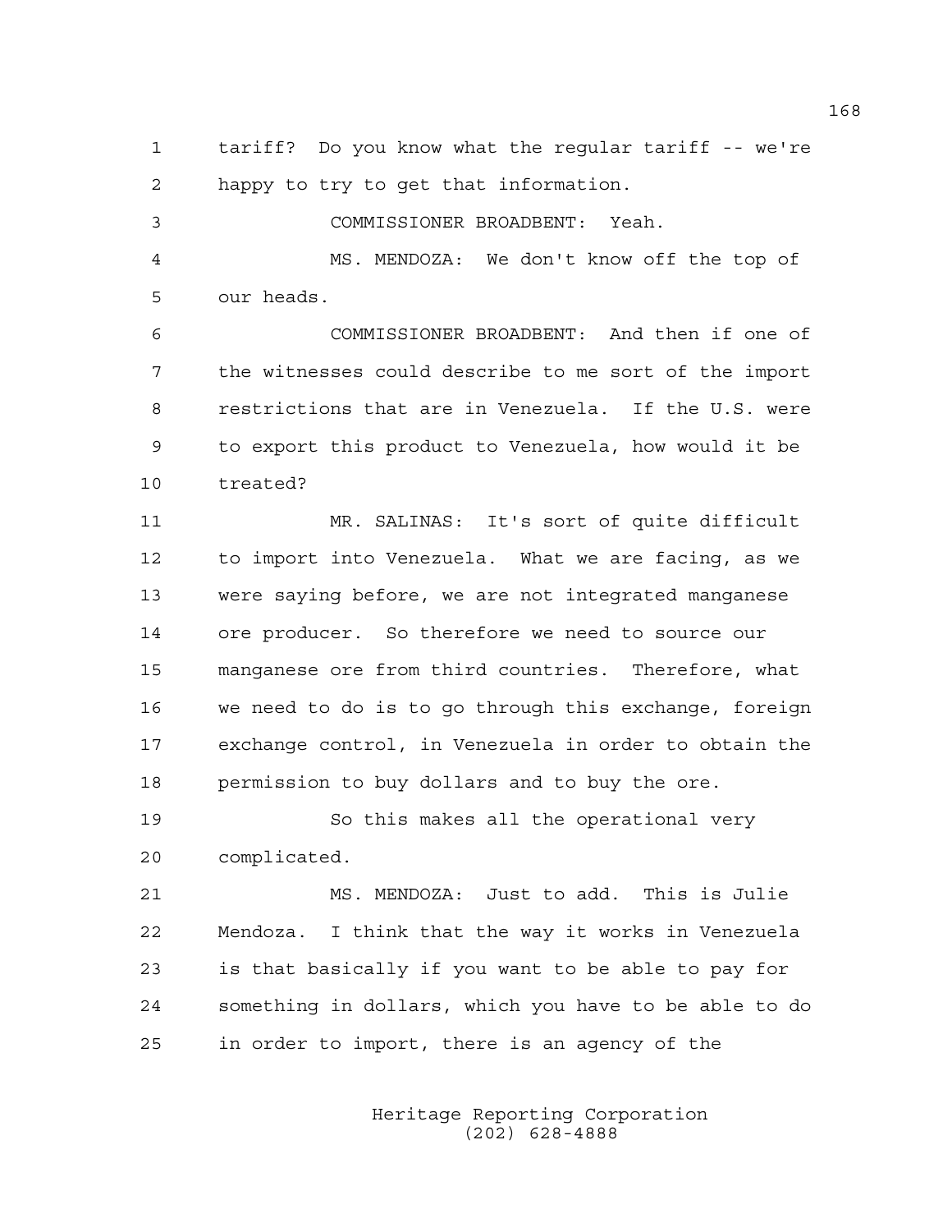tariff? Do you know what the regular tariff -- we're happy to try to get that information.

COMMISSIONER BROADBENT: Yeah.

MS. MENDOZA: We don't know off the top of our heads.

COMMISSIONER BROADBENT: And then if one of the witnesses could describe to me sort of the import restrictions that are in Venezuela. If the U.S. were to export this product to Venezuela, how would it be treated?

MR. SALINAS: It's sort of quite difficult to import into Venezuela. What we are facing, as we were saying before, we are not integrated manganese ore producer. So therefore we need to source our manganese ore from third countries. Therefore, what we need to do is to go through this exchange, foreign exchange control, in Venezuela in order to obtain the permission to buy dollars and to buy the ore.

So this makes all the operational very complicated.

MS. MENDOZA: Just to add. This is Julie Mendoza. I think that the way it works in Venezuela is that basically if you want to be able to pay for something in dollars, which you have to be able to do in order to import, there is an agency of the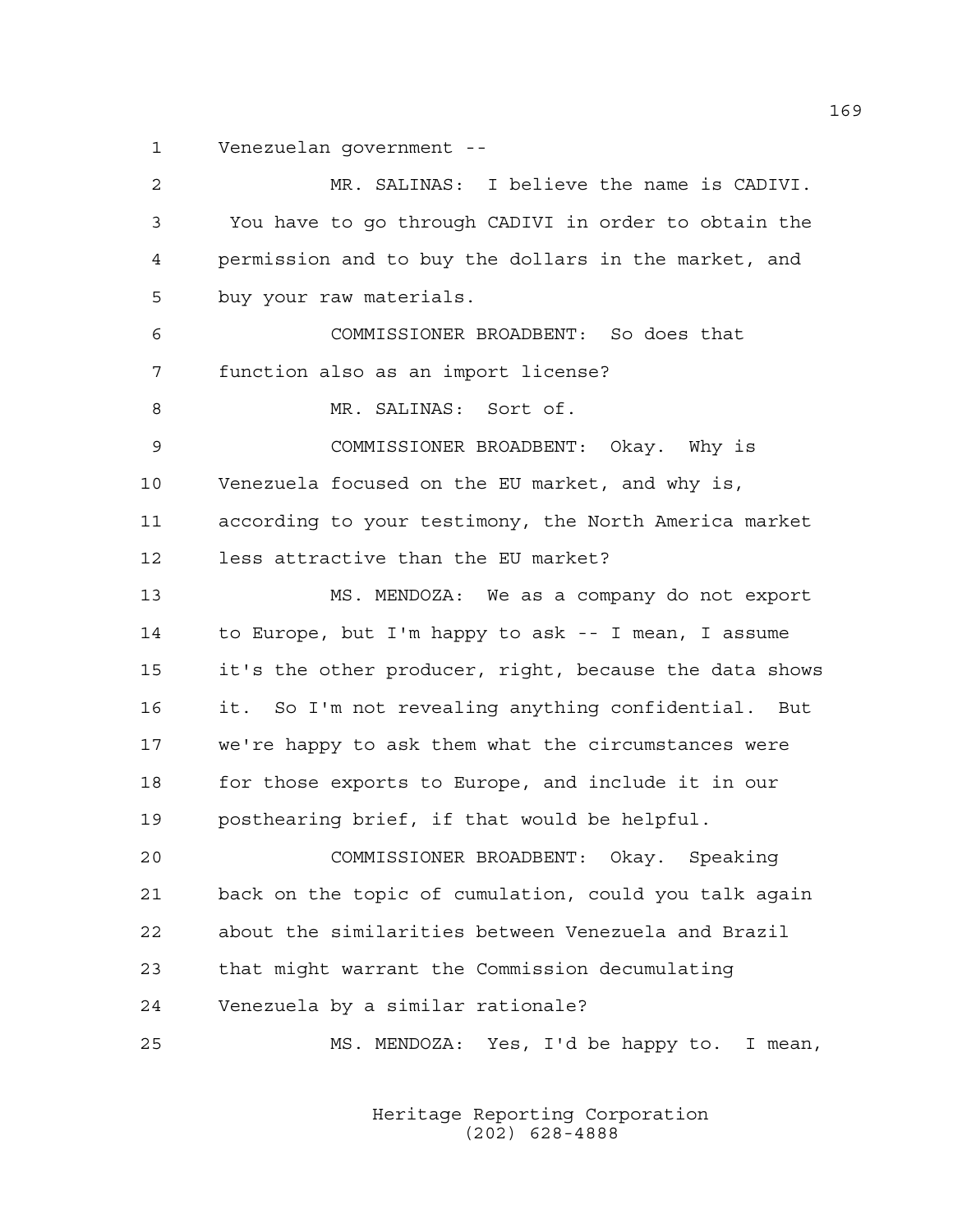Venezuelan government --

MR. SALINAS: I believe the name is CADIVI. You have to go through CADIVI in order to obtain the permission and to buy the dollars in the market, and buy your raw materials.

COMMISSIONER BROADBENT: So does that function also as an import license?

MR. SALINAS: Sort of.

COMMISSIONER BROADBENT: Okay. Why is Venezuela focused on the EU market, and why is, according to your testimony, the North America market less attractive than the EU market?

MS. MENDOZA: We as a company do not export to Europe, but I'm happy to ask -- I mean, I assume it's the other producer, right, because the data shows it. So I'm not revealing anything confidential. But we're happy to ask them what the circumstances were for those exports to Europe, and include it in our posthearing brief, if that would be helpful.

COMMISSIONER BROADBENT: Okay. Speaking back on the topic of cumulation, could you talk again about the similarities between Venezuela and Brazil that might warrant the Commission decumulating Venezuela by a similar rationale?

MS. MENDOZA: Yes, I'd be happy to. I mean,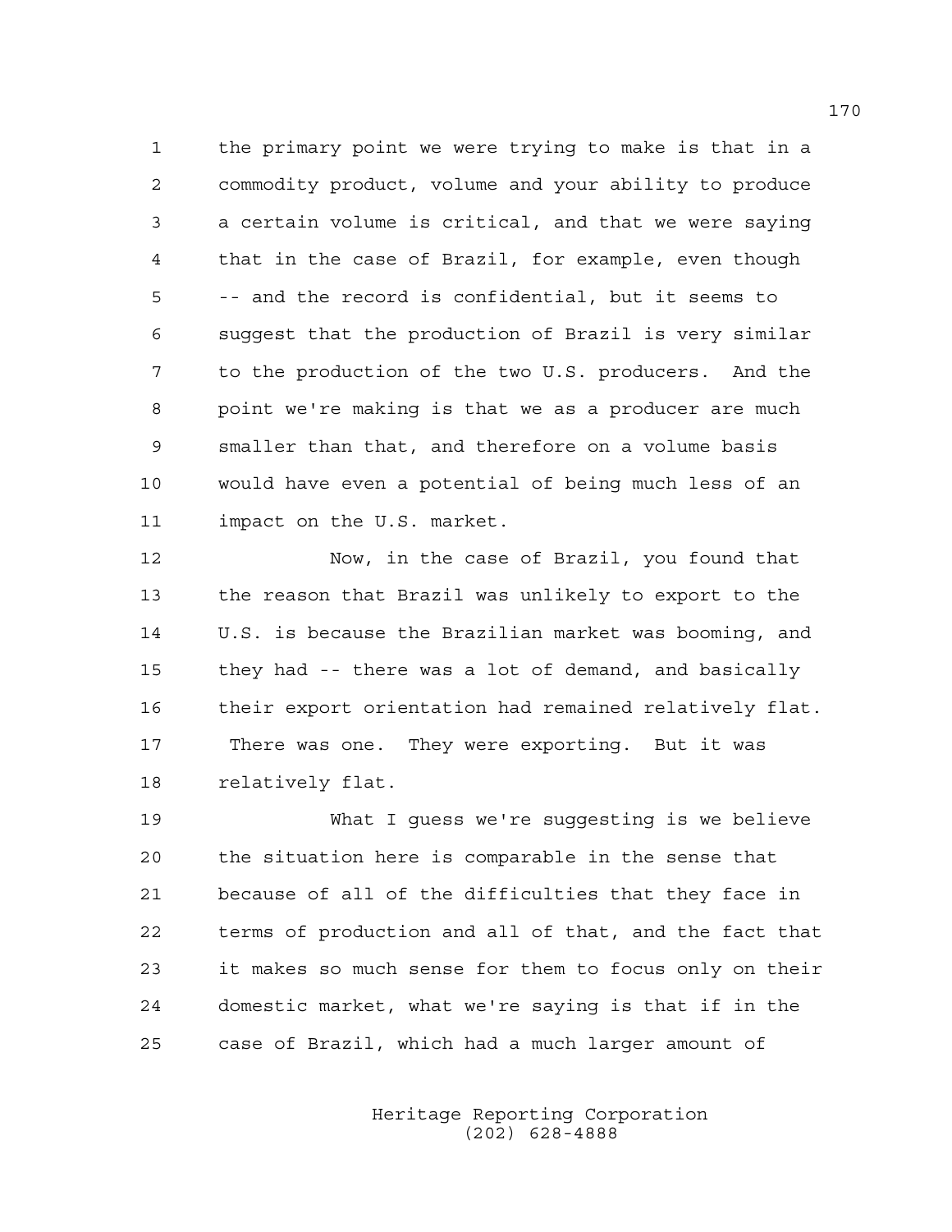the primary point we were trying to make is that in a commodity product, volume and your ability to produce a certain volume is critical, and that we were saying that in the case of Brazil, for example, even though -- and the record is confidential, but it seems to suggest that the production of Brazil is very similar to the production of the two U.S. producers. And the point we're making is that we as a producer are much smaller than that, and therefore on a volume basis would have even a potential of being much less of an impact on the U.S. market.

Now, in the case of Brazil, you found that the reason that Brazil was unlikely to export to the U.S. is because the Brazilian market was booming, and they had -- there was a lot of demand, and basically their export orientation had remained relatively flat. There was one. They were exporting. But it was relatively flat.

What I guess we're suggesting is we believe the situation here is comparable in the sense that because of all of the difficulties that they face in terms of production and all of that, and the fact that it makes so much sense for them to focus only on their domestic market, what we're saying is that if in the case of Brazil, which had a much larger amount of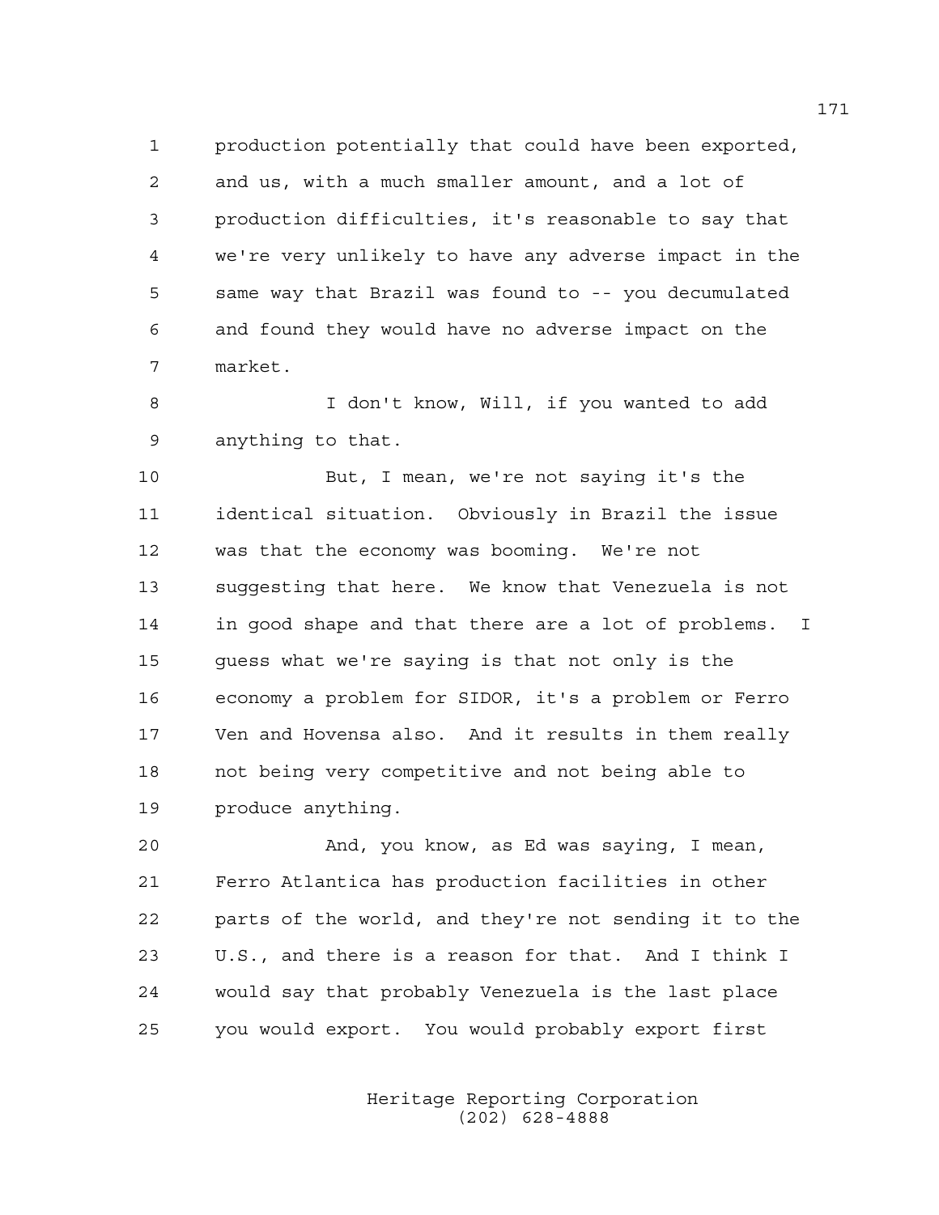production potentially that could have been exported, and us, with a much smaller amount, and a lot of production difficulties, it's reasonable to say that we're very unlikely to have any adverse impact in the same way that Brazil was found to -- you decumulated and found they would have no adverse impact on the market.

I don't know, Will, if you wanted to add anything to that.

But, I mean, we're not saying it's the identical situation. Obviously in Brazil the issue was that the economy was booming. We're not suggesting that here. We know that Venezuela is not in good shape and that there are a lot of problems. I guess what we're saying is that not only is the economy a problem for SIDOR, it's a problem or Ferro Ven and Hovensa also. And it results in them really not being very competitive and not being able to produce anything.

And, you know, as Ed was saying, I mean, Ferro Atlantica has production facilities in other parts of the world, and they're not sending it to the U.S., and there is a reason for that. And I think I would say that probably Venezuela is the last place you would export. You would probably export first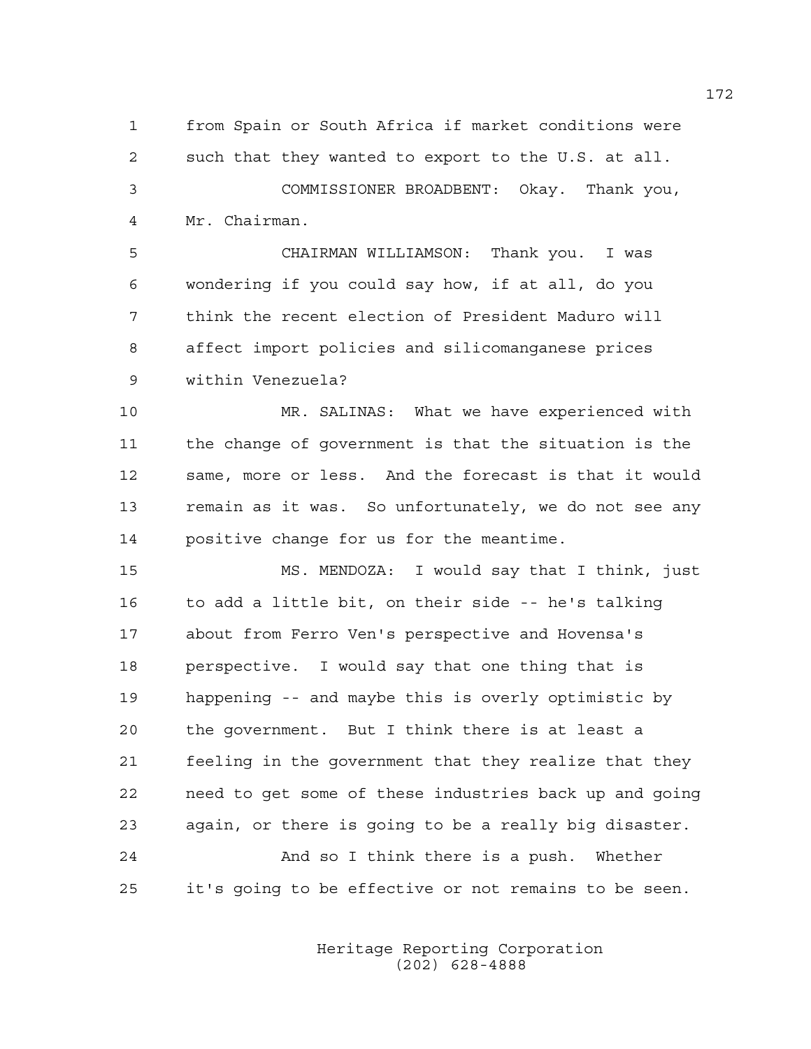from Spain or South Africa if market conditions were such that they wanted to export to the U.S. at all.

COMMISSIONER BROADBENT: Okay. Thank you, Mr. Chairman.

CHAIRMAN WILLIAMSON: Thank you. I was wondering if you could say how, if at all, do you think the recent election of President Maduro will affect import policies and silicomanganese prices within Venezuela?

MR. SALINAS: What we have experienced with the change of government is that the situation is the same, more or less. And the forecast is that it would remain as it was. So unfortunately, we do not see any positive change for us for the meantime.

MS. MENDOZA: I would say that I think, just to add a little bit, on their side -- he's talking about from Ferro Ven's perspective and Hovensa's perspective. I would say that one thing that is happening -- and maybe this is overly optimistic by the government. But I think there is at least a feeling in the government that they realize that they need to get some of these industries back up and going again, or there is going to be a really big disaster.

And so I think there is a push. Whether it's going to be effective or not remains to be seen.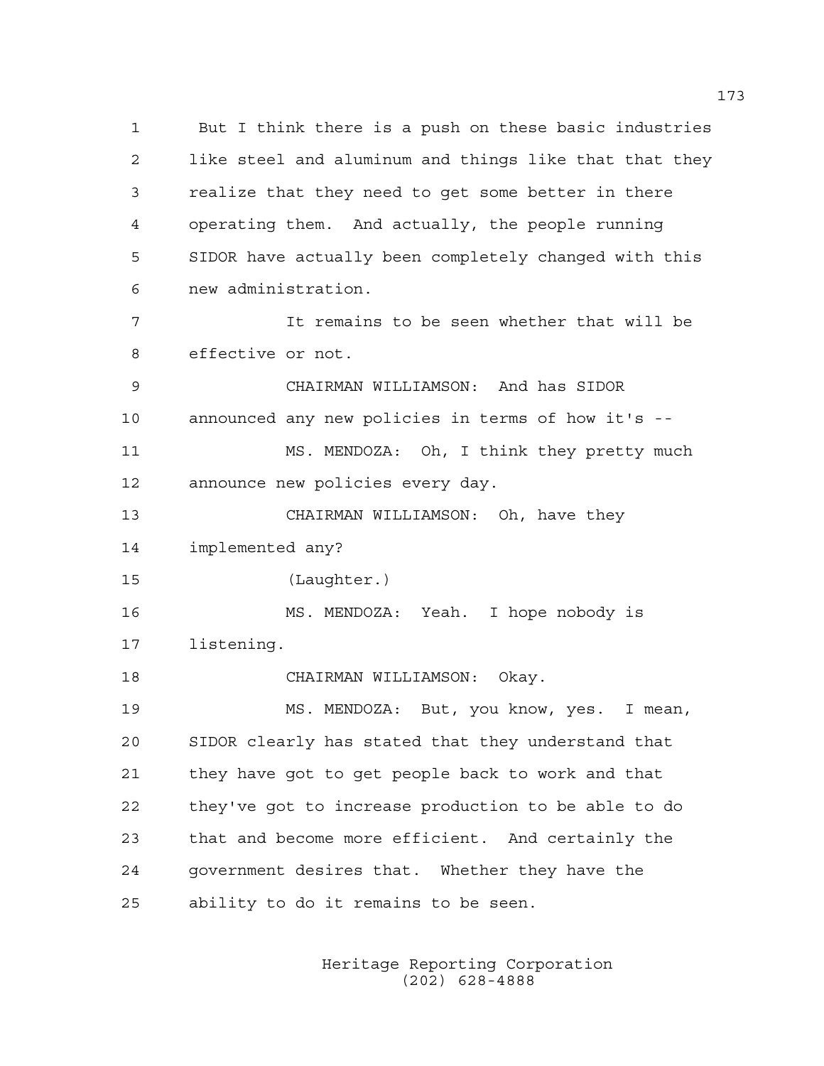But I think there is a push on these basic industries like steel and aluminum and things like that that they realize that they need to get some better in there operating them. And actually, the people running SIDOR have actually been completely changed with this new administration.

It remains to be seen whether that will be effective or not.

CHAIRMAN WILLIAMSON: And has SIDOR announced any new policies in terms of how it's --

MS. MENDOZA: Oh, I think they pretty much announce new policies every day.

CHAIRMAN WILLIAMSON: Oh, have they implemented any?

(Laughter.)

MS. MENDOZA: Yeah. I hope nobody is listening.

CHAIRMAN WILLIAMSON: Okay.

MS. MENDOZA: But, you know, yes. I mean, SIDOR clearly has stated that they understand that they have got to get people back to work and that they've got to increase production to be able to do that and become more efficient. And certainly the government desires that. Whether they have the ability to do it remains to be seen.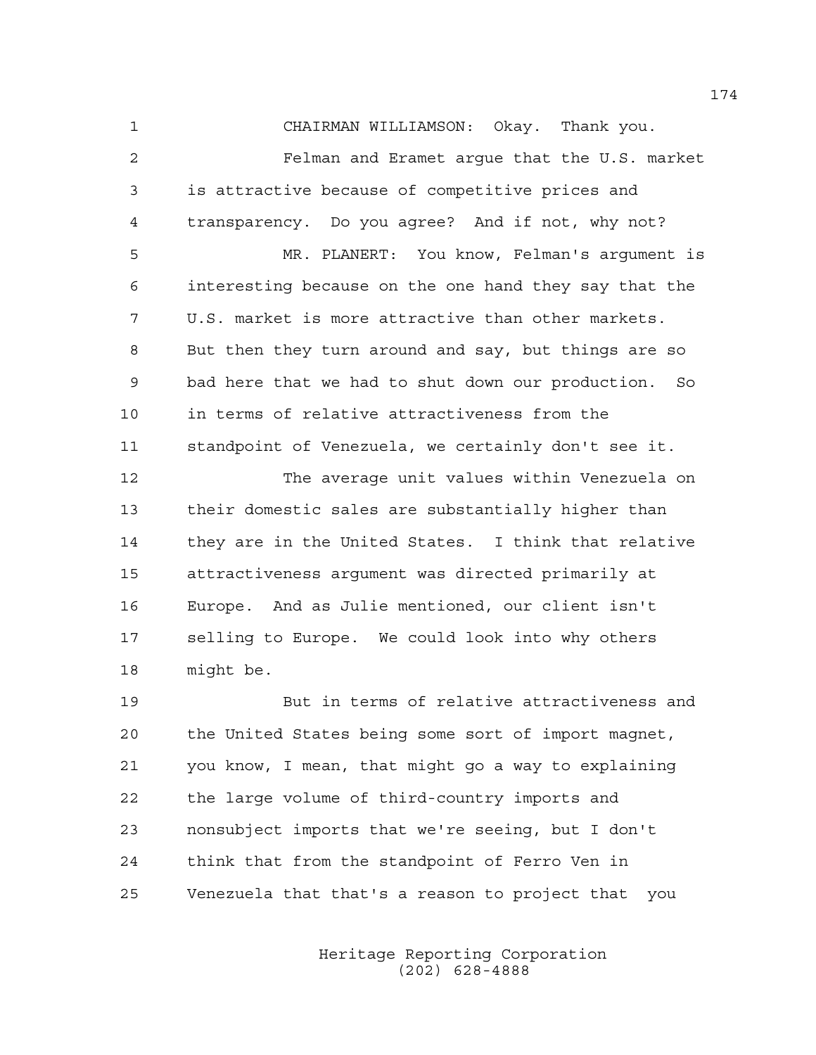CHAIRMAN WILLIAMSON: Okay. Thank you.

Felman and Eramet argue that the U.S. market is attractive because of competitive prices and transparency. Do you agree? And if not, why not?

MR. PLANERT: You know, Felman's argument is interesting because on the one hand they say that the U.S. market is more attractive than other markets. But then they turn around and say, but things are so bad here that we had to shut down our production. So in terms of relative attractiveness from the standpoint of Venezuela, we certainly don't see it.

The average unit values within Venezuela on their domestic sales are substantially higher than they are in the United States. I think that relative attractiveness argument was directed primarily at Europe. And as Julie mentioned, our client isn't selling to Europe. We could look into why others might be.

But in terms of relative attractiveness and the United States being some sort of import magnet, you know, I mean, that might go a way to explaining the large volume of third-country imports and nonsubject imports that we're seeing, but I don't think that from the standpoint of Ferro Ven in Venezuela that that's a reason to project that you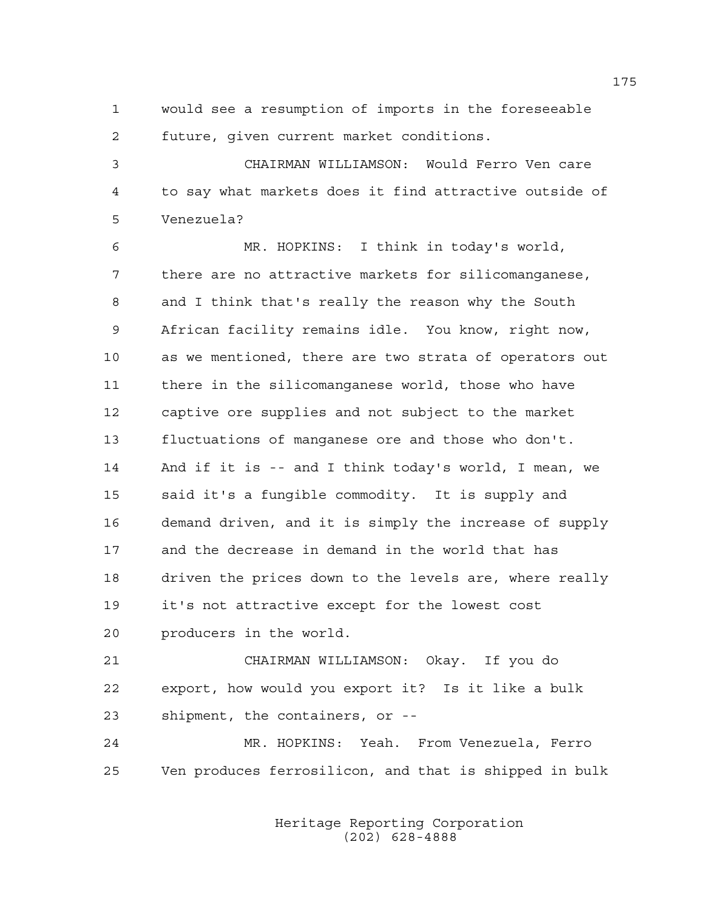would see a resumption of imports in the foreseeable future, given current market conditions.

CHAIRMAN WILLIAMSON: Would Ferro Ven care to say what markets does it find attractive outside of Venezuela?

MR. HOPKINS: I think in today's world, there are no attractive markets for silicomanganese, and I think that's really the reason why the South African facility remains idle. You know, right now, as we mentioned, there are two strata of operators out there in the silicomanganese world, those who have captive ore supplies and not subject to the market fluctuations of manganese ore and those who don't. And if it is -- and I think today's world, I mean, we said it's a fungible commodity. It is supply and demand driven, and it is simply the increase of supply and the decrease in demand in the world that has driven the prices down to the levels are, where really it's not attractive except for the lowest cost producers in the world.

CHAIRMAN WILLIAMSON: Okay. If you do export, how would you export it? Is it like a bulk shipment, the containers, or --

MR. HOPKINS: Yeah. From Venezuela, Ferro Ven produces ferrosilicon, and that is shipped in bulk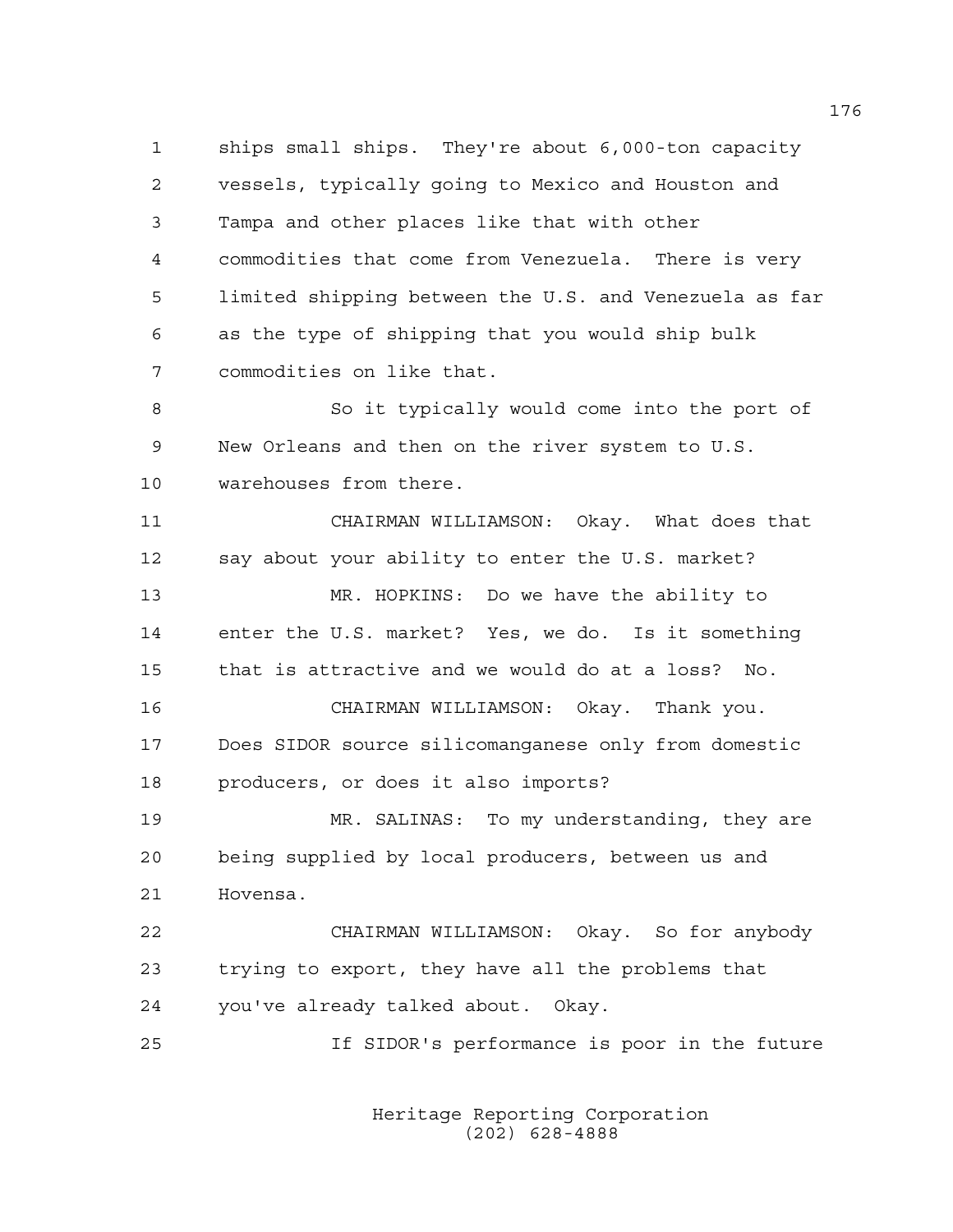ships small ships. They're about 6,000-ton capacity vessels, typically going to Mexico and Houston and Tampa and other places like that with other commodities that come from Venezuela. There is very limited shipping between the U.S. and Venezuela as far as the type of shipping that you would ship bulk commodities on like that.

So it typically would come into the port of New Orleans and then on the river system to U.S. warehouses from there.

CHAIRMAN WILLIAMSON: Okay. What does that say about your ability to enter the U.S. market?

MR. HOPKINS: Do we have the ability to enter the U.S. market? Yes, we do. Is it something that is attractive and we would do at a loss? No.

CHAIRMAN WILLIAMSON: Okay. Thank you. Does SIDOR source silicomanganese only from domestic producers, or does it also imports?

MR. SALINAS: To my understanding, they are being supplied by local producers, between us and Hovensa.

CHAIRMAN WILLIAMSON: Okay. So for anybody trying to export, they have all the problems that you've already talked about. Okay.

If SIDOR's performance is poor in the future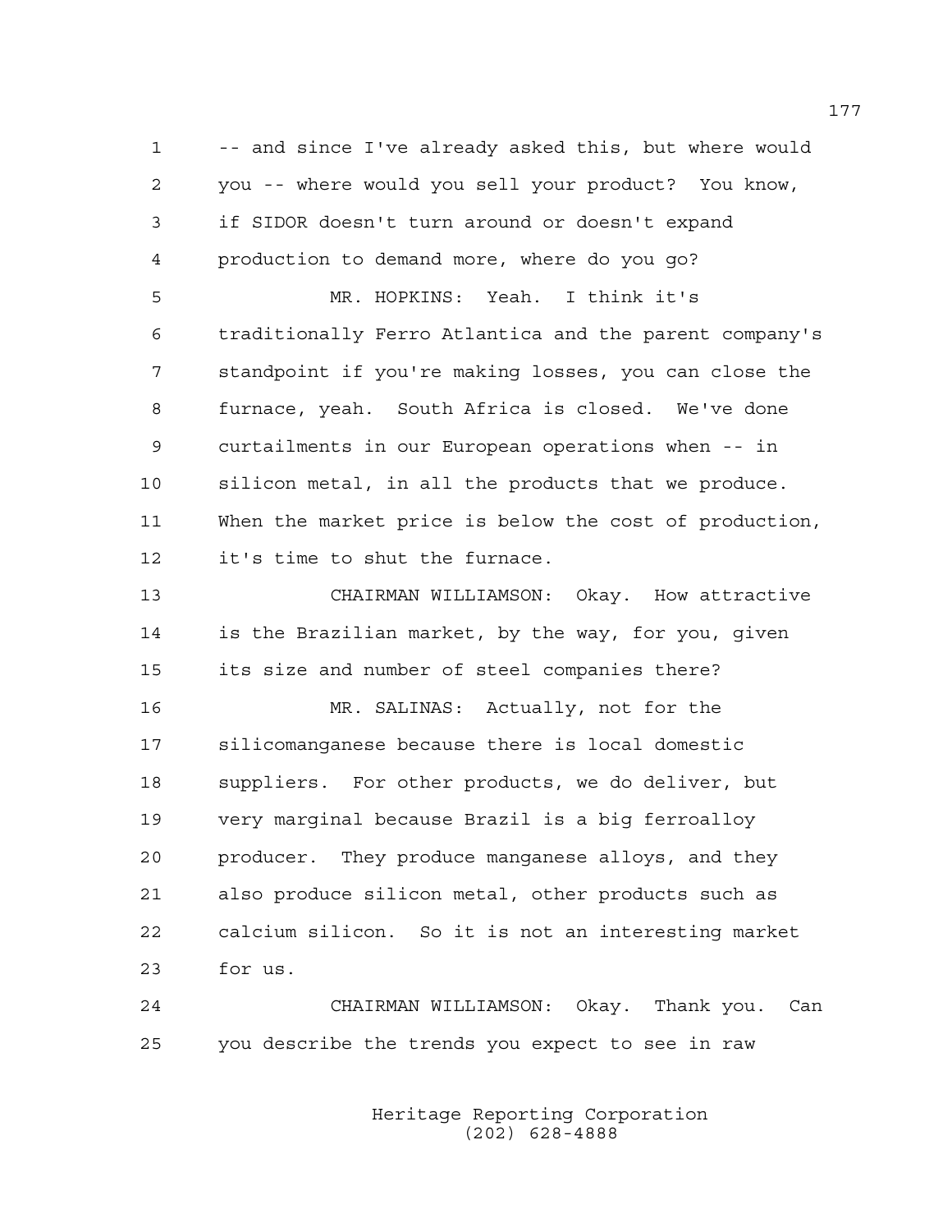-- and since I've already asked this, but where would you -- where would you sell your product? You know, if SIDOR doesn't turn around or doesn't expand production to demand more, where do you go?

MR. HOPKINS: Yeah. I think it's traditionally Ferro Atlantica and the parent company's standpoint if you're making losses, you can close the furnace, yeah. South Africa is closed. We've done curtailments in our European operations when -- in silicon metal, in all the products that we produce. When the market price is below the cost of production, it's time to shut the furnace.

CHAIRMAN WILLIAMSON: Okay. How attractive is the Brazilian market, by the way, for you, given its size and number of steel companies there?

MR. SALINAS: Actually, not for the silicomanganese because there is local domestic suppliers. For other products, we do deliver, but very marginal because Brazil is a big ferroalloy producer. They produce manganese alloys, and they also produce silicon metal, other products such as calcium silicon. So it is not an interesting market for us.

CHAIRMAN WILLIAMSON: Okay. Thank you. Can you describe the trends you expect to see in raw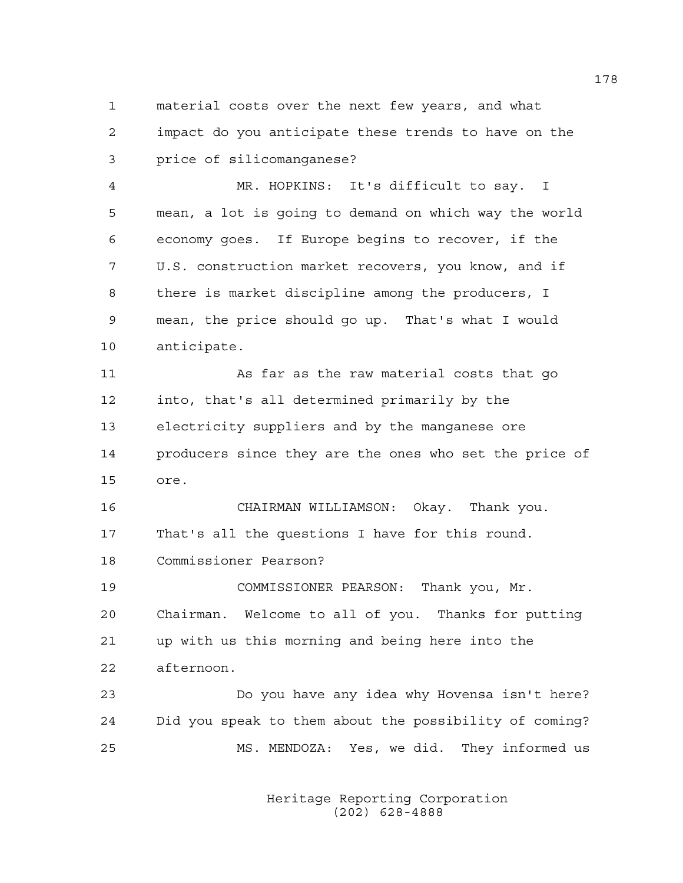material costs over the next few years, and what impact do you anticipate these trends to have on the price of silicomanganese?

MR. HOPKINS: It's difficult to say. I mean, a lot is going to demand on which way the world economy goes. If Europe begins to recover, if the U.S. construction market recovers, you know, and if there is market discipline among the producers, I mean, the price should go up. That's what I would anticipate.

As far as the raw material costs that go into, that's all determined primarily by the electricity suppliers and by the manganese ore producers since they are the ones who set the price of ore.

CHAIRMAN WILLIAMSON: Okay. Thank you. That's all the questions I have for this round. Commissioner Pearson?

COMMISSIONER PEARSON: Thank you, Mr. Chairman. Welcome to all of you. Thanks for putting up with us this morning and being here into the afternoon.

Do you have any idea why Hovensa isn't here? Did you speak to them about the possibility of coming?

MS. MENDOZA: Yes, we did. They informed us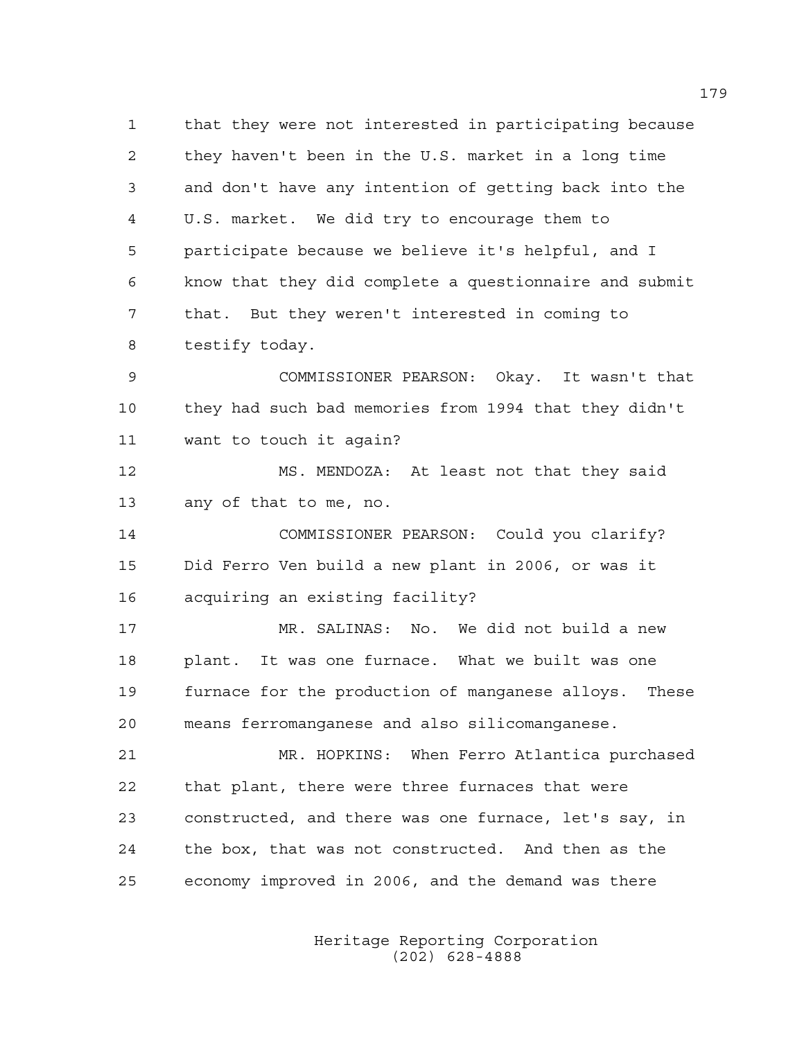that they were not interested in participating because they haven't been in the U.S. market in a long time and don't have any intention of getting back into the U.S. market. We did try to encourage them to participate because we believe it's helpful, and I know that they did complete a questionnaire and submit that. But they weren't interested in coming to testify today.

COMMISSIONER PEARSON: Okay. It wasn't that they had such bad memories from 1994 that they didn't want to touch it again?

MS. MENDOZA: At least not that they said any of that to me, no.

COMMISSIONER PEARSON: Could you clarify? Did Ferro Ven build a new plant in 2006, or was it acquiring an existing facility?

MR. SALINAS: No. We did not build a new plant. It was one furnace. What we built was one furnace for the production of manganese alloys. These means ferromanganese and also silicomanganese.

MR. HOPKINS: When Ferro Atlantica purchased that plant, there were three furnaces that were constructed, and there was one furnace, let's say, in the box, that was not constructed. And then as the economy improved in 2006, and the demand was there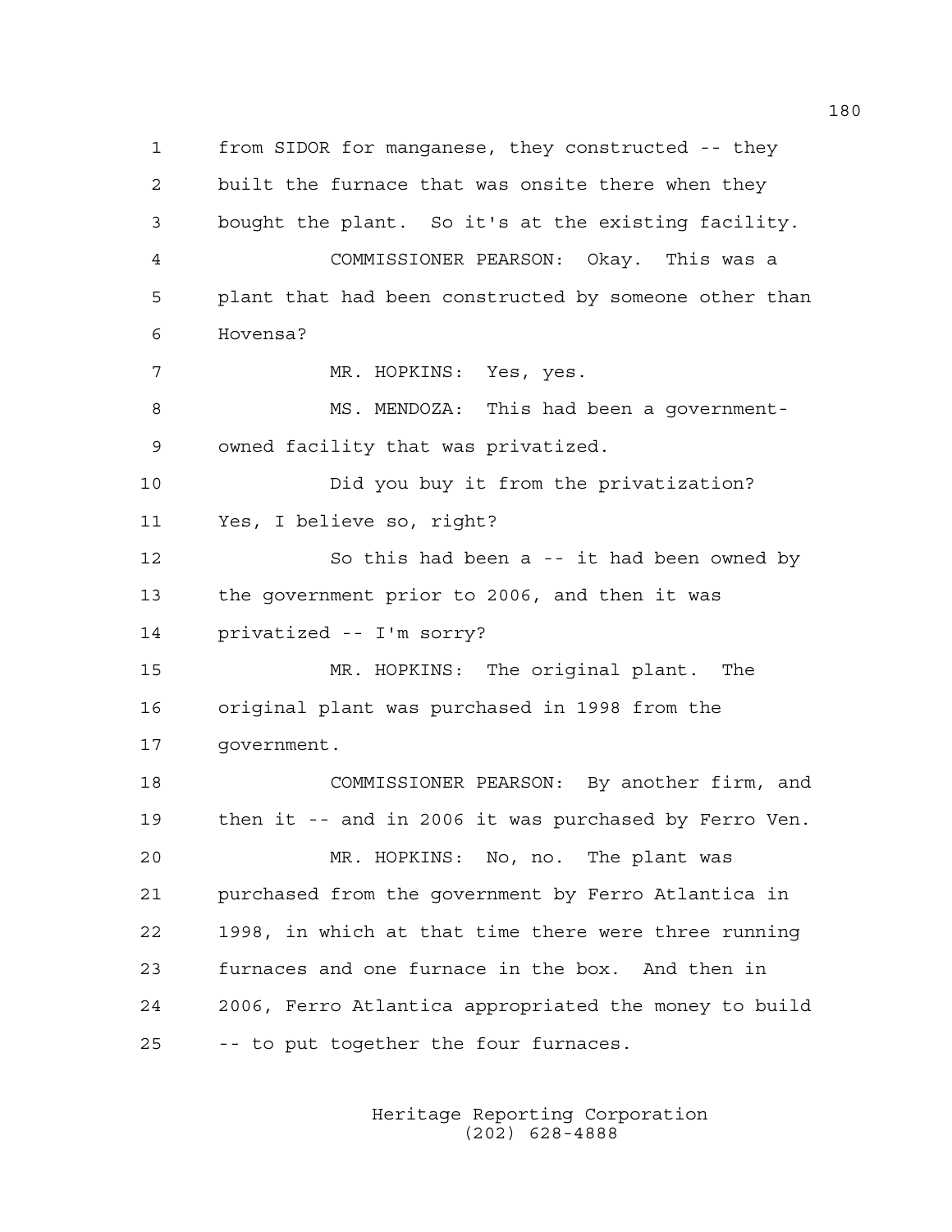from SIDOR for manganese, they constructed -- they built the furnace that was onsite there when they bought the plant. So it's at the existing facility.

COMMISSIONER PEARSON: Okay. This was a plant that had been constructed by someone other than Hovensa?

MR. HOPKINS: Yes, yes.

MS. MENDOZA: This had been a government-owned facility that was privatized.

Did you buy it from the privatization? Yes, I believe so, right?

So this had been a -- it had been owned by the government prior to 2006, and then it was privatized -- I'm sorry?

MR. HOPKINS: The original plant. The original plant was purchased in 1998 from the government.

COMMISSIONER PEARSON: By another firm, and then it -- and in 2006 it was purchased by Ferro Ven.

MR. HOPKINS: No, no. The plant was purchased from the government by Ferro Atlantica in 1998, in which at that time there were three running furnaces and one furnace in the box. And then in 2006, Ferro Atlantica appropriated the money to build -- to put together the four furnaces.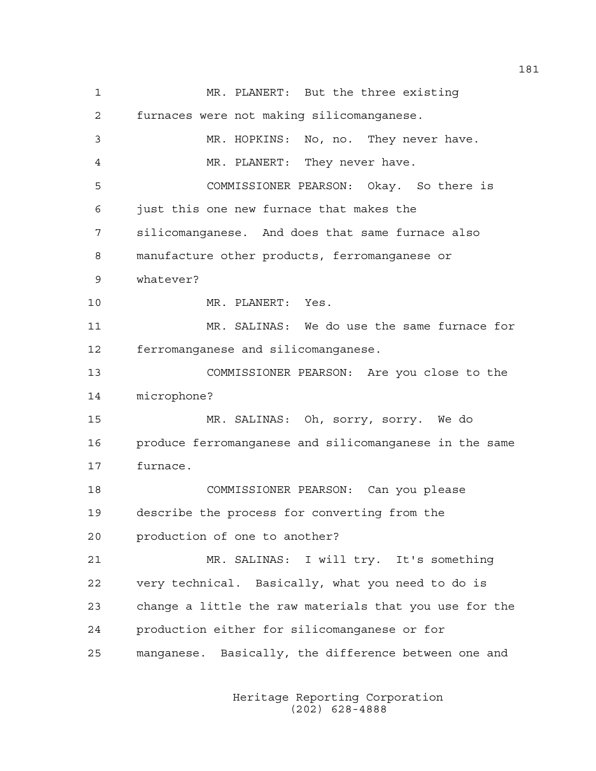MR. PLANERT: But the three existing furnaces were not making silicomanganese.

MR. HOPKINS: No, no. They never have.

MR. PLANERT: They never have.

COMMISSIONER PEARSON: Okay. So there is just this one new furnace that makes the silicomanganese. And does that same furnace also manufacture other products, ferromanganese or whatever?

MR. PLANERT: Yes.

MR. SALINAS: We do use the same furnace for ferromanganese and silicomanganese.

COMMISSIONER PEARSON: Are you close to the microphone?

MR. SALINAS: Oh, sorry, sorry. We do produce ferromanganese and silicomanganese in the same furnace.

COMMISSIONER PEARSON: Can you please describe the process for converting from the production of one to another?

MR. SALINAS: I will try. It's something very technical. Basically, what you need to do is change a little the raw materials that you use for the production either for silicomanganese or for manganese. Basically, the difference between one and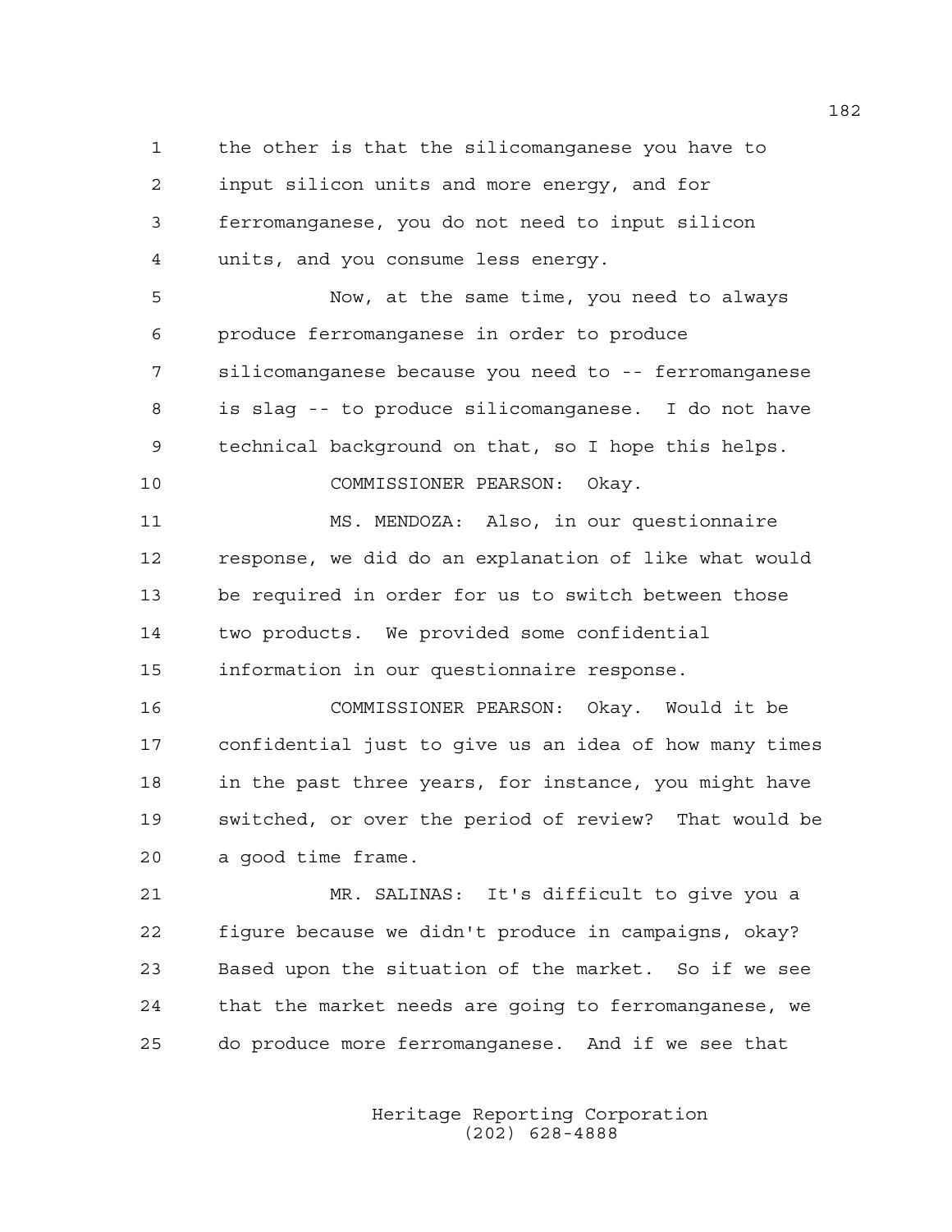the other is that the silicomanganese you have to input silicon units and more energy, and for ferromanganese, you do not need to input silicon units, and you consume less energy.

Now, at the same time, you need to always produce ferromanganese in order to produce silicomanganese because you need to -- ferromanganese is slag -- to produce silicomanganese. I do not have technical background on that, so I hope this helps.

COMMISSIONER PEARSON: Okay.

MS. MENDOZA: Also, in our questionnaire response, we did do an explanation of like what would be required in order for us to switch between those two products. We provided some confidential information in our questionnaire response.

COMMISSIONER PEARSON: Okay. Would it be confidential just to give us an idea of how many times in the past three years, for instance, you might have switched, or over the period of review? That would be a good time frame.

MR. SALINAS: It's difficult to give you a figure because we didn't produce in campaigns, okay? Based upon the situation of the market. So if we see that the market needs are going to ferromanganese, we do produce more ferromanganese. And if we see that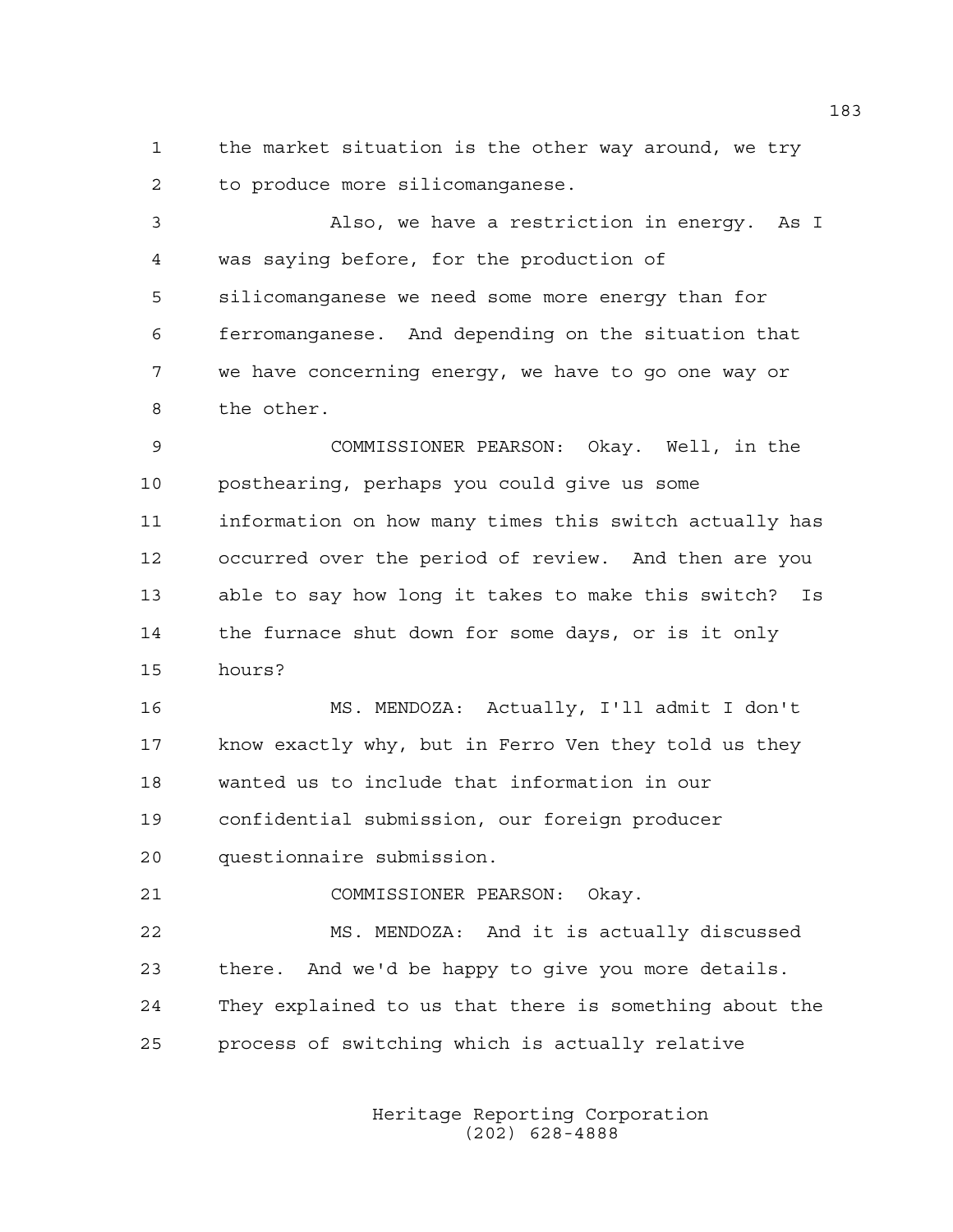the market situation is the other way around, we try to produce more silicomanganese.

Also, we have a restriction in energy. As I was saying before, for the production of silicomanganese we need some more energy than for ferromanganese. And depending on the situation that we have concerning energy, we have to go one way or the other.

COMMISSIONER PEARSON: Okay. Well, in the posthearing, perhaps you could give us some information on how many times this switch actually has occurred over the period of review. And then are you able to say how long it takes to make this switch? Is the furnace shut down for some days, or is it only hours?

MS. MENDOZA: Actually, I'll admit I don't know exactly why, but in Ferro Ven they told us they wanted us to include that information in our confidential submission, our foreign producer questionnaire submission.

COMMISSIONER PEARSON: Okay.

MS. MENDOZA: And it is actually discussed there. And we'd be happy to give you more details. They explained to us that there is something about the process of switching which is actually relative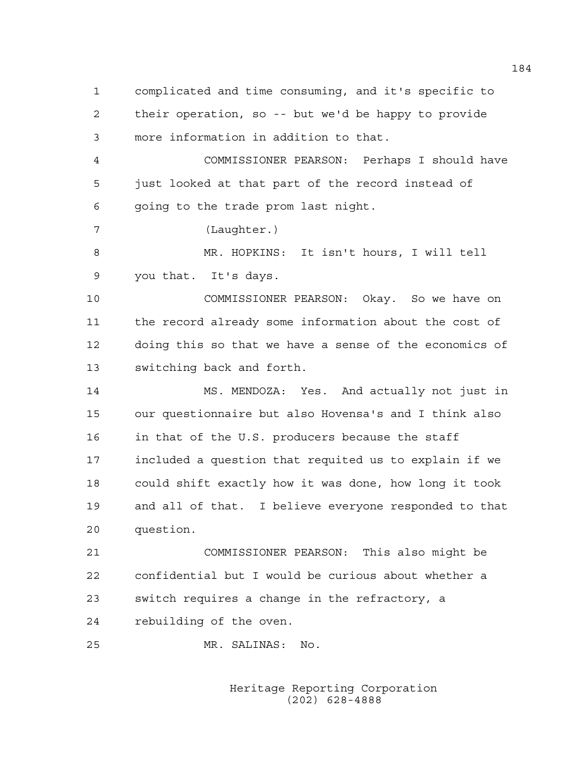complicated and time consuming, and it's specific to their operation, so -- but we'd be happy to provide more information in addition to that.

COMMISSIONER PEARSON: Perhaps I should have just looked at that part of the record instead of going to the trade prom last night.

(Laughter.)

MR. HOPKINS: It isn't hours, I will tell you that. It's days.

COMMISSIONER PEARSON: Okay. So we have on the record already some information about the cost of doing this so that we have a sense of the economics of switching back and forth.

MS. MENDOZA: Yes. And actually not just in our questionnaire but also Hovensa's and I think also in that of the U.S. producers because the staff included a question that requited us to explain if we could shift exactly how it was done, how long it took and all of that. I believe everyone responded to that question.

COMMISSIONER PEARSON: This also might be confidential but I would be curious about whether a switch requires a change in the refractory, a rebuilding of the oven.

MR. SALINAS: No.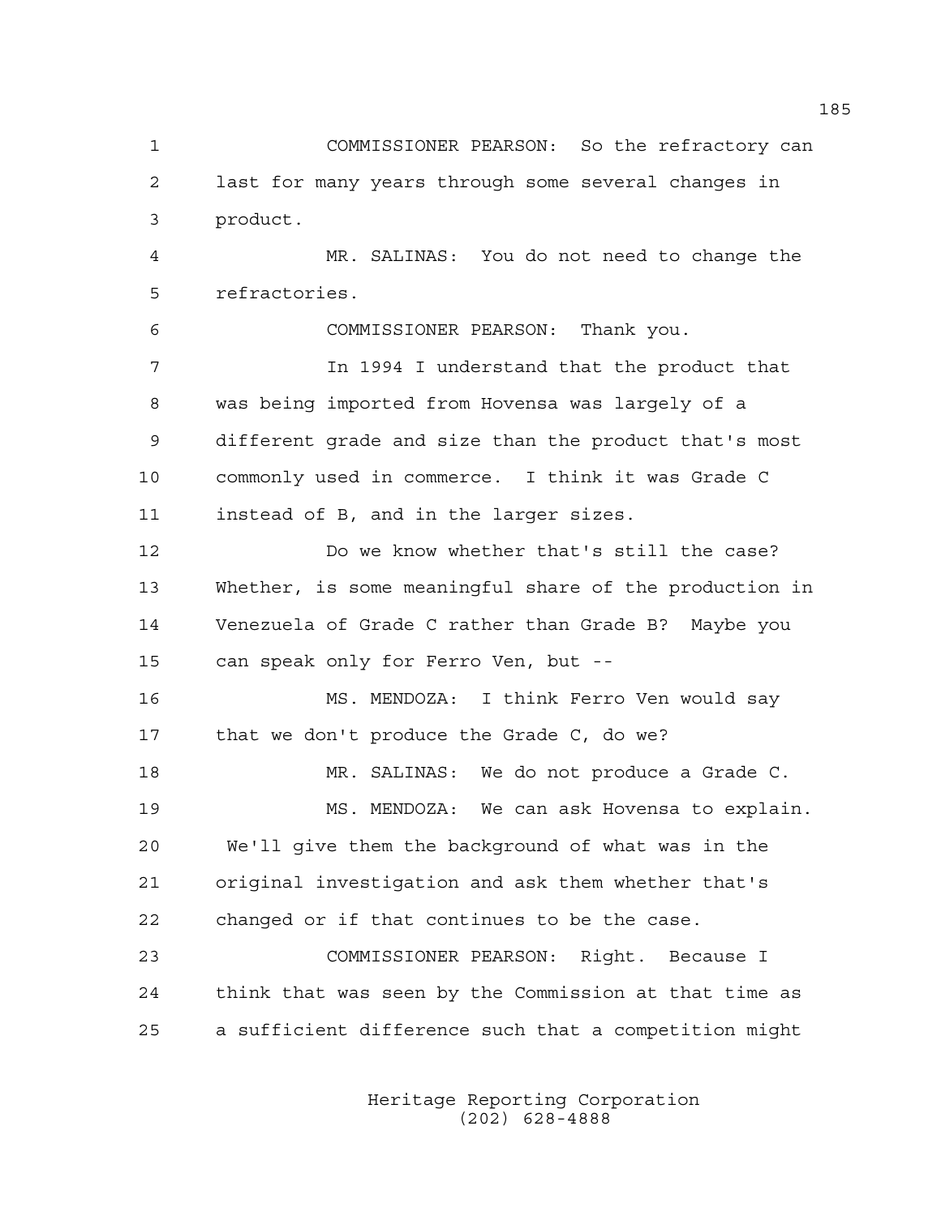COMMISSIONER PEARSON: So the refractory can last for many years through some several changes in product.

MR. SALINAS: You do not need to change the refractories.

COMMISSIONER PEARSON: Thank you.

In 1994 I understand that the product that was being imported from Hovensa was largely of a different grade and size than the product that's most commonly used in commerce. I think it was Grade C instead of B, and in the larger sizes.

Do we know whether that's still the case? Whether, is some meaningful share of the production in Venezuela of Grade C rather than Grade B? Maybe you can speak only for Ferro Ven, but --

MS. MENDOZA: I think Ferro Ven would say that we don't produce the Grade C, do we?

MR. SALINAS: We do not produce a Grade C.

MS. MENDOZA: We can ask Hovensa to explain. We'll give them the background of what was in the original investigation and ask them whether that's changed or if that continues to be the case.

COMMISSIONER PEARSON: Right. Because I think that was seen by the Commission at that time as a sufficient difference such that a competition might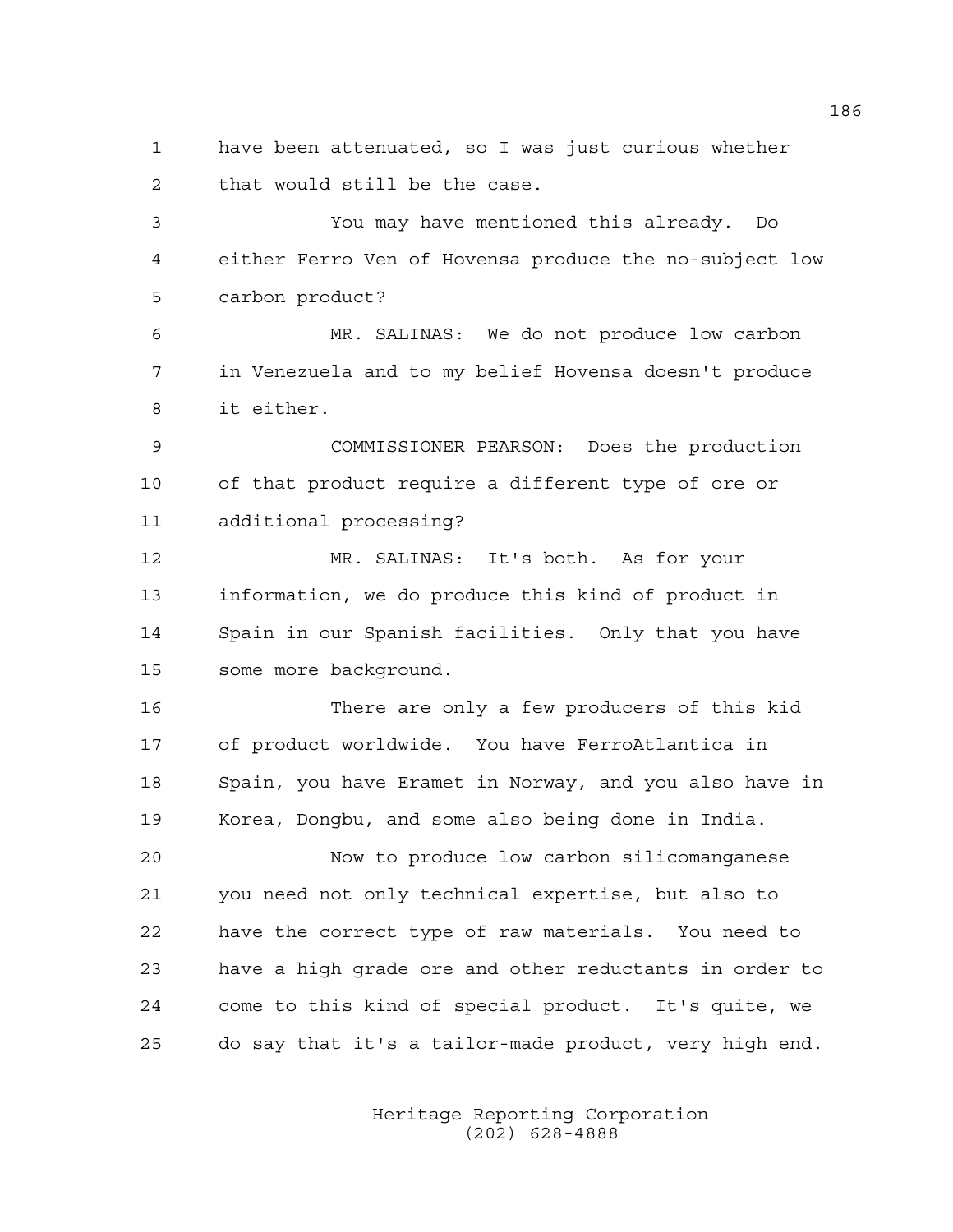have been attenuated, so I was just curious whether that would still be the case.

You may have mentioned this already. Do either Ferro Ven of Hovensa produce the no-subject low carbon product?

MR. SALINAS: We do not produce low carbon in Venezuela and to my belief Hovensa doesn't produce it either.

COMMISSIONER PEARSON: Does the production of that product require a different type of ore or additional processing?

MR. SALINAS: It's both. As for your information, we do produce this kind of product in Spain in our Spanish facilities. Only that you have some more background.

There are only a few producers of this kid of product worldwide. You have FerroAtlantica in Spain, you have Eramet in Norway, and you also have in Korea, Dongbu, and some also being done in India.

Now to produce low carbon silicomanganese you need not only technical expertise, but also to have the correct type of raw materials. You need to have a high grade ore and other reductants in order to come to this kind of special product. It's quite, we do say that it's a tailor-made product, very high end.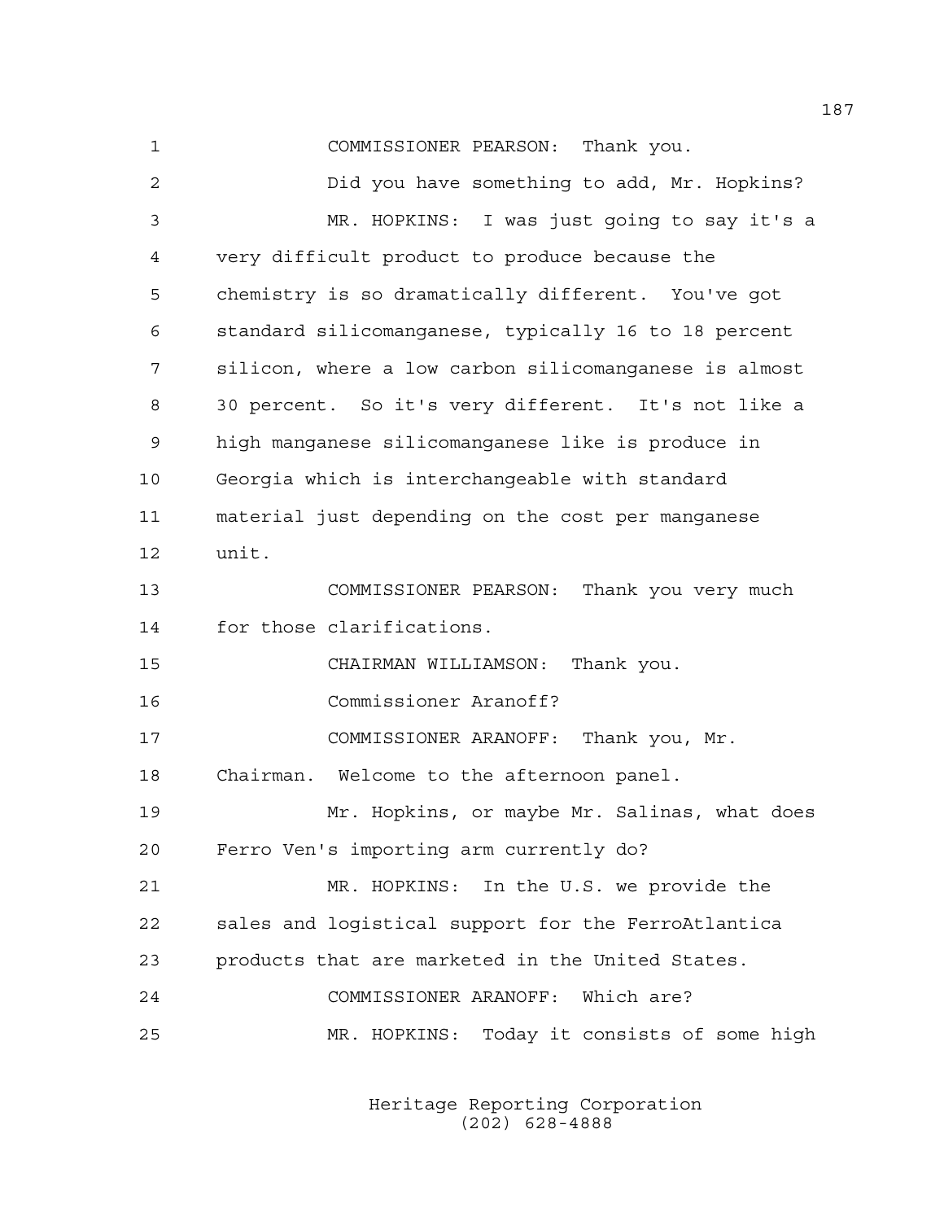COMMISSIONER PEARSON: Thank you.

Did you have something to add, Mr. Hopkins?

MR. HOPKINS: I was just going to say it's a very difficult product to produce because the chemistry is so dramatically different. You've got standard silicomanganese, typically 16 to 18 percent silicon, where a low carbon silicomanganese is almost 30 percent. So it's very different. It's not like a high manganese silicomanganese like is produce in Georgia which is interchangeable with standard material just depending on the cost per manganese unit.

COMMISSIONER PEARSON: Thank you very much for those clarifications.

CHAIRMAN WILLIAMSON: Thank you.

Commissioner Aranoff?

COMMISSIONER ARANOFF: Thank you, Mr. Chairman. Welcome to the afternoon panel.

Mr. Hopkins, or maybe Mr. Salinas, what does Ferro Ven's importing arm currently do?

MR. HOPKINS: In the U.S. we provide the sales and logistical support for the FerroAtlantica products that are marketed in the United States.

COMMISSIONER ARANOFF: Which are?

MR. HOPKINS: Today it consists of some high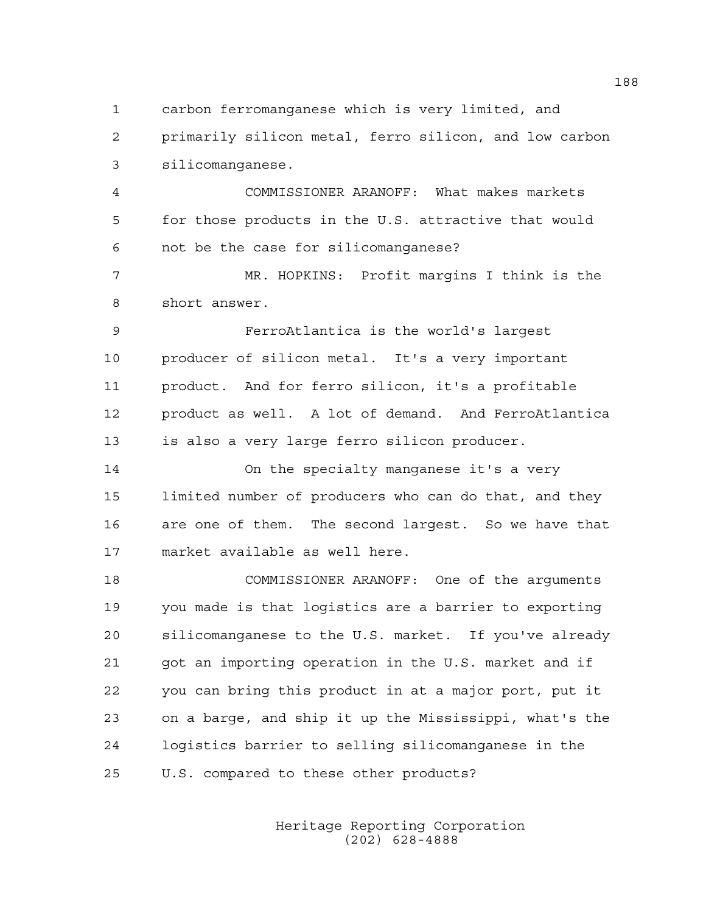carbon ferromanganese which is very limited, and primarily silicon metal, ferro silicon, and low carbon silicomanganese.

COMMISSIONER ARANOFF: What makes markets for those products in the U.S. attractive that would not be the case for silicomanganese?

MR. HOPKINS: Profit margins I think is the short answer.

FerroAtlantica is the world's largest producer of silicon metal. It's a very important product. And for ferro silicon, it's a profitable product as well. A lot of demand. And FerroAtlantica is also a very large ferro silicon producer.

On the specialty manganese it's a very limited number of producers who can do that, and they are one of them. The second largest. So we have that market available as well here.

COMMISSIONER ARANOFF: One of the arguments you made is that logistics are a barrier to exporting silicomanganese to the U.S. market. If you've already got an importing operation in the U.S. market and if you can bring this product in at a major port, put it on a barge, and ship it up the Mississippi, what's the logistics barrier to selling silicomanganese in the U.S. compared to these other products?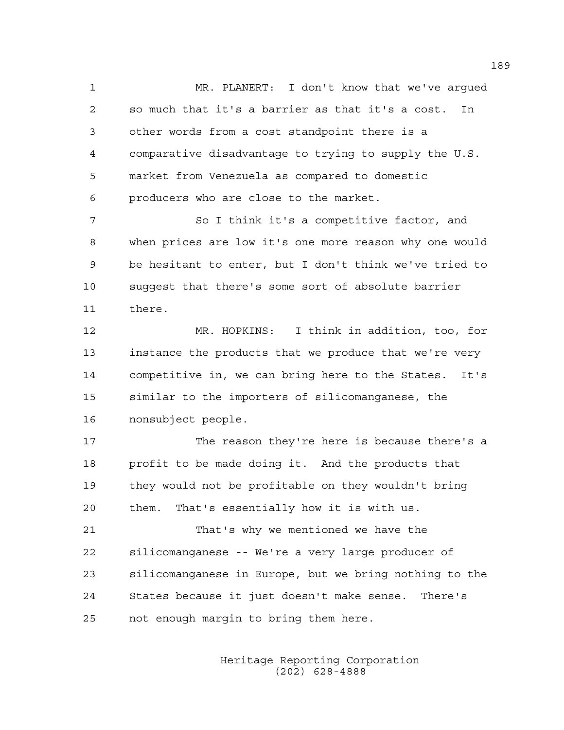MR. PLANERT: I don't know that we've argued so much that it's a barrier as that it's a cost. In other words from a cost standpoint there is a comparative disadvantage to trying to supply the U.S. market from Venezuela as compared to domestic producers who are close to the market.

So I think it's a competitive factor, and when prices are low it's one more reason why one would be hesitant to enter, but I don't think we've tried to suggest that there's some sort of absolute barrier there.

MR. HOPKINS: I think in addition, too, for instance the products that we produce that we're very competitive in, we can bring here to the States. It's similar to the importers of silicomanganese, the nonsubject people.

The reason they're here is because there's a profit to be made doing it. And the products that they would not be profitable on they wouldn't bring them. That's essentially how it is with us.

That's why we mentioned we have the silicomanganese -- We're a very large producer of silicomanganese in Europe, but we bring nothing to the States because it just doesn't make sense. There's not enough margin to bring them here.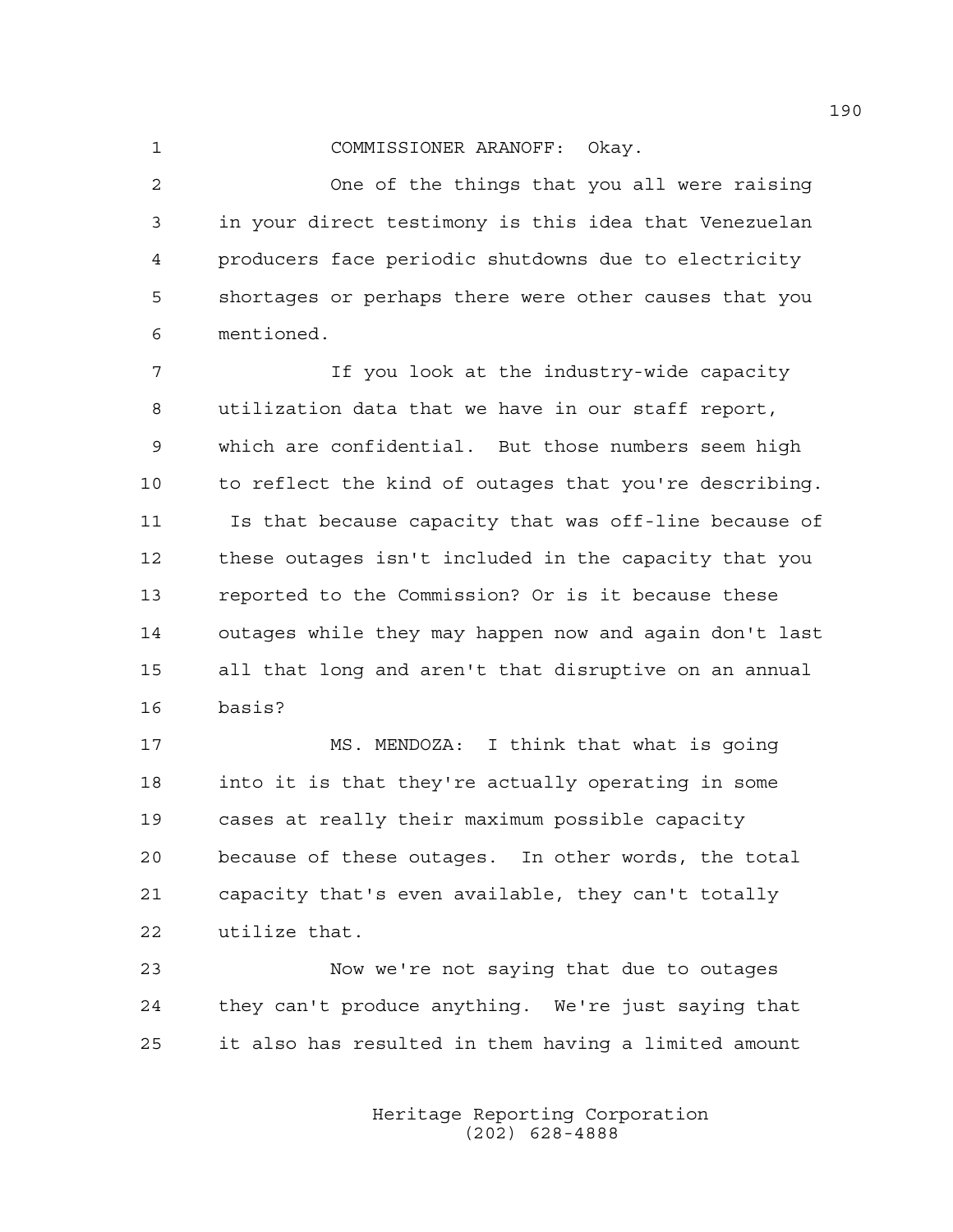COMMISSIONER ARANOFF: Okay.

One of the things that you all were raising in your direct testimony is this idea that Venezuelan producers face periodic shutdowns due to electricity shortages or perhaps there were other causes that you mentioned.

If you look at the industry-wide capacity utilization data that we have in our staff report, which are confidential. But those numbers seem high to reflect the kind of outages that you're describing. Is that because capacity that was off-line because of these outages isn't included in the capacity that you reported to the Commission? Or is it because these outages while they may happen now and again don't last all that long and aren't that disruptive on an annual basis?

MS. MENDOZA: I think that what is going into it is that they're actually operating in some cases at really their maximum possible capacity because of these outages. In other words, the total capacity that's even available, they can't totally utilize that.

Now we're not saying that due to outages they can't produce anything. We're just saying that it also has resulted in them having a limited amount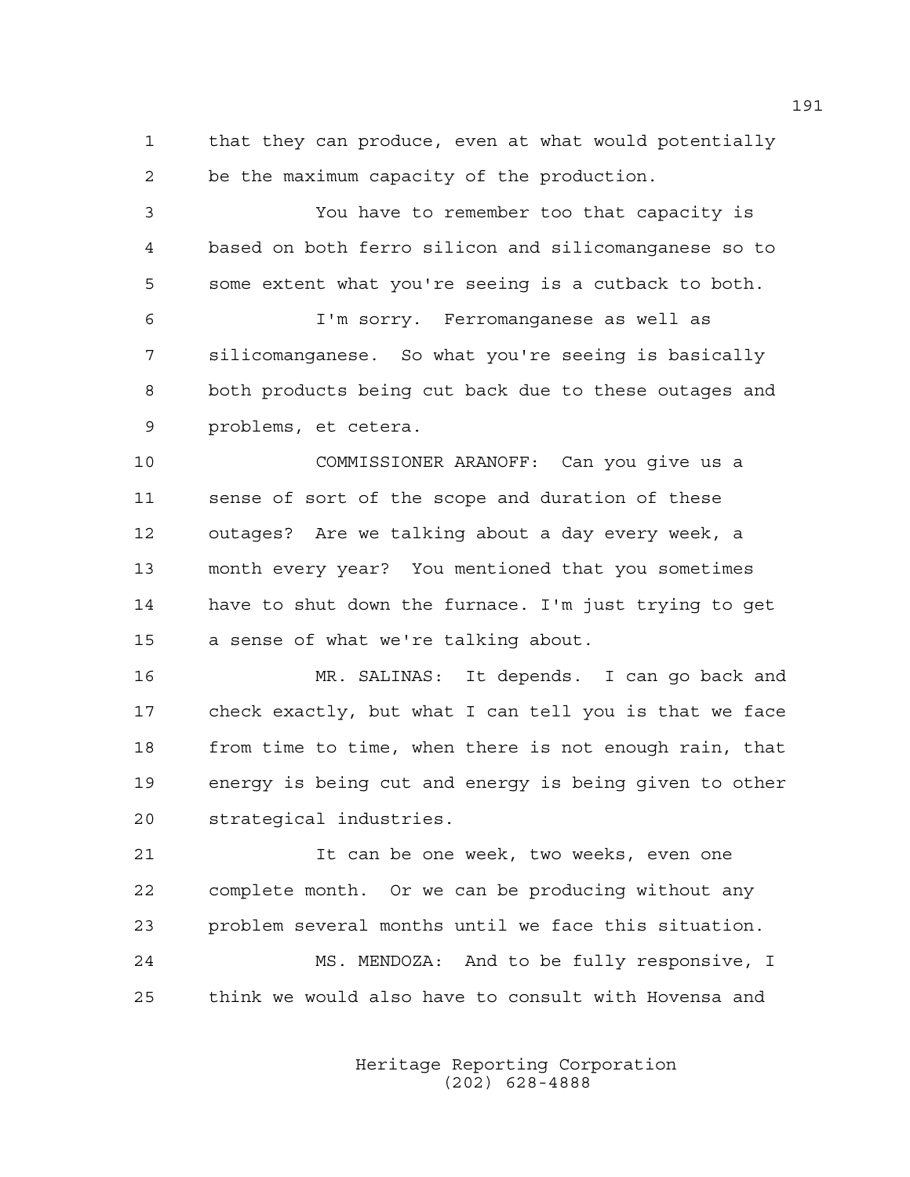1 that they can produce, even at what would potentially
2 be the maximum capacity of the production.

3 You have to remember too that capacity is
4 based on both ferro silicon and silicomanganese so to
5 some extent what you're seeing is a cutback to both.

6 I'm sorry. Ferromanganese as well as
7 silicomanganese. So what you're seeing is basically
8 both products being cut back due to these outages and
9 problems, et cetera.

10 COMMISSIONER ARANOFF: Can you give us a
11 sense of sort of the scope and duration of these
12 outages? Are we talking about a day every week, a
13 month every year? You mentioned that you sometimes
14 have to shut down the furnace. I'm just trying to get
15 a sense of what we're talking about.

16 MR. SALINAS: It depends. I can go back and
17 check exactly, but what I can tell you is that we face
18 from time to time, when there is not enough rain, that
19 energy is being cut and energy is being given to other
20 strategical industries.

21 It can be one week, two weeks, even one
22 complete month. Or we can be producing without any
23 problem several months until we face this situation.

24 MS. MENDOZA: And to be fully responsive, I
25 think we would also have to consult with Hovensa and

Heritage Reporting Corporation
(202) 628-4888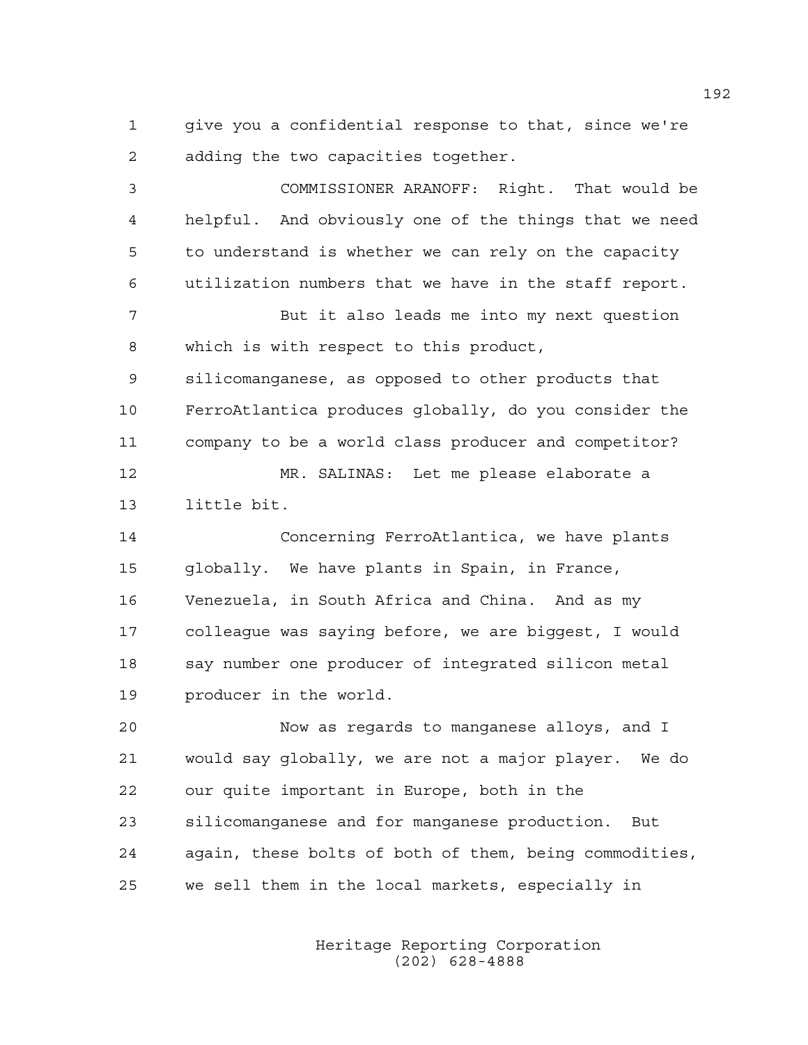give you a confidential response to that, since we're adding the two capacities together.

COMMISSIONER ARANOFF: Right. That would be helpful. And obviously one of the things that we need to understand is whether we can rely on the capacity utilization numbers that we have in the staff report.

But it also leads me into my next question which is with respect to this product, silicomanganese, as opposed to other products that FerroAtlantica produces globally, do you consider the company to be a world class producer and competitor?

MR. SALINAS: Let me please elaborate a little bit.

Concerning FerroAtlantica, we have plants globally. We have plants in Spain, in France, Venezuela, in South Africa and China. And as my colleague was saying before, we are biggest, I would say number one producer of integrated silicon metal producer in the world.

Now as regards to manganese alloys, and I would say globally, we are not a major player. We do our quite important in Europe, both in the silicomanganese and for manganese production. But again, these bolts of both of them, being commodities, we sell them in the local markets, especially in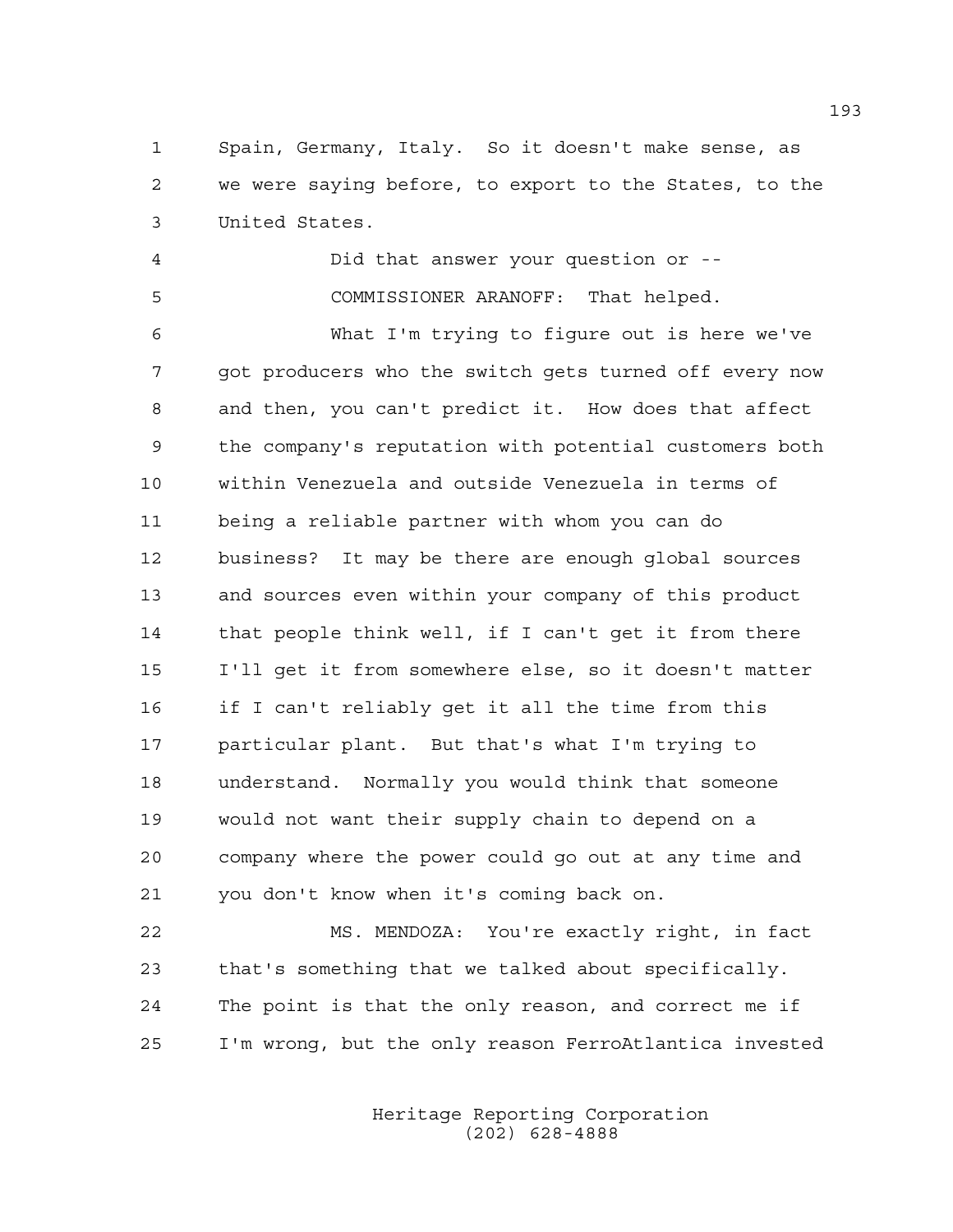Spain, Germany, Italy. So it doesn't make sense, as we were saying before, to export to the States, to the United States.

Did that answer your question or --

COMMISSIONER ARANOFF: That helped.

What I'm trying to figure out is here we've got producers who the switch gets turned off every now and then, you can't predict it. How does that affect the company's reputation with potential customers both within Venezuela and outside Venezuela in terms of being a reliable partner with whom you can do business? It may be there are enough global sources and sources even within your company of this product that people think well, if I can't get it from there I'll get it from somewhere else, so it doesn't matter if I can't reliably get it all the time from this particular plant. But that's what I'm trying to understand. Normally you would think that someone would not want their supply chain to depend on a company where the power could go out at any time and you don't know when it's coming back on.

MS. MENDOZA: You're exactly right, in fact that's something that we talked about specifically. The point is that the only reason, and correct me if I'm wrong, but the only reason FerroAtlantica invested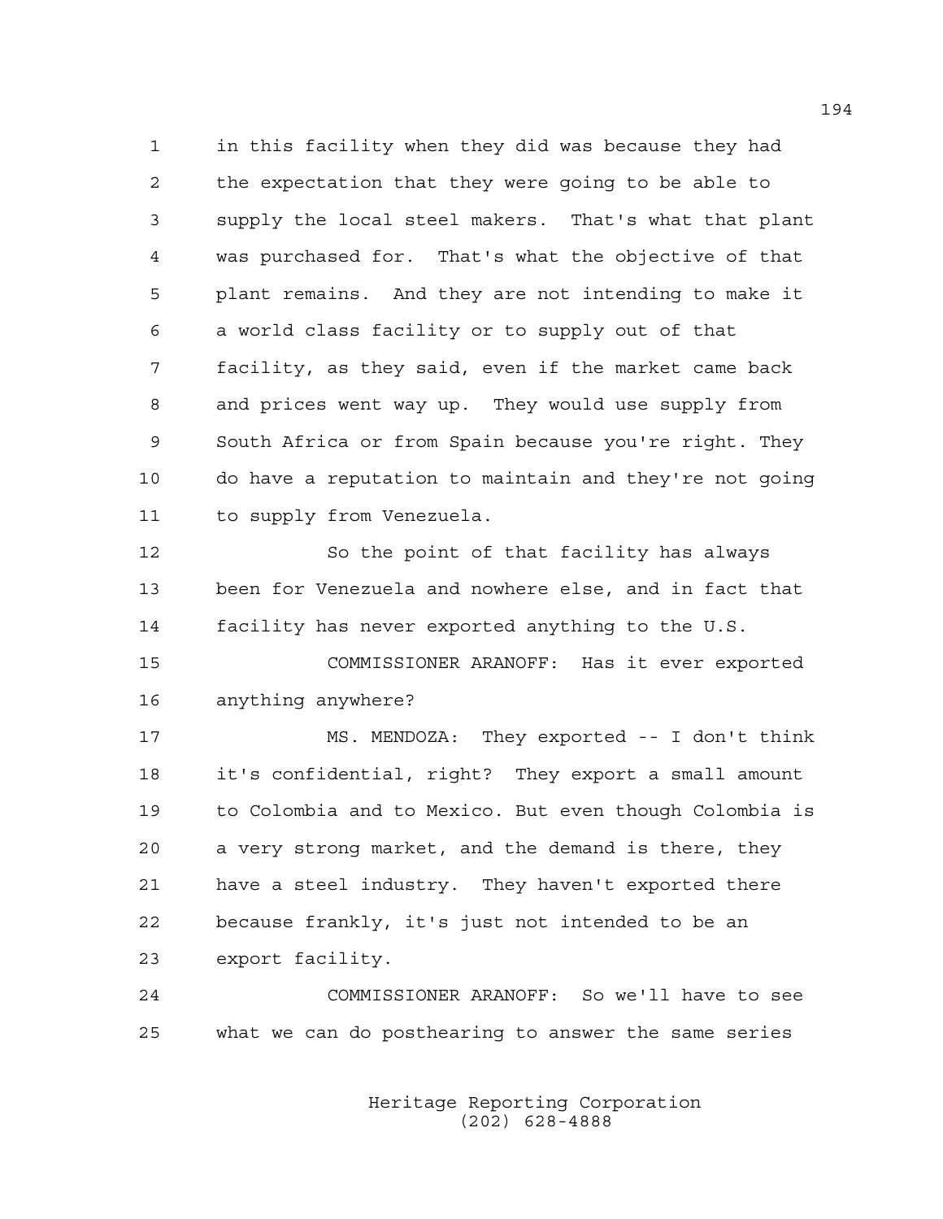in this facility when they did was because they had the expectation that they were going to be able to supply the local steel makers. That's what that plant was purchased for. That's what the objective of that plant remains. And they are not intending to make it a world class facility or to supply out of that facility, as they said, even if the market came back and prices went way up. They would use supply from South Africa or from Spain because you're right. They do have a reputation to maintain and they're not going to supply from Venezuela.

So the point of that facility has always been for Venezuela and nowhere else, and in fact that facility has never exported anything to the U.S.

COMMISSIONER ARANOFF: Has it ever exported anything anywhere?

MS. MENDOZA: They exported -- I don't think it's confidential, right? They export a small amount to Colombia and to Mexico. But even though Colombia is a very strong market, and the demand is there, they have a steel industry. They haven't exported there because frankly, it's just not intended to be an export facility.

COMMISSIONER ARANOFF: So we'll have to see what we can do posthearing to answer the same series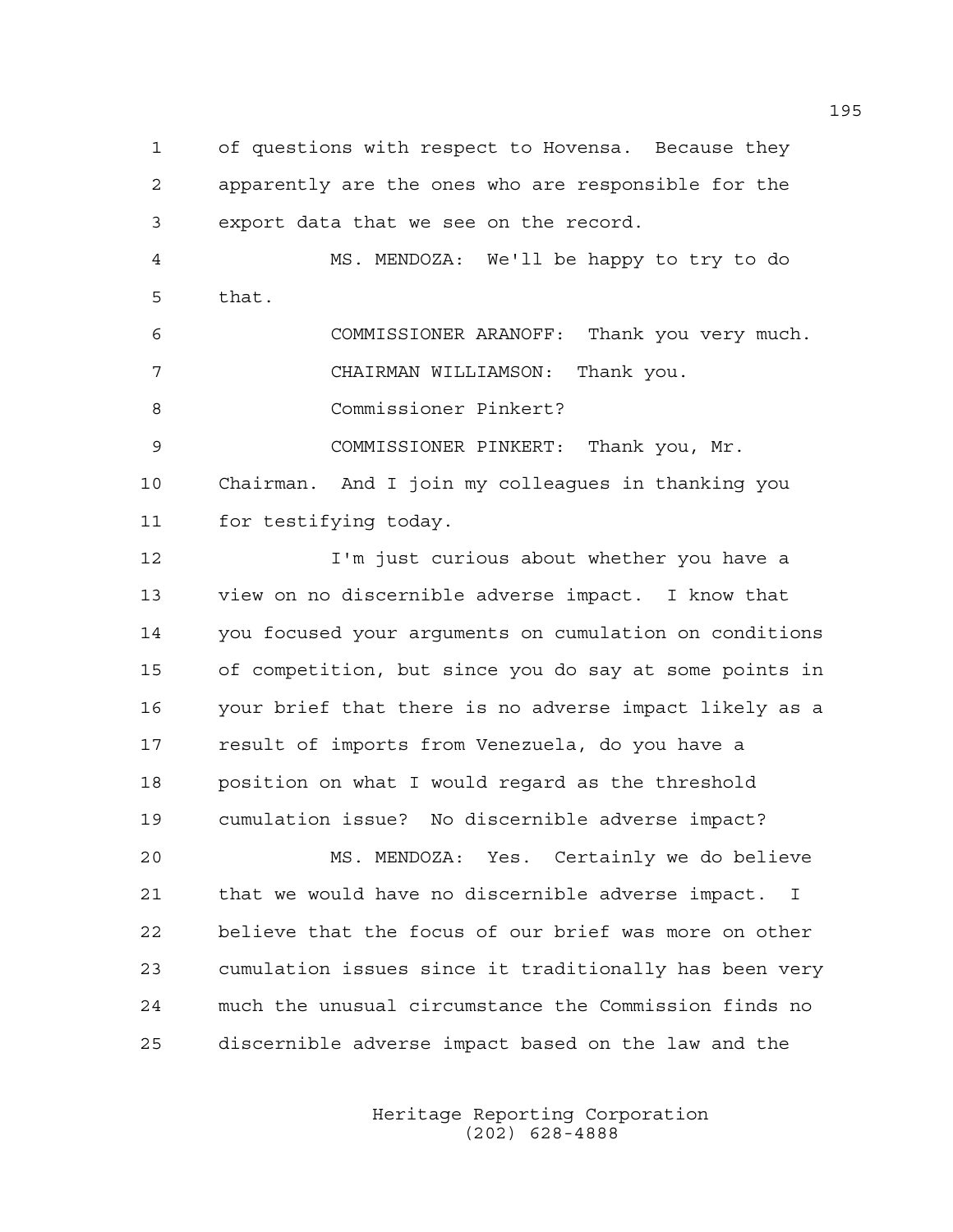of questions with respect to Hovensa. Because they apparently are the ones who are responsible for the export data that we see on the record.

MS. MENDOZA: We'll be happy to try to do that.

COMMISSIONER ARANOFF: Thank you very much.

CHAIRMAN WILLIAMSON: Thank you.

Commissioner Pinkert?

COMMISSIONER PINKERT: Thank you, Mr. Chairman. And I join my colleagues in thanking you for testifying today.

I'm just curious about whether you have a view on no discernible adverse impact. I know that you focused your arguments on cumulation on conditions of competition, but since you do say at some points in your brief that there is no adverse impact likely as a result of imports from Venezuela, do you have a position on what I would regard as the threshold cumulation issue? No discernible adverse impact?

MS. MENDOZA: Yes. Certainly we do believe that we would have no discernible adverse impact. I believe that the focus of our brief was more on other cumulation issues since it traditionally has been very much the unusual circumstance the Commission finds no discernible adverse impact based on the law and the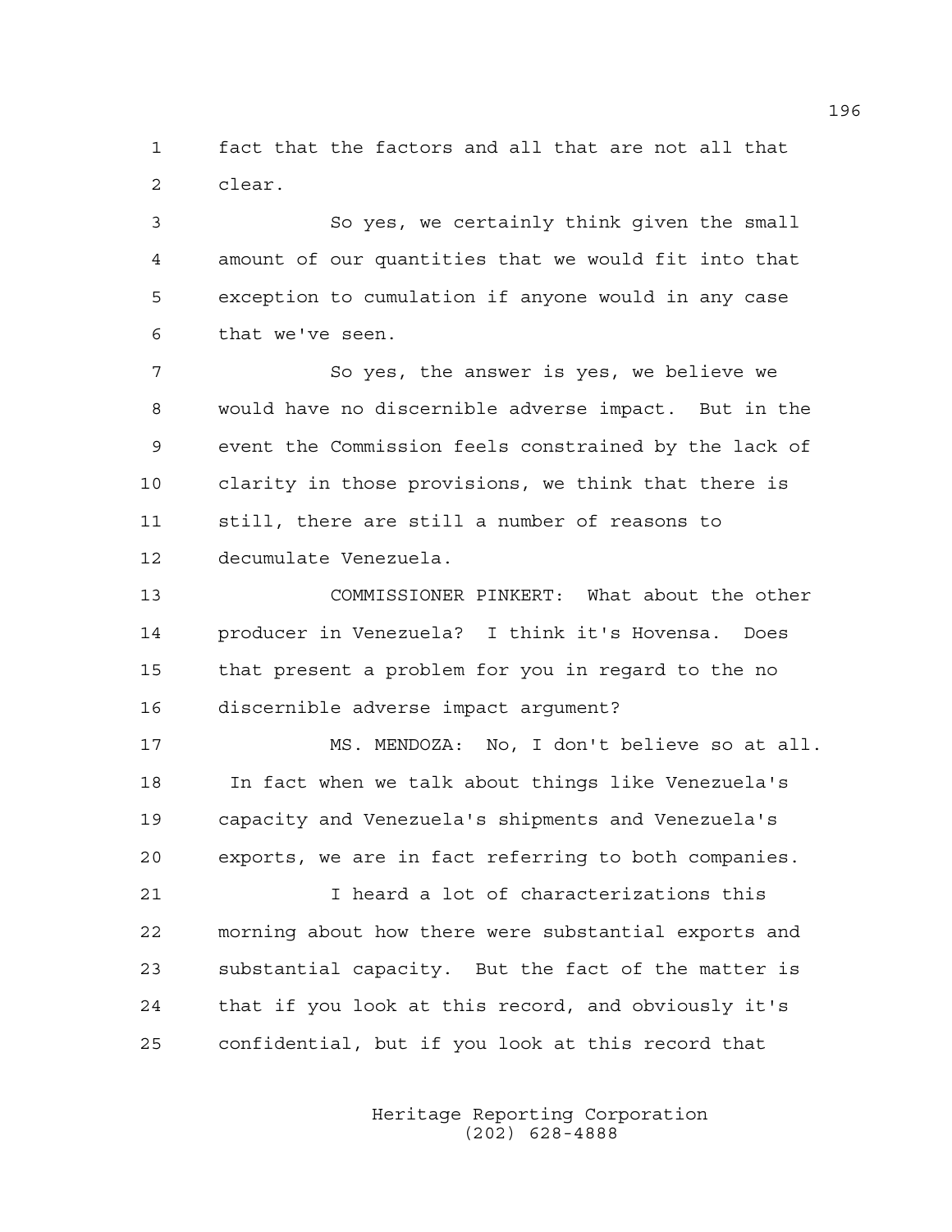fact that the factors and all that are not all that clear.

So yes, we certainly think given the small amount of our quantities that we would fit into that exception to cumulation if anyone would in any case that we've seen.

So yes, the answer is yes, we believe we would have no discernible adverse impact. But in the event the Commission feels constrained by the lack of clarity in those provisions, we think that there is still, there are still a number of reasons to decumulate Venezuela.

COMMISSIONER PINKERT: What about the other producer in Venezuela? I think it's Hovensa. Does that present a problem for you in regard to the no discernible adverse impact argument?

MS. MENDOZA: No, I don't believe so at all. In fact when we talk about things like Venezuela's capacity and Venezuela's shipments and Venezuela's exports, we are in fact referring to both companies.

I heard a lot of characterizations this morning about how there were substantial exports and substantial capacity. But the fact of the matter is that if you look at this record, and obviously it's confidential, but if you look at this record that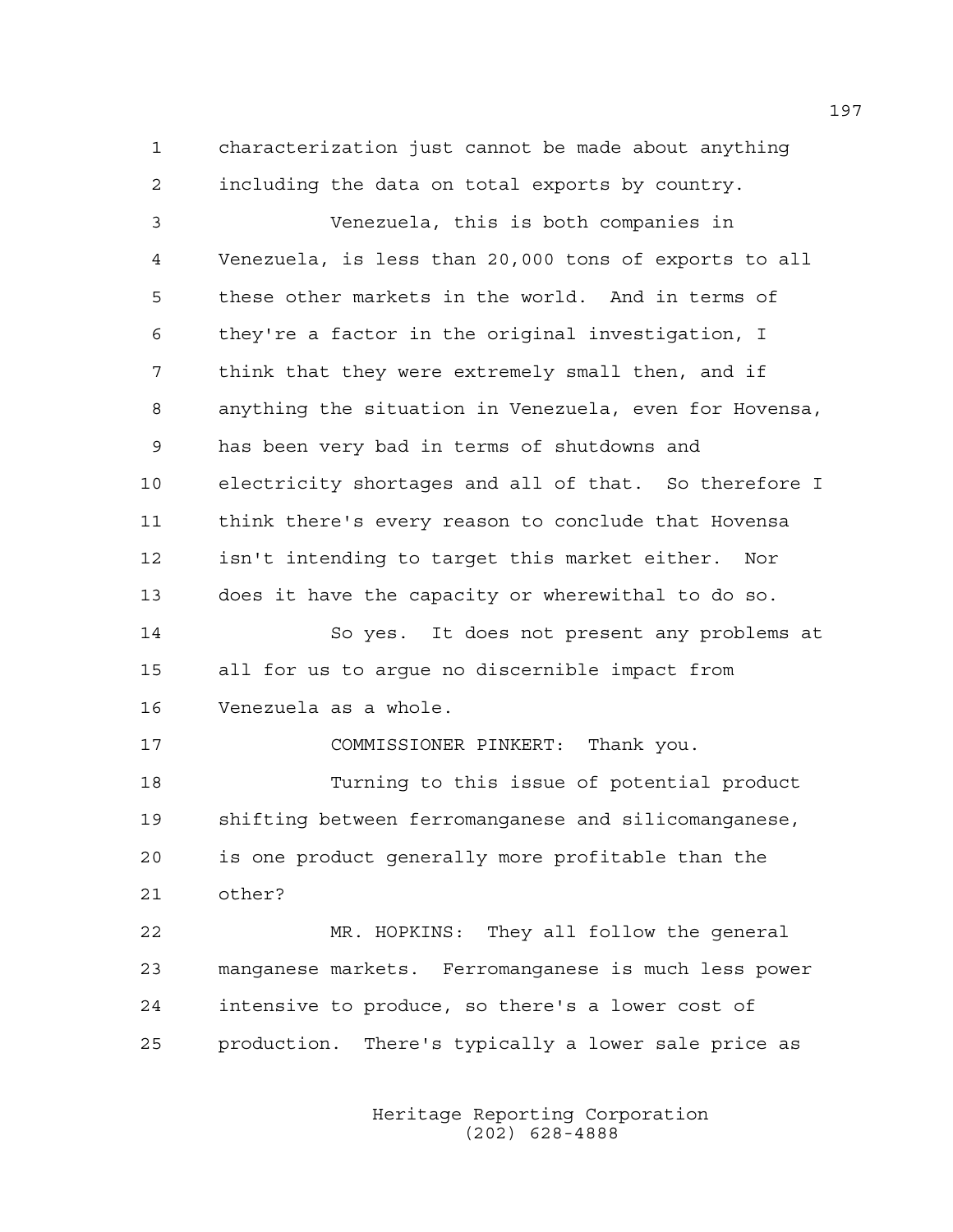characterization just cannot be made about anything including the data on total exports by country.

Venezuela, this is both companies in Venezuela, is less than 20,000 tons of exports to all these other markets in the world. And in terms of they're a factor in the original investigation, I think that they were extremely small then, and if anything the situation in Venezuela, even for Hovensa, has been very bad in terms of shutdowns and electricity shortages and all of that. So therefore I think there's every reason to conclude that Hovensa isn't intending to target this market either. Nor does it have the capacity or wherewithal to do so.

So yes. It does not present any problems at all for us to argue no discernible impact from Venezuela as a whole.

COMMISSIONER PINKERT: Thank you.

Turning to this issue of potential product shifting between ferromanganese and silicomanganese, is one product generally more profitable than the other?

MR. HOPKINS: They all follow the general manganese markets. Ferromanganese is much less power intensive to produce, so there's a lower cost of production. There's typically a lower sale price as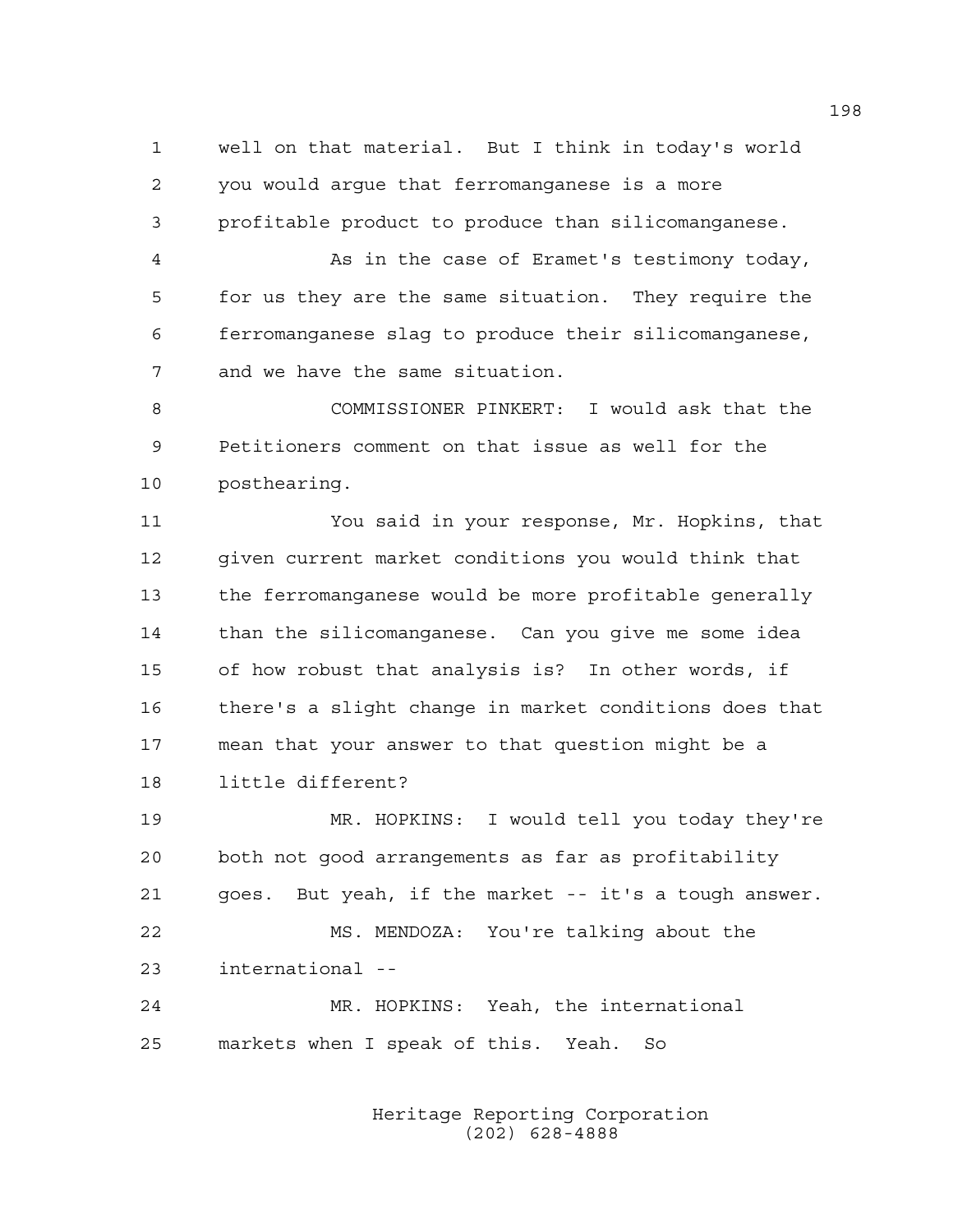well on that material. But I think in today's world you would argue that ferromanganese is a more profitable product to produce than silicomanganese.

As in the case of Eramet's testimony today, for us they are the same situation. They require the ferromanganese slag to produce their silicomanganese, and we have the same situation.

COMMISSIONER PINKERT: I would ask that the Petitioners comment on that issue as well for the posthearing.

You said in your response, Mr. Hopkins, that given current market conditions you would think that the ferromanganese would be more profitable generally than the silicomanganese. Can you give me some idea of how robust that analysis is? In other words, if there's a slight change in market conditions does that mean that your answer to that question might be a little different?

MR. HOPKINS: I would tell you today they're both not good arrangements as far as profitability goes. But yeah, if the market -- it's a tough answer.

MS. MENDOZA: You're talking about the international --

MR. HOPKINS: Yeah, the international markets when I speak of this. Yeah. So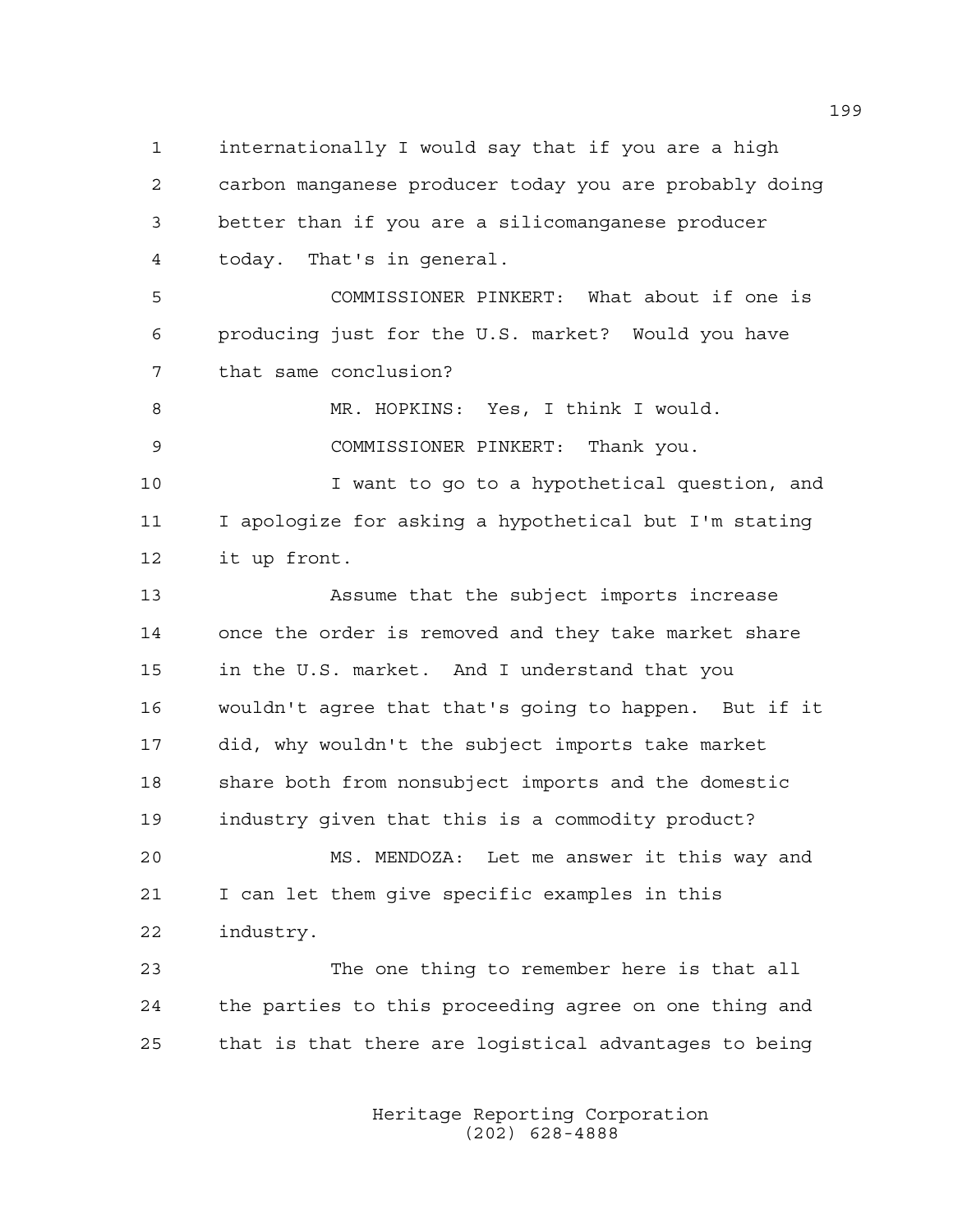internationally I would say that if you are a high carbon manganese producer today you are probably doing better than if you are a silicomanganese producer today. That's in general.

COMMISSIONER PINKERT: What about if one is producing just for the U.S. market? Would you have that same conclusion?

MR. HOPKINS: Yes, I think I would.

COMMISSIONER PINKERT: Thank you.

I want to go to a hypothetical question, and I apologize for asking a hypothetical but I'm stating it up front.

Assume that the subject imports increase once the order is removed and they take market share in the U.S. market. And I understand that you wouldn't agree that that's going to happen. But if it did, why wouldn't the subject imports take market share both from nonsubject imports and the domestic industry given that this is a commodity product?

MS. MENDOZA: Let me answer it this way and I can let them give specific examples in this industry.

The one thing to remember here is that all the parties to this proceeding agree on one thing and that is that there are logistical advantages to being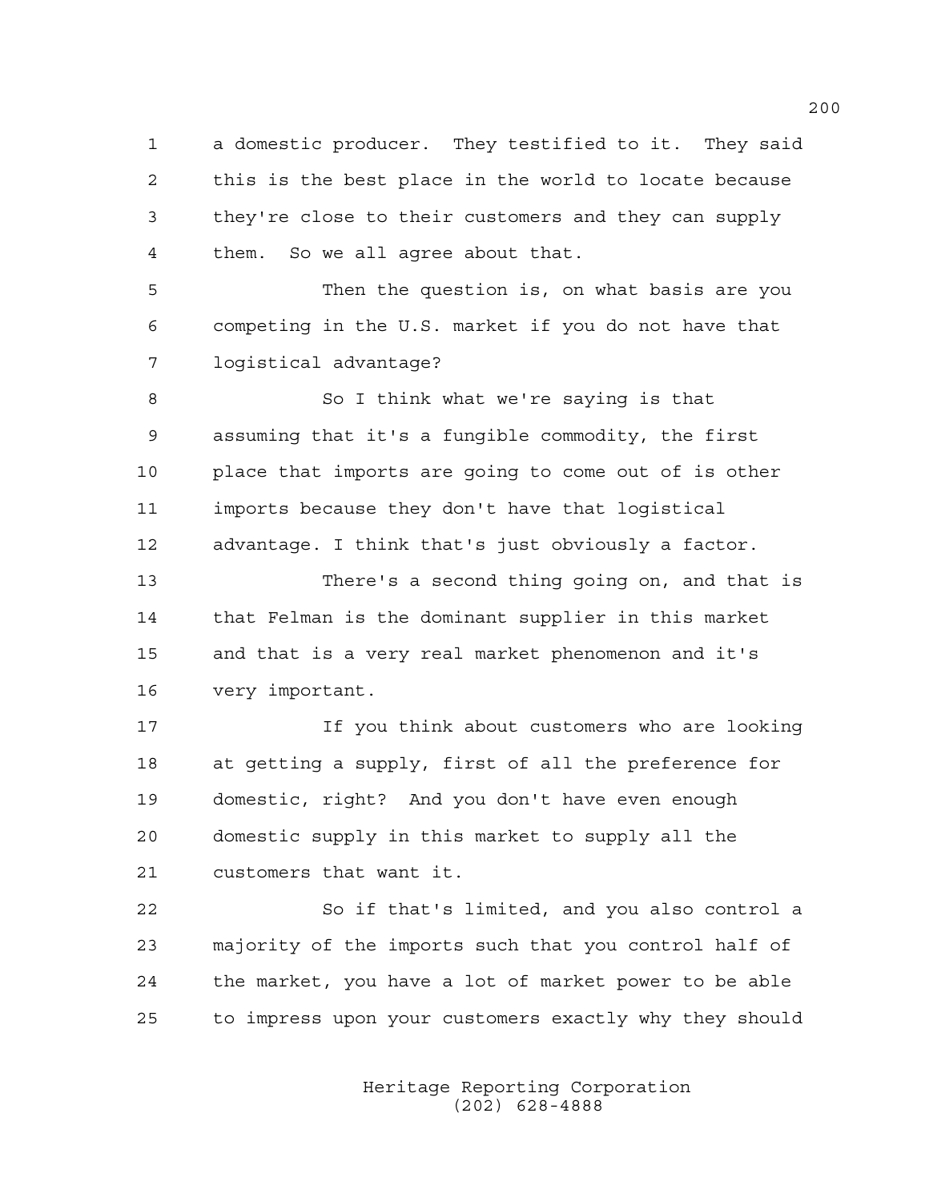a domestic producer. They testified to it. They said this is the best place in the world to locate because they're close to their customers and they can supply them. So we all agree about that.

Then the question is, on what basis are you competing in the U.S. market if you do not have that logistical advantage?

So I think what we're saying is that assuming that it's a fungible commodity, the first place that imports are going to come out of is other imports because they don't have that logistical advantage. I think that's just obviously a factor.

There's a second thing going on, and that is that Felman is the dominant supplier in this market and that is a very real market phenomenon and it's very important.

If you think about customers who are looking at getting a supply, first of all the preference for domestic, right? And you don't have even enough domestic supply in this market to supply all the customers that want it.

So if that's limited, and you also control a majority of the imports such that you control half of the market, you have a lot of market power to be able to impress upon your customers exactly why they should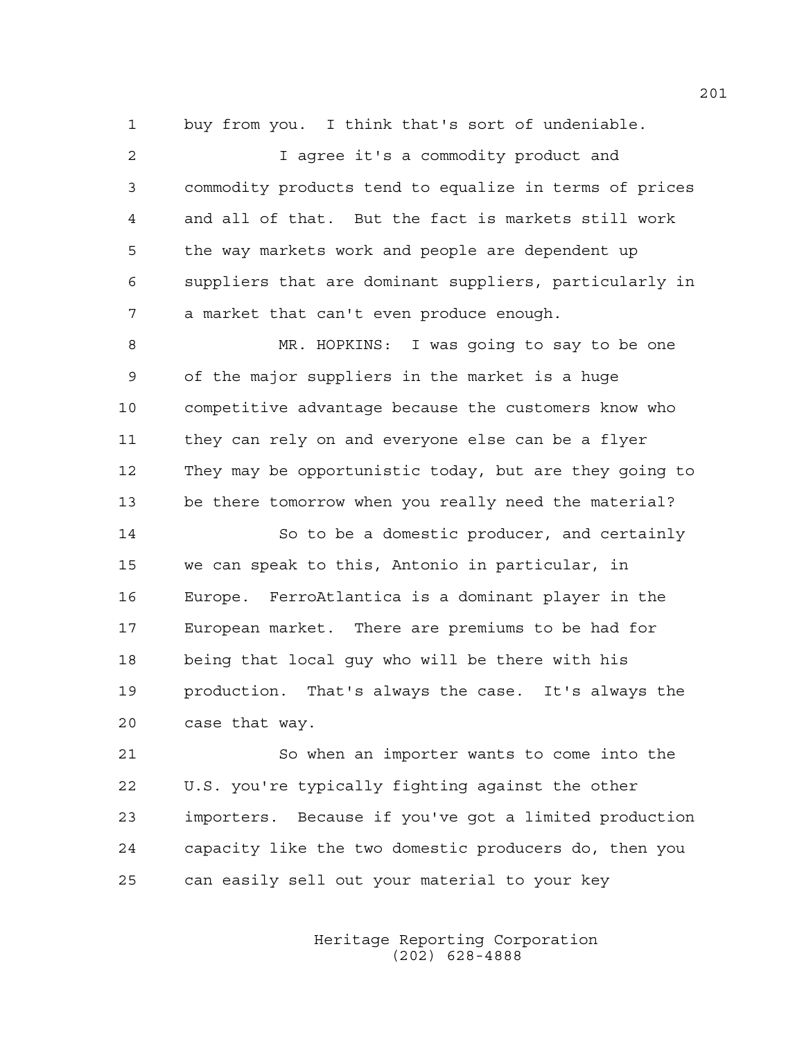buy from you. I think that's sort of undeniable.

I agree it's a commodity product and commodity products tend to equalize in terms of prices and all of that. But the fact is markets still work the way markets work and people are dependent up suppliers that are dominant suppliers, particularly in a market that can't even produce enough.

MR. HOPKINS: I was going to say to be one of the major suppliers in the market is a huge competitive advantage because the customers know who they can rely on and everyone else can be a flyer They may be opportunistic today, but are they going to be there tomorrow when you really need the material?

So to be a domestic producer, and certainly we can speak to this, Antonio in particular, in Europe. FerroAtlantica is a dominant player in the European market. There are premiums to be had for being that local guy who will be there with his production. That's always the case. It's always the case that way.

So when an importer wants to come into the U.S. you're typically fighting against the other importers. Because if you've got a limited production capacity like the two domestic producers do, then you can easily sell out your material to your key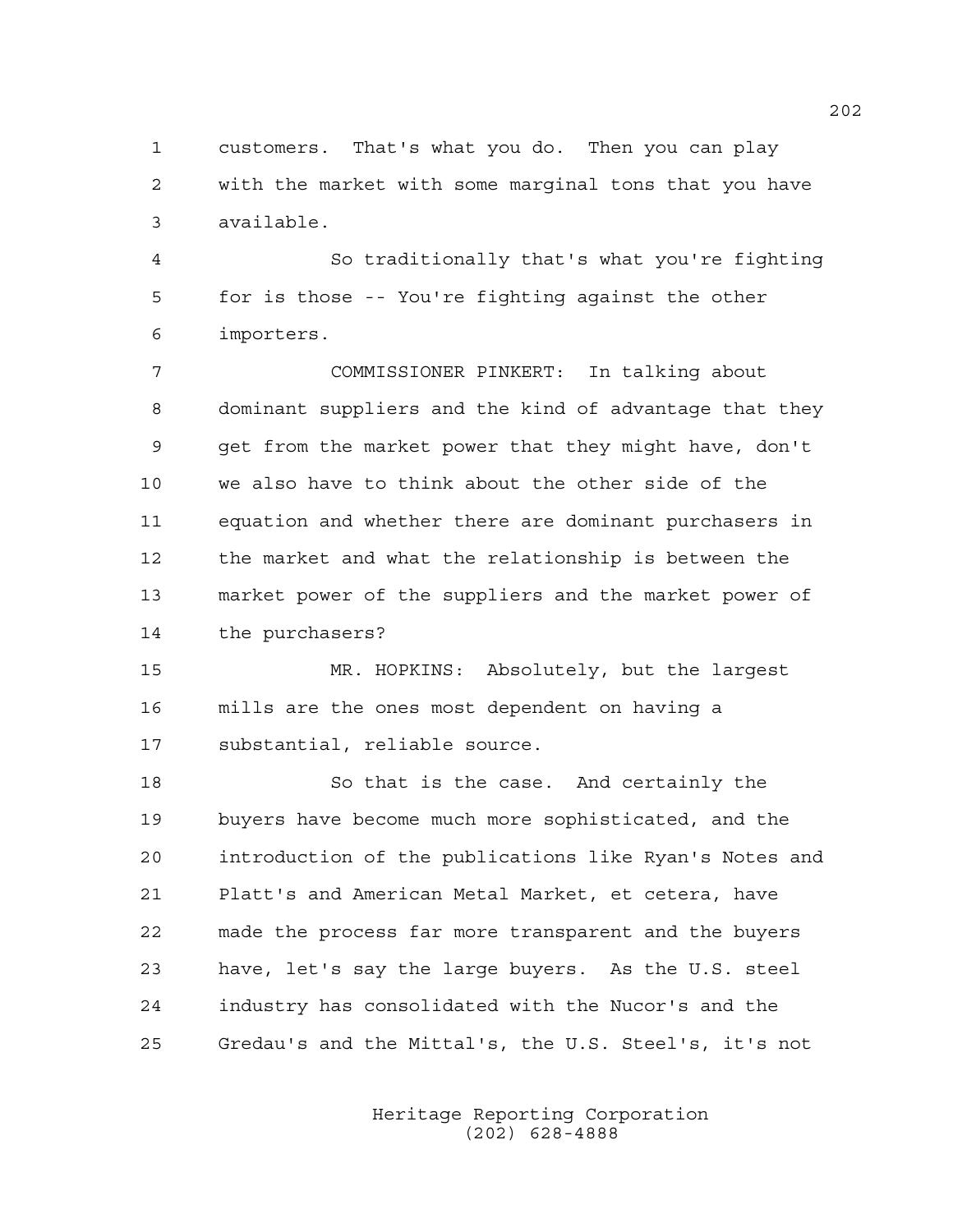customers. That's what you do. Then you can play with the market with some marginal tons that you have available.

So traditionally that's what you're fighting for is those -- You're fighting against the other importers.

COMMISSIONER PINKERT: In talking about dominant suppliers and the kind of advantage that they get from the market power that they might have, don't we also have to think about the other side of the equation and whether there are dominant purchasers in the market and what the relationship is between the market power of the suppliers and the market power of the purchasers?

MR. HOPKINS: Absolutely, but the largest mills are the ones most dependent on having a substantial, reliable source.

So that is the case. And certainly the buyers have become much more sophisticated, and the introduction of the publications like Ryan's Notes and Platt's and American Metal Market, et cetera, have made the process far more transparent and the buyers have, let's say the large buyers. As the U.S. steel industry has consolidated with the Nucor's and the Gredau's and the Mittal's, the U.S. Steel's, it's not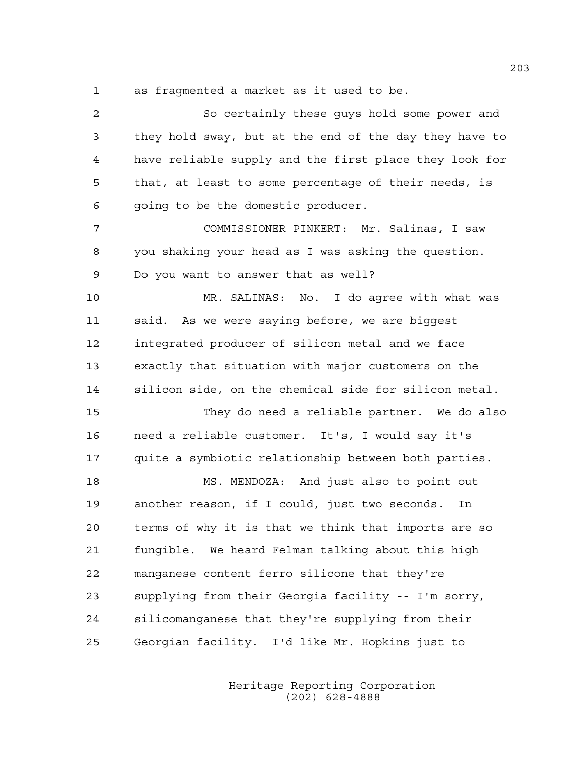as fragmented a market as it used to be.

So certainly these guys hold some power and they hold sway, but at the end of the day they have to have reliable supply and the first place they look for that, at least to some percentage of their needs, is going to be the domestic producer.

COMMISSIONER PINKERT: Mr. Salinas, I saw you shaking your head as I was asking the question. Do you want to answer that as well?

MR. SALINAS: No. I do agree with what was said. As we were saying before, we are biggest integrated producer of silicon metal and we face exactly that situation with major customers on the silicon side, on the chemical side for silicon metal.

They do need a reliable partner. We do also need a reliable customer. It's, I would say it's quite a symbiotic relationship between both parties.

MS. MENDOZA: And just also to point out another reason, if I could, just two seconds. In terms of why it is that we think that imports are so fungible. We heard Felman talking about this high manganese content ferro silicone that they're supplying from their Georgia facility -- I'm sorry, silicomanganese that they're supplying from their Georgian facility. I'd like Mr. Hopkins just to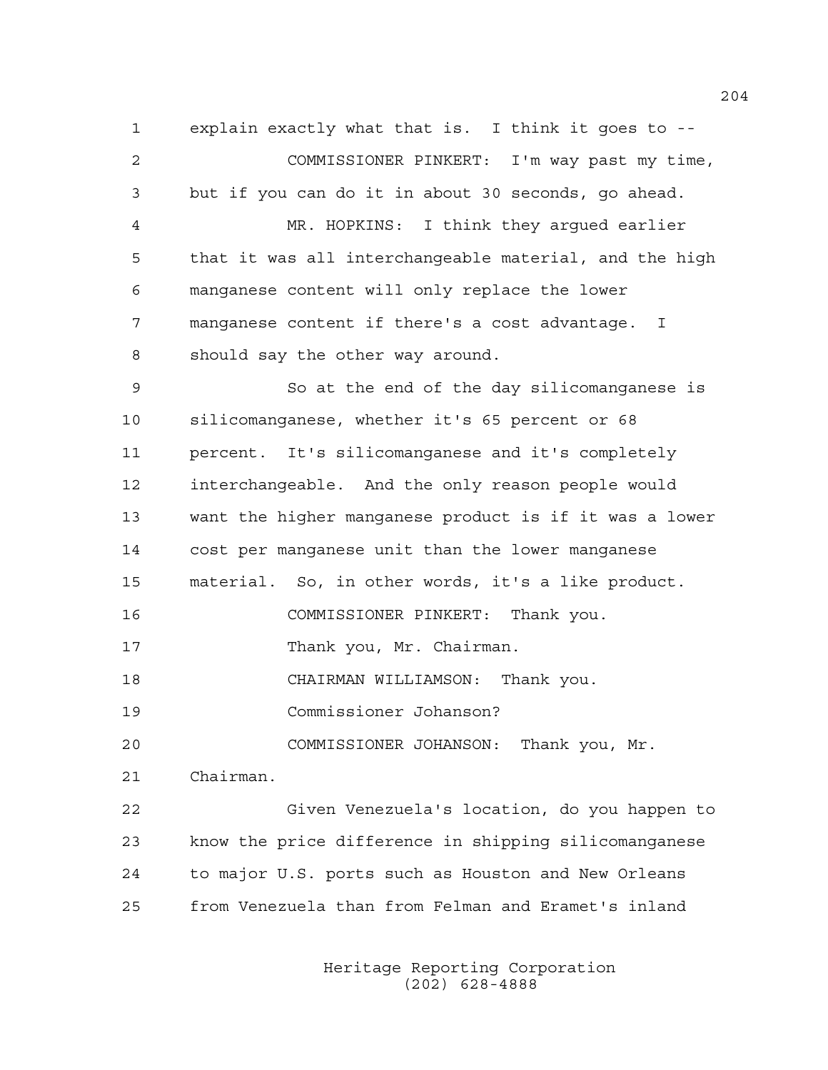explain exactly what that is. I think it goes to --

COMMISSIONER PINKERT: I'm way past my time, but if you can do it in about 30 seconds, go ahead.

MR. HOPKINS: I think they argued earlier that it was all interchangeable material, and the high manganese content will only replace the lower manganese content if there's a cost advantage. I should say the other way around.

So at the end of the day silicomanganese is silicomanganese, whether it's 65 percent or 68 percent. It's silicomanganese and it's completely interchangeable. And the only reason people would want the higher manganese product is if it was a lower cost per manganese unit than the lower manganese material. So, in other words, it's a like product.

COMMISSIONER PINKERT: Thank you.

Thank you, Mr. Chairman.

CHAIRMAN WILLIAMSON: Thank you.

Commissioner Johanson?

COMMISSIONER JOHANSON: Thank you, Mr. Chairman.

Given Venezuela's location, do you happen to know the price difference in shipping silicomanganese to major U.S. ports such as Houston and New Orleans from Venezuela than from Felman and Eramet's inland

Heritage Reporting Corporation
(202) 628-4888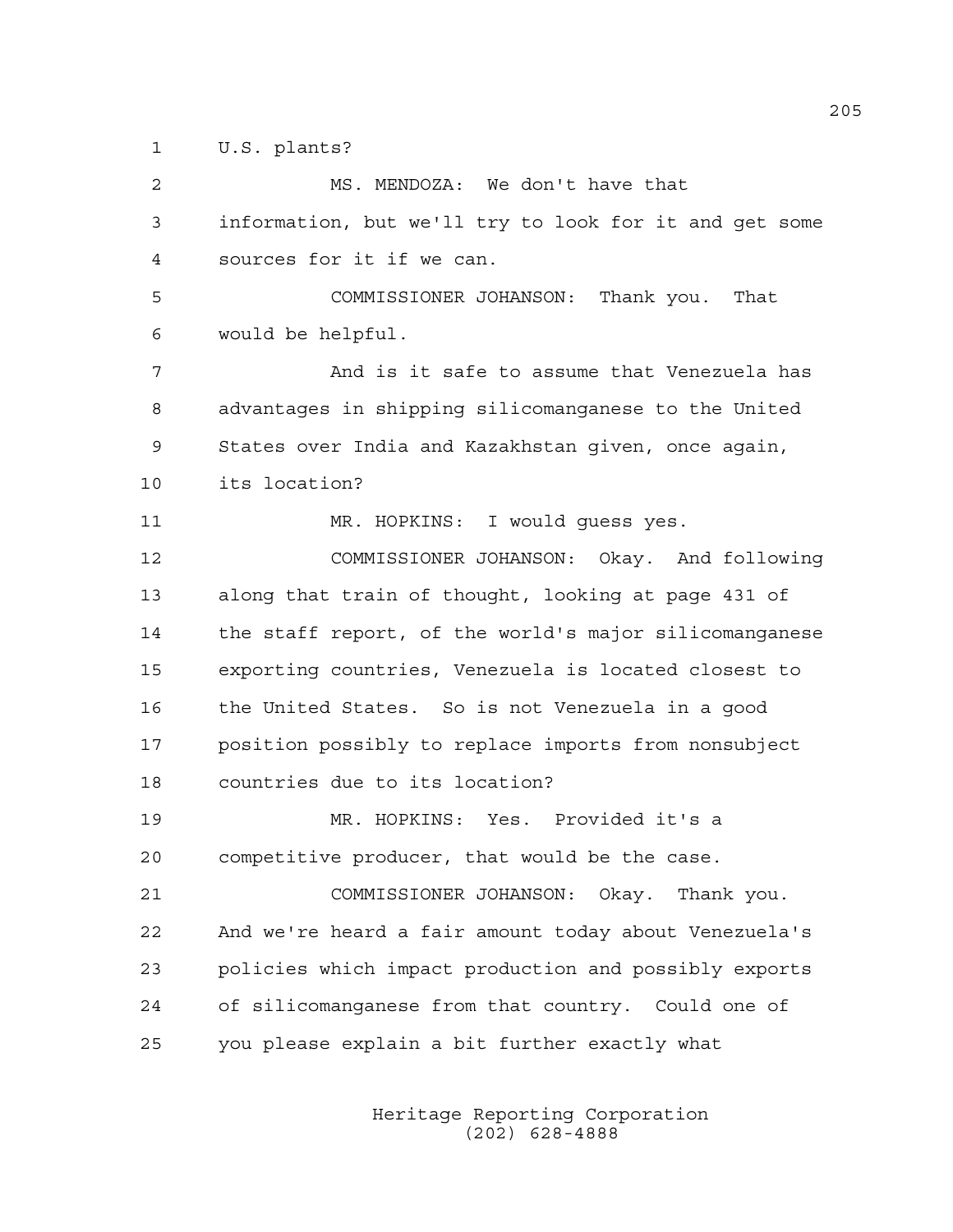U.S. plants?

MS. MENDOZA: We don't have that information, but we'll try to look for it and get some sources for it if we can.

COMMISSIONER JOHANSON: Thank you. That would be helpful.

And is it safe to assume that Venezuela has advantages in shipping silicomanganese to the United States over India and Kazakhstan given, once again, its location?

MR. HOPKINS: I would guess yes.

COMMISSIONER JOHANSON: Okay. And following along that train of thought, looking at page 431 of the staff report, of the world's major silicomanganese exporting countries, Venezuela is located closest to the United States. So is not Venezuela in a good position possibly to replace imports from nonsubject countries due to its location?

MR. HOPKINS: Yes. Provided it's a competitive producer, that would be the case.

COMMISSIONER JOHANSON: Okay. Thank you. And we're heard a fair amount today about Venezuela's policies which impact production and possibly exports of silicomanganese from that country. Could one of you please explain a bit further exactly what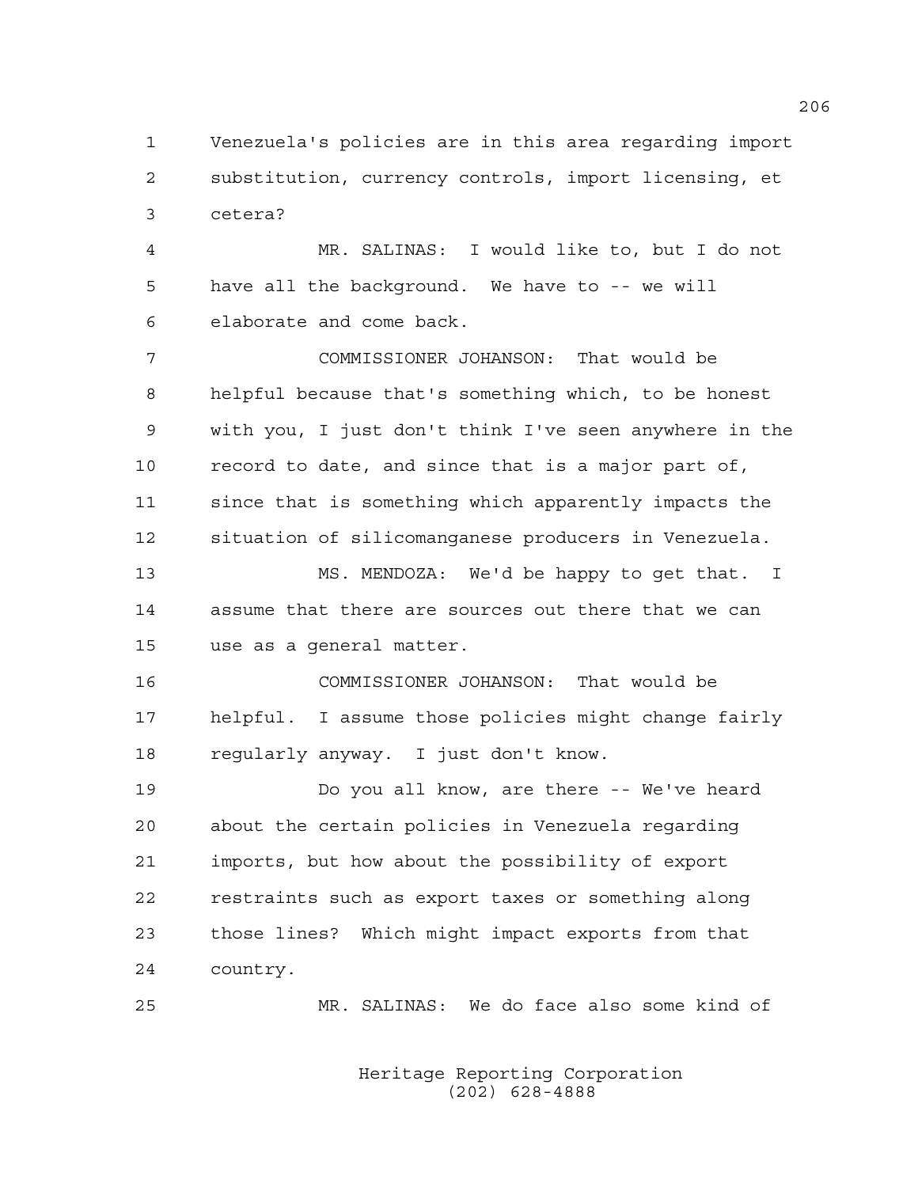Venezuela's policies are in this area regarding import substitution, currency controls, import licensing, et cetera?

MR. SALINAS: I would like to, but I do not have all the background. We have to -- we will elaborate and come back.

COMMISSIONER JOHANSON: That would be helpful because that's something which, to be honest with you, I just don't think I've seen anywhere in the record to date, and since that is a major part of, since that is something which apparently impacts the situation of silicomanganese producers in Venezuela.

MS. MENDOZA: We'd be happy to get that. I assume that there are sources out there that we can use as a general matter.

COMMISSIONER JOHANSON: That would be helpful. I assume those policies might change fairly regularly anyway. I just don't know.

Do you all know, are there -- We've heard about the certain policies in Venezuela regarding imports, but how about the possibility of export restraints such as export taxes or something along those lines? Which might impact exports from that country.

MR. SALINAS: We do face also some kind of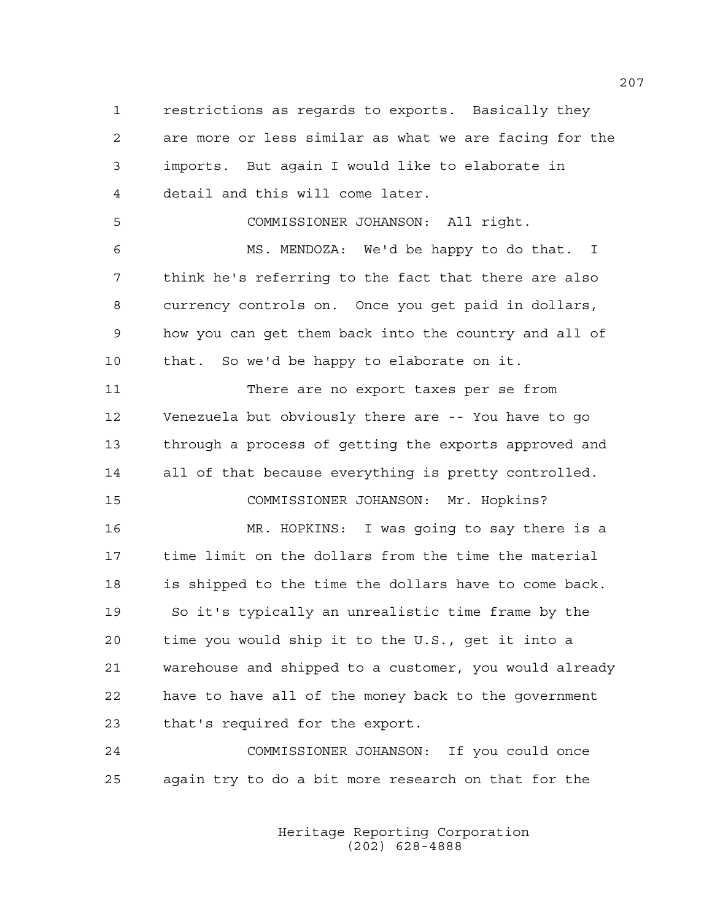1 restrictions as regards to exports. Basically they
2 are more or less similar as what we are facing for the
3 imports. But again I would like to elaborate in
4 detail and this will come later.

5 COMMISSIONER JOHANSON: All right.

6 MS. MENDOZA: We'd be happy to do that. I
7 think he's referring to the fact that there are also
8 currency controls on. Once you get paid in dollars,
9 how you can get them back into the country and all of
10 that. So we'd be happy to elaborate on it.

11 There are no export taxes per se from
12 Venezuela but obviously there are -- You have to go
13 through a process of getting the exports approved and
14 all of that because everything is pretty controlled.

15 COMMISSIONER JOHANSON: Mr. Hopkins?

16 MR. HOPKINS: I was going to say there is a
17 time limit on the dollars from the time the material
18 is shipped to the time the dollars have to come back.
19 So it's typically an unrealistic time frame by the
20 time you would ship it to the U.S., get it into a
21 warehouse and shipped to a customer, you would already
22 have to have all of the money back to the government
23 that's required for the export.

24 COMMISSIONER JOHANSON: If you could once
25 again try to do a bit more research on that for the

Heritage Reporting Corporation
(202) 628-4888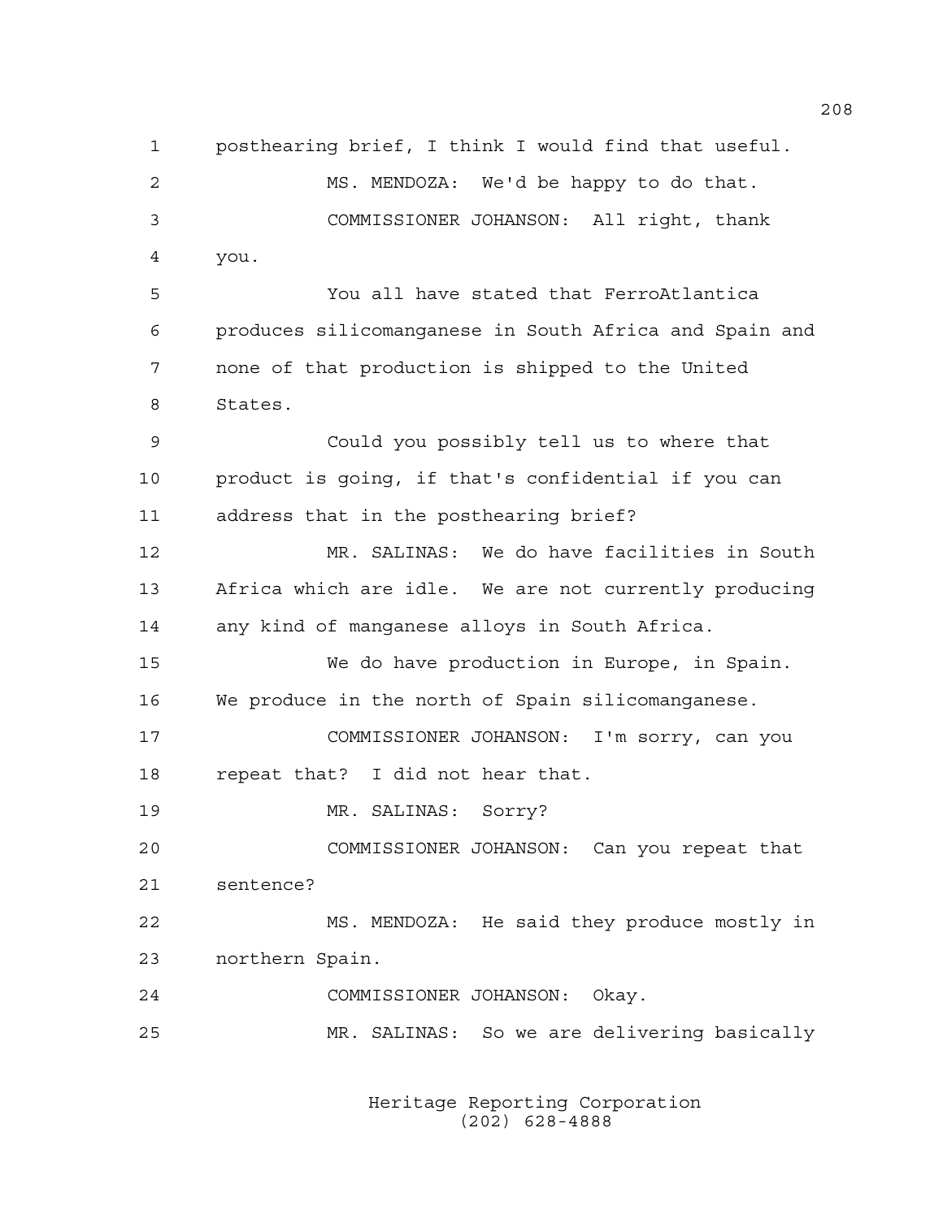posthearing brief, I think I would find that useful.

MS. MENDOZA: We'd be happy to do that.

COMMISSIONER JOHANSON: All right, thank you.

You all have stated that FerroAtlantica produces silicomanganese in South Africa and Spain and none of that production is shipped to the United States.

Could you possibly tell us to where that product is going, if that's confidential if you can address that in the posthearing brief?

MR. SALINAS: We do have facilities in South Africa which are idle. We are not currently producing any kind of manganese alloys in South Africa.

We do have production in Europe, in Spain. We produce in the north of Spain silicomanganese.

COMMISSIONER JOHANSON: I'm sorry, can you repeat that? I did not hear that.

MR. SALINAS: Sorry?

COMMISSIONER JOHANSON: Can you repeat that sentence?

MS. MENDOZA: He said they produce mostly in northern Spain.

COMMISSIONER JOHANSON: Okay.

MR. SALINAS: So we are delivering basically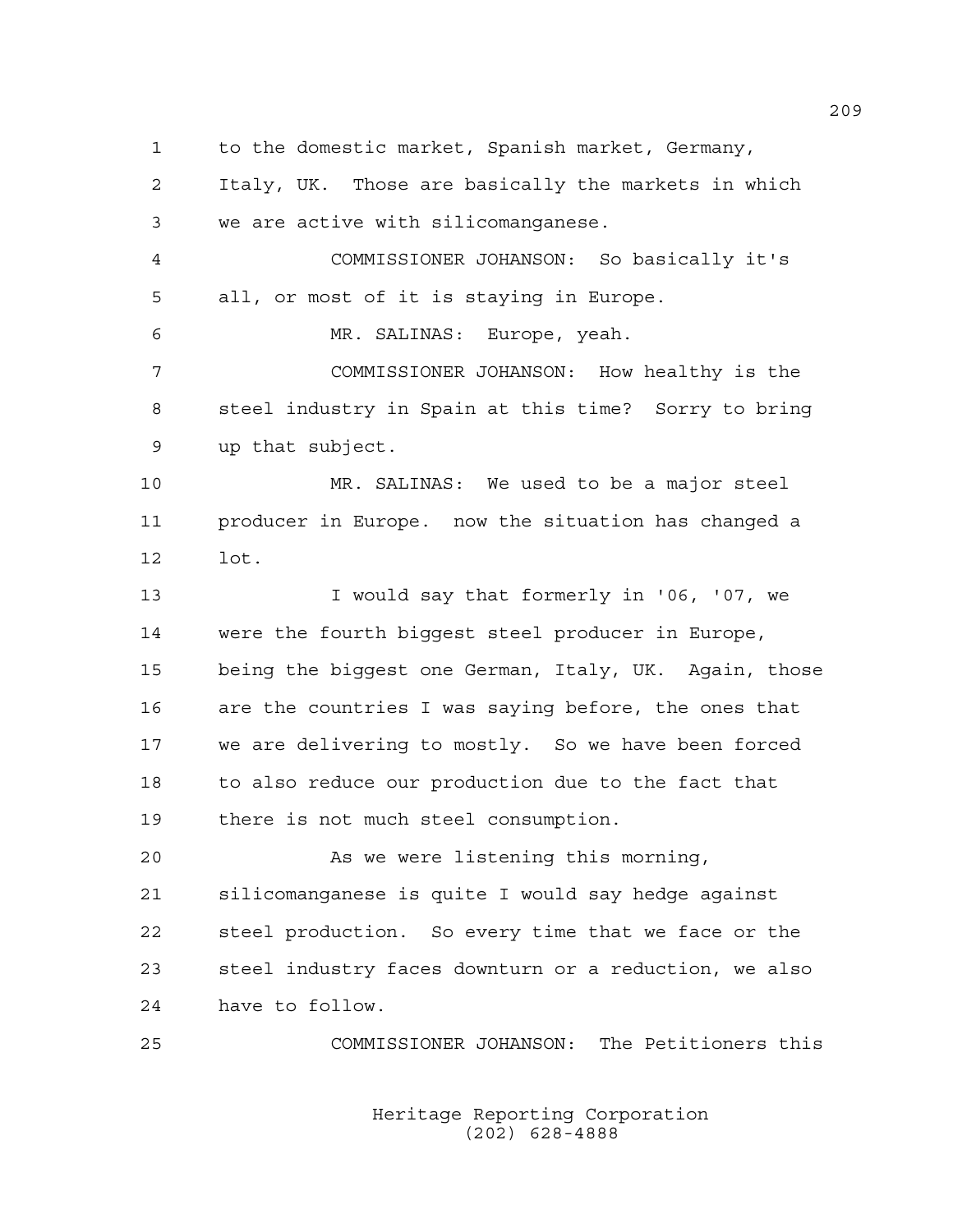to the domestic market, Spanish market, Germany, Italy, UK. Those are basically the markets in which we are active with silicomanganese.

COMMISSIONER JOHANSON: So basically it's all, or most of it is staying in Europe.

MR. SALINAS: Europe, yeah.

COMMISSIONER JOHANSON: How healthy is the steel industry in Spain at this time? Sorry to bring up that subject.

MR. SALINAS: We used to be a major steel producer in Europe. now the situation has changed a lot.

I would say that formerly in '06, '07, we were the fourth biggest steel producer in Europe, being the biggest one German, Italy, UK. Again, those are the countries I was saying before, the ones that we are delivering to mostly. So we have been forced to also reduce our production due to the fact that there is not much steel consumption.

As we were listening this morning, silicomanganese is quite I would say hedge against steel production. So every time that we face or the steel industry faces downturn or a reduction, we also have to follow.

COMMISSIONER JOHANSON: The Petitioners this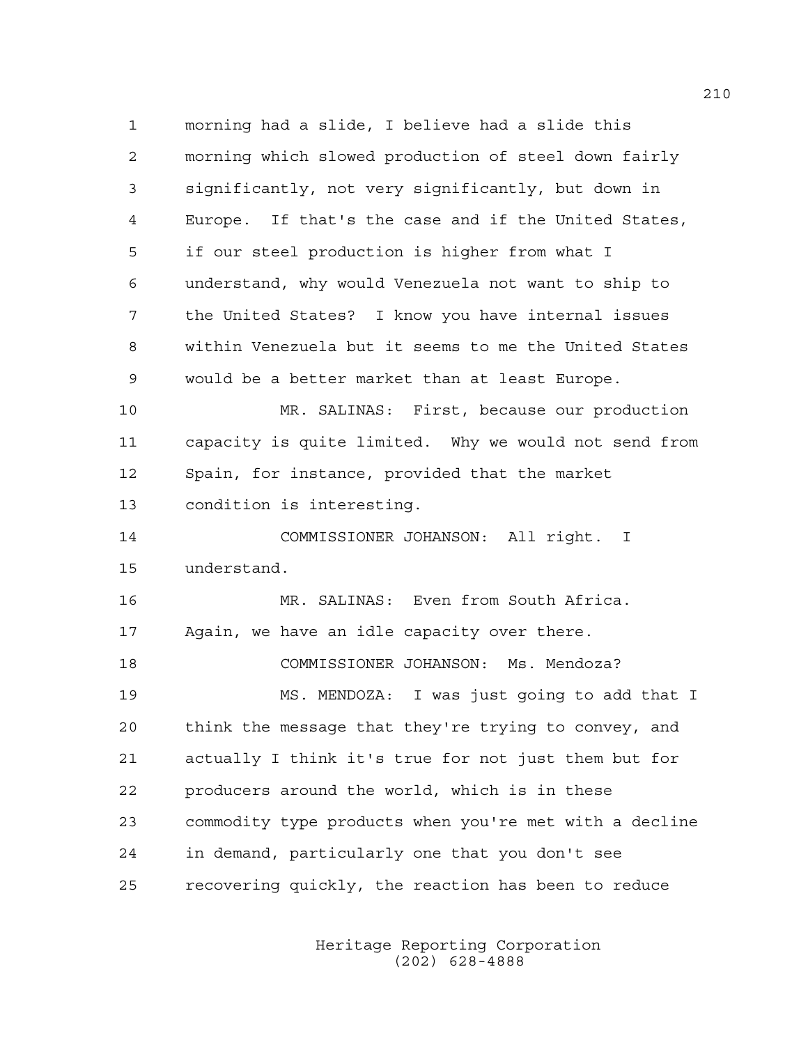morning had a slide, I believe had a slide this
morning which slowed production of steel down fairly
significantly, not very significantly, but down in
Europe. If that's the case and if the United States,
if our steel production is higher from what I
understand, why would Venezuela not want to ship to
the United States? I know you have internal issues
within Venezuela but it seems to me the United States
would be a better market than at least Europe.

MR. SALINAS: First, because our production
capacity is quite limited. Why we would not send from
Spain, for instance, provided that the market
condition is interesting.

COMMISSIONER JOHANSON: All right. I
understand.

MR. SALINAS: Even from South Africa.
Again, we have an idle capacity over there.

COMMISSIONER JOHANSON: Ms. Mendoza?

MS. MENDOZA: I was just going to add that I
think the message that they're trying to convey, and
actually I think it's true for not just them but for
producers around the world, which is in these
commodity type products when you're met with a decline
in demand, particularly one that you don't see
recovering quickly, the reaction has been to reduce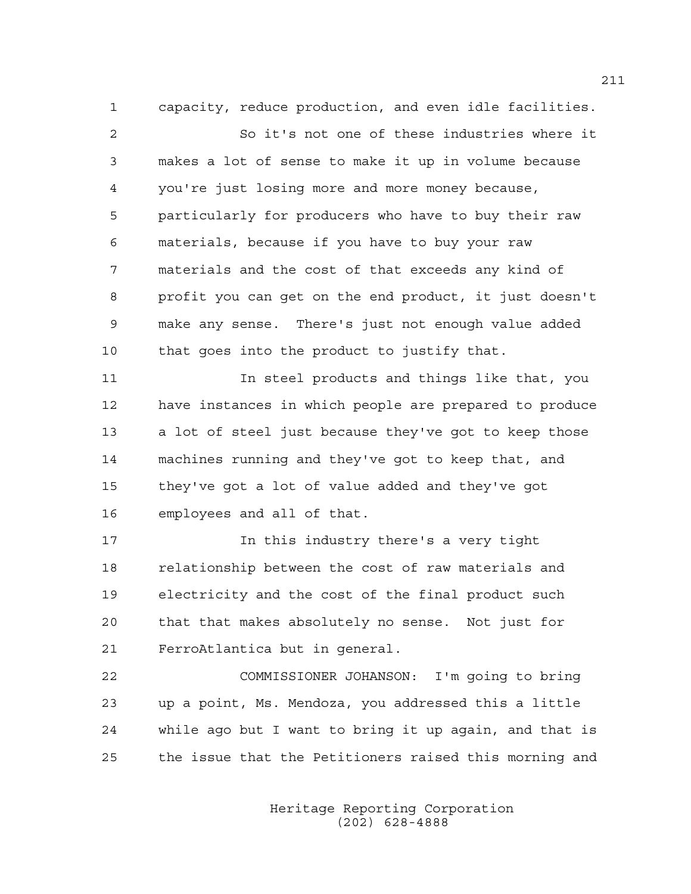capacity, reduce production, and even idle facilities.

So it's not one of these industries where it makes a lot of sense to make it up in volume because you're just losing more and more money because, particularly for producers who have to buy their raw materials, because if you have to buy your raw materials and the cost of that exceeds any kind of profit you can get on the end product, it just doesn't make any sense. There's just not enough value added that goes into the product to justify that.

In steel products and things like that, you have instances in which people are prepared to produce a lot of steel just because they've got to keep those machines running and they've got to keep that, and they've got a lot of value added and they've got employees and all of that.

In this industry there's a very tight relationship between the cost of raw materials and electricity and the cost of the final product such that that makes absolutely no sense. Not just for FerroAtlantica but in general.

COMMISSIONER JOHANSON: I'm going to bring up a point, Ms. Mendoza, you addressed this a little while ago but I want to bring it up again, and that is the issue that the Petitioners raised this morning and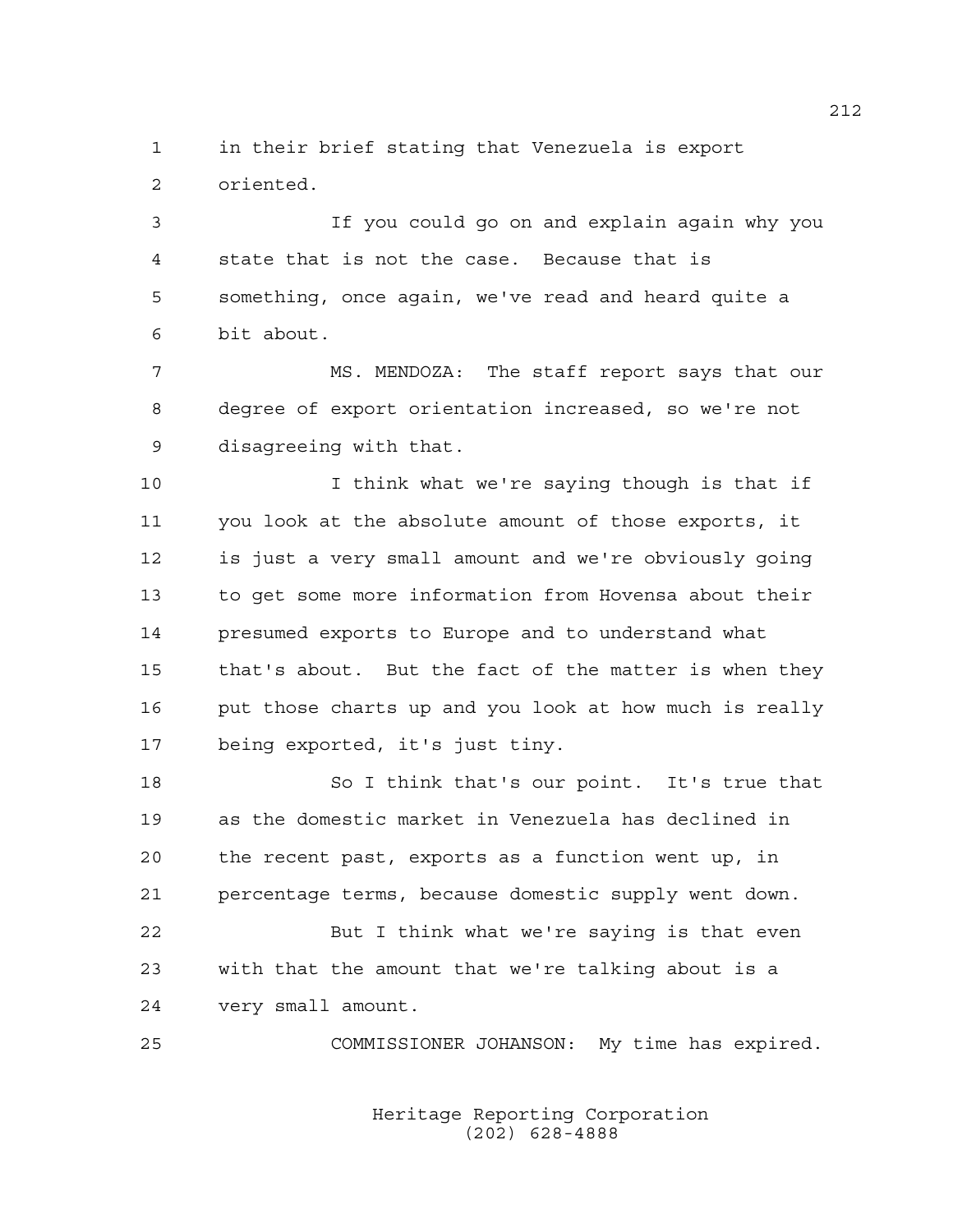in their brief stating that Venezuela is export oriented.

If you could go on and explain again why you state that is not the case. Because that is something, once again, we've read and heard quite a bit about.

MS. MENDOZA: The staff report says that our degree of export orientation increased, so we're not disagreeing with that.

I think what we're saying though is that if you look at the absolute amount of those exports, it is just a very small amount and we're obviously going to get some more information from Hovensa about their presumed exports to Europe and to understand what that's about. But the fact of the matter is when they put those charts up and you look at how much is really being exported, it's just tiny.

So I think that's our point. It's true that as the domestic market in Venezuela has declined in the recent past, exports as a function went up, in percentage terms, because domestic supply went down.

But I think what we're saying is that even with that the amount that we're talking about is a very small amount.

COMMISSIONER JOHANSON: My time has expired.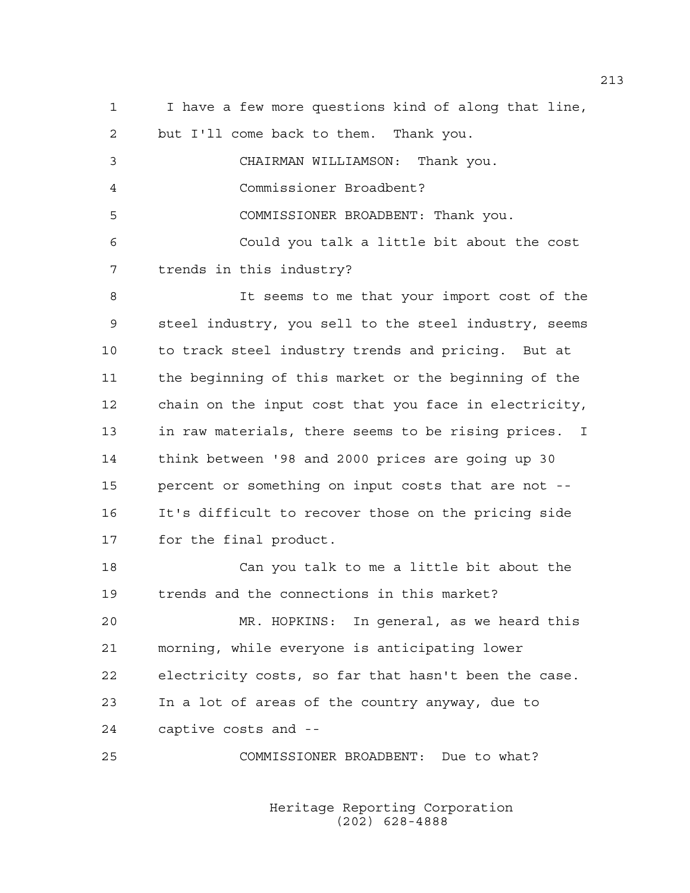I have a few more questions kind of along that line, but I'll come back to them. Thank you.

CHAIRMAN WILLIAMSON: Thank you.

Commissioner Broadbent?

COMMISSIONER BROADBENT: Thank you.

Could you talk a little bit about the cost trends in this industry?

It seems to me that your import cost of the steel industry, you sell to the steel industry, seems to track steel industry trends and pricing. But at the beginning of this market or the beginning of the chain on the input cost that you face in electricity, in raw materials, there seems to be rising prices. I think between '98 and 2000 prices are going up 30 percent or something on input costs that are not -- It's difficult to recover those on the pricing side for the final product.

Can you talk to me a little bit about the trends and the connections in this market?

MR. HOPKINS: In general, as we heard this morning, while everyone is anticipating lower electricity costs, so far that hasn't been the case. In a lot of areas of the country anyway, due to captive costs and --

COMMISSIONER BROADBENT: Due to what?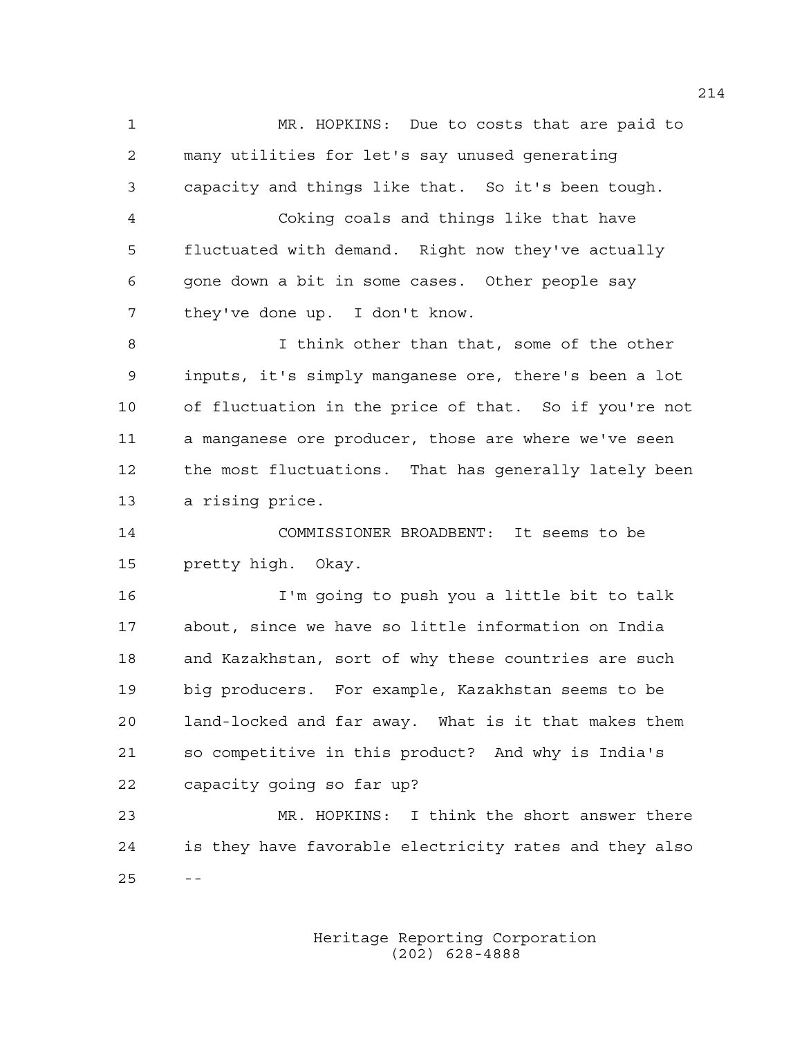MR. HOPKINS: Due to costs that are paid to many utilities for let's say unused generating capacity and things like that. So it's been tough.

Coking coals and things like that have fluctuated with demand. Right now they've actually gone down a bit in some cases. Other people say they've done up. I don't know.

I think other than that, some of the other inputs, it's simply manganese ore, there's been a lot of fluctuation in the price of that. So if you're not a manganese ore producer, those are where we've seen the most fluctuations. That has generally lately been a rising price.

COMMISSIONER BROADBENT: It seems to be pretty high. Okay.

I'm going to push you a little bit to talk about, since we have so little information on India and Kazakhstan, sort of why these countries are such big producers. For example, Kazakhstan seems to be land-locked and far away. What is it that makes them so competitive in this product? And why is India's capacity going so far up?

MR. HOPKINS: I think the short answer there is they have favorable electricity rates and they also --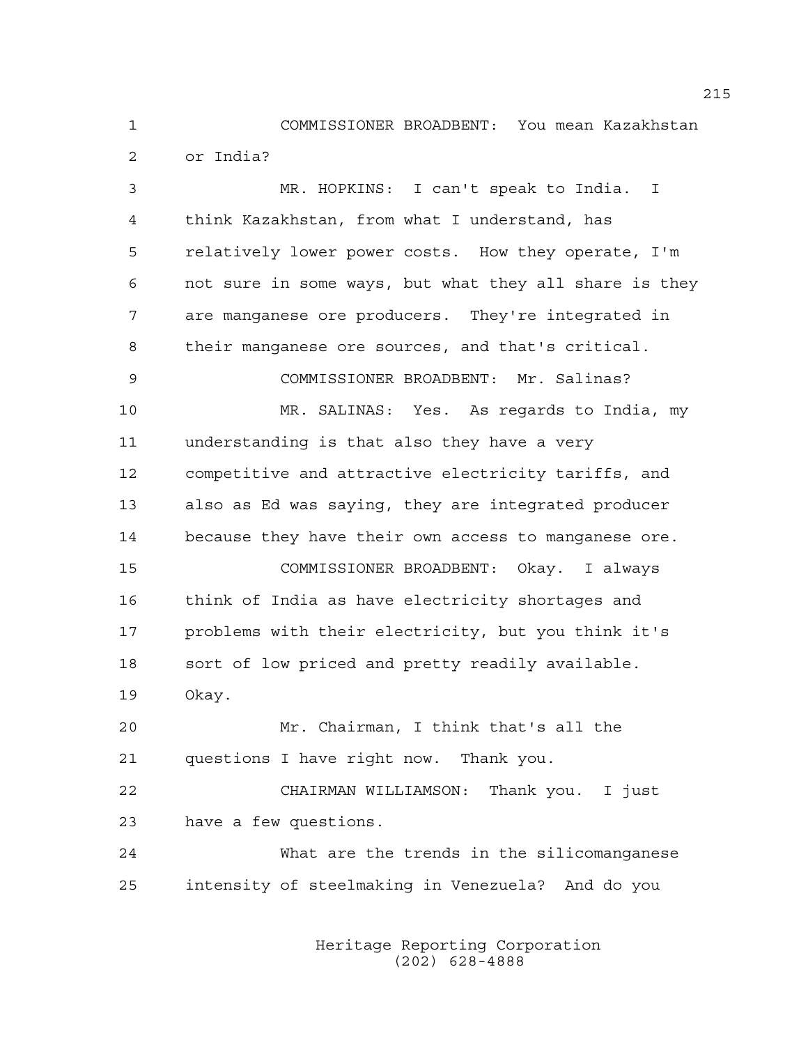COMMISSIONER BROADBENT: You mean Kazakhstan or India?

MR. HOPKINS: I can't speak to India. I think Kazakhstan, from what I understand, has relatively lower power costs. How they operate, I'm not sure in some ways, but what they all share is they are manganese ore producers. They're integrated in their manganese ore sources, and that's critical.

COMMISSIONER BROADBENT: Mr. Salinas?

MR. SALINAS: Yes. As regards to India, my understanding is that also they have a very competitive and attractive electricity tariffs, and also as Ed was saying, they are integrated producer because they have their own access to manganese ore.

COMMISSIONER BROADBENT: Okay. I always think of India as have electricity shortages and problems with their electricity, but you think it's sort of low priced and pretty readily available. Okay.

Mr. Chairman, I think that's all the questions I have right now. Thank you.

CHAIRMAN WILLIAMSON: Thank you. I just have a few questions.

What are the trends in the silicomanganese intensity of steelmaking in Venezuela? And do you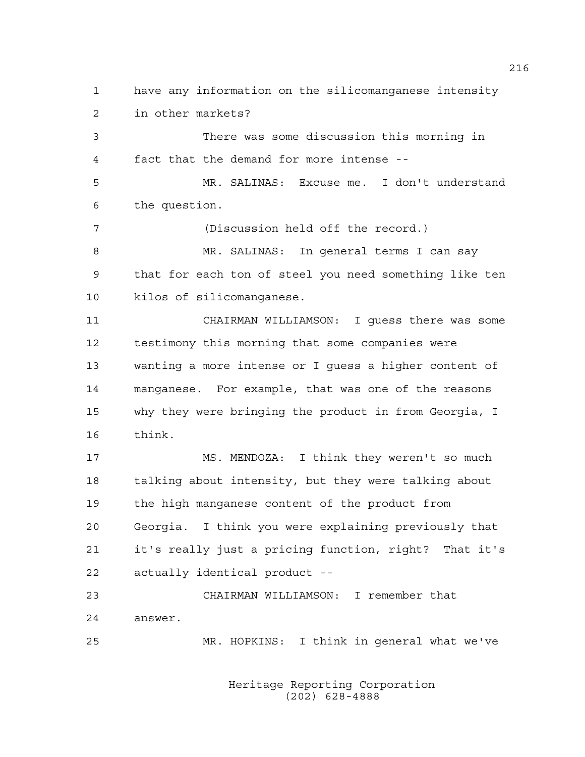have any information on the silicomanganese intensity in other markets?

There was some discussion this morning in fact that the demand for more intense --

MR. SALINAS: Excuse me. I don't understand the question.

(Discussion held off the record.)

MR. SALINAS: In general terms I can say that for each ton of steel you need something like ten kilos of silicomanganese.

CHAIRMAN WILLIAMSON: I guess there was some testimony this morning that some companies were wanting a more intense or I guess a higher content of manganese. For example, that was one of the reasons why they were bringing the product in from Georgia, I think.

MS. MENDOZA: I think they weren't so much talking about intensity, but they were talking about the high manganese content of the product from Georgia. I think you were explaining previously that it's really just a pricing function, right? That it's actually identical product --

CHAIRMAN WILLIAMSON: I remember that answer.

MR. HOPKINS: I think in general what we've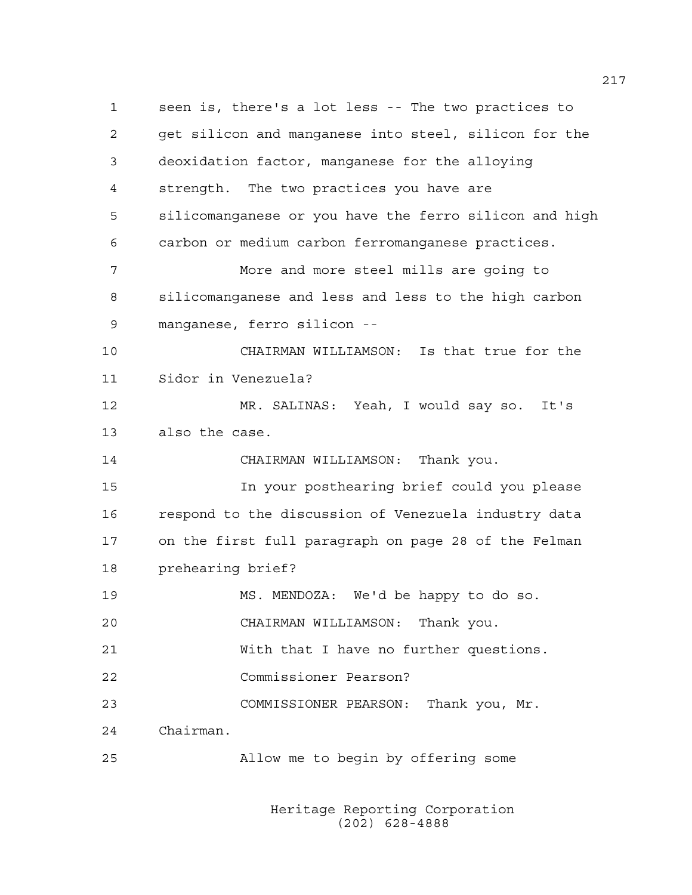seen is, there's a lot less -- The two practices to get silicon and manganese into steel, silicon for the deoxidation factor, manganese for the alloying strength. The two practices you have are silicomanganese or you have the ferro silicon and high carbon or medium carbon ferromanganese practices.

More and more steel mills are going to silicomanganese and less and less to the high carbon manganese, ferro silicon --

CHAIRMAN WILLIAMSON: Is that true for the Sidor in Venezuela?

MR. SALINAS: Yeah, I would say so. It's also the case.

CHAIRMAN WILLIAMSON: Thank you.

In your posthearing brief could you please respond to the discussion of Venezuela industry data on the first full paragraph on page 28 of the Felman prehearing brief?

MS. MENDOZA: We'd be happy to do so.

CHAIRMAN WILLIAMSON: Thank you.

With that I have no further questions.

Commissioner Pearson?

COMMISSIONER PEARSON: Thank you, Mr. Chairman.

Allow me to begin by offering some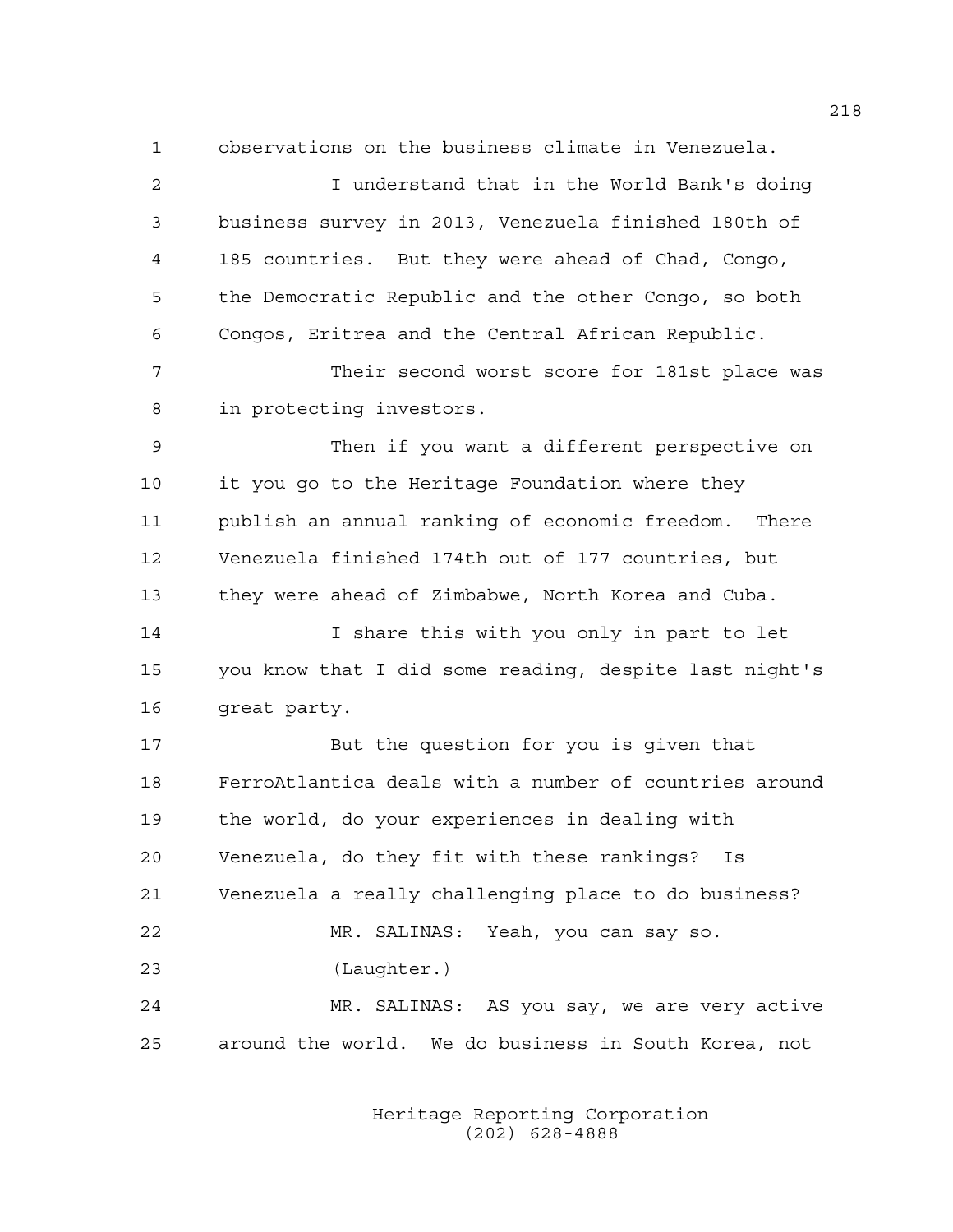1 observations on the business climate in Venezuela.

2 I understand that in the World Bank's doing

3 business survey in 2013, Venezuela finished 180th of

4 185 countries. But they were ahead of Chad, Congo,

5 the Democratic Republic and the other Congo, so both

6 Congos, Eritrea and the Central African Republic.

7 Their second worst score for 181st place was

8 in protecting investors.

9 Then if you want a different perspective on

10 it you go to the Heritage Foundation where they

11 publish an annual ranking of economic freedom. There

12 Venezuela finished 174th out of 177 countries, but

13 they were ahead of Zimbabwe, North Korea and Cuba.

14 I share this with you only in part to let

15 you know that I did some reading, despite last night's

16 great party.

17 But the question for you is given that

18 FerroAtlantica deals with a number of countries around

19 the world, do your experiences in dealing with

20 Venezuela, do they fit with these rankings? Is

21 Venezuela a really challenging place to do business?

22 MR. SALINAS: Yeah, you can say so.

23 (Laughter.)

24 MR. SALINAS: AS you say, we are very active

25 around the world. We do business in South Korea, not

Heritage Reporting Corporation
(202) 628-4888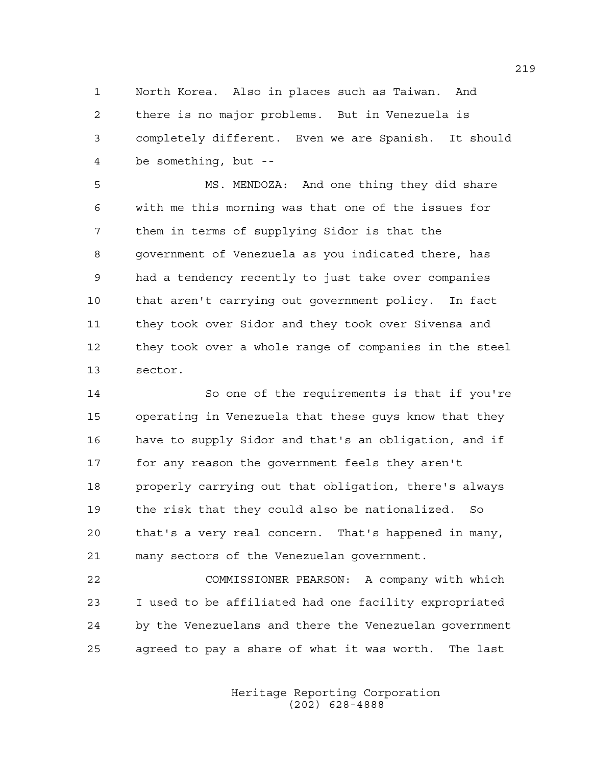North Korea. Also in places such as Taiwan. And there is no major problems. But in Venezuela is completely different. Even we are Spanish. It should be something, but --

MS. MENDOZA: And one thing they did share with me this morning was that one of the issues for them in terms of supplying Sidor is that the government of Venezuela as you indicated there, has had a tendency recently to just take over companies that aren't carrying out government policy. In fact they took over Sidor and they took over Sivensa and they took over a whole range of companies in the steel sector.

So one of the requirements is that if you're operating in Venezuela that these guys know that they have to supply Sidor and that's an obligation, and if for any reason the government feels they aren't properly carrying out that obligation, there's always the risk that they could also be nationalized. So that's a very real concern. That's happened in many, many sectors of the Venezuelan government.

COMMISSIONER PEARSON: A company with which I used to be affiliated had one facility expropriated by the Venezuelans and there the Venezuelan government agreed to pay a share of what it was worth. The last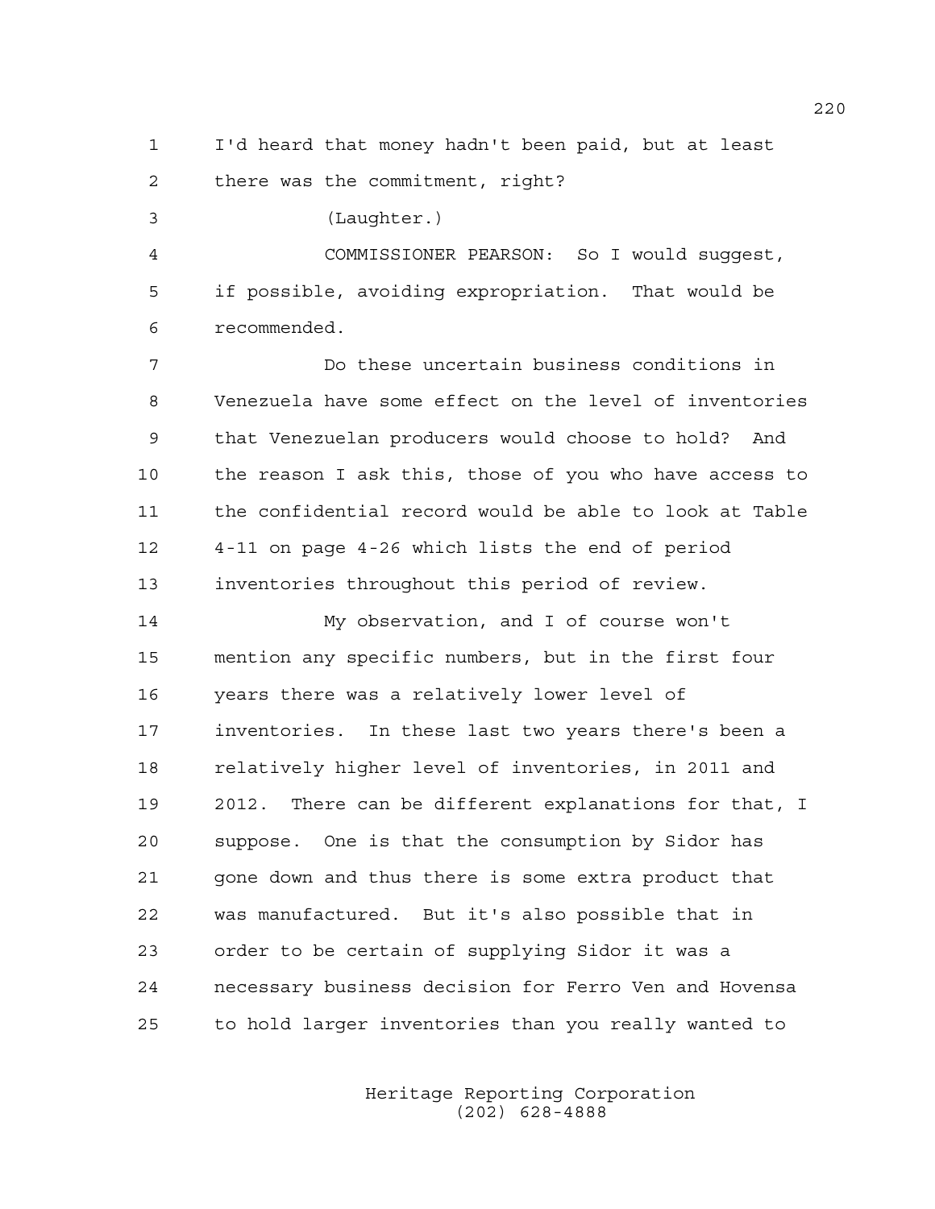I'd heard that money hadn't been paid, but at least there was the commitment, right?

(Laughter.)

COMMISSIONER PEARSON: So I would suggest, if possible, avoiding expropriation. That would be recommended.

Do these uncertain business conditions in Venezuela have some effect on the level of inventories that Venezuelan producers would choose to hold? And the reason I ask this, those of you who have access to the confidential record would be able to look at Table 4-11 on page 4-26 which lists the end of period inventories throughout this period of review.

My observation, and I of course won't mention any specific numbers, but in the first four years there was a relatively lower level of inventories. In these last two years there's been a relatively higher level of inventories, in 2011 and 2012. There can be different explanations for that, I suppose. One is that the consumption by Sidor has gone down and thus there is some extra product that was manufactured. But it's also possible that in order to be certain of supplying Sidor it was a necessary business decision for Ferro Ven and Hovensa to hold larger inventories than you really wanted to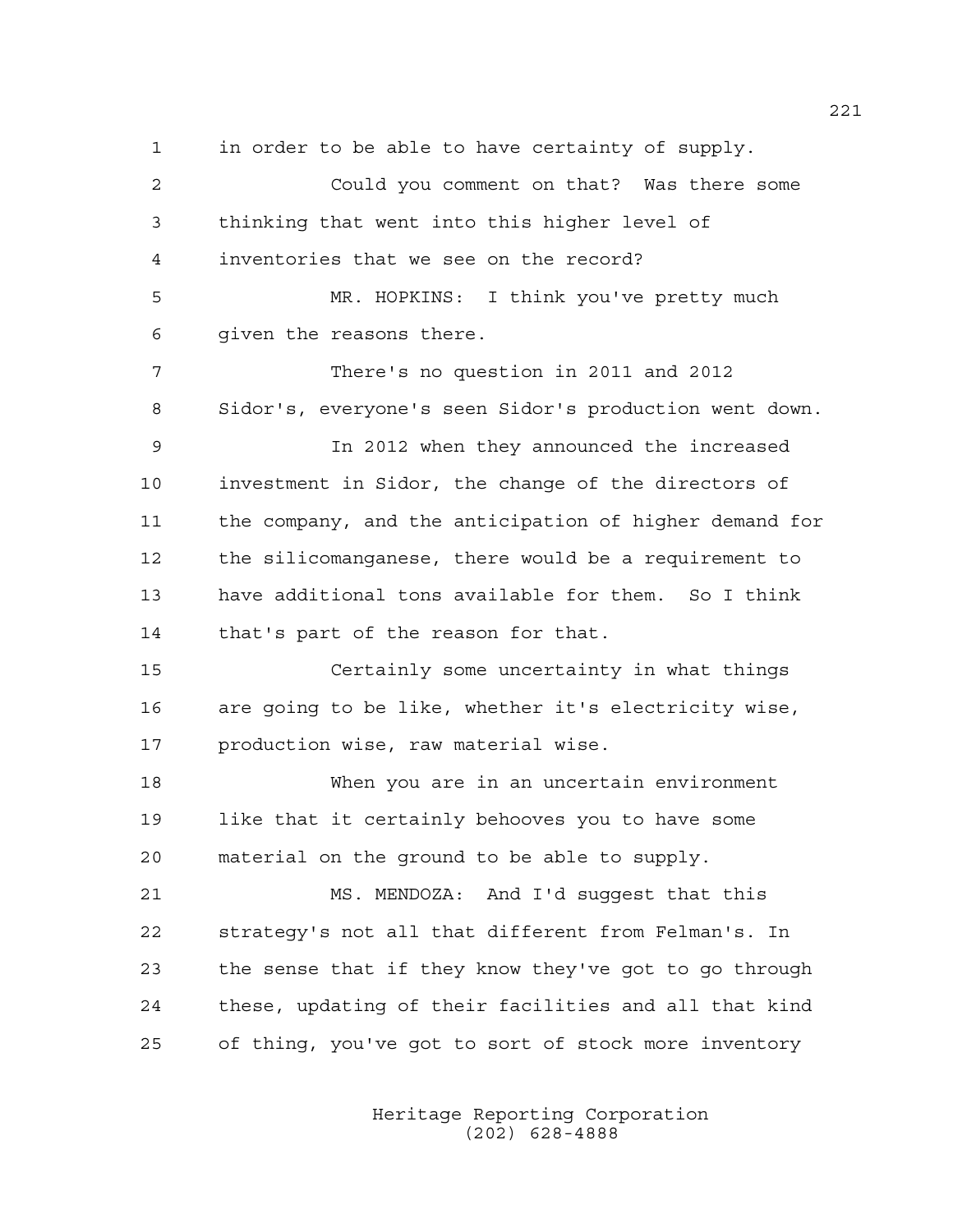in order to be able to have certainty of supply.

Could you comment on that? Was there some thinking that went into this higher level of inventories that we see on the record?

MR. HOPKINS: I think you've pretty much given the reasons there.

There's no question in 2011 and 2012 Sidor's, everyone's seen Sidor's production went down.

In 2012 when they announced the increased investment in Sidor, the change of the directors of the company, and the anticipation of higher demand for the silicomanganese, there would be a requirement to have additional tons available for them. So I think that's part of the reason for that.

Certainly some uncertainty in what things are going to be like, whether it's electricity wise, production wise, raw material wise.

When you are in an uncertain environment like that it certainly behooves you to have some material on the ground to be able to supply.

MS. MENDOZA: And I'd suggest that this strategy's not all that different from Felman's. In the sense that if they know they've got to go through these, updating of their facilities and all that kind of thing, you've got to sort of stock more inventory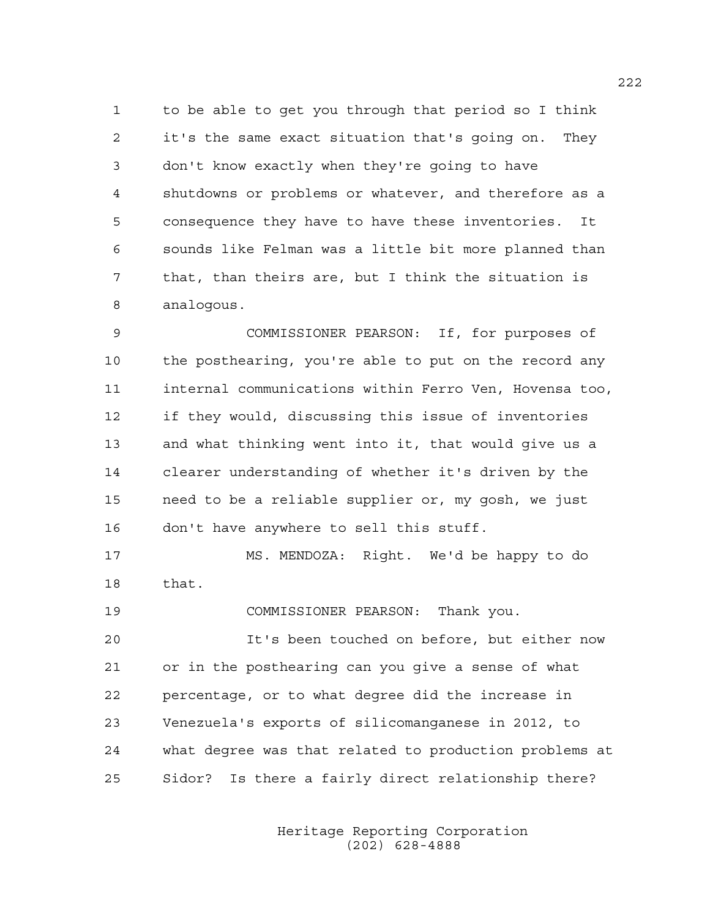to be able to get you through that period so I think it's the same exact situation that's going on. They don't know exactly when they're going to have shutdowns or problems or whatever, and therefore as a consequence they have to have these inventories. It sounds like Felman was a little bit more planned than that, than theirs are, but I think the situation is analogous.

COMMISSIONER PEARSON: If, for purposes of the posthearing, you're able to put on the record any internal communications within Ferro Ven, Hovensa too, if they would, discussing this issue of inventories and what thinking went into it, that would give us a clearer understanding of whether it's driven by the need to be a reliable supplier or, my gosh, we just don't have anywhere to sell this stuff.

MS. MENDOZA: Right. We'd be happy to do that.

COMMISSIONER PEARSON: Thank you.

It's been touched on before, but either now or in the posthearing can you give a sense of what percentage, or to what degree did the increase in Venezuela's exports of silicomanganese in 2012, to what degree was that related to production problems at Sidor? Is there a fairly direct relationship there?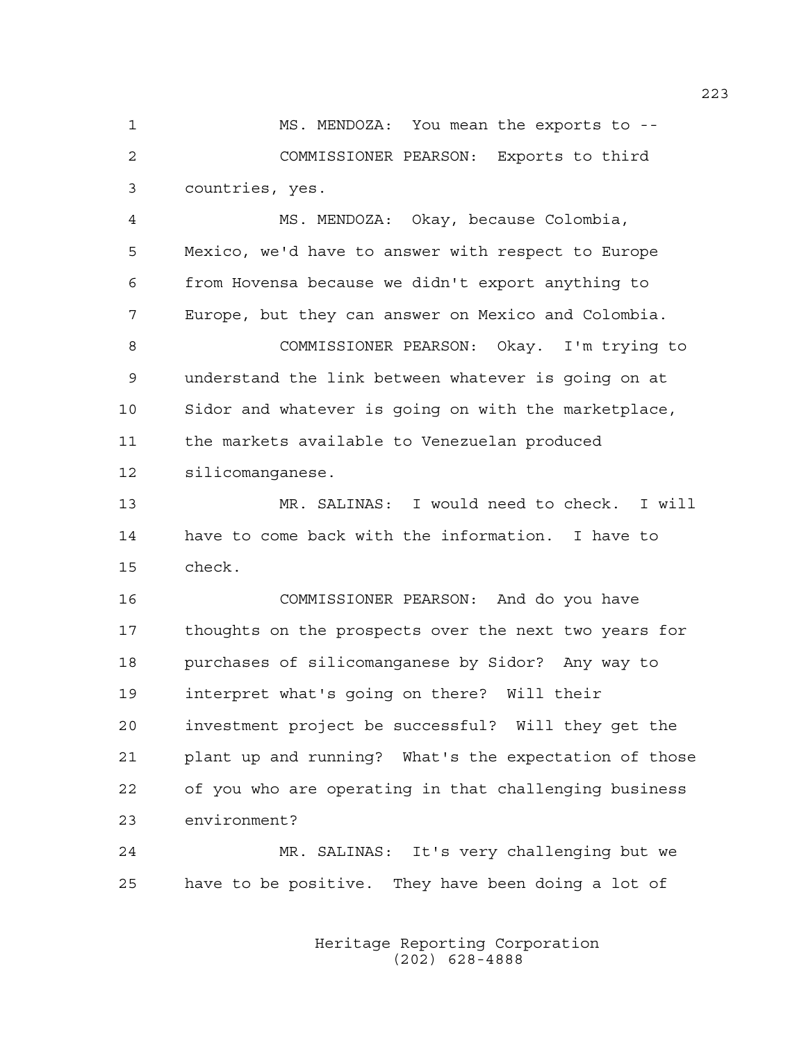MS. MENDOZA: You mean the exports to --

COMMISSIONER PEARSON: Exports to third countries, yes.

MS. MENDOZA: Okay, because Colombia, Mexico, we'd have to answer with respect to Europe from Hovensa because we didn't export anything to Europe, but they can answer on Mexico and Colombia.

COMMISSIONER PEARSON: Okay. I'm trying to understand the link between whatever is going on at Sidor and whatever is going on with the marketplace, the markets available to Venezuelan produced silicomanganese.

MR. SALINAS: I would need to check. I will have to come back with the information. I have to check.

COMMISSIONER PEARSON: And do you have thoughts on the prospects over the next two years for purchases of silicomanganese by Sidor? Any way to interpret what's going on there? Will their investment project be successful? Will they get the plant up and running? What's the expectation of those of you who are operating in that challenging business environment?

MR. SALINAS: It's very challenging but we have to be positive. They have been doing a lot of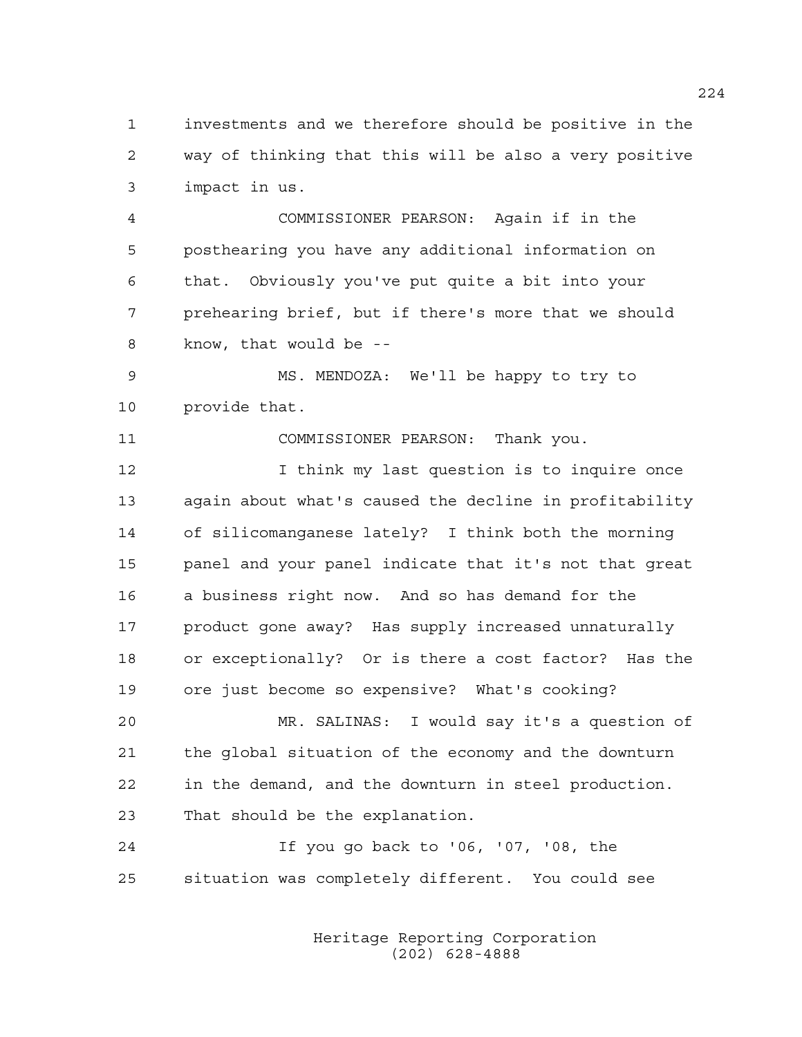investments and we therefore should be positive in the way of thinking that this will be also a very positive impact in us.

COMMISSIONER PEARSON: Again if in the posthearing you have any additional information on that. Obviously you've put quite a bit into your prehearing brief, but if there's more that we should know, that would be --

MS. MENDOZA: We'll be happy to try to provide that.

COMMISSIONER PEARSON: Thank you.

I think my last question is to inquire once again about what's caused the decline in profitability of silicomanganese lately? I think both the morning panel and your panel indicate that it's not that great a business right now. And so has demand for the product gone away? Has supply increased unnaturally or exceptionally? Or is there a cost factor? Has the ore just become so expensive? What's cooking?

MR. SALINAS: I would say it's a question of the global situation of the economy and the downturn in the demand, and the downturn in steel production. That should be the explanation.

If you go back to '06, '07, '08, the situation was completely different. You could see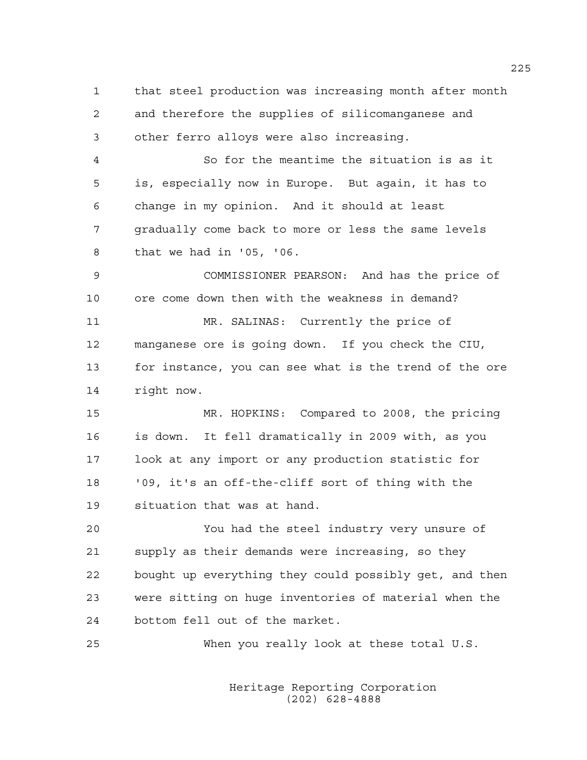that steel production was increasing month after month and therefore the supplies of silicomanganese and other ferro alloys were also increasing.

So for the meantime the situation is as it is, especially now in Europe. But again, it has to change in my opinion. And it should at least gradually come back to more or less the same levels that we had in '05, '06.

COMMISSIONER PEARSON: And has the price of ore come down then with the weakness in demand?

MR. SALINAS: Currently the price of manganese ore is going down. If you check the CIU, for instance, you can see what is the trend of the ore right now.

MR. HOPKINS: Compared to 2008, the pricing is down. It fell dramatically in 2009 with, as you look at any import or any production statistic for '09, it's an off-the-cliff sort of thing with the situation that was at hand.

You had the steel industry very unsure of supply as their demands were increasing, so they bought up everything they could possibly get, and then were sitting on huge inventories of material when the bottom fell out of the market.

When you really look at these total U.S.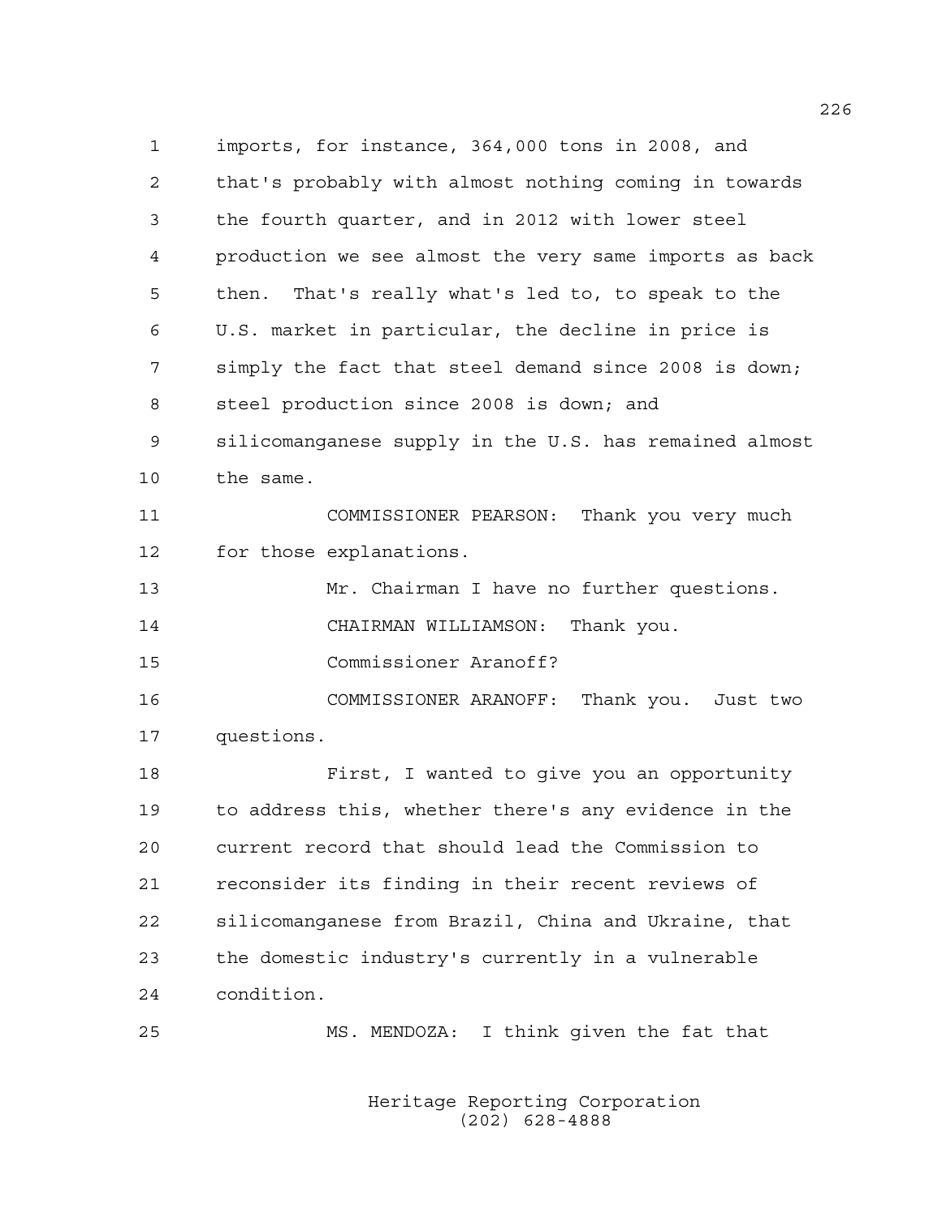1 imports, for instance, 364,000 tons in 2008, and
2 that's probably with almost nothing coming in towards
3 the fourth quarter, and in 2012 with lower steel
4 production we see almost the very same imports as back
5 then. That's really what's led to, to speak to the
6 U.S. market in particular, the decline in price is
7 simply the fact that steel demand since 2008 is down;
8 steel production since 2008 is down; and
9 silicomanganese supply in the U.S. has remained almost
10 the same.

11 COMMISSIONER PEARSON: Thank you very much
12 for those explanations.

13 Mr. Chairman I have no further questions.

14 CHAIRMAN WILLIAMSON: Thank you.

15 Commissioner Aranoff?

16 COMMISSIONER ARANOFF: Thank you. Just two
17 questions.

18 First, I wanted to give you an opportunity
19 to address this, whether there's any evidence in the
20 current record that should lead the Commission to
21 reconsider its finding in their recent reviews of
22 silicomanganese from Brazil, China and Ukraine, that
23 the domestic industry's currently in a vulnerable
24 condition.

25 MS. MENDOZA: I think given the fat that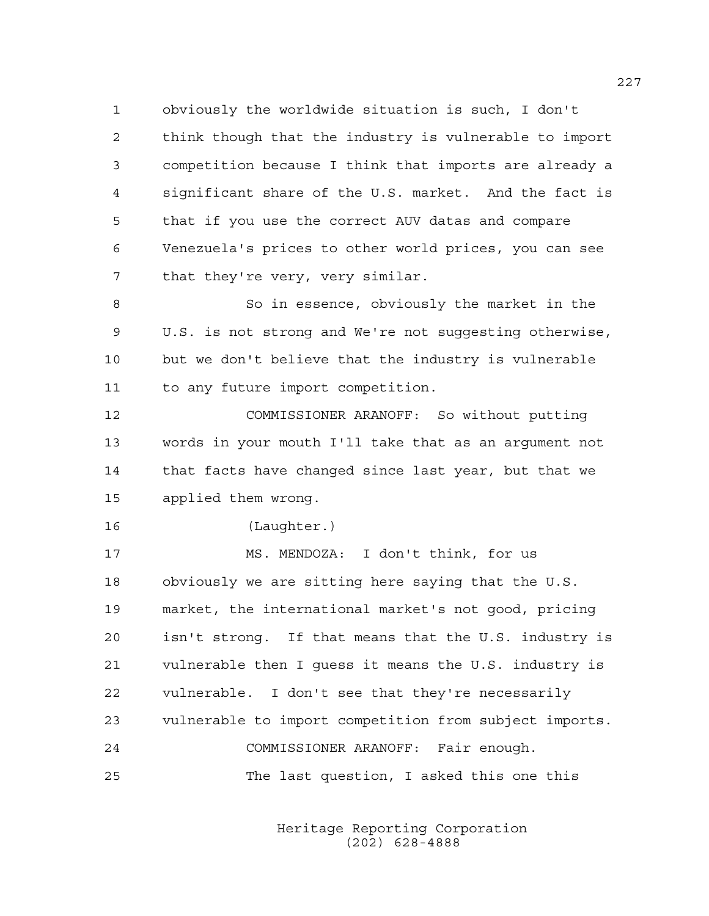obviously the worldwide situation is such, I don't think though that the industry is vulnerable to import competition because I think that imports are already a significant share of the U.S. market. And the fact is that if you use the correct AUV datas and compare Venezuela's prices to other world prices, you can see that they're very, very similar.

So in essence, obviously the market in the U.S. is not strong and We're not suggesting otherwise, but we don't believe that the industry is vulnerable to any future import competition.

COMMISSIONER ARANOFF: So without putting words in your mouth I'll take that as an argument not that facts have changed since last year, but that we applied them wrong.

(Laughter.)

MS. MENDOZA: I don't think, for us obviously we are sitting here saying that the U.S. market, the international market's not good, pricing isn't strong. If that means that the U.S. industry is vulnerable then I guess it means the U.S. industry is vulnerable. I don't see that they're necessarily vulnerable to import competition from subject imports.

COMMISSIONER ARANOFF: Fair enough.

The last question, I asked this one this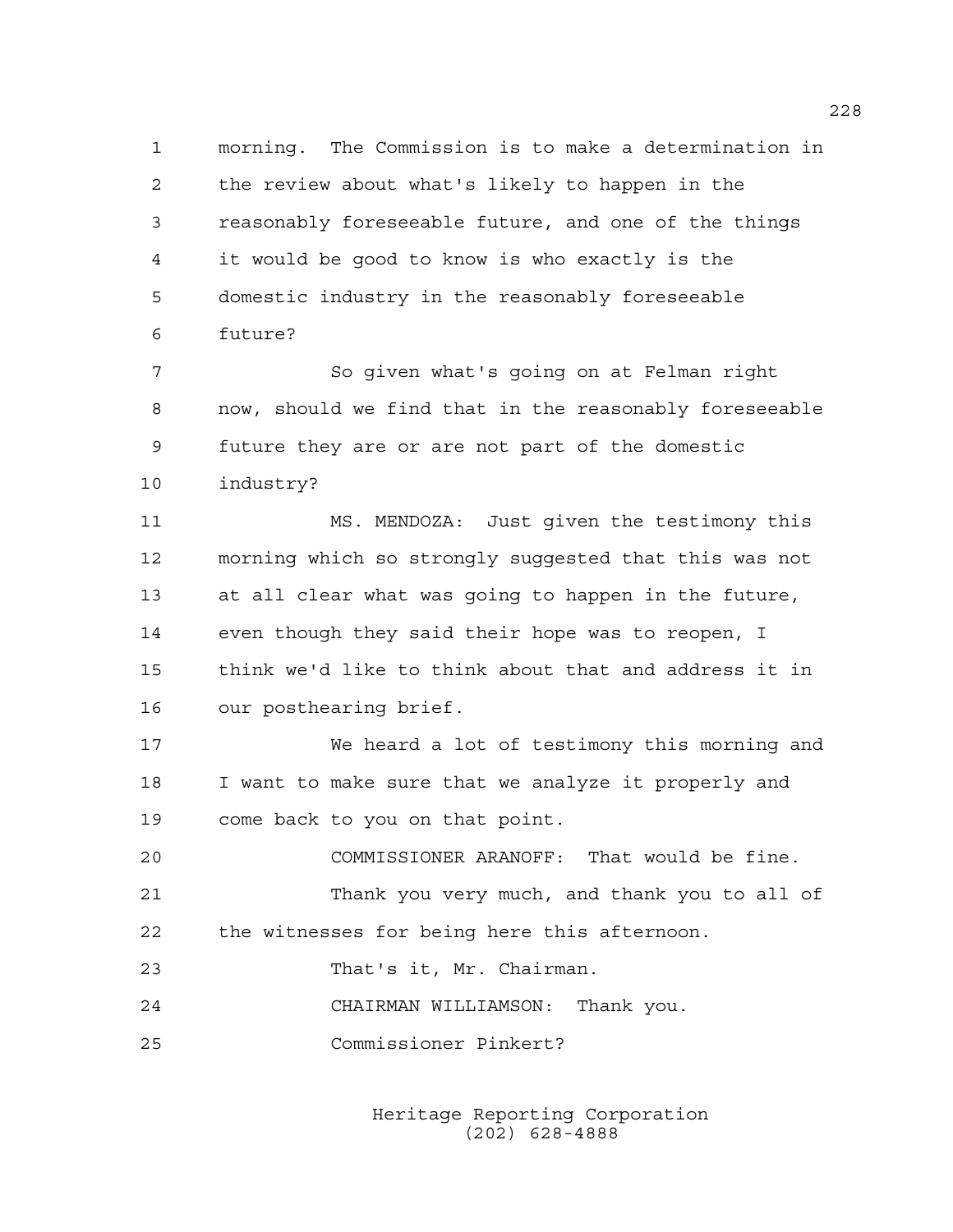morning. The Commission is to make a determination in the review about what's likely to happen in the reasonably foreseeable future, and one of the things it would be good to know is who exactly is the domestic industry in the reasonably foreseeable future?

So given what's going on at Felman right now, should we find that in the reasonably foreseeable future they are or are not part of the domestic industry?

MS. MENDOZA: Just given the testimony this morning which so strongly suggested that this was not at all clear what was going to happen in the future, even though they said their hope was to reopen, I think we'd like to think about that and address it in our posthearing brief.

We heard a lot of testimony this morning and I want to make sure that we analyze it properly and come back to you on that point.

COMMISSIONER ARANOFF: That would be fine.

Thank you very much, and thank you to all of the witnesses for being here this afternoon.

That's it, Mr. Chairman.

CHAIRMAN WILLIAMSON: Thank you.

Commissioner Pinkert?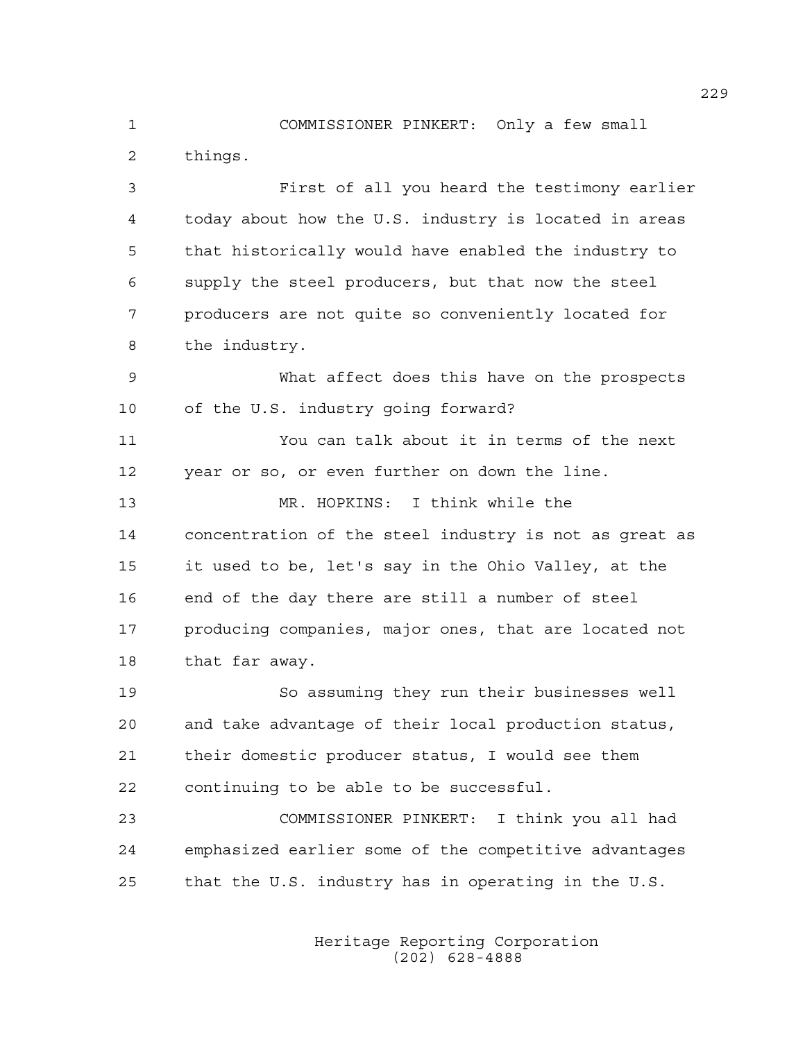COMMISSIONER PINKERT: Only a few small things.

First of all you heard the testimony earlier today about how the U.S. industry is located in areas that historically would have enabled the industry to supply the steel producers, but that now the steel producers are not quite so conveniently located for the industry.

What affect does this have on the prospects of the U.S. industry going forward?

You can talk about it in terms of the next year or so, or even further on down the line.

MR. HOPKINS: I think while the concentration of the steel industry is not as great as it used to be, let's say in the Ohio Valley, at the end of the day there are still a number of steel producing companies, major ones, that are located not that far away.

So assuming they run their businesses well and take advantage of their local production status, their domestic producer status, I would see them continuing to be able to be successful.

COMMISSIONER PINKERT: I think you all had emphasized earlier some of the competitive advantages that the U.S. industry has in operating in the U.S.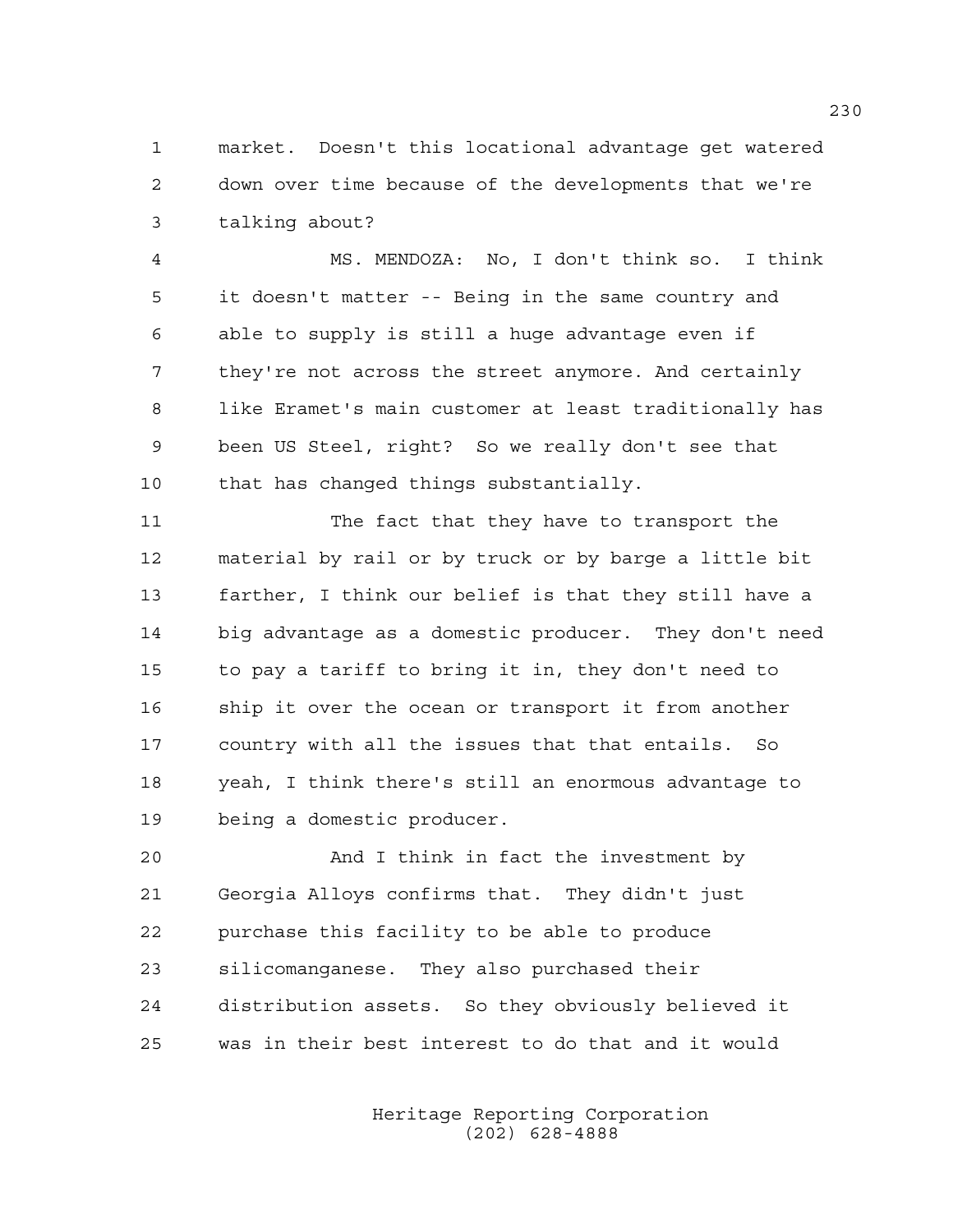market. Doesn't this locational advantage get watered down over time because of the developments that we're talking about?

MS. MENDOZA: No, I don't think so. I think it doesn't matter -- Being in the same country and able to supply is still a huge advantage even if they're not across the street anymore. And certainly like Eramet's main customer at least traditionally has been US Steel, right? So we really don't see that that has changed things substantially.

The fact that they have to transport the material by rail or by truck or by barge a little bit farther, I think our belief is that they still have a big advantage as a domestic producer. They don't need to pay a tariff to bring it in, they don't need to ship it over the ocean or transport it from another country with all the issues that that entails. So yeah, I think there's still an enormous advantage to being a domestic producer.

And I think in fact the investment by Georgia Alloys confirms that. They didn't just purchase this facility to be able to produce silicomanganese. They also purchased their distribution assets. So they obviously believed it was in their best interest to do that and it would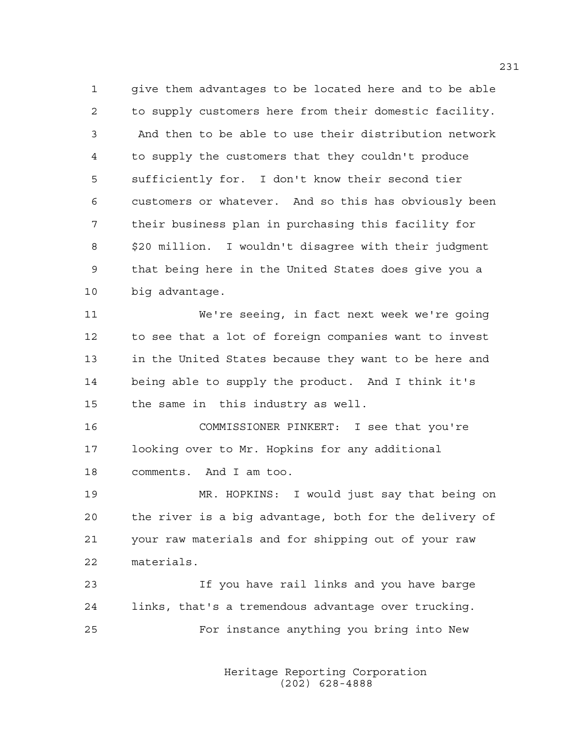give them advantages to be located here and to be able to supply customers here from their domestic facility. And then to be able to use their distribution network to supply the customers that they couldn't produce sufficiently for. I don't know their second tier customers or whatever. And so this has obviously been their business plan in purchasing this facility for $20 million. I wouldn't disagree with their judgment that being here in the United States does give you a big advantage.

We're seeing, in fact next week we're going to see that a lot of foreign companies want to invest in the United States because they want to be here and being able to supply the product. And I think it's the same in this industry as well.

COMMISSIONER PINKERT: I see that you're looking over to Mr. Hopkins for any additional comments. And I am too.

MR. HOPKINS: I would just say that being on the river is a big advantage, both for the delivery of your raw materials and for shipping out of your raw materials.

If you have rail links and you have barge links, that's a tremendous advantage over trucking.

For instance anything you bring into New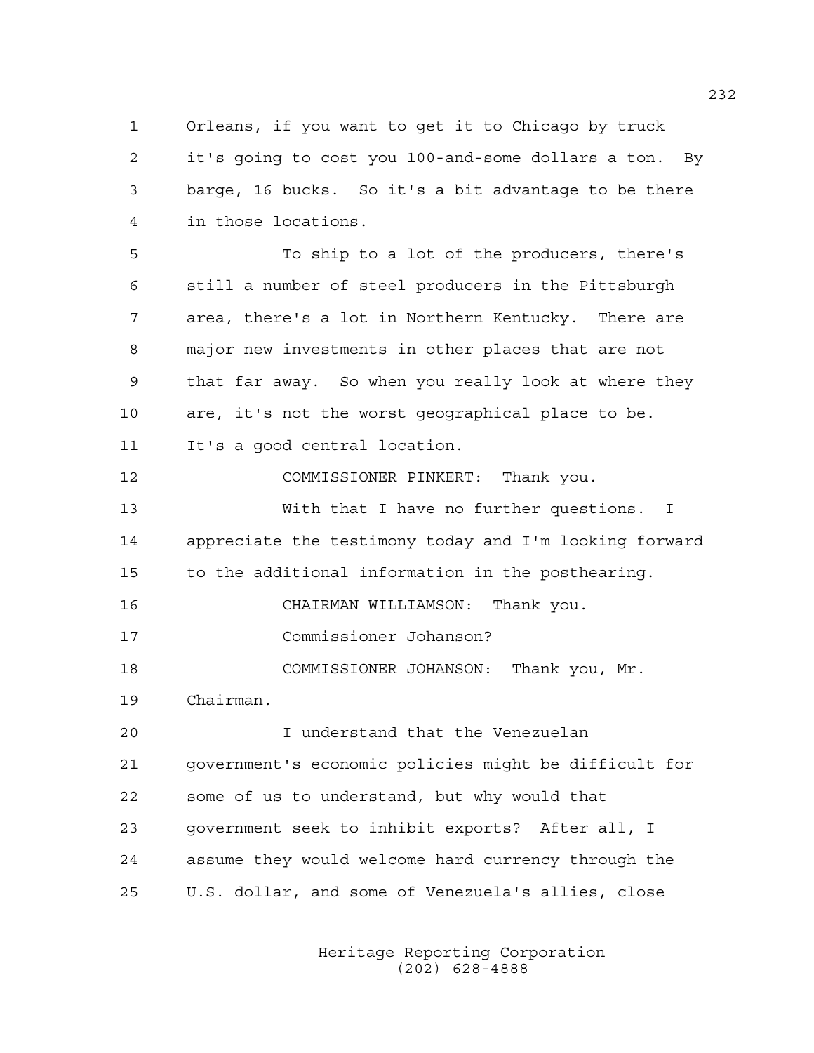Orleans, if you want to get it to Chicago by truck it's going to cost you 100-and-some dollars a ton. By barge, 16 bucks. So it's a bit advantage to be there in those locations.

To ship to a lot of the producers, there's still a number of steel producers in the Pittsburgh area, there's a lot in Northern Kentucky. There are major new investments in other places that are not that far away. So when you really look at where they are, it's not the worst geographical place to be. It's a good central location.

COMMISSIONER PINKERT: Thank you.

With that I have no further questions. I appreciate the testimony today and I'm looking forward to the additional information in the posthearing.

CHAIRMAN WILLIAMSON: Thank you.

Commissioner Johanson?

COMMISSIONER JOHANSON: Thank you, Mr. Chairman.

I understand that the Venezuelan government's economic policies might be difficult for some of us to understand, but why would that government seek to inhibit exports? After all, I assume they would welcome hard currency through the U.S. dollar, and some of Venezuela's allies, close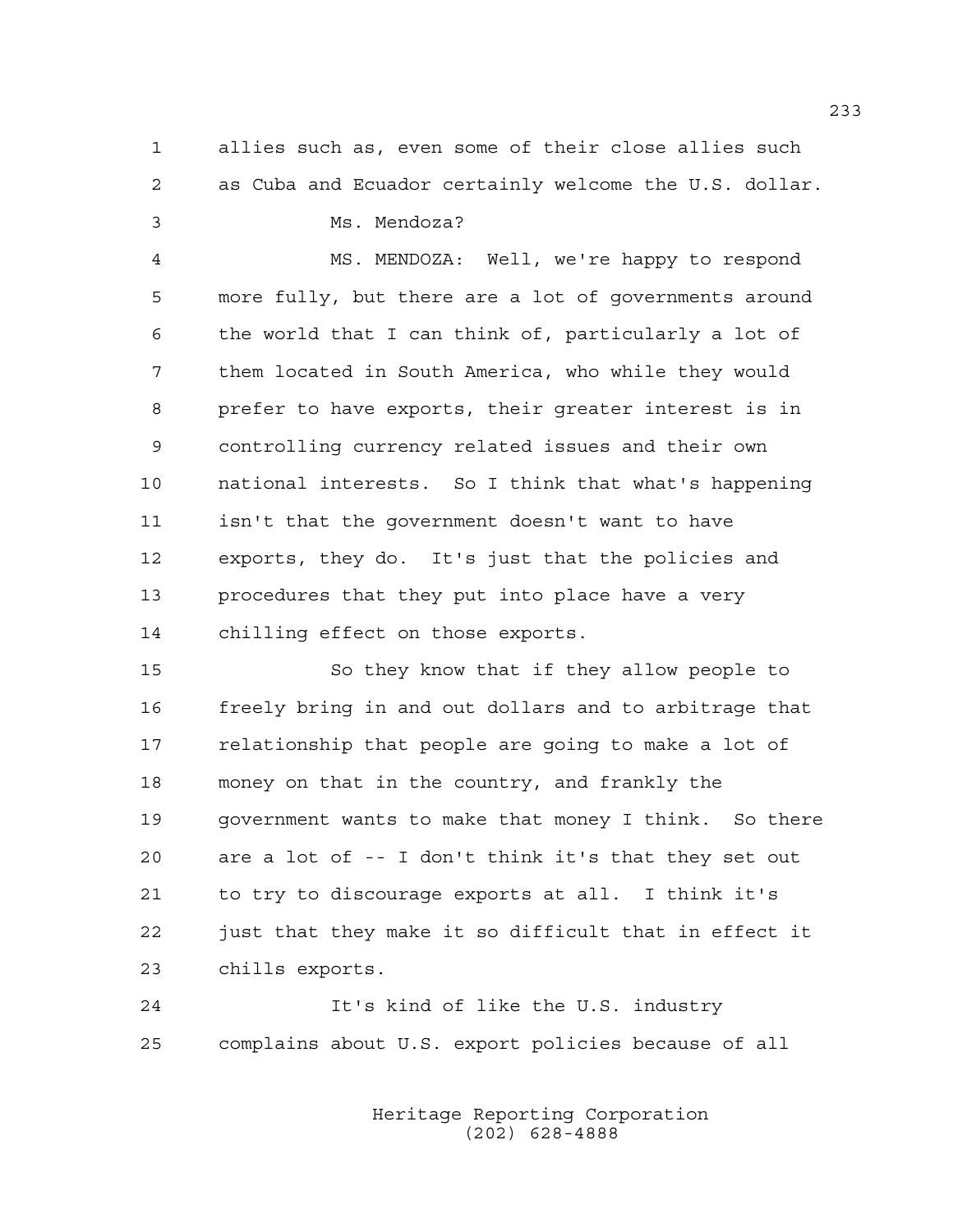allies such as, even some of their close allies such as Cuba and Ecuador certainly welcome the U.S. dollar.

Ms. Mendoza?

MS. MENDOZA: Well, we're happy to respond more fully, but there are a lot of governments around the world that I can think of, particularly a lot of them located in South America, who while they would prefer to have exports, their greater interest is in controlling currency related issues and their own national interests. So I think that what's happening isn't that the government doesn't want to have exports, they do. It's just that the policies and procedures that they put into place have a very chilling effect on those exports.

So they know that if they allow people to freely bring in and out dollars and to arbitrage that relationship that people are going to make a lot of money on that in the country, and frankly the government wants to make that money I think. So there are a lot of -- I don't think it's that they set out to try to discourage exports at all. I think it's just that they make it so difficult that in effect it chills exports.

It's kind of like the U.S. industry complains about U.S. export policies because of all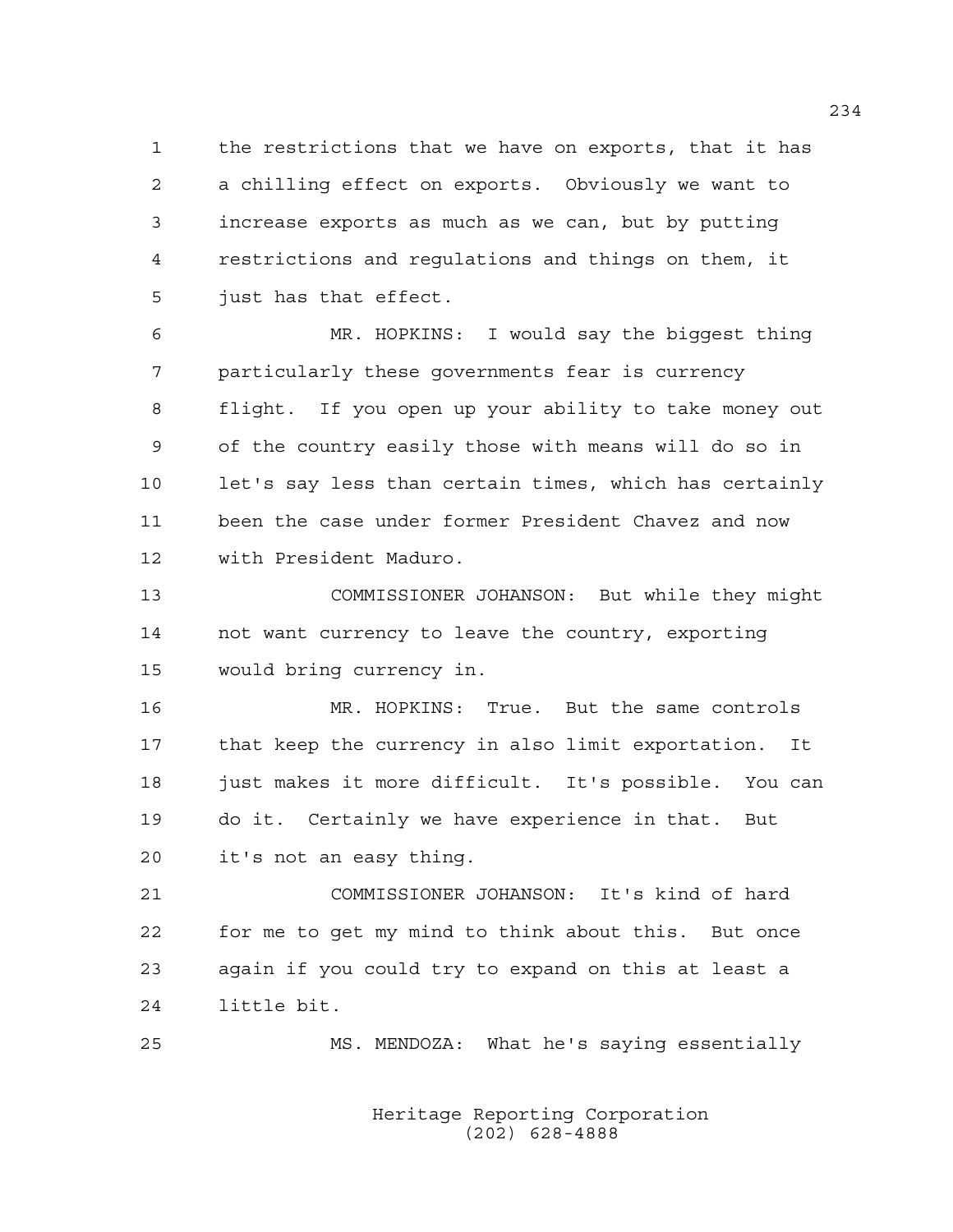the restrictions that we have on exports, that it has a chilling effect on exports. Obviously we want to increase exports as much as we can, but by putting restrictions and regulations and things on them, it just has that effect.

MR. HOPKINS: I would say the biggest thing particularly these governments fear is currency flight. If you open up your ability to take money out of the country easily those with means will do so in let's say less than certain times, which has certainly been the case under former President Chavez and now with President Maduro.

COMMISSIONER JOHANSON: But while they might not want currency to leave the country, exporting would bring currency in.

MR. HOPKINS: True. But the same controls that keep the currency in also limit exportation. It just makes it more difficult. It's possible. You can do it. Certainly we have experience in that. But it's not an easy thing.

COMMISSIONER JOHANSON: It's kind of hard for me to get my mind to think about this. But once again if you could try to expand on this at least a little bit.

MS. MENDOZA: What he's saying essentially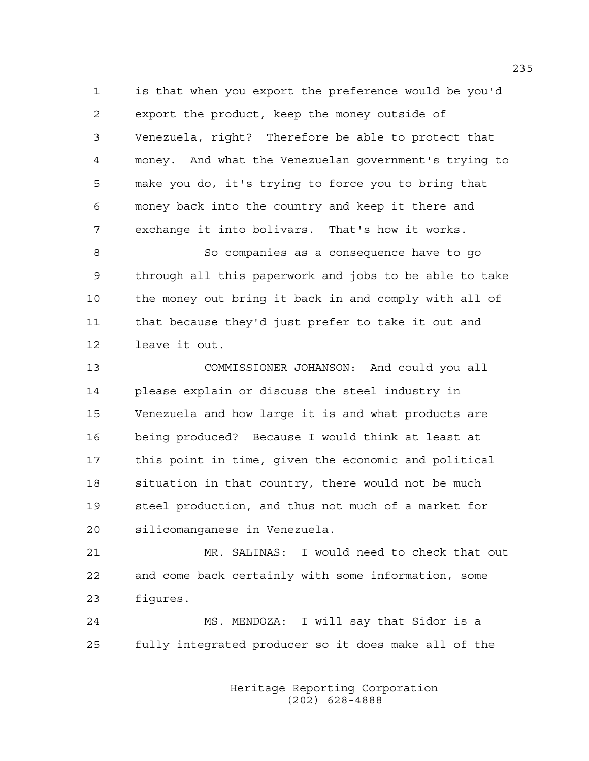is that when you export the preference would be you'd export the product, keep the money outside of Venezuela, right? Therefore be able to protect that money. And what the Venezuelan government's trying to make you do, it's trying to force you to bring that money back into the country and keep it there and exchange it into bolivars. That's how it works.

So companies as a consequence have to go through all this paperwork and jobs to be able to take the money out bring it back in and comply with all of that because they'd just prefer to take it out and leave it out.

COMMISSIONER JOHANSON: And could you all please explain or discuss the steel industry in Venezuela and how large it is and what products are being produced? Because I would think at least at this point in time, given the economic and political situation in that country, there would not be much steel production, and thus not much of a market for silicomanganese in Venezuela.

MR. SALINAS: I would need to check that out and come back certainly with some information, some figures.

MS. MENDOZA: I will say that Sidor is a fully integrated producer so it does make all of the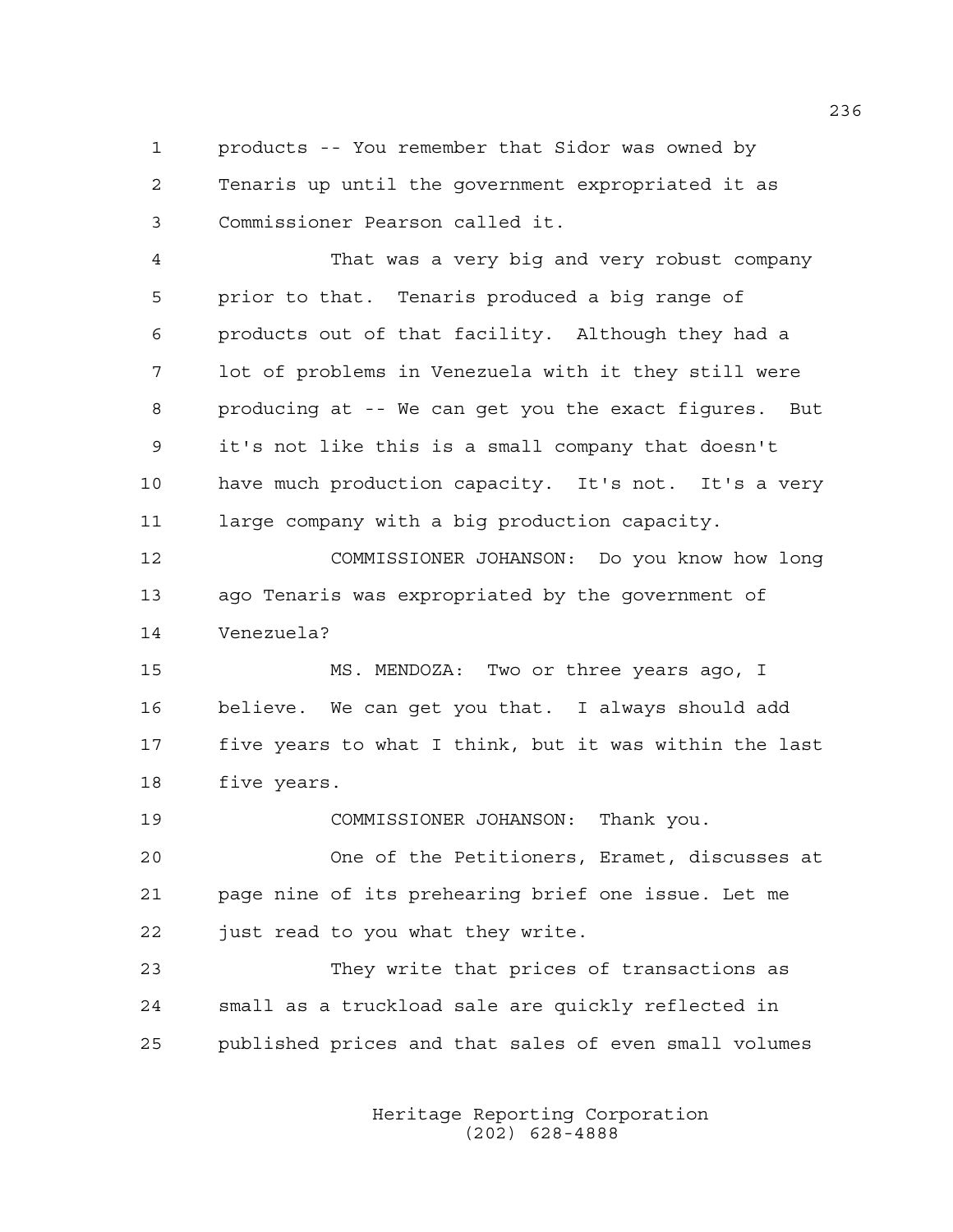products -- You remember that Sidor was owned by Tenaris up until the government expropriated it as Commissioner Pearson called it.

That was a very big and very robust company prior to that. Tenaris produced a big range of products out of that facility. Although they had a lot of problems in Venezuela with it they still were producing at -- We can get you the exact figures. But it's not like this is a small company that doesn't have much production capacity. It's not. It's a very large company with a big production capacity.

COMMISSIONER JOHANSON: Do you know how long ago Tenaris was expropriated by the government of Venezuela?

MS. MENDOZA: Two or three years ago, I believe. We can get you that. I always should add five years to what I think, but it was within the last five years.

COMMISSIONER JOHANSON: Thank you.

One of the Petitioners, Eramet, discusses at page nine of its prehearing brief one issue. Let me just read to you what they write.

They write that prices of transactions as small as a truckload sale are quickly reflected in published prices and that sales of even small volumes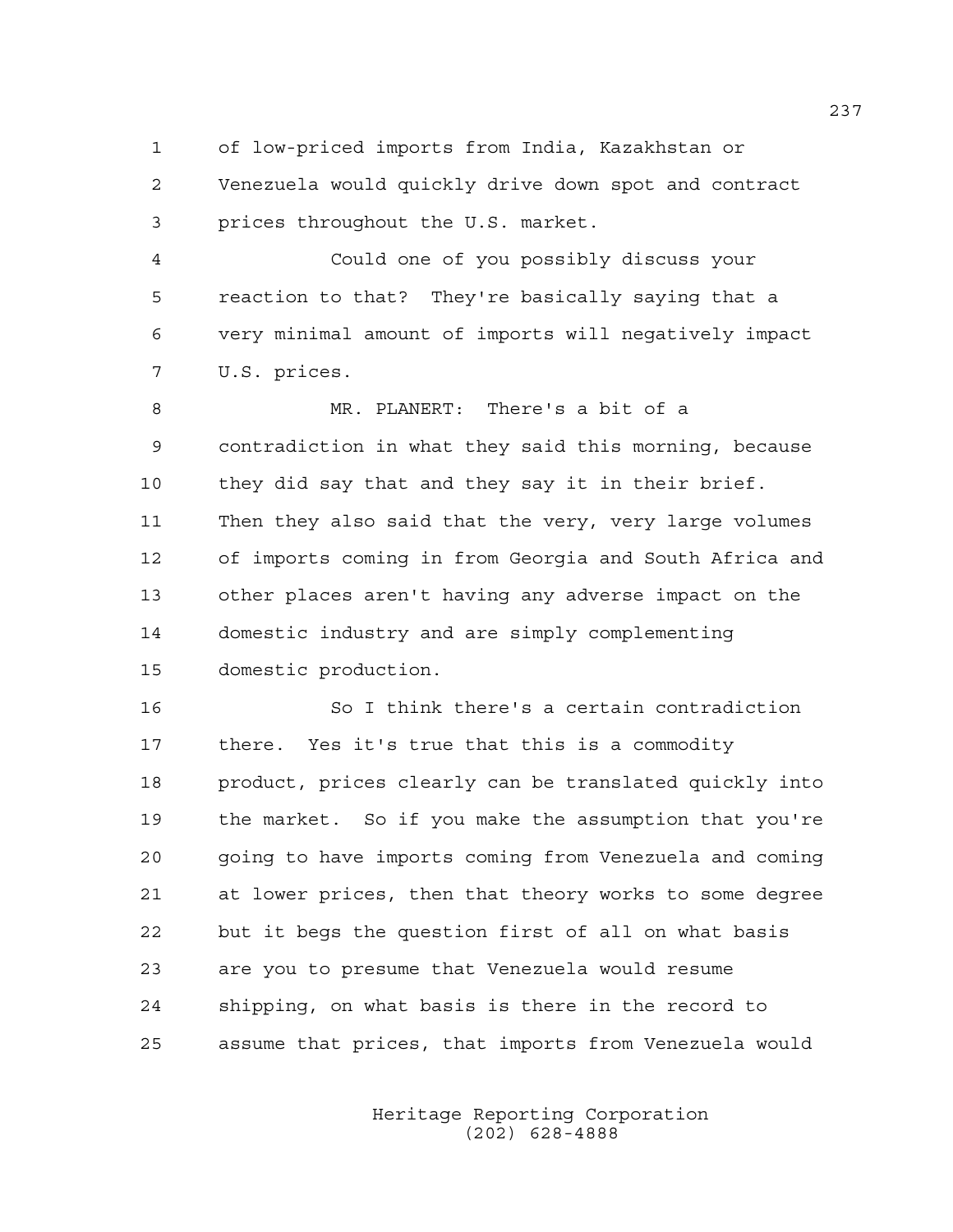of low-priced imports from India, Kazakhstan or Venezuela would quickly drive down spot and contract prices throughout the U.S. market.

Could one of you possibly discuss your reaction to that? They're basically saying that a very minimal amount of imports will negatively impact U.S. prices.

MR. PLANERT: There's a bit of a contradiction in what they said this morning, because they did say that and they say it in their brief. Then they also said that the very, very large volumes of imports coming in from Georgia and South Africa and other places aren't having any adverse impact on the domestic industry and are simply complementing domestic production.

So I think there's a certain contradiction there. Yes it's true that this is a commodity product, prices clearly can be translated quickly into the market. So if you make the assumption that you're going to have imports coming from Venezuela and coming at lower prices, then that theory works to some degree but it begs the question first of all on what basis are you to presume that Venezuela would resume shipping, on what basis is there in the record to assume that prices, that imports from Venezuela would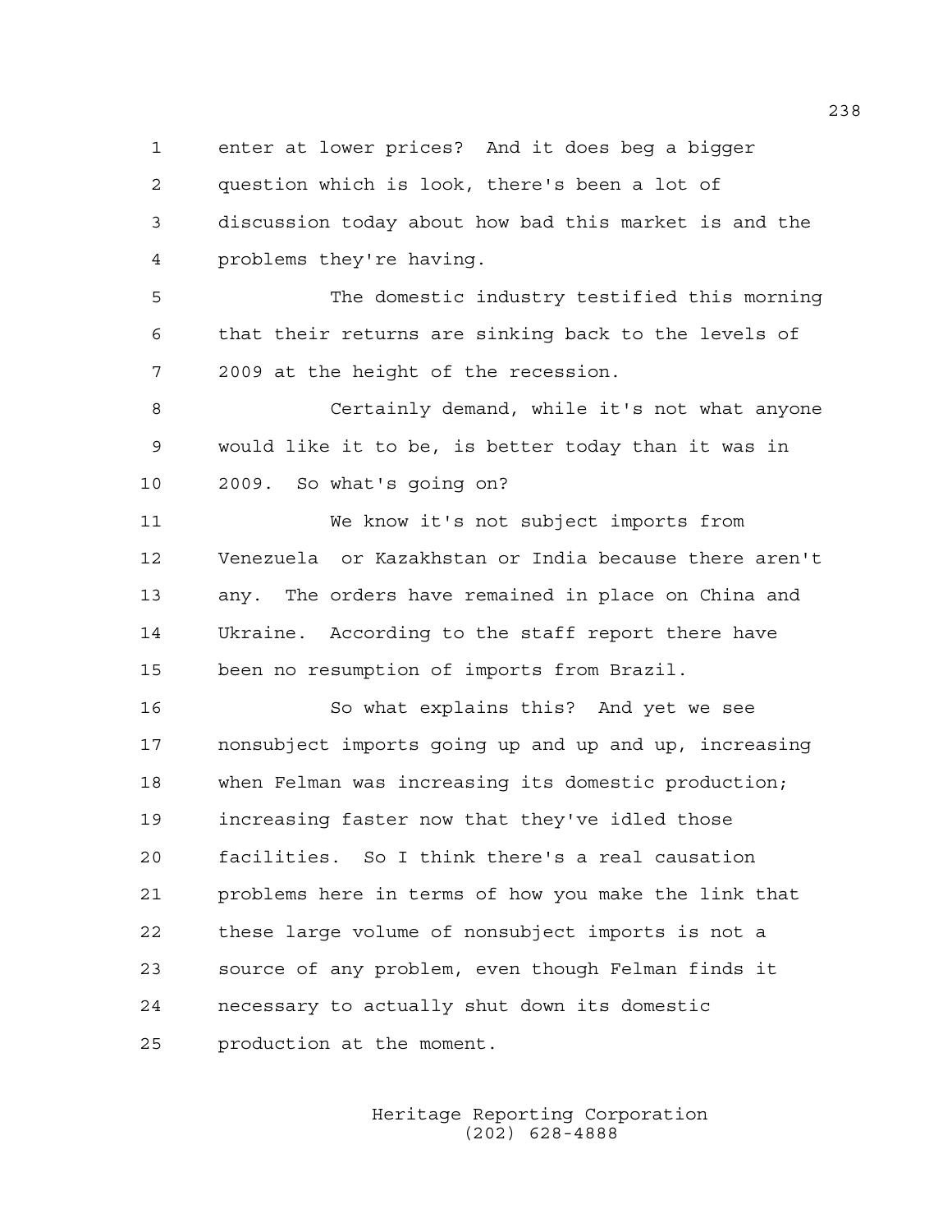enter at lower prices? And it does beg a bigger question which is look, there's been a lot of discussion today about how bad this market is and the problems they're having.

The domestic industry testified this morning that their returns are sinking back to the levels of 2009 at the height of the recession.

Certainly demand, while it's not what anyone would like it to be, is better today than it was in 2009. So what's going on?

We know it's not subject imports from Venezuela or Kazakhstan or India because there aren't any. The orders have remained in place on China and Ukraine. According to the staff report there have been no resumption of imports from Brazil.

So what explains this? And yet we see nonsubject imports going up and up and up, increasing when Felman was increasing its domestic production; increasing faster now that they've idled those facilities. So I think there's a real causation problems here in terms of how you make the link that these large volume of nonsubject imports is not a source of any problem, even though Felman finds it necessary to actually shut down its domestic production at the moment.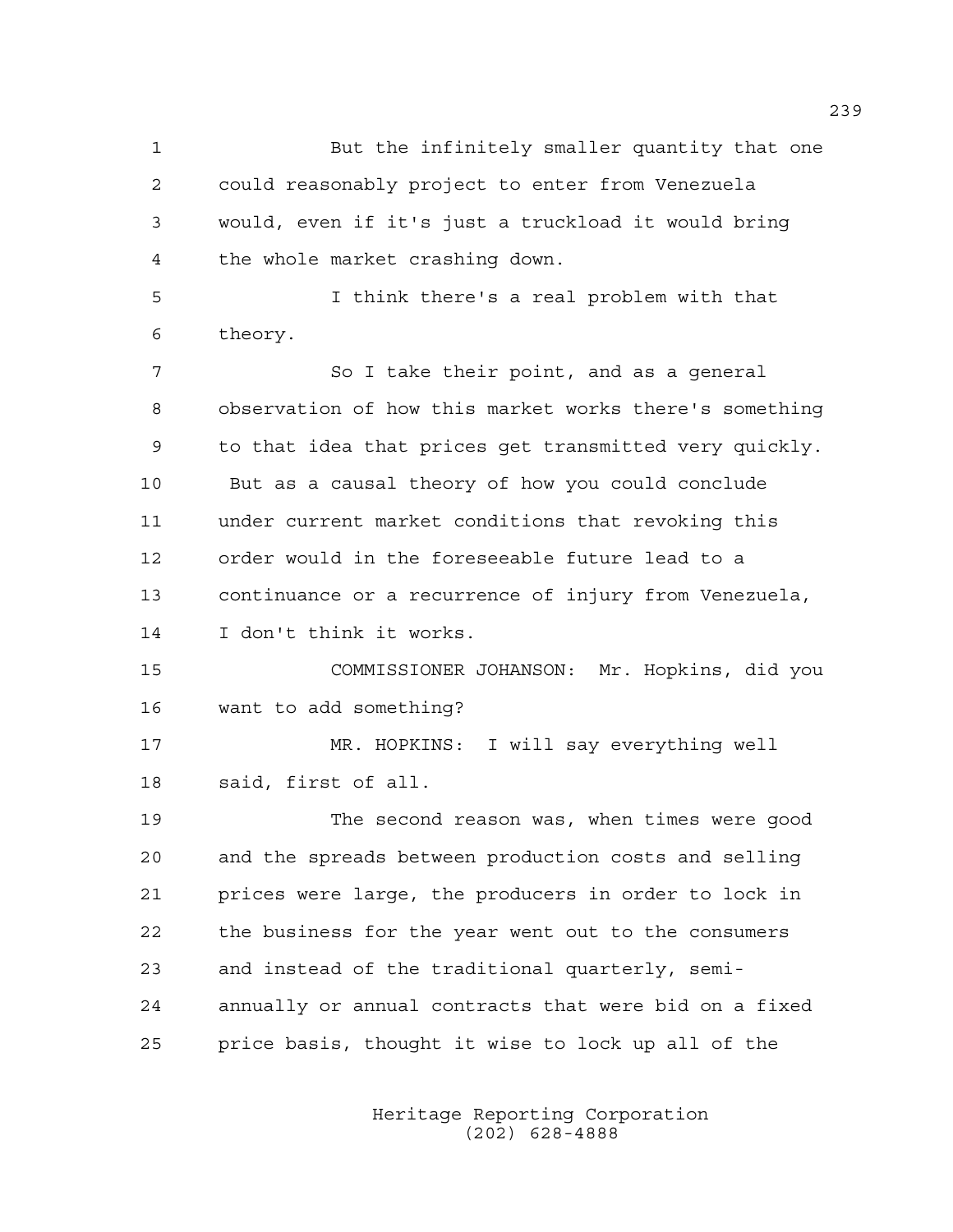But the infinitely smaller quantity that one could reasonably project to enter from Venezuela would, even if it's just a truckload it would bring the whole market crashing down.

I think there's a real problem with that theory.

So I take their point, and as a general observation of how this market works there's something to that idea that prices get transmitted very quickly. But as a causal theory of how you could conclude under current market conditions that revoking this order would in the foreseeable future lead to a continuance or a recurrence of injury from Venezuela, I don't think it works.

COMMISSIONER JOHANSON: Mr. Hopkins, did you want to add something?

MR. HOPKINS: I will say everything well said, first of all.

The second reason was, when times were good and the spreads between production costs and selling prices were large, the producers in order to lock in the business for the year went out to the consumers and instead of the traditional quarterly, semi-annually or annual contracts that were bid on a fixed price basis, thought it wise to lock up all of the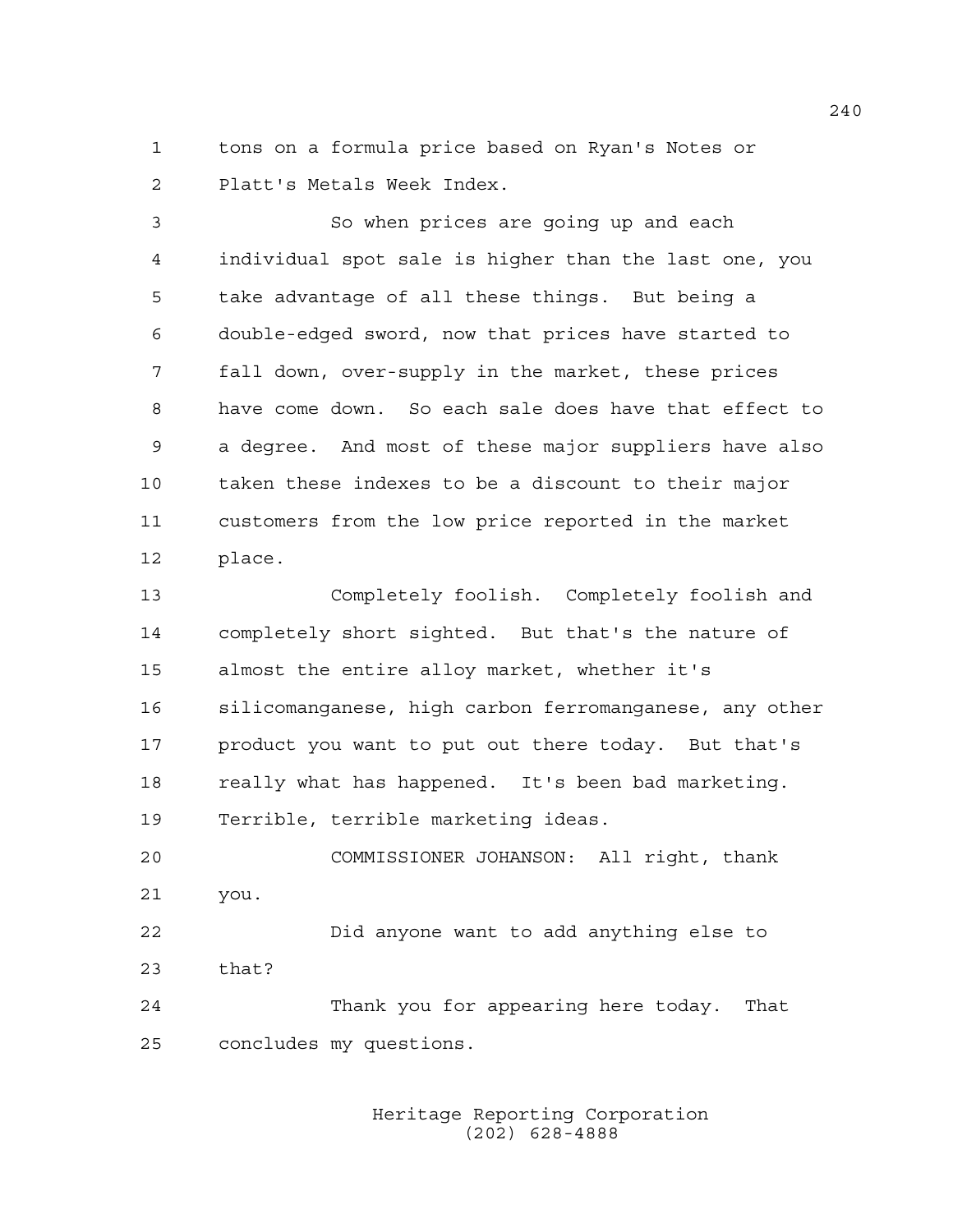tons on a formula price based on Ryan's Notes or Platt's Metals Week Index.

So when prices are going up and each individual spot sale is higher than the last one, you take advantage of all these things. But being a double-edged sword, now that prices have started to fall down, over-supply in the market, these prices have come down. So each sale does have that effect to a degree. And most of these major suppliers have also taken these indexes to be a discount to their major customers from the low price reported in the market place.

Completely foolish. Completely foolish and completely short sighted. But that's the nature of almost the entire alloy market, whether it's silicomanganese, high carbon ferromanganese, any other product you want to put out there today. But that's really what has happened. It's been bad marketing. Terrible, terrible marketing ideas.

COMMISSIONER JOHANSON: All right, thank you.

Did anyone want to add anything else to that?

Thank you for appearing here today. That concludes my questions.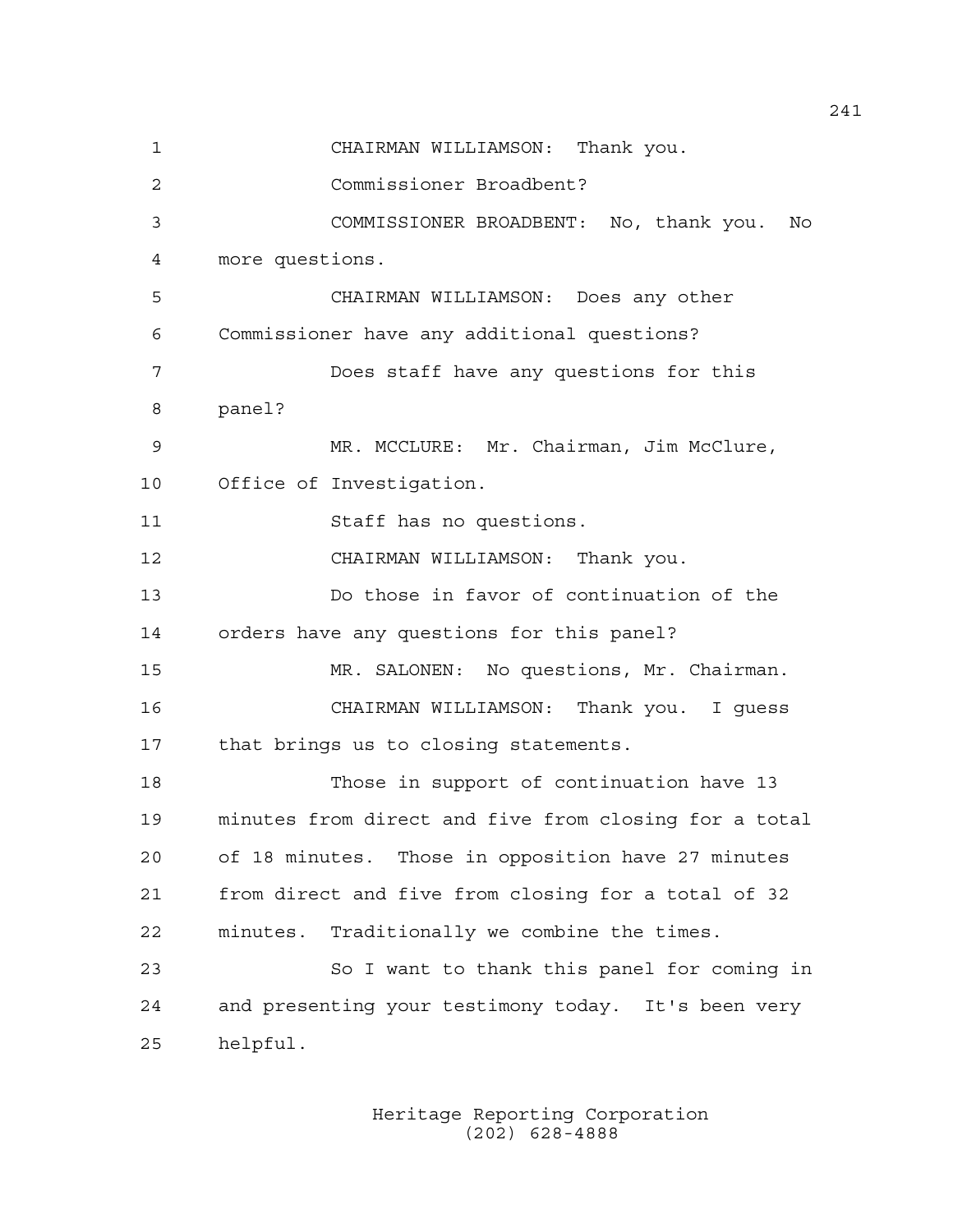CHAIRMAN WILLIAMSON: Thank you.

Commissioner Broadbent?

COMMISSIONER BROADBENT: No, thank you. No more questions.

CHAIRMAN WILLIAMSON: Does any other Commissioner have any additional questions?

Does staff have any questions for this panel?

MR. MCCLURE: Mr. Chairman, Jim McClure, Office of Investigation.

Staff has no questions.

CHAIRMAN WILLIAMSON: Thank you.

Do those in favor of continuation of the orders have any questions for this panel?

MR. SALONEN: No questions, Mr. Chairman.

CHAIRMAN WILLIAMSON: Thank you. I guess that brings us to closing statements.

Those in support of continuation have 13 minutes from direct and five from closing for a total of 18 minutes. Those in opposition have 27 minutes from direct and five from closing for a total of 32 minutes. Traditionally we combine the times.

So I want to thank this panel for coming in and presenting your testimony today. It's been very helpful.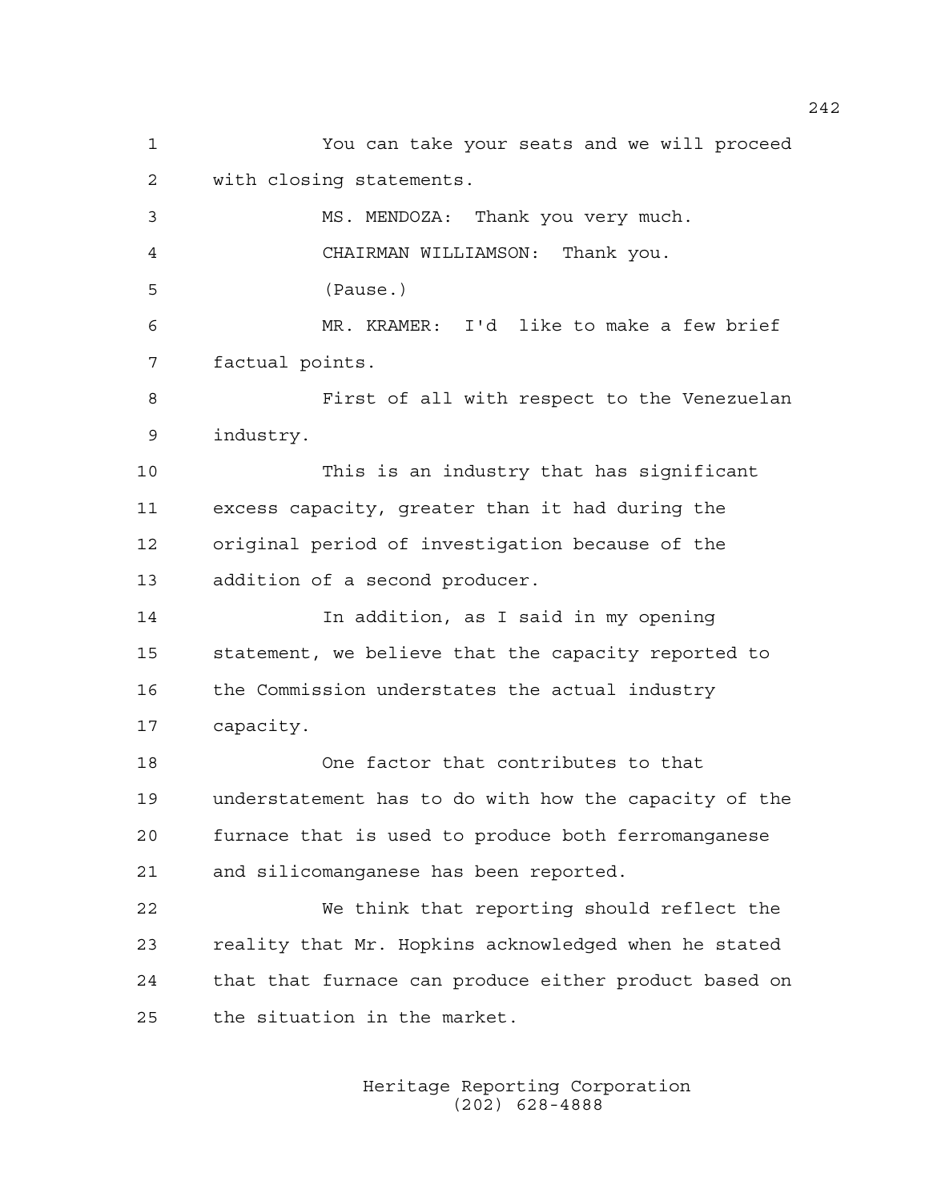You can take your seats and we will proceed with closing statements.

MS. MENDOZA: Thank you very much.

CHAIRMAN WILLIAMSON: Thank you.

(Pause.)

MR. KRAMER: I'd like to make a few brief factual points.

First of all with respect to the Venezuelan industry.

This is an industry that has significant excess capacity, greater than it had during the original period of investigation because of the addition of a second producer.

In addition, as I said in my opening statement, we believe that the capacity reported to the Commission understates the actual industry capacity.

One factor that contributes to that understatement has to do with how the capacity of the furnace that is used to produce both ferromanganese and silicomanganese has been reported.

We think that reporting should reflect the reality that Mr. Hopkins acknowledged when he stated that that furnace can produce either product based on the situation in the market.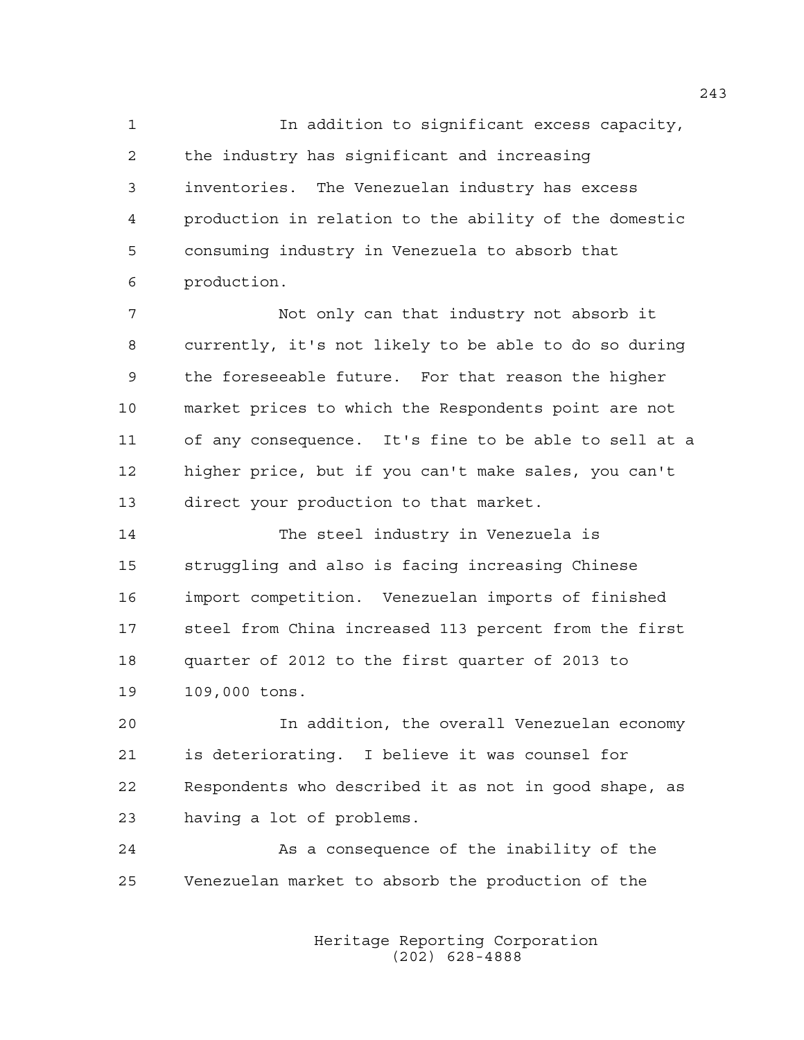In addition to significant excess capacity, the industry has significant and increasing inventories. The Venezuelan industry has excess production in relation to the ability of the domestic consuming industry in Venezuela to absorb that production.

Not only can that industry not absorb it currently, it's not likely to be able to do so during the foreseeable future. For that reason the higher market prices to which the Respondents point are not of any consequence. It's fine to be able to sell at a higher price, but if you can't make sales, you can't direct your production to that market.

The steel industry in Venezuela is struggling and also is facing increasing Chinese import competition. Venezuelan imports of finished steel from China increased 113 percent from the first quarter of 2012 to the first quarter of 2013 to 109,000 tons.

In addition, the overall Venezuelan economy is deteriorating. I believe it was counsel for Respondents who described it as not in good shape, as having a lot of problems.

As a consequence of the inability of the Venezuelan market to absorb the production of the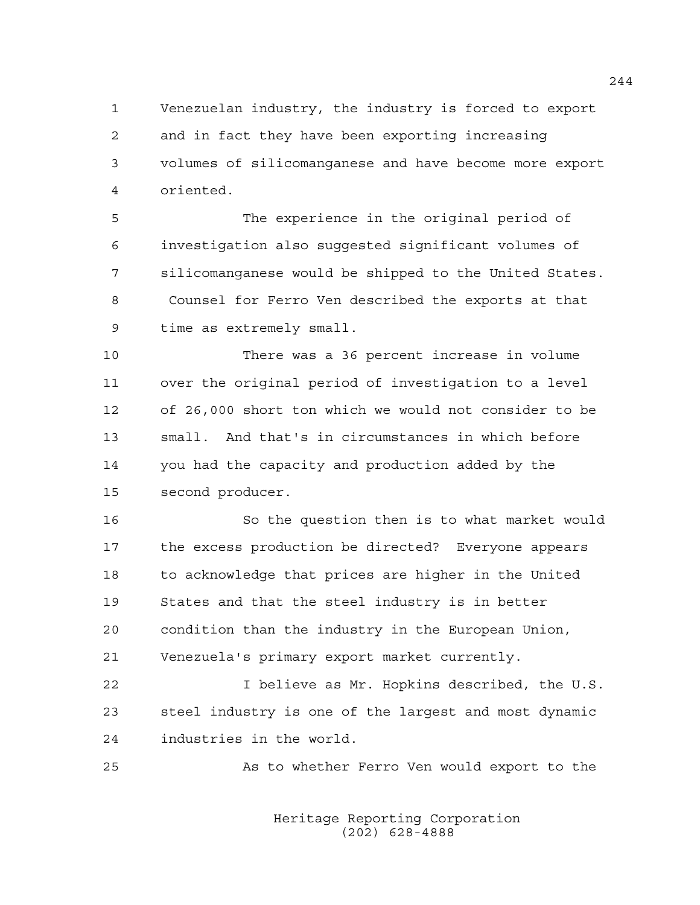Venezuelan industry, the industry is forced to export and in fact they have been exporting increasing volumes of silicomanganese and have become more export oriented.

The experience in the original period of investigation also suggested significant volumes of silicomanganese would be shipped to the United States. Counsel for Ferro Ven described the exports at that time as extremely small.

There was a 36 percent increase in volume over the original period of investigation to a level of 26,000 short ton which we would not consider to be small. And that's in circumstances in which before you had the capacity and production added by the second producer.

So the question then is to what market would the excess production be directed? Everyone appears to acknowledge that prices are higher in the United States and that the steel industry is in better condition than the industry in the European Union, Venezuela's primary export market currently.

I believe as Mr. Hopkins described, the U.S. steel industry is one of the largest and most dynamic industries in the world.

As to whether Ferro Ven would export to the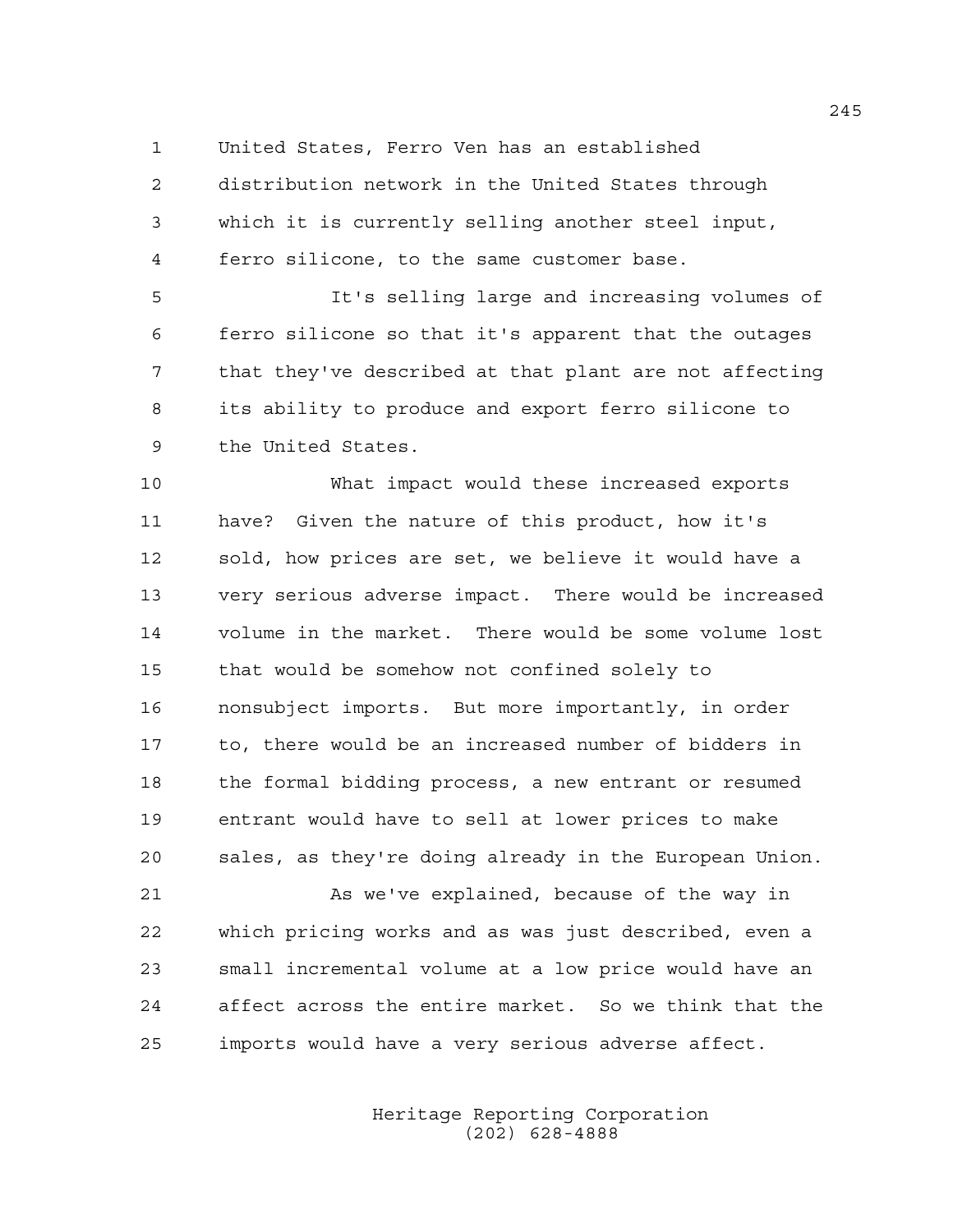United States, Ferro Ven has an established distribution network in the United States through which it is currently selling another steel input, ferro silicone, to the same customer base.

It's selling large and increasing volumes of ferro silicone so that it's apparent that the outages that they've described at that plant are not affecting its ability to produce and export ferro silicone to the United States.

What impact would these increased exports have? Given the nature of this product, how it's sold, how prices are set, we believe it would have a very serious adverse impact. There would be increased volume in the market. There would be some volume lost that would be somehow not confined solely to nonsubject imports. But more importantly, in order to, there would be an increased number of bidders in the formal bidding process, a new entrant or resumed entrant would have to sell at lower prices to make sales, as they're doing already in the European Union.

As we've explained, because of the way in which pricing works and as was just described, even a small incremental volume at a low price would have an affect across the entire market. So we think that the imports would have a very serious adverse affect.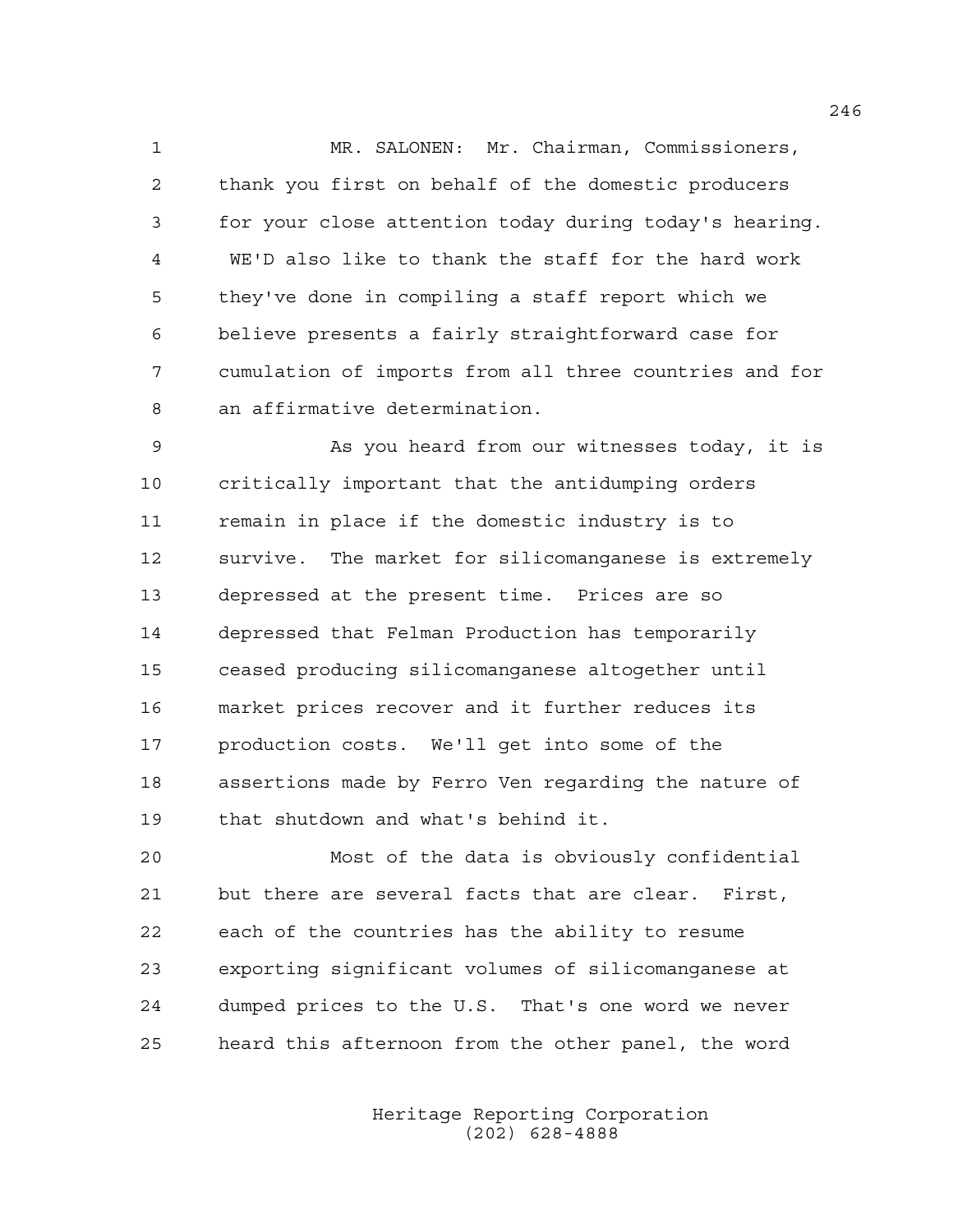MR. SALONEN: Mr. Chairman, Commissioners, thank you first on behalf of the domestic producers for your close attention today during today's hearing. WE'D also like to thank the staff for the hard work they've done in compiling a staff report which we believe presents a fairly straightforward case for cumulation of imports from all three countries and for an affirmative determination.

As you heard from our witnesses today, it is critically important that the antidumping orders remain in place if the domestic industry is to survive. The market for silicomanganese is extremely depressed at the present time. Prices are so depressed that Felman Production has temporarily ceased producing silicomanganese altogether until market prices recover and it further reduces its production costs. We'll get into some of the assertions made by Ferro Ven regarding the nature of that shutdown and what's behind it.

Most of the data is obviously confidential but there are several facts that are clear. First, each of the countries has the ability to resume exporting significant volumes of silicomanganese at dumped prices to the U.S. That's one word we never heard this afternoon from the other panel, the word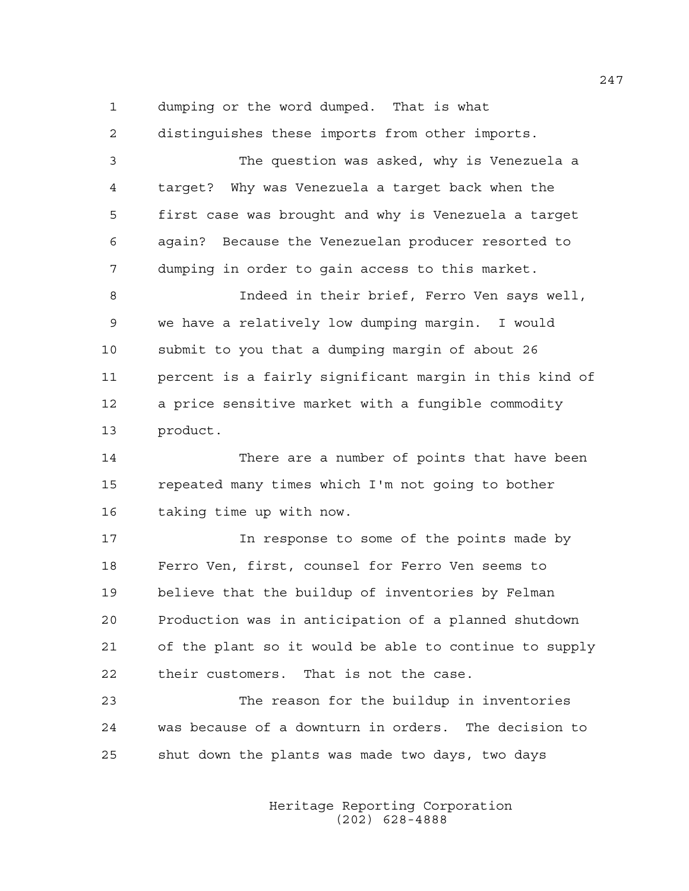dumping or the word dumped. That is what distinguishes these imports from other imports.

The question was asked, why is Venezuela a target? Why was Venezuela a target back when the first case was brought and why is Venezuela a target again? Because the Venezuelan producer resorted to dumping in order to gain access to this market.

Indeed in their brief, Ferro Ven says well, we have a relatively low dumping margin. I would submit to you that a dumping margin of about 26 percent is a fairly significant margin in this kind of a price sensitive market with a fungible commodity product.

There are a number of points that have been repeated many times which I'm not going to bother taking time up with now.

In response to some of the points made by Ferro Ven, first, counsel for Ferro Ven seems to believe that the buildup of inventories by Felman Production was in anticipation of a planned shutdown of the plant so it would be able to continue to supply their customers. That is not the case.

The reason for the buildup in inventories was because of a downturn in orders. The decision to shut down the plants was made two days, two days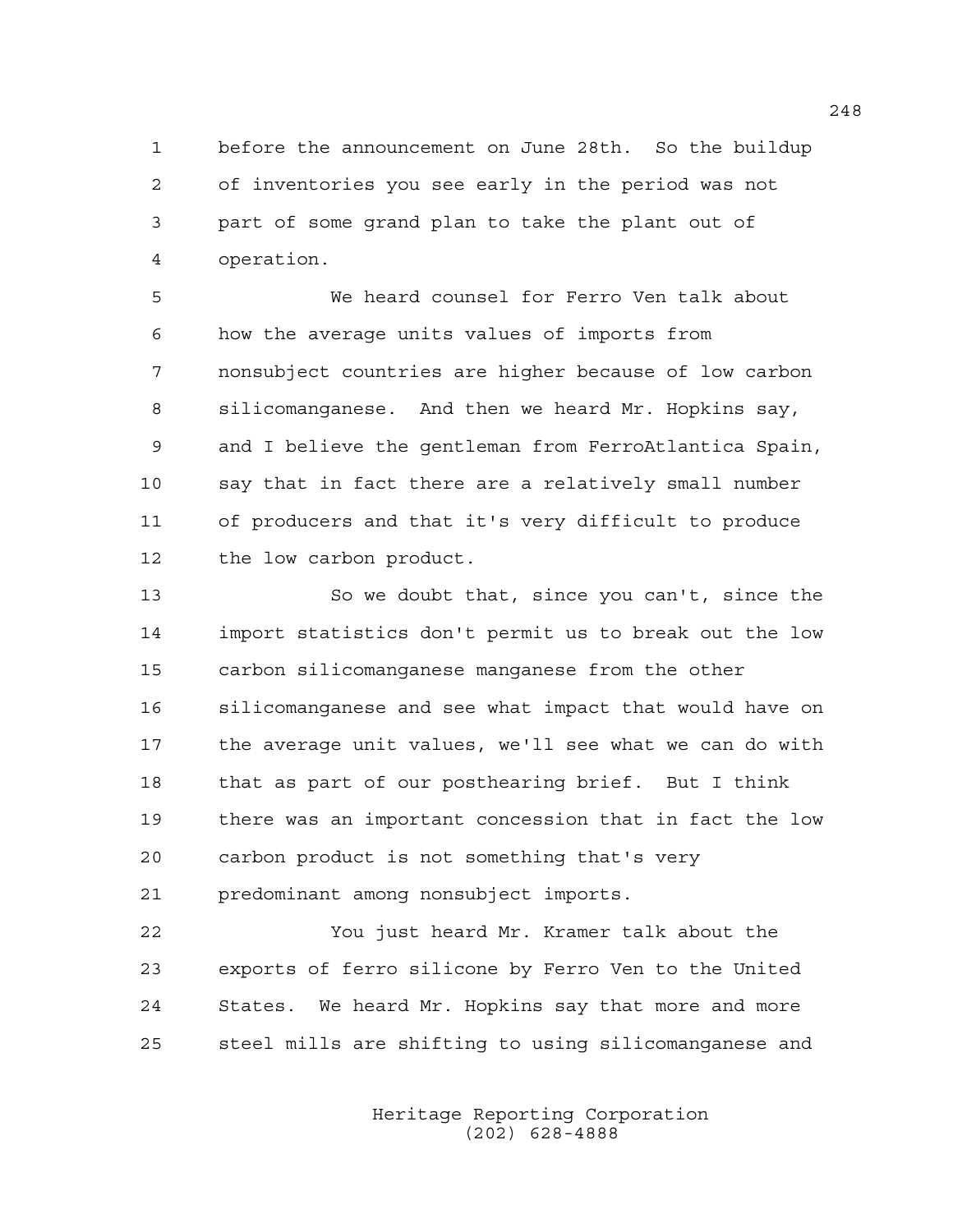before the announcement on June 28th. So the buildup of inventories you see early in the period was not part of some grand plan to take the plant out of operation.

We heard counsel for Ferro Ven talk about how the average units values of imports from nonsubject countries are higher because of low carbon silicomanganese. And then we heard Mr. Hopkins say, and I believe the gentleman from FerroAtlantica Spain, say that in fact there are a relatively small number of producers and that it's very difficult to produce the low carbon product.

So we doubt that, since you can't, since the import statistics don't permit us to break out the low carbon silicomanganese manganese from the other silicomanganese and see what impact that would have on the average unit values, we'll see what we can do with that as part of our posthearing brief. But I think there was an important concession that in fact the low carbon product is not something that's very predominant among nonsubject imports.

You just heard Mr. Kramer talk about the exports of ferro silicone by Ferro Ven to the United States. We heard Mr. Hopkins say that more and more steel mills are shifting to using silicomanganese and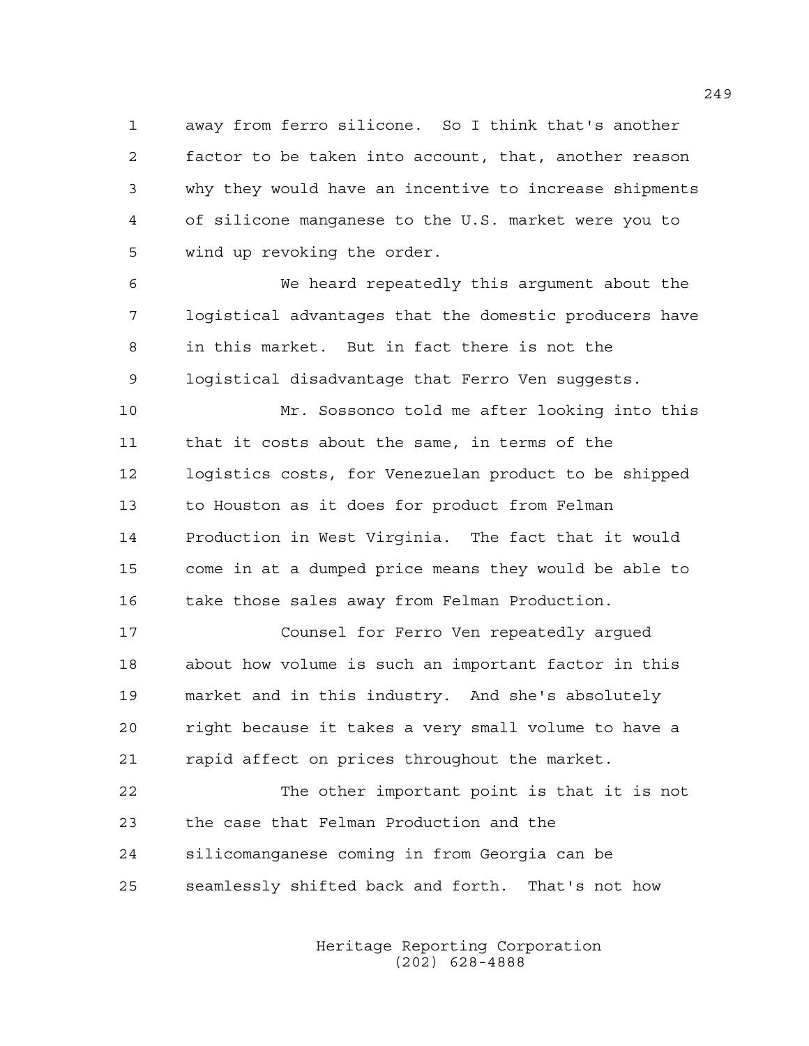away from ferro silicone. So I think that's another factor to be taken into account, that, another reason why they would have an incentive to increase shipments of silicone manganese to the U.S. market were you to wind up revoking the order.

We heard repeatedly this argument about the logistical advantages that the domestic producers have in this market. But in fact there is not the logistical disadvantage that Ferro Ven suggests.

Mr. Sossonco told me after looking into this that it costs about the same, in terms of the logistics costs, for Venezuelan product to be shipped to Houston as it does for product from Felman Production in West Virginia. The fact that it would come in at a dumped price means they would be able to take those sales away from Felman Production.

Counsel for Ferro Ven repeatedly argued about how volume is such an important factor in this market and in this industry. And she's absolutely right because it takes a very small volume to have a rapid affect on prices throughout the market.

The other important point is that it is not the case that Felman Production and the silicomanganese coming in from Georgia can be seamlessly shifted back and forth. That's not how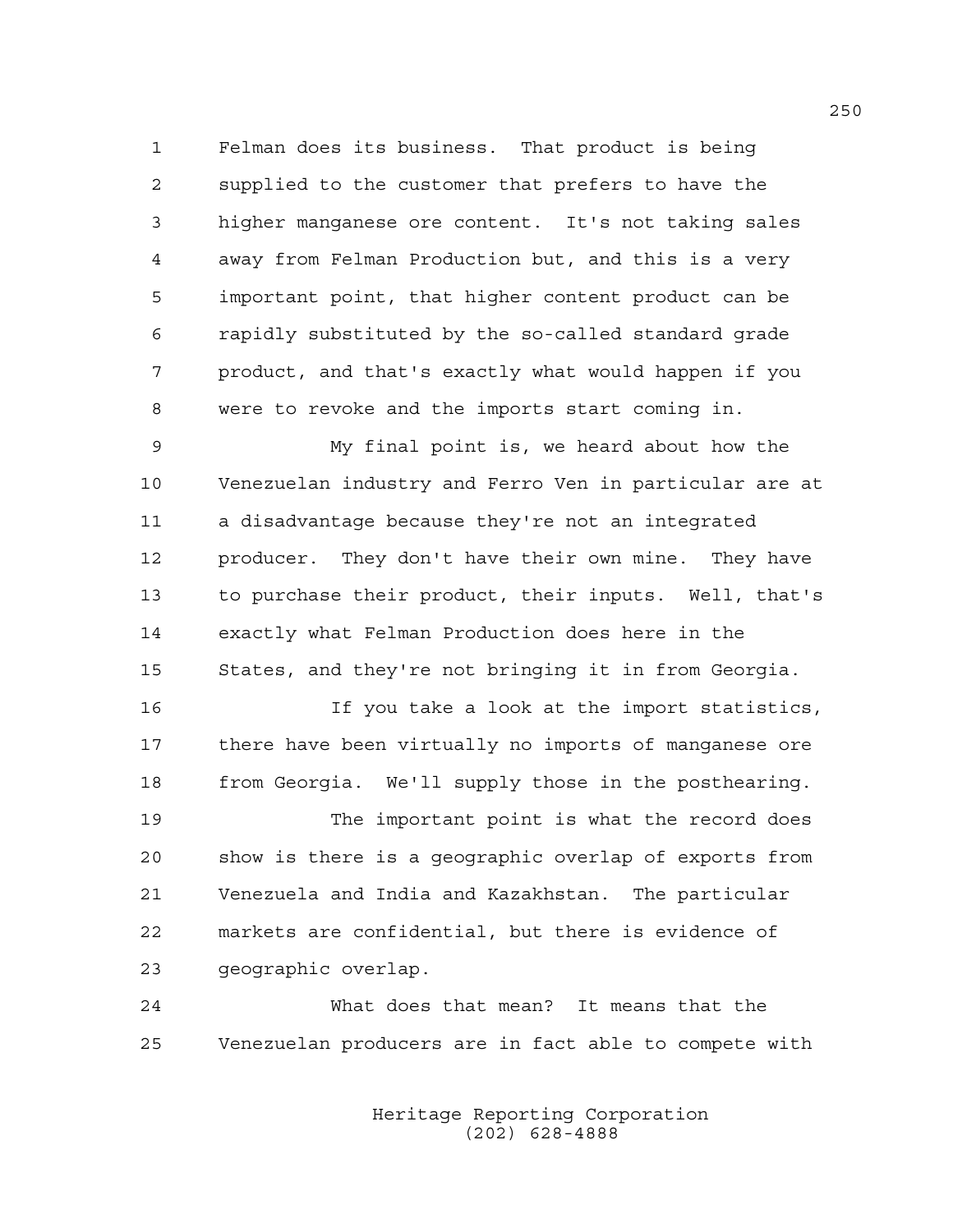Felman does its business. That product is being supplied to the customer that prefers to have the higher manganese ore content. It's not taking sales away from Felman Production but, and this is a very important point, that higher content product can be rapidly substituted by the so-called standard grade product, and that's exactly what would happen if you were to revoke and the imports start coming in.

My final point is, we heard about how the Venezuelan industry and Ferro Ven in particular are at a disadvantage because they're not an integrated producer. They don't have their own mine. They have to purchase their product, their inputs. Well, that's exactly what Felman Production does here in the States, and they're not bringing it in from Georgia.

If you take a look at the import statistics, there have been virtually no imports of manganese ore from Georgia. We'll supply those in the posthearing.

The important point is what the record does show is there is a geographic overlap of exports from Venezuela and India and Kazakhstan. The particular markets are confidential, but there is evidence of geographic overlap.

What does that mean? It means that the Venezuelan producers are in fact able to compete with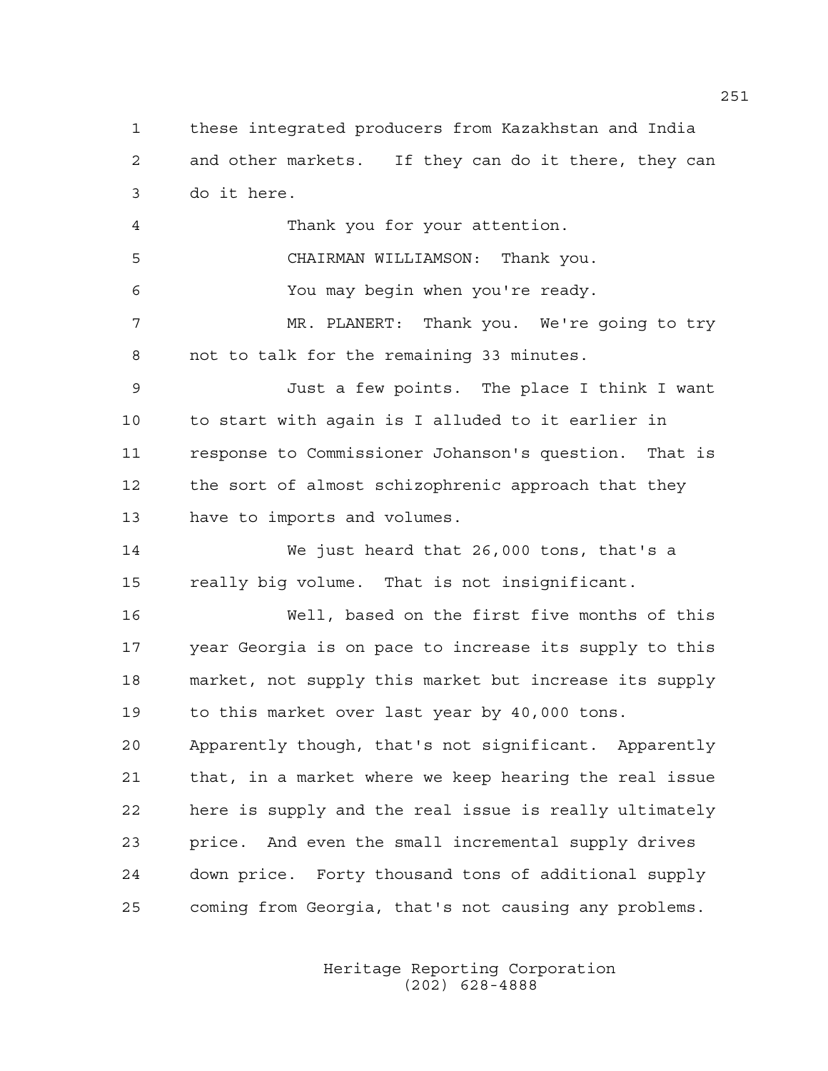these integrated producers from Kazakhstan and India and other markets. If they can do it there, they can do it here.

Thank you for your attention.

CHAIRMAN WILLIAMSON: Thank you.

You may begin when you're ready.

MR. PLANERT: Thank you. We're going to try not to talk for the remaining 33 minutes.

Just a few points. The place I think I want to start with again is I alluded to it earlier in response to Commissioner Johanson's question. That is the sort of almost schizophrenic approach that they have to imports and volumes.

We just heard that 26,000 tons, that's a really big volume. That is not insignificant.

Well, based on the first five months of this year Georgia is on pace to increase its supply to this market, not supply this market but increase its supply to this market over last year by 40,000 tons. Apparently though, that's not significant. Apparently that, in a market where we keep hearing the real issue here is supply and the real issue is really ultimately price. And even the small incremental supply drives down price. Forty thousand tons of additional supply coming from Georgia, that's not causing any problems.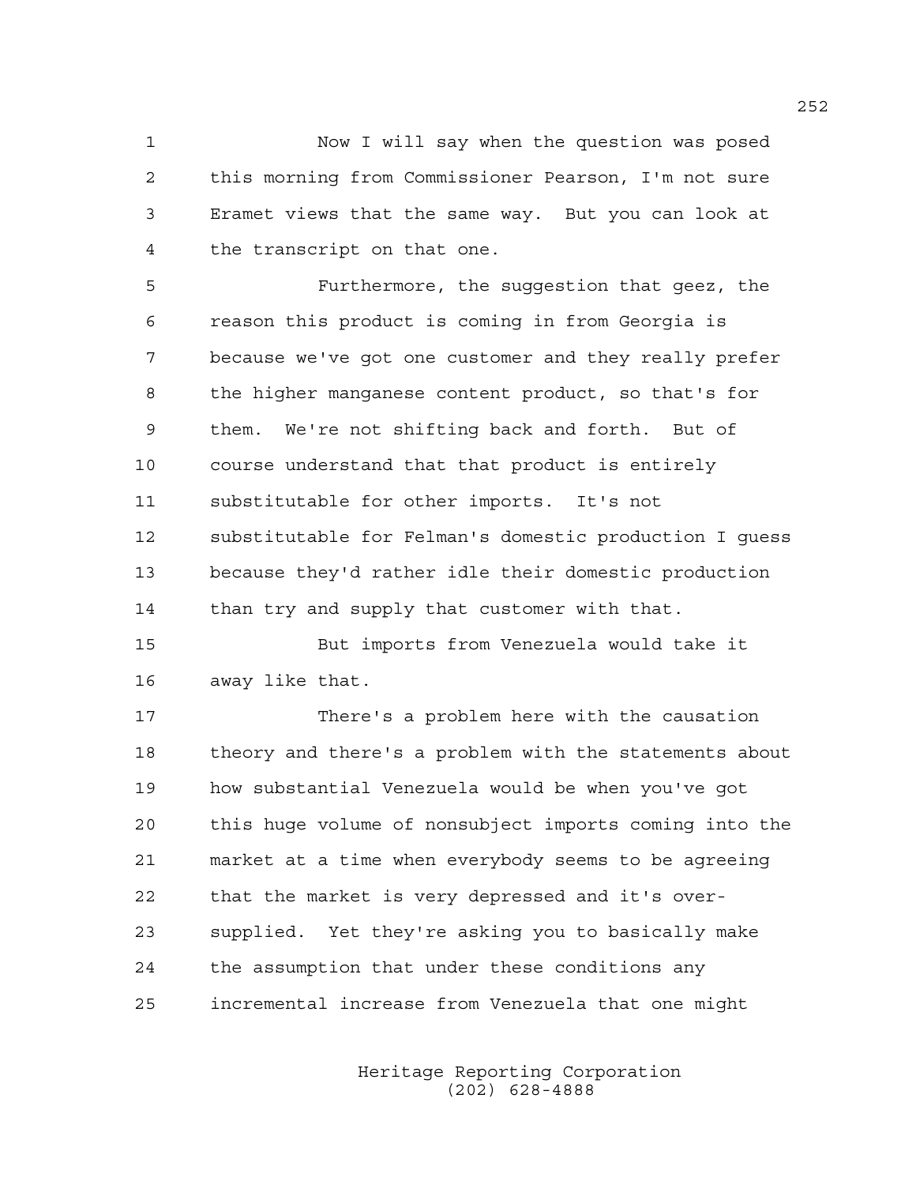Now I will say when the question was posed this morning from Commissioner Pearson, I'm not sure Eramet views that the same way. But you can look at the transcript on that one.

Furthermore, the suggestion that geez, the reason this product is coming in from Georgia is because we've got one customer and they really prefer the higher manganese content product, so that's for them. We're not shifting back and forth. But of course understand that that product is entirely substitutable for other imports. It's not substitutable for Felman's domestic production I guess because they'd rather idle their domestic production than try and supply that customer with that.

But imports from Venezuela would take it away like that.

There's a problem here with the causation theory and there's a problem with the statements about how substantial Venezuela would be when you've got this huge volume of nonsubject imports coming into the market at a time when everybody seems to be agreeing that the market is very depressed and it's over-supplied. Yet they're asking you to basically make the assumption that under these conditions any incremental increase from Venezuela that one might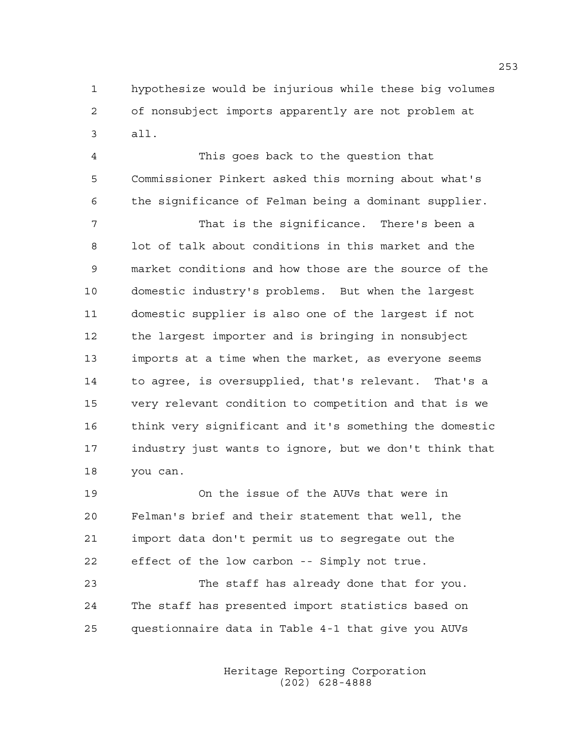hypothesize would be injurious while these big volumes of nonsubject imports apparently are not problem at all.

This goes back to the question that Commissioner Pinkert asked this morning about what's the significance of Felman being a dominant supplier.

That is the significance. There's been a lot of talk about conditions in this market and the market conditions and how those are the source of the domestic industry's problems. But when the largest domestic supplier is also one of the largest if not the largest importer and is bringing in nonsubject imports at a time when the market, as everyone seems to agree, is oversupplied, that's relevant. That's a very relevant condition to competition and that is we think very significant and it's something the domestic industry just wants to ignore, but we don't think that you can.

On the issue of the AUVs that were in Felman's brief and their statement that well, the import data don't permit us to segregate out the effect of the low carbon -- Simply not true.

The staff has already done that for you. The staff has presented import statistics based on questionnaire data in Table 4-1 that give you AUVs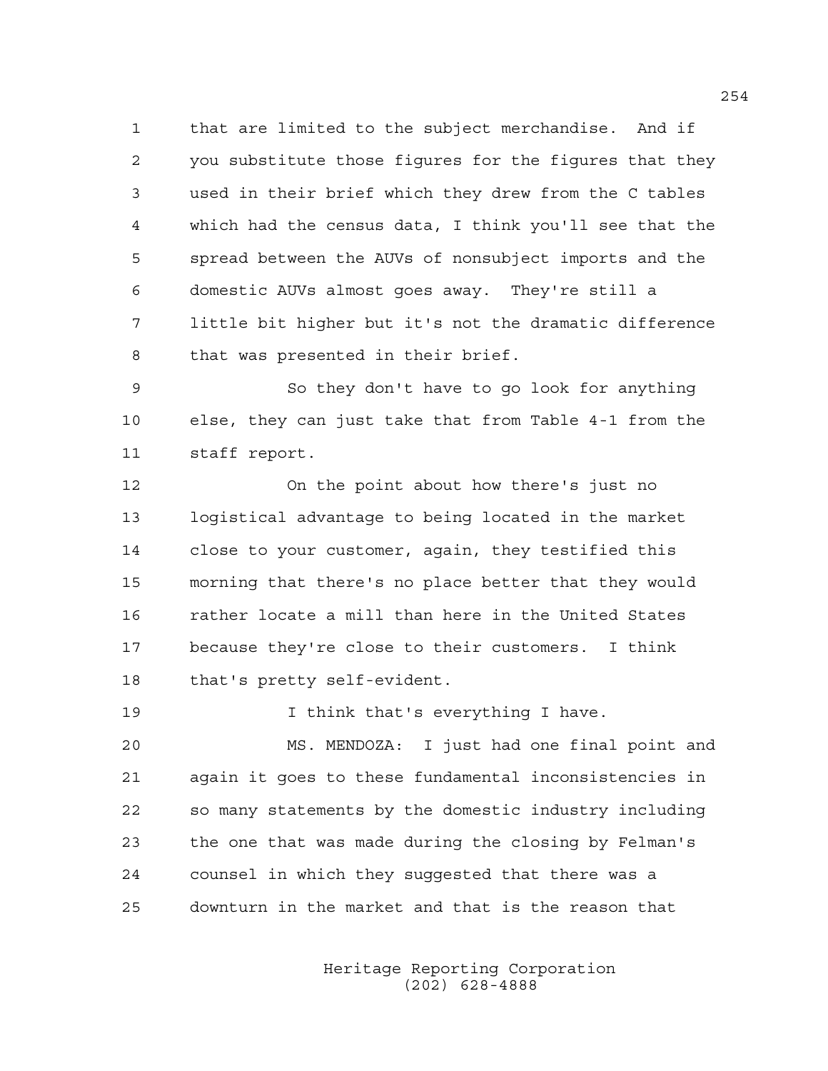that are limited to the subject merchandise. And if you substitute those figures for the figures that they used in their brief which they drew from the C tables which had the census data, I think you'll see that the spread between the AUVs of nonsubject imports and the domestic AUVs almost goes away. They're still a little bit higher but it's not the dramatic difference that was presented in their brief.

So they don't have to go look for anything else, they can just take that from Table 4-1 from the staff report.

On the point about how there's just no logistical advantage to being located in the market close to your customer, again, they testified this morning that there's no place better that they would rather locate a mill than here in the United States because they're close to their customers. I think that's pretty self-evident.

I think that's everything I have.

MS. MENDOZA: I just had one final point and again it goes to these fundamental inconsistencies in so many statements by the domestic industry including the one that was made during the closing by Felman's counsel in which they suggested that there was a downturn in the market and that is the reason that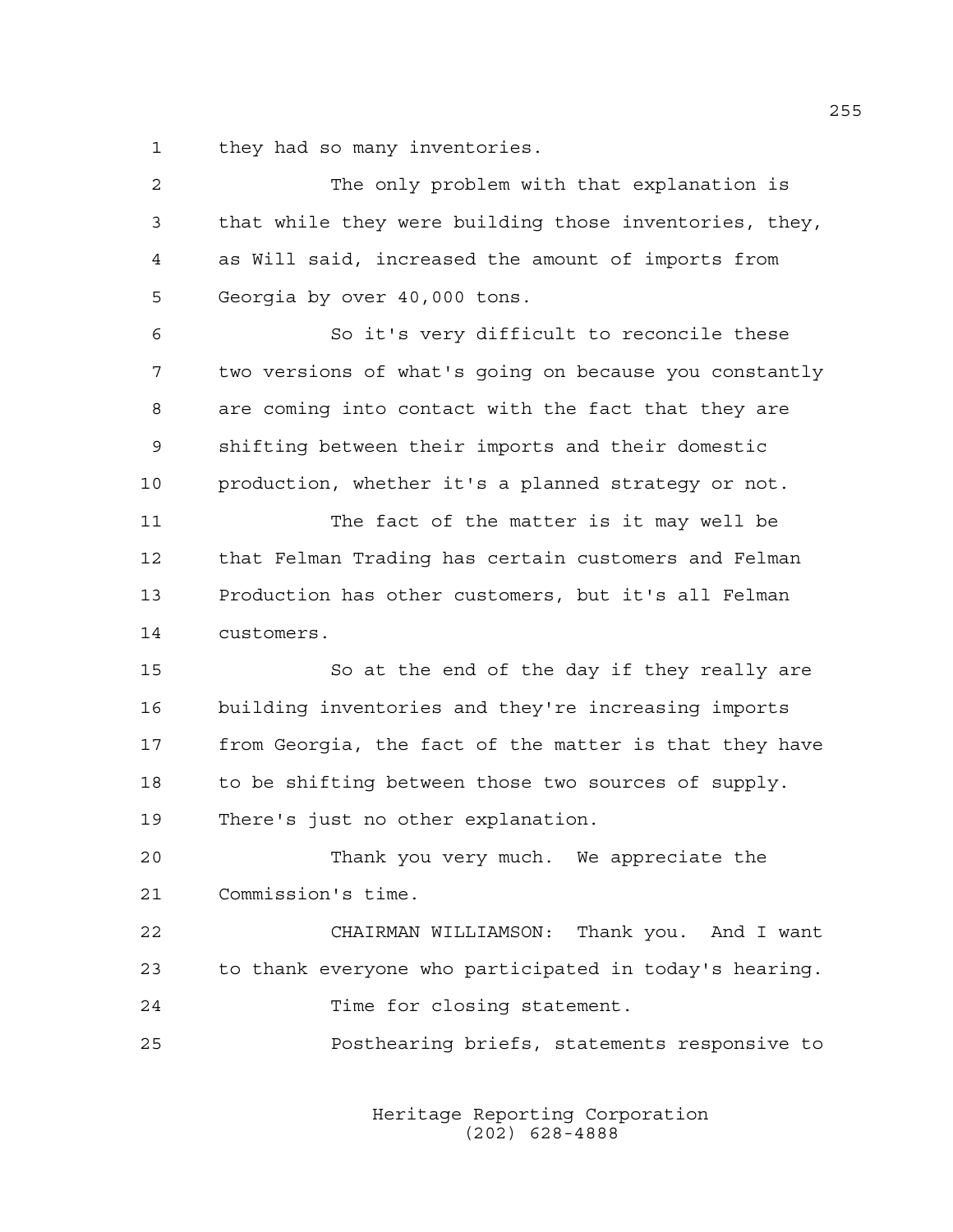they had so many inventories.

The only problem with that explanation is that while they were building those inventories, they, as Will said, increased the amount of imports from Georgia by over 40,000 tons.

So it's very difficult to reconcile these two versions of what's going on because you constantly are coming into contact with the fact that they are shifting between their imports and their domestic production, whether it's a planned strategy or not.

The fact of the matter is it may well be that Felman Trading has certain customers and Felman Production has other customers, but it's all Felman customers.

So at the end of the day if they really are building inventories and they're increasing imports from Georgia, the fact of the matter is that they have to be shifting between those two sources of supply. There's just no other explanation.

Thank you very much. We appreciate the Commission's time.

CHAIRMAN WILLIAMSON: Thank you. And I want to thank everyone who participated in today's hearing.

Time for closing statement.

Posthearing briefs, statements responsive to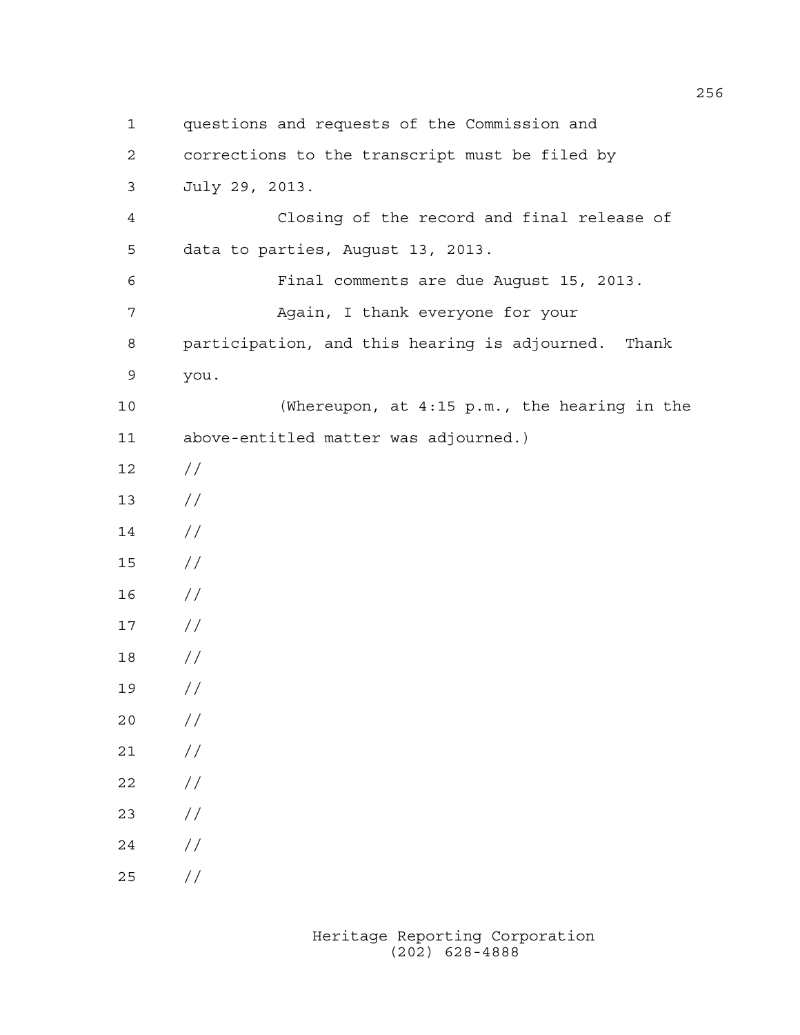questions and requests of the Commission and corrections to the transcript must be filed by July 29, 2013.

Closing of the record and final release of data to parties, August 13, 2013.

Final comments are due August 15, 2013.

Again, I thank everyone for your participation, and this hearing is adjourned. Thank you.

(Whereupon, at 4:15 p.m., the hearing in the above-entitled matter was adjourned.)

//

//

//

//

//

//

//

//

//

//

//

//

//

//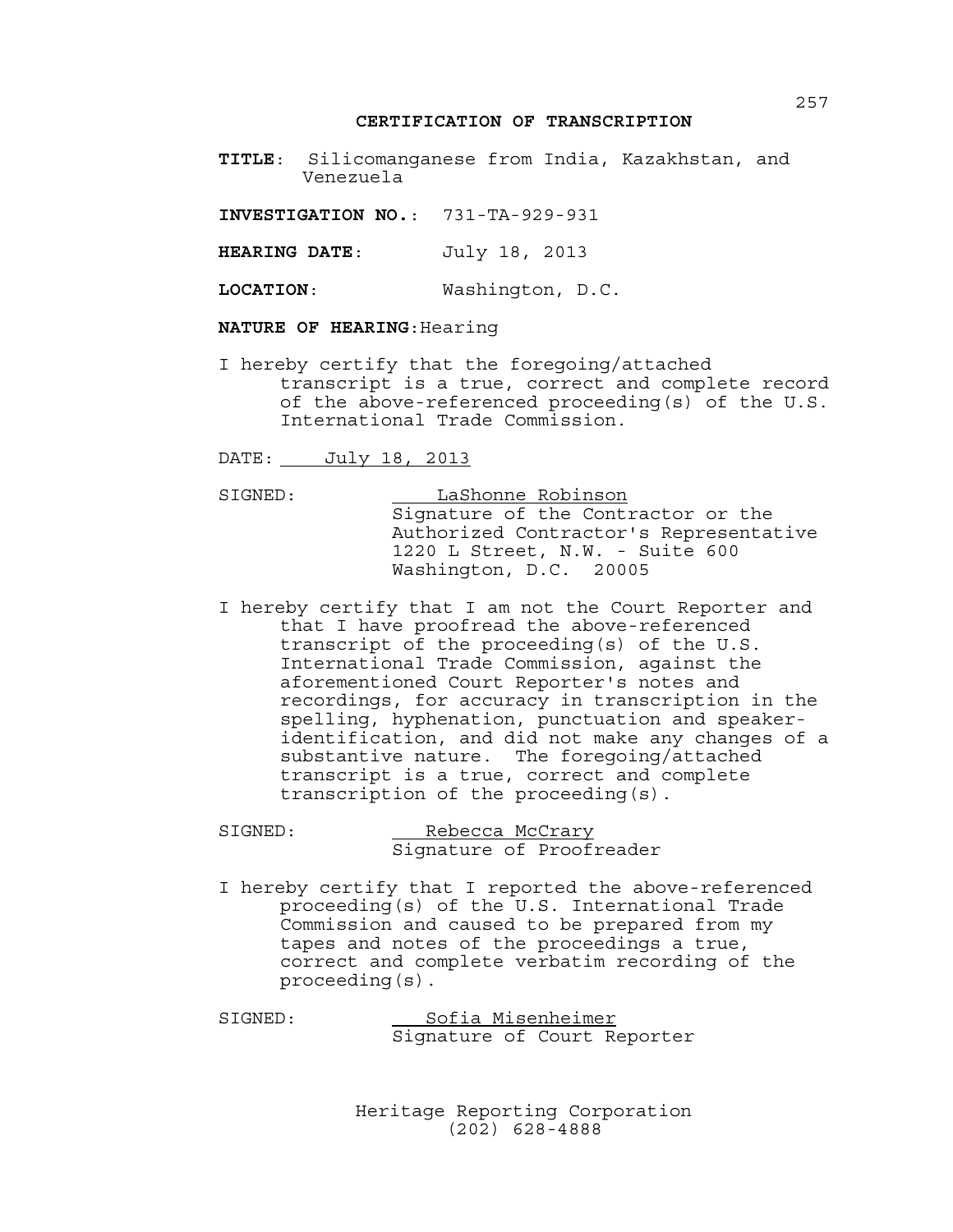## CERTIFICATION OF TRANSCRIPTION

**TITLE**: Silicomanganese from India, Kazakhstan, and Venezuela

**INVESTIGATION NO.**: 731-TA-929-931

**HEARING DATE**: July 18, 2013

**LOCATION**: Washington, D.C.

**NATURE OF HEARING**: Hearing

I hereby certify that the foregoing/attached transcript is a true, correct and complete record of the above-referenced proceeding(s) of the U.S. International Trade Commission.

DATE: July 18, 2013

SIGNED: LaShonne Robinson
Signature of the Contractor or the Authorized Contractor's Representative
1220 L Street, N.W. - Suite 600
Washington, D.C. 20005

I hereby certify that I am not the Court Reporter and that I have proofread the above-referenced transcript of the proceeding(s) of the U.S. International Trade Commission, against the aforementioned Court Reporter's notes and recordings, for accuracy in transcription in the spelling, hyphenation, punctuation and speaker-identification, and did not make any changes of a substantive nature. The foregoing/attached transcript is a true, correct and complete transcription of the proceeding(s).

SIGNED: Rebecca McCrary
Signature of Proofreader

I hereby certify that I reported the above-referenced proceeding(s) of the U.S. International Trade Commission and caused to be prepared from my tapes and notes of the proceedings a true, correct and complete verbatim recording of the proceeding(s).

SIGNED: Sofia Misenheimer
Signature of Court Reporter